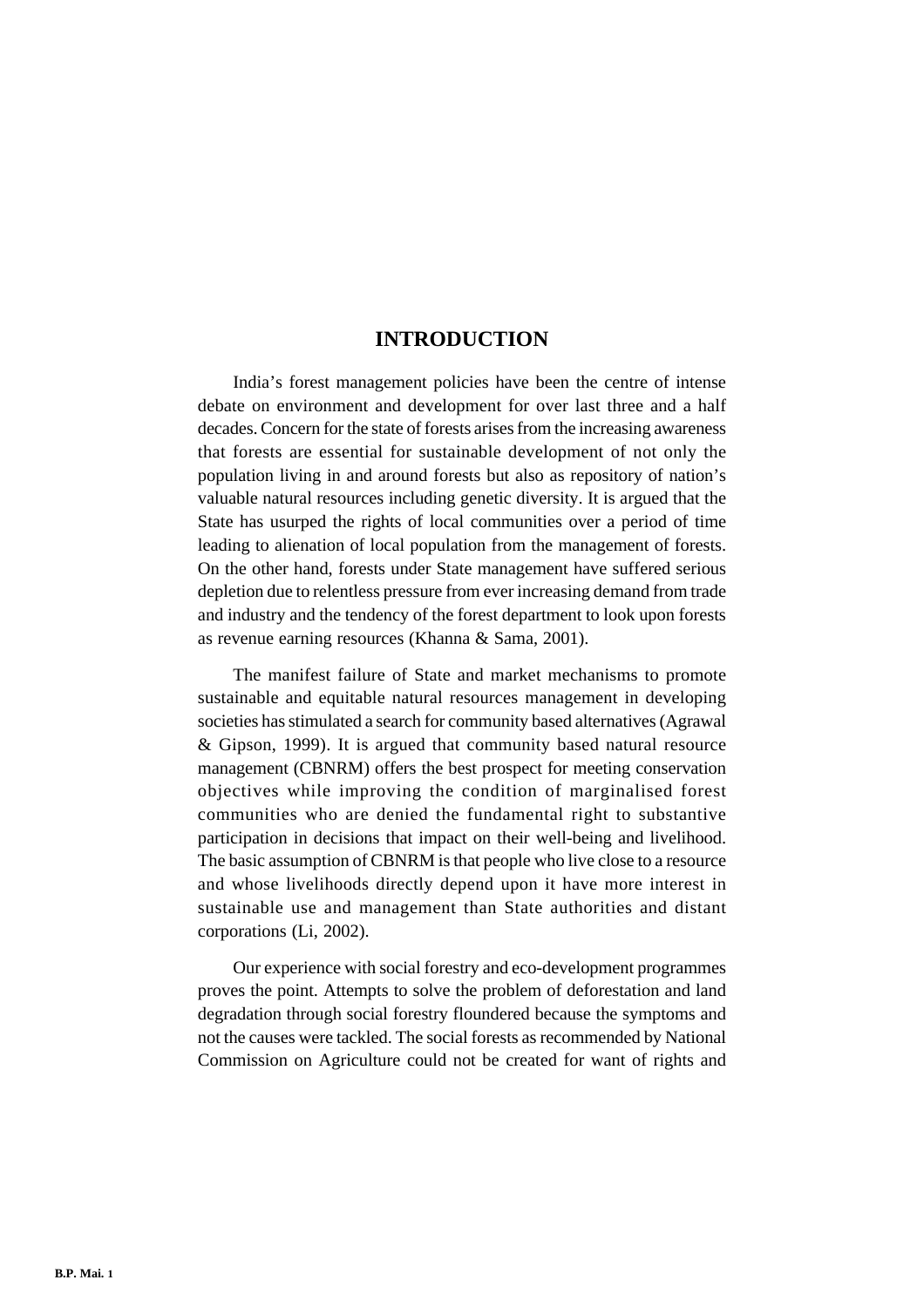# INTRODUCTION

India's forest management policies have been the centre of intense debate on environment and development for over last three and a half decades. Concern for the state of forests arises from the increasing awareness that forests are essential for sustainable development of not only the population living in and around forests but also as repository of nation's valuable natural resources including genetic diversity. It is argued that the State has usurped the rights of local communities over a period of time leading to alienation of local population from the management of forests. On the other hand, forests under State management have suffered serious depletion due to relentless pressure from ever increasing demand from trade and industry and the tendency of the forest department to look upon forests as revenue earning resources (Khanna & Sama, 2001).

The manifest failure of State and market mechanisms to promote sustainable and equitable natural resources management in developing societies has stimulated a search for community based alternatives (Agrawal & Gipson, 1999). It is argued that community based natural resource management (CBNRM) offers the best prospect for meeting conservation objectives while improving the condition of marginalised forest communities who are denied the fundamental right to substantive participation in decisions that impact on their well-being and livelihood. The basic assumption of CBNRM is that people who live close to a resource and whose livelihoods directly depend upon it have more interest in sustainable use and management than State authorities and distant corporations (Li, 2002).

Our experience with social forestry and eco-development programmes proves the point. Attempts to solve the problem of deforestation and land degradation through social forestry floundered because the symptoms and not the causes were tackled. The social forests as recommended by National Commission on Agriculture could not be created for want of rights and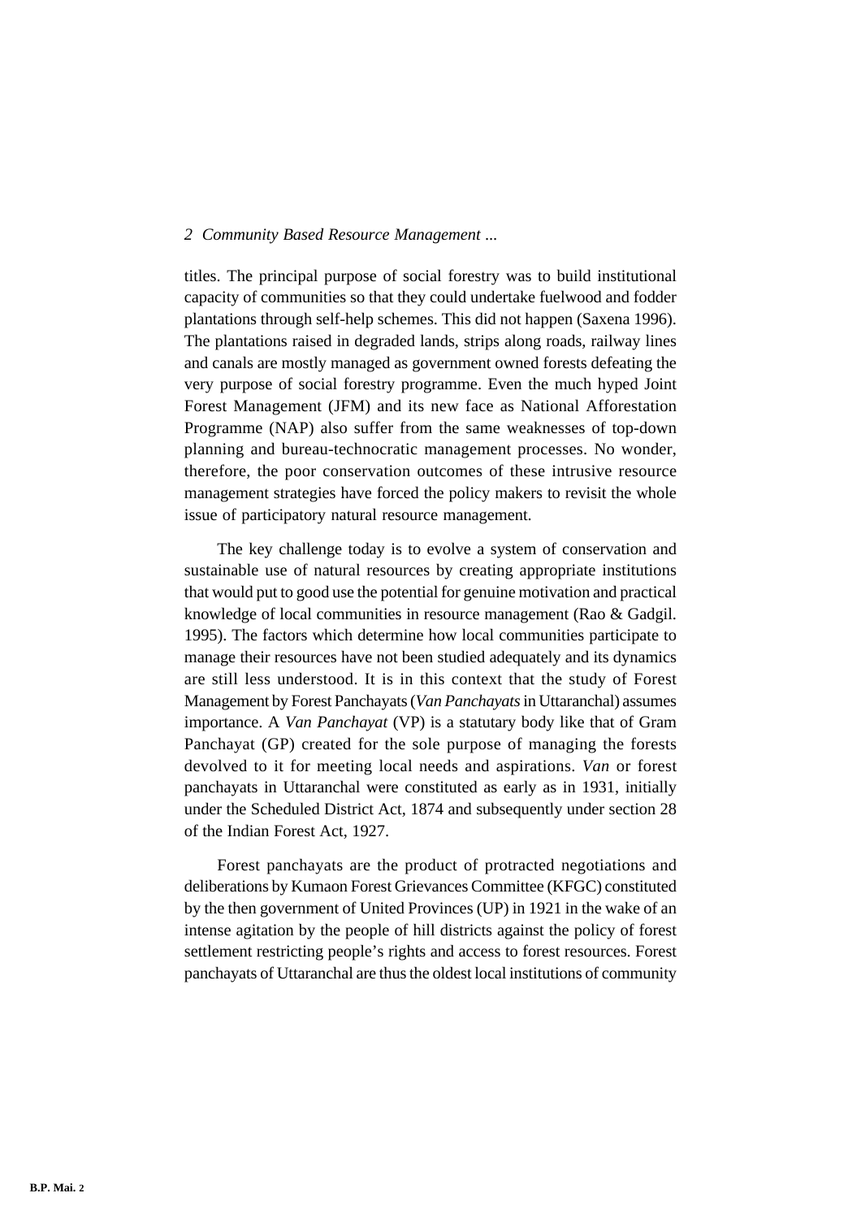titles. The principal purpose of social forestry was to build institutional capacity of communities so that they could undertake fuelwood and fodder plantations through self-help schemes. This did not happen (Saxena 1996). The plantations raised in degraded lands, strips along roads, railway lines and canals are mostly managed as government owned forests defeating the very purpose of social forestry programme. Even the much hyped Joint Forest Management (JFM) and its new face as National Afforestation Programme (NAP) also suffer from the same weaknesses of top-down planning and bureau-technocratic management processes. No wonder, therefore, the poor conservation outcomes of these intrusive resource management strategies have forced the policy makers to revisit the whole issue of participatory natural resource management.

The key challenge today is to evolve a system of conservation and sustainable use of natural resources by creating appropriate institutions that would put to good use the potential for genuine motivation and practical knowledge of local communities in resource management (Rao & Gadgil. 1995). The factors which determine how local communities participate to manage their resources have not been studied adequately and its dynamics are still less understood. It is in this context that the study of Forest Management by Forest Panchayats (*Van Panchayats* in Uttaranchal) assumes importance. A *Van Panchayat* (VP) is a statutary body like that of Gram Panchayat (GP) created for the sole purpose of managing the forests devolved to it for meeting local needs and aspirations. *Van* or forest panchayats in Uttaranchal were constituted as early as in 1931, initially under the Scheduled District Act, 1874 and subsequently under section 28 of the Indian Forest Act, 1927.

Forest panchayats are the product of protracted negotiations and deliberations by Kumaon Forest Grievances Committee (KFGC) constituted by the then government of United Provinces (UP) in 1921 in the wake of an intense agitation by the people of hill districts against the policy of forest settlement restricting people's rights and access to forest resources. Forest panchayats of Uttaranchal are thus the oldest local institutions of community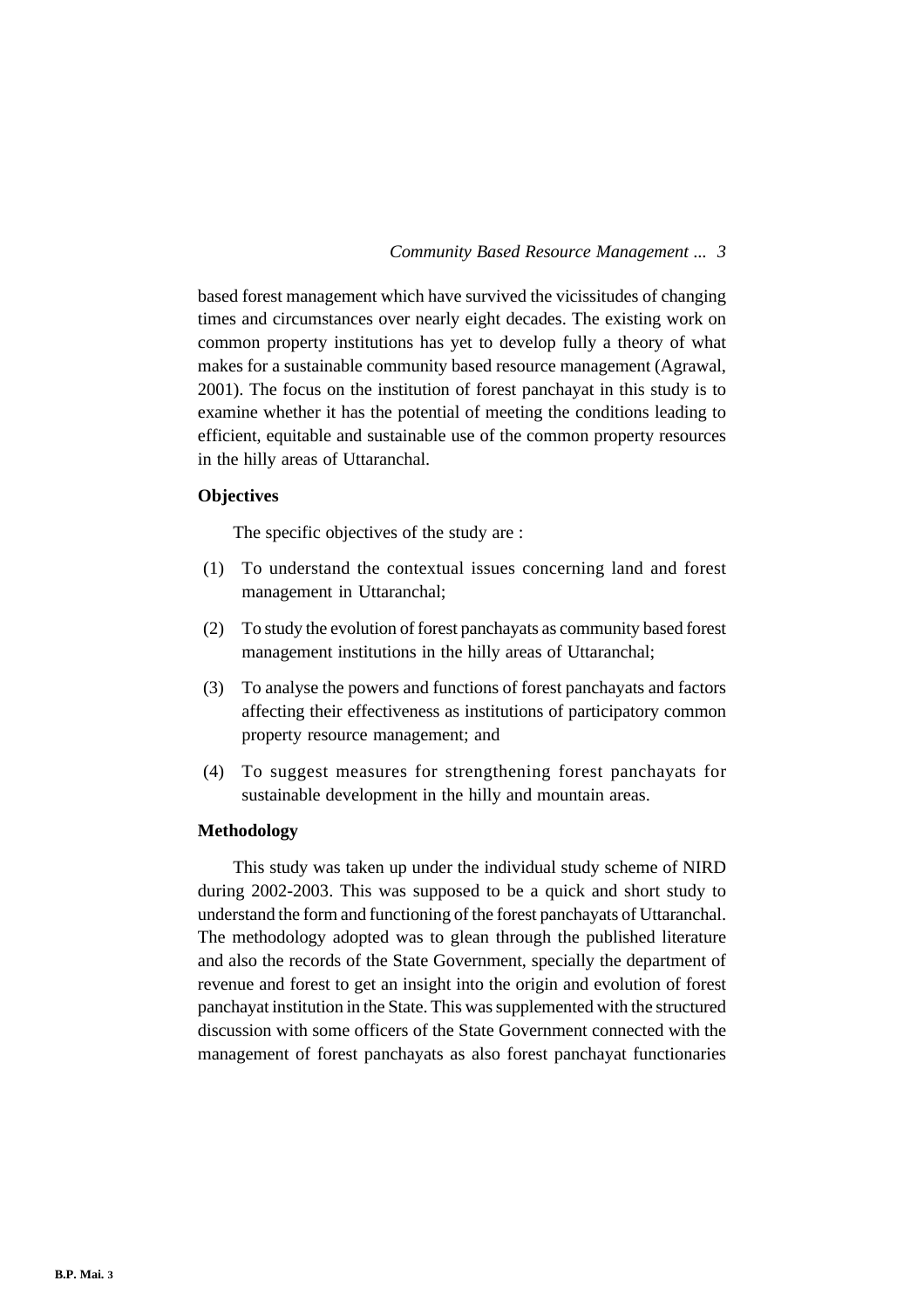based forest management which have survived the vicissitudes of changing times and circumstances over nearly eight decades. The existing work on common property institutions has yet to develop fully a theory of what makes for a sustainable community based resource management (Agrawal, 2001). The focus on the institution of forest panchayat in this study is to examine whether it has the potential of meeting the conditions leading to efficient, equitable and sustainable use of the common property resources in the hilly areas of Uttaranchal.

### Objectives

The specific objectives of the study are :

(1) To understand the contextual issues concerning land and forest management in Uttaranchal;

(2) To study the evolution of forest panchayats as community based forest management institutions in the hilly areas of Uttaranchal;

(3) To analyse the powers and functions of forest panchayats and factors affecting their effectiveness as institutions of participatory common property resource management; and

(4) To suggest measures for strengthening forest panchayats for sustainable development in the hilly and mountain areas.

### Methodology

This study was taken up under the individual study scheme of NIRD during 2002-2003. This was supposed to be a quick and short study to understand the form and functioning of the forest panchayats of Uttaranchal. The methodology adopted was to glean through the published literature and also the records of the State Government, specially the department of revenue and forest to get an insight into the origin and evolution of forest panchayat institution in the State. This was supplemented with the structured discussion with some officers of the State Government connected with the management of forest panchayats as also forest panchayat functionaries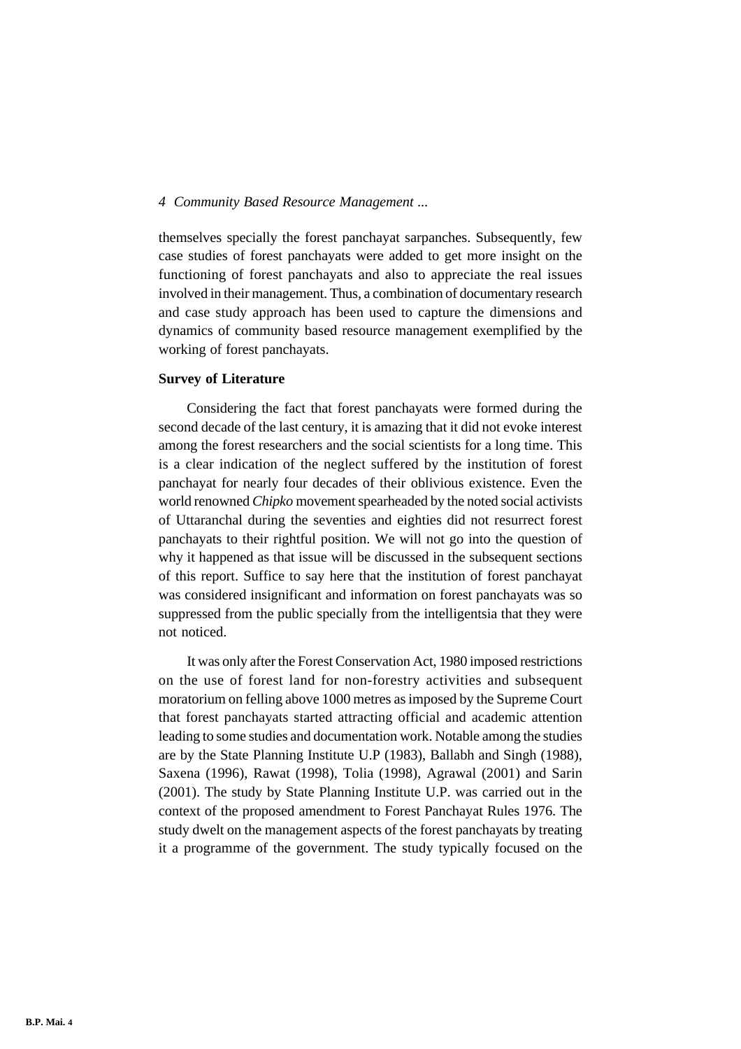themselves specially the forest panchayat sarpanches. Subsequently, few case studies of forest panchayats were added to get more insight on the functioning of forest panchayats and also to appreciate the real issues involved in their management. Thus, a combination of documentary research and case study approach has been used to capture the dimensions and dynamics of community based resource management exemplified by the working of forest panchayats.

**Survey of Literature**

Considering the fact that forest panchayats were formed during the second decade of the last century, it is amazing that it did not evoke interest among the forest researchers and the social scientists for a long time. This is a clear indication of the neglect suffered by the institution of forest panchayat for nearly four decades of their oblivious existence. Even the world renowned *Chipko* movement spearheaded by the noted social activists of Uttaranchal during the seventies and eighties did not resurrect forest panchayats to their rightful position. We will not go into the question of why it happened as that issue will be discussed in the subsequent sections of this report. Suffice to say here that the institution of forest panchayat was considered insignificant and information on forest panchayats was so suppressed from the public specially from the intelligentsia that they were not noticed.

It was only after the Forest Conservation Act, 1980 imposed restrictions on the use of forest land for non-forestry activities and subsequent moratorium on felling above 1000 metres as imposed by the Supreme Court that forest panchayats started attracting official and academic attention leading to some studies and documentation work. Notable among the studies are by the State Planning Institute U.P (1983), Ballabh and Singh (1988), Saxena (1996), Rawat (1998), Tolia (1998), Agrawal (2001) and Sarin (2001). The study by State Planning Institute U.P. was carried out in the context of the proposed amendment to Forest Panchayat Rules 1976. The study dwelt on the management aspects of the forest panchayats by treating it a programme of the government. The study typically focused on the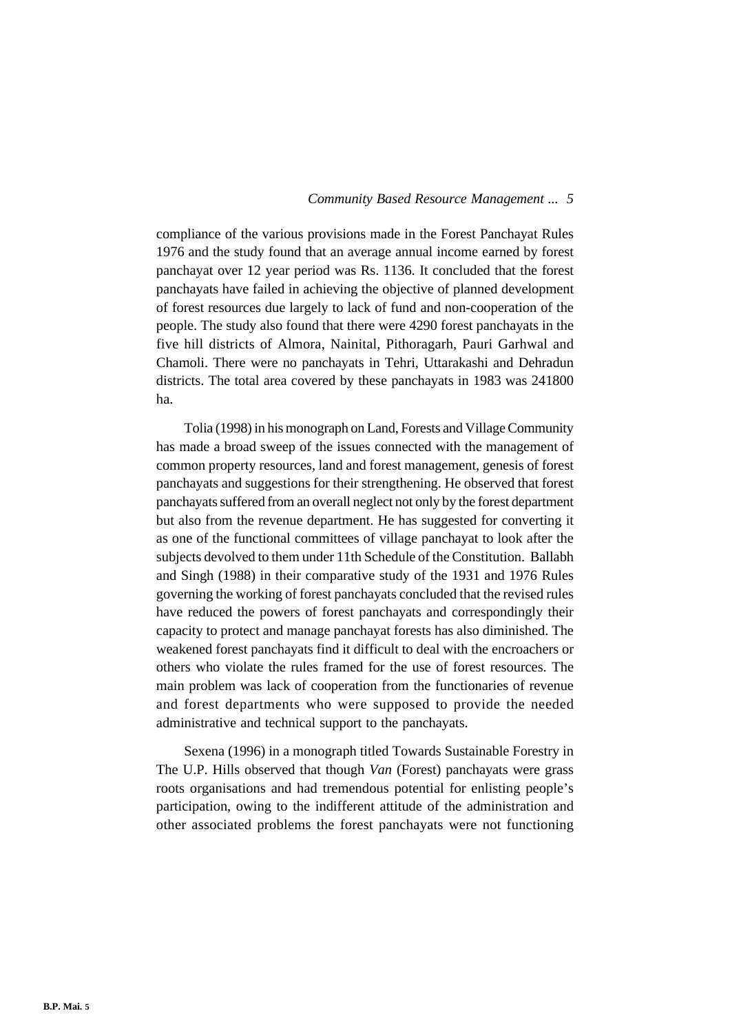compliance of the various provisions made in the Forest Panchayat Rules 1976 and the study found that an average annual income earned by forest panchayat over 12 year period was Rs. 1136. It concluded that the forest panchayats have failed in achieving the objective of planned development of forest resources due largely to lack of fund and non-cooperation of the people. The study also found that there were 4290 forest panchayats in the five hill districts of Almora, Nainital, Pithoragarh, Pauri Garhwal and Chamoli. There were no panchayats in Tehri, Uttarakashi and Dehradun districts. The total area covered by these panchayats in 1983 was 241800 ha.

Tolia (1998) in his monograph on Land, Forests and Village Community has made a broad sweep of the issues connected with the management of common property resources, land and forest management, genesis of forest panchayats and suggestions for their strengthening. He observed that forest panchayats suffered from an overall neglect not only by the forest department but also from the revenue department. He has suggested for converting it as one of the functional committees of village panchayat to look after the subjects devolved to them under 11th Schedule of the Constitution. Ballabh and Singh (1988) in their comparative study of the 1931 and 1976 Rules governing the working of forest panchayats concluded that the revised rules have reduced the powers of forest panchayats and correspondingly their capacity to protect and manage panchayat forests has also diminished. The weakened forest panchayats find it difficult to deal with the encroachers or others who violate the rules framed for the use of forest resources. The main problem was lack of cooperation from the functionaries of revenue and forest departments who were supposed to provide the needed administrative and technical support to the panchayats.

Sexena (1996) in a monograph titled Towards Sustainable Forestry in The U.P. Hills observed that though *Van* (Forest) panchayats were grass roots organisations and had tremendous potential for enlisting people's participation, owing to the indifferent attitude of the administration and other associated problems the forest panchayats were not functioning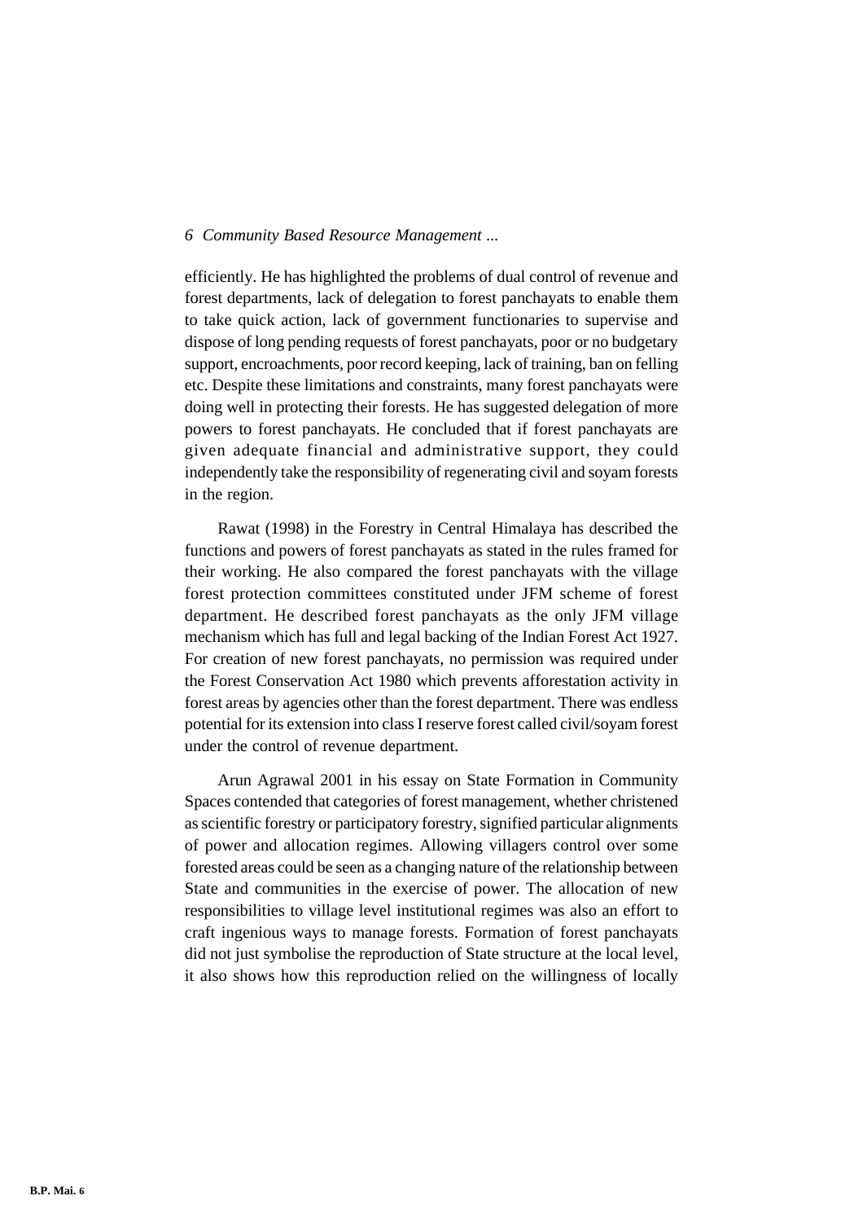efficiently. He has highlighted the problems of dual control of revenue and forest departments, lack of delegation to forest panchayats to enable them to take quick action, lack of government functionaries to supervise and dispose of long pending requests of forest panchayats, poor or no budgetary support, encroachments, poor record keeping, lack of training, ban on felling etc. Despite these limitations and constraints, many forest panchayats were doing well in protecting their forests. He has suggested delegation of more powers to forest panchayats. He concluded that if forest panchayats are given adequate financial and administrative support, they could independently take the responsibility of regenerating civil and soyam forests in the region.

Rawat (1998) in the Forestry in Central Himalaya has described the functions and powers of forest panchayats as stated in the rules framed for their working. He also compared the forest panchayats with the village forest protection committees constituted under JFM scheme of forest department. He described forest panchayats as the only JFM village mechanism which has full and legal backing of the Indian Forest Act 1927. For creation of new forest panchayats, no permission was required under the Forest Conservation Act 1980 which prevents afforestation activity in forest areas by agencies other than the forest department. There was endless potential for its extension into class I reserve forest called civil/soyam forest under the control of revenue department.

Arun Agrawal 2001 in his essay on State Formation in Community Spaces contended that categories of forest management, whether christened as scientific forestry or participatory forestry, signified particular alignments of power and allocation regimes. Allowing villagers control over some forested areas could be seen as a changing nature of the relationship between State and communities in the exercise of power. The allocation of new responsibilities to village level institutional regimes was also an effort to craft ingenious ways to manage forests. Formation of forest panchayats did not just symbolise the reproduction of State structure at the local level, it also shows how this reproduction relied on the willingness of locally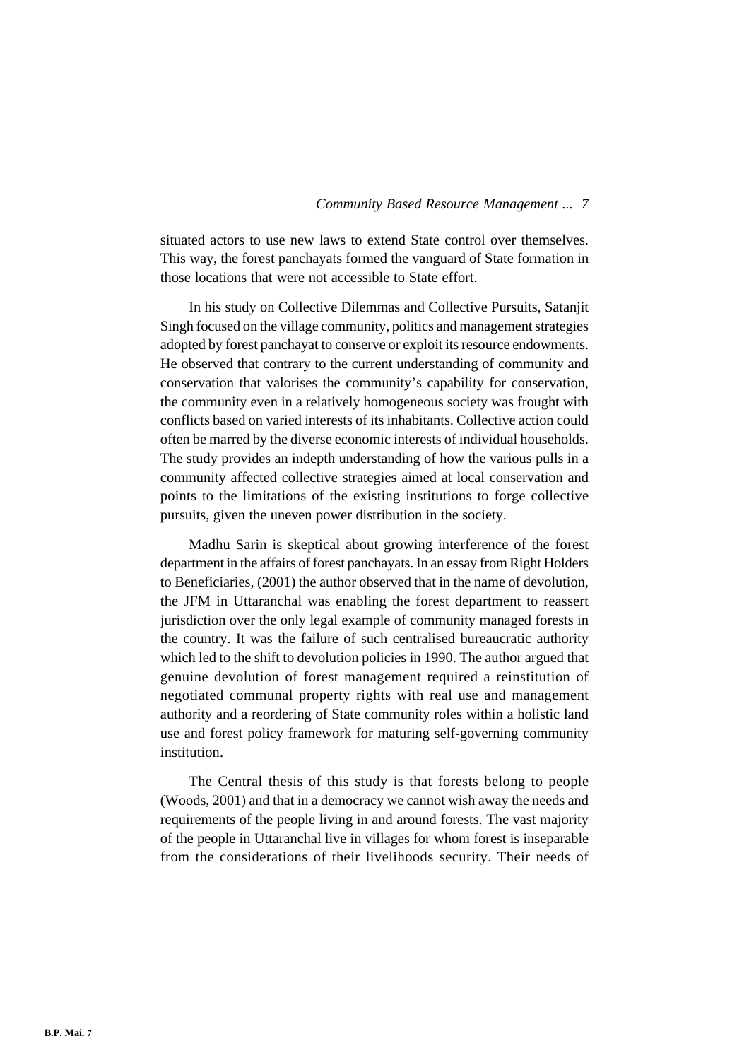situated actors to use new laws to extend State control over themselves. This way, the forest panchayats formed the vanguard of State formation in those locations that were not accessible to State effort.

In his study on Collective Dilemmas and Collective Pursuits, Satanjit Singh focused on the village community, politics and management strategies adopted by forest panchayat to conserve or exploit its resource endowments. He observed that contrary to the current understanding of community and conservation that valorises the community's capability for conservation, the community even in a relatively homogeneous society was frought with conflicts based on varied interests of its inhabitants. Collective action could often be marred by the diverse economic interests of individual households. The study provides an indepth understanding of how the various pulls in a community affected collective strategies aimed at local conservation and points to the limitations of the existing institutions to forge collective pursuits, given the uneven power distribution in the society.

Madhu Sarin is skeptical about growing interference of the forest department in the affairs of forest panchayats. In an essay from Right Holders to Beneficiaries, (2001) the author observed that in the name of devolution, the JFM in Uttaranchal was enabling the forest department to reassert jurisdiction over the only legal example of community managed forests in the country. It was the failure of such centralised bureaucratic authority which led to the shift to devolution policies in 1990. The author argued that genuine devolution of forest management required a reinstitution of negotiated communal property rights with real use and management authority and a reordering of State community roles within a holistic land use and forest policy framework for maturing self-governing community institution.

The Central thesis of this study is that forests belong to people (Woods, 2001) and that in a democracy we cannot wish away the needs and requirements of the people living in and around forests. The vast majority of the people in Uttaranchal live in villages for whom forest is inseparable from the considerations of their livelihoods security. Their needs of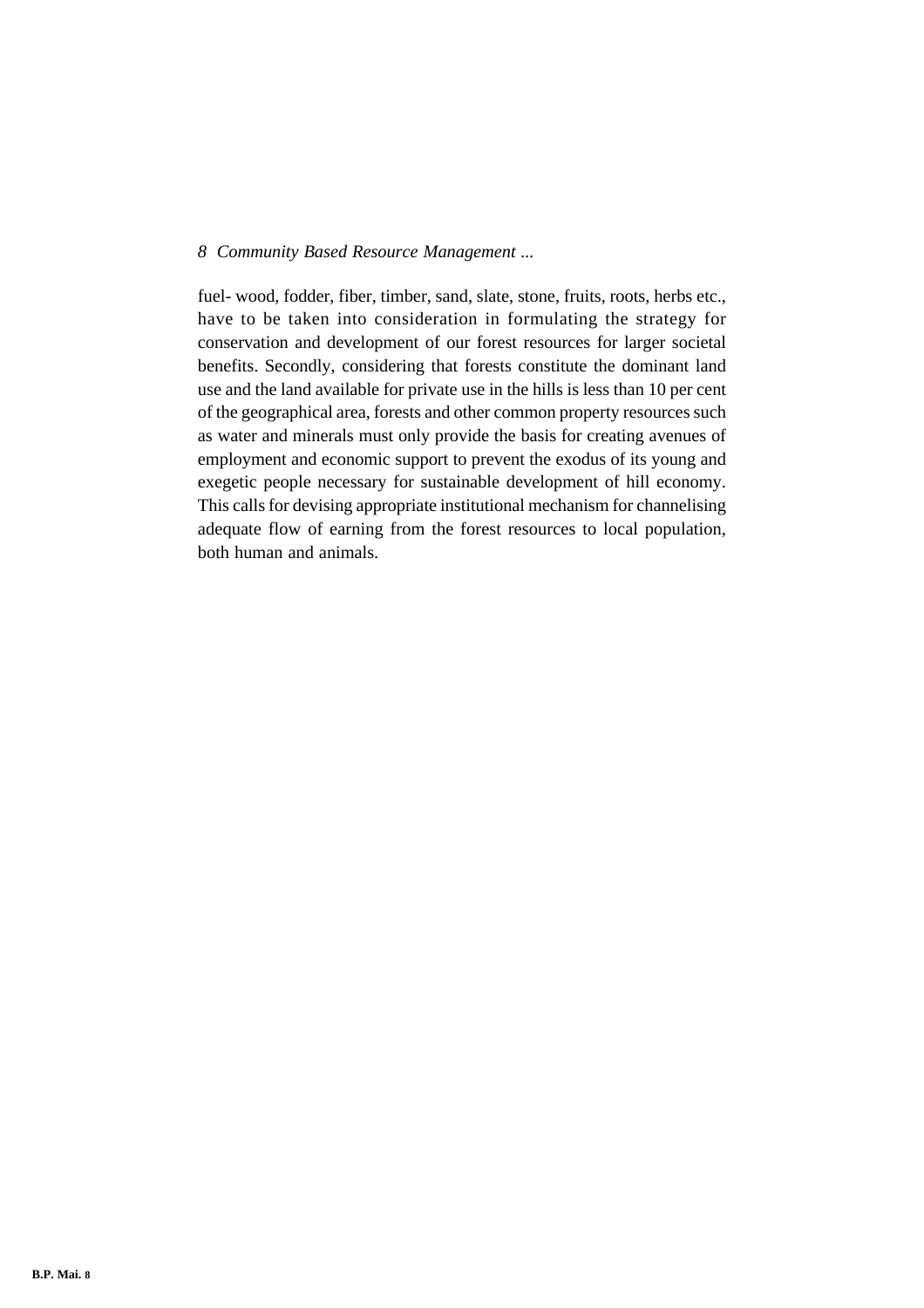fuel- wood, fodder, fiber, timber, sand, slate, stone, fruits, roots, herbs etc., have to be taken into consideration in formulating the strategy for conservation and development of our forest resources for larger societal benefits. Secondly, considering that forests constitute the dominant land use and the land available for private use in the hills is less than 10 per cent of the geographical area, forests and other common property resources such as water and minerals must only provide the basis for creating avenues of employment and economic support to prevent the exodus of its young and exegetic people necessary for sustainable development of hill economy. This calls for devising appropriate institutional mechanism for channelising adequate flow of earning from the forest resources to local population, both human and animals.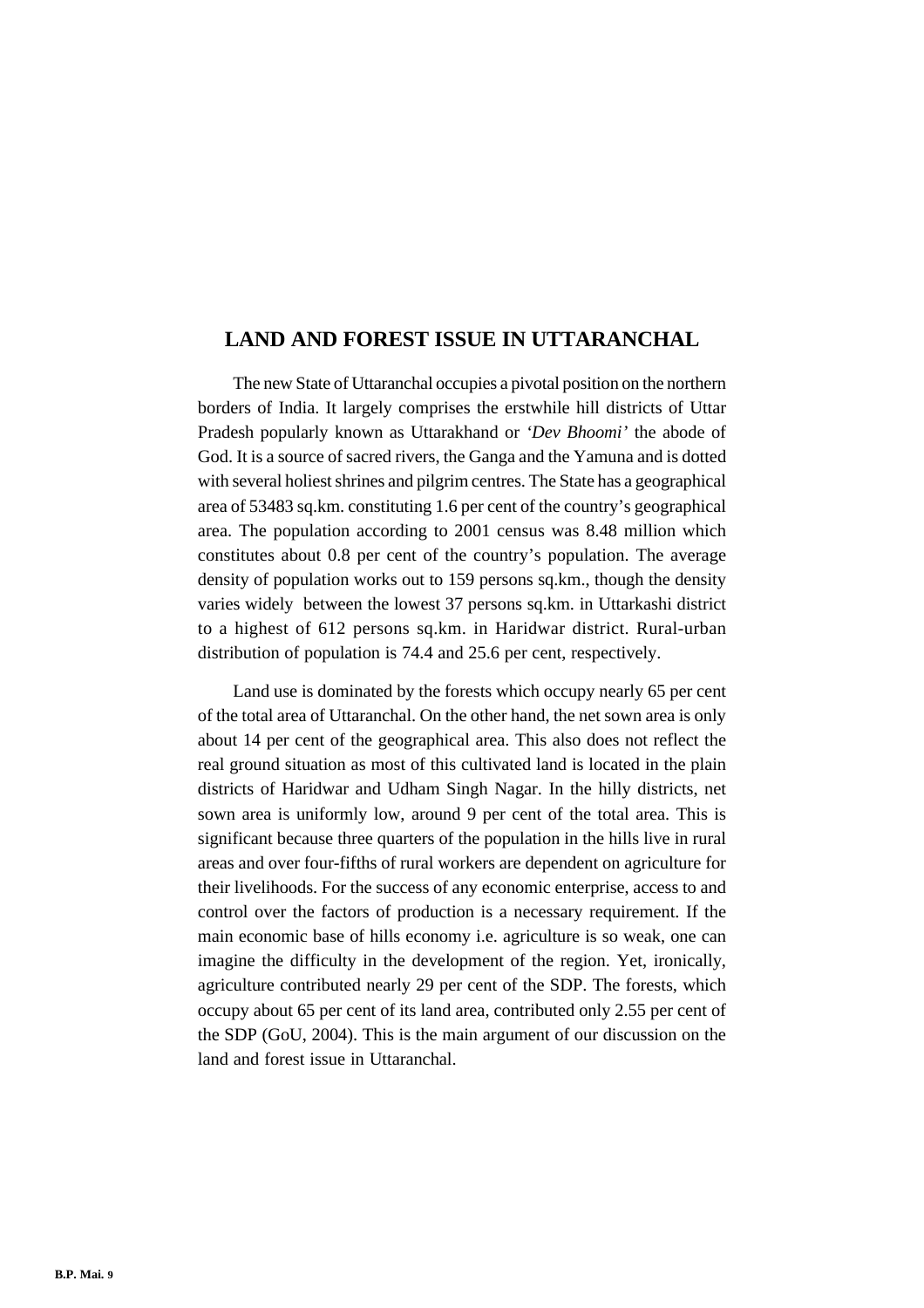## LAND AND FOREST ISSUE IN UTTARANCHAL

The new State of Uttaranchal occupies a pivotal position on the northern borders of India. It largely comprises the erstwhile hill districts of Uttar Pradesh popularly known as Uttarakhand or *'Dev Bhoomi'* the abode of God. It is a source of sacred rivers, the Ganga and the Yamuna and is dotted with several holiest shrines and pilgrim centres. The State has a geographical area of 53483 sq.km. constituting 1.6 per cent of the country's geographical area. The population according to 2001 census was 8.48 million which constitutes about 0.8 per cent of the country's population. The average density of population works out to 159 persons sq.km., though the density varies widely between the lowest 37 persons sq.km. in Uttarkashi district to a highest of 612 persons sq.km. in Haridwar district. Rural-urban distribution of population is 74.4 and 25.6 per cent, respectively.

Land use is dominated by the forests which occupy nearly 65 per cent of the total area of Uttaranchal. On the other hand, the net sown area is only about 14 per cent of the geographical area. This also does not reflect the real ground situation as most of this cultivated land is located in the plain districts of Haridwar and Udham Singh Nagar. In the hilly districts, net sown area is uniformly low, around 9 per cent of the total area. This is significant because three quarters of the population in the hills live in rural areas and over four-fifths of rural workers are dependent on agriculture for their livelihoods. For the success of any economic enterprise, access to and control over the factors of production is a necessary requirement. If the main economic base of hills economy i.e. agriculture is so weak, one can imagine the difficulty in the development of the region. Yet, ironically, agriculture contributed nearly 29 per cent of the SDP. The forests, which occupy about 65 per cent of its land area, contributed only 2.55 per cent of the SDP (GoU, 2004). This is the main argument of our discussion on the land and forest issue in Uttaranchal.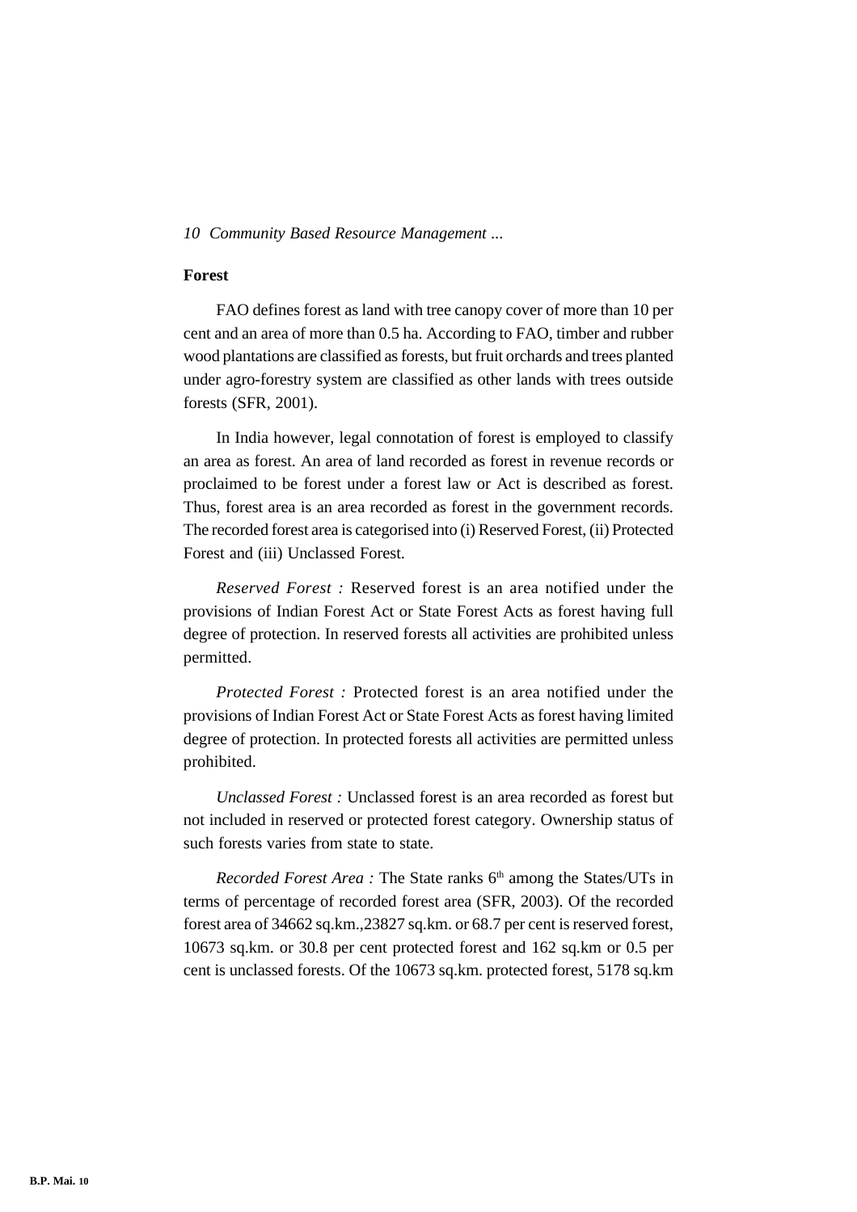## Forest

FAO defines forest as land with tree canopy cover of more than 10 per cent and an area of more than 0.5 ha. According to FAO, timber and rubber wood plantations are classified as forests, but fruit orchards and trees planted under agro-forestry system are classified as other lands with trees outside forests (SFR, 2001).

In India however, legal connotation of forest is employed to classify an area as forest. An area of land recorded as forest in revenue records or proclaimed to be forest under a forest law or Act is described as forest. Thus, forest area is an area recorded as forest in the government records. The recorded forest area is categorised into (i) Reserved Forest, (ii) Protected Forest and (iii) Unclassed Forest.

*Reserved Forest :* Reserved forest is an area notified under the provisions of Indian Forest Act or State Forest Acts as forest having full degree of protection. In reserved forests all activities are prohibited unless permitted.

*Protected Forest :* Protected forest is an area notified under the provisions of Indian Forest Act or State Forest Acts as forest having limited degree of protection. In protected forests all activities are permitted unless prohibited.

*Unclassed Forest :* Unclassed forest is an area recorded as forest but not included in reserved or protected forest category. Ownership status of such forests varies from state to state.

*Recorded Forest Area :* The State ranks 6th among the States/UTs in terms of percentage of recorded forest area (SFR, 2003). Of the recorded forest area of 34662 sq.km.,23827 sq.km. or 68.7 per cent is reserved forest, 10673 sq.km. or 30.8 per cent protected forest and 162 sq.km or 0.5 per cent is unclassed forests. Of the 10673 sq.km. protected forest, 5178 sq.km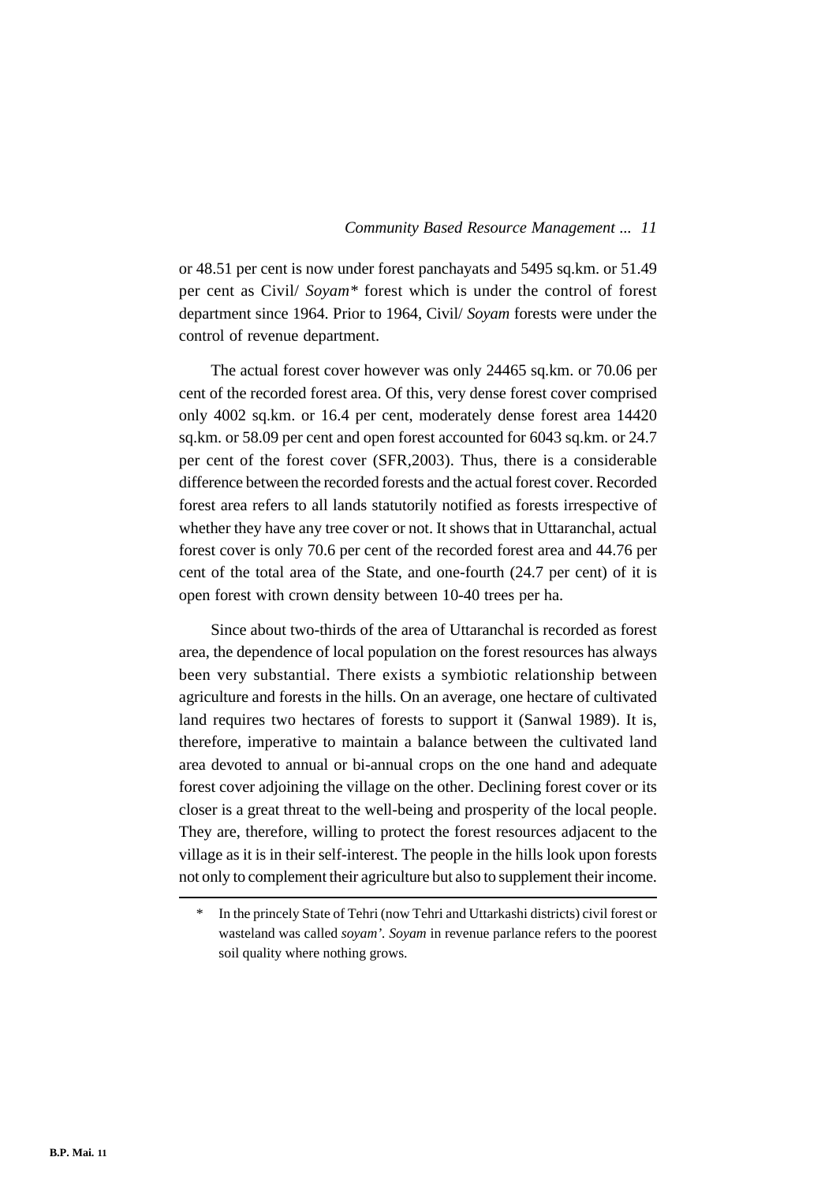or 48.51 per cent is now under forest panchayats and 5495 sq.km. or 51.49 per cent as Civil/ *Soyam** forest which is under the control of forest department since 1964. Prior to 1964, Civil/ *Soyam* forests were under the control of revenue department.

The actual forest cover however was only 24465 sq.km. or 70.06 per cent of the recorded forest area. Of this, very dense forest cover comprised only 4002 sq.km. or 16.4 per cent, moderately dense forest area 14420 sq.km. or 58.09 per cent and open forest accounted for 6043 sq.km. or 24.7 per cent of the forest cover (SFR,2003). Thus, there is a considerable difference between the recorded forests and the actual forest cover. Recorded forest area refers to all lands statutorily notified as forests irrespective of whether they have any tree cover or not. It shows that in Uttaranchal, actual forest cover is only 70.6 per cent of the recorded forest area and 44.76 per cent of the total area of the State, and one-fourth (24.7 per cent) of it is open forest with crown density between 10-40 trees per ha.

Since about two-thirds of the area of Uttaranchal is recorded as forest area, the dependence of local population on the forest resources has always been very substantial. There exists a symbiotic relationship between agriculture and forests in the hills. On an average, one hectare of cultivated land requires two hectares of forests to support it (Sanwal 1989). It is, therefore, imperative to maintain a balance between the cultivated land area devoted to annual or bi-annual crops on the one hand and adequate forest cover adjoining the village on the other. Declining forest cover or its closer is a great threat to the well-being and prosperity of the local people. They are, therefore, willing to protect the forest resources adjacent to the village as it is in their self-interest. The people in the hills look upon forests not only to complement their agriculture but also to supplement their income.

---

\* In the princely State of Tehri (now Tehri and Uttarkashi districts) civil forest or wasteland was called *soyam'*. *Soyam* in revenue parlance refers to the poorest soil quality where nothing grows.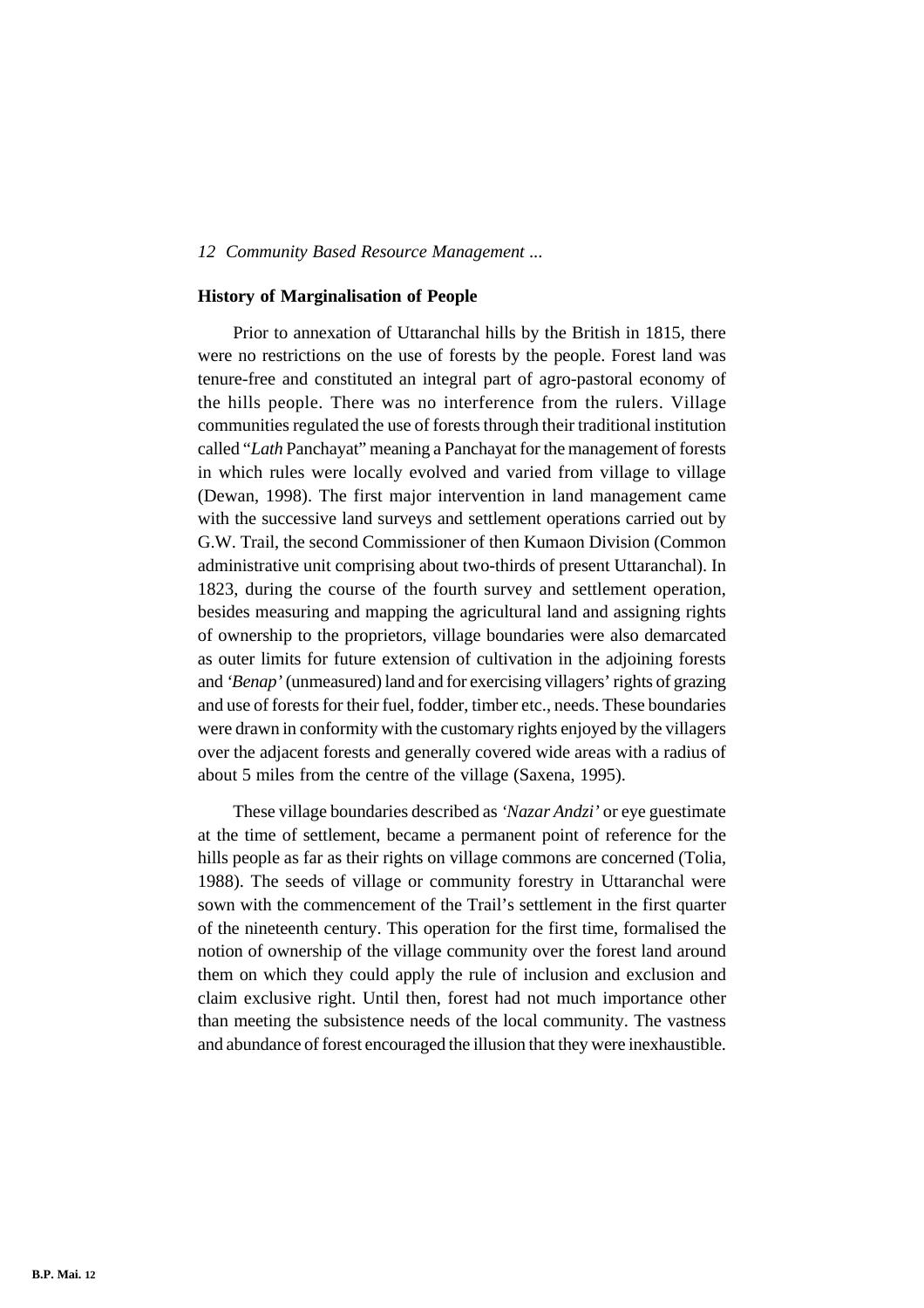## History of Marginalisation of People

Prior to annexation of Uttaranchal hills by the British in 1815, there were no restrictions on the use of forests by the people. Forest land was tenure-free and constituted an integral part of agro-pastoral economy of the hills people. There was no interference from the rulers. Village communities regulated the use of forests through their traditional institution called "*Lath* Panchayat" meaning a Panchayat for the management of forests in which rules were locally evolved and varied from village to village (Dewan, 1998). The first major intervention in land management came with the successive land surveys and settlement operations carried out by G.W. Trail, the second Commissioner of then Kumaon Division (Common administrative unit comprising about two-thirds of present Uttaranchal). In 1823, during the course of the fourth survey and settlement operation, besides measuring and mapping the agricultural land and assigning rights of ownership to the proprietors, village boundaries were also demarcated as outer limits for future extension of cultivation in the adjoining forests and *'Benap'* (unmeasured) land and for exercising villagers' rights of grazing and use of forests for their fuel, fodder, timber etc., needs. These boundaries were drawn in conformity with the customary rights enjoyed by the villagers over the adjacent forests and generally covered wide areas with a radius of about 5 miles from the centre of the village (Saxena, 1995).

These village boundaries described as *'Nazar Andzi'* or eye guestimate at the time of settlement, became a permanent point of reference for the hills people as far as their rights on village commons are concerned (Tolia, 1988). The seeds of village or community forestry in Uttaranchal were sown with the commencement of the Trail's settlement in the first quarter of the nineteenth century. This operation for the first time, formalised the notion of ownership of the village community over the forest land around them on which they could apply the rule of inclusion and exclusion and claim exclusive right. Until then, forest had not much importance other than meeting the subsistence needs of the local community. The vastness and abundance of forest encouraged the illusion that they were inexhaustible.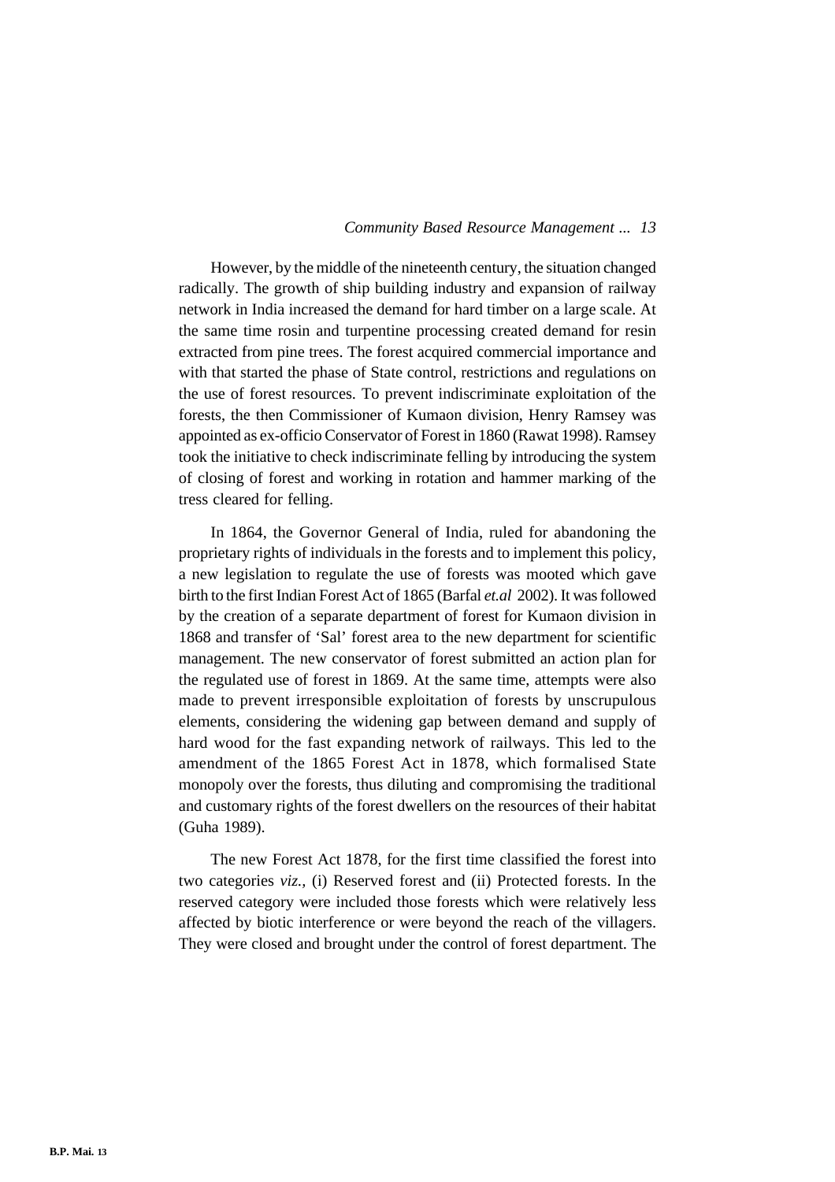However, by the middle of the nineteenth century, the situation changed radically. The growth of ship building industry and expansion of railway network in India increased the demand for hard timber on a large scale. At the same time rosin and turpentine processing created demand for resin extracted from pine trees. The forest acquired commercial importance and with that started the phase of State control, restrictions and regulations on the use of forest resources. To prevent indiscriminate exploitation of the forests, the then Commissioner of Kumaon division, Henry Ramsey was appointed as ex-officio Conservator of Forest in 1860 (Rawat 1998). Ramsey took the initiative to check indiscriminate felling by introducing the system of closing of forest and working in rotation and hammer marking of the tress cleared for felling.

In 1864, the Governor General of India, ruled for abandoning the proprietary rights of individuals in the forests and to implement this policy, a new legislation to regulate the use of forests was mooted which gave birth to the first Indian Forest Act of 1865 (Barfal *et.al* 2002). It was followed by the creation of a separate department of forest for Kumaon division in 1868 and transfer of 'Sal' forest area to the new department for scientific management. The new conservator of forest submitted an action plan for the regulated use of forest in 1869. At the same time, attempts were also made to prevent irresponsible exploitation of forests by unscrupulous elements, considering the widening gap between demand and supply of hard wood for the fast expanding network of railways. This led to the amendment of the 1865 Forest Act in 1878, which formalised State monopoly over the forests, thus diluting and compromising the traditional and customary rights of the forest dwellers on the resources of their habitat (Guha 1989).

The new Forest Act 1878, for the first time classified the forest into two categories *viz.,* (i) Reserved forest and (ii) Protected forests. In the reserved category were included those forests which were relatively less affected by biotic interference or were beyond the reach of the villagers. They were closed and brought under the control of forest department. The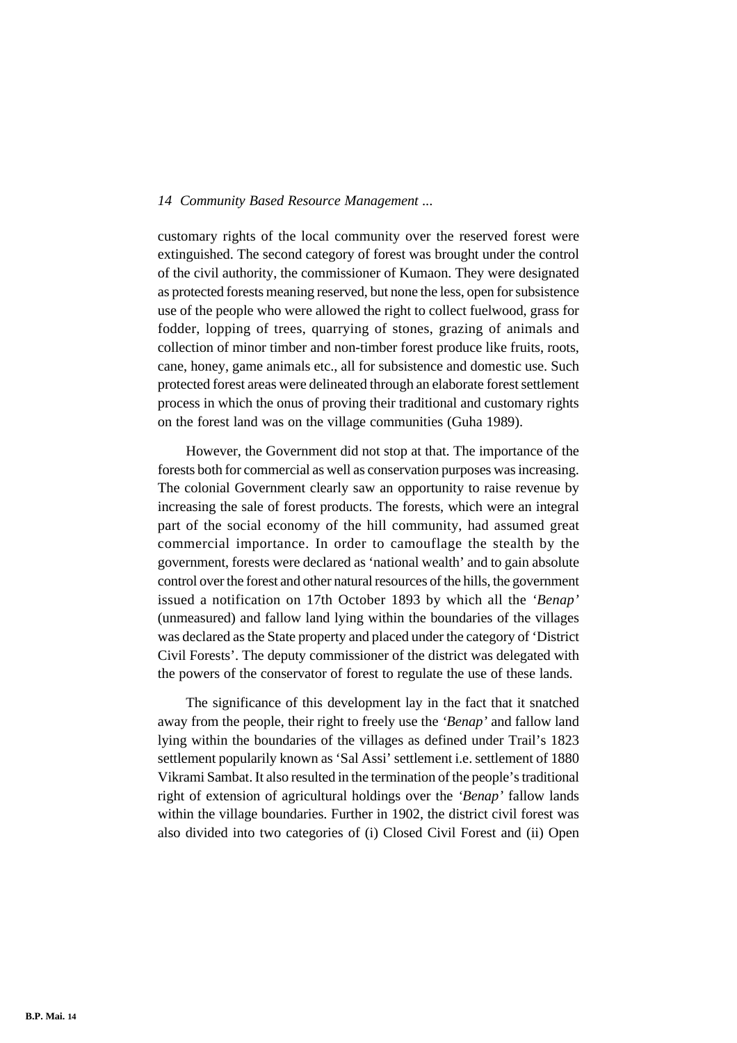customary rights of the local community over the reserved forest were extinguished. The second category of forest was brought under the control of the civil authority, the commissioner of Kumaon. They were designated as protected forests meaning reserved, but none the less, open for subsistence use of the people who were allowed the right to collect fuelwood, grass for fodder, lopping of trees, quarrying of stones, grazing of animals and collection of minor timber and non-timber forest produce like fruits, roots, cane, honey, game animals etc., all for subsistence and domestic use. Such protected forest areas were delineated through an elaborate forest settlement process in which the onus of proving their traditional and customary rights on the forest land was on the village communities (Guha 1989).

However, the Government did not stop at that. The importance of the forests both for commercial as well as conservation purposes was increasing. The colonial Government clearly saw an opportunity to raise revenue by increasing the sale of forest products. The forests, which were an integral part of the social economy of the hill community, had assumed great commercial importance. In order to camouflage the stealth by the government, forests were declared as 'national wealth' and to gain absolute control over the forest and other natural resources of the hills, the government issued a notification on 17th October 1893 by which all the '*Benap'* (unmeasured) and fallow land lying within the boundaries of the villages was declared as the State property and placed under the category of 'District Civil Forests'. The deputy commissioner of the district was delegated with the powers of the conservator of forest to regulate the use of these lands.

The significance of this development lay in the fact that it snatched away from the people, their right to freely use the '*Benap'* and fallow land lying within the boundaries of the villages as defined under Trail's 1823 settlement popularly known as 'Sal Assi' settlement i.e. settlement of 1880 Vikrami Sambat. It also resulted in the termination of the people's traditional right of extension of agricultural holdings over the '*Benap'* fallow lands within the village boundaries. Further in 1902, the district civil forest was also divided into two categories of (i) Closed Civil Forest and (ii) Open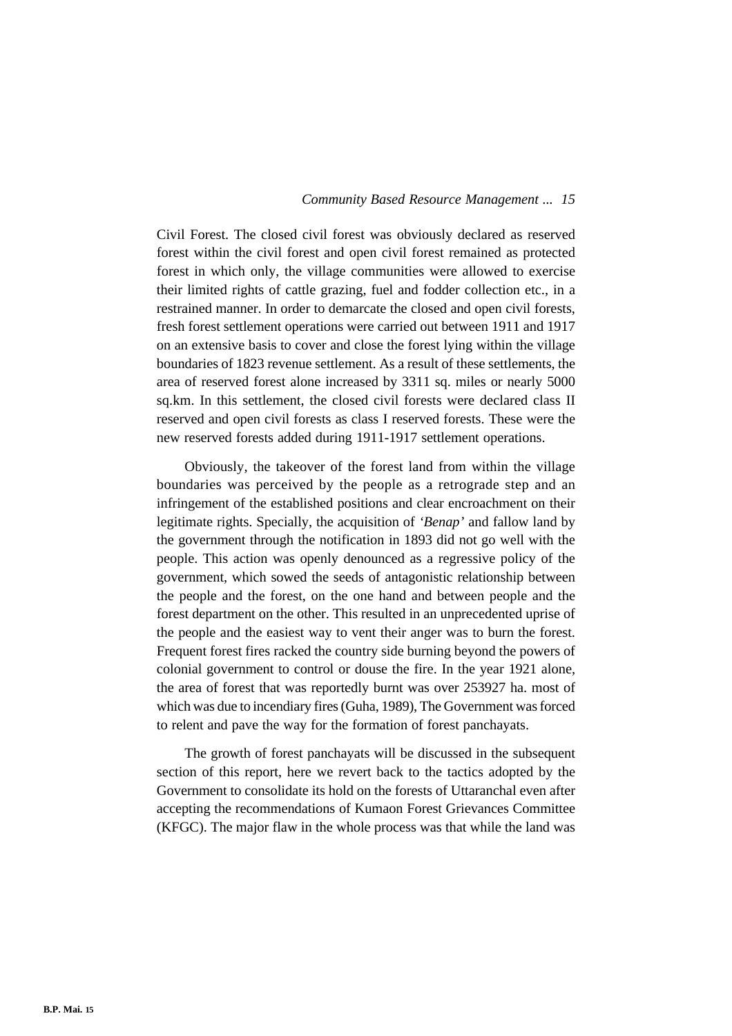Civil Forest. The closed civil forest was obviously declared as reserved forest within the civil forest and open civil forest remained as protected forest in which only, the village communities were allowed to exercise their limited rights of cattle grazing, fuel and fodder collection etc., in a restrained manner. In order to demarcate the closed and open civil forests, fresh forest settlement operations were carried out between 1911 and 1917 on an extensive basis to cover and close the forest lying within the village boundaries of 1823 revenue settlement. As a result of these settlements, the area of reserved forest alone increased by 3311 sq. miles or nearly 5000 sq.km. In this settlement, the closed civil forests were declared class II reserved and open civil forests as class I reserved forests. These were the new reserved forests added during 1911-1917 settlement operations.

Obviously, the takeover of the forest land from within the village boundaries was perceived by the people as a retrograde step and an infringement of the established positions and clear encroachment on their legitimate rights. Specially, the acquisition of *'Benap'* and fallow land by the government through the notification in 1893 did not go well with the people. This action was openly denounced as a regressive policy of the government, which sowed the seeds of antagonistic relationship between the people and the forest, on the one hand and between people and the forest department on the other. This resulted in an unprecedented uprise of the people and the easiest way to vent their anger was to burn the forest. Frequent forest fires racked the country side burning beyond the powers of colonial government to control or douse the fire. In the year 1921 alone, the area of forest that was reportedly burnt was over 253927 ha. most of which was due to incendiary fires (Guha, 1989), The Government was forced to relent and pave the way for the formation of forest panchayats.

The growth of forest panchayats will be discussed in the subsequent section of this report, here we revert back to the tactics adopted by the Government to consolidate its hold on the forests of Uttaranchal even after accepting the recommendations of Kumaon Forest Grievances Committee (KFGC). The major flaw in the whole process was that while the land was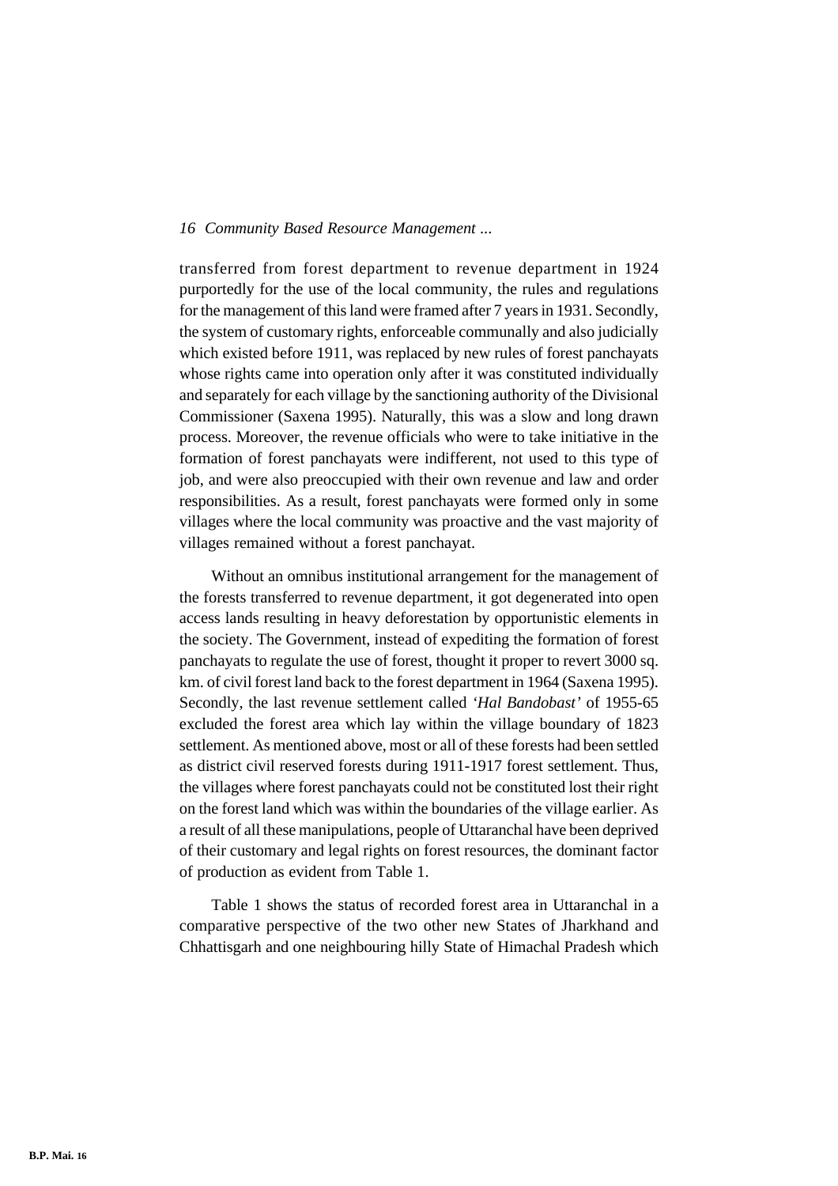transferred from forest department to revenue department in 1924 purportedly for the use of the local community, the rules and regulations for the management of this land were framed after 7 years in 1931. Secondly, the system of customary rights, enforceable communally and also judicially which existed before 1911, was replaced by new rules of forest panchayats whose rights came into operation only after it was constituted individually and separately for each village by the sanctioning authority of the Divisional Commissioner (Saxena 1995). Naturally, this was a slow and long drawn process. Moreover, the revenue officials who were to take initiative in the formation of forest panchayats were indifferent, not used to this type of job, and were also preoccupied with their own revenue and law and order responsibilities. As a result, forest panchayats were formed only in some villages where the local community was proactive and the vast majority of villages remained without a forest panchayat.

Without an omnibus institutional arrangement for the management of the forests transferred to revenue department, it got degenerated into open access lands resulting in heavy deforestation by opportunistic elements in the society. The Government, instead of expediting the formation of forest panchayats to regulate the use of forest, thought it proper to revert 3000 sq. km. of civil forest land back to the forest department in 1964 (Saxena 1995). Secondly, the last revenue settlement called *'Hal Bandobast'* of 1955-65 excluded the forest area which lay within the village boundary of 1823 settlement. As mentioned above, most or all of these forests had been settled as district civil reserved forests during 1911-1917 forest settlement. Thus, the villages where forest panchayats could not be constituted lost their right on the forest land which was within the boundaries of the village earlier. As a result of all these manipulations, people of Uttaranchal have been deprived of their customary and legal rights on forest resources, the dominant factor of production as evident from Table 1.

Table 1 shows the status of recorded forest area in Uttaranchal in a comparative perspective of the two other new States of Jharkhand and Chhattisgarh and one neighbouring hilly State of Himachal Pradesh which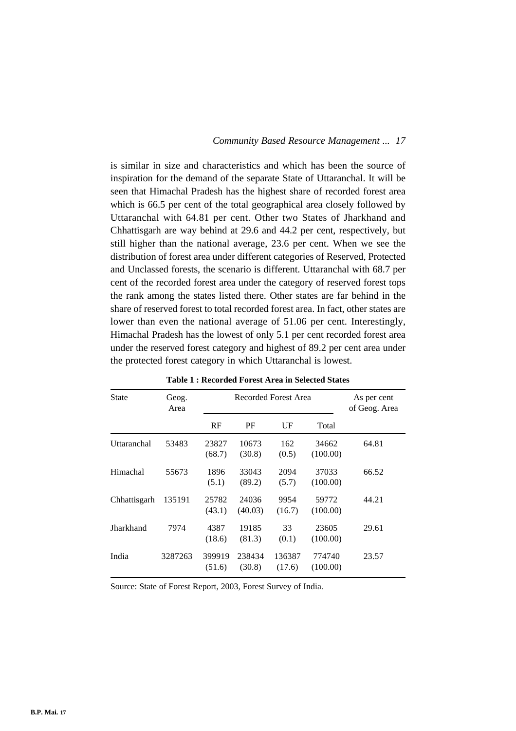is similar in size and characteristics and which has been the source of inspiration for the demand of the separate State of Uttaranchal. It will be seen that Himachal Pradesh has the highest share of recorded forest area which is 66.5 per cent of the total geographical area closely followed by Uttaranchal with 64.81 per cent. Other two States of Jharkhand and Chhattisgarh are way behind at 29.6 and 44.2 per cent, respectively, but still higher than the national average, 23.6 per cent. When we see the distribution of forest area under different categories of Reserved, Protected and Unclassed forests, the scenario is different. Uttaranchal with 68.7 per cent of the recorded forest area under the category of reserved forest tops the rank among the states listed there. Other states are far behind in the share of reserved forest to total recorded forest area. In fact, other states are lower than even the national average of 51.06 per cent. Interestingly, Himachal Pradesh has the lowest of only 5.1 per cent recorded forest area under the reserved forest category and highest of 89.2 per cent area under the protected forest category in which Uttaranchal is lowest.

**Table 1 : Recorded Forest Area in Selected States**

| State | Geog. Area | Recorded Forest Area | | | | As per cent of Geog. Area |
|---|---|---|---|---|---|---|
| | | RF | PF | UF | Total | |
| Uttaranchal | 53483 | 23827 (68.7) | 10673 (30.8) | 162 (0.5) | 34662 (100.00) | 64.81 |
| Himachal | 55673 | 1896 (5.1) | 33043 (89.2) | 2094 (5.7) | 37033 (100.00) | 66.52 |
| Chhattisgarh | 135191 | 25782 (43.1) | 24036 (40.03) | 9954 (16.7) | 59772 (100.00) | 44.21 |
| Jharkhand | 7974 | 4387 (18.6) | 19185 (81.3) | 33 (0.1) | 23605 (100.00) | 29.61 |
| India | 3287263 | 399919 (51.6) | 238434 (30.8) | 136387 (17.6) | 774740 (100.00) | 23.57 |

Source: State of Forest Report, 2003, Forest Survey of India.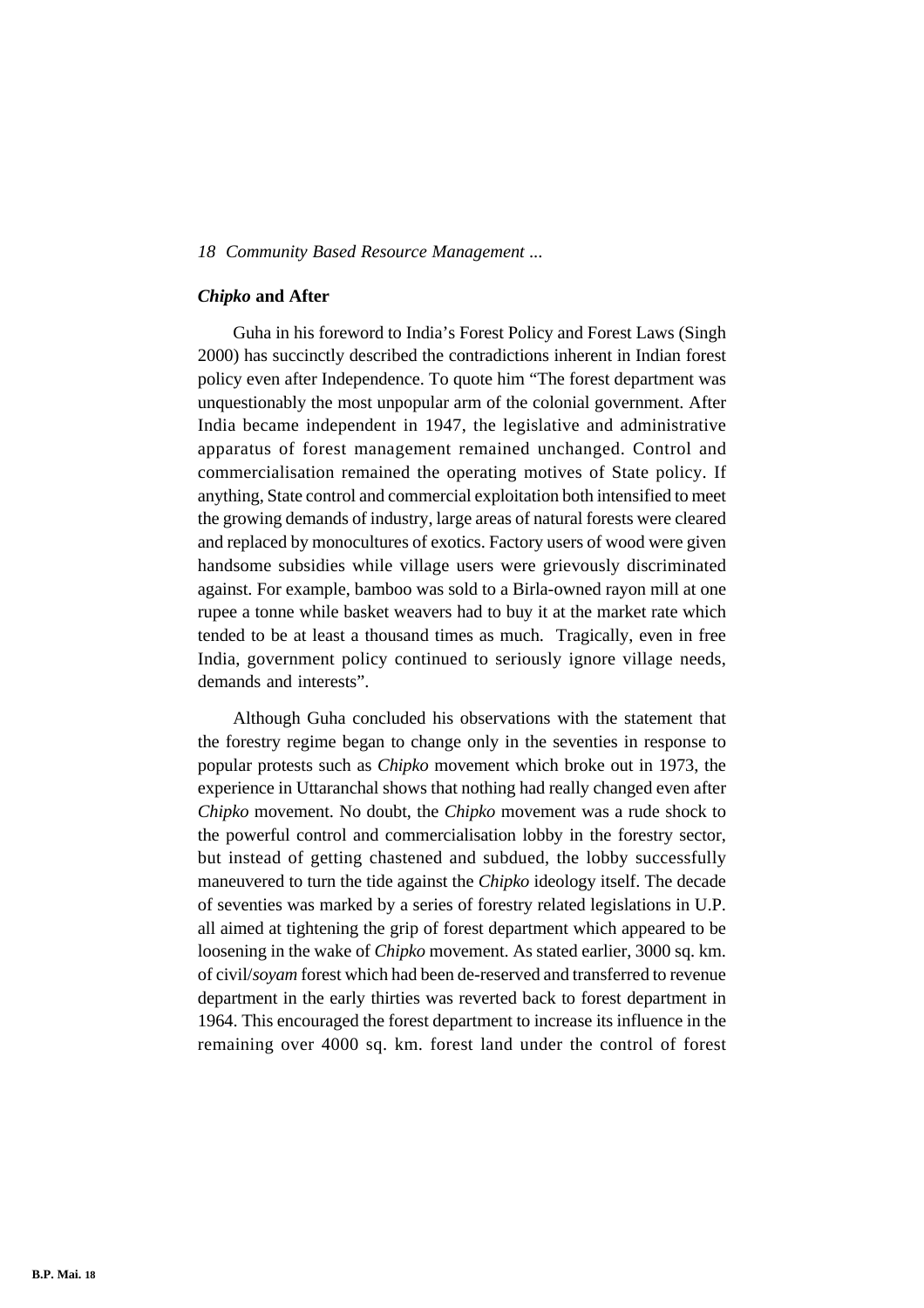## *Chipko* and After

Guha in his foreword to India's Forest Policy and Forest Laws (Singh 2000) has succinctly described the contradictions inherent in Indian forest policy even after Independence. To quote him "The forest department was unquestionably the most unpopular arm of the colonial government. After India became independent in 1947, the legislative and administrative apparatus of forest management remained unchanged. Control and commercialisation remained the operating motives of State policy. If anything, State control and commercial exploitation both intensified to meet the growing demands of industry, large areas of natural forests were cleared and replaced by monocultures of exotics. Factory users of wood were given handsome subsidies while village users were grievously discriminated against. For example, bamboo was sold to a Birla-owned rayon mill at one rupee a tonne while basket weavers had to buy it at the market rate which tended to be at least a thousand times as much. Tragically, even in free India, government policy continued to seriously ignore village needs, demands and interests".

Although Guha concluded his observations with the statement that the forestry regime began to change only in the seventies in response to popular protests such as *Chipko* movement which broke out in 1973, the experience in Uttaranchal shows that nothing had really changed even after *Chipko* movement. No doubt, the *Chipko* movement was a rude shock to the powerful control and commercialisation lobby in the forestry sector, but instead of getting chastened and subdued, the lobby successfully maneuvered to turn the tide against the *Chipko* ideology itself. The decade of seventies was marked by a series of forestry related legislations in U.P. all aimed at tightening the grip of forest department which appeared to be loosening in the wake of *Chipko* movement. As stated earlier, 3000 sq. km. of civil/*soyam* forest which had been de-reserved and transferred to revenue department in the early thirties was reverted back to forest department in 1964. This encouraged the forest department to increase its influence in the remaining over 4000 sq. km. forest land under the control of forest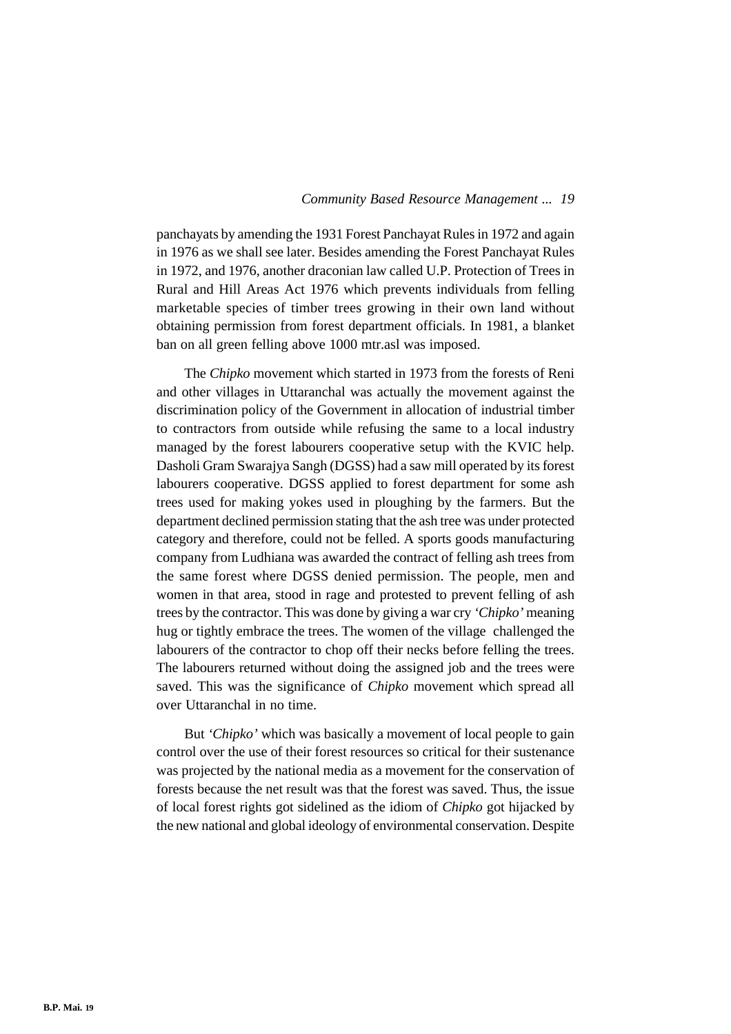panchayats by amending the 1931 Forest Panchayat Rules in 1972 and again in 1976 as we shall see later. Besides amending the Forest Panchayat Rules in 1972, and 1976, another draconian law called U.P. Protection of Trees in Rural and Hill Areas Act 1976 which prevents individuals from felling marketable species of timber trees growing in their own land without obtaining permission from forest department officials. In 1981, a blanket ban on all green felling above 1000 mtr.asl was imposed.

The *Chipko* movement which started in 1973 from the forests of Reni and other villages in Uttaranchal was actually the movement against the discrimination policy of the Government in allocation of industrial timber to contractors from outside while refusing the same to a local industry managed by the forest labourers cooperative setup with the KVIC help. Dasholi Gram Swarajya Sangh (DGSS) had a saw mill operated by its forest labourers cooperative. DGSS applied to forest department for some ash trees used for making yokes used in ploughing by the farmers. But the department declined permission stating that the ash tree was under protected category and therefore, could not be felled. A sports goods manufacturing company from Ludhiana was awarded the contract of felling ash trees from the same forest where DGSS denied permission. The people, men and women in that area, stood in rage and protested to prevent felling of ash trees by the contractor. This was done by giving a war cry *'Chipko'* meaning hug or tightly embrace the trees. The women of the village challenged the labourers of the contractor to chop off their necks before felling the trees. The labourers returned without doing the assigned job and the trees were saved. This was the significance of *Chipko* movement which spread all over Uttaranchal in no time.

But *'Chipko'* which was basically a movement of local people to gain control over the use of their forest resources so critical for their sustenance was projected by the national media as a movement for the conservation of forests because the net result was that the forest was saved. Thus, the issue of local forest rights got sidelined as the idiom of *Chipko* got hijacked by the new national and global ideology of environmental conservation. Despite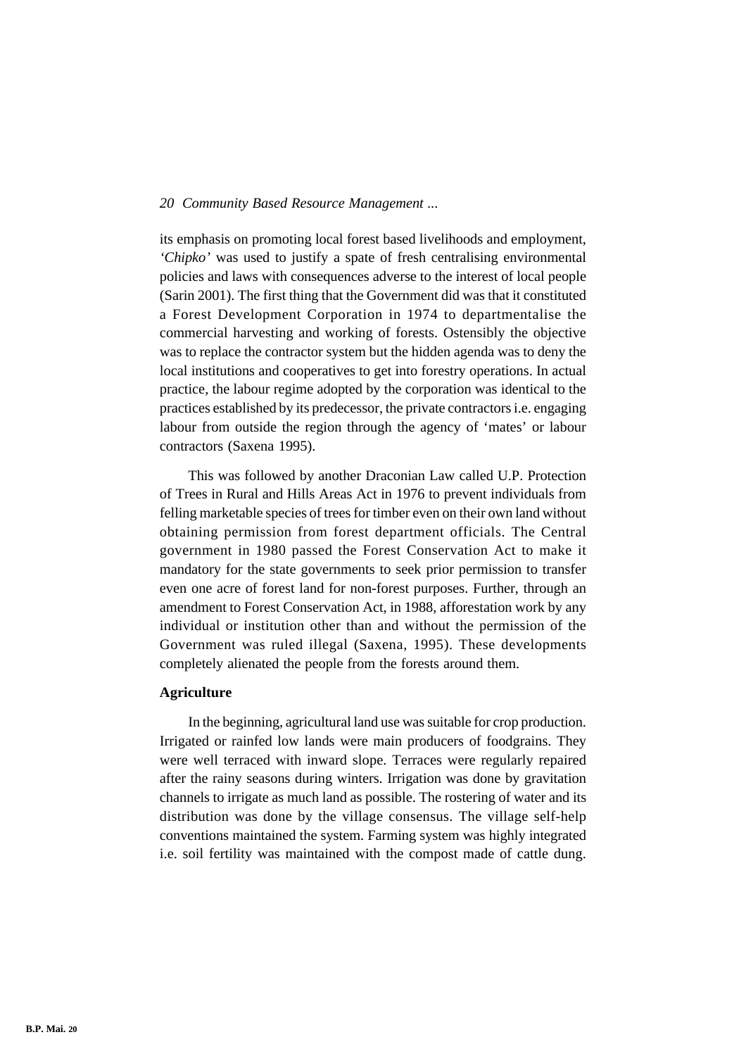its emphasis on promoting local forest based livelihoods and employment, *'Chipko'* was used to justify a spate of fresh centralising environmental policies and laws with consequences adverse to the interest of local people (Sarin 2001). The first thing that the Government did was that it constituted a Forest Development Corporation in 1974 to departmentalise the commercial harvesting and working of forests. Ostensibly the objective was to replace the contractor system but the hidden agenda was to deny the local institutions and cooperatives to get into forestry operations. In actual practice, the labour regime adopted by the corporation was identical to the practices established by its predecessor, the private contractors i.e. engaging labour from outside the region through the agency of 'mates' or labour contractors (Saxena 1995).

This was followed by another Draconian Law called U.P. Protection of Trees in Rural and Hills Areas Act in 1976 to prevent individuals from felling marketable species of trees for timber even on their own land without obtaining permission from forest department officials. The Central government in 1980 passed the Forest Conservation Act to make it mandatory for the state governments to seek prior permission to transfer even one acre of forest land for non-forest purposes. Further, through an amendment to Forest Conservation Act, in 1988, afforestation work by any individual or institution other than and without the permission of the Government was ruled illegal (Saxena, 1995). These developments completely alienated the people from the forests around them.

**Agriculture**

In the beginning, agricultural land use was suitable for crop production. Irrigated or rainfed low lands were main producers of foodgrains. They were well terraced with inward slope. Terraces were regularly repaired after the rainy seasons during winters. Irrigation was done by gravitation channels to irrigate as much land as possible. The rostering of water and its distribution was done by the village consensus. The village self-help conventions maintained the system. Farming system was highly integrated i.e. soil fertility was maintained with the compost made of cattle dung.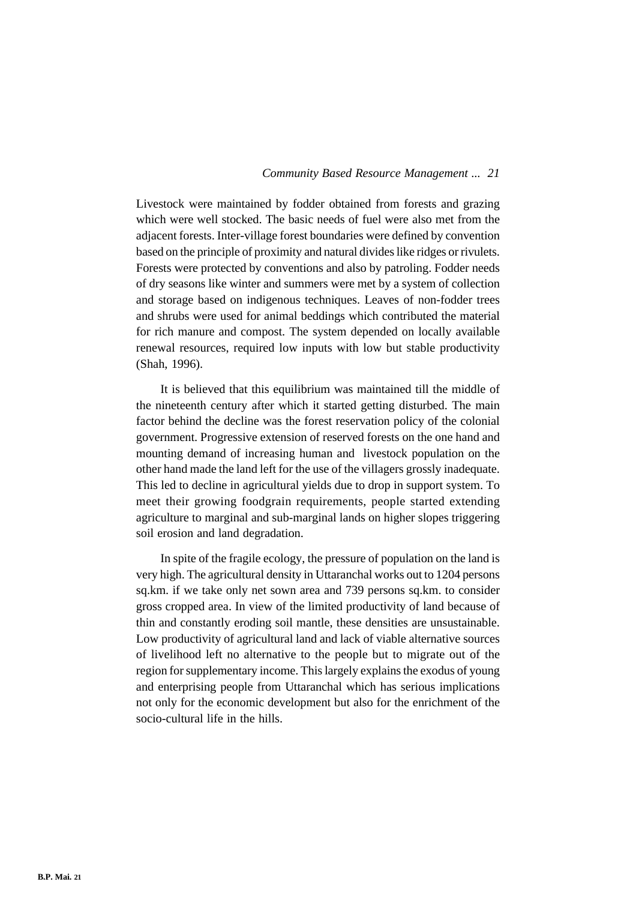Livestock were maintained by fodder obtained from forests and grazing which were well stocked. The basic needs of fuel were also met from the adjacent forests. Inter-village forest boundaries were defined by convention based on the principle of proximity and natural divides like ridges or rivulets. Forests were protected by conventions and also by patroling. Fodder needs of dry seasons like winter and summers were met by a system of collection and storage based on indigenous techniques. Leaves of non-fodder trees and shrubs were used for animal beddings which contributed the material for rich manure and compost. The system depended on locally available renewal resources, required low inputs with low but stable productivity (Shah, 1996).

It is believed that this equilibrium was maintained till the middle of the nineteenth century after which it started getting disturbed. The main factor behind the decline was the forest reservation policy of the colonial government. Progressive extension of reserved forests on the one hand and mounting demand of increasing human and livestock population on the other hand made the land left for the use of the villagers grossly inadequate. This led to decline in agricultural yields due to drop in support system. To meet their growing foodgrain requirements, people started extending agriculture to marginal and sub-marginal lands on higher slopes triggering soil erosion and land degradation.

In spite of the fragile ecology, the pressure of population on the land is very high. The agricultural density in Uttaranchal works out to 1204 persons sq.km. if we take only net sown area and 739 persons sq.km. to consider gross cropped area. In view of the limited productivity of land because of thin and constantly eroding soil mantle, these densities are unsustainable. Low productivity of agricultural land and lack of viable alternative sources of livelihood left no alternative to the people but to migrate out of the region for supplementary income. This largely explains the exodus of young and enterprising people from Uttaranchal which has serious implications not only for the economic development but also for the enrichment of the socio-cultural life in the hills.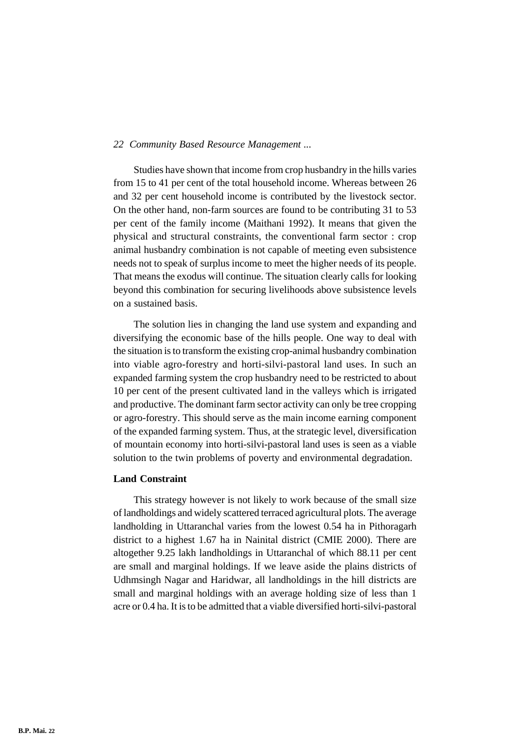Studies have shown that income from crop husbandry in the hills varies from 15 to 41 per cent of the total household income. Whereas between 26 and 32 per cent household income is contributed by the livestock sector. On the other hand, non-farm sources are found to be contributing 31 to 53 per cent of the family income (Maithani 1992). It means that given the physical and structural constraints, the conventional farm sector : crop animal husbandry combination is not capable of meeting even subsistence needs not to speak of surplus income to meet the higher needs of its people. That means the exodus will continue. The situation clearly calls for looking beyond this combination for securing livelihoods above subsistence levels on a sustained basis.

The solution lies in changing the land use system and expanding and diversifying the economic base of the hills people. One way to deal with the situation is to transform the existing crop-animal husbandry combination into viable agro-forestry and horti-silvi-pastoral land uses. In such an expanded farming system the crop husbandry need to be restricted to about 10 per cent of the present cultivated land in the valleys which is irrigated and productive. The dominant farm sector activity can only be tree cropping or agro-forestry. This should serve as the main income earning component of the expanded farming system. Thus, at the strategic level, diversification of mountain economy into horti-silvi-pastoral land uses is seen as a viable solution to the twin problems of poverty and environmental degradation.

### Land Constraint

This strategy however is not likely to work because of the small size of landholdings and widely scattered terraced agricultural plots. The average landholding in Uttaranchal varies from the lowest 0.54 ha in Pithoragarh district to a highest 1.67 ha in Nainital district (CMIE 2000). There are altogether 9.25 lakh landholdings in Uttaranchal of which 88.11 per cent are small and marginal holdings. If we leave aside the plains districts of Udhmsingh Nagar and Haridwar, all landholdings in the hill districts are small and marginal holdings with an average holding size of less than 1 acre or 0.4 ha. It is to be admitted that a viable diversified horti-silvi-pastoral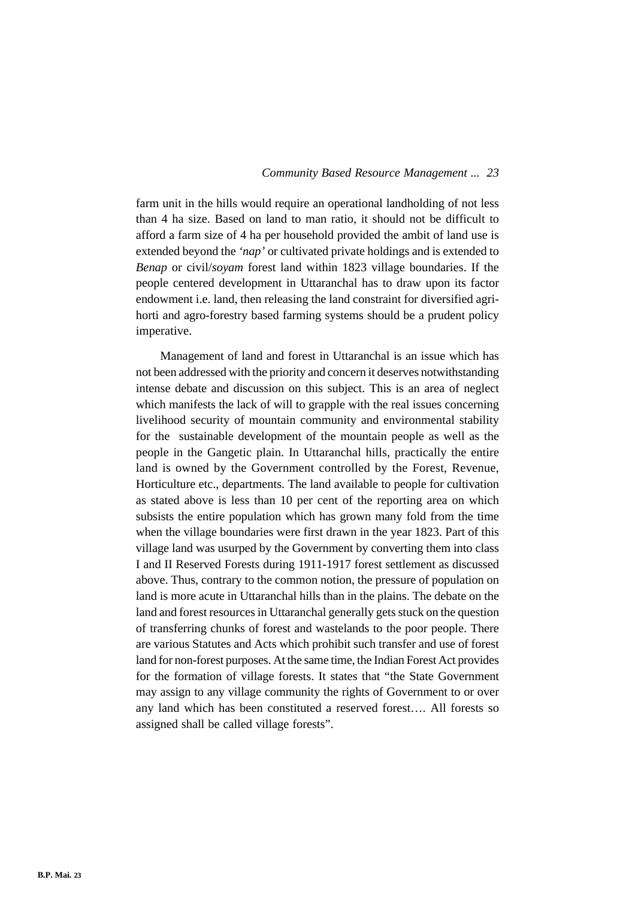farm unit in the hills would require an operational landholding of not less than 4 ha size. Based on land to man ratio, it should not be difficult to afford a farm size of 4 ha per household provided the ambit of land use is extended beyond the *'nap'* or cultivated private holdings and is extended to *Benap* or civil/*soyam* forest land within 1823 village boundaries. If the people centered development in Uttaranchal has to draw upon its factor endowment i.e. land, then releasing the land constraint for diversified agri-horti and agro-forestry based farming systems should be a prudent policy imperative.

Management of land and forest in Uttaranchal is an issue which has not been addressed with the priority and concern it deserves notwithstanding intense debate and discussion on this subject. This is an area of neglect which manifests the lack of will to grapple with the real issues concerning livelihood security of mountain community and environmental stability for the sustainable development of the mountain people as well as the people in the Gangetic plain. In Uttaranchal hills, practically the entire land is owned by the Government controlled by the Forest, Revenue, Horticulture etc., departments. The land available to people for cultivation as stated above is less than 10 per cent of the reporting area on which subsists the entire population which has grown many fold from the time when the village boundaries were first drawn in the year 1823. Part of this village land was usurped by the Government by converting them into class I and II Reserved Forests during 1911-1917 forest settlement as discussed above. Thus, contrary to the common notion, the pressure of population on land is more acute in Uttaranchal hills than in the plains. The debate on the land and forest resources in Uttaranchal generally gets stuck on the question of transferring chunks of forest and wastelands to the poor people. There are various Statutes and Acts which prohibit such transfer and use of forest land for non-forest purposes. At the same time, the Indian Forest Act provides for the formation of village forests. It states that "the State Government may assign to any village community the rights of Government to or over any land which has been constituted a reserved forest…. All forests so assigned shall be called village forests".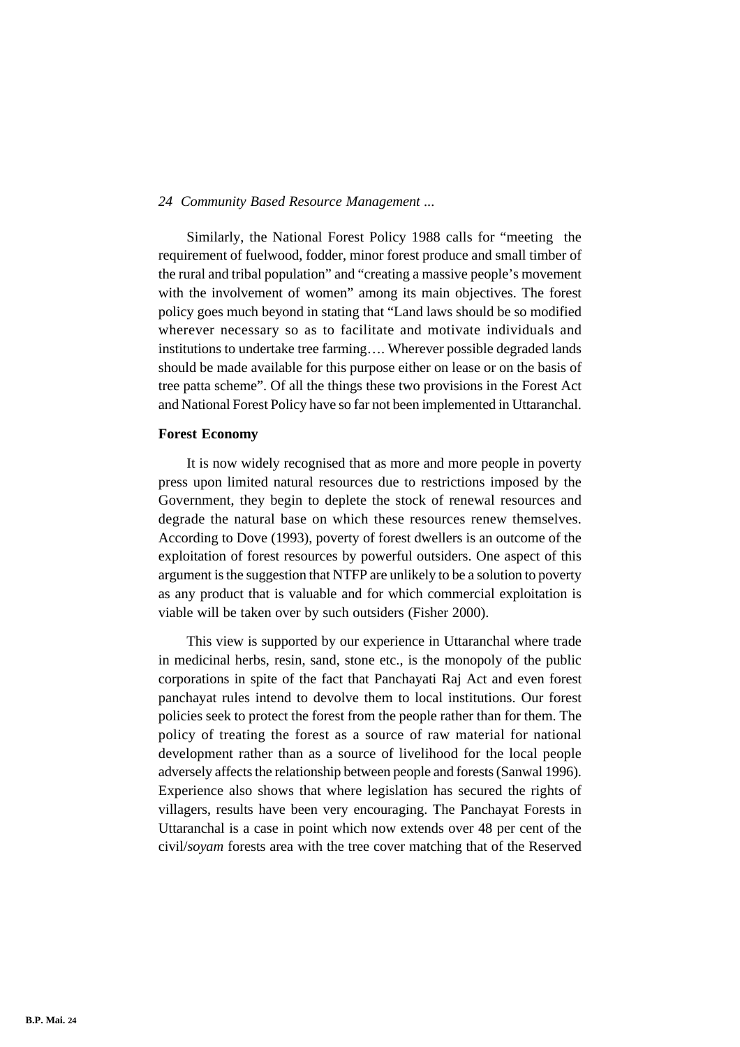Similarly, the National Forest Policy 1988 calls for "meeting the requirement of fuelwood, fodder, minor forest produce and small timber of the rural and tribal population" and "creating a massive people's movement with the involvement of women" among its main objectives. The forest policy goes much beyond in stating that "Land laws should be so modified wherever necessary so as to facilitate and motivate individuals and institutions to undertake tree farming…. Wherever possible degraded lands should be made available for this purpose either on lease or on the basis of tree patta scheme". Of all the things these two provisions in the Forest Act and National Forest Policy have so far not been implemented in Uttaranchal.

**Forest Economy**

It is now widely recognised that as more and more people in poverty press upon limited natural resources due to restrictions imposed by the Government, they begin to deplete the stock of renewal resources and degrade the natural base on which these resources renew themselves. According to Dove (1993), poverty of forest dwellers is an outcome of the exploitation of forest resources by powerful outsiders. One aspect of this argument is the suggestion that NTFP are unlikely to be a solution to poverty as any product that is valuable and for which commercial exploitation is viable will be taken over by such outsiders (Fisher 2000).

This view is supported by our experience in Uttaranchal where trade in medicinal herbs, resin, sand, stone etc., is the monopoly of the public corporations in spite of the fact that Panchayati Raj Act and even forest panchayat rules intend to devolve them to local institutions. Our forest policies seek to protect the forest from the people rather than for them. The policy of treating the forest as a source of raw material for national development rather than as a source of livelihood for the local people adversely affects the relationship between people and forests (Sanwal 1996). Experience also shows that where legislation has secured the rights of villagers, results have been very encouraging. The Panchayat Forests in Uttaranchal is a case in point which now extends over 48 per cent of the civil/*soyam* forests area with the tree cover matching that of the Reserved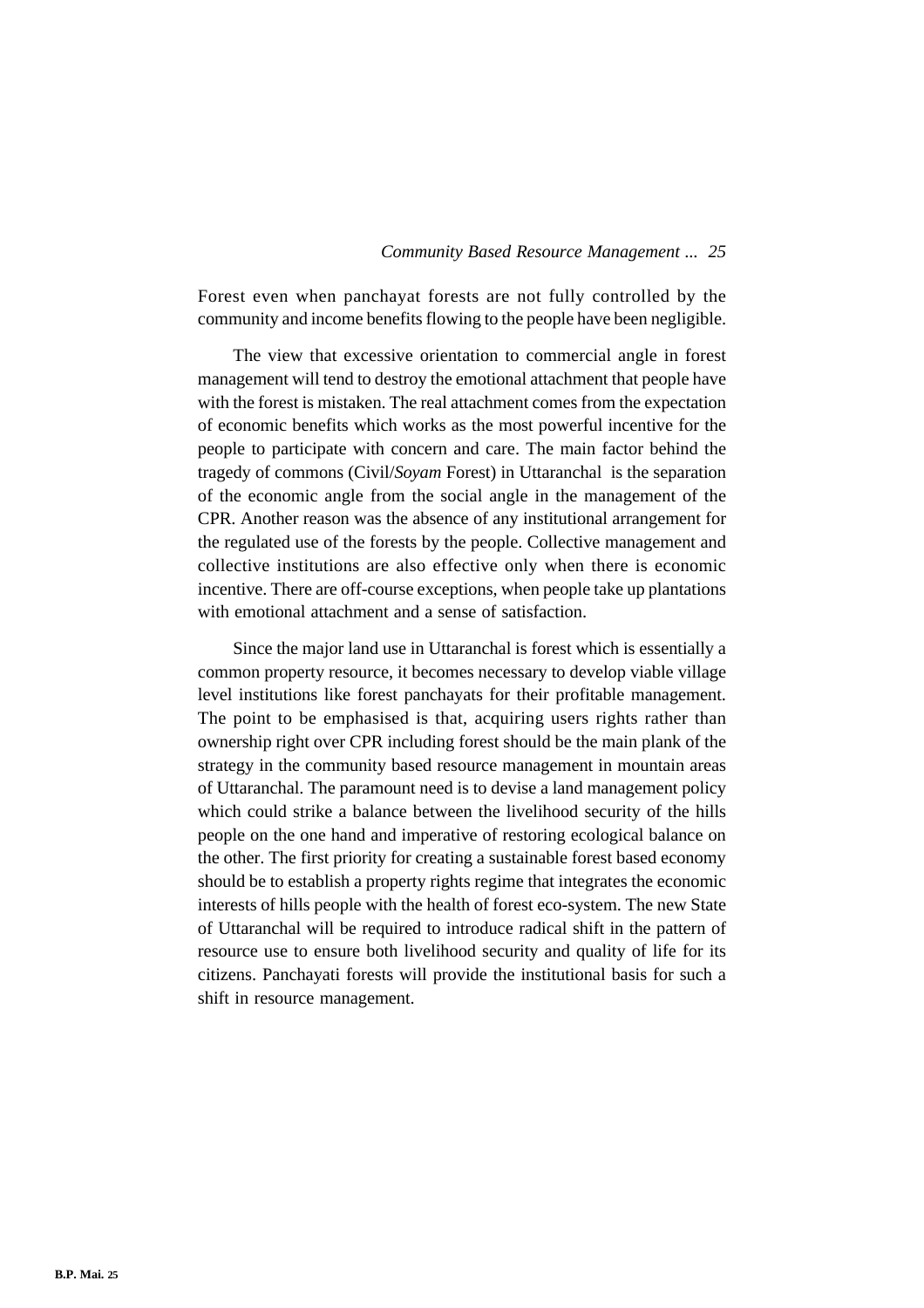Forest even when panchayat forests are not fully controlled by the community and income benefits flowing to the people have been negligible.

The view that excessive orientation to commercial angle in forest management will tend to destroy the emotional attachment that people have with the forest is mistaken. The real attachment comes from the expectation of economic benefits which works as the most powerful incentive for the people to participate with concern and care. The main factor behind the tragedy of commons (Civil/*Soyam* Forest) in Uttaranchal is the separation of the economic angle from the social angle in the management of the CPR. Another reason was the absence of any institutional arrangement for the regulated use of the forests by the people. Collective management and collective institutions are also effective only when there is economic incentive. There are off-course exceptions, when people take up plantations with emotional attachment and a sense of satisfaction.

Since the major land use in Uttaranchal is forest which is essentially a common property resource, it becomes necessary to develop viable village level institutions like forest panchayats for their profitable management. The point to be emphasised is that, acquiring users rights rather than ownership right over CPR including forest should be the main plank of the strategy in the community based resource management in mountain areas of Uttaranchal. The paramount need is to devise a land management policy which could strike a balance between the livelihood security of the hills people on the one hand and imperative of restoring ecological balance on the other. The first priority for creating a sustainable forest based economy should be to establish a property rights regime that integrates the economic interests of hills people with the health of forest eco-system. The new State of Uttaranchal will be required to introduce radical shift in the pattern of resource use to ensure both livelihood security and quality of life for its citizens. Panchayati forests will provide the institutional basis for such a shift in resource management.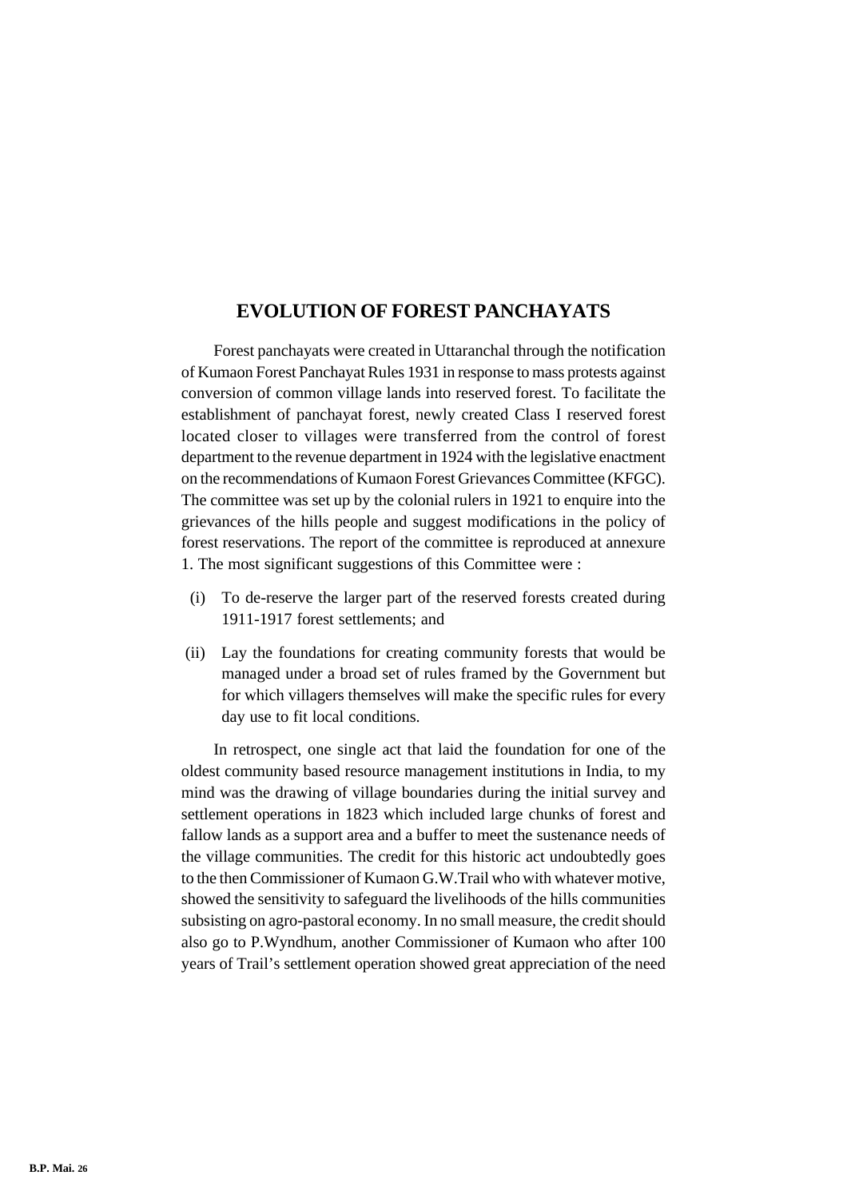## EVOLUTION OF FOREST PANCHAYATS

Forest panchayats were created in Uttaranchal through the notification of Kumaon Forest Panchayat Rules 1931 in response to mass protests against conversion of common village lands into reserved forest. To facilitate the establishment of panchayat forest, newly created Class I reserved forest located closer to villages were transferred from the control of forest department to the revenue department in 1924 with the legislative enactment on the recommendations of Kumaon Forest Grievances Committee (KFGC). The committee was set up by the colonial rulers in 1921 to enquire into the grievances of the hills people and suggest modifications in the policy of forest reservations. The report of the committee is reproduced at annexure 1. The most significant suggestions of this Committee were :

(i) To de-reserve the larger part of the reserved forests created during 1911-1917 forest settlements; and

(ii) Lay the foundations for creating community forests that would be managed under a broad set of rules framed by the Government but for which villagers themselves will make the specific rules for every day use to fit local conditions.

In retrospect, one single act that laid the foundation for one of the oldest community based resource management institutions in India, to my mind was the drawing of village boundaries during the initial survey and settlement operations in 1823 which included large chunks of forest and fallow lands as a support area and a buffer to meet the sustenance needs of the village communities. The credit for this historic act undoubtedly goes to the then Commissioner of Kumaon G.W.Trail who with whatever motive, showed the sensitivity to safeguard the livelihoods of the hills communities subsisting on agro-pastoral economy. In no small measure, the credit should also go to P.Wyndhum, another Commissioner of Kumaon who after 100 years of Trail's settlement operation showed great appreciation of the need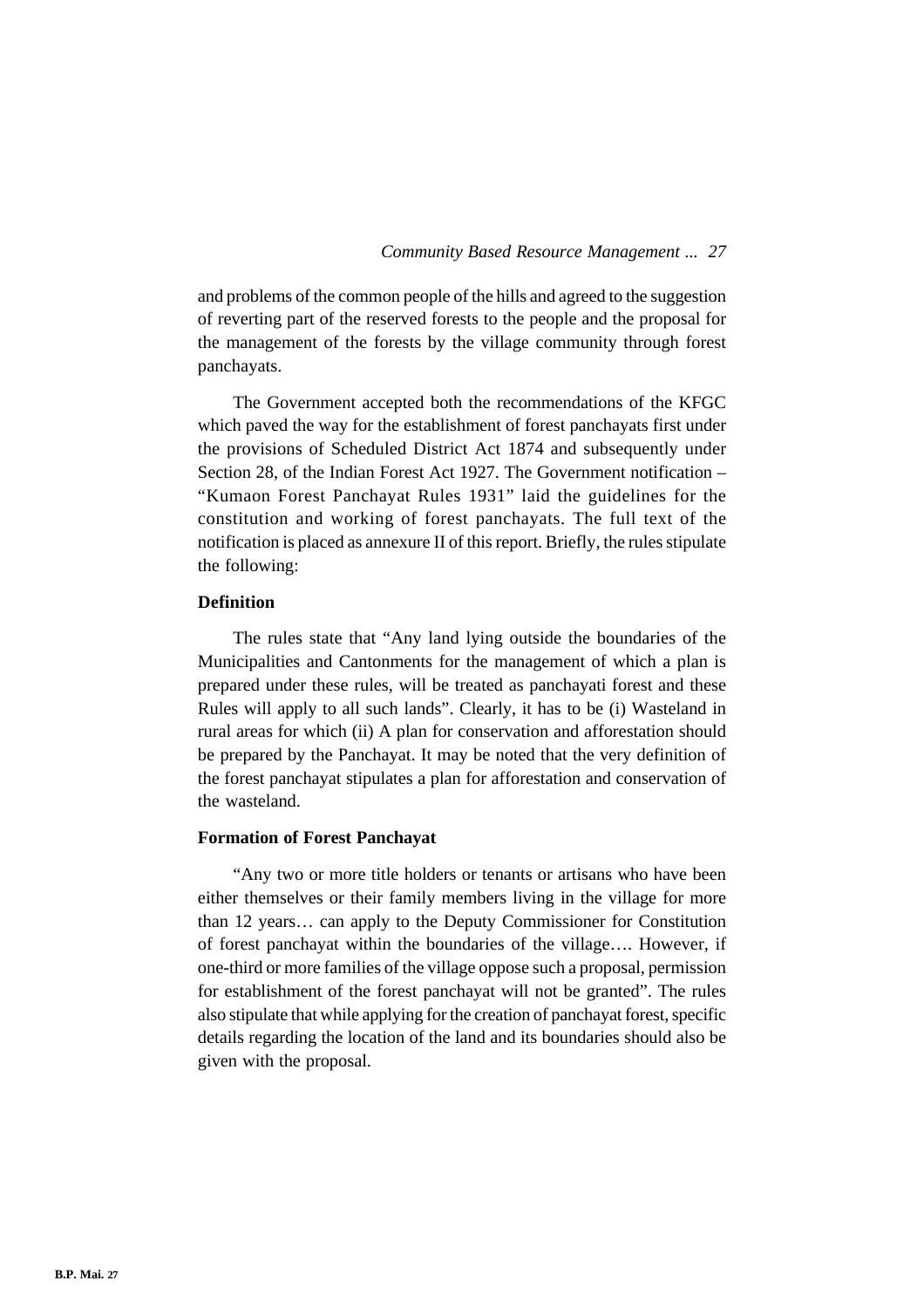and problems of the common people of the hills and agreed to the suggestion of reverting part of the reserved forests to the people and the proposal for the management of the forests by the village community through forest panchayats.

The Government accepted both the recommendations of the KFGC which paved the way for the establishment of forest panchayats first under the provisions of Scheduled District Act 1874 and subsequently under Section 28, of the Indian Forest Act 1927. The Government notification – "Kumaon Forest Panchayat Rules 1931" laid the guidelines for the constitution and working of forest panchayats. The full text of the notification is placed as annexure II of this report. Briefly, the rules stipulate the following:

**Definition**

The rules state that "Any land lying outside the boundaries of the Municipalities and Cantonments for the management of which a plan is prepared under these rules, will be treated as panchayati forest and these Rules will apply to all such lands". Clearly, it has to be (i) Wasteland in rural areas for which (ii) A plan for conservation and afforestation should be prepared by the Panchayat. It may be noted that the very definition of the forest panchayat stipulates a plan for afforestation and conservation of the wasteland.

**Formation of Forest Panchayat**

"Any two or more title holders or tenants or artisans who have been either themselves or their family members living in the village for more than 12 years… can apply to the Deputy Commissioner for Constitution of forest panchayat within the boundaries of the village…. However, if one-third or more families of the village oppose such a proposal, permission for establishment of the forest panchayat will not be granted". The rules also stipulate that while applying for the creation of panchayat forest, specific details regarding the location of the land and its boundaries should also be given with the proposal.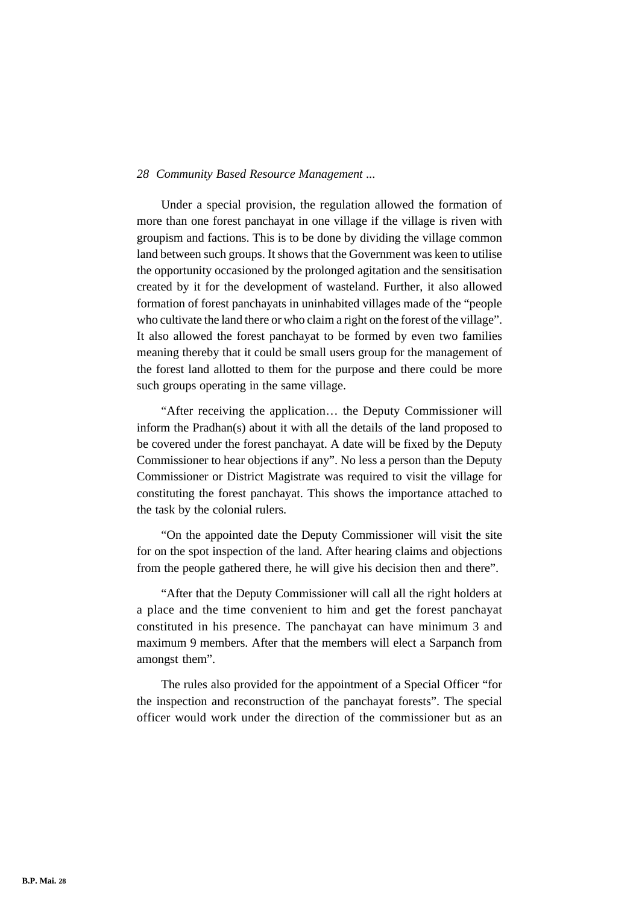Under a special provision, the regulation allowed the formation of more than one forest panchayat in one village if the village is riven with groupism and factions. This is to be done by dividing the village common land between such groups. It shows that the Government was keen to utilise the opportunity occasioned by the prolonged agitation and the sensitisation created by it for the development of wasteland. Further, it also allowed formation of forest panchayats in uninhabited villages made of the "people who cultivate the land there or who claim a right on the forest of the village". It also allowed the forest panchayat to be formed by even two families meaning thereby that it could be small users group for the management of the forest land allotted to them for the purpose and there could be more such groups operating in the same village.

"After receiving the application… the Deputy Commissioner will inform the Pradhan(s) about it with all the details of the land proposed to be covered under the forest panchayat. A date will be fixed by the Deputy Commissioner to hear objections if any". No less a person than the Deputy Commissioner or District Magistrate was required to visit the village for constituting the forest panchayat. This shows the importance attached to the task by the colonial rulers.

"On the appointed date the Deputy Commissioner will visit the site for on the spot inspection of the land. After hearing claims and objections from the people gathered there, he will give his decision then and there".

"After that the Deputy Commissioner will call all the right holders at a place and the time convenient to him and get the forest panchayat constituted in his presence. The panchayat can have minimum 3 and maximum 9 members. After that the members will elect a Sarpanch from amongst them".

The rules also provided for the appointment of a Special Officer "for the inspection and reconstruction of the panchayat forests". The special officer would work under the direction of the commissioner but as an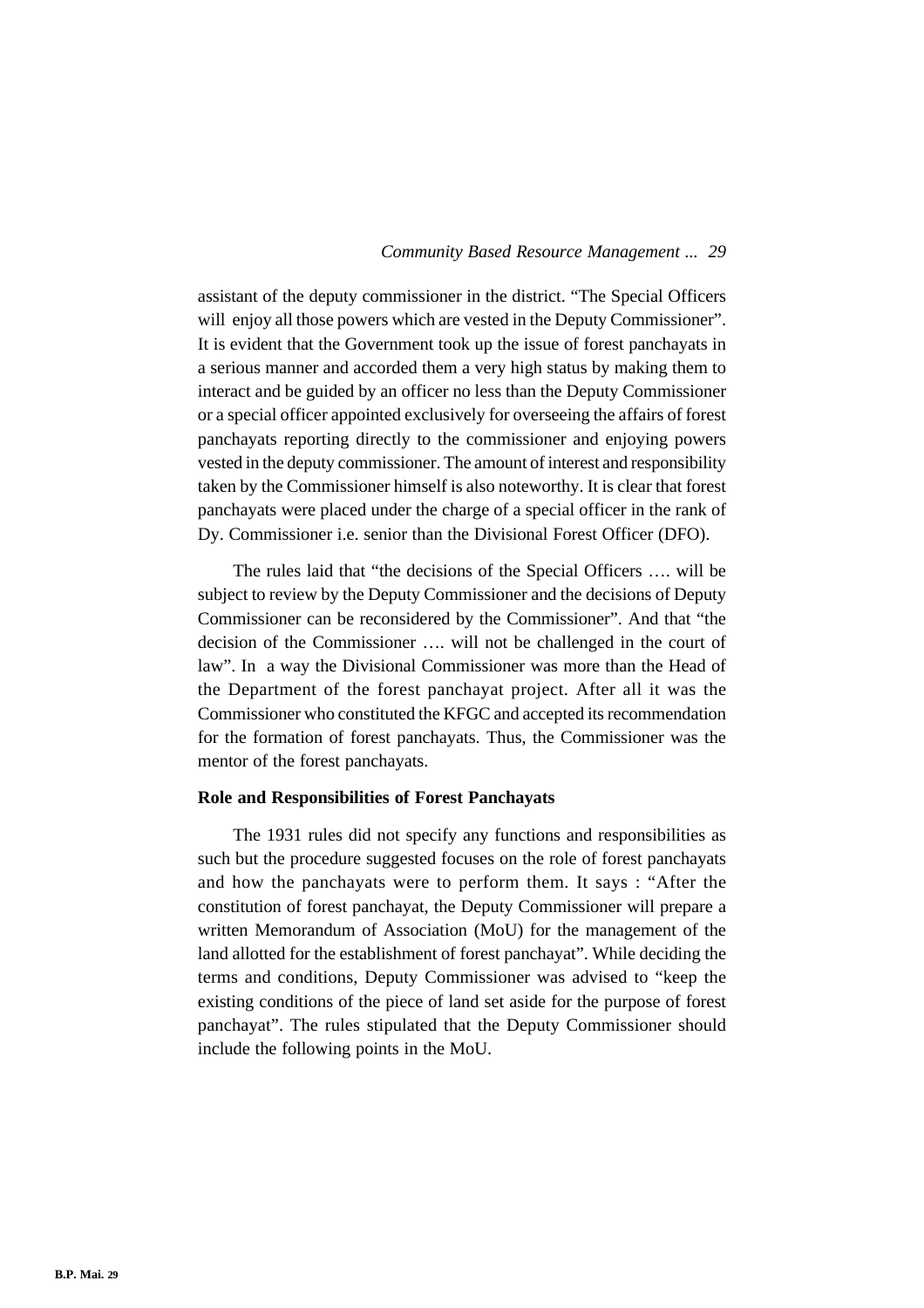assistant of the deputy commissioner in the district. "The Special Officers will enjoy all those powers which are vested in the Deputy Commissioner". It is evident that the Government took up the issue of forest panchayats in a serious manner and accorded them a very high status by making them to interact and be guided by an officer no less than the Deputy Commissioner or a special officer appointed exclusively for overseeing the affairs of forest panchayats reporting directly to the commissioner and enjoying powers vested in the deputy commissioner. The amount of interest and responsibility taken by the Commissioner himself is also noteworthy. It is clear that forest panchayats were placed under the charge of a special officer in the rank of Dy. Commissioner i.e. senior than the Divisional Forest Officer (DFO).

The rules laid that "the decisions of the Special Officers …. will be subject to review by the Deputy Commissioner and the decisions of Deputy Commissioner can be reconsidered by the Commissioner". And that "the decision of the Commissioner …. will not be challenged in the court of law". In a way the Divisional Commissioner was more than the Head of the Department of the forest panchayat project. After all it was the Commissioner who constituted the KFGC and accepted its recommendation for the formation of forest panchayats. Thus, the Commissioner was the mentor of the forest panchayats.

**Role and Responsibilities of Forest Panchayats**

The 1931 rules did not specify any functions and responsibilities as such but the procedure suggested focuses on the role of forest panchayats and how the panchayats were to perform them. It says : "After the constitution of forest panchayat, the Deputy Commissioner will prepare a written Memorandum of Association (MoU) for the management of the land allotted for the establishment of forest panchayat". While deciding the terms and conditions, Deputy Commissioner was advised to "keep the existing conditions of the piece of land set aside for the purpose of forest panchayat". The rules stipulated that the Deputy Commissioner should include the following points in the MoU.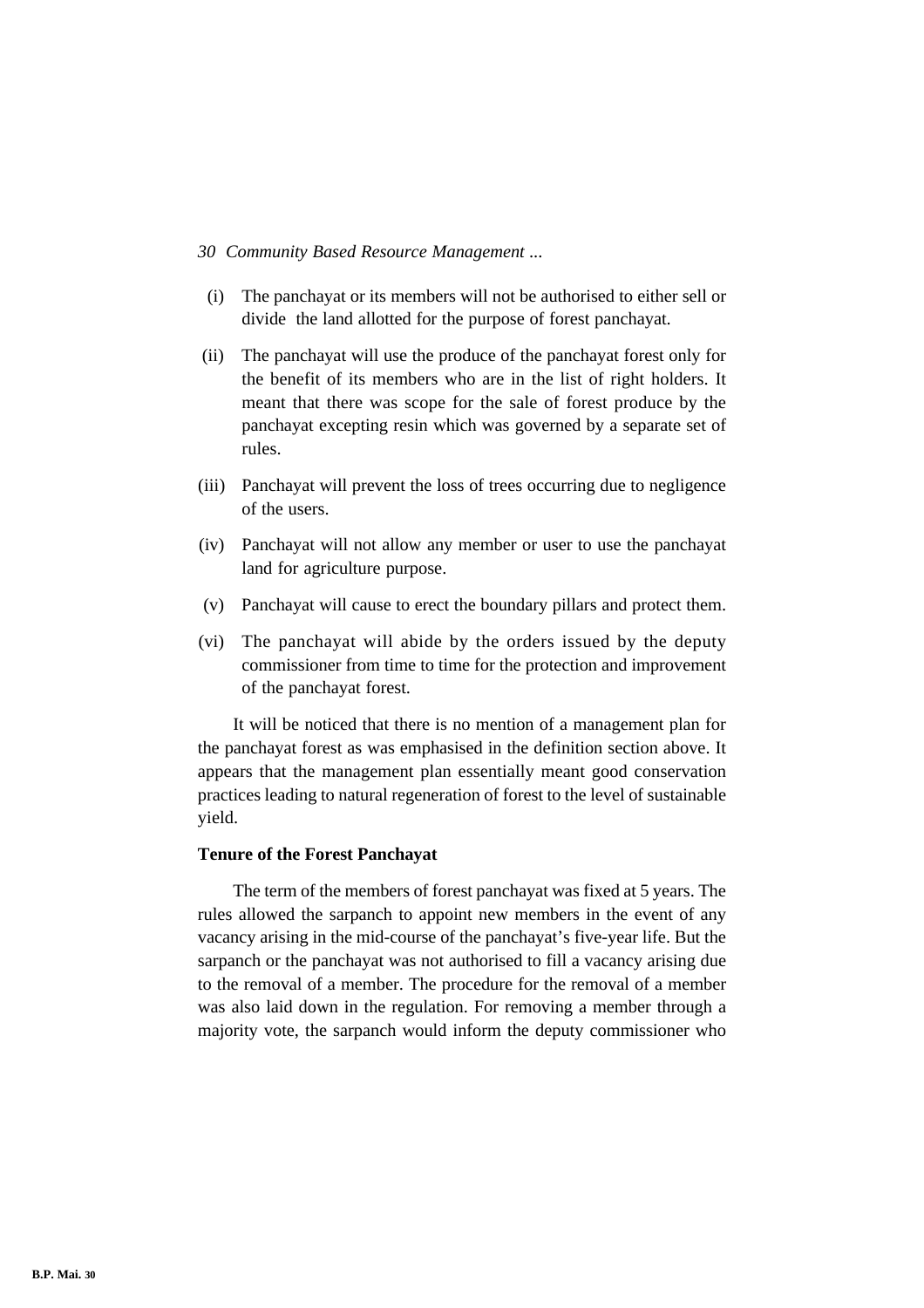(i) The panchayat or its members will not be authorised to either sell or divide the land allotted for the purpose of forest panchayat.

(ii) The panchayat will use the produce of the panchayat forest only for the benefit of its members who are in the list of right holders. It meant that there was scope for the sale of forest produce by the panchayat excepting resin which was governed by a separate set of rules.

(iii) Panchayat will prevent the loss of trees occurring due to negligence of the users.

(iv) Panchayat will not allow any member or user to use the panchayat land for agriculture purpose.

(v) Panchayat will cause to erect the boundary pillars and protect them.

(vi) The panchayat will abide by the orders issued by the deputy commissioner from time to time for the protection and improvement of the panchayat forest.

It will be noticed that there is no mention of a management plan for the panchayat forest as was emphasised in the definition section above. It appears that the management plan essentially meant good conservation practices leading to natural regeneration of forest to the level of sustainable yield.

**Tenure of the Forest Panchayat**

The term of the members of forest panchayat was fixed at 5 years. The rules allowed the sarpanch to appoint new members in the event of any vacancy arising in the mid-course of the panchayat's five-year life. But the sarpanch or the panchayat was not authorised to fill a vacancy arising due to the removal of a member. The procedure for the removal of a member was also laid down in the regulation. For removing a member through a majority vote, the sarpanch would inform the deputy commissioner who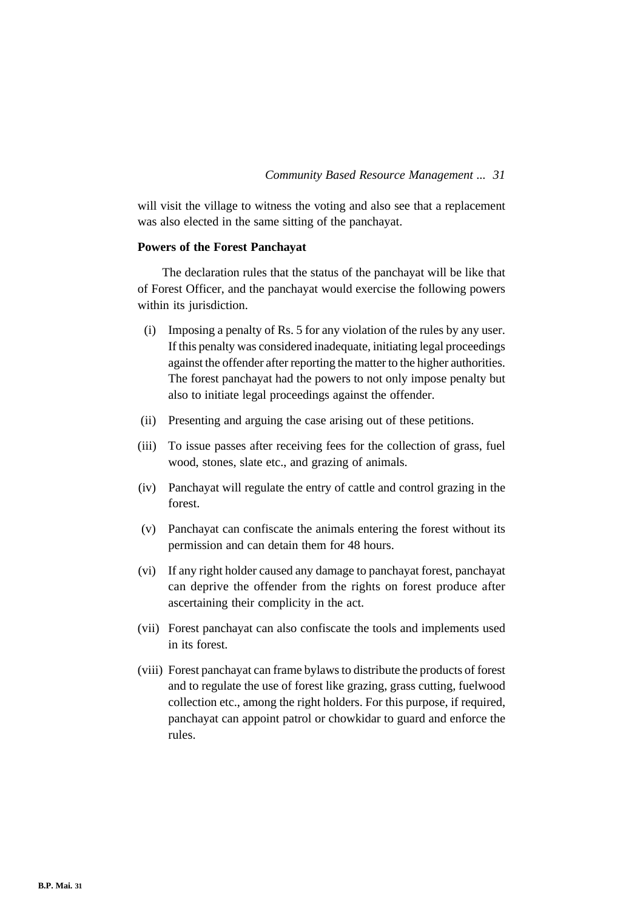will visit the village to witness the voting and also see that a replacement was also elected in the same sitting of the panchayat.

**Powers of the Forest Panchayat**

The declaration rules that the status of the panchayat will be like that of Forest Officer, and the panchayat would exercise the following powers within its jurisdiction.

(i) Imposing a penalty of Rs. 5 for any violation of the rules by any user. If this penalty was considered inadequate, initiating legal proceedings against the offender after reporting the matter to the higher authorities. The forest panchayat had the powers to not only impose penalty but also to initiate legal proceedings against the offender.

(ii) Presenting and arguing the case arising out of these petitions.

(iii) To issue passes after receiving fees for the collection of grass, fuel wood, stones, slate etc., and grazing of animals.

(iv) Panchayat will regulate the entry of cattle and control grazing in the forest.

(v) Panchayat can confiscate the animals entering the forest without its permission and can detain them for 48 hours.

(vi) If any right holder caused any damage to panchayat forest, panchayat can deprive the offender from the rights on forest produce after ascertaining their complicity in the act.

(vii) Forest panchayat can also confiscate the tools and implements used in its forest.

(viii) Forest panchayat can frame bylaws to distribute the products of forest and to regulate the use of forest like grazing, grass cutting, fuelwood collection etc., among the right holders. For this purpose, if required, panchayat can appoint patrol or chowkidar to guard and enforce the rules.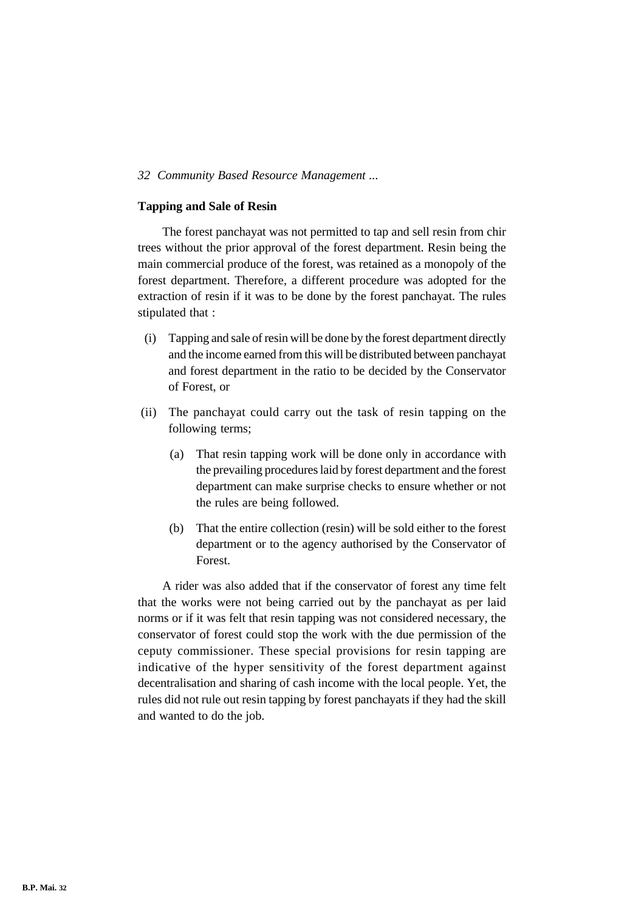## Tapping and Sale of Resin

The forest panchayat was not permitted to tap and sell resin from chir trees without the prior approval of the forest department. Resin being the main commercial produce of the forest, was retained as a monopoly of the forest department. Therefore, a different procedure was adopted for the extraction of resin if it was to be done by the forest panchayat. The rules stipulated that :

(i) Tapping and sale of resin will be done by the forest department directly and the income earned from this will be distributed between panchayat and forest department in the ratio to be decided by the Conservator of Forest, or

(ii) The panchayat could carry out the task of resin tapping on the following terms;

  (a) That resin tapping work will be done only in accordance with the prevailing procedures laid by forest department and the forest department can make surprise checks to ensure whether or not the rules are being followed.

  (b) That the entire collection (resin) will be sold either to the forest department or to the agency authorised by the Conservator of Forest.

A rider was also added that if the conservator of forest any time felt that the works were not being carried out by the panchayat as per laid norms or if it was felt that resin tapping was not considered necessary, the conservator of forest could stop the work with the due permission of the ceputy commissioner. These special provisions for resin tapping are indicative of the hyper sensitivity of the forest department against decentralisation and sharing of cash income with the local people. Yet, the rules did not rule out resin tapping by forest panchayats if they had the skill and wanted to do the job.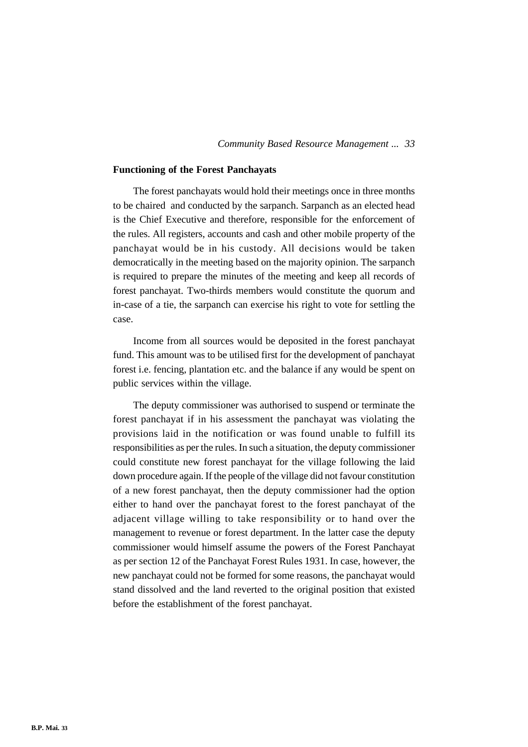## Functioning of the Forest Panchayats

The forest panchayats would hold their meetings once in three months to be chaired and conducted by the sarpanch. Sarpanch as an elected head is the Chief Executive and therefore, responsible for the enforcement of the rules. All registers, accounts and cash and other mobile property of the panchayat would be in his custody. All decisions would be taken democratically in the meeting based on the majority opinion. The sarpanch is required to prepare the minutes of the meeting and keep all records of forest panchayat. Two-thirds members would constitute the quorum and in-case of a tie, the sarpanch can exercise his right to vote for settling the case.

Income from all sources would be deposited in the forest panchayat fund. This amount was to be utilised first for the development of panchayat forest i.e. fencing, plantation etc. and the balance if any would be spent on public services within the village.

The deputy commissioner was authorised to suspend or terminate the forest panchayat if in his assessment the panchayat was violating the provisions laid in the notification or was found unable to fulfill its responsibilities as per the rules. In such a situation, the deputy commissioner could constitute new forest panchayat for the village following the laid down procedure again. If the people of the village did not favour constitution of a new forest panchayat, then the deputy commissioner had the option either to hand over the panchayat forest to the forest panchayat of the adjacent village willing to take responsibility or to hand over the management to revenue or forest department. In the latter case the deputy commissioner would himself assume the powers of the Forest Panchayat as per section 12 of the Panchayat Forest Rules 1931. In case, however, the new panchayat could not be formed for some reasons, the panchayat would stand dissolved and the land reverted to the original position that existed before the establishment of the forest panchayat.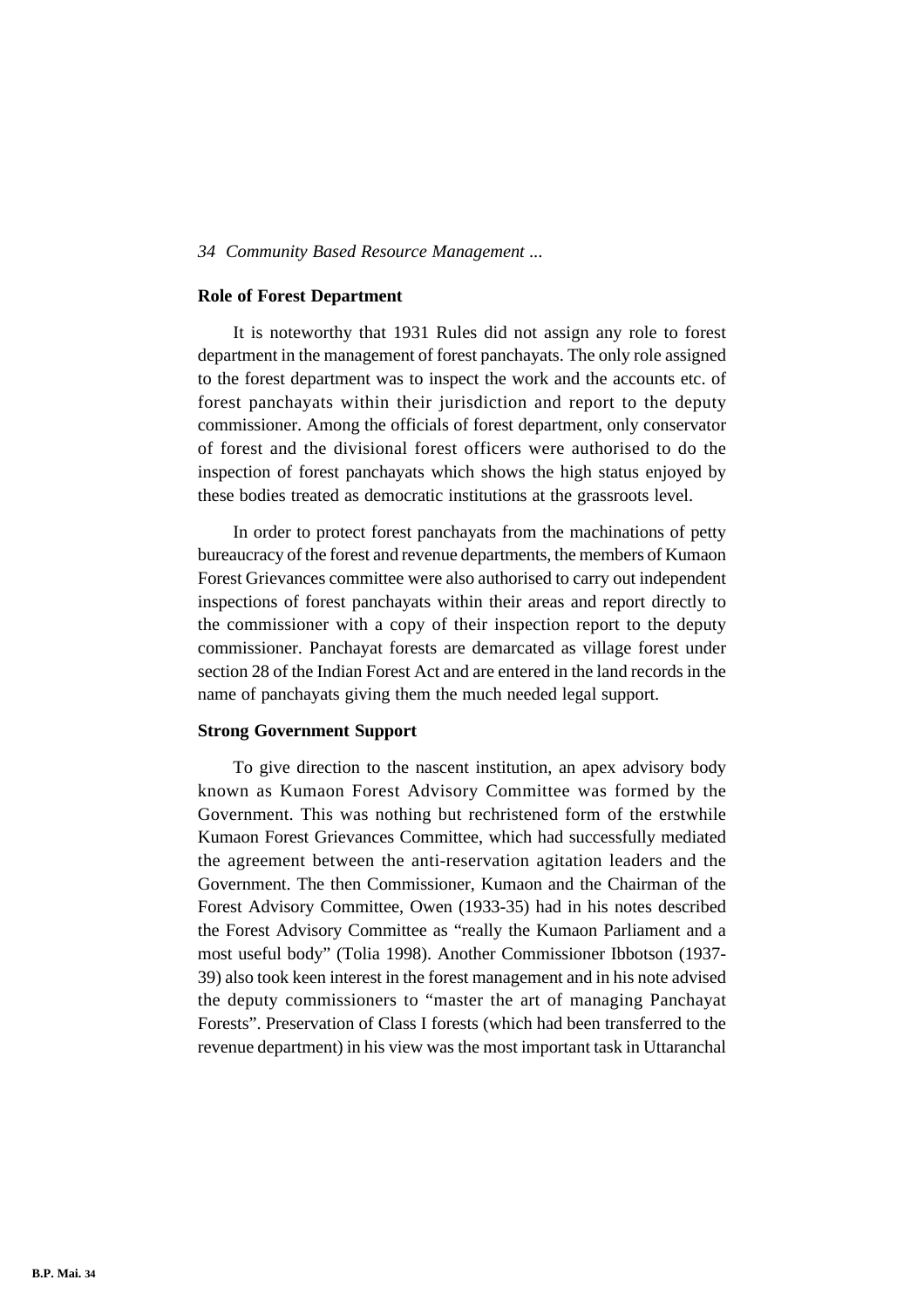## Role of Forest Department

It is noteworthy that 1931 Rules did not assign any role to forest department in the management of forest panchayats. The only role assigned to the forest department was to inspect the work and the accounts etc. of forest panchayats within their jurisdiction and report to the deputy commissioner. Among the officials of forest department, only conservator of forest and the divisional forest officers were authorised to do the inspection of forest panchayats which shows the high status enjoyed by these bodies treated as democratic institutions at the grassroots level.

In order to protect forest panchayats from the machinations of petty bureaucracy of the forest and revenue departments, the members of Kumaon Forest Grievances committee were also authorised to carry out independent inspections of forest panchayats within their areas and report directly to the commissioner with a copy of their inspection report to the deputy commissioner. Panchayat forests are demarcated as village forest under section 28 of the Indian Forest Act and are entered in the land records in the name of panchayats giving them the much needed legal support.

## Strong Government Support

To give direction to the nascent institution, an apex advisory body known as Kumaon Forest Advisory Committee was formed by the Government. This was nothing but rechristened form of the erstwhile Kumaon Forest Grievances Committee, which had successfully mediated the agreement between the anti-reservation agitation leaders and the Government. The then Commissioner, Kumaon and the Chairman of the Forest Advisory Committee, Owen (1933-35) had in his notes described the Forest Advisory Committee as "really the Kumaon Parliament and a most useful body" (Tolia 1998). Another Commissioner Ibbotson (1937-39) also took keen interest in the forest management and in his note advised the deputy commissioners to "master the art of managing Panchayat Forests". Preservation of Class I forests (which had been transferred to the revenue department) in his view was the most important task in Uttaranchal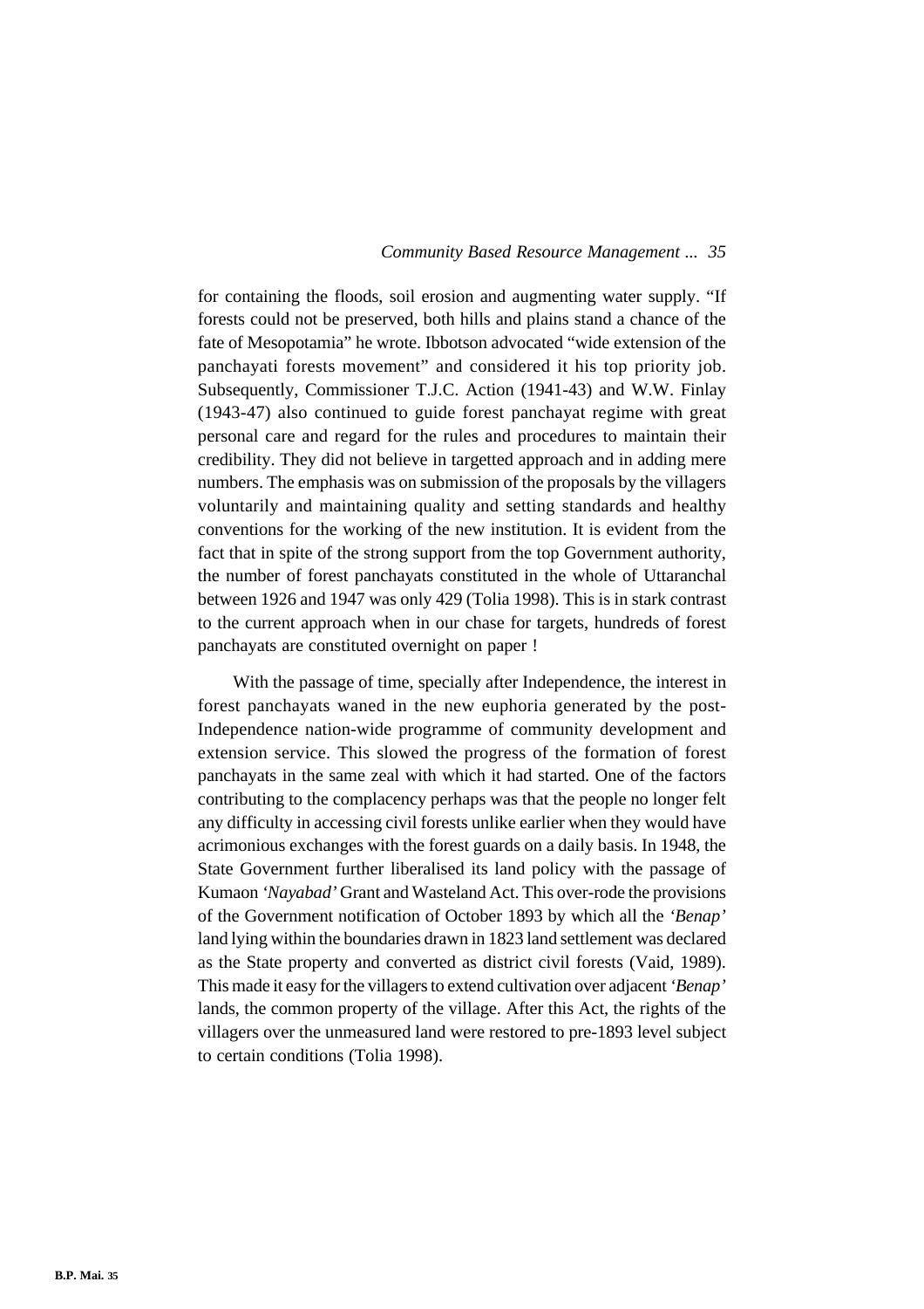for containing the floods, soil erosion and augmenting water supply. "If forests could not be preserved, both hills and plains stand a chance of the fate of Mesopotamia" he wrote. Ibbotson advocated "wide extension of the panchayati forests movement" and considered it his top priority job. Subsequently, Commissioner T.J.C. Action (1941-43) and W.W. Finlay (1943-47) also continued to guide forest panchayat regime with great personal care and regard for the rules and procedures to maintain their credibility. They did not believe in targetted approach and in adding mere numbers. The emphasis was on submission of the proposals by the villagers voluntarily and maintaining quality and setting standards and healthy conventions for the working of the new institution. It is evident from the fact that in spite of the strong support from the top Government authority, the number of forest panchayats constituted in the whole of Uttaranchal between 1926 and 1947 was only 429 (Tolia 1998). This is in stark contrast to the current approach when in our chase for targets, hundreds of forest panchayats are constituted overnight on paper !

With the passage of time, specially after Independence, the interest in forest panchayats waned in the new euphoria generated by the post-Independence nation-wide programme of community development and extension service. This slowed the progress of the formation of forest panchayats in the same zeal with which it had started. One of the factors contributing to the complacency perhaps was that the people no longer felt any difficulty in accessing civil forests unlike earlier when they would have acrimonious exchanges with the forest guards on a daily basis. In 1948, the State Government further liberalised its land policy with the passage of Kumaon *'Nayabad'* Grant and Wasteland Act. This over-rode the provisions of the Government notification of October 1893 by which all the *'Benap'* land lying within the boundaries drawn in 1823 land settlement was declared as the State property and converted as district civil forests (Vaid, 1989). This made it easy for the villagers to extend cultivation over adjacent *'Benap'* lands, the common property of the village. After this Act, the rights of the villagers over the unmeasured land were restored to pre-1893 level subject to certain conditions (Tolia 1998).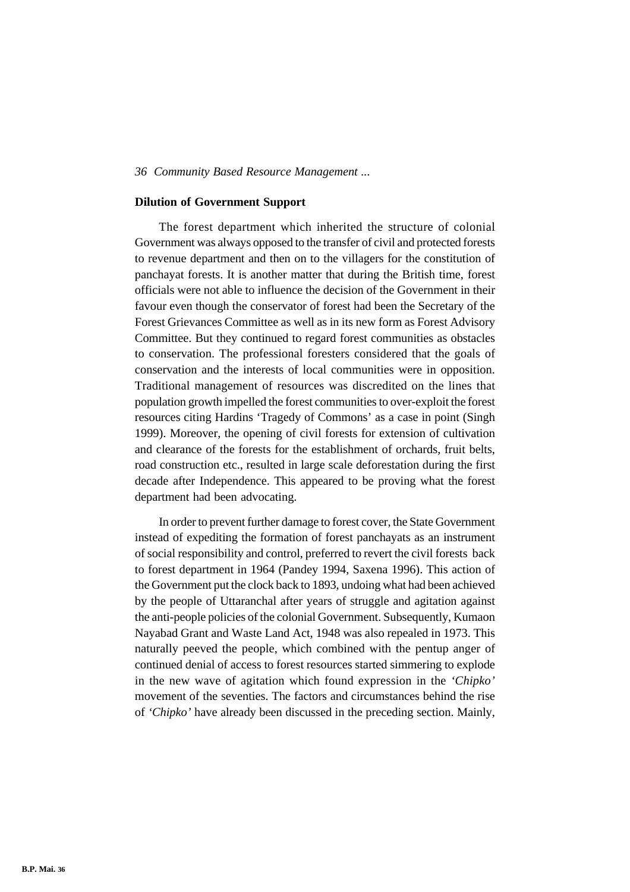**Dilution of Government Support**

The forest department which inherited the structure of colonial Government was always opposed to the transfer of civil and protected forests to revenue department and then on to the villagers for the constitution of panchayat forests. It is another matter that during the British time, forest officials were not able to influence the decision of the Government in their favour even though the conservator of forest had been the Secretary of the Forest Grievances Committee as well as in its new form as Forest Advisory Committee. But they continued to regard forest communities as obstacles to conservation. The professional foresters considered that the goals of conservation and the interests of local communities were in opposition. Traditional management of resources was discredited on the lines that population growth impelled the forest communities to over-exploit the forest resources citing Hardins 'Tragedy of Commons' as a case in point (Singh 1999). Moreover, the opening of civil forests for extension of cultivation and clearance of the forests for the establishment of orchards, fruit belts, road construction etc., resulted in large scale deforestation during the first decade after Independence. This appeared to be proving what the forest department had been advocating.

In order to prevent further damage to forest cover, the State Government instead of expediting the formation of forest panchayats as an instrument of social responsibility and control, preferred to revert the civil forests back to forest department in 1964 (Pandey 1994, Saxena 1996). This action of the Government put the clock back to 1893, undoing what had been achieved by the people of Uttaranchal after years of struggle and agitation against the anti-people policies of the colonial Government. Subsequently, Kumaon Nayabad Grant and Waste Land Act, 1948 was also repealed in 1973. This naturally peeved the people, which combined with the pentup anger of continued denial of access to forest resources started simmering to explode in the new wave of agitation which found expression in the *'Chipko'* movement of the seventies. The factors and circumstances behind the rise of *'Chipko'* have already been discussed in the preceding section. Mainly,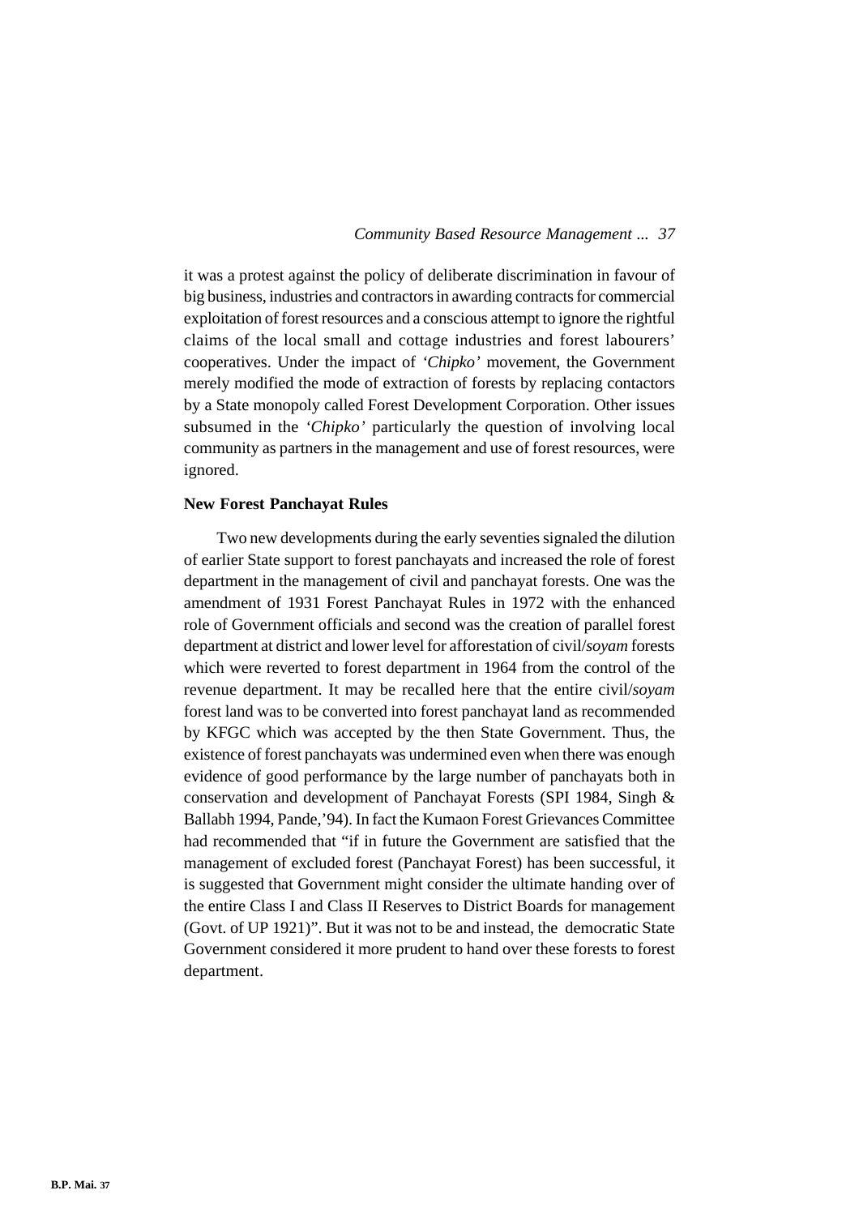it was a protest against the policy of deliberate discrimination in favour of big business, industries and contractors in awarding contracts for commercial exploitation of forest resources and a conscious attempt to ignore the rightful claims of the local small and cottage industries and forest labourers' cooperatives. Under the impact of *'Chipko'* movement, the Government merely modified the mode of extraction of forests by replacing contactors by a State monopoly called Forest Development Corporation. Other issues subsumed in the *'Chipko'* particularly the question of involving local community as partners in the management and use of forest resources, were ignored.

**New Forest Panchayat Rules**

Two new developments during the early seventies signaled the dilution of earlier State support to forest panchayats and increased the role of forest department in the management of civil and panchayat forests. One was the amendment of 1931 Forest Panchayat Rules in 1972 with the enhanced role of Government officials and second was the creation of parallel forest department at district and lower level for afforestation of civil/*soyam* forests which were reverted to forest department in 1964 from the control of the revenue department. It may be recalled here that the entire civil/*soyam* forest land was to be converted into forest panchayat land as recommended by KFGC which was accepted by the then State Government. Thus, the existence of forest panchayats was undermined even when there was enough evidence of good performance by the large number of panchayats both in conservation and development of Panchayat Forests (SPI 1984, Singh & Ballabh 1994, Pande,'94). In fact the Kumaon Forest Grievances Committee had recommended that "if in future the Government are satisfied that the management of excluded forest (Panchayat Forest) has been successful, it is suggested that Government might consider the ultimate handing over of the entire Class I and Class II Reserves to District Boards for management (Govt. of UP 1921)". But it was not to be and instead, the democratic State Government considered it more prudent to hand over these forests to forest department.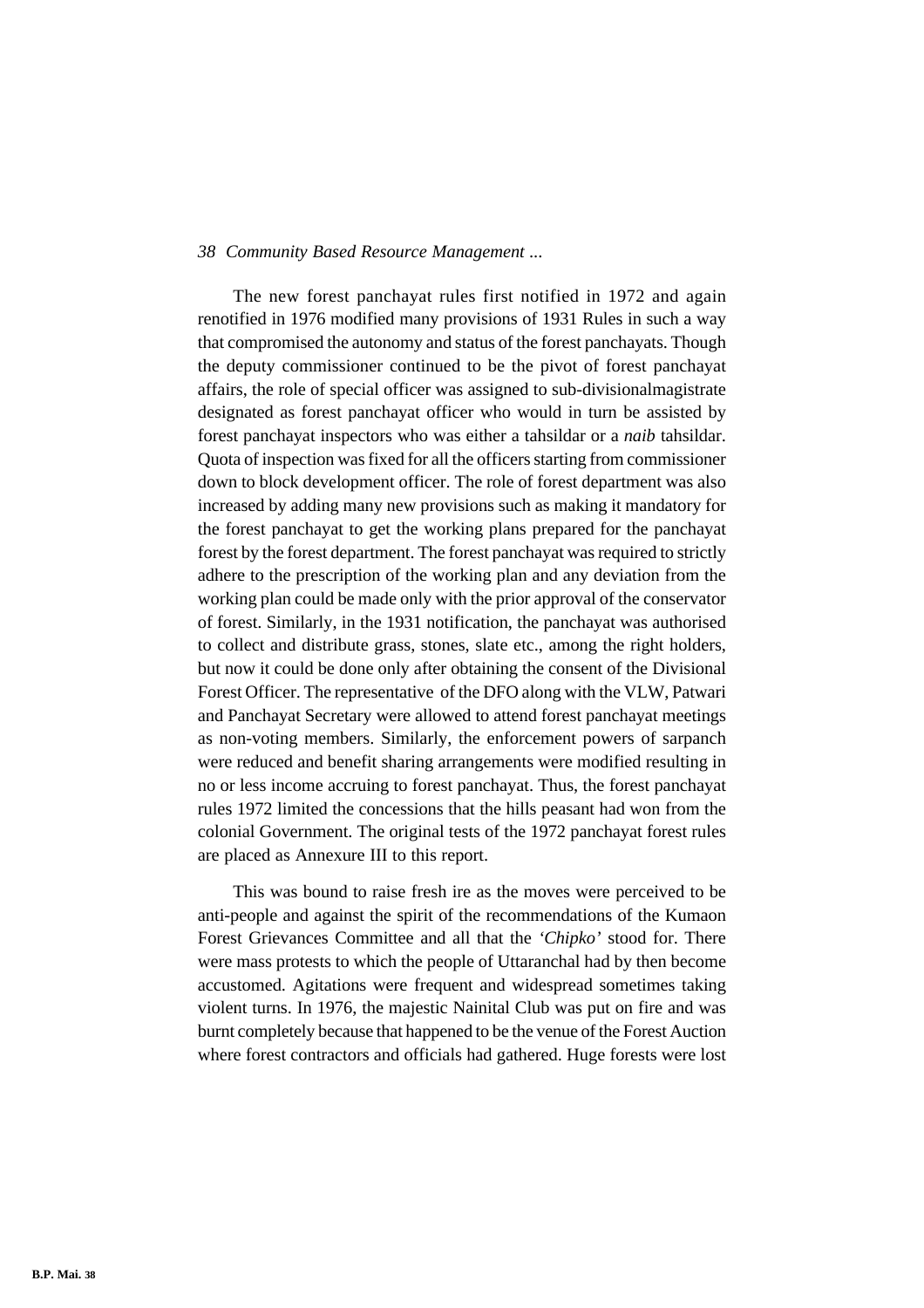The new forest panchayat rules first notified in 1972 and again renotified in 1976 modified many provisions of 1931 Rules in such a way that compromised the autonomy and status of the forest panchayats. Though the deputy commissioner continued to be the pivot of forest panchayat affairs, the role of special officer was assigned to sub-divisionalmagistrate designated as forest panchayat officer who would in turn be assisted by forest panchayat inspectors who was either a tahsildar or a *naib* tahsildar. Quota of inspection was fixed for all the officers starting from commissioner down to block development officer. The role of forest department was also increased by adding many new provisions such as making it mandatory for the forest panchayat to get the working plans prepared for the panchayat forest by the forest department. The forest panchayat was required to strictly adhere to the prescription of the working plan and any deviation from the working plan could be made only with the prior approval of the conservator of forest. Similarly, in the 1931 notification, the panchayat was authorised to collect and distribute grass, stones, slate etc., among the right holders, but now it could be done only after obtaining the consent of the Divisional Forest Officer. The representative of the DFO along with the VLW, Patwari and Panchayat Secretary were allowed to attend forest panchayat meetings as non-voting members. Similarly, the enforcement powers of sarpanch were reduced and benefit sharing arrangements were modified resulting in no or less income accruing to forest panchayat. Thus, the forest panchayat rules 1972 limited the concessions that the hills peasant had won from the colonial Government. The original tests of the 1972 panchayat forest rules are placed as Annexure III to this report.

This was bound to raise fresh ire as the moves were perceived to be anti-people and against the spirit of the recommendations of the Kumaon Forest Grievances Committee and all that the *'Chipko'* stood for. There were mass protests to which the people of Uttaranchal had by then become accustomed. Agitations were frequent and widespread sometimes taking violent turns. In 1976, the majestic Nainital Club was put on fire and was burnt completely because that happened to be the venue of the Forest Auction where forest contractors and officials had gathered. Huge forests were lost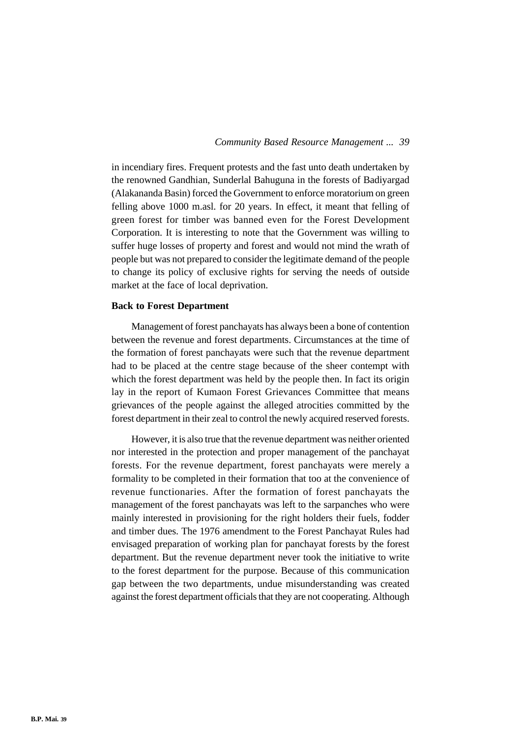in incendiary fires. Frequent protests and the fast unto death undertaken by the renowned Gandhian, Sunderlal Bahuguna in the forests of Badiyargad (Alakananda Basin) forced the Government to enforce moratorium on green felling above 1000 m.asl. for 20 years. In effect, it meant that felling of green forest for timber was banned even for the Forest Development Corporation. It is interesting to note that the Government was willing to suffer huge losses of property and forest and would not mind the wrath of people but was not prepared to consider the legitimate demand of the people to change its policy of exclusive rights for serving the needs of outside market at the face of local deprivation.

**Back to Forest Department**

Management of forest panchayats has always been a bone of contention between the revenue and forest departments. Circumstances at the time of the formation of forest panchayats were such that the revenue department had to be placed at the centre stage because of the sheer contempt with which the forest department was held by the people then. In fact its origin lay in the report of Kumaon Forest Grievances Committee that means grievances of the people against the alleged atrocities committed by the forest department in their zeal to control the newly acquired reserved forests.

However, it is also true that the revenue department was neither oriented nor interested in the protection and proper management of the panchayat forests. For the revenue department, forest panchayats were merely a formality to be completed in their formation that too at the convenience of revenue functionaries. After the formation of forest panchayats the management of the forest panchayats was left to the sarpanches who were mainly interested in provisioning for the right holders their fuels, fodder and timber dues. The 1976 amendment to the Forest Panchayat Rules had envisaged preparation of working plan for panchayat forests by the forest department. But the revenue department never took the initiative to write to the forest department for the purpose. Because of this communication gap between the two departments, undue misunderstanding was created against the forest department officials that they are not cooperating. Although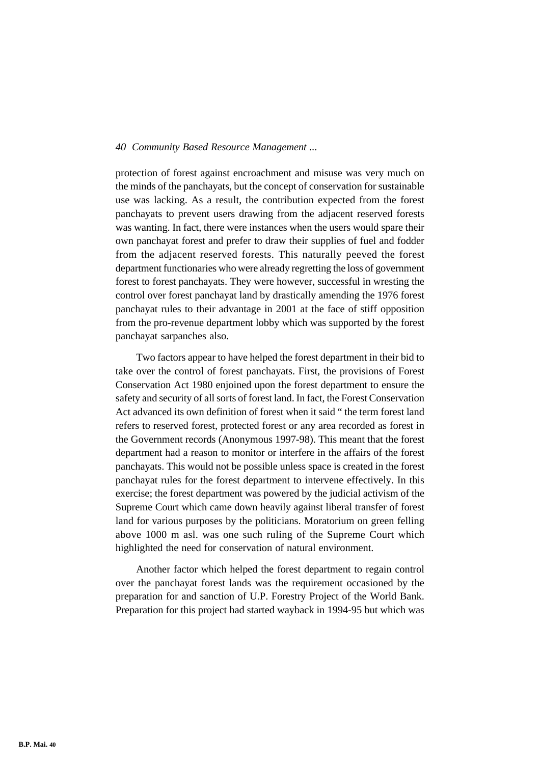protection of forest against encroachment and misuse was very much on the minds of the panchayats, but the concept of conservation for sustainable use was lacking. As a result, the contribution expected from the forest panchayats to prevent users drawing from the adjacent reserved forests was wanting. In fact, there were instances when the users would spare their own panchayat forest and prefer to draw their supplies of fuel and fodder from the adjacent reserved forests. This naturally peeved the forest department functionaries who were already regretting the loss of government forest to forest panchayats. They were however, successful in wresting the control over forest panchayat land by drastically amending the 1976 forest panchayat rules to their advantage in 2001 at the face of stiff opposition from the pro-revenue department lobby which was supported by the forest panchayat sarpanches also.

Two factors appear to have helped the forest department in their bid to take over the control of forest panchayats. First, the provisions of Forest Conservation Act 1980 enjoined upon the forest department to ensure the safety and security of all sorts of forest land. In fact, the Forest Conservation Act advanced its own definition of forest when it said " the term forest land refers to reserved forest, protected forest or any area recorded as forest in the Government records (Anonymous 1997-98). This meant that the forest department had a reason to monitor or interfere in the affairs of the forest panchayats. This would not be possible unless space is created in the forest panchayat rules for the forest department to intervene effectively. In this exercise; the forest department was powered by the judicial activism of the Supreme Court which came down heavily against liberal transfer of forest land for various purposes by the politicians. Moratorium on green felling above 1000 m asl. was one such ruling of the Supreme Court which highlighted the need for conservation of natural environment.

Another factor which helped the forest department to regain control over the panchayat forest lands was the requirement occasioned by the preparation for and sanction of U.P. Forestry Project of the World Bank. Preparation for this project had started wayback in 1994-95 but which was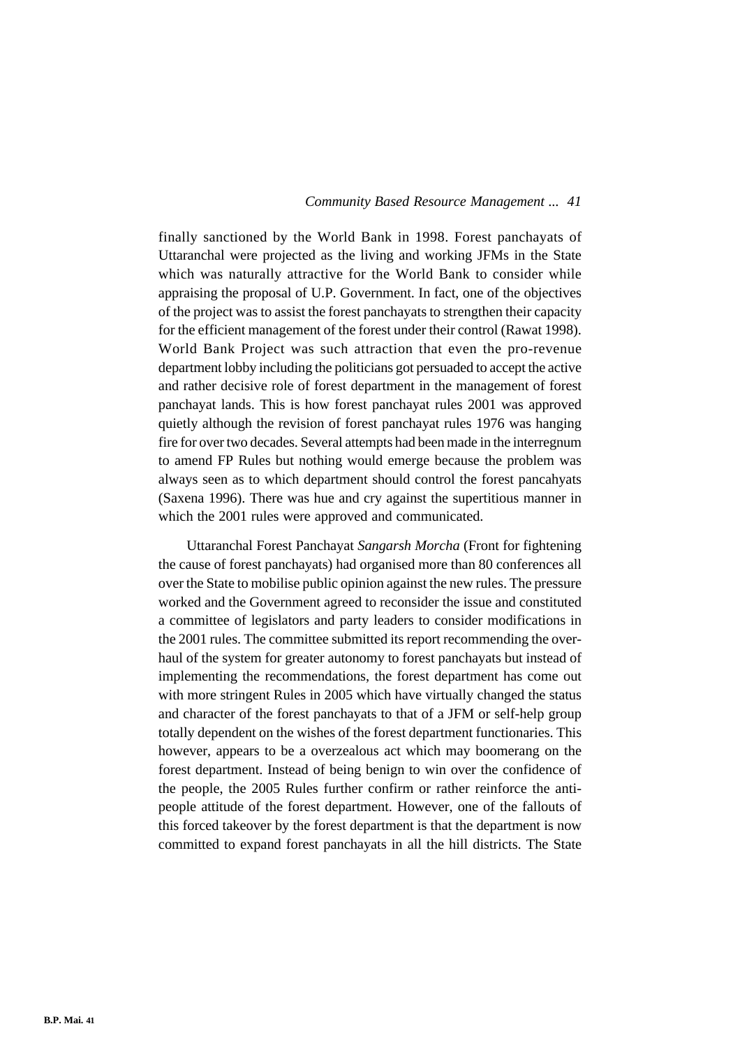finally sanctioned by the World Bank in 1998. Forest panchayats of Uttaranchal were projected as the living and working JFMs in the State which was naturally attractive for the World Bank to consider while appraising the proposal of U.P. Government. In fact, one of the objectives of the project was to assist the forest panchayats to strengthen their capacity for the efficient management of the forest under their control (Rawat 1998). World Bank Project was such attraction that even the pro-revenue department lobby including the politicians got persuaded to accept the active and rather decisive role of forest department in the management of forest panchayat lands. This is how forest panchayat rules 2001 was approved quietly although the revision of forest panchayat rules 1976 was hanging fire for over two decades. Several attempts had been made in the interregnum to amend FP Rules but nothing would emerge because the problem was always seen as to which department should control the forest pancahyats (Saxena 1996). There was hue and cry against the supertitious manner in which the 2001 rules were approved and communicated.

Uttaranchal Forest Panchayat *Sangarsh Morcha* (Front for fightening the cause of forest panchayats) had organised more than 80 conferences all over the State to mobilise public opinion against the new rules. The pressure worked and the Government agreed to reconsider the issue and constituted a committee of legislators and party leaders to consider modifications in the 2001 rules. The committee submitted its report recommending the overhaul of the system for greater autonomy to forest panchayats but instead of implementing the recommendations, the forest department has come out with more stringent Rules in 2005 which have virtually changed the status and character of the forest panchayats to that of a JFM or self-help group totally dependent on the wishes of the forest department functionaries. This however, appears to be a overzealous act which may boomerang on the forest department. Instead of being benign to win over the confidence of the people, the 2005 Rules further confirm or rather reinforce the anti-people attitude of the forest department. However, one of the fallouts of this forced takeover by the forest department is that the department is now committed to expand forest panchayats in all the hill districts. The State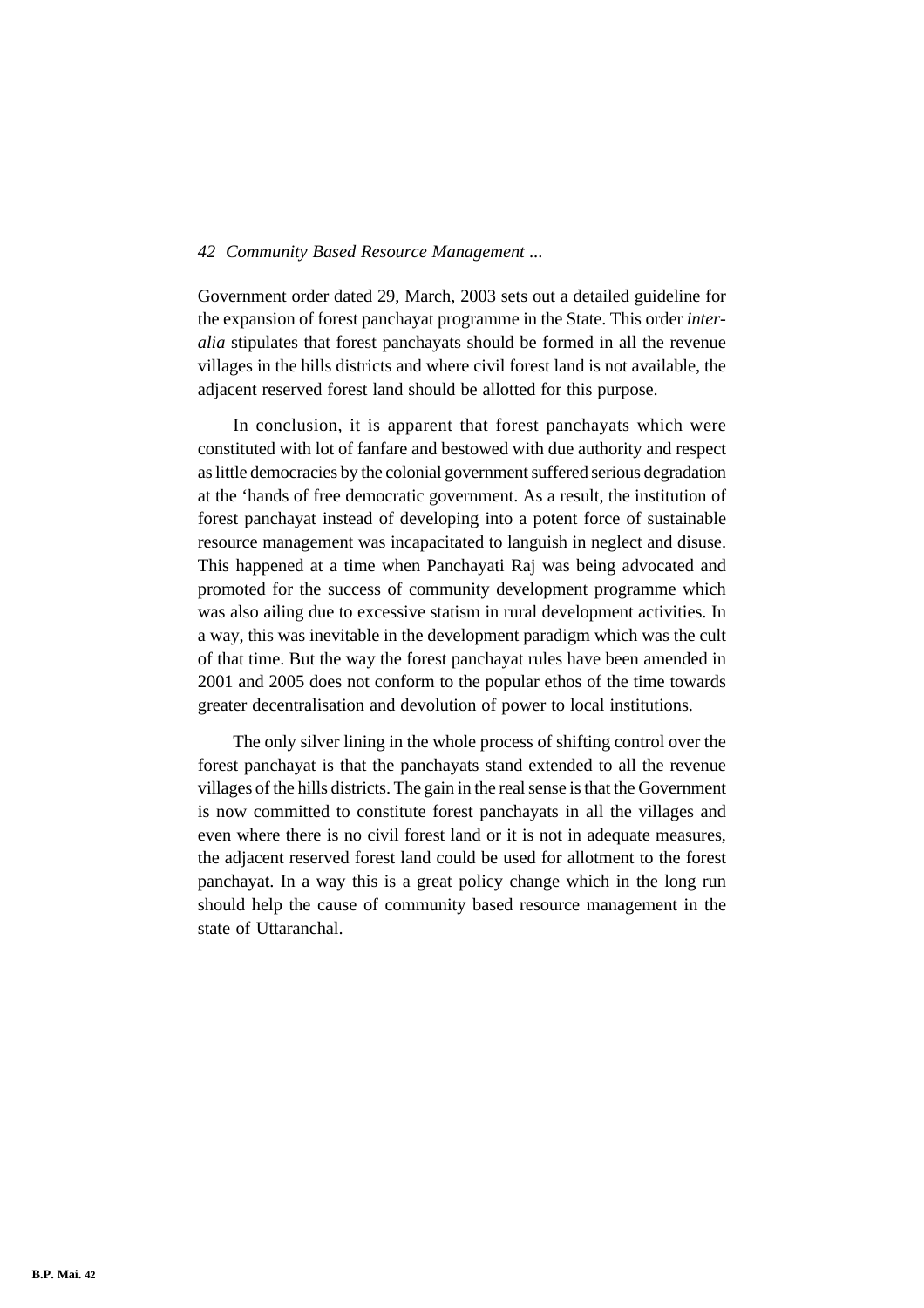Government order dated 29, March, 2003 sets out a detailed guideline for the expansion of forest panchayat programme in the State. This order *inter-alia* stipulates that forest panchayats should be formed in all the revenue villages in the hills districts and where civil forest land is not available, the adjacent reserved forest land should be allotted for this purpose.

In conclusion, it is apparent that forest panchayats which were constituted with lot of fanfare and bestowed with due authority and respect as little democracies by the colonial government suffered serious degradation at the 'hands of free democratic government. As a result, the institution of forest panchayat instead of developing into a potent force of sustainable resource management was incapacitated to languish in neglect and disuse. This happened at a time when Panchayati Raj was being advocated and promoted for the success of community development programme which was also ailing due to excessive statism in rural development activities. In a way, this was inevitable in the development paradigm which was the cult of that time. But the way the forest panchayat rules have been amended in 2001 and 2005 does not conform to the popular ethos of the time towards greater decentralisation and devolution of power to local institutions.

The only silver lining in the whole process of shifting control over the forest panchayat is that the panchayats stand extended to all the revenue villages of the hills districts. The gain in the real sense is that the Government is now committed to constitute forest panchayats in all the villages and even where there is no civil forest land or it is not in adequate measures, the adjacent reserved forest land could be used for allotment to the forest panchayat. In a way this is a great policy change which in the long run should help the cause of community based resource management in the state of Uttaranchal.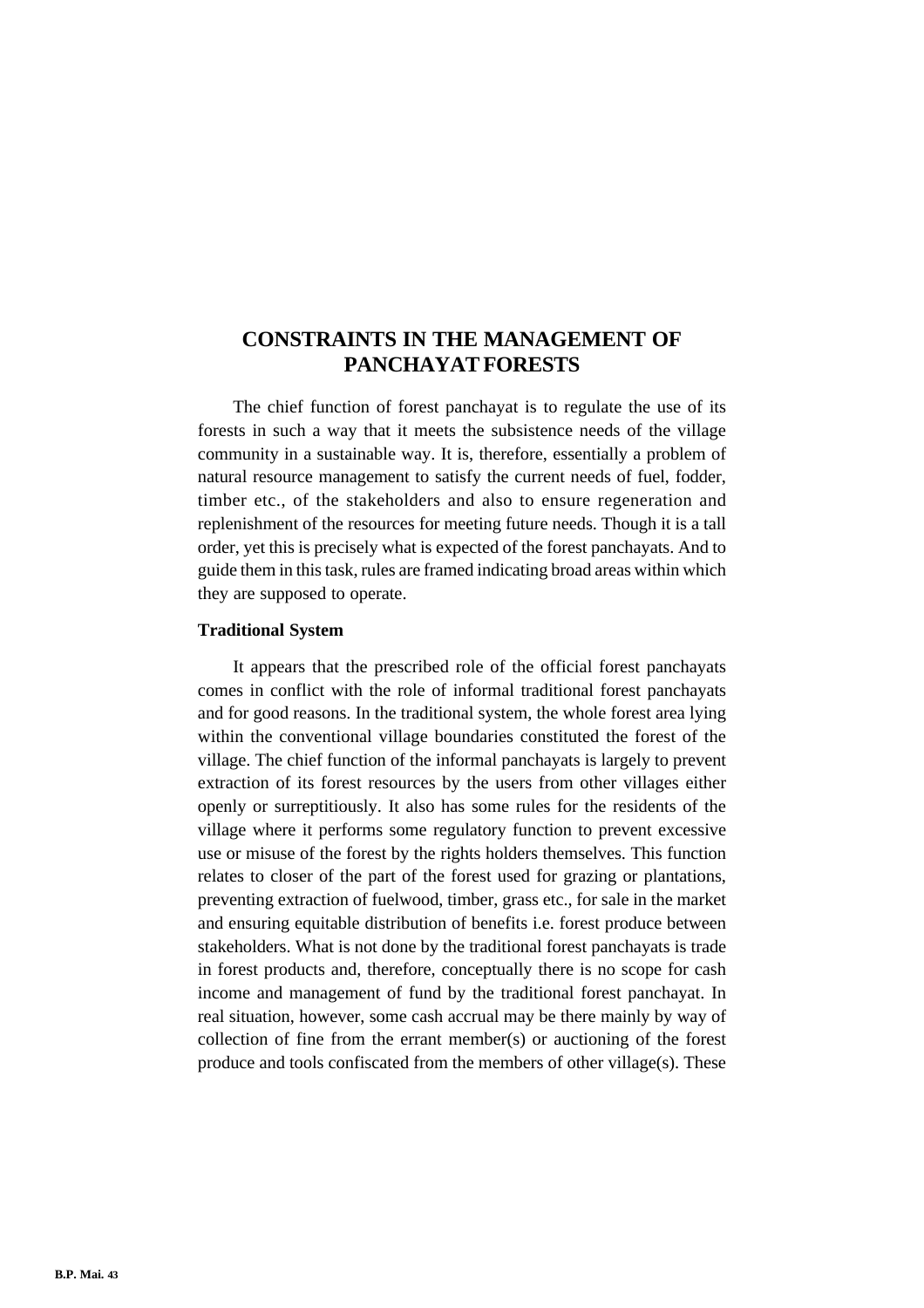# CONSTRAINTS IN THE MANAGEMENT OF PANCHAYAT FORESTS

The chief function of forest panchayat is to regulate the use of its forests in such a way that it meets the subsistence needs of the village community in a sustainable way. It is, therefore, essentially a problem of natural resource management to satisfy the current needs of fuel, fodder, timber etc., of the stakeholders and also to ensure regeneration and replenishment of the resources for meeting future needs. Though it is a tall order, yet this is precisely what is expected of the forest panchayats. And to guide them in this task, rules are framed indicating broad areas within which they are supposed to operate.

**Traditional System**

It appears that the prescribed role of the official forest panchayats comes in conflict with the role of informal traditional forest panchayats and for good reasons. In the traditional system, the whole forest area lying within the conventional village boundaries constituted the forest of the village. The chief function of the informal panchayats is largely to prevent extraction of its forest resources by the users from other villages either openly or surreptitiously. It also has some rules for the residents of the village where it performs some regulatory function to prevent excessive use or misuse of the forest by the rights holders themselves. This function relates to closer of the part of the forest used for grazing or plantations, preventing extraction of fuelwood, timber, grass etc., for sale in the market and ensuring equitable distribution of benefits i.e. forest produce between stakeholders. What is not done by the traditional forest panchayats is trade in forest products and, therefore, conceptually there is no scope for cash income and management of fund by the traditional forest panchayat. In real situation, however, some cash accrual may be there mainly by way of collection of fine from the errant member(s) or auctioning of the forest produce and tools confiscated from the members of other village(s). These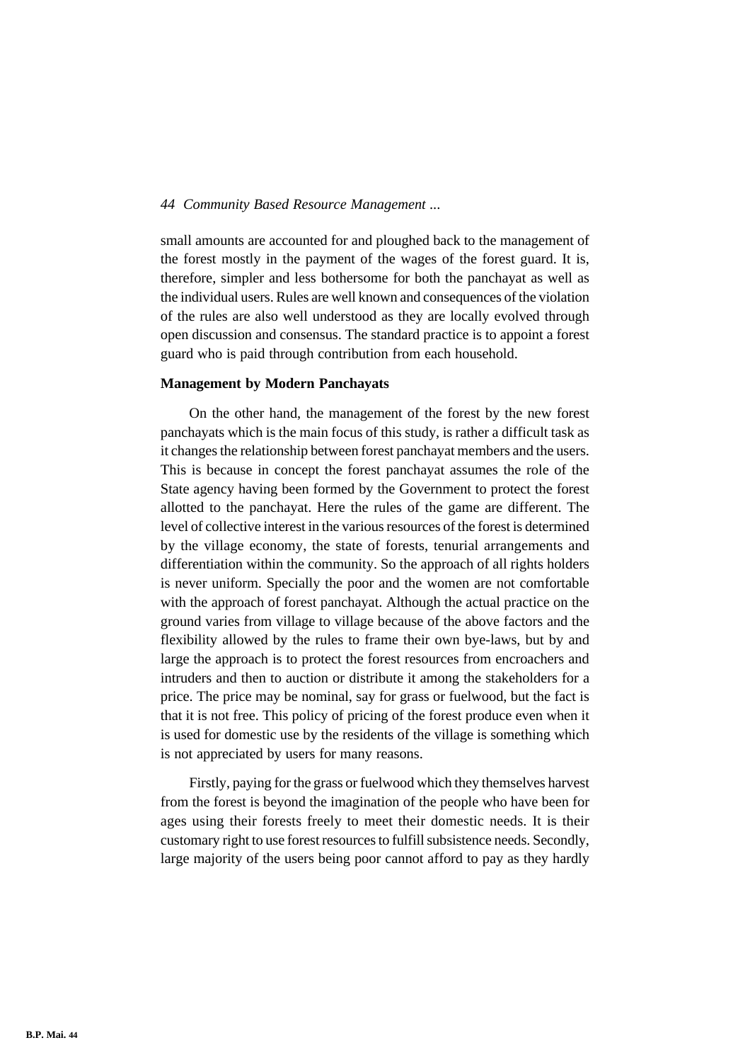small amounts are accounted for and ploughed back to the management of the forest mostly in the payment of the wages of the forest guard. It is, therefore, simpler and less bothersome for both the panchayat as well as the individual users. Rules are well known and consequences of the violation of the rules are also well understood as they are locally evolved through open discussion and consensus. The standard practice is to appoint a forest guard who is paid through contribution from each household.

**Management by Modern Panchayats**

On the other hand, the management of the forest by the new forest panchayats which is the main focus of this study, is rather a difficult task as it changes the relationship between forest panchayat members and the users. This is because in concept the forest panchayat assumes the role of the State agency having been formed by the Government to protect the forest allotted to the panchayat. Here the rules of the game are different. The level of collective interest in the various resources of the forest is determined by the village economy, the state of forests, tenurial arrangements and differentiation within the community. So the approach of all rights holders is never uniform. Specially the poor and the women are not comfortable with the approach of forest panchayat. Although the actual practice on the ground varies from village to village because of the above factors and the flexibility allowed by the rules to frame their own bye-laws, but by and large the approach is to protect the forest resources from encroachers and intruders and then to auction or distribute it among the stakeholders for a price. The price may be nominal, say for grass or fuelwood, but the fact is that it is not free. This policy of pricing of the forest produce even when it is used for domestic use by the residents of the village is something which is not appreciated by users for many reasons.

Firstly, paying for the grass or fuelwood which they themselves harvest from the forest is beyond the imagination of the people who have been for ages using their forests freely to meet their domestic needs. It is their customary right to use forest resources to fulfill subsistence needs. Secondly, large majority of the users being poor cannot afford to pay as they hardly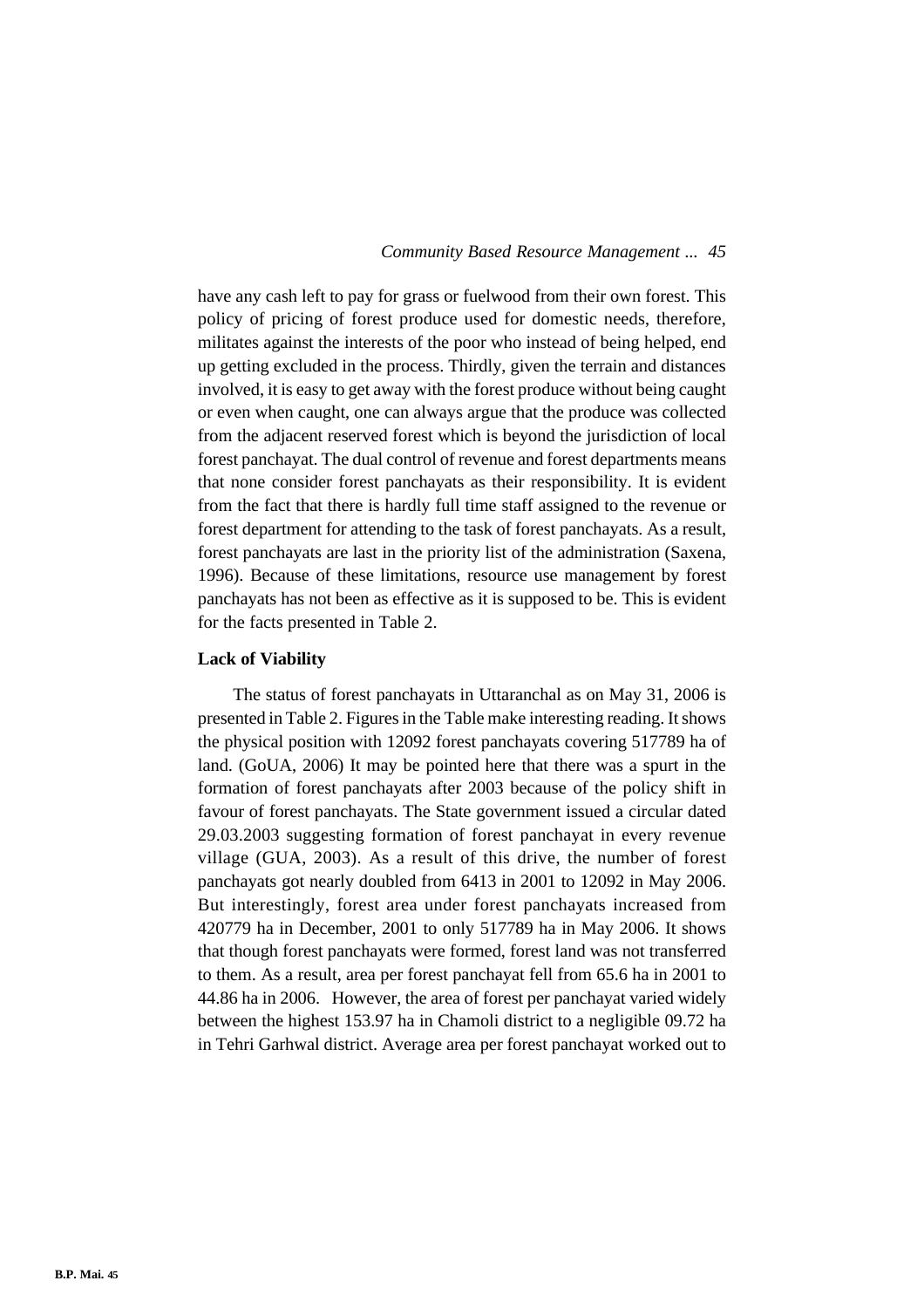have any cash left to pay for grass or fuelwood from their own forest. This policy of pricing of forest produce used for domestic needs, therefore, militates against the interests of the poor who instead of being helped, end up getting excluded in the process. Thirdly, given the terrain and distances involved, it is easy to get away with the forest produce without being caught or even when caught, one can always argue that the produce was collected from the adjacent reserved forest which is beyond the jurisdiction of local forest panchayat. The dual control of revenue and forest departments means that none consider forest panchayats as their responsibility. It is evident from the fact that there is hardly full time staff assigned to the revenue or forest department for attending to the task of forest panchayats. As a result, forest panchayats are last in the priority list of the administration (Saxena, 1996). Because of these limitations, resource use management by forest panchayats has not been as effective as it is supposed to be. This is evident for the facts presented in Table 2.

**Lack of Viability**

The status of forest panchayats in Uttaranchal as on May 31, 2006 is presented in Table 2. Figures in the Table make interesting reading. It shows the physical position with 12092 forest panchayats covering 517789 ha of land. (GoUA, 2006) It may be pointed here that there was a spurt in the formation of forest panchayats after 2003 because of the policy shift in favour of forest panchayats. The State government issued a circular dated 29.03.2003 suggesting formation of forest panchayat in every revenue village (GUA, 2003). As a result of this drive, the number of forest panchayats got nearly doubled from 6413 in 2001 to 12092 in May 2006. But interestingly, forest area under forest panchayats increased from 420779 ha in December, 2001 to only 517789 ha in May 2006. It shows that though forest panchayats were formed, forest land was not transferred to them. As a result, area per forest panchayat fell from 65.6 ha in 2001 to 44.86 ha in 2006. However, the area of forest per panchayat varied widely between the highest 153.97 ha in Chamoli district to a negligible 09.72 ha in Tehri Garhwal district. Average area per forest panchayat worked out to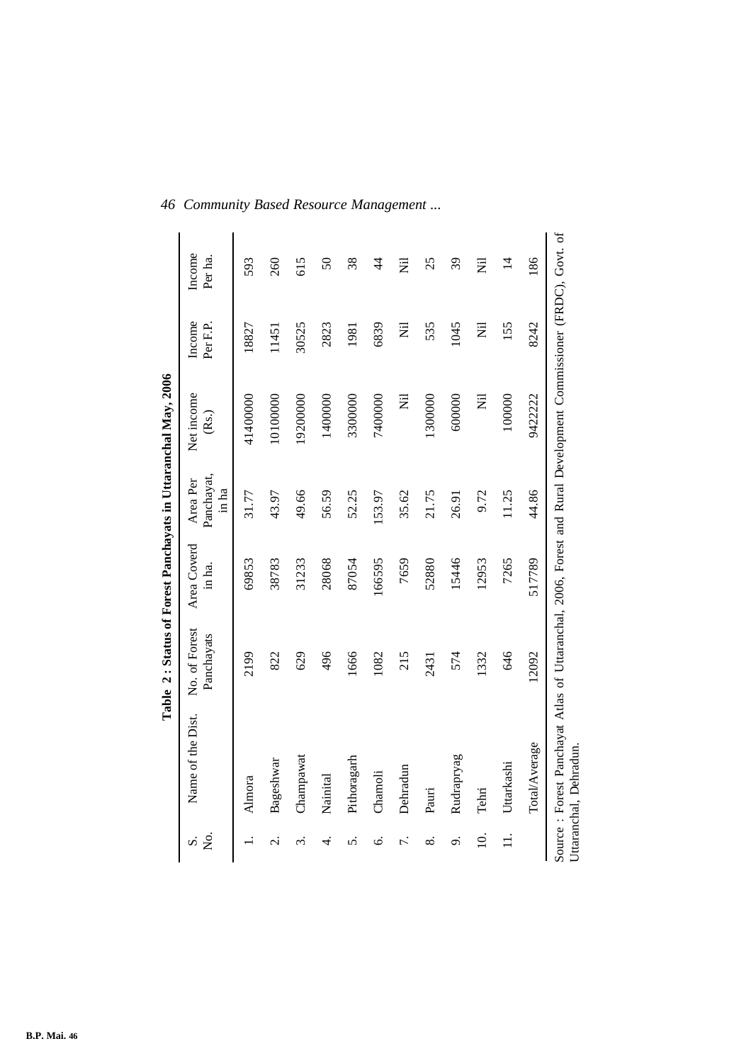**Table 2 : Status of Forest Panchayats in Uttaranchal May, 2006**

| S. No. | Name of the Dist. | No. of Forest Panchayats | Area Coverd in ha. | Area Per Panchayat, in ha | Net income (Rs.) | Income Per F.P. | Income Per ha. |
|---|---|---|---|---|---|---|---|
| 1. | Almora | 2199 | 69853 | 31.77 | 41400000 | 18827 | 593 |
| 2. | Bageshwar | 822 | 38783 | 43.97 | 10100000 | 11451 | 260 |
| 3. | Champawat | 629 | 31233 | 49.66 | 19200000 | 30525 | 615 |
| 4. | Nainital | 496 | 28068 | 56.59 | 1400000 | 2823 | 50 |
| 5. | Pithoragarh | 1666 | 87054 | 52.25 | 3300000 | 1981 | 38 |
| 6. | Chamoli | 1082 | 166595 | 153.97 | 7400000 | 6839 | 44 |
| 7. | Dehradun | 215 | 7659 | 35.62 | Nil | Nil | Nil |
| 8. | Pauri | 2431 | 52880 | 21.75 | 1300000 | 535 | 25 |
| 9. | Rudrapryag | 574 | 15446 | 26.91 | 600000 | 1045 | 39 |
| 10. | Tehri | 1332 | 12953 | 9.72 | Nil | Nil | Nil |
| 11. | Uttarkashi | 646 | 7265 | 11.25 | 100000 | 155 | 14 |
| | Total/Average | 12092 | 517789 | 44.86 | 9422222 | 8242 | 186 |

Source : Forest Panchayat Atlas of Uttaranchal, 2006, Forest and Rural Development Commissioner (FRDC), Govt. of Uttaranchal, Dehradun.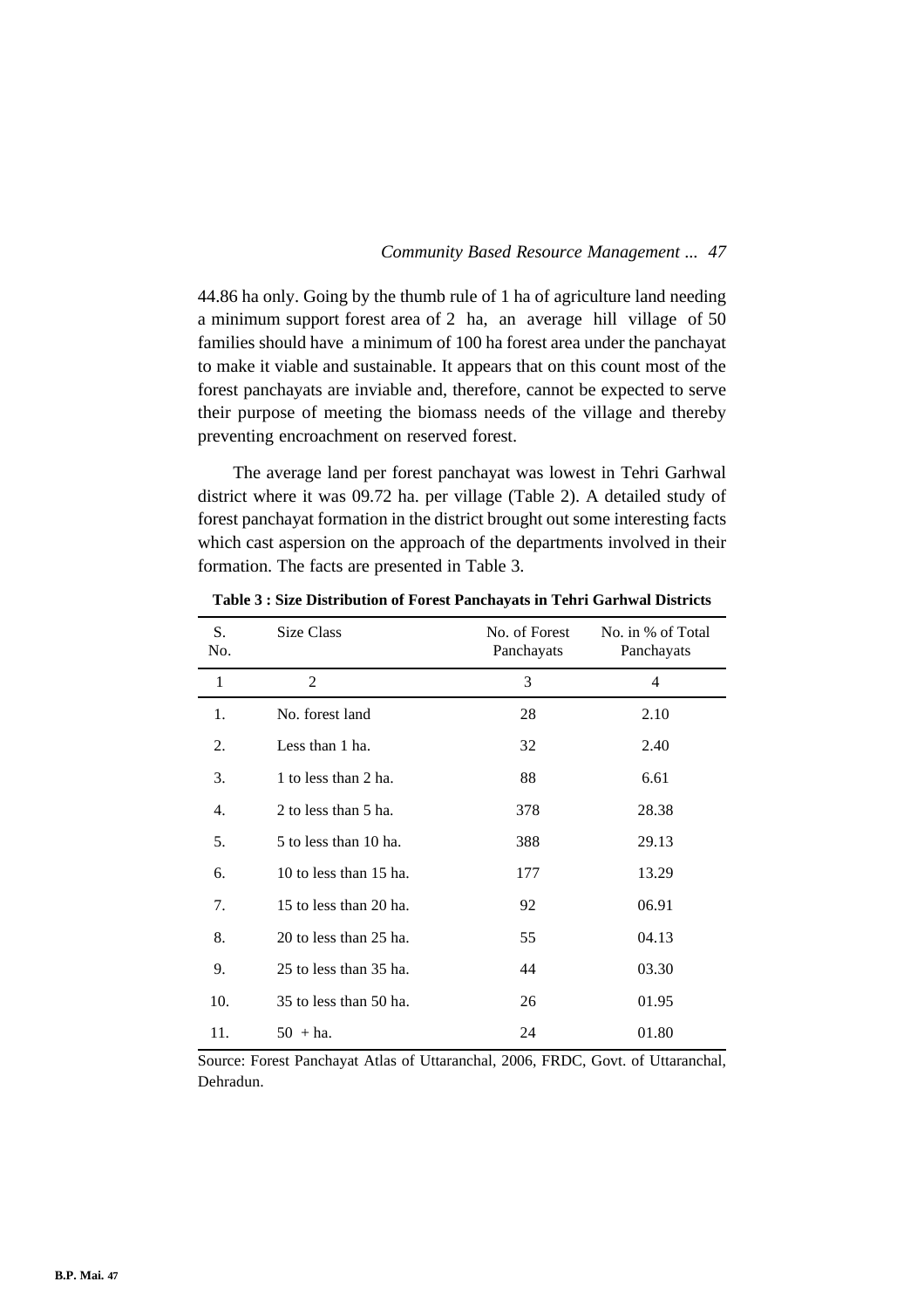44.86 ha only. Going by the thumb rule of 1 ha of agriculture land needing a minimum support forest area of 2 ha, an average hill village of 50 families should have a minimum of 100 ha forest area under the panchayat to make it viable and sustainable. It appears that on this count most of the forest panchayats are inviable and, therefore, cannot be expected to serve their purpose of meeting the biomass needs of the village and thereby preventing encroachment on reserved forest.

The average land per forest panchayat was lowest in Tehri Garhwal district where it was 09.72 ha. per village (Table 2). A detailed study of forest panchayat formation in the district brought out some interesting facts which cast aspersion on the approach of the departments involved in their formation. The facts are presented in Table 3.

**Table 3 : Size Distribution of Forest Panchayats in Tehri Garhwal Districts**

| S. No. | Size Class | No. of Forest Panchayats | No. in % of Total Panchayats |
|---|---|---|---|
| 1 | 2 | 3 | 4 |
| 1. | No. forest land | 28 | 2.10 |
| 2. | Less than 1 ha. | 32 | 2.40 |
| 3. | 1 to less than 2 ha. | 88 | 6.61 |
| 4. | 2 to less than 5 ha. | 378 | 28.38 |
| 5. | 5 to less than 10 ha. | 388 | 29.13 |
| 6. | 10 to less than 15 ha. | 177 | 13.29 |
| 7. | 15 to less than 20 ha. | 92 | 06.91 |
| 8. | 20 to less than 25 ha. | 55 | 04.13 |
| 9. | 25 to less than 35 ha. | 44 | 03.30 |
| 10. | 35 to less than 50 ha. | 26 | 01.95 |
| 11. | 50 + ha. | 24 | 01.80 |

Source: Forest Panchayat Atlas of Uttaranchal, 2006, FRDC, Govt. of Uttaranchal, Dehradun.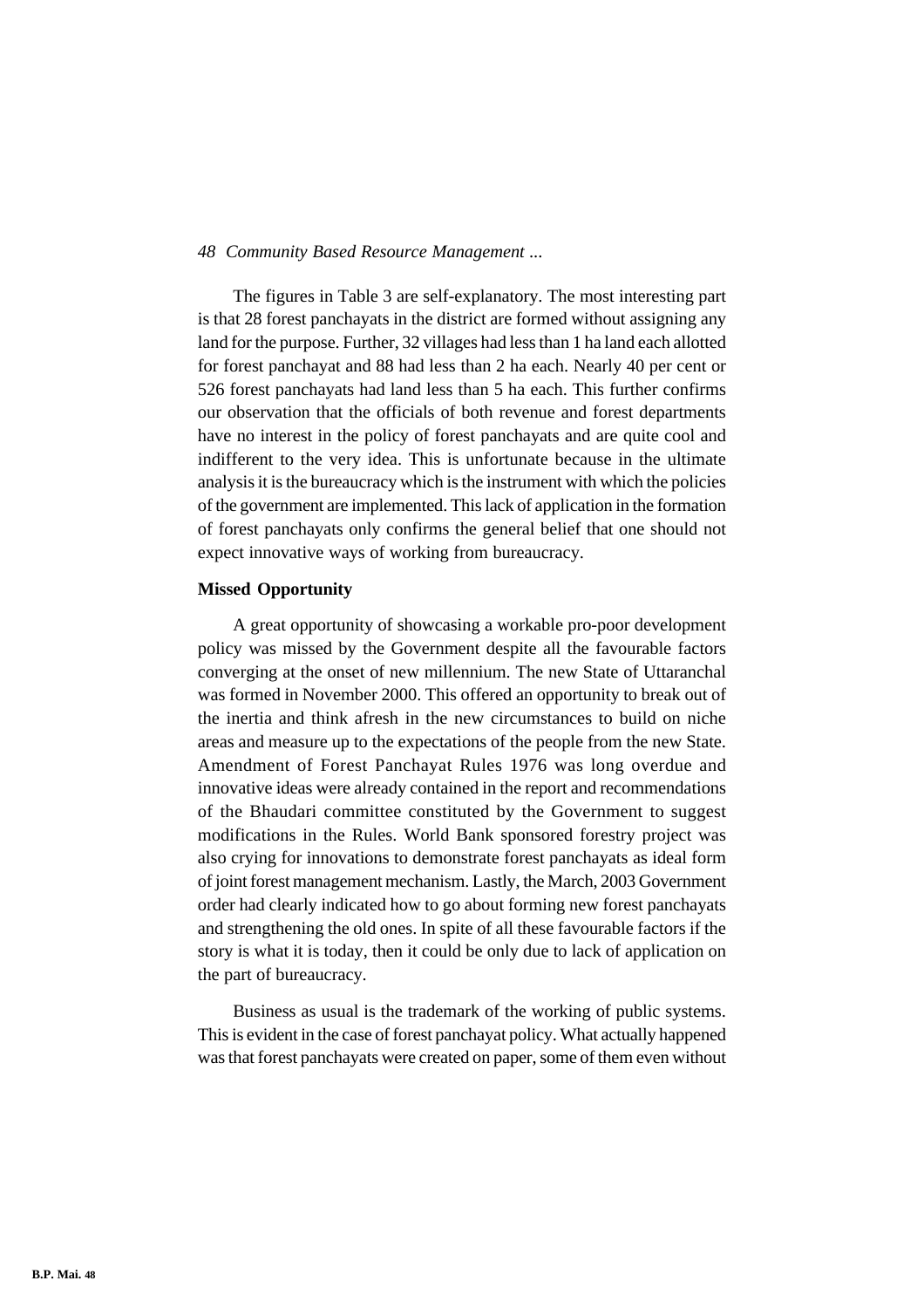The figures in Table 3 are self-explanatory. The most interesting part is that 28 forest panchayats in the district are formed without assigning any land for the purpose. Further, 32 villages had less than 1 ha land each allotted for forest panchayat and 88 had less than 2 ha each. Nearly 40 per cent or 526 forest panchayats had land less than 5 ha each. This further confirms our observation that the officials of both revenue and forest departments have no interest in the policy of forest panchayats and are quite cool and indifferent to the very idea. This is unfortunate because in the ultimate analysis it is the bureaucracy which is the instrument with which the policies of the government are implemented. This lack of application in the formation of forest panchayats only confirms the general belief that one should not expect innovative ways of working from bureaucracy.

**Missed Opportunity**

A great opportunity of showcasing a workable pro-poor development policy was missed by the Government despite all the favourable factors converging at the onset of new millennium. The new State of Uttaranchal was formed in November 2000. This offered an opportunity to break out of the inertia and think afresh in the new circumstances to build on niche areas and measure up to the expectations of the people from the new State. Amendment of Forest Panchayat Rules 1976 was long overdue and innovative ideas were already contained in the report and recommendations of the Bhaudari committee constituted by the Government to suggest modifications in the Rules. World Bank sponsored forestry project was also crying for innovations to demonstrate forest panchayats as ideal form of joint forest management mechanism. Lastly, the March, 2003 Government order had clearly indicated how to go about forming new forest panchayats and strengthening the old ones. In spite of all these favourable factors if the story is what it is today, then it could be only due to lack of application on the part of bureaucracy.

Business as usual is the trademark of the working of public systems. This is evident in the case of forest panchayat policy. What actually happened was that forest panchayats were created on paper, some of them even without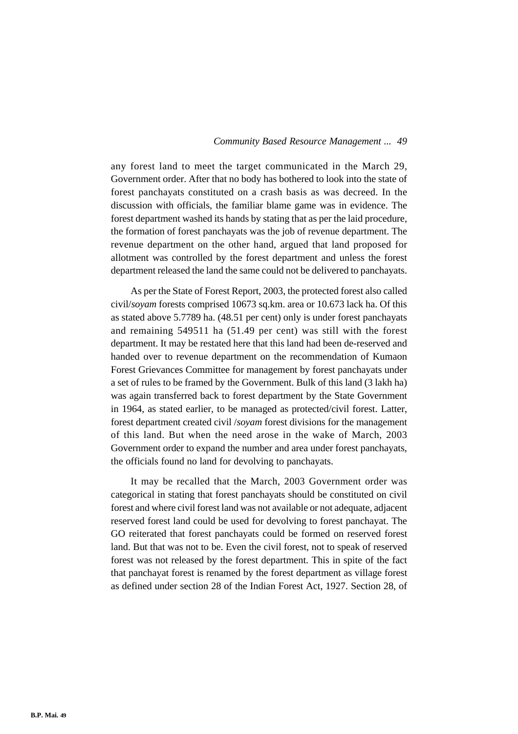any forest land to meet the target communicated in the March 29, Government order. After that no body has bothered to look into the state of forest panchayats constituted on a crash basis as was decreed. In the discussion with officials, the familiar blame game was in evidence. The forest department washed its hands by stating that as per the laid procedure, the formation of forest panchayats was the job of revenue department. The revenue department on the other hand, argued that land proposed for allotment was controlled by the forest department and unless the forest department released the land the same could not be delivered to panchayats.

As per the State of Forest Report, 2003, the protected forest also called civil/*soyam* forests comprised 10673 sq.km. area or 10.673 lack ha. Of this as stated above 5.7789 ha. (48.51 per cent) only is under forest panchayats and remaining 549511 ha (51.49 per cent) was still with the forest department. It may be restated here that this land had been de-reserved and handed over to revenue department on the recommendation of Kumaon Forest Grievances Committee for management by forest panchayats under a set of rules to be framed by the Government. Bulk of this land (3 lakh ha) was again transferred back to forest department by the State Government in 1964, as stated earlier, to be managed as protected/civil forest. Latter, forest department created civil /*soyam* forest divisions for the management of this land. But when the need arose in the wake of March, 2003 Government order to expand the number and area under forest panchayats, the officials found no land for devolving to panchayats.

It may be recalled that the March, 2003 Government order was categorical in stating that forest panchayats should be constituted on civil forest and where civil forest land was not available or not adequate, adjacent reserved forest land could be used for devolving to forest panchayat. The GO reiterated that forest panchayats could be formed on reserved forest land. But that was not to be. Even the civil forest, not to speak of reserved forest was not released by the forest department. This in spite of the fact that panchayat forest is renamed by the forest department as village forest as defined under section 28 of the Indian Forest Act, 1927. Section 28, of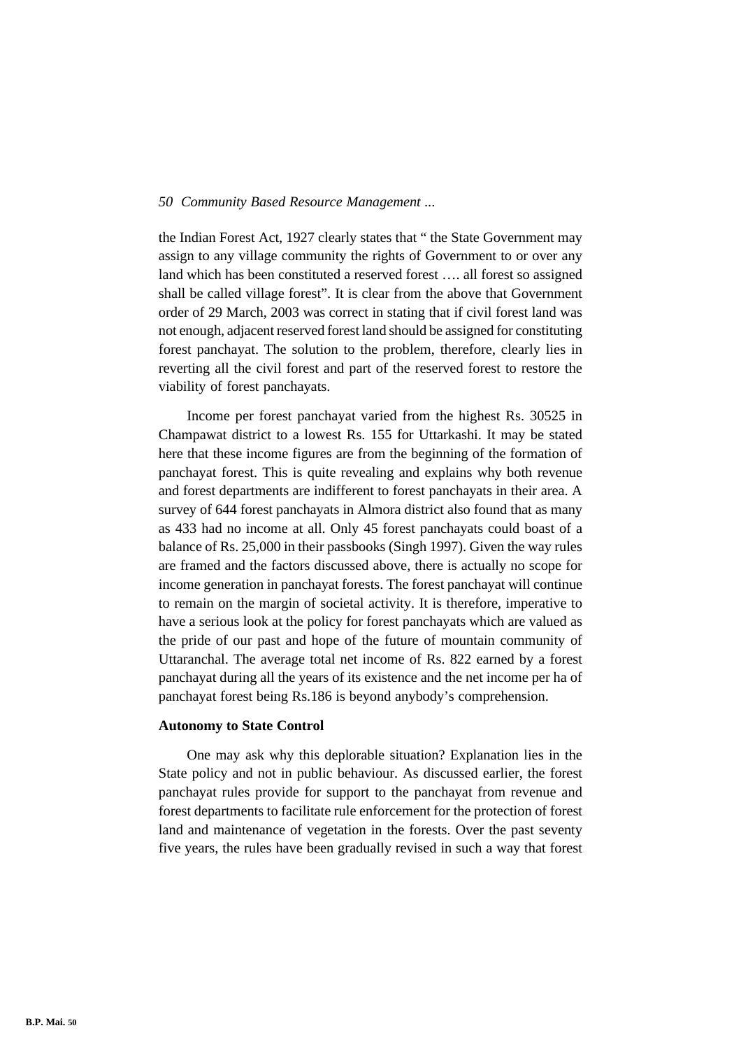the Indian Forest Act, 1927 clearly states that " the State Government may assign to any village community the rights of Government to or over any land which has been constituted a reserved forest …. all forest so assigned shall be called village forest". It is clear from the above that Government order of 29 March, 2003 was correct in stating that if civil forest land was not enough, adjacent reserved forest land should be assigned for constituting forest panchayat. The solution to the problem, therefore, clearly lies in reverting all the civil forest and part of the reserved forest to restore the viability of forest panchayats.

Income per forest panchayat varied from the highest Rs. 30525 in Champawat district to a lowest Rs. 155 for Uttarkashi. It may be stated here that these income figures are from the beginning of the formation of panchayat forest. This is quite revealing and explains why both revenue and forest departments are indifferent to forest panchayats in their area. A survey of 644 forest panchayats in Almora district also found that as many as 433 had no income at all. Only 45 forest panchayats could boast of a balance of Rs. 25,000 in their passbooks (Singh 1997). Given the way rules are framed and the factors discussed above, there is actually no scope for income generation in panchayat forests. The forest panchayat will continue to remain on the margin of societal activity. It is therefore, imperative to have a serious look at the policy for forest panchayats which are valued as the pride of our past and hope of the future of mountain community of Uttaranchal. The average total net income of Rs. 822 earned by a forest panchayat during all the years of its existence and the net income per ha of panchayat forest being Rs.186 is beyond anybody's comprehension.

**Autonomy to State Control**

One may ask why this deplorable situation? Explanation lies in the State policy and not in public behaviour. As discussed earlier, the forest panchayat rules provide for support to the panchayat from revenue and forest departments to facilitate rule enforcement for the protection of forest land and maintenance of vegetation in the forests. Over the past seventy five years, the rules have been gradually revised in such a way that forest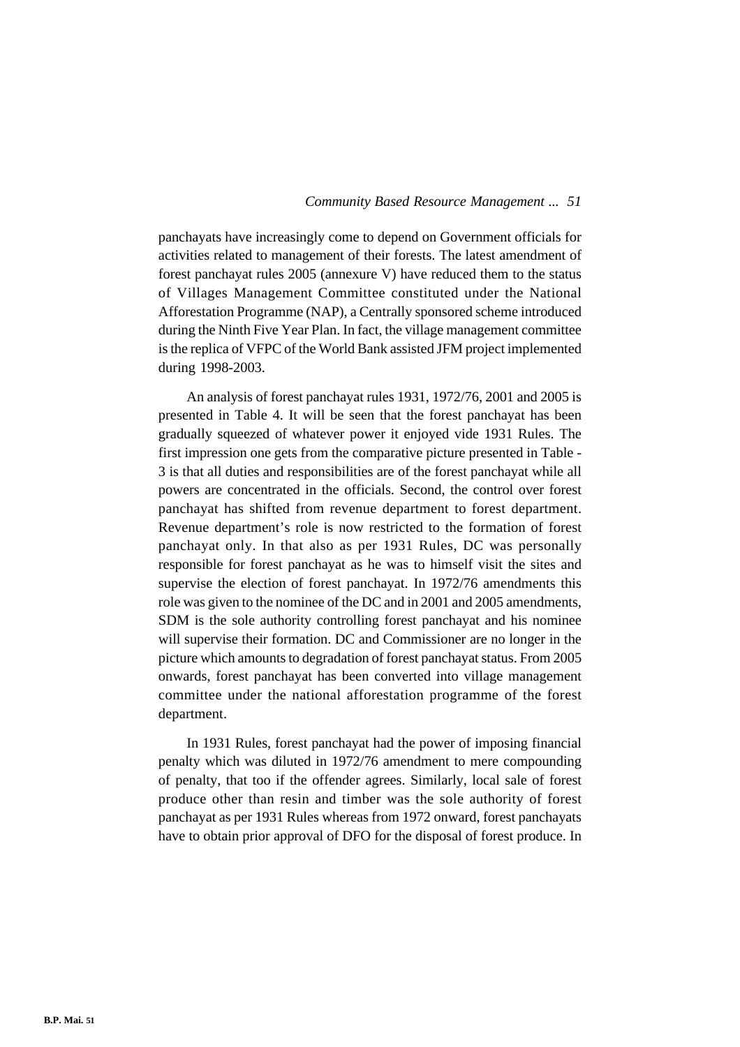panchayats have increasingly come to depend on Government officials for activities related to management of their forests. The latest amendment of forest panchayat rules 2005 (annexure V) have reduced them to the status of Villages Management Committee constituted under the National Afforestation Programme (NAP), a Centrally sponsored scheme introduced during the Ninth Five Year Plan. In fact, the village management committee is the replica of VFPC of the World Bank assisted JFM project implemented during 1998-2003.

An analysis of forest panchayat rules 1931, 1972/76, 2001 and 2005 is presented in Table 4. It will be seen that the forest panchayat has been gradually squeezed of whatever power it enjoyed vide 1931 Rules. The first impression one gets from the comparative picture presented in Table - 3 is that all duties and responsibilities are of the forest panchayat while all powers are concentrated in the officials. Second, the control over forest panchayat has shifted from revenue department to forest department. Revenue department's role is now restricted to the formation of forest panchayat only. In that also as per 1931 Rules, DC was personally responsible for forest panchayat as he was to himself visit the sites and supervise the election of forest panchayat. In 1972/76 amendments this role was given to the nominee of the DC and in 2001 and 2005 amendments, SDM is the sole authority controlling forest panchayat and his nominee will supervise their formation. DC and Commissioner are no longer in the picture which amounts to degradation of forest panchayat status. From 2005 onwards, forest panchayat has been converted into village management committee under the national afforestation programme of the forest department.

In 1931 Rules, forest panchayat had the power of imposing financial penalty which was diluted in 1972/76 amendment to mere compounding of penalty, that too if the offender agrees. Similarly, local sale of forest produce other than resin and timber was the sole authority of forest panchayat as per 1931 Rules whereas from 1972 onward, forest panchayats have to obtain prior approval of DFO for the disposal of forest produce. In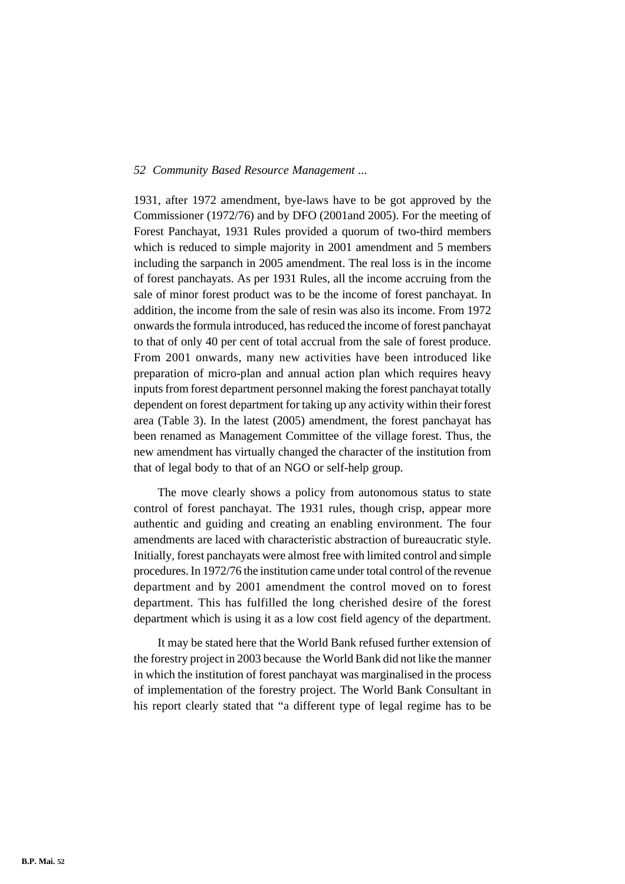1931, after 1972 amendment, bye-laws have to be got approved by the Commissioner (1972/76) and by DFO (2001and 2005). For the meeting of Forest Panchayat, 1931 Rules provided a quorum of two-third members which is reduced to simple majority in 2001 amendment and 5 members including the sarpanch in 2005 amendment. The real loss is in the income of forest panchayats. As per 1931 Rules, all the income accruing from the sale of minor forest product was to be the income of forest panchayat. In addition, the income from the sale of resin was also its income. From 1972 onwards the formula introduced, has reduced the income of forest panchayat to that of only 40 per cent of total accrual from the sale of forest produce. From 2001 onwards, many new activities have been introduced like preparation of micro-plan and annual action plan which requires heavy inputs from forest department personnel making the forest panchayat totally dependent on forest department for taking up any activity within their forest area (Table 3). In the latest (2005) amendment, the forest panchayat has been renamed as Management Committee of the village forest. Thus, the new amendment has virtually changed the character of the institution from that of legal body to that of an NGO or self-help group.

The move clearly shows a policy from autonomous status to state control of forest panchayat. The 1931 rules, though crisp, appear more authentic and guiding and creating an enabling environment. The four amendments are laced with characteristic abstraction of bureaucratic style. Initially, forest panchayats were almost free with limited control and simple procedures. In 1972/76 the institution came under total control of the revenue department and by 2001 amendment the control moved on to forest department. This has fulfilled the long cherished desire of the forest department which is using it as a low cost field agency of the department.

It may be stated here that the World Bank refused further extension of the forestry project in 2003 because the World Bank did not like the manner in which the institution of forest panchayat was marginalised in the process of implementation of the forestry project. The World Bank Consultant in his report clearly stated that "a different type of legal regime has to be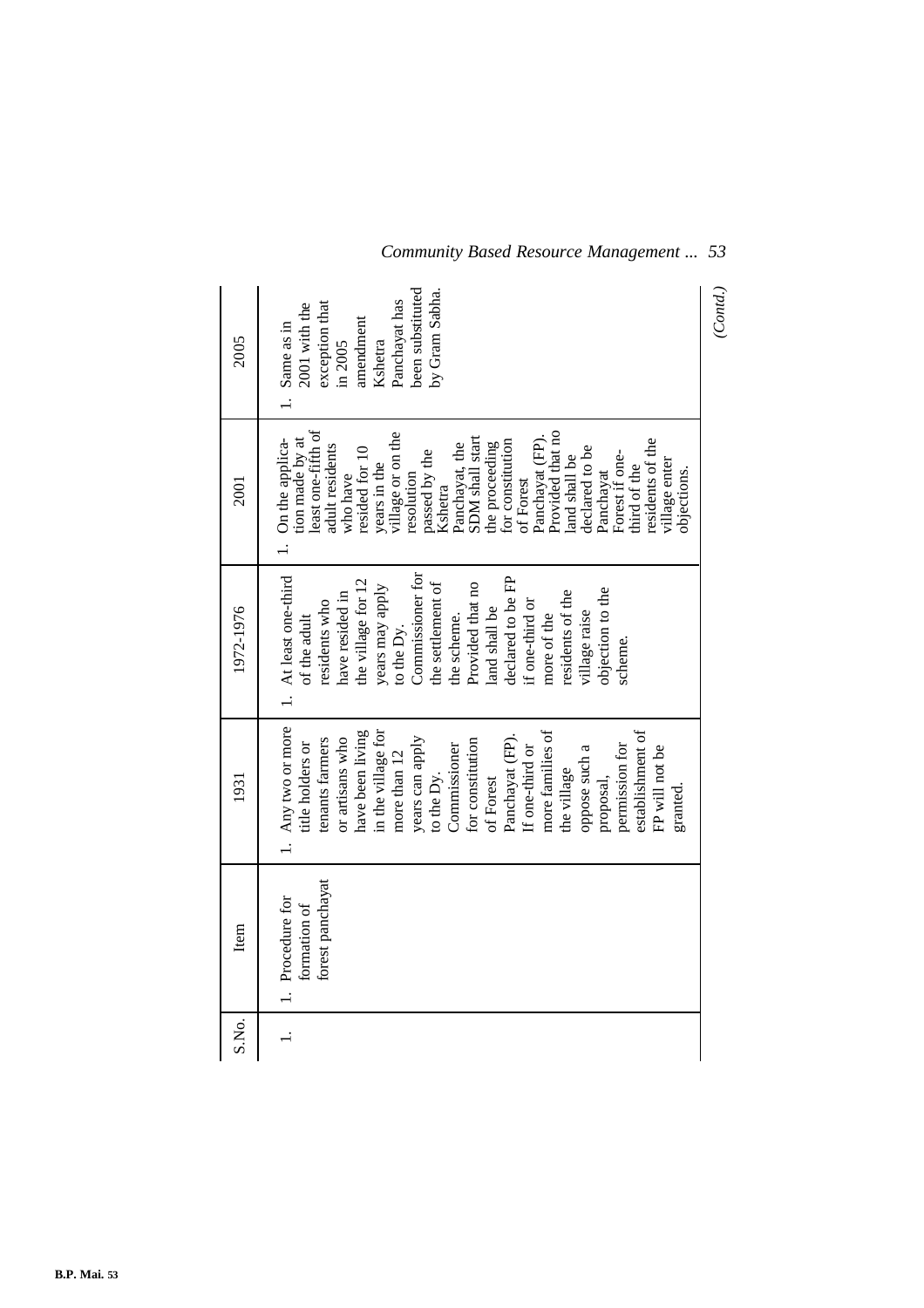| S.No. | Item | 1931 | 1972-1976 | 2001 | 2005 |
|---|---|---|---|---|---|
| 1. | 1. Procedure for formation of forest panchayat | 1. Any two or more title holders or tenants farmers or artisans who have been living in the village for more than 12 years can apply to the Dy. Commissioner for constitution of Forest Panchayat (FP). If one-third or more families of the village oppose such a proposal, permission for establishment of FP will not be granted. | 1. At least one-third of the adult residents who have resided in the village for 12 years may apply to the Dy. Commissioner for the settlement of the scheme. Provided that no land shall be declared to be FP if one-third or more of the residents of the village raise objection to the scheme. | 1. On the application made by at least one-fifth of adult residents who have resided for 10 years in the village or on the resolution passed by the Kshetra Panchayat, the SDM shall start the proceeding for constitution of Forest Panchayat (FP). Provided that no land shall be declared to be Panchayat Forest if one-third of the residents of the village enter objections. | 1. Same as in 2001 with the exception that in 2005 amendment Kshetra Panchayat has been substituted by Gram Sabha. |

*(Contd.)*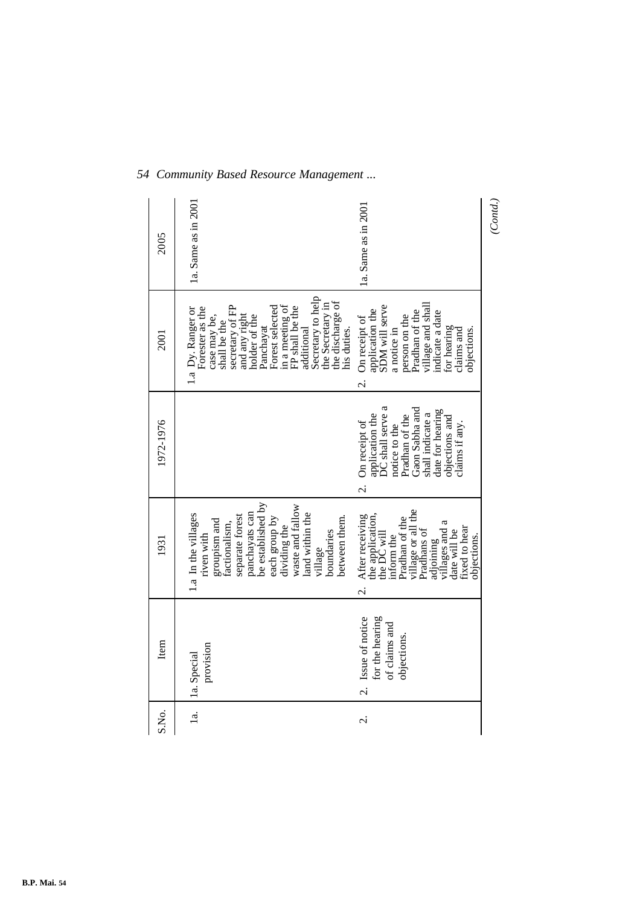| S.No. | Item | 1931 | 1972-1976 | 2001 | 2005 |
|---|---|---|---|---|---|
| 1a. | 1a. Special provision | 1.a In the villages riven with groupism and factionalism, separate forest panchayats can be established by each group by dividing the waste and fallow land within the village boundaries between them. | | 1.a Dy. Ranger or Forester as the case may be, shall be the secretary of FP and any right holder of the Panchayat Forest selected in a meeting of FP shall be the additional Secretary to help the Secretary in the discharge of his duties. | 1a. Same as in 2001 |
| 2. | 2. Issue of notice for the hearing of claims and objections. | 2. After receiving the application, the DC will inform the Pradhan of the village or all the Pradhans of adjoining villages and a date will be fixed to hear objections. | 2. On receipt of application the DC shall serve a notice to the Pradhan of the Gaon Sabha and shall indicate a date for hearing objections and claims if any. | 2. On receipt of application the SDM will serve a notice in person on the Pradhan of the village and shall indicate a date for hearing claims and objections. | 1a. Same as in 2001 |

*(Contd.)*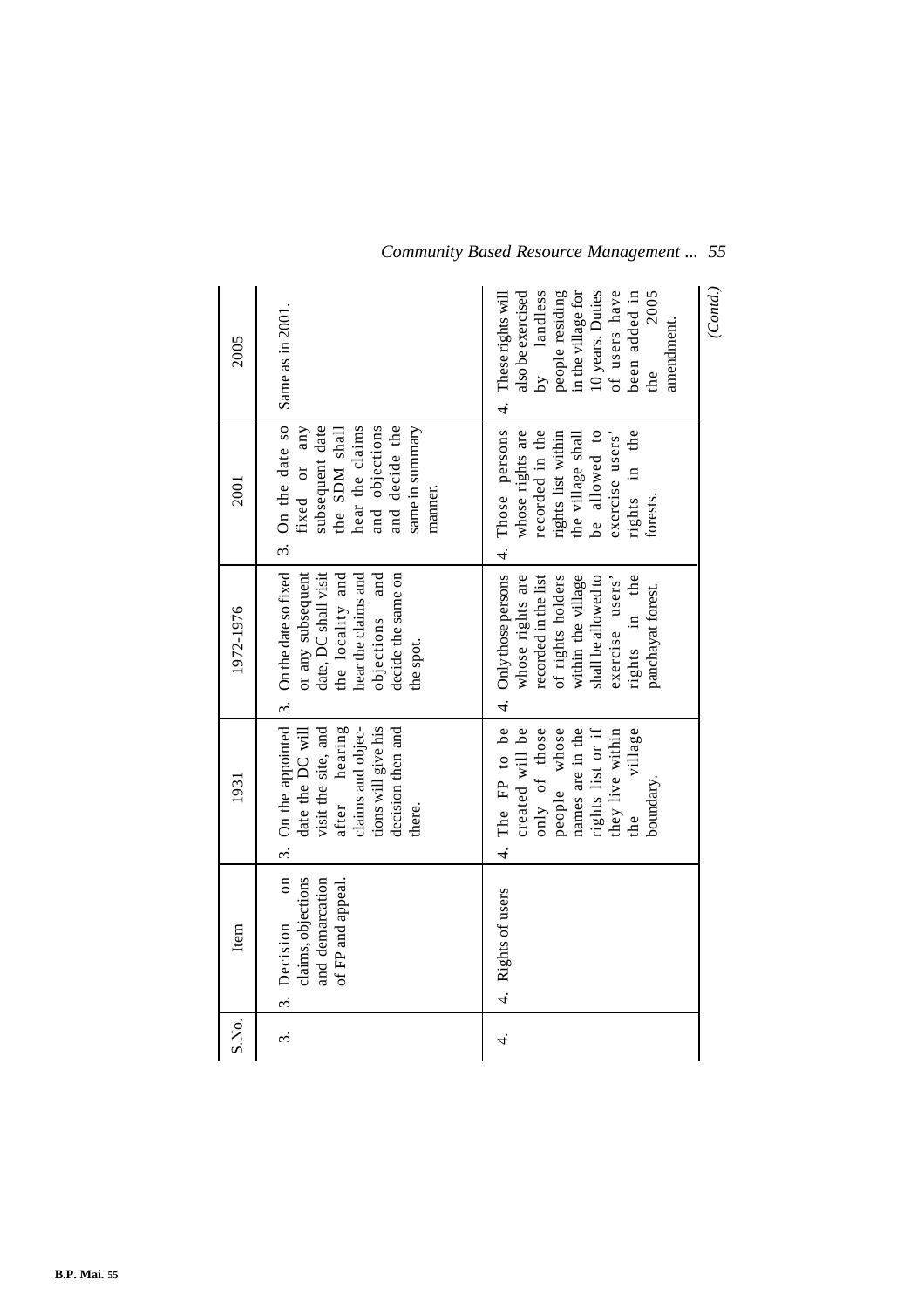| S.No. | Item | 1931 | 1972-1976 | 2001 | 2005 |
|---|---|---|---|---|---|
| 3. | 3. Decision on claims, objections and demarcation of FP and appeal. | 3. On the appointed date the DC will visit the site, and after hearing claims and objections will give his decision then and there. | 3. On the date so fixed or any subsequent date, DC shall visit the locality and hear the claims and objections and decide the same on the spot. | 3. On the date so fixed or any subsequent date the SDM shall hear the claims and objections and decide the same in summary manner. | Same as in 2001. |
| 4. | 4. Rights of users | 4. The FP to be created will be only of those people whose names are in the rights list or if they live within the village boundary. | 4. Only those persons whose rights are recorded in the list of rights holders within the village shall be allowed to exercise users' rights in the panchayat forest. | 4. Those persons whose rights are recorded in the rights list within the village shall be allowed to exercise users' rights in the forests. | 4. These rights will also be exercised by landless people residing in the village for 10 years. Duties of users have been added in the 2005 amendment. |

*(Contd.)*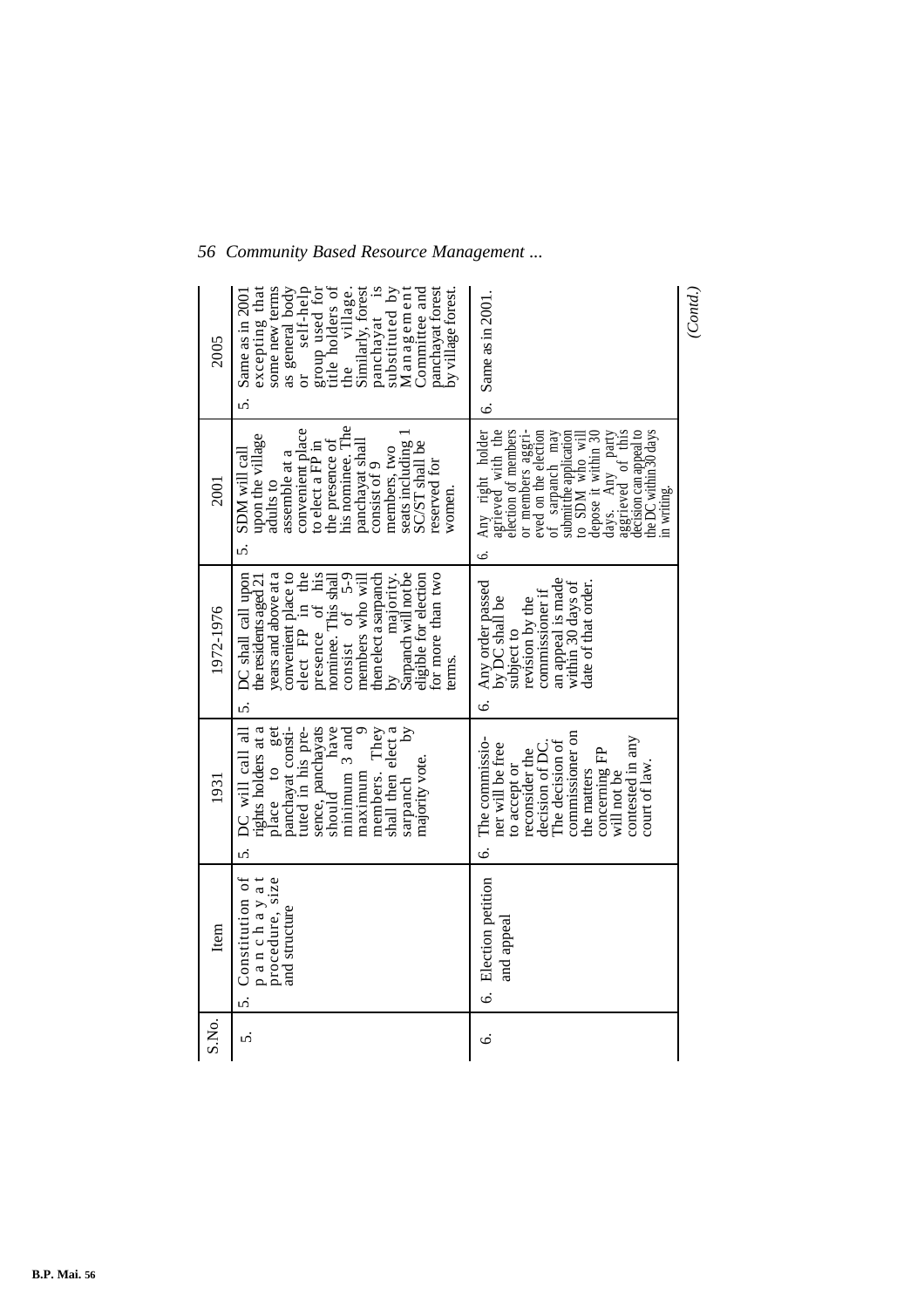| S.No. | Item | 1931 | 1972-1976 | 2001 | 2005 |
|---|---|---|---|---|---|
| 5. | 5. Constitution of panchayat procedure, size and structure | 5. DC will call all rights holders at a place to get panchayat constituted in his presence, panchayats should have minimum 3 and maximum 9 members. They shall then elect a sarpanch by majority vote. | 5. DC shall call upon the residents aged 21 years and above at a convenient place to elect FP in the presence of his nominee. This shall consist of 5-9 members who will then elect a sarpanch by majority. Sarpanch will not be eligible for election for more than two terms. | 5. SDM will call upon the village adults to assemble at a convenient place to elect a FP in the presence of his nominee. The panchayat shall consist of 9 members, two seats including 1 SC/ST shall be reserved for women. | 5. Same as in 2001 excepting that some new terms as general body or self-help group used for title holders of the village. Similarly, forest panchayat is substituted by Management Committee and panchayat forest by village forest. |
| 6. | 6. Election petition and appeal | 6. The commissioner will be free to accept or reconsider the decision of DC. The decision of commissioner on the matters concerning FP will not be contested in any court of law. | 6. Any order passed by DC shall be subject to revision by the commissioner if an appeal is made within 30 days of date of that order. | 6. Any right holder aggrieved with the election of members or members aggrieved on the election of sarpanch may submit the application to SDM who will depose it within 30 days. Any party aggrieved of this decision can appeal to the DC within 30 days in writing. | 6. Same as in 2001. |

*(Contd.)*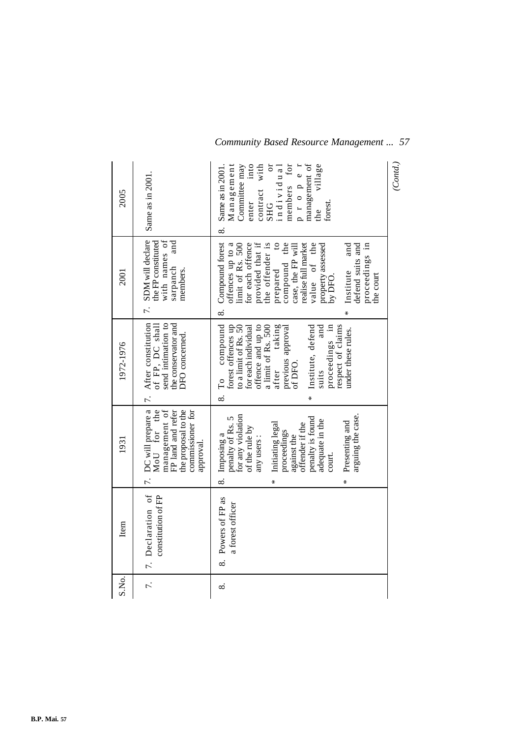| S.No. | Item | 1931 | 1972-1976 | 2001 | 2005 |
|---|---|---|---|---|---|
| 7. | 7. Declaration of constitution of FP | 7. DC will prepare a MoU for the management of FP land and refer the proposal to the commissioner for approval. | 7. After constitution of FP, DC shall send intimation to the conservator and DFO concerned. | 7. SDM will declare the FP constituted with names of sarpanch and members. | Same as in 2001. |
| 8. | 8. Powers of FP as a forest officer | 8. Imposing a penalty of Rs. 5 for any violation of the rule by any users : * Initiating legal proceedings against the offender if the penalty is found adequate in the court. * Presenting and arguing the case. | 8. To compound forest offences up to a limit of Rs. 50 for each individual offence and up to a limit of Rs. 500 after taking previous approval of DFO. * Institute, defend suits and proceedings in respect of claims under these rules. | 8. Compound forest offences up to a limit of Rs. 500 for each offence provided that if the offender is prepared to compound the case, the FP will realise full market value of the property assessed by DFO. * Institute and defend suits and proceedings in the court | 8. Same as in 2001. Management Committee may enter into contract with SHG or individual members for proper management of the village forest. |

*(Contd.)*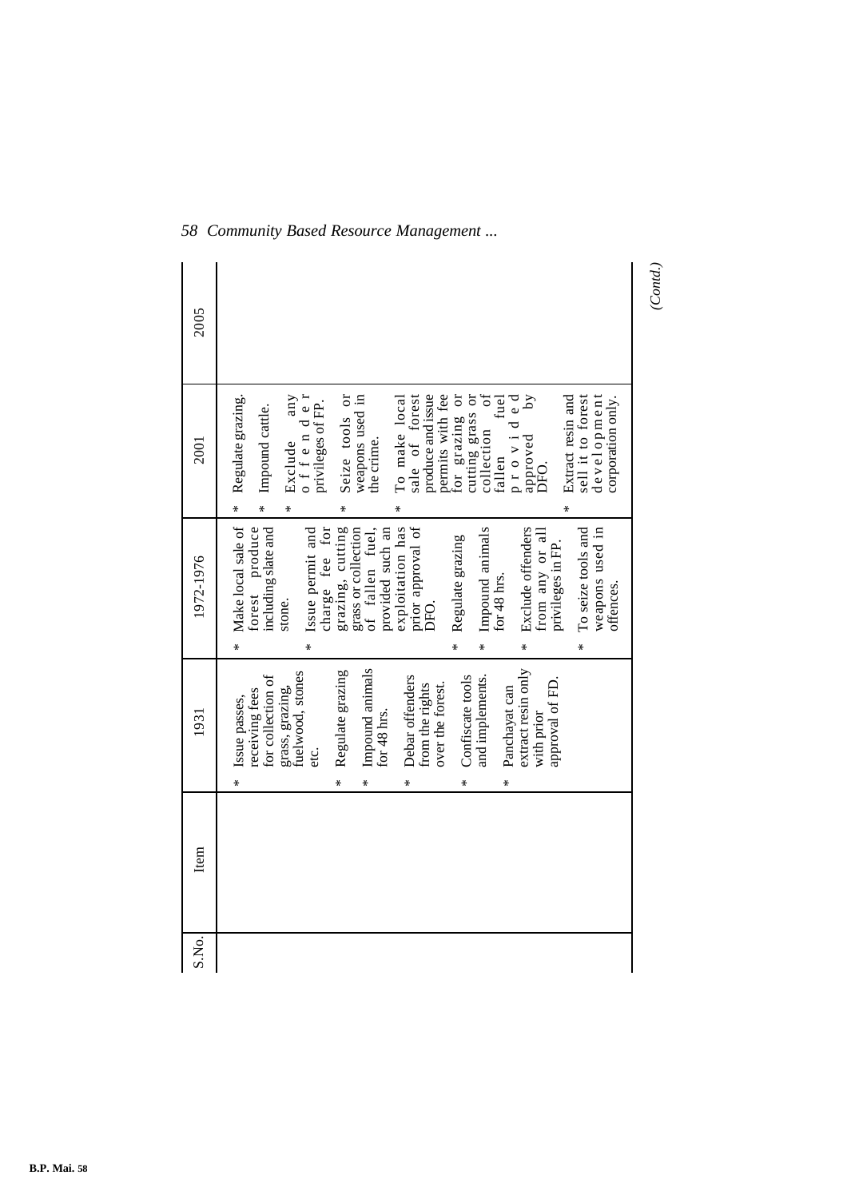| S.No. | Item | 1931 | 1972-1976 | 2001 | 2005 |
|---|---|---|---|---|---|
| | | * Issue passes, receiving fees for collection of grass, grazing, fuelwood, stones etc.<br>* Regulate grazing<br>* Impound animals for 48 hrs.<br>* Debar offenders from the rights over the forest.<br>* Confiscate tools and implements.<br>* Panchayat can extract resin only with prior approval of FD. | * Make local sale of forest produce including slate and stone.<br>* Issue permit and charge fee for grazing, cutting grass or collection of fallen fuel, provided such an exploitation has prior approval of DFO.<br>* Regulate grazing<br>* Impound animals for 48 hrs.<br>* Exclude offenders from any or all privileges in FP.<br>* To seize tools and weapons used in offences. | * Regulate grazing.<br>* Impound cattle.<br>* Exclude any offender privileges of FP.<br>* Seize tools or weapons used in the crime.<br>* To make local sale of forest produce and issue permits with fee for grazing or cutting grass or collection of fallen fuel provided approved by DFO.<br>* Extract resin and sell it to forest development corporation only. | |

*(Contd.)*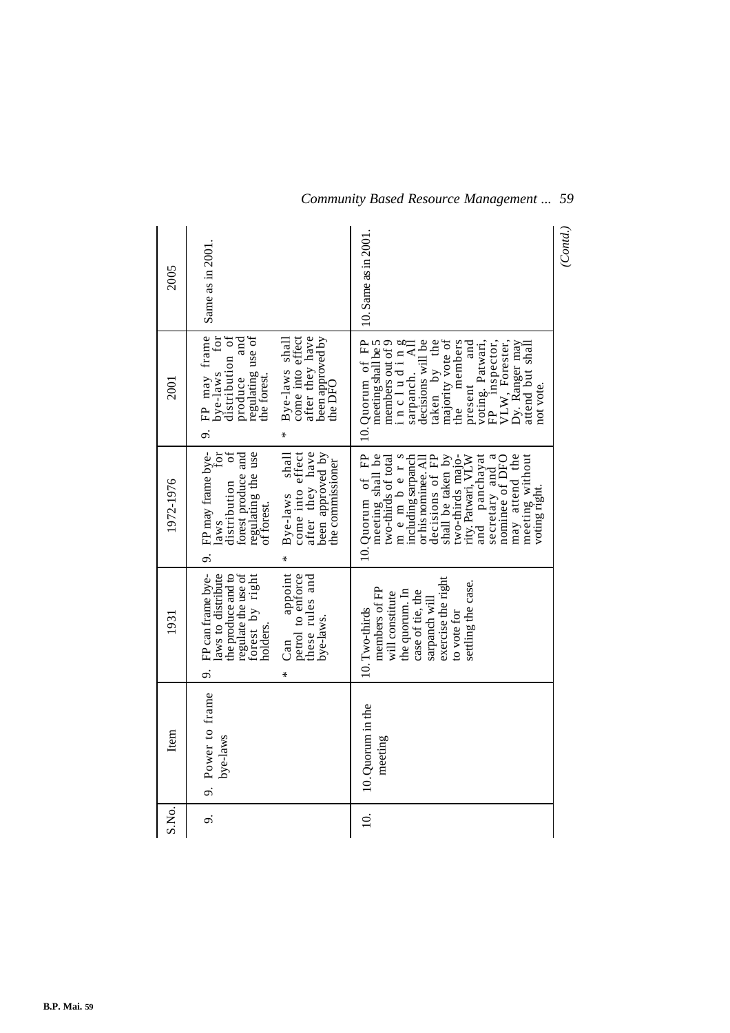| S.No. | Item | 1931 | 1972-1976 | 2001 | 2005 |
|---|---|---|---|---|---|
| 9. | 9. Power to frame bye-laws | 9. FP can frame bye-laws to distribute the produce and to regulate the use of forest by right holders.<br>* Can appoint petrol to enforce these rules and bye-laws. | 9. FP may frame bye-laws for distribution of forest produce and regulating the use of forest.<br>* Bye-laws shall come into effect after they have been approved by the commissioner | 9. FP may frame bye-laws for distribution of produce and regulating use of the forest.<br>* Bye-laws shall come into effect after they have been approved by the DFO | Same as in 2001. |
| 10. | 10. Quorum in the meeting | 10. Two-thirds members of FP will constitute the quorum. In case of tie, the sarpanch will exercise the right to vote for settling the case. | 10. Quorum of FP meeting shall be two-thirds of total members including sarpanch or his nominee. All decisions of FP shall be taken by two-thirds majority. Patwari, VLW and panchayat secretary and a nominee of DFO may attend the meeting without voting right. | 10. Quorum of FP meeting shall be 5 members out of 9 including sarpanch. All decisions will be taken by the majority vote of the members present and voting. Patwari, FP inspector, VLW, Forester, Dy. Ranger may attend but shall not vote. | 10. Same as in 2001. |

*(Contd.)*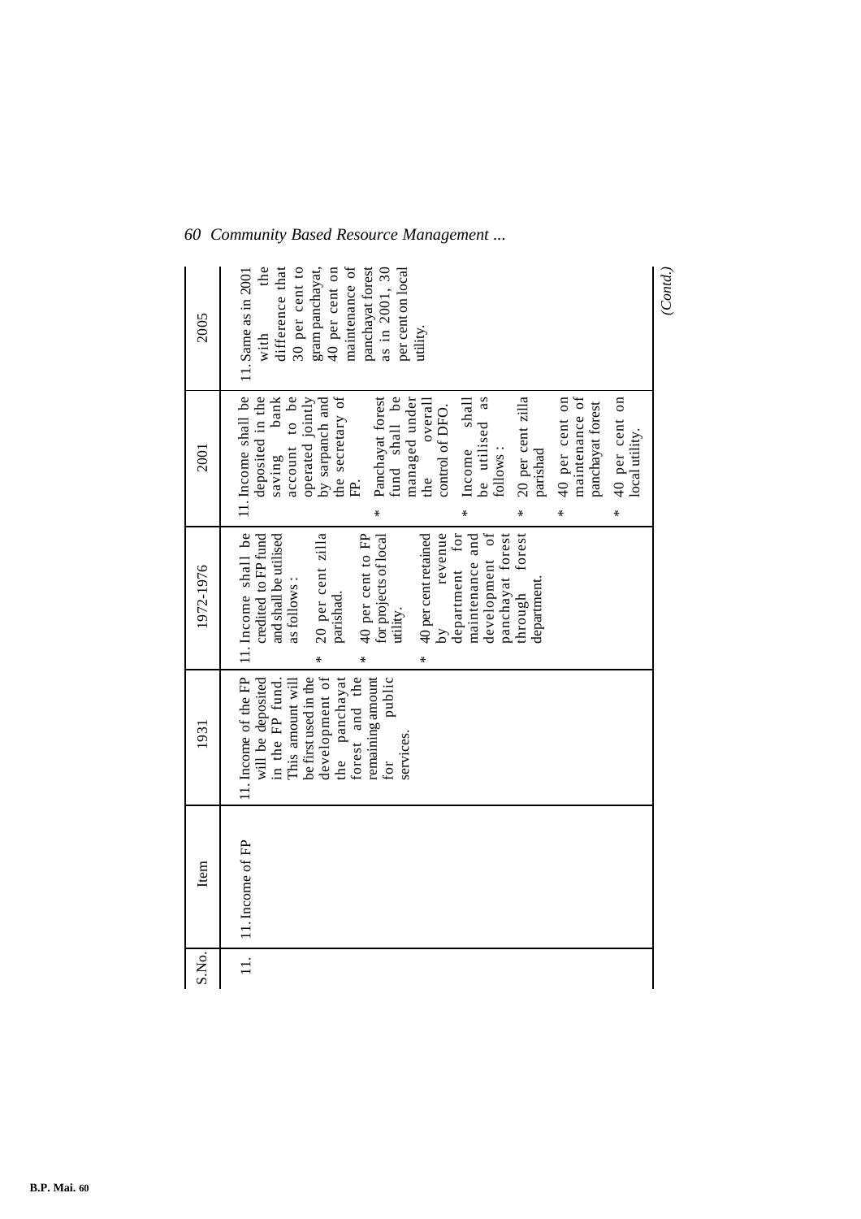| S.No. | Item | 1931 | 1972-1976 | 2001 | 2005 |
|---|---|---|---|---|---|
| 11. | 11. Income of FP | 11. Income of the FP will be deposited in the FP fund. This amount will be first used in the development of the panchayat forest and the remaining amount for public services. | 11. Income shall be credited to FP fund and shall be utilised as follows : * 20 per cent zilla parishad. * 40 per cent to FP for projects of local utility. * 40 per cent retained by revenue department for maintenance and development of panchayat forest through forest department. | 11. Income shall be deposited in the saving bank account to be operated jointly by sarpanch and the secretary of FP. * Panchayat forest fund shall be managed under the overall control of DFO. * Income shall be utilised as follows : * 20 per cent zilla parishad * 40 per cent on maintenance of panchayat forest * 40 per cent on local utility. | 11. Same as in 2001 with the difference that 30 per cent to gram panchayat, 40 per cent on maintenance of panchayat forest as in 2001, 30 per cent on local utility. |

*(Contd.)*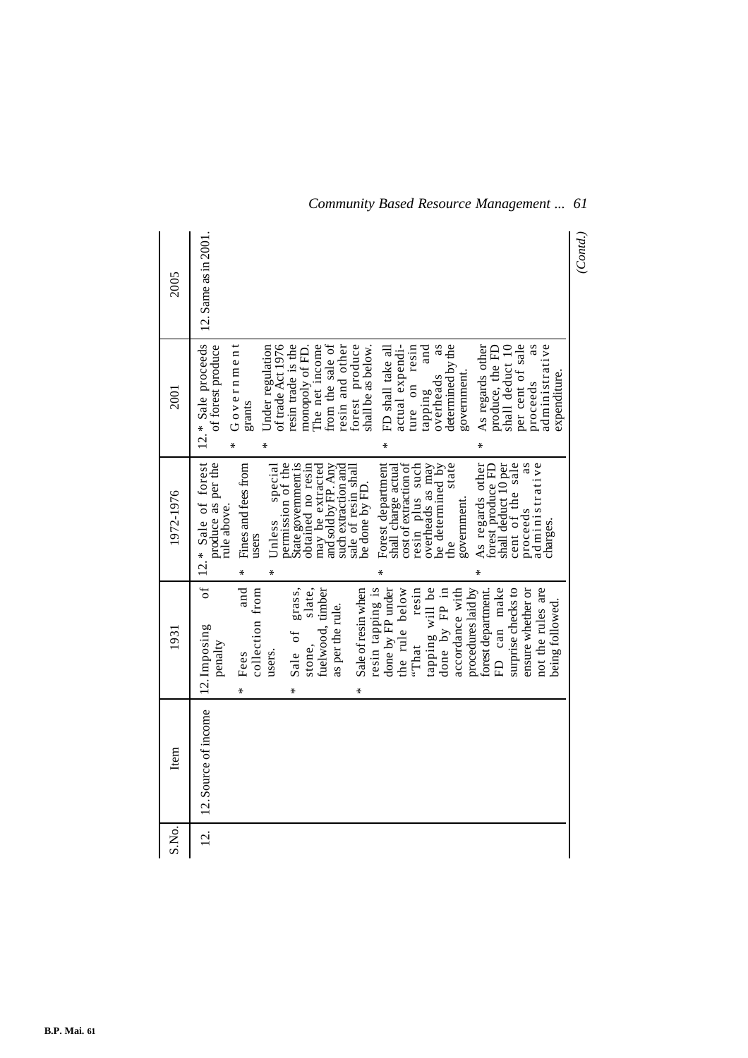| S.No. | Item | 1931 | 1972-1976 | 2001 | 2005 |
|---|---|---|---|---|---|
| 12. | 12. Source of income | 12. Imposing of penalty<br>* Fees and collection from users.<br>* Sale of grass, stone, slate, fuelwood, timber as per the rule.<br>* Sale of resin when resin tapping is done by FP under the rule below "That resin tapping will be done by FP in accordance with procedures laid by forest department. FD can make surprise checks to ensure whether or not the rules are being followed. | 12.* Sale of forest produce as per the rule above.<br>* Fines and fees from users<br>* Unless special permission of the State government is obtained no resin may be extracted and sold by FP. Any such extraction and sale of resin shall be done by FD.<br>* Forest department shall charge actual cost of extraction of resin plus such overheads as may be determined by the state government.<br>* As regards other forest produce FD shall deduct 10 per cent of the sale proceeds as administrative charges. | 12.* Sale proceeds of forest produce<br>* Government grants<br>* Under regulation of trade Act 1976 resin trade is the monopoly of FD. The net income from the sale of resin and other forest produce shall be as below.<br>* FD shall take all actual expenditure on resin tapping and overheads as determined by the government.<br>* As regards other produce, the FD shall deduct 10 per cent of sale proceeds as administrative expenditure. | 12. Same as in 2001. |

*(Contd.)*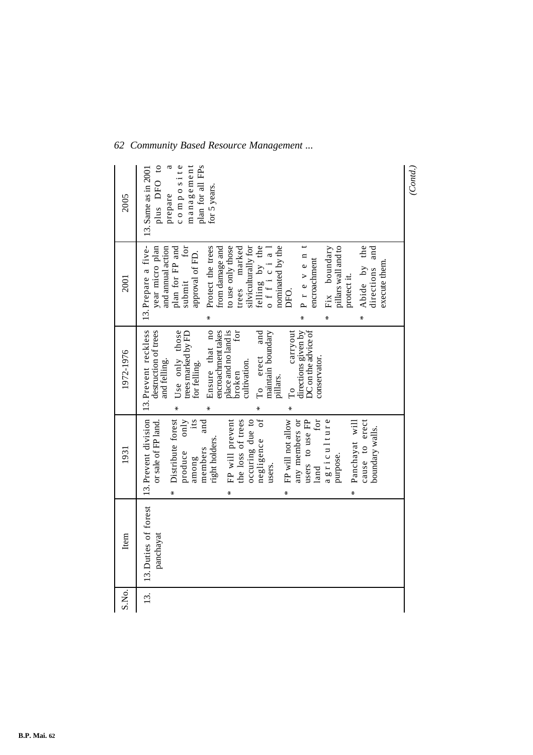| S.No. | Item | 1931 | 1972-1976 | 2001 | 2005 |
|---|---|---|---|---|---|
| 13. | 13. Duties of forest panchayat | 13. Prevent division or sale of FP land. * Distribute forest produce only among its members and right holders. * FP will prevent the loss of trees occuring due to negligence of users. * FP will not allow any members or users to use FP land for agriculture purpose. * Panchayat will cause to erect boundary walls. | 13. Prevent reckless destruction of trees and felling. * Use only those trees marked by FD for felling. * Ensure that no encroachment takes place and no land is broken for cultivation. * To erect and maintain boundary pillars. * To carryout directions given by DC on the advice of conservator. | 13. Prepare a five-year micro plan and annual action plan for FP and submit for approval of FD. * Protect the trees from damage and to use only those trees marked silviculturally for felling by the official nominated by the DFO. * Prevent encroachment * Fix boundary pillars wall and to protect it. * Abide by the directions and execute them. | 13. Same as in 2001 plus DFO to prepare a composite management plan for all FPs for 5 years. |

*(Contd.)*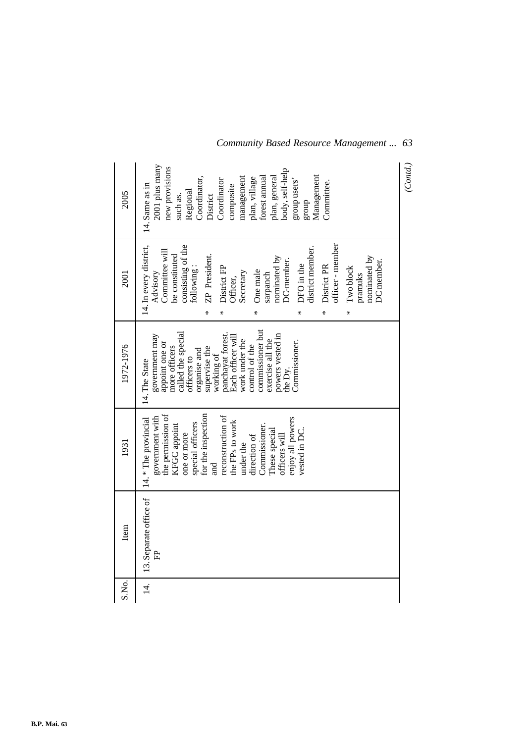| S.No. | Item | 1931 | 1972-1976 | 2001 | 2005 |
|---|---|---|---|---|---|
| 14. | 13. Separate office of FP | 14. * The provincial government with the permission of KFGC appoint one or more special officers for the inspection and reconstruction of the FPs to work under the direction of Commissioner. These special officers will enjoy all powers vested in DC. | 14. The State government may appoint one or more officers called the special officers to organise and supervise the working of panchayat forest. Each officer will work under the control of the commissioner but exercise all the powers vested in the Dy. Commissioner. | 14. In every district, Advisory Committee will be constituted consisting of the following : * ZP President. * District FP Officer, Secretary * One male sarpanch nominated by DC-member. * DFO in the district member. * District PR officer - member * Two block pramuks nominated by DC member. | 14. Same as in 2001 plus many new provisions such as. Regional Coordinator, District Coordinator composite management plan, village forest annual plan, general body, self-help group users' group Management Committee. |

*(Contd.)*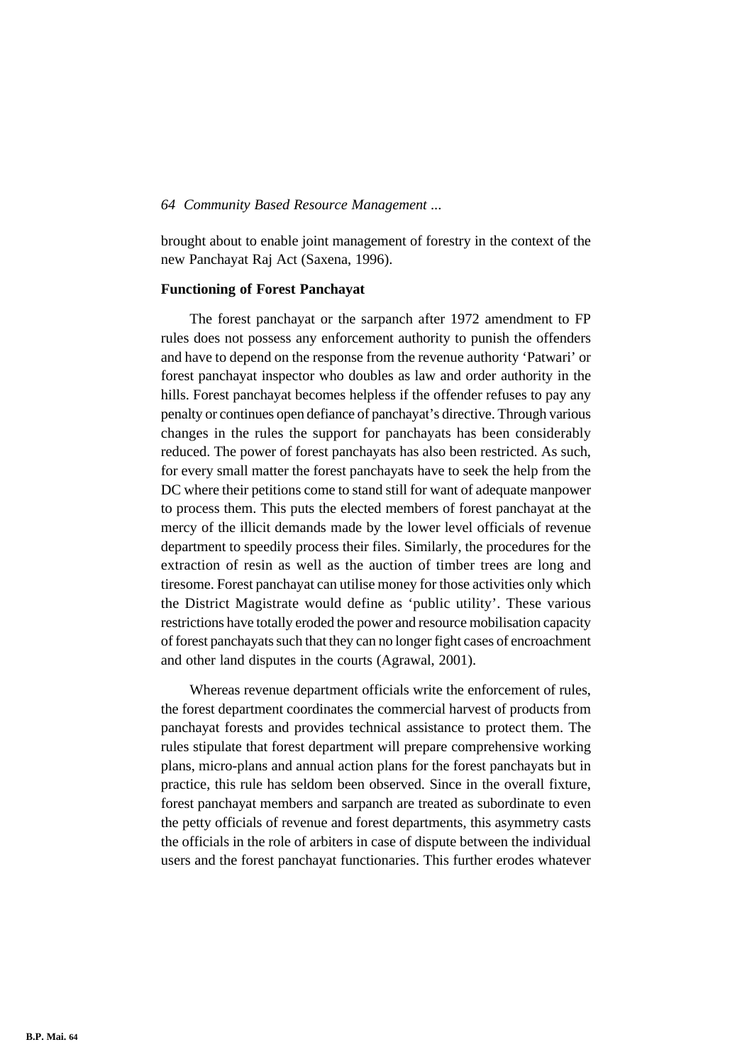brought about to enable joint management of forestry in the context of the new Panchayat Raj Act (Saxena, 1996).

**Functioning of Forest Panchayat**

The forest panchayat or the sarpanch after 1972 amendment to FP rules does not possess any enforcement authority to punish the offenders and have to depend on the response from the revenue authority 'Patwari' or forest panchayat inspector who doubles as law and order authority in the hills. Forest panchayat becomes helpless if the offender refuses to pay any penalty or continues open defiance of panchayat's directive. Through various changes in the rules the support for panchayats has been considerably reduced. The power of forest panchayats has also been restricted. As such, for every small matter the forest panchayats have to seek the help from the DC where their petitions come to stand still for want of adequate manpower to process them. This puts the elected members of forest panchayat at the mercy of the illicit demands made by the lower level officials of revenue department to speedily process their files. Similarly, the procedures for the extraction of resin as well as the auction of timber trees are long and tiresome. Forest panchayat can utilise money for those activities only which the District Magistrate would define as 'public utility'. These various restrictions have totally eroded the power and resource mobilisation capacity of forest panchayats such that they can no longer fight cases of encroachment and other land disputes in the courts (Agrawal, 2001).

Whereas revenue department officials write the enforcement of rules, the forest department coordinates the commercial harvest of products from panchayat forests and provides technical assistance to protect them. The rules stipulate that forest department will prepare comprehensive working plans, micro-plans and annual action plans for the forest panchayats but in practice, this rule has seldom been observed. Since in the overall fixture, forest panchayat members and sarpanch are treated as subordinate to even the petty officials of revenue and forest departments, this asymmetry casts the officials in the role of arbiters in case of dispute between the individual users and the forest panchayat functionaries. This further erodes whatever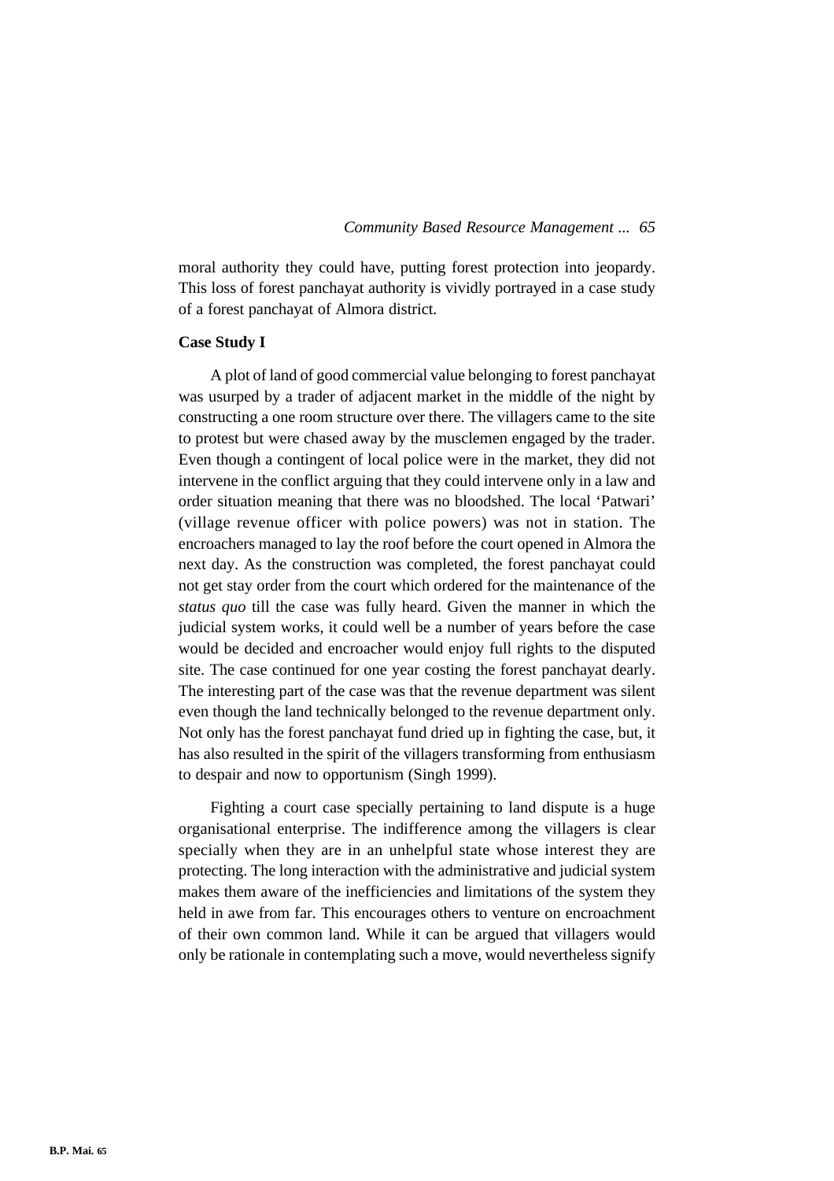moral authority they could have, putting forest protection into jeopardy. This loss of forest panchayat authority is vividly portrayed in a case study of a forest panchayat of Almora district.

**Case Study I**

A plot of land of good commercial value belonging to forest panchayat was usurped by a trader of adjacent market in the middle of the night by constructing a one room structure over there. The villagers came to the site to protest but were chased away by the musclemen engaged by the trader. Even though a contingent of local police were in the market, they did not intervene in the conflict arguing that they could intervene only in a law and order situation meaning that there was no bloodshed. The local 'Patwari' (village revenue officer with police powers) was not in station. The encroachers managed to lay the roof before the court opened in Almora the next day. As the construction was completed, the forest panchayat could not get stay order from the court which ordered for the maintenance of the *status quo* till the case was fully heard. Given the manner in which the judicial system works, it could well be a number of years before the case would be decided and encroacher would enjoy full rights to the disputed site. The case continued for one year costing the forest panchayat dearly. The interesting part of the case was that the revenue department was silent even though the land technically belonged to the revenue department only. Not only has the forest panchayat fund dried up in fighting the case, but, it has also resulted in the spirit of the villagers transforming from enthusiasm to despair and now to opportunism (Singh 1999).

Fighting a court case specially pertaining to land dispute is a huge organisational enterprise. The indifference among the villagers is clear specially when they are in an unhelpful state whose interest they are protecting. The long interaction with the administrative and judicial system makes them aware of the inefficiencies and limitations of the system they held in awe from far. This encourages others to venture on encroachment of their own common land. While it can be argued that villagers would only be rationale in contemplating such a move, would nevertheless signify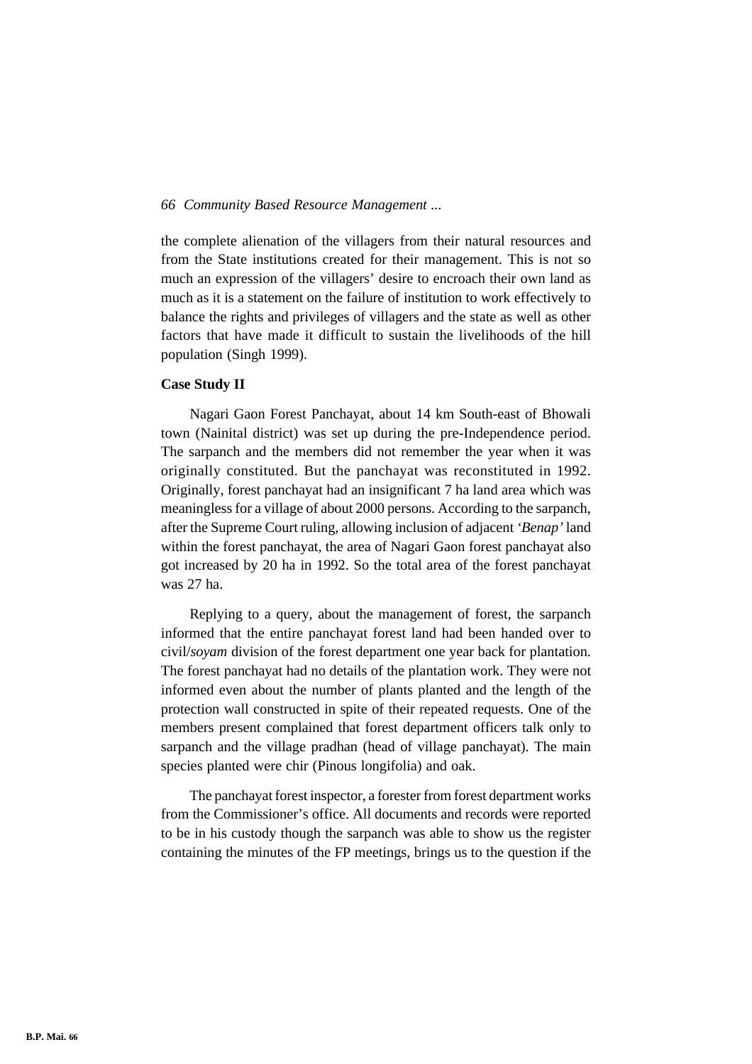the complete alienation of the villagers from their natural resources and from the State institutions created for their management. This is not so much an expression of the villagers' desire to encroach their own land as much as it is a statement on the failure of institution to work effectively to balance the rights and privileges of villagers and the state as well as other factors that have made it difficult to sustain the livelihoods of the hill population (Singh 1999).

**Case Study II**

Nagari Gaon Forest Panchayat, about 14 km South-east of Bhowali town (Nainital district) was set up during the pre-Independence period. The sarpanch and the members did not remember the year when it was originally constituted. But the panchayat was reconstituted in 1992. Originally, forest panchayat had an insignificant 7 ha land area which was meaningless for a village of about 2000 persons. According to the sarpanch, after the Supreme Court ruling, allowing inclusion of adjacent *'Benap'* land within the forest panchayat, the area of Nagari Gaon forest panchayat also got increased by 20 ha in 1992. So the total area of the forest panchayat was 27 ha.

Replying to a query, about the management of forest, the sarpanch informed that the entire panchayat forest land had been handed over to civil/*soyam* division of the forest department one year back for plantation. The forest panchayat had no details of the plantation work. They were not informed even about the number of plants planted and the length of the protection wall constructed in spite of their repeated requests. One of the members present complained that forest department officers talk only to sarpanch and the village pradhan (head of village panchayat). The main species planted were chir (Pinous longifolia) and oak.

The panchayat forest inspector, a forester from forest department works from the Commissioner's office. All documents and records were reported to be in his custody though the sarpanch was able to show us the register containing the minutes of the FP meetings, brings us to the question if the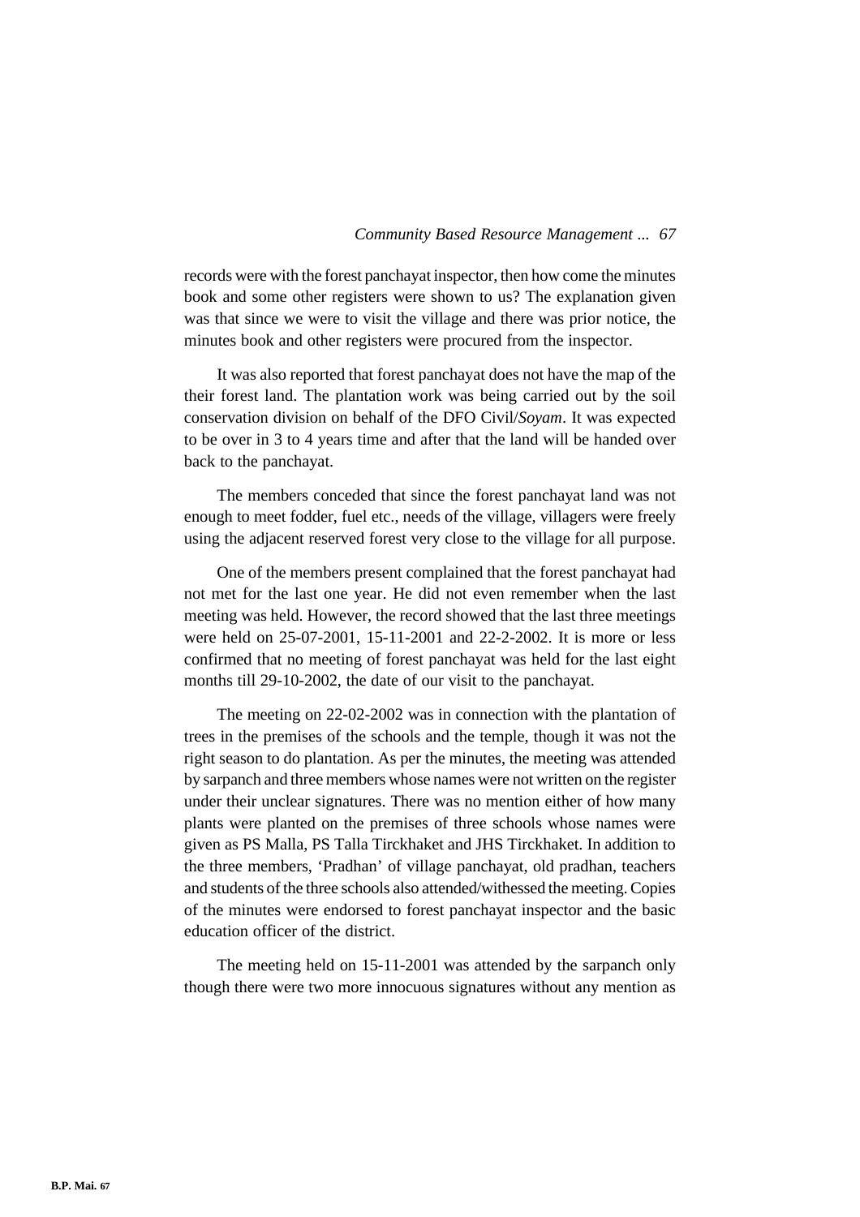records were with the forest panchayat inspector, then how come the minutes book and some other registers were shown to us? The explanation given was that since we were to visit the village and there was prior notice, the minutes book and other registers were procured from the inspector.

It was also reported that forest panchayat does not have the map of the their forest land. The plantation work was being carried out by the soil conservation division on behalf of the DFO Civil/*Soyam*. It was expected to be over in 3 to 4 years time and after that the land will be handed over back to the panchayat.

The members conceded that since the forest panchayat land was not enough to meet fodder, fuel etc., needs of the village, villagers were freely using the adjacent reserved forest very close to the village for all purpose.

One of the members present complained that the forest panchayat had not met for the last one year. He did not even remember when the last meeting was held. However, the record showed that the last three meetings were held on 25-07-2001, 15-11-2001 and 22-2-2002. It is more or less confirmed that no meeting of forest panchayat was held for the last eight months till 29-10-2002, the date of our visit to the panchayat.

The meeting on 22-02-2002 was in connection with the plantation of trees in the premises of the schools and the temple, though it was not the right season to do plantation. As per the minutes, the meeting was attended by sarpanch and three members whose names were not written on the register under their unclear signatures. There was no mention either of how many plants were planted on the premises of three schools whose names were given as PS Malla, PS Talla Tirckhaket and JHS Tirckhaket. In addition to the three members, 'Pradhan' of village panchayat, old pradhan, teachers and students of the three schools also attended/withessed the meeting. Copies of the minutes were endorsed to forest panchayat inspector and the basic education officer of the district.

The meeting held on 15-11-2001 was attended by the sarpanch only though there were two more innocuous signatures without any mention as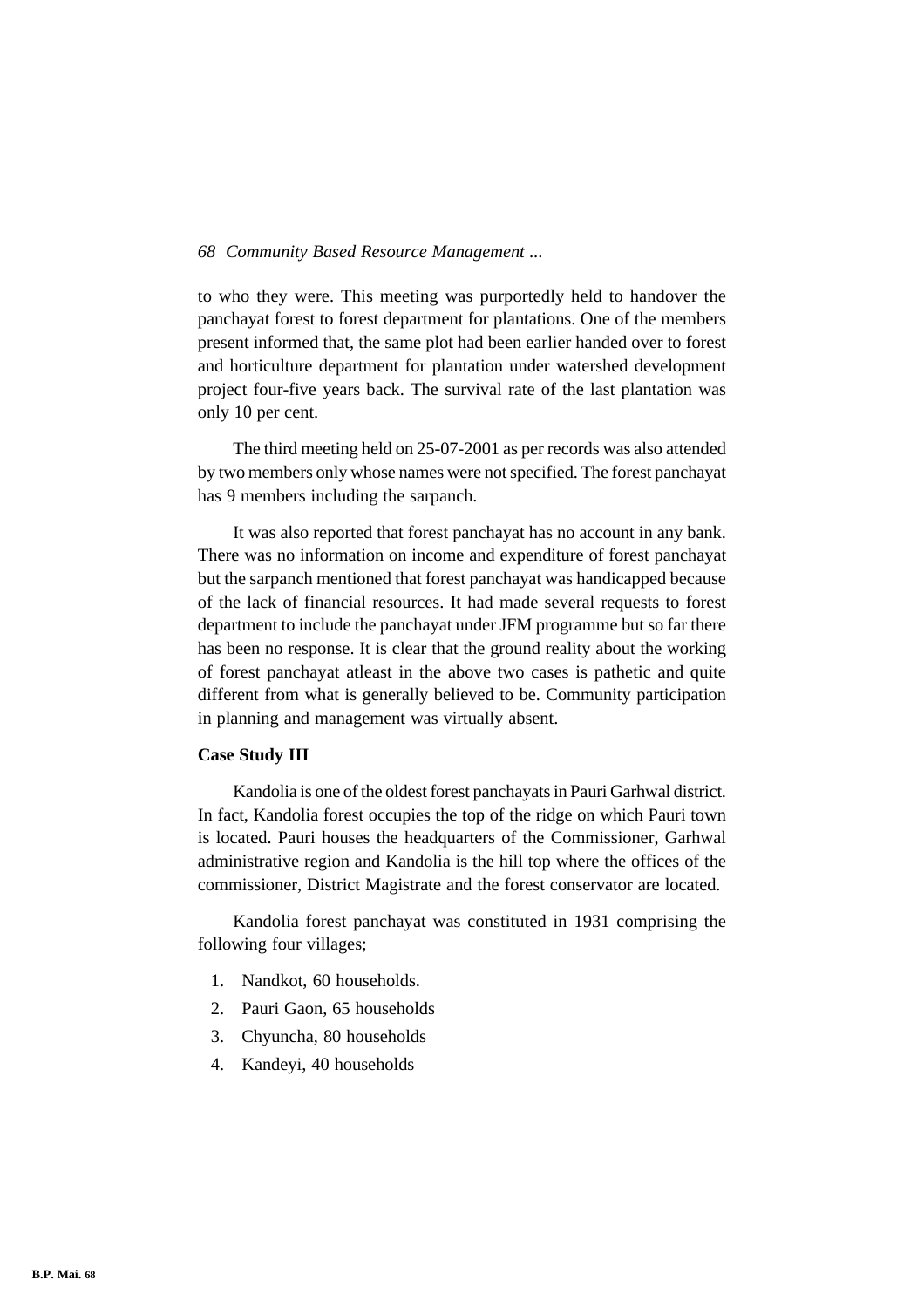to who they were. This meeting was purportedly held to handover the panchayat forest to forest department for plantations. One of the members present informed that, the same plot had been earlier handed over to forest and horticulture department for plantation under watershed development project four-five years back. The survival rate of the last plantation was only 10 per cent.

The third meeting held on 25-07-2001 as per records was also attended by two members only whose names were not specified. The forest panchayat has 9 members including the sarpanch.

It was also reported that forest panchayat has no account in any bank. There was no information on income and expenditure of forest panchayat but the sarpanch mentioned that forest panchayat was handicapped because of the lack of financial resources. It had made several requests to forest department to include the panchayat under JFM programme but so far there has been no response. It is clear that the ground reality about the working of forest panchayat atleast in the above two cases is pathetic and quite different from what is generally believed to be. Community participation in planning and management was virtually absent.

**Case Study III**

Kandolia is one of the oldest forest panchayats in Pauri Garhwal district. In fact, Kandolia forest occupies the top of the ridge on which Pauri town is located. Pauri houses the headquarters of the Commissioner, Garhwal administrative region and Kandolia is the hill top where the offices of the commissioner, District Magistrate and the forest conservator are located.

Kandolia forest panchayat was constituted in 1931 comprising the following four villages;

1. Nandkot, 60 households.
2. Pauri Gaon, 65 households
3. Chyuncha, 80 households
4. Kandeyi, 40 households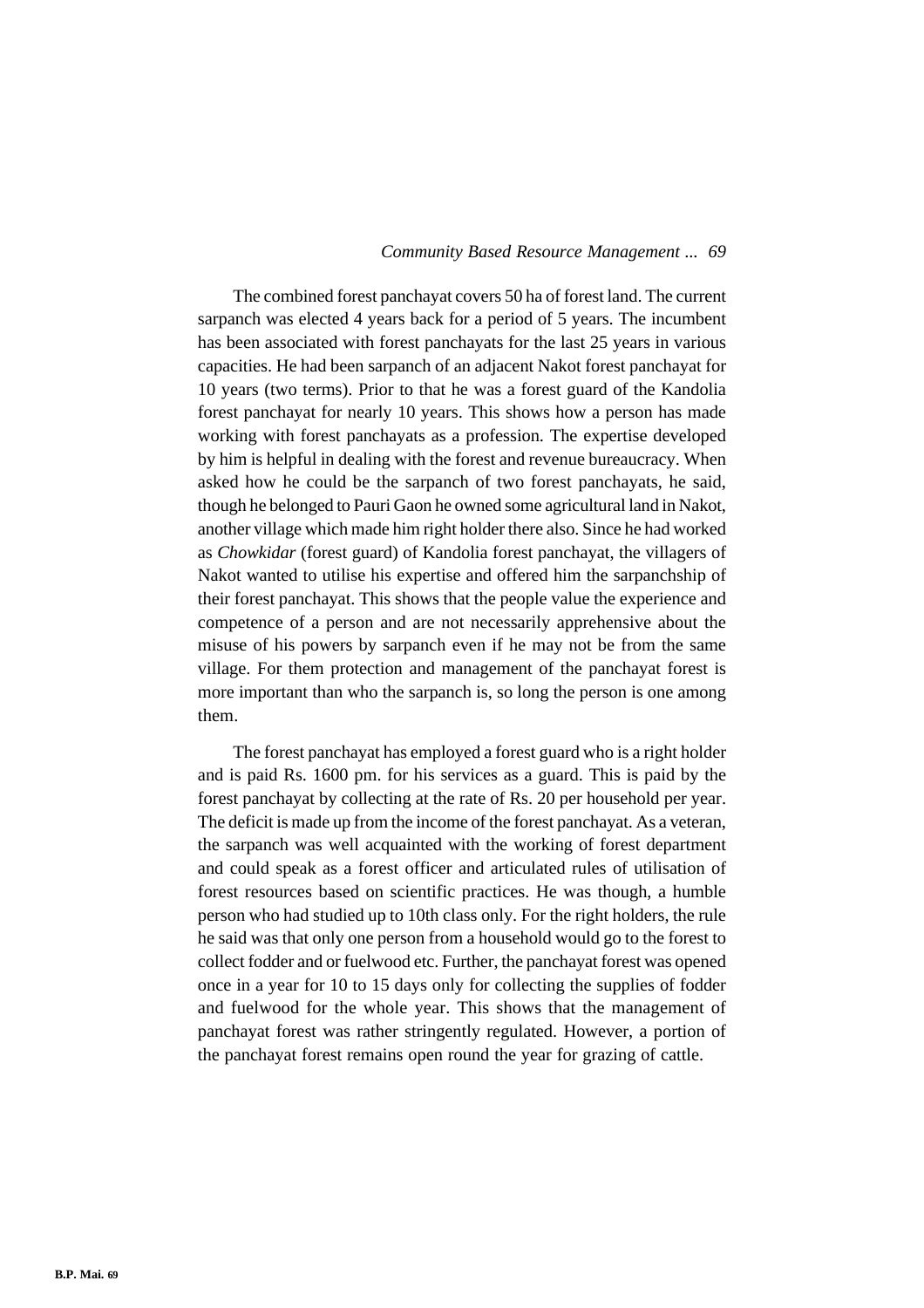The combined forest panchayat covers 50 ha of forest land. The current sarpanch was elected 4 years back for a period of 5 years. The incumbent has been associated with forest panchayats for the last 25 years in various capacities. He had been sarpanch of an adjacent Nakot forest panchayat for 10 years (two terms). Prior to that he was a forest guard of the Kandolia forest panchayat for nearly 10 years. This shows how a person has made working with forest panchayats as a profession. The expertise developed by him is helpful in dealing with the forest and revenue bureaucracy. When asked how he could be the sarpanch of two forest panchayats, he said, though he belonged to Pauri Gaon he owned some agricultural land in Nakot, another village which made him right holder there also. Since he had worked as *Chowkidar* (forest guard) of Kandolia forest panchayat, the villagers of Nakot wanted to utilise his expertise and offered him the sarpanchship of their forest panchayat. This shows that the people value the experience and competence of a person and are not necessarily apprehensive about the misuse of his powers by sarpanch even if he may not be from the same village. For them protection and management of the panchayat forest is more important than who the sarpanch is, so long the person is one among them.

The forest panchayat has employed a forest guard who is a right holder and is paid Rs. 1600 pm. for his services as a guard. This is paid by the forest panchayat by collecting at the rate of Rs. 20 per household per year. The deficit is made up from the income of the forest panchayat. As a veteran, the sarpanch was well acquainted with the working of forest department and could speak as a forest officer and articulated rules of utilisation of forest resources based on scientific practices. He was though, a humble person who had studied up to 10th class only. For the right holders, the rule he said was that only one person from a household would go to the forest to collect fodder and or fuelwood etc. Further, the panchayat forest was opened once in a year for 10 to 15 days only for collecting the supplies of fodder and fuelwood for the whole year. This shows that the management of panchayat forest was rather stringently regulated. However, a portion of the panchayat forest remains open round the year for grazing of cattle.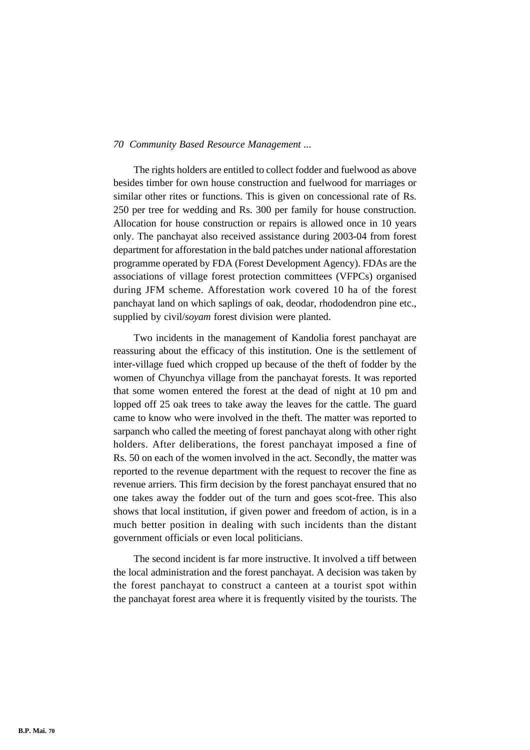The rights holders are entitled to collect fodder and fuelwood as above besides timber for own house construction and fuelwood for marriages or similar other rites or functions. This is given on concessional rate of Rs. 250 per tree for wedding and Rs. 300 per family for house construction. Allocation for house construction or repairs is allowed once in 10 years only. The panchayat also received assistance during 2003-04 from forest department for afforestation in the bald patches under national afforestation programme operated by FDA (Forest Development Agency). FDAs are the associations of village forest protection committees (VFPCs) organised during JFM scheme. Afforestation work covered 10 ha of the forest panchayat land on which saplings of oak, deodar, rhododendron pine etc., supplied by civil/*soyam* forest division were planted.

Two incidents in the management of Kandolia forest panchayat are reassuring about the efficacy of this institution. One is the settlement of inter-village fued which cropped up because of the theft of fodder by the women of Chyunchya village from the panchayat forests. It was reported that some women entered the forest at the dead of night at 10 pm and lopped off 25 oak trees to take away the leaves for the cattle. The guard came to know who were involved in the theft. The matter was reported to sarpanch who called the meeting of forest panchayat along with other right holders. After deliberations, the forest panchayat imposed a fine of Rs. 50 on each of the women involved in the act. Secondly, the matter was reported to the revenue department with the request to recover the fine as revenue arriers. This firm decision by the forest panchayat ensured that no one takes away the fodder out of the turn and goes scot-free. This also shows that local institution, if given power and freedom of action, is in a much better position in dealing with such incidents than the distant government officials or even local politicians.

The second incident is far more instructive. It involved a tiff between the local administration and the forest panchayat. A decision was taken by the forest panchayat to construct a canteen at a tourist spot within the panchayat forest area where it is frequently visited by the tourists. The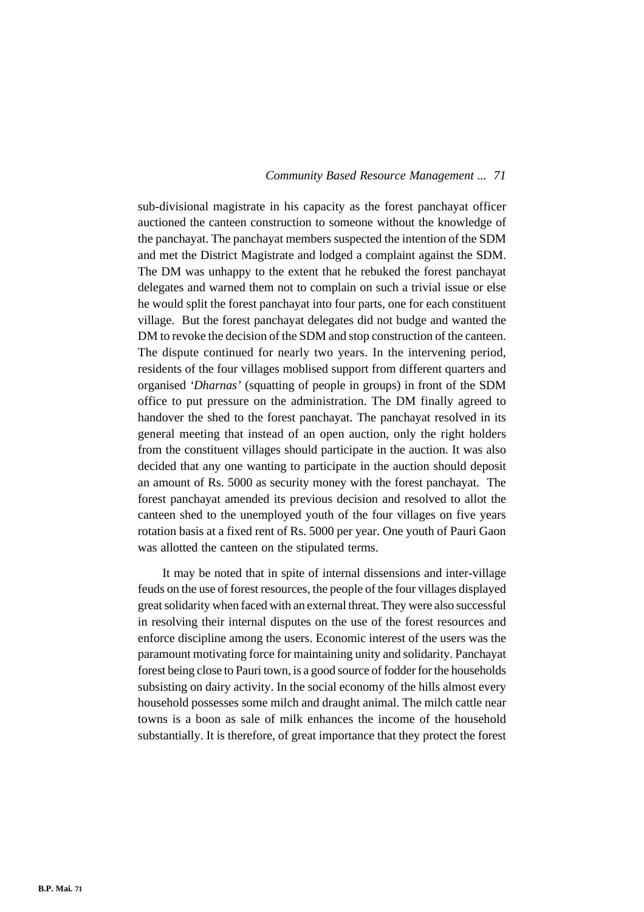sub-divisional magistrate in his capacity as the forest panchayat officer auctioned the canteen construction to someone without the knowledge of the panchayat. The panchayat members suspected the intention of the SDM and met the District Magistrate and lodged a complaint against the SDM. The DM was unhappy to the extent that he rebuked the forest panchayat delegates and warned them not to complain on such a trivial issue or else he would split the forest panchayat into four parts, one for each constituent village. But the forest panchayat delegates did not budge and wanted the DM to revoke the decision of the SDM and stop construction of the canteen. The dispute continued for nearly two years. In the intervening period, residents of the four villages moblised support from different quarters and organised *'Dharnas'* (squatting of people in groups) in front of the SDM office to put pressure on the administration. The DM finally agreed to handover the shed to the forest panchayat. The panchayat resolved in its general meeting that instead of an open auction, only the right holders from the constituent villages should participate in the auction. It was also decided that any one wanting to participate in the auction should deposit an amount of Rs. 5000 as security money with the forest panchayat. The forest panchayat amended its previous decision and resolved to allot the canteen shed to the unemployed youth of the four villages on five years rotation basis at a fixed rent of Rs. 5000 per year. One youth of Pauri Gaon was allotted the canteen on the stipulated terms.

It may be noted that in spite of internal dissensions and inter-village feuds on the use of forest resources, the people of the four villages displayed great solidarity when faced with an external threat. They were also successful in resolving their internal disputes on the use of the forest resources and enforce discipline among the users. Economic interest of the users was the paramount motivating force for maintaining unity and solidarity. Panchayat forest being close to Pauri town, is a good source of fodder for the households subsisting on dairy activity. In the social economy of the hills almost every household possesses some milch and draught animal. The milch cattle near towns is a boon as sale of milk enhances the income of the household substantially. It is therefore, of great importance that they protect the forest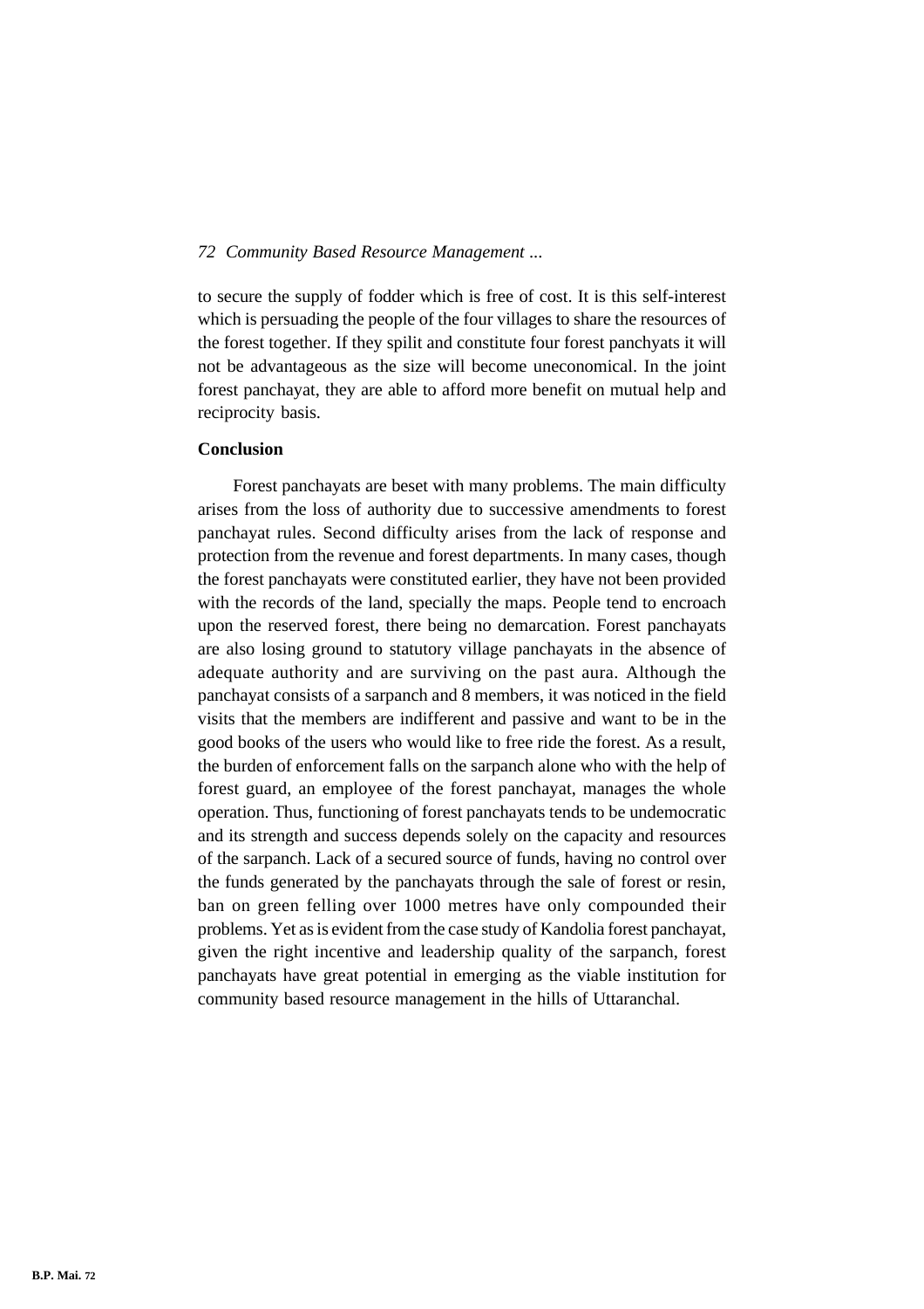to secure the supply of fodder which is free of cost. It is this self-interest which is persuading the people of the four villages to share the resources of the forest together. If they spilit and constitute four forest panchyats it will not be advantageous as the size will become uneconomical. In the joint forest panchayat, they are able to afford more benefit on mutual help and reciprocity basis.

**Conclusion**

Forest panchayats are beset with many problems. The main difficulty arises from the loss of authority due to successive amendments to forest panchayat rules. Second difficulty arises from the lack of response and protection from the revenue and forest departments. In many cases, though the forest panchayats were constituted earlier, they have not been provided with the records of the land, specially the maps. People tend to encroach upon the reserved forest, there being no demarcation. Forest panchayats are also losing ground to statutory village panchayats in the absence of adequate authority and are surviving on the past aura. Although the panchayat consists of a sarpanch and 8 members, it was noticed in the field visits that the members are indifferent and passive and want to be in the good books of the users who would like to free ride the forest. As a result, the burden of enforcement falls on the sarpanch alone who with the help of forest guard, an employee of the forest panchayat, manages the whole operation. Thus, functioning of forest panchayats tends to be undemocratic and its strength and success depends solely on the capacity and resources of the sarpanch. Lack of a secured source of funds, having no control over the funds generated by the panchayats through the sale of forest or resin, ban on green felling over 1000 metres have only compounded their problems. Yet as is evident from the case study of Kandolia forest panchayat, given the right incentive and leadership quality of the sarpanch, forest panchayats have great potential in emerging as the viable institution for community based resource management in the hills of Uttaranchal.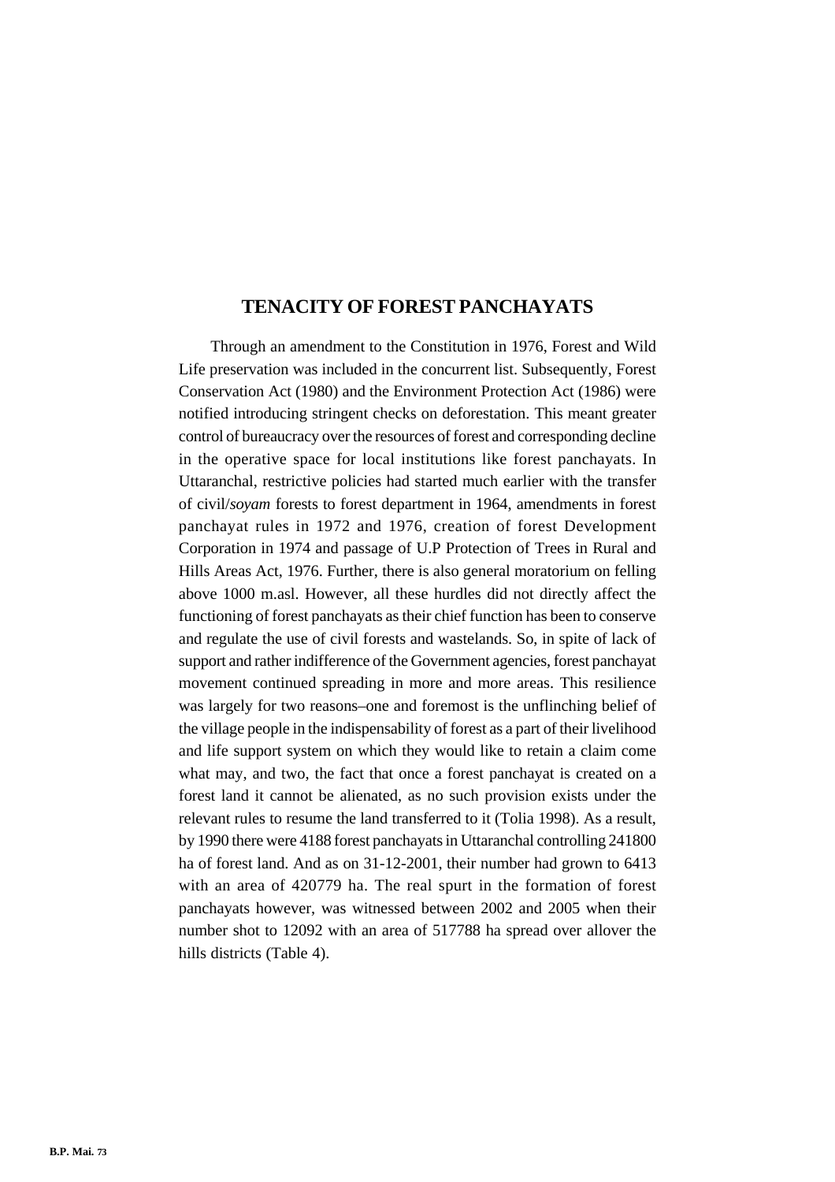## TENACITY OF FOREST PANCHAYATS

Through an amendment to the Constitution in 1976, Forest and Wild Life preservation was included in the concurrent list. Subsequently, Forest Conservation Act (1980) and the Environment Protection Act (1986) were notified introducing stringent checks on deforestation. This meant greater control of bureaucracy over the resources of forest and corresponding decline in the operative space for local institutions like forest panchayats. In Uttaranchal, restrictive policies had started much earlier with the transfer of civil/*soyam* forests to forest department in 1964, amendments in forest panchayat rules in 1972 and 1976, creation of forest Development Corporation in 1974 and passage of U.P Protection of Trees in Rural and Hills Areas Act, 1976. Further, there is also general moratorium on felling above 1000 m.asl. However, all these hurdles did not directly affect the functioning of forest panchayats as their chief function has been to conserve and regulate the use of civil forests and wastelands. So, in spite of lack of support and rather indifference of the Government agencies, forest panchayat movement continued spreading in more and more areas. This resilience was largely for two reasons–one and foremost is the unflinching belief of the village people in the indispensability of forest as a part of their livelihood and life support system on which they would like to retain a claim come what may, and two, the fact that once a forest panchayat is created on a forest land it cannot be alienated, as no such provision exists under the relevant rules to resume the land transferred to it (Tolia 1998). As a result, by 1990 there were 4188 forest panchayats in Uttaranchal controlling 241800 ha of forest land. And as on 31-12-2001, their number had grown to 6413 with an area of 420779 ha. The real spurt in the formation of forest panchayats however, was witnessed between 2002 and 2005 when their number shot to 12092 with an area of 517788 ha spread over allover the hills districts (Table 4).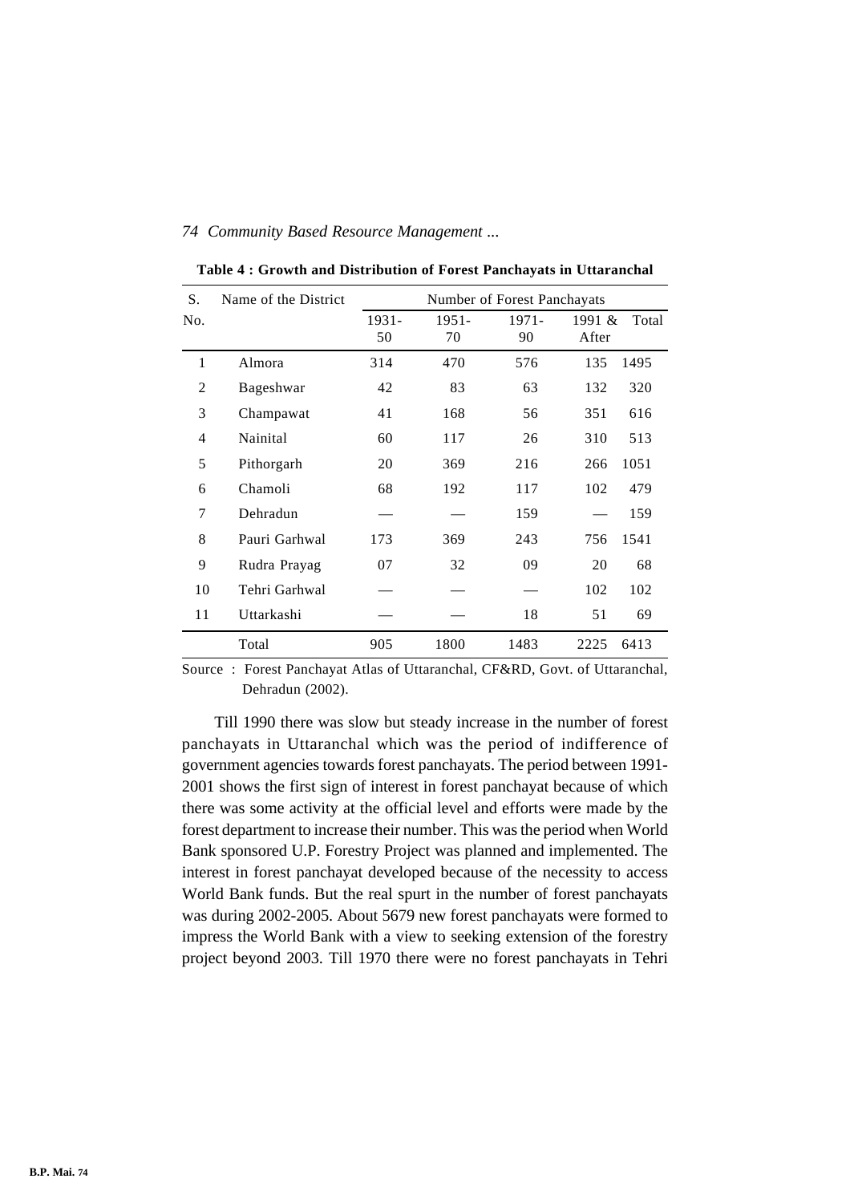**Table 4 : Growth and Distribution of Forest Panchayats in Uttaranchal**

| S. No. | Name of the District | Number of Forest Panchayats | | | | |
|---|---|---|---|---|---|---|
| | | 1931-50 | 1951-70 | 1971-90 | 1991 & After | Total |
| 1 | Almora | 314 | 470 | 576 | 135 | 1495 |
| 2 | Bageshwar | 42 | 83 | 63 | 132 | 320 |
| 3 | Champawat | 41 | 168 | 56 | 351 | 616 |
| 4 | Nainital | 60 | 117 | 26 | 310 | 513 |
| 5 | Pithorgarh | 20 | 369 | 216 | 266 | 1051 |
| 6 | Chamoli | 68 | 192 | 117 | 102 | 479 |
| 7 | Dehradun | — | — | 159 | — | 159 |
| 8 | Pauri Garhwal | 173 | 369 | 243 | 756 | 1541 |
| 9 | Rudra Prayag | 07 | 32 | 09 | 20 | 68 |
| 10 | Tehri Garhwal | — | — | — | 102 | 102 |
| 11 | Uttarkashi | — | — | 18 | 51 | 69 |
| | Total | 905 | 1800 | 1483 | 2225 | 6413 |

Source : Forest Panchayat Atlas of Uttaranchal, CF&RD, Govt. of Uttaranchal, Dehradun (2002).

Till 1990 there was slow but steady increase in the number of forest panchayats in Uttaranchal which was the period of indifference of government agencies towards forest panchayats. The period between 1991-2001 shows the first sign of interest in forest panchayat because of which there was some activity at the official level and efforts were made by the forest department to increase their number. This was the period when World Bank sponsored U.P. Forestry Project was planned and implemented. The interest in forest panchayat developed because of the necessity to access World Bank funds. But the real spurt in the number of forest panchayats was during 2002-2005. About 5679 new forest panchayats were formed to impress the World Bank with a view to seeking extension of the forestry project beyond 2003. Till 1970 there were no forest panchayats in Tehri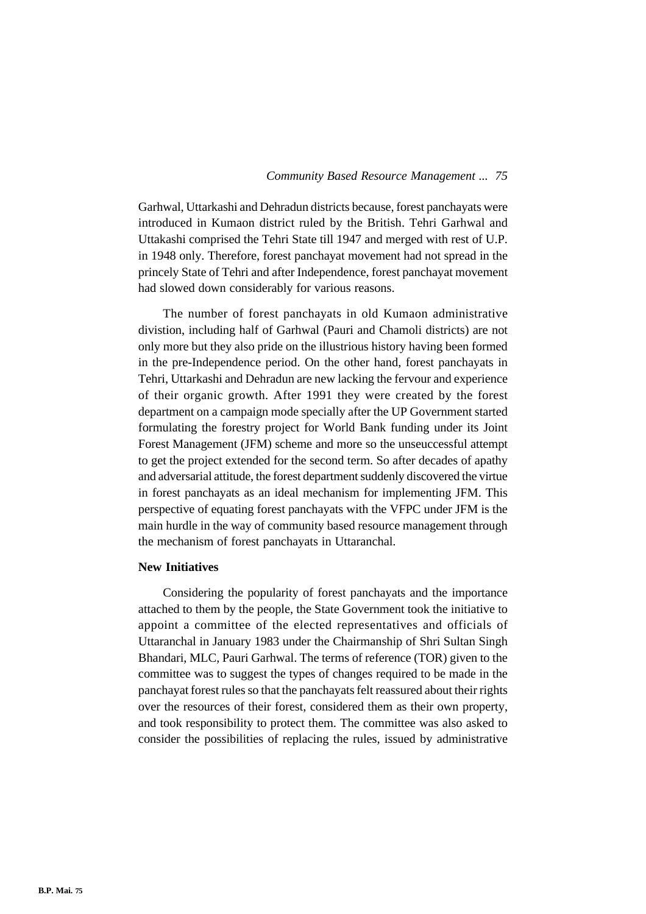Garhwal, Uttarkashi and Dehradun districts because, forest panchayats were introduced in Kumaon district ruled by the British. Tehri Garhwal and Uttakashi comprised the Tehri State till 1947 and merged with rest of U.P. in 1948 only. Therefore, forest panchayat movement had not spread in the princely State of Tehri and after Independence, forest panchayat movement had slowed down considerably for various reasons.

The number of forest panchayats in old Kumaon administrative divistion, including half of Garhwal (Pauri and Chamoli districts) are not only more but they also pride on the illustrious history having been formed in the pre-Independence period. On the other hand, forest panchayats in Tehri, Uttarkashi and Dehradun are new lacking the fervour and experience of their organic growth. After 1991 they were created by the forest department on a campaign mode specially after the UP Government started formulating the forestry project for World Bank funding under its Joint Forest Management (JFM) scheme and more so the unseuccessful attempt to get the project extended for the second term. So after decades of apathy and adversarial attitude, the forest department suddenly discovered the virtue in forest panchayats as an ideal mechanism for implementing JFM. This perspective of equating forest panchayats with the VFPC under JFM is the main hurdle in the way of community based resource management through the mechanism of forest panchayats in Uttaranchal.

**New Initiatives**

Considering the popularity of forest panchayats and the importance attached to them by the people, the State Government took the initiative to appoint a committee of the elected representatives and officials of Uttaranchal in January 1983 under the Chairmanship of Shri Sultan Singh Bhandari, MLC, Pauri Garhwal. The terms of reference (TOR) given to the committee was to suggest the types of changes required to be made in the panchayat forest rules so that the panchayats felt reassured about their rights over the resources of their forest, considered them as their own property, and took responsibility to protect them. The committee was also asked to consider the possibilities of replacing the rules, issued by administrative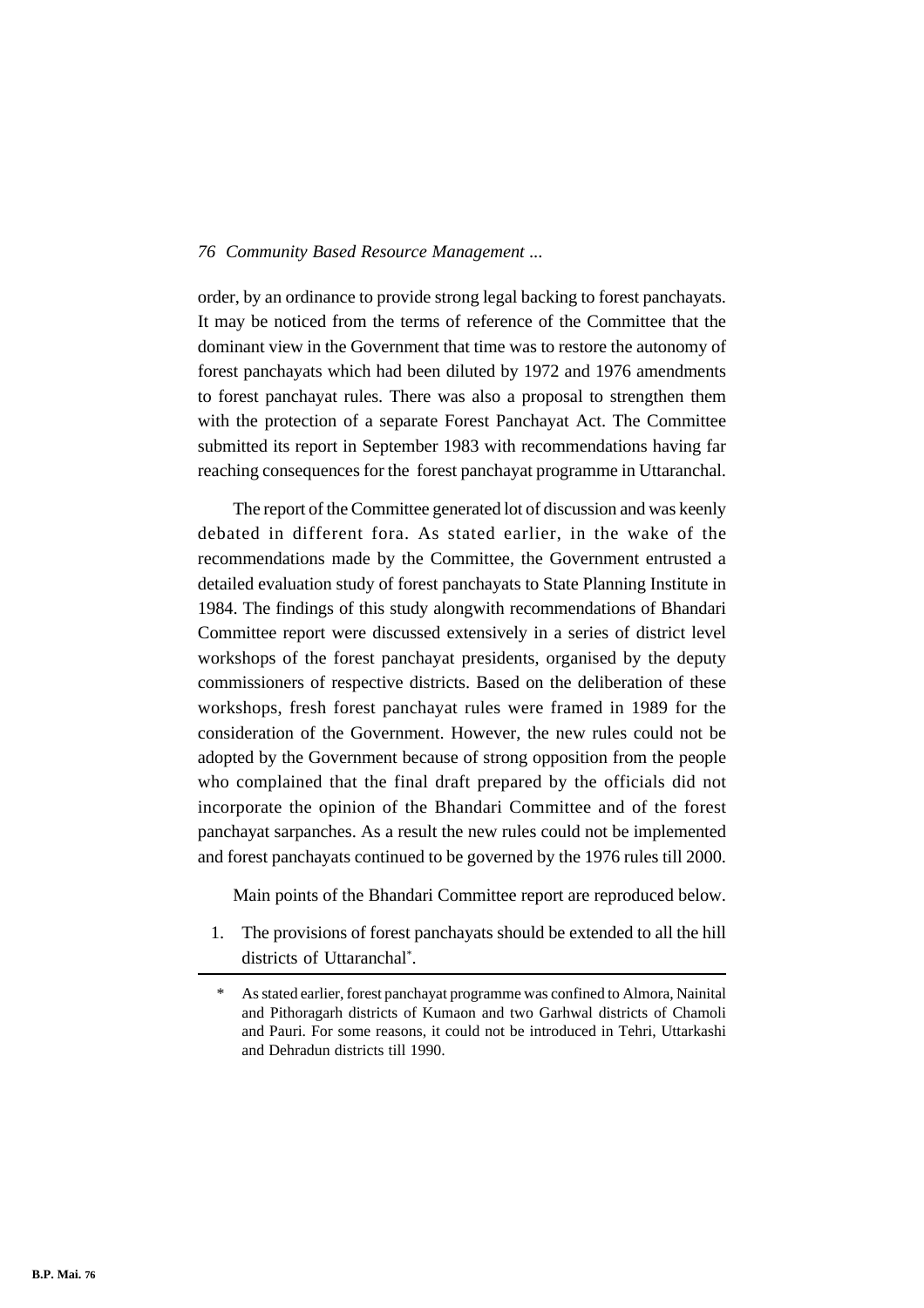order, by an ordinance to provide strong legal backing to forest panchayats. It may be noticed from the terms of reference of the Committee that the dominant view in the Government that time was to restore the autonomy of forest panchayats which had been diluted by 1972 and 1976 amendments to forest panchayat rules. There was also a proposal to strengthen them with the protection of a separate Forest Panchayat Act. The Committee submitted its report in September 1983 with recommendations having far reaching consequences for the forest panchayat programme in Uttaranchal.

The report of the Committee generated lot of discussion and was keenly debated in different fora. As stated earlier, in the wake of the recommendations made by the Committee, the Government entrusted a detailed evaluation study of forest panchayats to State Planning Institute in 1984. The findings of this study alongwith recommendations of Bhandari Committee report were discussed extensively in a series of district level workshops of the forest panchayat presidents, organised by the deputy commissioners of respective districts. Based on the deliberation of these workshops, fresh forest panchayat rules were framed in 1989 for the consideration of the Government. However, the new rules could not be adopted by the Government because of strong opposition from the people who complained that the final draft prepared by the officials did not incorporate the opinion of the Bhandari Committee and of the forest panchayat sarpanches. As a result the new rules could not be implemented and forest panchayats continued to be governed by the 1976 rules till 2000.

Main points of the Bhandari Committee report are reproduced below.

1. The provisions of forest panchayats should be extended to all the hill districts of Uttaranchal*.

---

\* As stated earlier, forest panchayat programme was confined to Almora, Nainital and Pithoragarh districts of Kumaon and two Garhwal districts of Chamoli and Pauri. For some reasons, it could not be introduced in Tehri, Uttarkashi and Dehradun districts till 1990.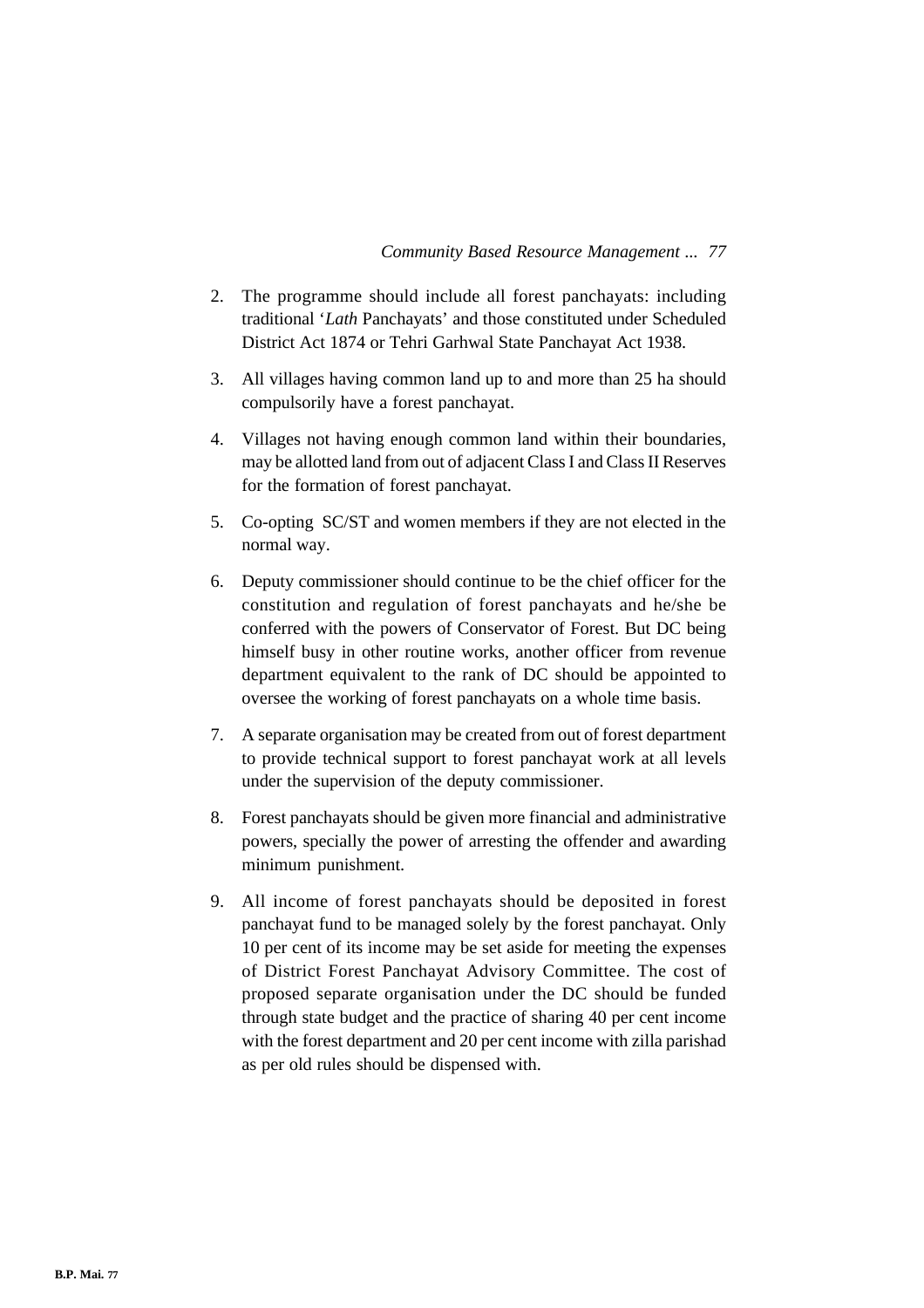2. The programme should include all forest panchayats: including traditional '*Lath* Panchayats' and those constituted under Scheduled District Act 1874 or Tehri Garhwal State Panchayat Act 1938.

3. All villages having common land up to and more than 25 ha should compulsorily have a forest panchayat.

4. Villages not having enough common land within their boundaries, may be allotted land from out of adjacent Class I and Class II Reserves for the formation of forest panchayat.

5. Co-opting SC/ST and women members if they are not elected in the normal way.

6. Deputy commissioner should continue to be the chief officer for the constitution and regulation of forest panchayats and he/she be conferred with the powers of Conservator of Forest. But DC being himself busy in other routine works, another officer from revenue department equivalent to the rank of DC should be appointed to oversee the working of forest panchayats on a whole time basis.

7. A separate organisation may be created from out of forest department to provide technical support to forest panchayat work at all levels under the supervision of the deputy commissioner.

8. Forest panchayats should be given more financial and administrative powers, specially the power of arresting the offender and awarding minimum punishment.

9. All income of forest panchayats should be deposited in forest panchayat fund to be managed solely by the forest panchayat. Only 10 per cent of its income may be set aside for meeting the expenses of District Forest Panchayat Advisory Committee. The cost of proposed separate organisation under the DC should be funded through state budget and the practice of sharing 40 per cent income with the forest department and 20 per cent income with zilla parishad as per old rules should be dispensed with.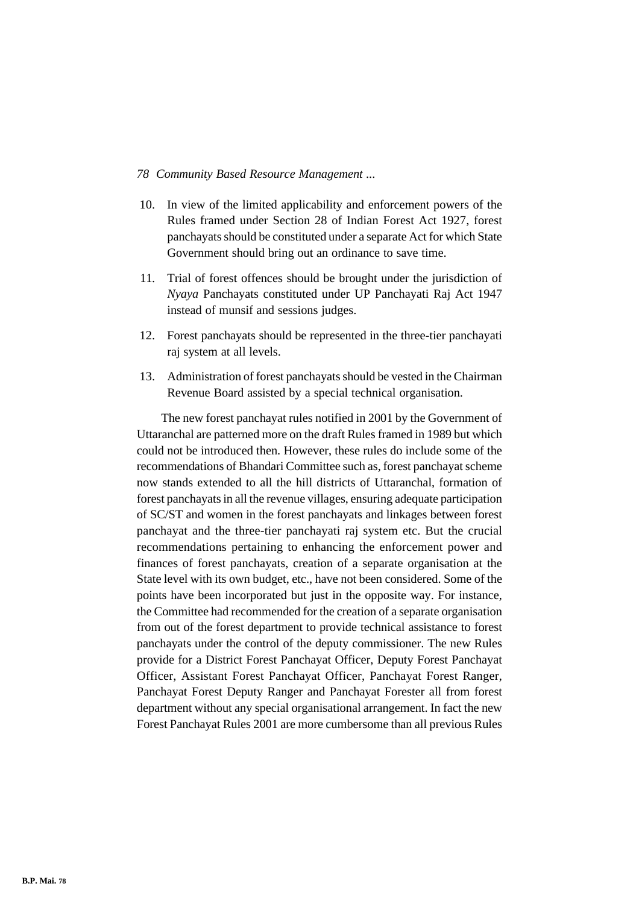10. In view of the limited applicability and enforcement powers of the Rules framed under Section 28 of Indian Forest Act 1927, forest panchayats should be constituted under a separate Act for which State Government should bring out an ordinance to save time.

11. Trial of forest offences should be brought under the jurisdiction of *Nyaya* Panchayats constituted under UP Panchayati Raj Act 1947 instead of munsif and sessions judges.

12. Forest panchayats should be represented in the three-tier panchayati raj system at all levels.

13. Administration of forest panchayats should be vested in the Chairman Revenue Board assisted by a special technical organisation.

The new forest panchayat rules notified in 2001 by the Government of Uttaranchal are patterned more on the draft Rules framed in 1989 but which could not be introduced then. However, these rules do include some of the recommendations of Bhandari Committee such as, forest panchayat scheme now stands extended to all the hill districts of Uttaranchal, formation of forest panchayats in all the revenue villages, ensuring adequate participation of SC/ST and women in the forest panchayats and linkages between forest panchayat and the three-tier panchayati raj system etc. But the crucial recommendations pertaining to enhancing the enforcement power and finances of forest panchayats, creation of a separate organisation at the State level with its own budget, etc., have not been considered. Some of the points have been incorporated but just in the opposite way. For instance, the Committee had recommended for the creation of a separate organisation from out of the forest department to provide technical assistance to forest panchayats under the control of the deputy commissioner. The new Rules provide for a District Forest Panchayat Officer, Deputy Forest Panchayat Officer, Assistant Forest Panchayat Officer, Panchayat Forest Ranger, Panchayat Forest Deputy Ranger and Panchayat Forester all from forest department without any special organisational arrangement. In fact the new Forest Panchayat Rules 2001 are more cumbersome than all previous Rules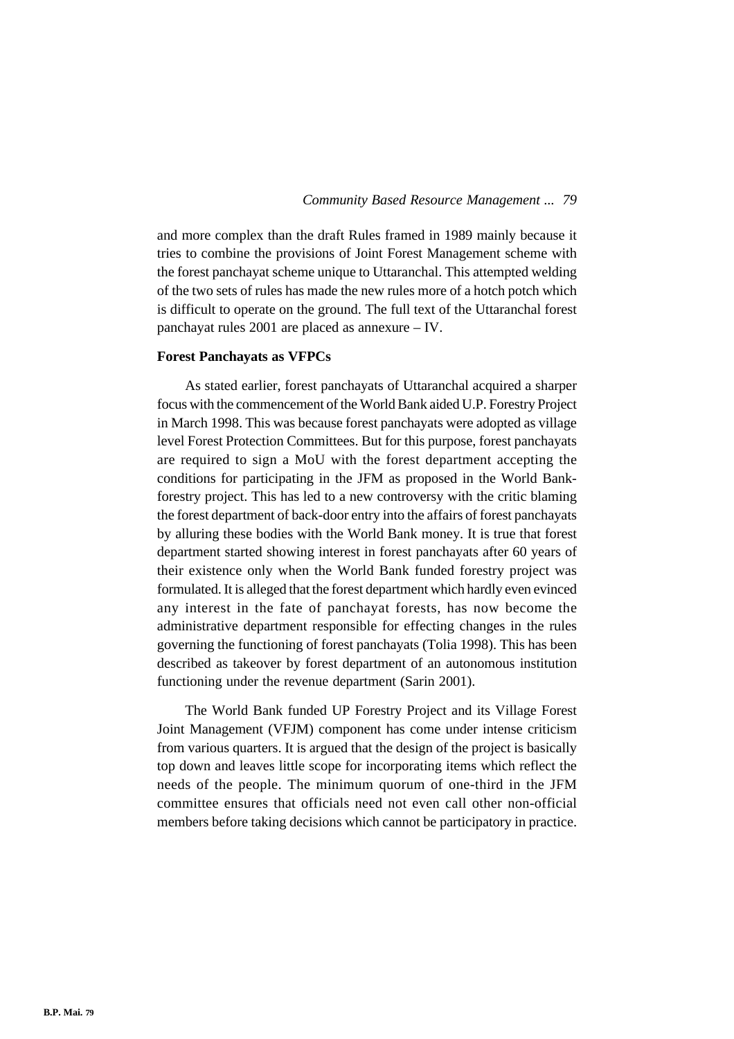and more complex than the draft Rules framed in 1989 mainly because it tries to combine the provisions of Joint Forest Management scheme with the forest panchayat scheme unique to Uttaranchal. This attempted welding of the two sets of rules has made the new rules more of a hotch potch which is difficult to operate on the ground. The full text of the Uttaranchal forest panchayat rules 2001 are placed as annexure – IV.

**Forest Panchayats as VFPCs**

As stated earlier, forest panchayats of Uttaranchal acquired a sharper focus with the commencement of the World Bank aided U.P. Forestry Project in March 1998. This was because forest panchayats were adopted as village level Forest Protection Committees. But for this purpose, forest panchayats are required to sign a MoU with the forest department accepting the conditions for participating in the JFM as proposed in the World Bank-forestry project. This has led to a new controversy with the critic blaming the forest department of back-door entry into the affairs of forest panchayats by alluring these bodies with the World Bank money. It is true that forest department started showing interest in forest panchayats after 60 years of their existence only when the World Bank funded forestry project was formulated. It is alleged that the forest department which hardly even evinced any interest in the fate of panchayat forests, has now become the administrative department responsible for effecting changes in the rules governing the functioning of forest panchayats (Tolia 1998). This has been described as takeover by forest department of an autonomous institution functioning under the revenue department (Sarin 2001).

The World Bank funded UP Forestry Project and its Village Forest Joint Management (VFJM) component has come under intense criticism from various quarters. It is argued that the design of the project is basically top down and leaves little scope for incorporating items which reflect the needs of the people. The minimum quorum of one-third in the JFM committee ensures that officials need not even call other non-official members before taking decisions which cannot be participatory in practice.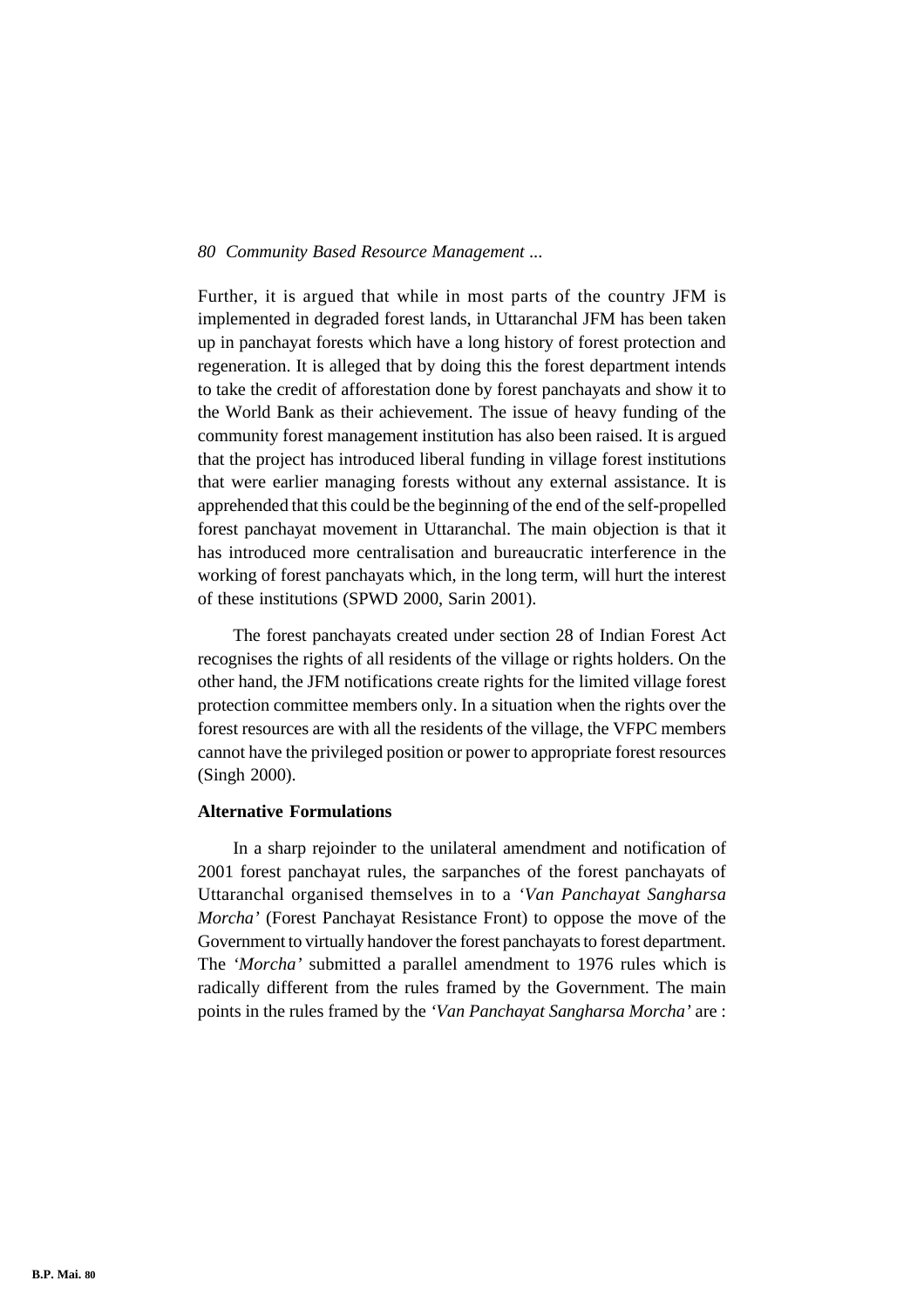Further, it is argued that while in most parts of the country JFM is implemented in degraded forest lands, in Uttaranchal JFM has been taken up in panchayat forests which have a long history of forest protection and regeneration. It is alleged that by doing this the forest department intends to take the credit of afforestation done by forest panchayats and show it to the World Bank as their achievement. The issue of heavy funding of the community forest management institution has also been raised. It is argued that the project has introduced liberal funding in village forest institutions that were earlier managing forests without any external assistance. It is apprehended that this could be the beginning of the end of the self-propelled forest panchayat movement in Uttaranchal. The main objection is that it has introduced more centralisation and bureaucratic interference in the working of forest panchayats which, in the long term, will hurt the interest of these institutions (SPWD 2000, Sarin 2001).

The forest panchayats created under section 28 of Indian Forest Act recognises the rights of all residents of the village or rights holders. On the other hand, the JFM notifications create rights for the limited village forest protection committee members only. In a situation when the rights over the forest resources are with all the residents of the village, the VFPC members cannot have the privileged position or power to appropriate forest resources (Singh 2000).

### Alternative Formulations

In a sharp rejoinder to the unilateral amendment and notification of 2001 forest panchayat rules, the sarpanches of the forest panchayats of Uttaranchal organised themselves in to a *'Van Panchayat Sangharsa Morcha'* (Forest Panchayat Resistance Front) to oppose the move of the Government to virtually handover the forest panchayats to forest department. The *'Morcha'* submitted a parallel amendment to 1976 rules which is radically different from the rules framed by the Government. The main points in the rules framed by the *'Van Panchayat Sangharsa Morcha'* are :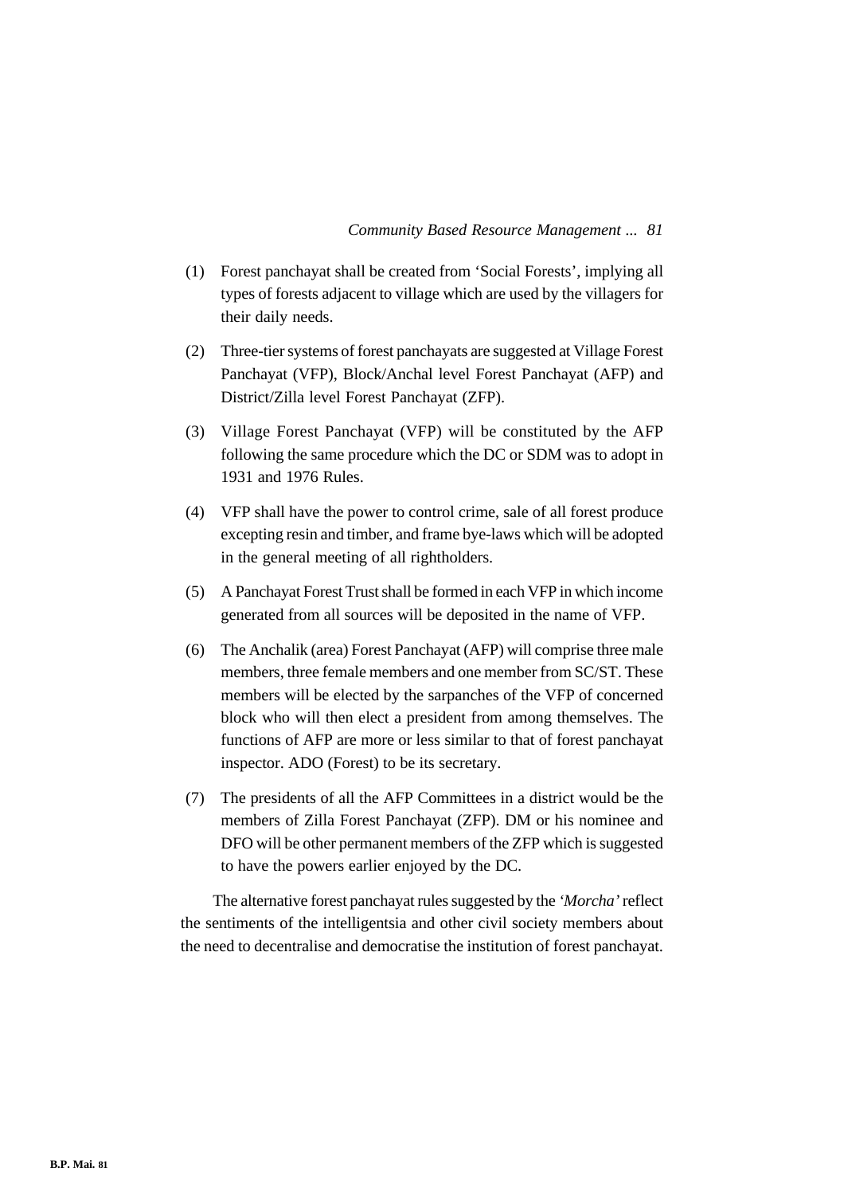(1) Forest panchayat shall be created from 'Social Forests', implying all types of forests adjacent to village which are used by the villagers for their daily needs.

(2) Three-tier systems of forest panchayats are suggested at Village Forest Panchayat (VFP), Block/Anchal level Forest Panchayat (AFP) and District/Zilla level Forest Panchayat (ZFP).

(3) Village Forest Panchayat (VFP) will be constituted by the AFP following the same procedure which the DC or SDM was to adopt in 1931 and 1976 Rules.

(4) VFP shall have the power to control crime, sale of all forest produce excepting resin and timber, and frame bye-laws which will be adopted in the general meeting of all rightholders.

(5) A Panchayat Forest Trust shall be formed in each VFP in which income generated from all sources will be deposited in the name of VFP.

(6) The Anchalik (area) Forest Panchayat (AFP) will comprise three male members, three female members and one member from SC/ST. These members will be elected by the sarpanches of the VFP of concerned block who will then elect a president from among themselves. The functions of AFP are more or less similar to that of forest panchayat inspector. ADO (Forest) to be its secretary.

(7) The presidents of all the AFP Committees in a district would be the members of Zilla Forest Panchayat (ZFP). DM or his nominee and DFO will be other permanent members of the ZFP which is suggested to have the powers earlier enjoyed by the DC.

The alternative forest panchayat rules suggested by the *'Morcha'* reflect the sentiments of the intelligentsia and other civil society members about the need to decentralise and democratise the institution of forest panchayat.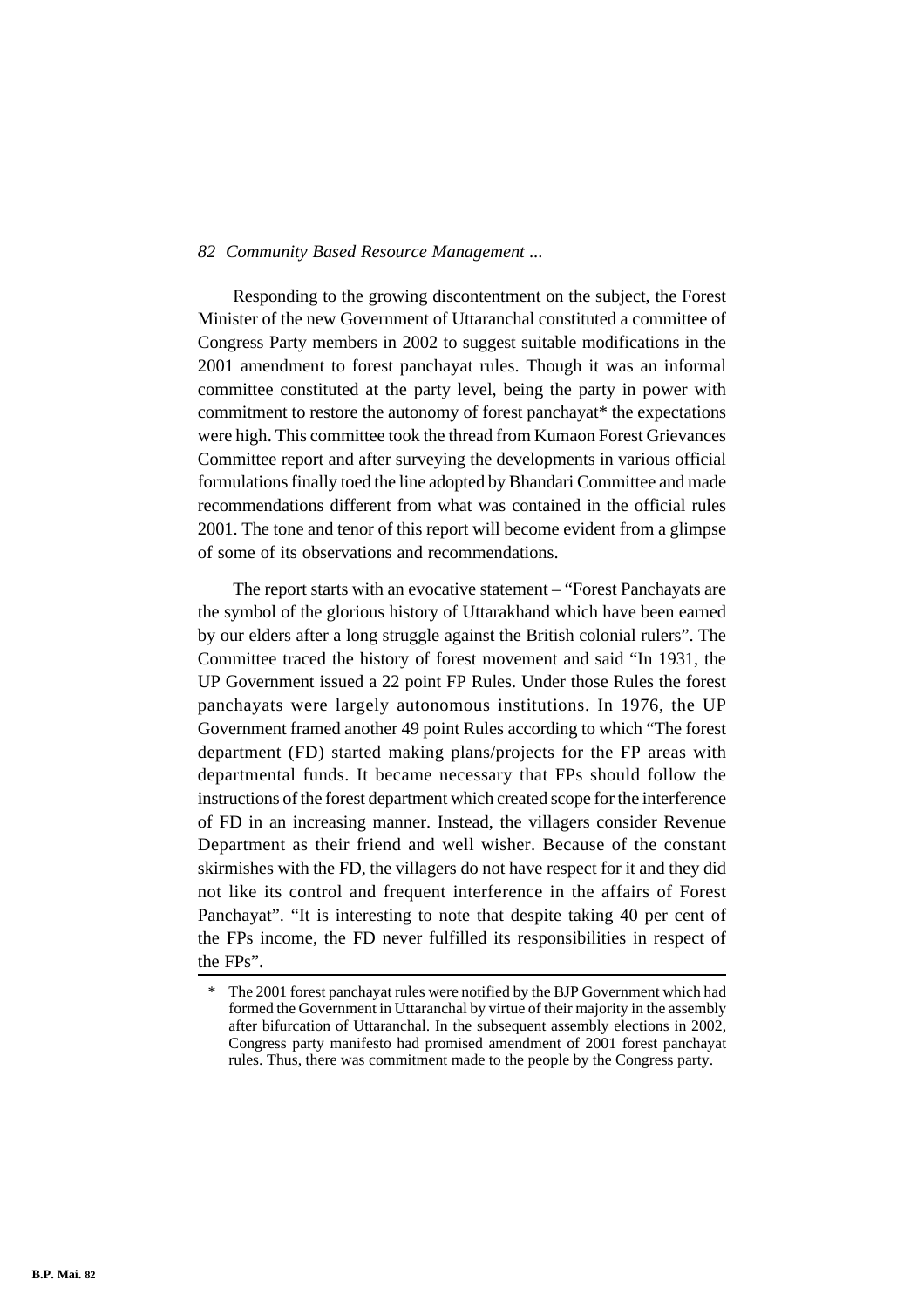Responding to the growing discontentment on the subject, the Forest Minister of the new Government of Uttaranchal constituted a committee of Congress Party members in 2002 to suggest suitable modifications in the 2001 amendment to forest panchayat rules. Though it was an informal committee constituted at the party level, being the party in power with commitment to restore the autonomy of forest panchayat* the expectations were high. This committee took the thread from Kumaon Forest Grievances Committee report and after surveying the developments in various official formulations finally toed the line adopted by Bhandari Committee and made recommendations different from what was contained in the official rules 2001. The tone and tenor of this report will become evident from a glimpse of some of its observations and recommendations.

The report starts with an evocative statement – "Forest Panchayats are the symbol of the glorious history of Uttarakhand which have been earned by our elders after a long struggle against the British colonial rulers". The Committee traced the history of forest movement and said "In 1931, the UP Government issued a 22 point FP Rules. Under those Rules the forest panchayats were largely autonomous institutions. In 1976, the UP Government framed another 49 point Rules according to which "The forest department (FD) started making plans/projects for the FP areas with departmental funds. It became necessary that FPs should follow the instructions of the forest department which created scope for the interference of FD in an increasing manner. Instead, the villagers consider Revenue Department as their friend and well wisher. Because of the constant skirmishes with the FD, the villagers do not have respect for it and they did not like its control and frequent interference in the affairs of Forest Panchayat". "It is interesting to note that despite taking 40 per cent of the FPs income, the FD never fulfilled its responsibilities in respect of the FPs".

---

\* The 2001 forest panchayat rules were notified by the BJP Government which had formed the Government in Uttaranchal by virtue of their majority in the assembly after bifurcation of Uttaranchal. In the subsequent assembly elections in 2002, Congress party manifesto had promised amendment of 2001 forest panchayat rules. Thus, there was commitment made to the people by the Congress party.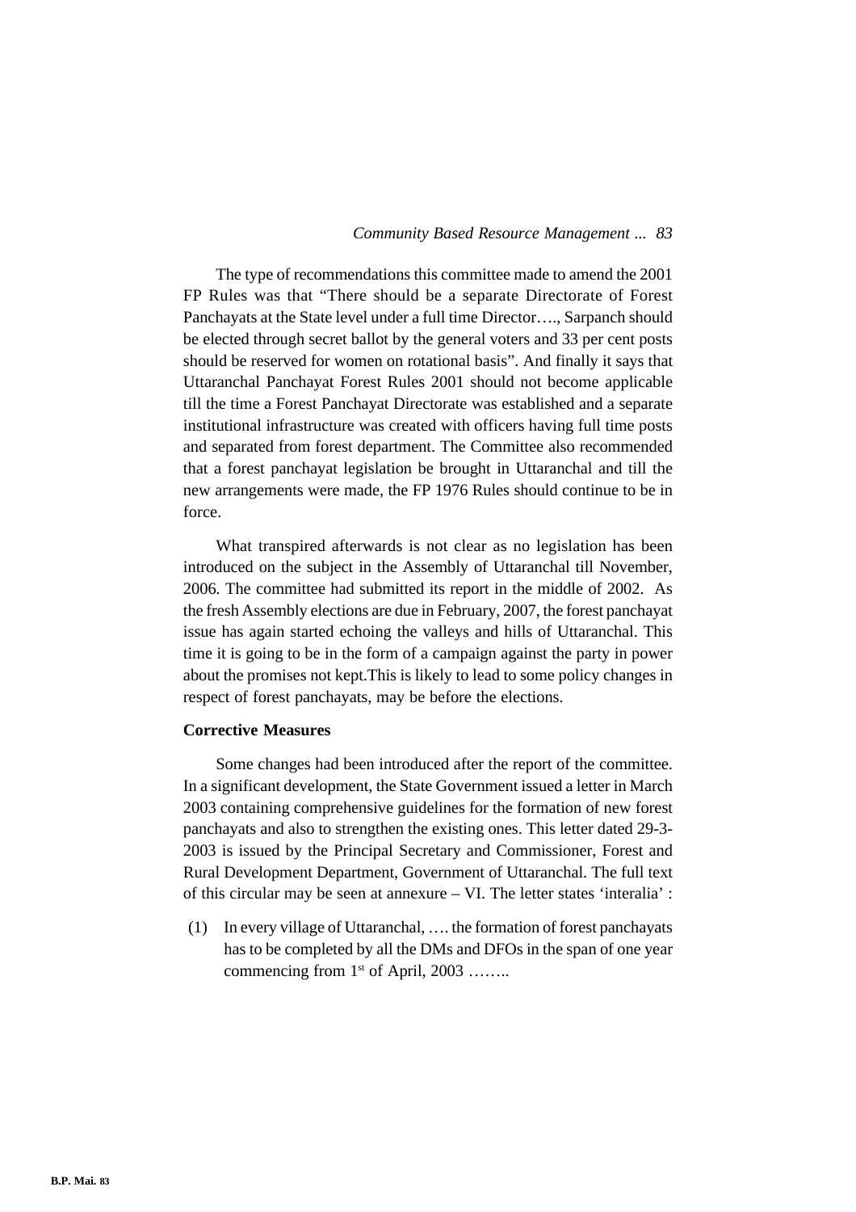The type of recommendations this committee made to amend the 2001 FP Rules was that “There should be a separate Directorate of Forest Panchayats at the State level under a full time Director…., Sarpanch should be elected through secret ballot by the general voters and 33 per cent posts should be reserved for women on rotational basis”. And finally it says that Uttaranchal Panchayat Forest Rules 2001 should not become applicable till the time a Forest Panchayat Directorate was established and a separate institutional infrastructure was created with officers having full time posts and separated from forest department. The Committee also recommended that a forest panchayat legislation be brought in Uttaranchal and till the new arrangements were made, the FP 1976 Rules should continue to be in force.

What transpired afterwards is not clear as no legislation has been introduced on the subject in the Assembly of Uttaranchal till November, 2006. The committee had submitted its report in the middle of 2002. As the fresh Assembly elections are due in February, 2007, the forest panchayat issue has again started echoing the valleys and hills of Uttaranchal. This time it is going to be in the form of a campaign against the party in power about the promises not kept.This is likely to lead to some policy changes in respect of forest panchayats, may be before the elections.

**Corrective Measures**

Some changes had been introduced after the report of the committee. In a significant development, the State Government issued a letter in March 2003 containing comprehensive guidelines for the formation of new forest panchayats and also to strengthen the existing ones. This letter dated 29-3-2003 is issued by the Principal Secretary and Commissioner, Forest and Rural Development Department, Government of Uttaranchal. The full text of this circular may be seen at annexure – VI. The letter states ‘interalia’ :

(1) In every village of Uttaranchal, …. the formation of forest panchayats has to be completed by all the DMs and DFOs in the span of one year commencing from 1st of April, 2003 ……..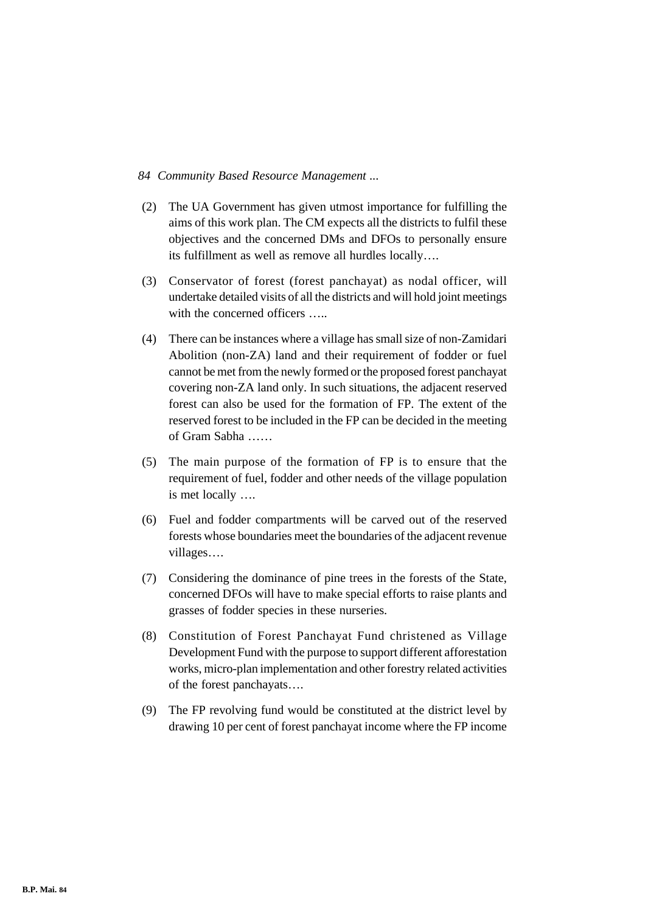(2) The UA Government has given utmost importance for fulfilling the aims of this work plan. The CM expects all the districts to fulfil these objectives and the concerned DMs and DFOs to personally ensure its fulfillment as well as remove all hurdles locally….

(3) Conservator of forest (forest panchayat) as nodal officer, will undertake detailed visits of all the districts and will hold joint meetings with the concerned officers …..

(4) There can be instances where a village has small size of non-Zamidari Abolition (non-ZA) land and their requirement of fodder or fuel cannot be met from the newly formed or the proposed forest panchayat covering non-ZA land only. In such situations, the adjacent reserved forest can also be used for the formation of FP. The extent of the reserved forest to be included in the FP can be decided in the meeting of Gram Sabha ……

(5) The main purpose of the formation of FP is to ensure that the requirement of fuel, fodder and other needs of the village population is met locally ….

(6) Fuel and fodder compartments will be carved out of the reserved forests whose boundaries meet the boundaries of the adjacent revenue villages….

(7) Considering the dominance of pine trees in the forests of the State, concerned DFOs will have to make special efforts to raise plants and grasses of fodder species in these nurseries.

(8) Constitution of Forest Panchayat Fund christened as Village Development Fund with the purpose to support different afforestation works, micro-plan implementation and other forestry related activities of the forest panchayats….

(9) The FP revolving fund would be constituted at the district level by drawing 10 per cent of forest panchayat income where the FP income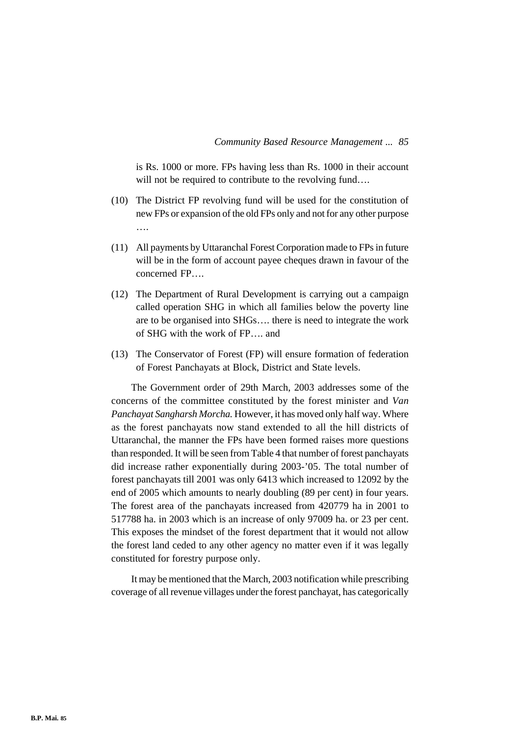is Rs. 1000 or more. FPs having less than Rs. 1000 in their account will not be required to contribute to the revolving fund….

(10) The District FP revolving fund will be used for the constitution of new FPs or expansion of the old FPs only and not for any other purpose ….

(11) All payments by Uttaranchal Forest Corporation made to FPs in future will be in the form of account payee cheques drawn in favour of the concerned FP….

(12) The Department of Rural Development is carrying out a campaign called operation SHG in which all families below the poverty line are to be organised into SHGs…. there is need to integrate the work of SHG with the work of FP…. and

(13) The Conservator of Forest (FP) will ensure formation of federation of Forest Panchayats at Block, District and State levels.

The Government order of 29th March, 2003 addresses some of the concerns of the committee constituted by the forest minister and *Van Panchayat Sangharsh Morcha.* However, it has moved only half way. Where as the forest panchayats now stand extended to all the hill districts of Uttaranchal, the manner the FPs have been formed raises more questions than responded. It will be seen from Table 4 that number of forest panchayats did increase rather exponentially during 2003-'05. The total number of forest panchayats till 2001 was only 6413 which increased to 12092 by the end of 2005 which amounts to nearly doubling (89 per cent) in four years. The forest area of the panchayats increased from 420779 ha in 2001 to 517788 ha. in 2003 which is an increase of only 97009 ha. or 23 per cent. This exposes the mindset of the forest department that it would not allow the forest land ceded to any other agency no matter even if it was legally constituted for forestry purpose only.

It may be mentioned that the March, 2003 notification while prescribing coverage of all revenue villages under the forest panchayat, has categorically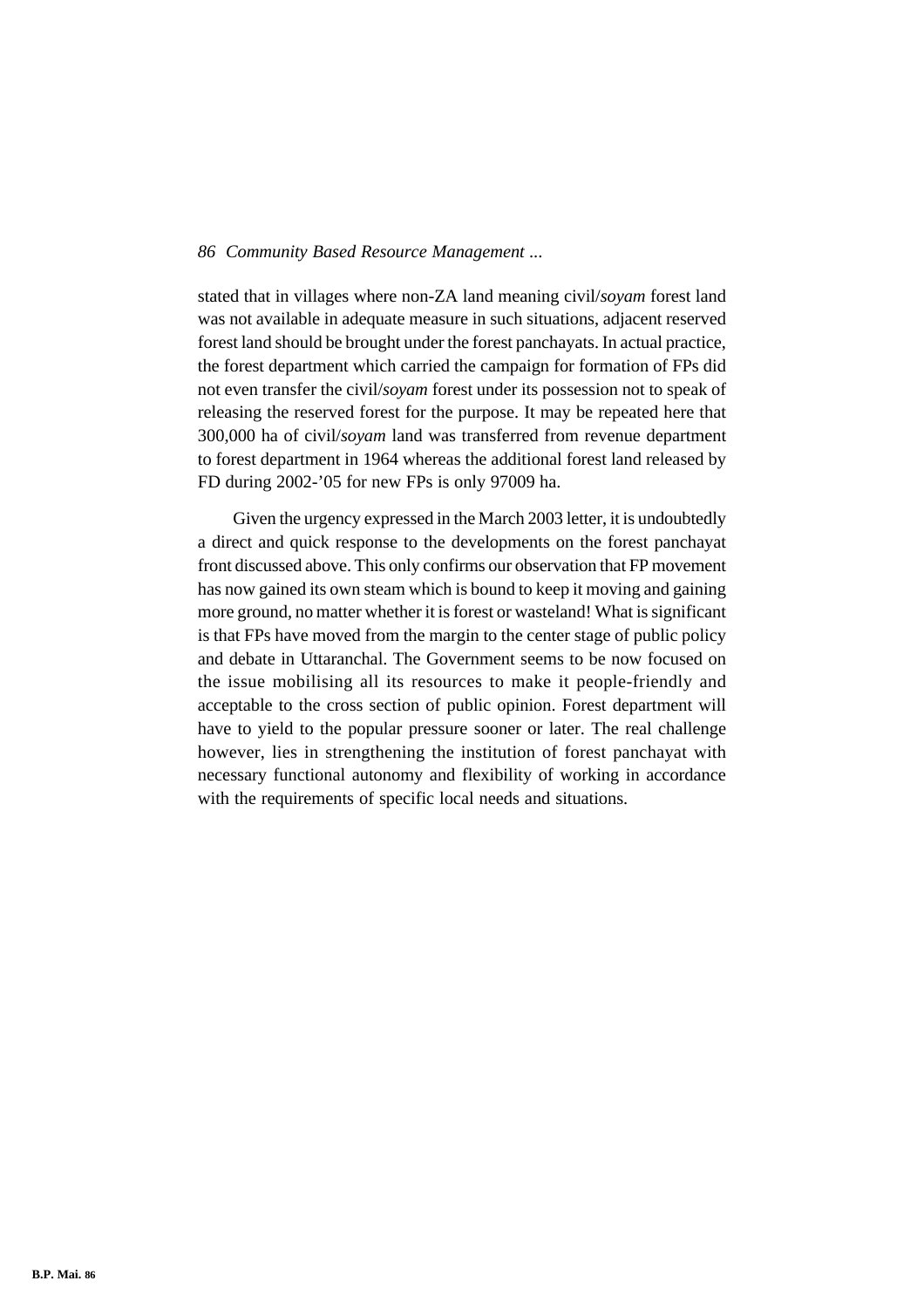stated that in villages where non-ZA land meaning civil/*soyam* forest land was not available in adequate measure in such situations, adjacent reserved forest land should be brought under the forest panchayats. In actual practice, the forest department which carried the campaign for formation of FPs did not even transfer the civil/*soyam* forest under its possession not to speak of releasing the reserved forest for the purpose. It may be repeated here that 300,000 ha of civil/*soyam* land was transferred from revenue department to forest department in 1964 whereas the additional forest land released by FD during 2002-'05 for new FPs is only 97009 ha.

Given the urgency expressed in the March 2003 letter, it is undoubtedly a direct and quick response to the developments on the forest panchayat front discussed above. This only confirms our observation that FP movement has now gained its own steam which is bound to keep it moving and gaining more ground, no matter whether it is forest or wasteland! What is significant is that FPs have moved from the margin to the center stage of public policy and debate in Uttaranchal. The Government seems to be now focused on the issue mobilising all its resources to make it people-friendly and acceptable to the cross section of public opinion. Forest department will have to yield to the popular pressure sooner or later. The real challenge however, lies in strengthening the institution of forest panchayat with necessary functional autonomy and flexibility of working in accordance with the requirements of specific local needs and situations.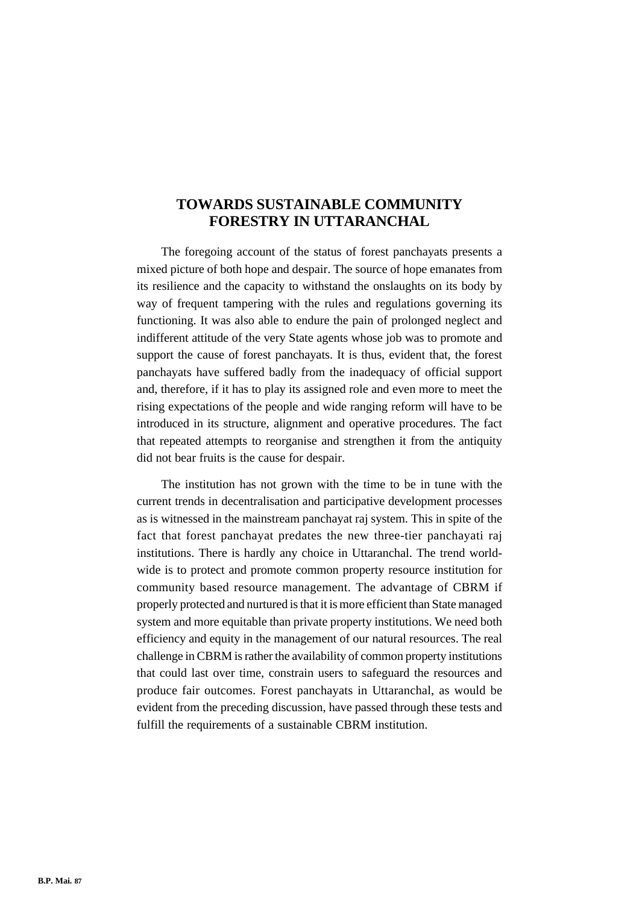# TOWARDS SUSTAINABLE COMMUNITY FORESTRY IN UTTARANCHAL

The foregoing account of the status of forest panchayats presents a mixed picture of both hope and despair. The source of hope emanates from its resilience and the capacity to withstand the onslaughts on its body by way of frequent tampering with the rules and regulations governing its functioning. It was also able to endure the pain of prolonged neglect and indifferent attitude of the very State agents whose job was to promote and support the cause of forest panchayats. It is thus, evident that, the forest panchayats have suffered badly from the inadequacy of official support and, therefore, if it has to play its assigned role and even more to meet the rising expectations of the people and wide ranging reform will have to be introduced in its structure, alignment and operative procedures. The fact that repeated attempts to reorganise and strengthen it from the antiquity did not bear fruits is the cause for despair.

The institution has not grown with the time to be in tune with the current trends in decentralisation and participative development processes as is witnessed in the mainstream panchayat raj system. This in spite of the fact that forest panchayat predates the new three-tier panchayati raj institutions. There is hardly any choice in Uttaranchal. The trend world-wide is to protect and promote common property resource institution for community based resource management. The advantage of CBRM if properly protected and nurtured is that it is more efficient than State managed system and more equitable than private property institutions. We need both efficiency and equity in the management of our natural resources. The real challenge in CBRM is rather the availability of common property institutions that could last over time, constrain users to safeguard the resources and produce fair outcomes. Forest panchayats in Uttaranchal, as would be evident from the preceding discussion, have passed through these tests and fulfill the requirements of a sustainable CBRM institution.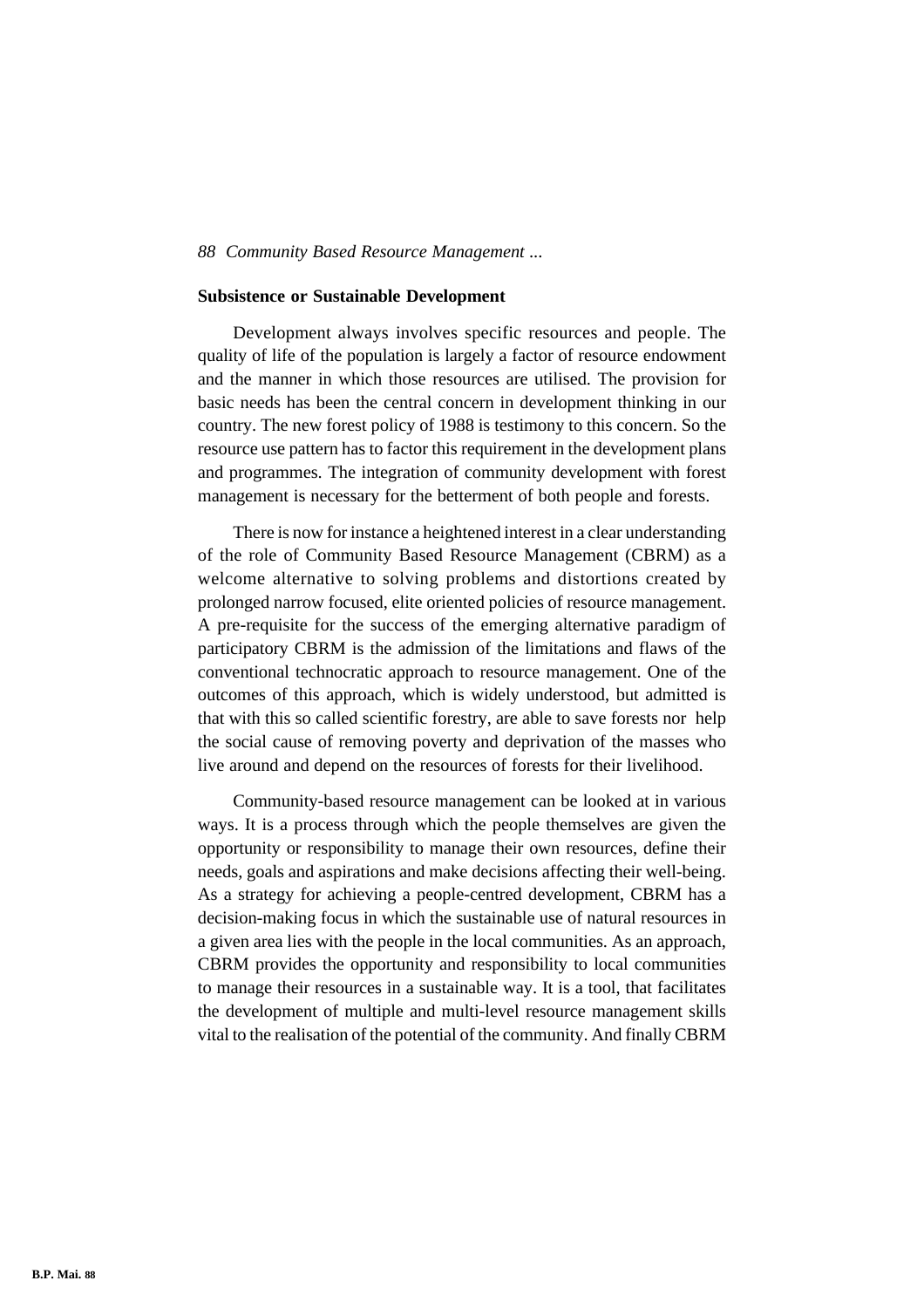## Subsistence or Sustainable Development

Development always involves specific resources and people. The quality of life of the population is largely a factor of resource endowment and the manner in which those resources are utilised. The provision for basic needs has been the central concern in development thinking in our country. The new forest policy of 1988 is testimony to this concern. So the resource use pattern has to factor this requirement in the development plans and programmes. The integration of community development with forest management is necessary for the betterment of both people and forests.

There is now for instance a heightened interest in a clear understanding of the role of Community Based Resource Management (CBRM) as a welcome alternative to solving problems and distortions created by prolonged narrow focused, elite oriented policies of resource management. A pre-requisite for the success of the emerging alternative paradigm of participatory CBRM is the admission of the limitations and flaws of the conventional technocratic approach to resource management. One of the outcomes of this approach, which is widely understood, but admitted is that with this so called scientific forestry, are able to save forests nor help the social cause of removing poverty and deprivation of the masses who live around and depend on the resources of forests for their livelihood.

Community-based resource management can be looked at in various ways. It is a process through which the people themselves are given the opportunity or responsibility to manage their own resources, define their needs, goals and aspirations and make decisions affecting their well-being. As a strategy for achieving a people-centred development, CBRM has a decision-making focus in which the sustainable use of natural resources in a given area lies with the people in the local communities. As an approach, CBRM provides the opportunity and responsibility to local communities to manage their resources in a sustainable way. It is a tool, that facilitates the development of multiple and multi-level resource management skills vital to the realisation of the potential of the community. And finally CBRM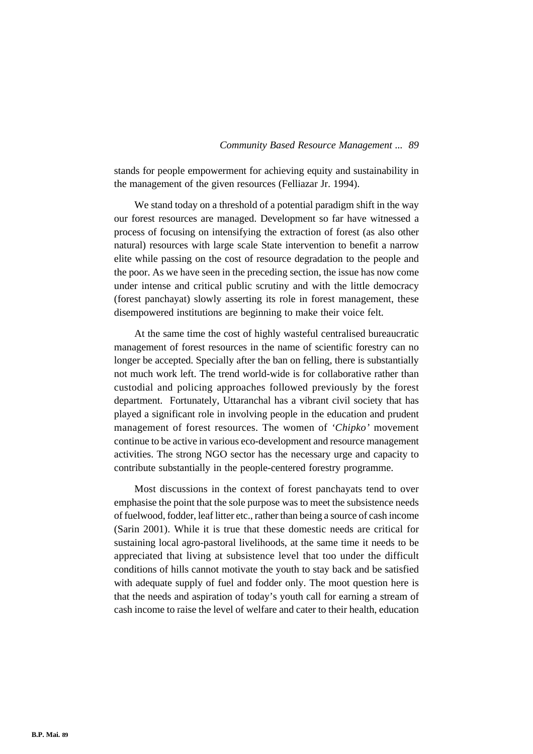stands for people empowerment for achieving equity and sustainability in the management of the given resources (Felliazar Jr. 1994).

We stand today on a threshold of a potential paradigm shift in the way our forest resources are managed. Development so far have witnessed a process of focusing on intensifying the extraction of forest (as also other natural) resources with large scale State intervention to benefit a narrow elite while passing on the cost of resource degradation to the people and the poor. As we have seen in the preceding section, the issue has now come under intense and critical public scrutiny and with the little democracy (forest panchayat) slowly asserting its role in forest management, these disempowered institutions are beginning to make their voice felt.

At the same time the cost of highly wasteful centralised bureaucratic management of forest resources in the name of scientific forestry can no longer be accepted. Specially after the ban on felling, there is substantially not much work left. The trend world-wide is for collaborative rather than custodial and policing approaches followed previously by the forest department. Fortunately, Uttaranchal has a vibrant civil society that has played a significant role in involving people in the education and prudent management of forest resources. The women of '*Chipko'* movement continue to be active in various eco-development and resource management activities. The strong NGO sector has the necessary urge and capacity to contribute substantially in the people-centered forestry programme.

Most discussions in the context of forest panchayats tend to over emphasise the point that the sole purpose was to meet the subsistence needs of fuelwood, fodder, leaf litter etc., rather than being a source of cash income (Sarin 2001). While it is true that these domestic needs are critical for sustaining local agro-pastoral livelihoods, at the same time it needs to be appreciated that living at subsistence level that too under the difficult conditions of hills cannot motivate the youth to stay back and be satisfied with adequate supply of fuel and fodder only. The moot question here is that the needs and aspiration of today's youth call for earning a stream of cash income to raise the level of welfare and cater to their health, education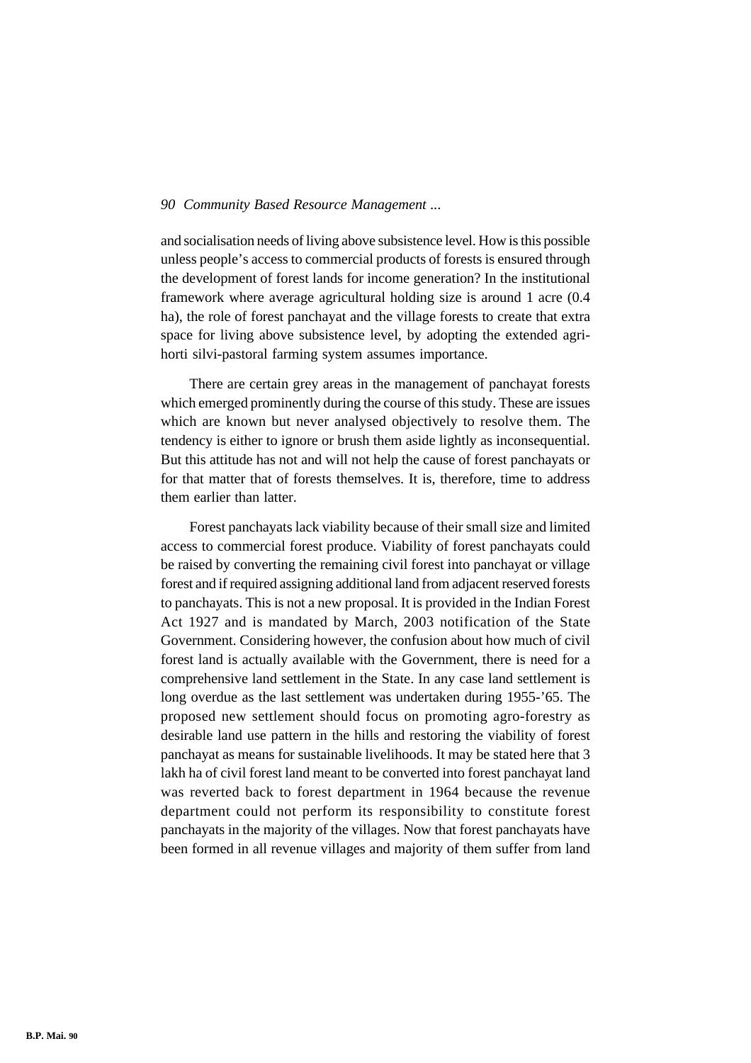and socialisation needs of living above subsistence level. How is this possible unless people's access to commercial products of forests is ensured through the development of forest lands for income generation? In the institutional framework where average agricultural holding size is around 1 acre (0.4 ha), the role of forest panchayat and the village forests to create that extra space for living above subsistence level, by adopting the extended agri-horti silvi-pastoral farming system assumes importance.

There are certain grey areas in the management of panchayat forests which emerged prominently during the course of this study. These are issues which are known but never analysed objectively to resolve them. The tendency is either to ignore or brush them aside lightly as inconsequential. But this attitude has not and will not help the cause of forest panchayats or for that matter that of forests themselves. It is, therefore, time to address them earlier than latter.

Forest panchayats lack viability because of their small size and limited access to commercial forest produce. Viability of forest panchayats could be raised by converting the remaining civil forest into panchayat or village forest and if required assigning additional land from adjacent reserved forests to panchayats. This is not a new proposal. It is provided in the Indian Forest Act 1927 and is mandated by March, 2003 notification of the State Government. Considering however, the confusion about how much of civil forest land is actually available with the Government, there is need for a comprehensive land settlement in the State. In any case land settlement is long overdue as the last settlement was undertaken during 1955-'65. The proposed new settlement should focus on promoting agro-forestry as desirable land use pattern in the hills and restoring the viability of forest panchayat as means for sustainable livelihoods. It may be stated here that 3 lakh ha of civil forest land meant to be converted into forest panchayat land was reverted back to forest department in 1964 because the revenue department could not perform its responsibility to constitute forest panchayats in the majority of the villages. Now that forest panchayats have been formed in all revenue villages and majority of them suffer from land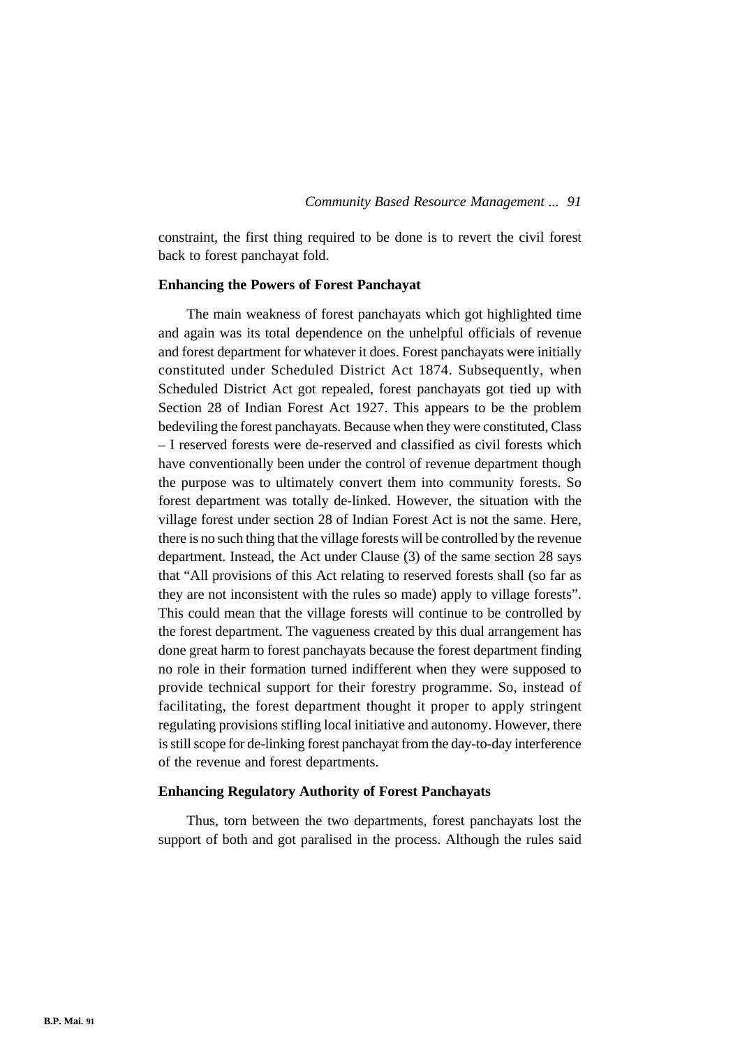constraint, the first thing required to be done is to revert the civil forest back to forest panchayat fold.

### Enhancing the Powers of Forest Panchayat

The main weakness of forest panchayats which got highlighted time and again was its total dependence on the unhelpful officials of revenue and forest department for whatever it does. Forest panchayats were initially constituted under Scheduled District Act 1874. Subsequently, when Scheduled District Act got repealed, forest panchayats got tied up with Section 28 of Indian Forest Act 1927. This appears to be the problem bedeviling the forest panchayats. Because when they were constituted, Class – I reserved forests were de-reserved and classified as civil forests which have conventionally been under the control of revenue department though the purpose was to ultimately convert them into community forests. So forest department was totally de-linked. However, the situation with the village forest under section 28 of Indian Forest Act is not the same. Here, there is no such thing that the village forests will be controlled by the revenue department. Instead, the Act under Clause (3) of the same section 28 says that "All provisions of this Act relating to reserved forests shall (so far as they are not inconsistent with the rules so made) apply to village forests". This could mean that the village forests will continue to be controlled by the forest department. The vagueness created by this dual arrangement has done great harm to forest panchayats because the forest department finding no role in their formation turned indifferent when they were supposed to provide technical support for their forestry programme. So, instead of facilitating, the forest department thought it proper to apply stringent regulating provisions stifling local initiative and autonomy. However, there is still scope for de-linking forest panchayat from the day-to-day interference of the revenue and forest departments.

### Enhancing Regulatory Authority of Forest Panchayats

Thus, torn between the two departments, forest panchayats lost the support of both and got paralised in the process. Although the rules said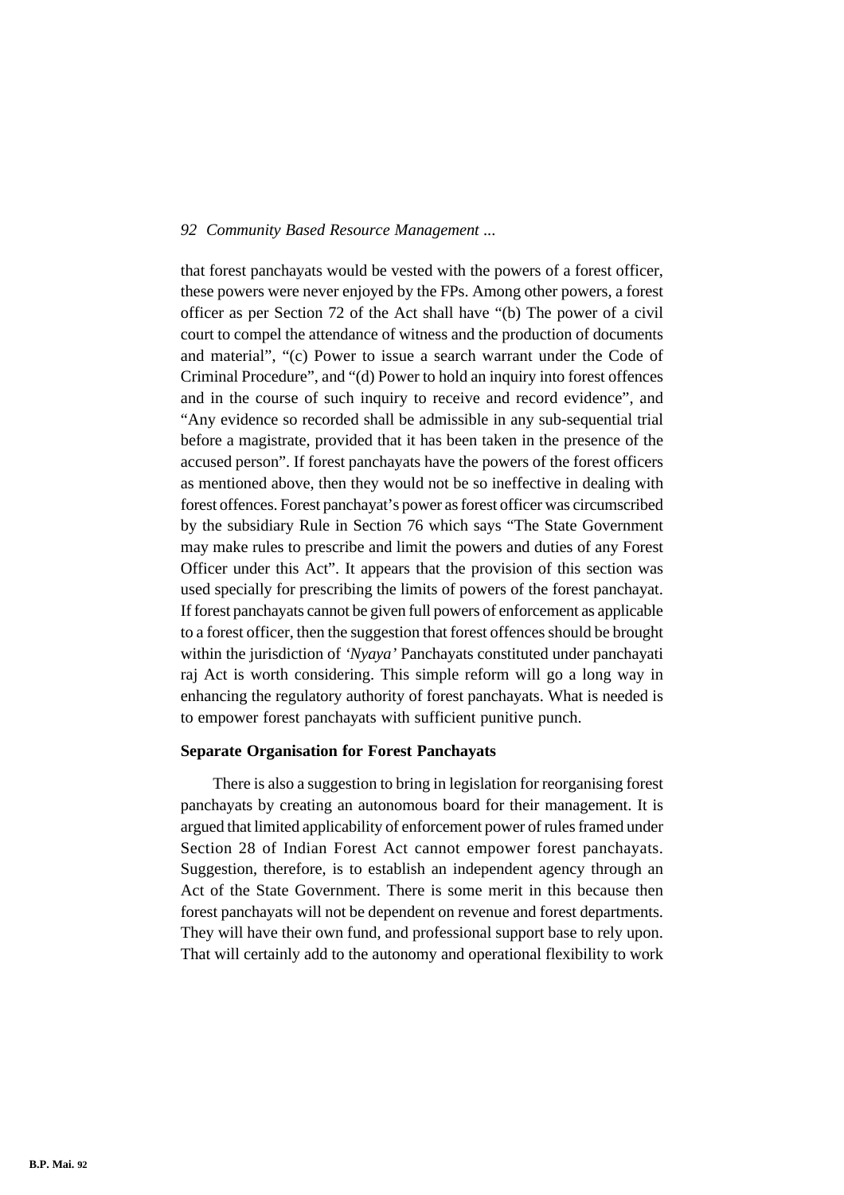that forest panchayats would be vested with the powers of a forest officer, these powers were never enjoyed by the FPs. Among other powers, a forest officer as per Section 72 of the Act shall have "(b) The power of a civil court to compel the attendance of witness and the production of documents and material", "(c) Power to issue a search warrant under the Code of Criminal Procedure", and "(d) Power to hold an inquiry into forest offences and in the course of such inquiry to receive and record evidence", and "Any evidence so recorded shall be admissible in any sub-sequential trial before a magistrate, provided that it has been taken in the presence of the accused person". If forest panchayats have the powers of the forest officers as mentioned above, then they would not be so ineffective in dealing with forest offences. Forest panchayat's power as forest officer was circumscribed by the subsidiary Rule in Section 76 which says "The State Government may make rules to prescribe and limit the powers and duties of any Forest Officer under this Act". It appears that the provision of this section was used specially for prescribing the limits of powers of the forest panchayat. If forest panchayats cannot be given full powers of enforcement as applicable to a forest officer, then the suggestion that forest offences should be brought within the jurisdiction of *'Nyaya'* Panchayats constituted under panchayati raj Act is worth considering. This simple reform will go a long way in enhancing the regulatory authority of forest panchayats. What is needed is to empower forest panchayats with sufficient punitive punch.

**Separate Organisation for Forest Panchayats**

There is also a suggestion to bring in legislation for reorganising forest panchayats by creating an autonomous board for their management. It is argued that limited applicability of enforcement power of rules framed under Section 28 of Indian Forest Act cannot empower forest panchayats. Suggestion, therefore, is to establish an independent agency through an Act of the State Government. There is some merit in this because then forest panchayats will not be dependent on revenue and forest departments. They will have their own fund, and professional support base to rely upon. That will certainly add to the autonomy and operational flexibility to work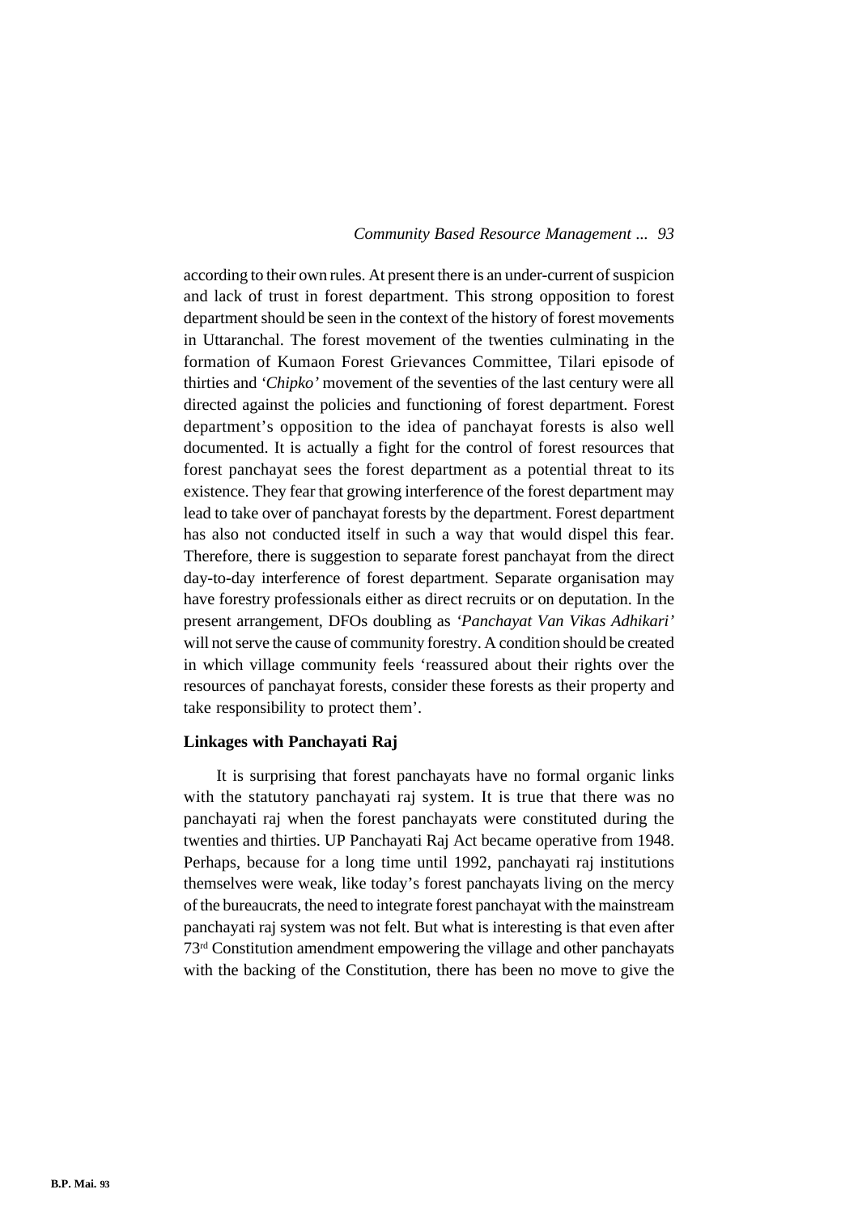according to their own rules. At present there is an under-current of suspicion and lack of trust in forest department. This strong opposition to forest department should be seen in the context of the history of forest movements in Uttaranchal. The forest movement of the twenties culminating in the formation of Kumaon Forest Grievances Committee, Tilari episode of thirties and *'Chipko'* movement of the seventies of the last century were all directed against the policies and functioning of forest department. Forest department's opposition to the idea of panchayat forests is also well documented. It is actually a fight for the control of forest resources that forest panchayat sees the forest department as a potential threat to its existence. They fear that growing interference of the forest department may lead to take over of panchayat forests by the department. Forest department has also not conducted itself in such a way that would dispel this fear. Therefore, there is suggestion to separate forest panchayat from the direct day-to-day interference of forest department. Separate organisation may have forestry professionals either as direct recruits or on deputation. In the present arrangement, DFOs doubling as *'Panchayat Van Vikas Adhikari'* will not serve the cause of community forestry. A condition should be created in which village community feels 'reassured about their rights over the resources of panchayat forests, consider these forests as their property and take responsibility to protect them'.

**Linkages with Panchayati Raj**

It is surprising that forest panchayats have no formal organic links with the statutory panchayati raj system. It is true that there was no panchayati raj when the forest panchayats were constituted during the twenties and thirties. UP Panchayati Raj Act became operative from 1948. Perhaps, because for a long time until 1992, panchayati raj institutions themselves were weak, like today's forest panchayats living on the mercy of the bureaucrats, the need to integrate forest panchayat with the mainstream panchayati raj system was not felt. But what is interesting is that even after 73rd Constitution amendment empowering the village and other panchayats with the backing of the Constitution, there has been no move to give the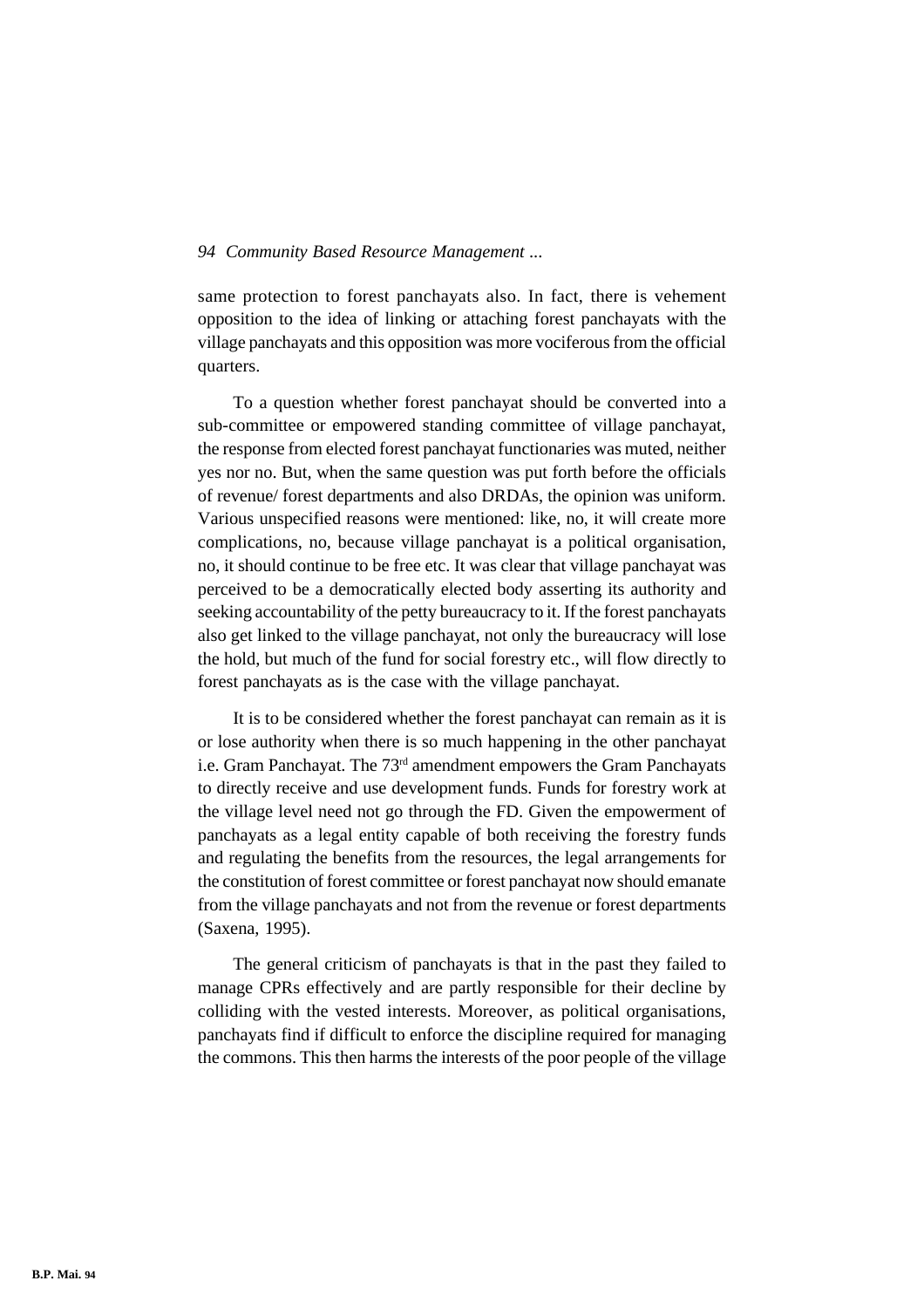same protection to forest panchayats also. In fact, there is vehement opposition to the idea of linking or attaching forest panchayats with the village panchayats and this opposition was more vociferous from the official quarters.

To a question whether forest panchayat should be converted into a sub-committee or empowered standing committee of village panchayat, the response from elected forest panchayat functionaries was muted, neither yes nor no. But, when the same question was put forth before the officials of revenue/ forest departments and also DRDAs, the opinion was uniform. Various unspecified reasons were mentioned: like, no, it will create more complications, no, because village panchayat is a political organisation, no, it should continue to be free etc. It was clear that village panchayat was perceived to be a democratically elected body asserting its authority and seeking accountability of the petty bureaucracy to it. If the forest panchayats also get linked to the village panchayat, not only the bureaucracy will lose the hold, but much of the fund for social forestry etc., will flow directly to forest panchayats as is the case with the village panchayat.

It is to be considered whether the forest panchayat can remain as it is or lose authority when there is so much happening in the other panchayat i.e. Gram Panchayat. The 73rd amendment empowers the Gram Panchayats to directly receive and use development funds. Funds for forestry work at the village level need not go through the FD. Given the empowerment of panchayats as a legal entity capable of both receiving the forestry funds and regulating the benefits from the resources, the legal arrangements for the constitution of forest committee or forest panchayat now should emanate from the village panchayats and not from the revenue or forest departments (Saxena, 1995).

The general criticism of panchayats is that in the past they failed to manage CPRs effectively and are partly responsible for their decline by colliding with the vested interests. Moreover, as political organisations, panchayats find if difficult to enforce the discipline required for managing the commons. This then harms the interests of the poor people of the village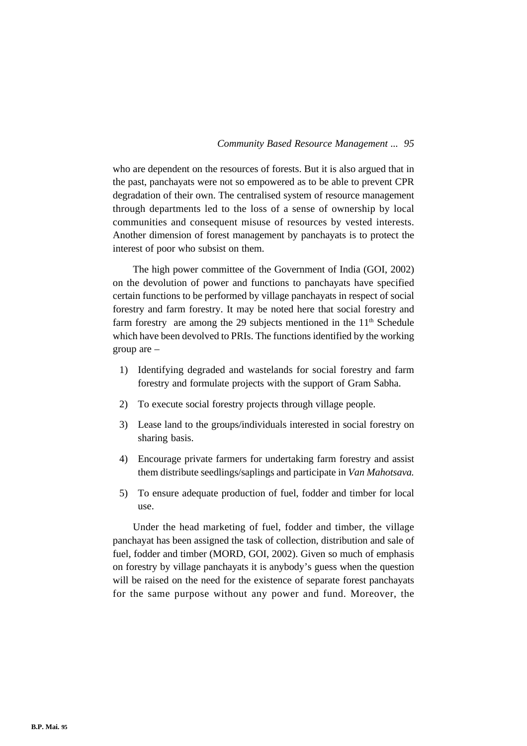who are dependent on the resources of forests. But it is also argued that in the past, panchayats were not so empowered as to be able to prevent CPR degradation of their own. The centralised system of resource management through departments led to the loss of a sense of ownership by local communities and consequent misuse of resources by vested interests. Another dimension of forest management by panchayats is to protect the interest of poor who subsist on them.

The high power committee of the Government of India (GOI, 2002) on the devolution of power and functions to panchayats have specified certain functions to be performed by village panchayats in respect of social forestry and farm forestry. It may be noted here that social forestry and farm forestry are among the 29 subjects mentioned in the $11^{th}$ Schedule which have been devolved to PRIs. The functions identified by the working group are –

1) Identifying degraded and wastelands for social forestry and farm forestry and formulate projects with the support of Gram Sabha.
2) To execute social forestry projects through village people.
3) Lease land to the groups/individuals interested in social forestry on sharing basis.
4) Encourage private farmers for undertaking farm forestry and assist them distribute seedlings/saplings and participate in *Van Mahotsava.*
5) To ensure adequate production of fuel, fodder and timber for local use.

Under the head marketing of fuel, fodder and timber, the village panchayat has been assigned the task of collection, distribution and sale of fuel, fodder and timber (MORD, GOI, 2002). Given so much of emphasis on forestry by village panchayats it is anybody's guess when the question will be raised on the need for the existence of separate forest panchayats for the same purpose without any power and fund. Moreover, the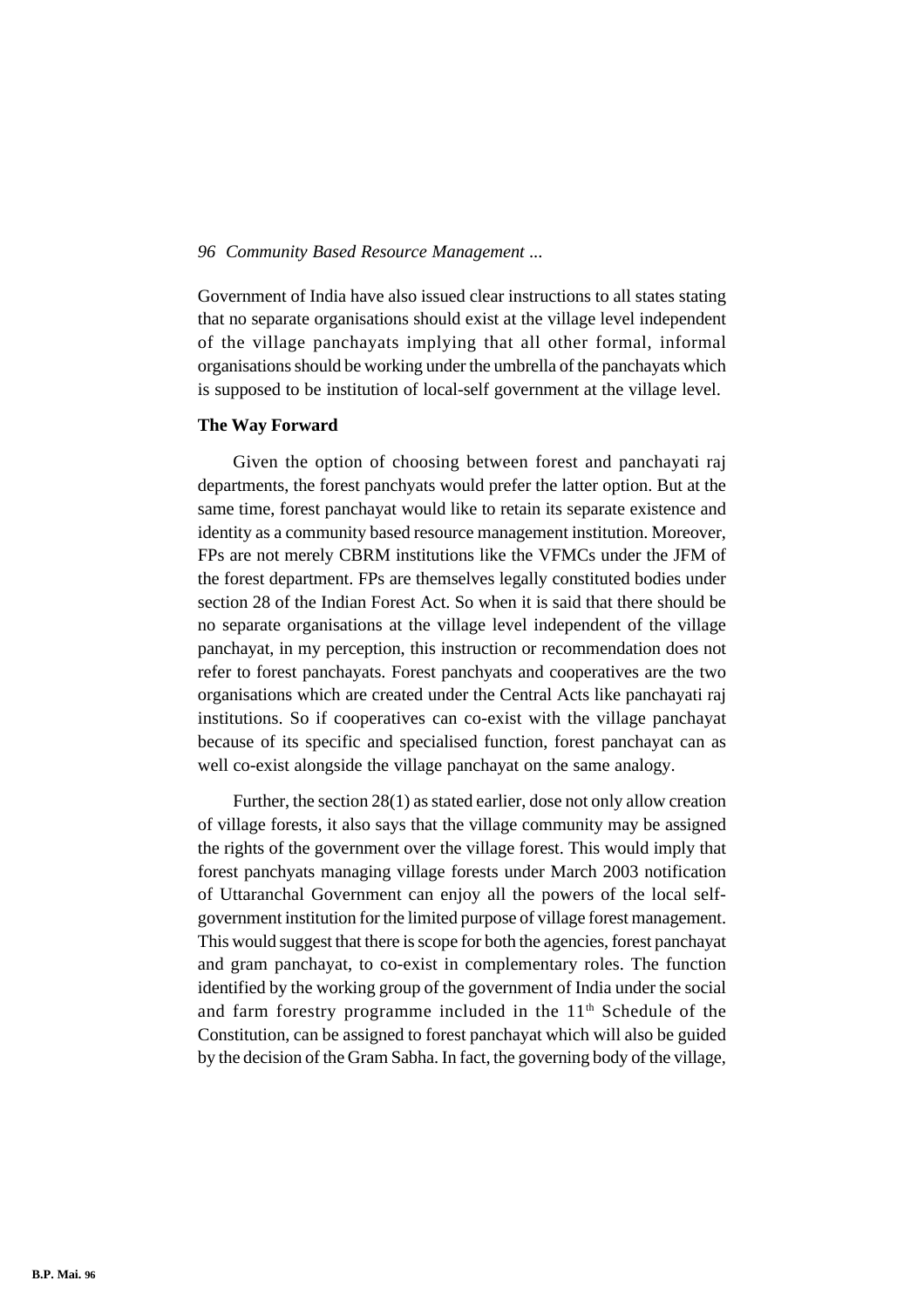Government of India have also issued clear instructions to all states stating that no separate organisations should exist at the village level independent of the village panchayats implying that all other formal, informal organisations should be working under the umbrella of the panchayats which is supposed to be institution of local-self government at the village level.

**The Way Forward**

Given the option of choosing between forest and panchayati raj departments, the forest panchyats would prefer the latter option. But at the same time, forest panchayat would like to retain its separate existence and identity as a community based resource management institution. Moreover, FPs are not merely CBRM institutions like the VFMCs under the JFM of the forest department. FPs are themselves legally constituted bodies under section 28 of the Indian Forest Act. So when it is said that there should be no separate organisations at the village level independent of the village panchayat, in my perception, this instruction or recommendation does not refer to forest panchayats. Forest panchyats and cooperatives are the two organisations which are created under the Central Acts like panchayati raj institutions. So if cooperatives can co-exist with the village panchayat because of its specific and specialised function, forest panchayat can as well co-exist alongside the village panchayat on the same analogy.

Further, the section 28(1) as stated earlier, dose not only allow creation of village forests, it also says that the village community may be assigned the rights of the government over the village forest. This would imply that forest panchyats managing village forests under March 2003 notification of Uttaranchal Government can enjoy all the powers of the local self-government institution for the limited purpose of village forest management. This would suggest that there is scope for both the agencies, forest panchayat and gram panchayat, to co-exist in complementary roles. The function identified by the working group of the government of India under the social and farm forestry programme included in the 11th Schedule of the Constitution, can be assigned to forest panchayat which will also be guided by the decision of the Gram Sabha. In fact, the governing body of the village,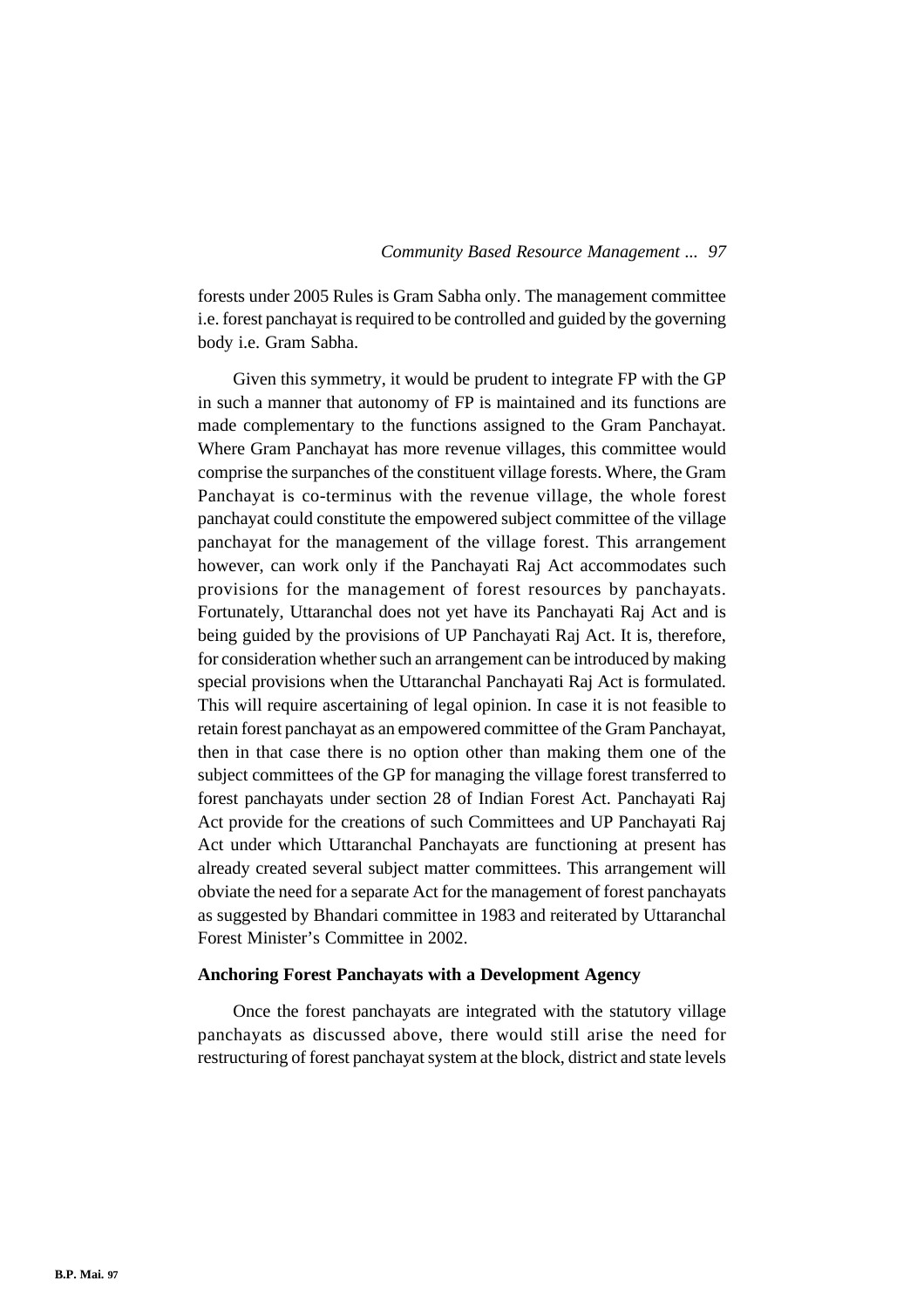forests under 2005 Rules is Gram Sabha only. The management committee i.e. forest panchayat is required to be controlled and guided by the governing body i.e. Gram Sabha.

Given this symmetry, it would be prudent to integrate FP with the GP in such a manner that autonomy of FP is maintained and its functions are made complementary to the functions assigned to the Gram Panchayat. Where Gram Panchayat has more revenue villages, this committee would comprise the surpanches of the constituent village forests. Where, the Gram Panchayat is co-terminus with the revenue village, the whole forest panchayat could constitute the empowered subject committee of the village panchayat for the management of the village forest. This arrangement however, can work only if the Panchayati Raj Act accommodates such provisions for the management of forest resources by panchayats. Fortunately, Uttaranchal does not yet have its Panchayati Raj Act and is being guided by the provisions of UP Panchayati Raj Act. It is, therefore, for consideration whether such an arrangement can be introduced by making special provisions when the Uttaranchal Panchayati Raj Act is formulated. This will require ascertaining of legal opinion. In case it is not feasible to retain forest panchayat as an empowered committee of the Gram Panchayat, then in that case there is no option other than making them one of the subject committees of the GP for managing the village forest transferred to forest panchayats under section 28 of Indian Forest Act. Panchayati Raj Act provide for the creations of such Committees and UP Panchayati Raj Act under which Uttaranchal Panchayats are functioning at present has already created several subject matter committees. This arrangement will obviate the need for a separate Act for the management of forest panchayats as suggested by Bhandari committee in 1983 and reiterated by Uttaranchal Forest Minister's Committee in 2002.

**Anchoring Forest Panchayats with a Development Agency**

Once the forest panchayats are integrated with the statutory village panchayats as discussed above, there would still arise the need for restructuring of forest panchayat system at the block, district and state levels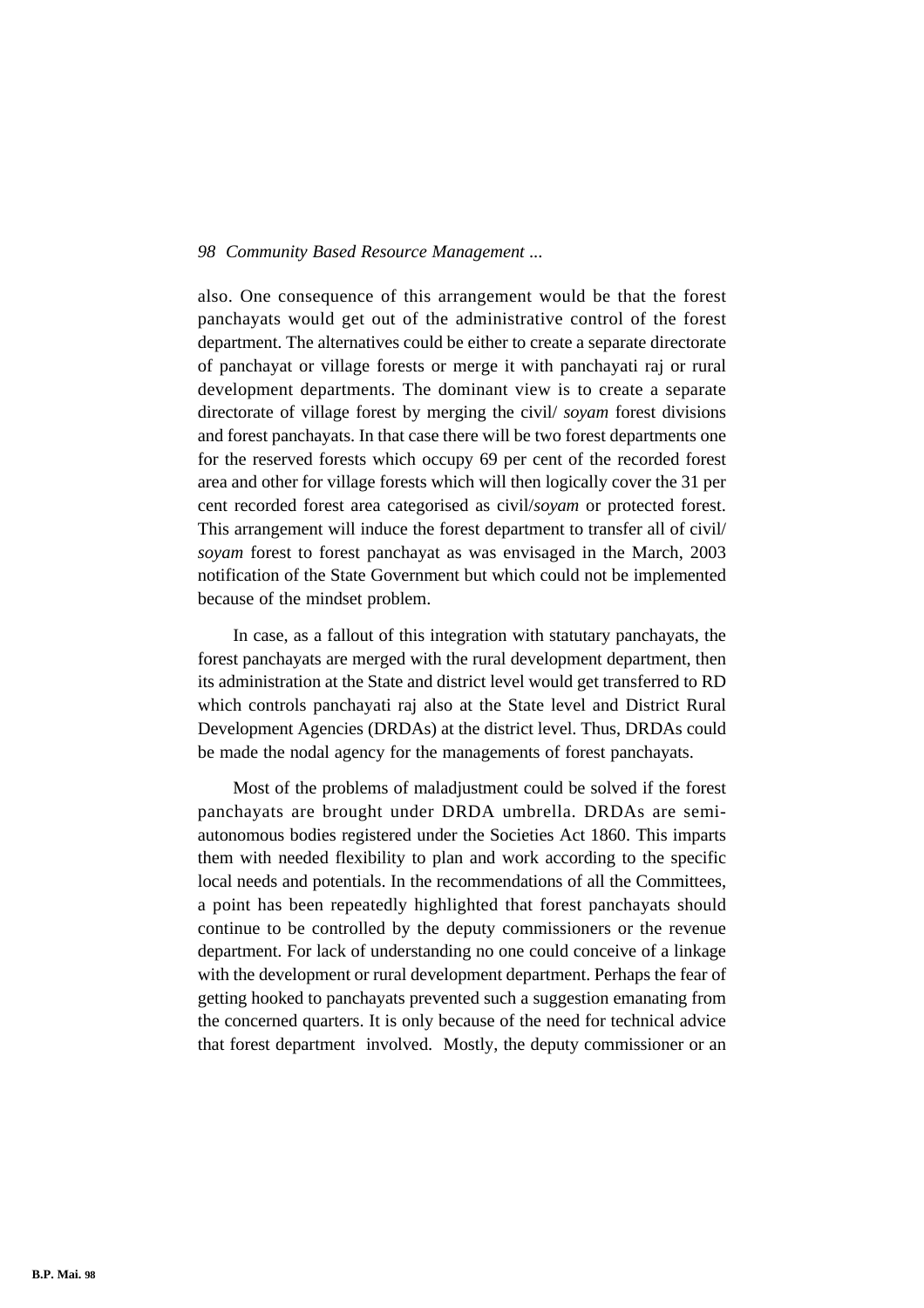also. One consequence of this arrangement would be that the forest panchayats would get out of the administrative control of the forest department. The alternatives could be either to create a separate directorate of panchayat or village forests or merge it with panchayati raj or rural development departments. The dominant view is to create a separate directorate of village forest by merging the civil/ *soyam* forest divisions and forest panchayats. In that case there will be two forest departments one for the reserved forests which occupy 69 per cent of the recorded forest area and other for village forests which will then logically cover the 31 per cent recorded forest area categorised as civil/*soyam* or protected forest. This arrangement will induce the forest department to transfer all of civil/ *soyam* forest to forest panchayat as was envisaged in the March, 2003 notification of the State Government but which could not be implemented because of the mindset problem.

In case, as a fallout of this integration with statutary panchayats, the forest panchayats are merged with the rural development department, then its administration at the State and district level would get transferred to RD which controls panchayati raj also at the State level and District Rural Development Agencies (DRDAs) at the district level. Thus, DRDAs could be made the nodal agency for the managements of forest panchayats.

Most of the problems of maladjustment could be solved if the forest panchayats are brought under DRDA umbrella. DRDAs are semi-autonomous bodies registered under the Societies Act 1860. This imparts them with needed flexibility to plan and work according to the specific local needs and potentials. In the recommendations of all the Committees, a point has been repeatedly highlighted that forest panchayats should continue to be controlled by the deputy commissioners or the revenue department. For lack of understanding no one could conceive of a linkage with the development or rural development department. Perhaps the fear of getting hooked to panchayats prevented such a suggestion emanating from the concerned quarters. It is only because of the need for technical advice that forest department involved. Mostly, the deputy commissioner or an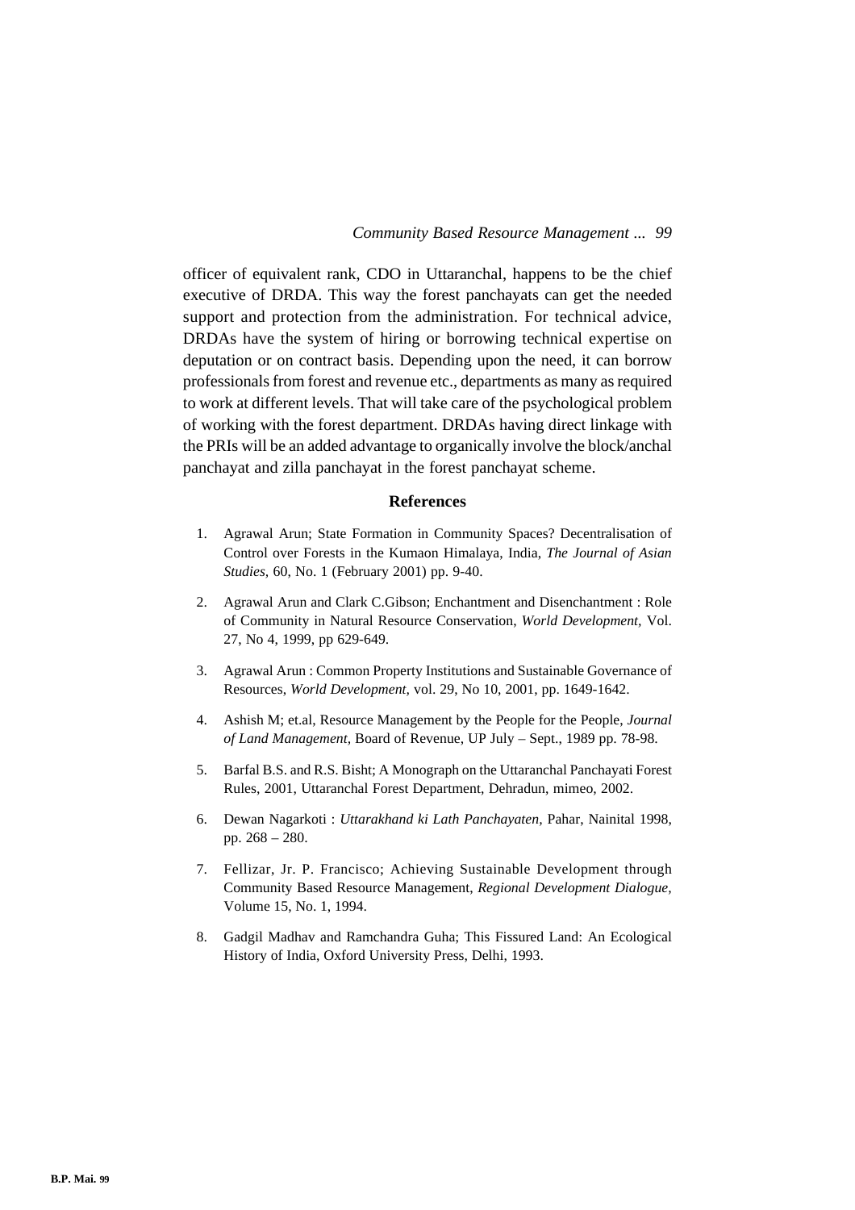officer of equivalent rank, CDO in Uttaranchal, happens to be the chief executive of DRDA. This way the forest panchayats can get the needed support and protection from the administration. For technical advice, DRDAs have the system of hiring or borrowing technical expertise on deputation or on contract basis. Depending upon the need, it can borrow professionals from forest and revenue etc., departments as many as required to work at different levels. That will take care of the psychological problem of working with the forest department. DRDAs having direct linkage with the PRIs will be an added advantage to organically involve the block/anchal panchayat and zilla panchayat in the forest panchayat scheme.

## References

1. Agrawal Arun; State Formation in Community Spaces? Decentralisation of Control over Forests in the Kumaon Himalaya, India, *The Journal of Asian Studies*, 60, No. 1 (February 2001) pp. 9-40.
2. Agrawal Arun and Clark C.Gibson; Enchantment and Disenchantment : Role of Community in Natural Resource Conservation, *World Development*, Vol. 27, No 4, 1999, pp 629-649.
3. Agrawal Arun : Common Property Institutions and Sustainable Governance of Resources, *World Development*, vol. 29, No 10, 2001, pp. 1649-1642.
4. Ashish M; et.al, Resource Management by the People for the People, *Journal of Land Management*, Board of Revenue, UP July – Sept., 1989 pp. 78-98.
5. Barfal B.S. and R.S. Bisht; A Monograph on the Uttaranchal Panchayati Forest Rules, 2001, Uttaranchal Forest Department, Dehradun, mimeo, 2002.
6. Dewan Nagarkoti : *Uttarakhand ki Lath Panchayaten*, Pahar, Nainital 1998, pp. 268 – 280.
7. Fellizar, Jr. P. Francisco; Achieving Sustainable Development through Community Based Resource Management, *Regional Development Dialogue*, Volume 15, No. 1, 1994.
8. Gadgil Madhav and Ramchandra Guha; This Fissured Land: An Ecological History of India, Oxford University Press, Delhi, 1993.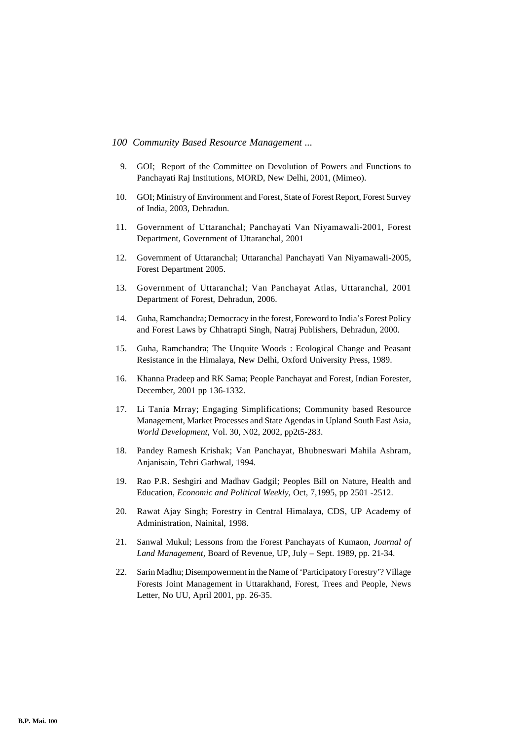9. GOI; Report of the Committee on Devolution of Powers and Functions to Panchayati Raj Institutions, MORD, New Delhi, 2001, (Mimeo).

10. GOI; Ministry of Environment and Forest, State of Forest Report, Forest Survey of India, 2003, Dehradun.

11. Government of Uttaranchal; Panchayati Van Niyamawali-2001, Forest Department, Government of Uttaranchal, 2001

12. Government of Uttaranchal; Uttaranchal Panchayati Van Niyamawali-2005, Forest Department 2005.

13. Government of Uttaranchal; Van Panchayat Atlas, Uttaranchal, 2001 Department of Forest, Dehradun, 2006.

14. Guha, Ramchandra; Democracy in the forest, Foreword to India's Forest Policy and Forest Laws by Chhatrapti Singh, Natraj Publishers, Dehradun, 2000.

15. Guha, Ramchandra; The Unquite Woods : Ecological Change and Peasant Resistance in the Himalaya, New Delhi, Oxford University Press, 1989.

16. Khanna Pradeep and RK Sama; People Panchayat and Forest, Indian Forester, December, 2001 pp 136-1332.

17. Li Tania Mrray; Engaging Simplifications; Community based Resource Management, Market Processes and State Agendas in Upland South East Asia, *World Development*, Vol. 30, N02, 2002, pp2t5-283.

18. Pandey Ramesh Krishak; Van Panchayat, Bhubneswari Mahila Ashram, Anjanisain, Tehri Garhwal, 1994.

19. Rao P.R. Seshgiri and Madhav Gadgil; Peoples Bill on Nature, Health and Education, *Economic and Political Weekly*, Oct, 7,1995, pp 2501 -2512.

20. Rawat Ajay Singh; Forestry in Central Himalaya, CDS, UP Academy of Administration, Nainital, 1998.

21. Sanwal Mukul; Lessons from the Forest Panchayats of Kumaon, *Journal of Land Management*, Board of Revenue, UP, July – Sept. 1989, pp. 21-34.

22. Sarin Madhu; Disempowerment in the Name of 'Participatory Forestry'? Village Forests Joint Management in Uttarakhand, Forest, Trees and People, News Letter, No UU, April 2001, pp. 26-35.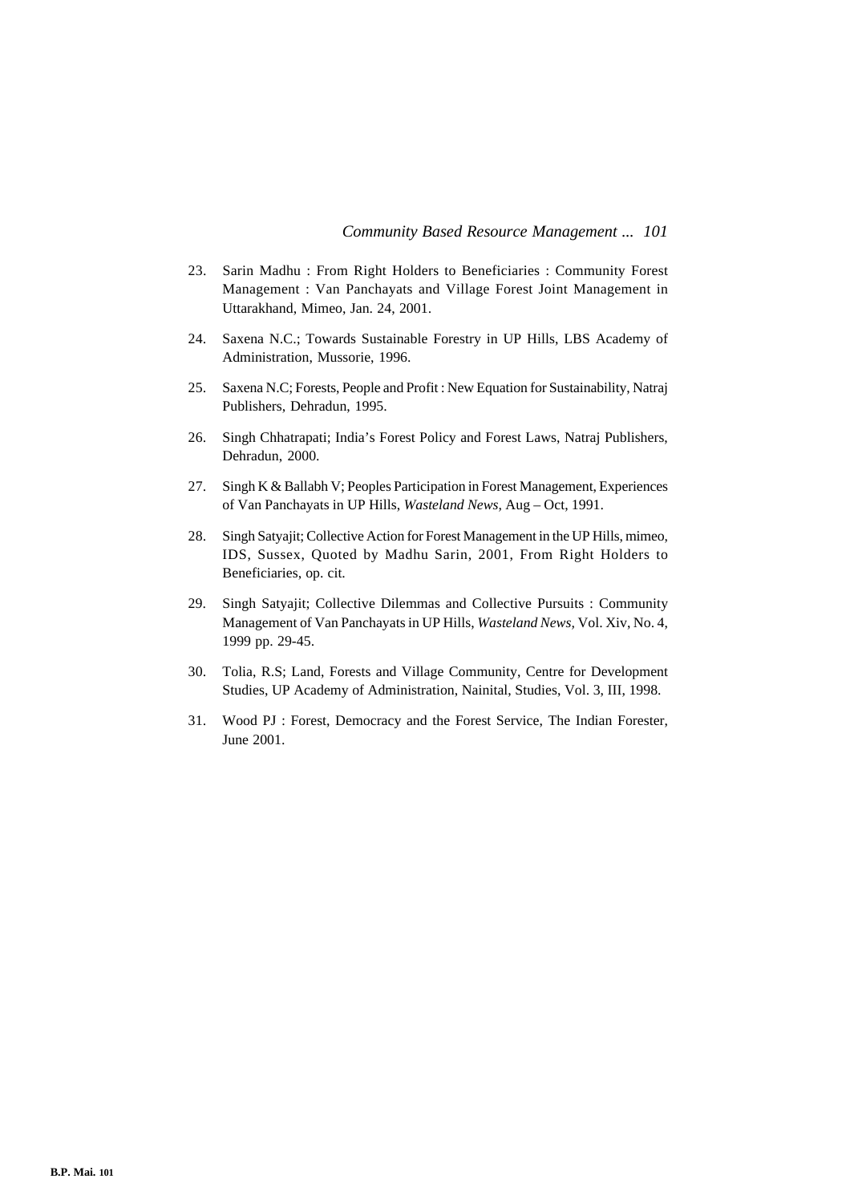23. Sarin Madhu : From Right Holders to Beneficiaries : Community Forest Management : Van Panchayats and Village Forest Joint Management in Uttarakhand, Mimeo, Jan. 24, 2001.

24. Saxena N.C.; Towards Sustainable Forestry in UP Hills, LBS Academy of Administration, Mussorie, 1996.

25. Saxena N.C; Forests, People and Profit : New Equation for Sustainability, Natraj Publishers, Dehradun, 1995.

26. Singh Chhatrapati; India's Forest Policy and Forest Laws, Natraj Publishers, Dehradun, 2000.

27. Singh K & Ballabh V; Peoples Participation in Forest Management, Experiences of Van Panchayats in UP Hills, *Wasteland News,* Aug – Oct, 1991.

28. Singh Satyajit; Collective Action for Forest Management in the UP Hills, mimeo, IDS, Sussex, Quoted by Madhu Sarin, 2001, From Right Holders to Beneficiaries, op. cit.

29. Singh Satyajit; Collective Dilemmas and Collective Pursuits : Community Management of Van Panchayats in UP Hills, *Wasteland News,* Vol. Xiv, No. 4, 1999 pp. 29-45.

30. Tolia, R.S; Land, Forests and Village Community, Centre for Development Studies, UP Academy of Administration, Nainital, Studies, Vol. 3, III, 1998.

31. Wood PJ : Forest, Democracy and the Forest Service, The Indian Forester, June 2001.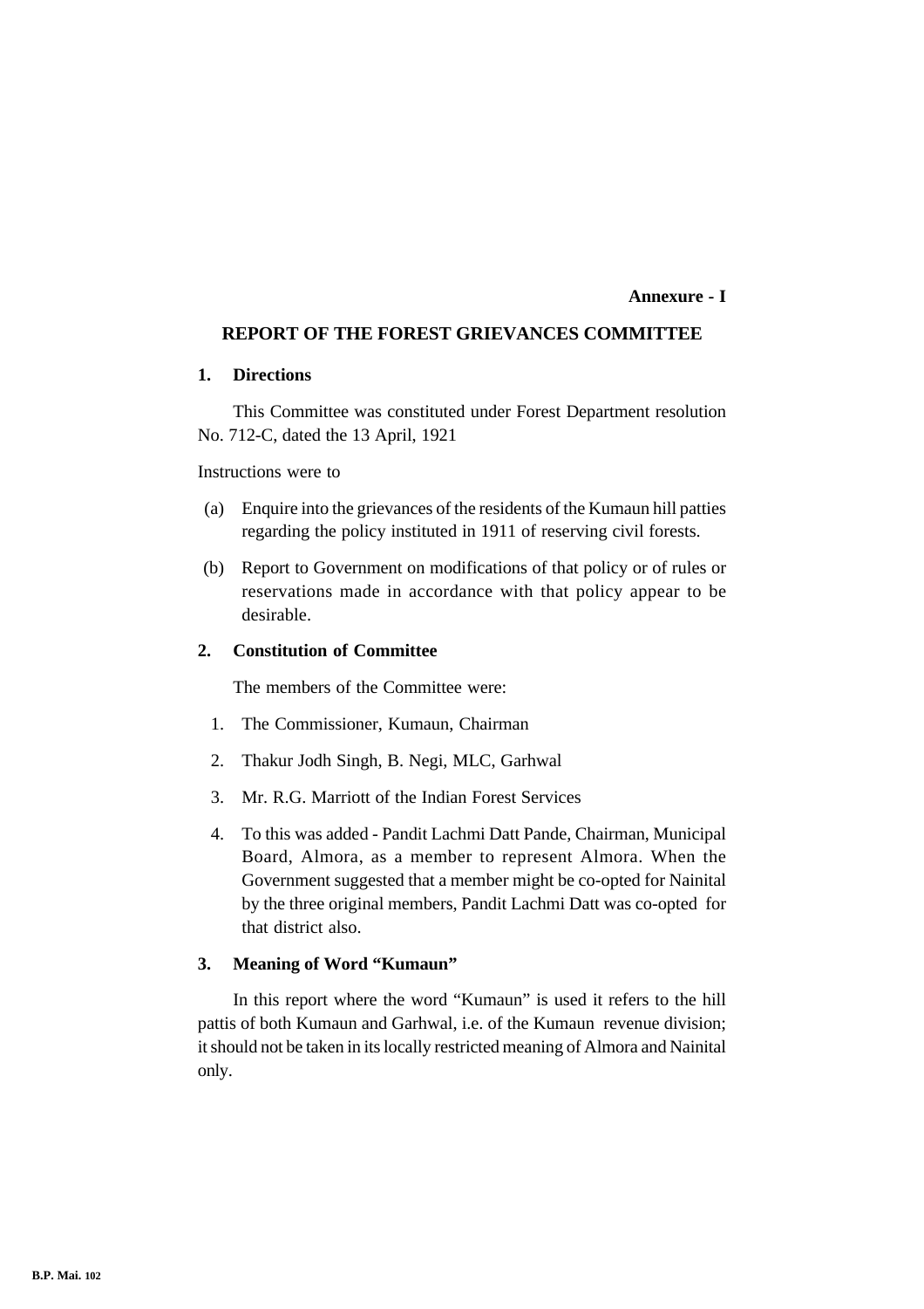**Annexure - I**

## REPORT OF THE FOREST GRIEVANCES COMMITTEE

### 1. Directions

This Committee was constituted under Forest Department resolution No. 712-C, dated the 13 April, 1921

Instructions were to

(a) Enquire into the grievances of the residents of the Kumaun hill patties regarding the policy instituted in 1911 of reserving civil forests.

(b) Report to Government on modifications of that policy or of rules or reservations made in accordance with that policy appear to be desirable.

### 2. Constitution of Committee

The members of the Committee were:

1. The Commissioner, Kumaun, Chairman
2. Thakur Jodh Singh, B. Negi, MLC, Garhwal
3. Mr. R.G. Marriott of the Indian Forest Services
4. To this was added - Pandit Lachmi Datt Pande, Chairman, Municipal Board, Almora, as a member to represent Almora. When the Government suggested that a member might be co-opted for Nainital by the three original members, Pandit Lachmi Datt was co-opted for that district also.

### 3. Meaning of Word "Kumaun"

In this report where the word "Kumaun" is used it refers to the hill pattis of both Kumaun and Garhwal, i.e. of the Kumaun revenue division; it should not be taken in its locally restricted meaning of Almora and Nainital only.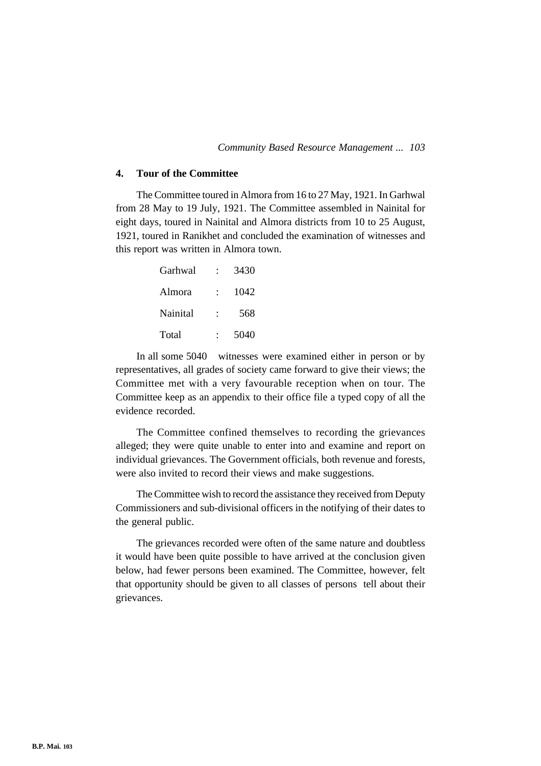## 4. Tour of the Committee

The Committee toured in Almora from 16 to 27 May, 1921. In Garhwal from 28 May to 19 July, 1921. The Committee assembled in Nainital for eight days, toured in Nainital and Almora districts from 10 to 25 August, 1921, toured in Ranikhet and concluded the examination of witnesses and this report was written in Almora town.

| | | |
|---|---|---|
| Garhwal | : | 3430 |
| Almora | : | 1042 |
| Nainital | : | 568 |
| Total | : | 5040 |

In all some 5040 witnesses were examined either in person or by representatives, all grades of society came forward to give their views; the Committee met with a very favourable reception when on tour. The Committee keep as an appendix to their office file a typed copy of all the evidence recorded.

The Committee confined themselves to recording the grievances alleged; they were quite unable to enter into and examine and report on individual grievances. The Government officials, both revenue and forests, were also invited to record their views and make suggestions.

The Committee wish to record the assistance they received from Deputy Commissioners and sub-divisional officers in the notifying of their dates to the general public.

The grievances recorded were often of the same nature and doubtless it would have been quite possible to have arrived at the conclusion given below, had fewer persons been examined. The Committee, however, felt that opportunity should be given to all classes of persons tell about their grievances.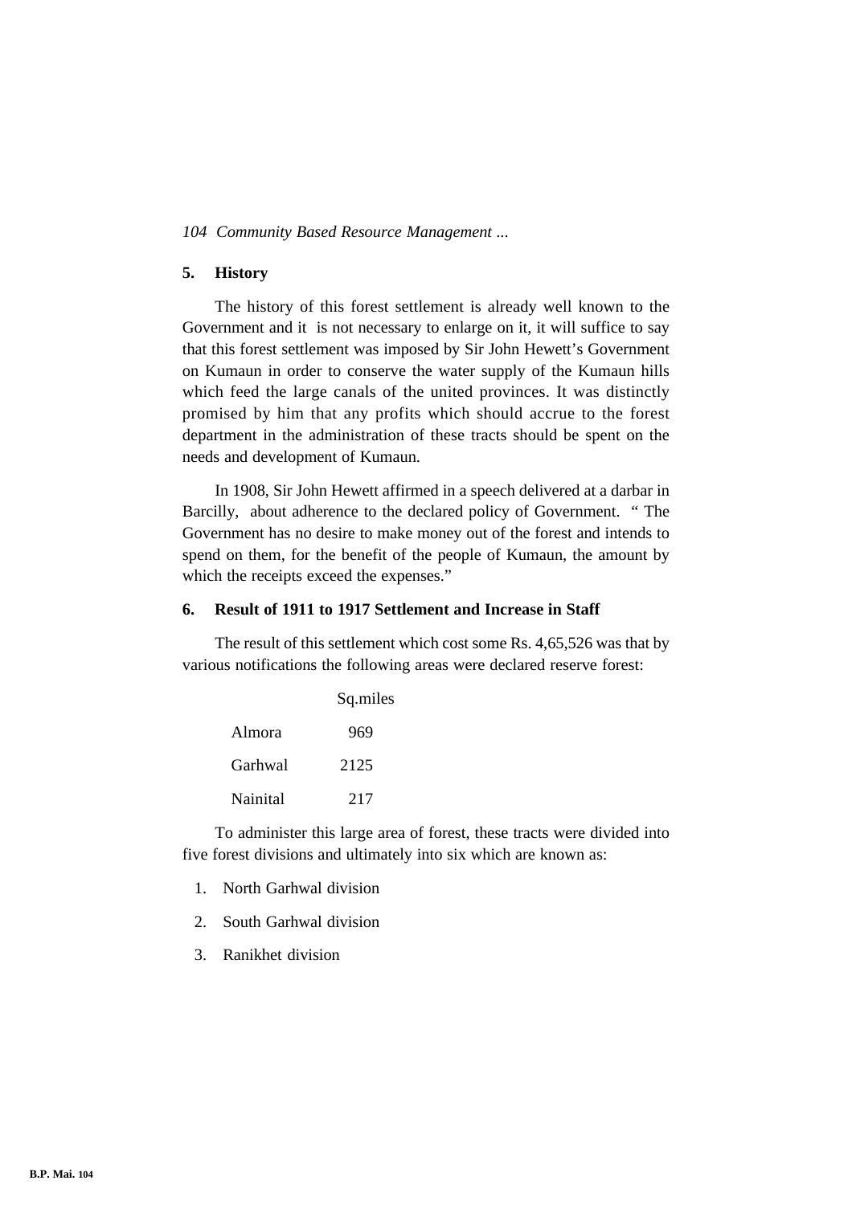## 5. History

The history of this forest settlement is already well known to the Government and it is not necessary to enlarge on it, it will suffice to say that this forest settlement was imposed by Sir John Hewett's Government on Kumaun in order to conserve the water supply of the Kumaun hills which feed the large canals of the united provinces. It was distinctly promised by him that any profits which should accrue to the forest department in the administration of these tracts should be spent on the needs and development of Kumaun.

In 1908, Sir John Hewett affirmed in a speech delivered at a darbar in Barcilly, about adherence to the declared policy of Government. " The Government has no desire to make money out of the forest and intends to spend on them, for the benefit of the people of Kumaun, the amount by which the receipts exceed the expenses."

## 6. Result of 1911 to 1917 Settlement and Increase in Staff

The result of this settlement which cost some Rs. 4,65,526 was that by various notifications the following areas were declared reserve forest:

| | Sq.miles |
|---|---|
| Almora | 969 |
| Garhwal | 2125 |
| Nainital | 217 |

To administer this large area of forest, these tracts were divided into five forest divisions and ultimately into six which are known as:

1. North Garhwal division
2. South Garhwal division
3. Ranikhet division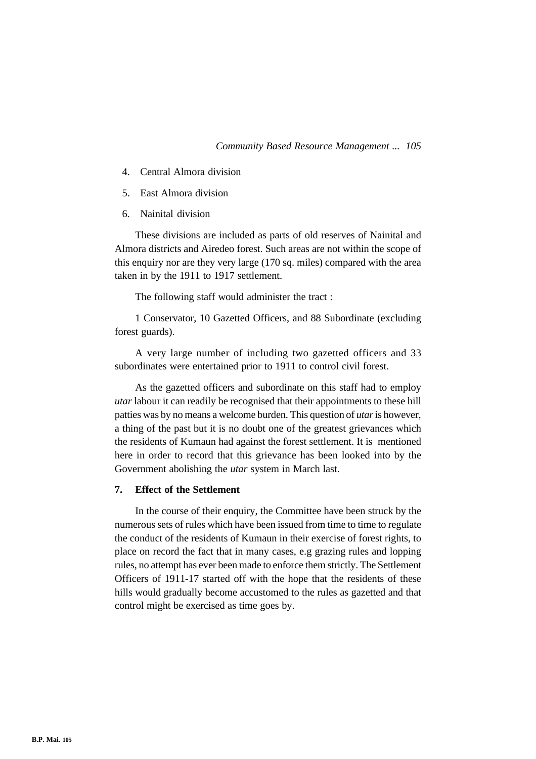4. Central Almora division
5. East Almora division
6. Nainital division

These divisions are included as parts of old reserves of Nainital and Almora districts and Airedeo forest. Such areas are not within the scope of this enquiry nor are they very large (170 sq. miles) compared with the area taken in by the 1911 to 1917 settlement.

The following staff would administer the tract :

1 Conservator, 10 Gazetted Officers, and 88 Subordinate (excluding forest guards).

A very large number of including two gazetted officers and 33 subordinates were entertained prior to 1911 to control civil forest.

As the gazetted officers and subordinate on this staff had to employ *utar* labour it can readily be recognised that their appointments to these hill patties was by no means a welcome burden. This question of *utar* is however, a thing of the past but it is no doubt one of the greatest grievances which the residents of Kumaun had against the forest settlement. It is mentioned here in order to record that this grievance has been looked into by the Government abolishing the *utar* system in March last.

**7. Effect of the Settlement**

In the course of their enquiry, the Committee have been struck by the numerous sets of rules which have been issued from time to time to regulate the conduct of the residents of Kumaun in their exercise of forest rights, to place on record the fact that in many cases, e.g grazing rules and lopping rules, no attempt has ever been made to enforce them strictly. The Settlement Officers of 1911-17 started off with the hope that the residents of these hills would gradually become accustomed to the rules as gazetted and that control might be exercised as time goes by.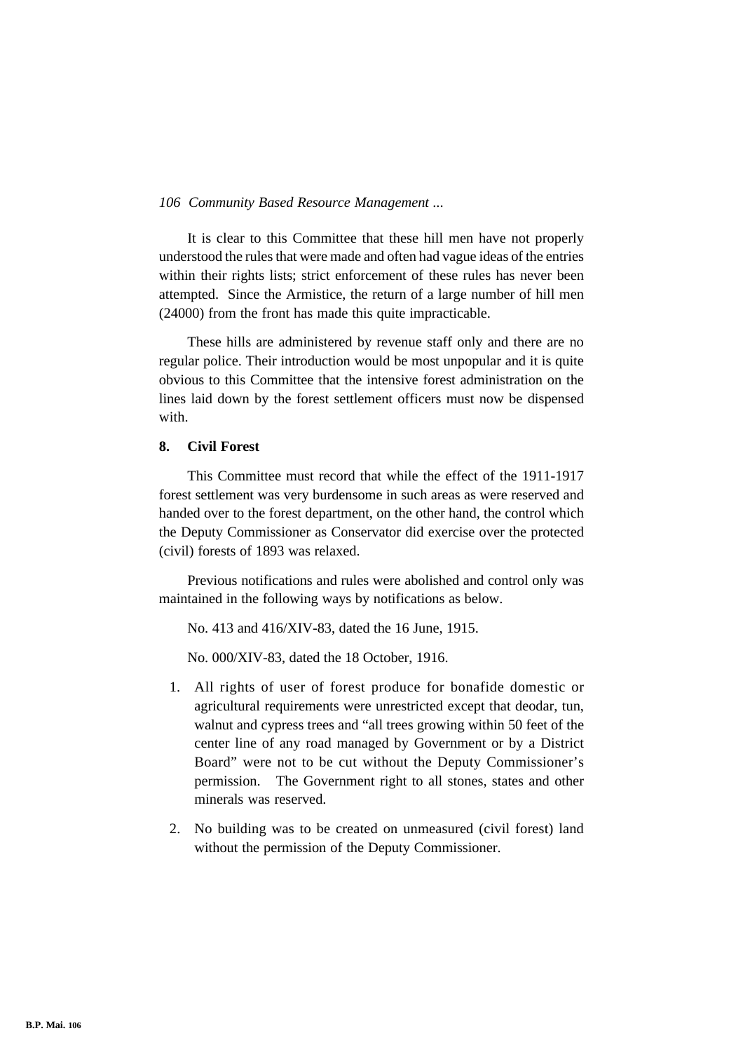It is clear to this Committee that these hill men have not properly understood the rules that were made and often had vague ideas of the entries within their rights lists; strict enforcement of these rules has never been attempted. Since the Armistice, the return of a large number of hill men (24000) from the front has made this quite impracticable.

These hills are administered by revenue staff only and there are no regular police. Their introduction would be most unpopular and it is quite obvious to this Committee that the intensive forest administration on the lines laid down by the forest settlement officers must now be dispensed with.

**8. Civil Forest**

This Committee must record that while the effect of the 1911-1917 forest settlement was very burdensome in such areas as were reserved and handed over to the forest department, on the other hand, the control which the Deputy Commissioner as Conservator did exercise over the protected (civil) forests of 1893 was relaxed.

Previous notifications and rules were abolished and control only was maintained in the following ways by notifications as below.

No. 413 and 416/XIV-83, dated the 16 June, 1915.

No. 000/XIV-83, dated the 18 October, 1916.

1. All rights of user of forest produce for bonafide domestic or agricultural requirements were unrestricted except that deodar, tun, walnut and cypress trees and "all trees growing within 50 feet of the center line of any road managed by Government or by a District Board" were not to be cut without the Deputy Commissioner's permission. The Government right to all stones, states and other minerals was reserved.

2. No building was to be created on unmeasured (civil forest) land without the permission of the Deputy Commissioner.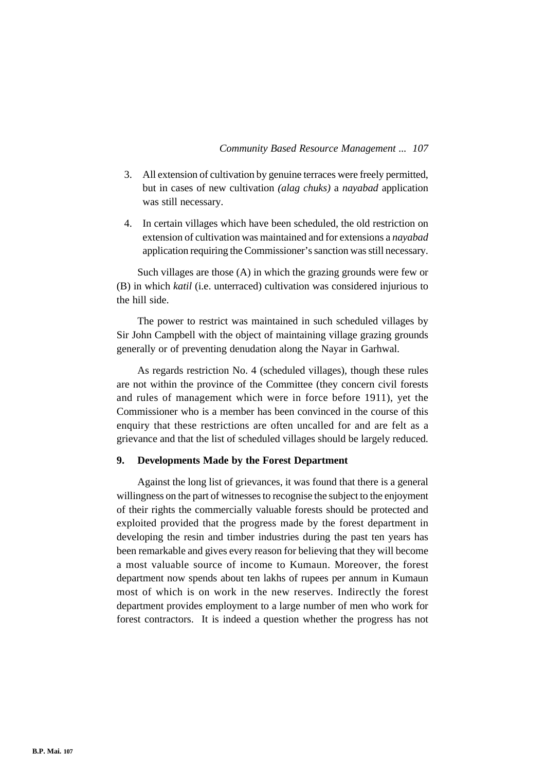3. All extension of cultivation by genuine terraces were freely permitted, but in cases of new cultivation *(alag chuks)* a *nayabad* application was still necessary.

4. In certain villages which have been scheduled, the old restriction on extension of cultivation was maintained and for extensions a *nayabad* application requiring the Commissioner's sanction was still necessary.

Such villages are those (A) in which the grazing grounds were few or (B) in which *katil* (i.e. unterraced) cultivation was considered injurious to the hill side.

The power to restrict was maintained in such scheduled villages by Sir John Campbell with the object of maintaining village grazing grounds generally or of preventing denudation along the Nayar in Garhwal.

As regards restriction No. 4 (scheduled villages), though these rules are not within the province of the Committee (they concern civil forests and rules of management which were in force before 1911), yet the Commissioner who is a member has been convinced in the course of this enquiry that these restrictions are often uncalled for and are felt as a grievance and that the list of scheduled villages should be largely reduced.

## 9. Developments Made by the Forest Department

Against the long list of grievances, it was found that there is a general willingness on the part of witnesses to recognise the subject to the enjoyment of their rights the commercially valuable forests should be protected and exploited provided that the progress made by the forest department in developing the resin and timber industries during the past ten years has been remarkable and gives every reason for believing that they will become a most valuable source of income to Kumaun. Moreover, the forest department now spends about ten lakhs of rupees per annum in Kumaun most of which is on work in the new reserves. Indirectly the forest department provides employment to a large number of men who work for forest contractors. It is indeed a question whether the progress has not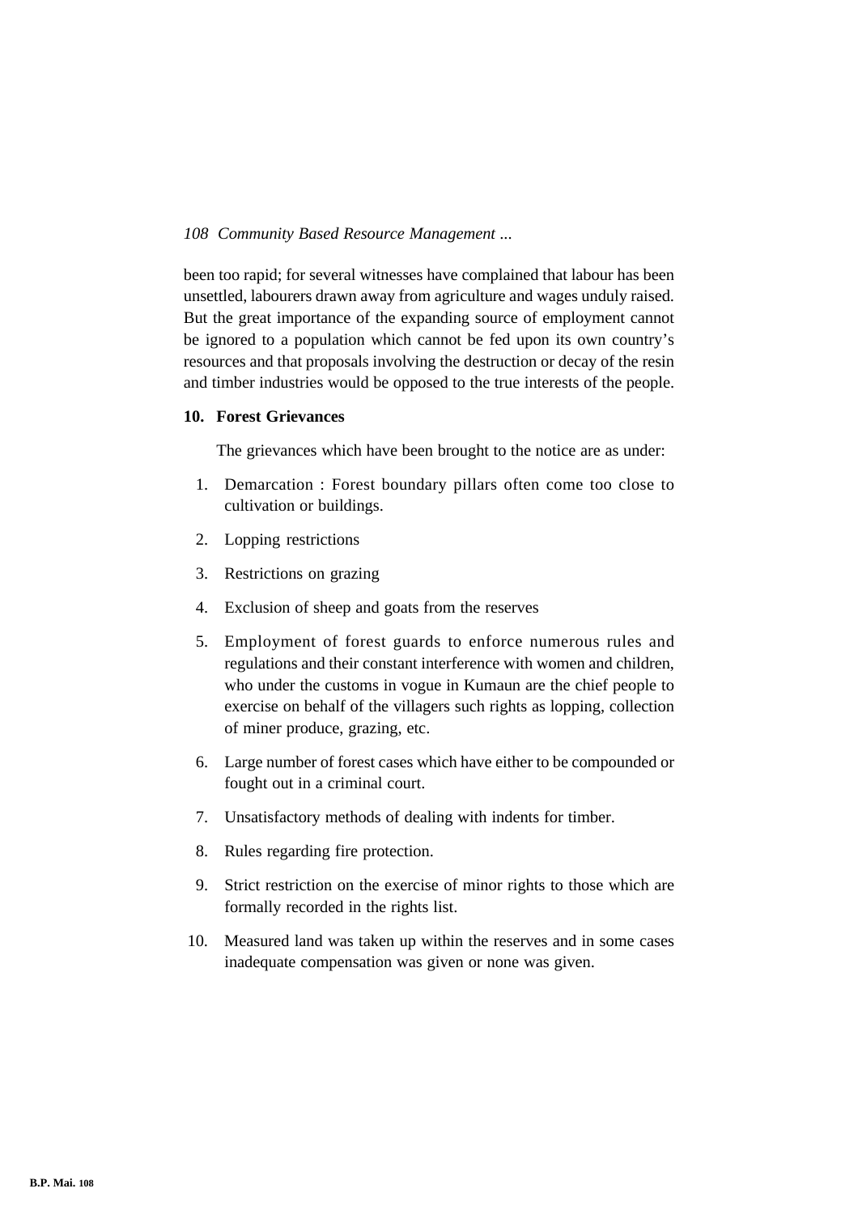been too rapid; for several witnesses have complained that labour has been unsettled, labourers drawn away from agriculture and wages unduly raised. But the great importance of the expanding source of employment cannot be ignored to a population which cannot be fed upon its own country's resources and that proposals involving the destruction or decay of the resin and timber industries would be opposed to the true interests of the people.

**10. Forest Grievances**

The grievances which have been brought to the notice are as under:

1. Demarcation : Forest boundary pillars often come too close to cultivation or buildings.
2. Lopping restrictions
3. Restrictions on grazing
4. Exclusion of sheep and goats from the reserves
5. Employment of forest guards to enforce numerous rules and regulations and their constant interference with women and children, who under the customs in vogue in Kumaun are the chief people to exercise on behalf of the villagers such rights as lopping, collection of miner produce, grazing, etc.
6. Large number of forest cases which have either to be compounded or fought out in a criminal court.
7. Unsatisfactory methods of dealing with indents for timber.
8. Rules regarding fire protection.
9. Strict restriction on the exercise of minor rights to those which are formally recorded in the rights list.
10. Measured land was taken up within the reserves and in some cases inadequate compensation was given or none was given.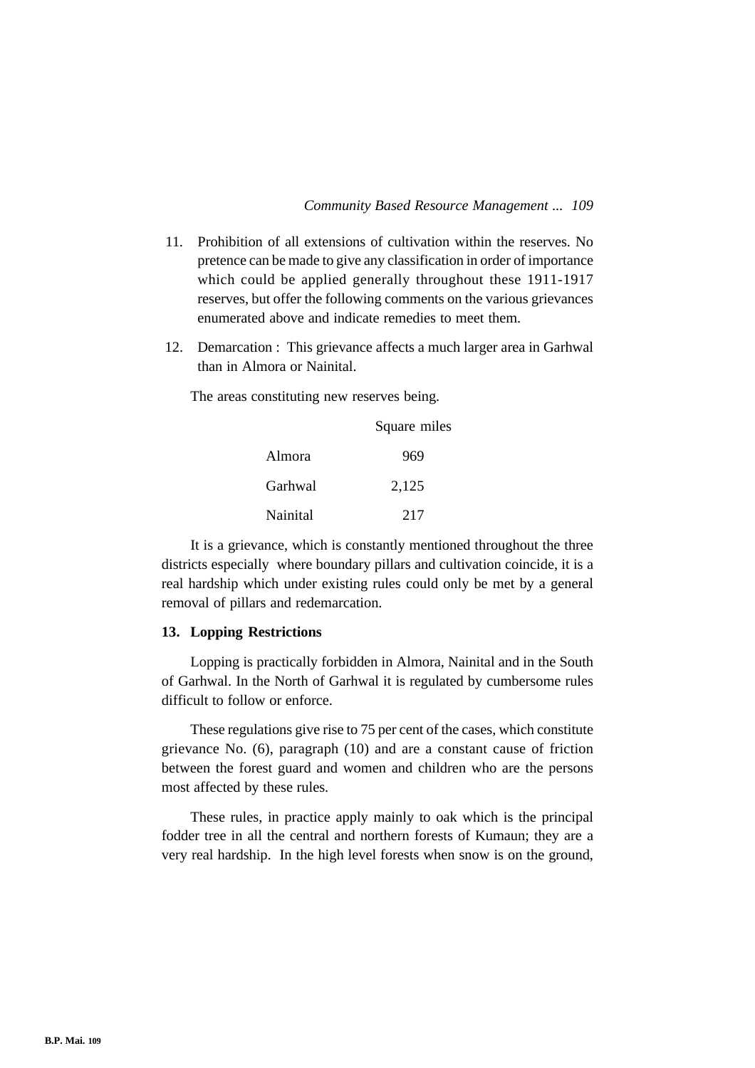11. Prohibition of all extensions of cultivation within the reserves. No pretence can be made to give any classification in order of importance which could be applied generally throughout these 1911-1917 reserves, but offer the following comments on the various grievances enumerated above and indicate remedies to meet them.

12. Demarcation : This grievance affects a much larger area in Garhwal than in Almora or Nainital.

The areas constituting new reserves being.

| | Square miles |
|---|---|
| Almora | 969 |
| Garhwal | 2,125 |
| Nainital | 217 |

It is a grievance, which is constantly mentioned throughout the three districts especially where boundary pillars and cultivation coincide, it is a real hardship which under existing rules could only be met by a general removal of pillars and redemarcation.

**13. Lopping Restrictions**

Lopping is practically forbidden in Almora, Nainital and in the South of Garhwal. In the North of Garhwal it is regulated by cumbersome rules difficult to follow or enforce.

These regulations give rise to 75 per cent of the cases, which constitute grievance No. (6), paragraph (10) and are a constant cause of friction between the forest guard and women and children who are the persons most affected by these rules.

These rules, in practice apply mainly to oak which is the principal fodder tree in all the central and northern forests of Kumaun; they are a very real hardship. In the high level forests when snow is on the ground,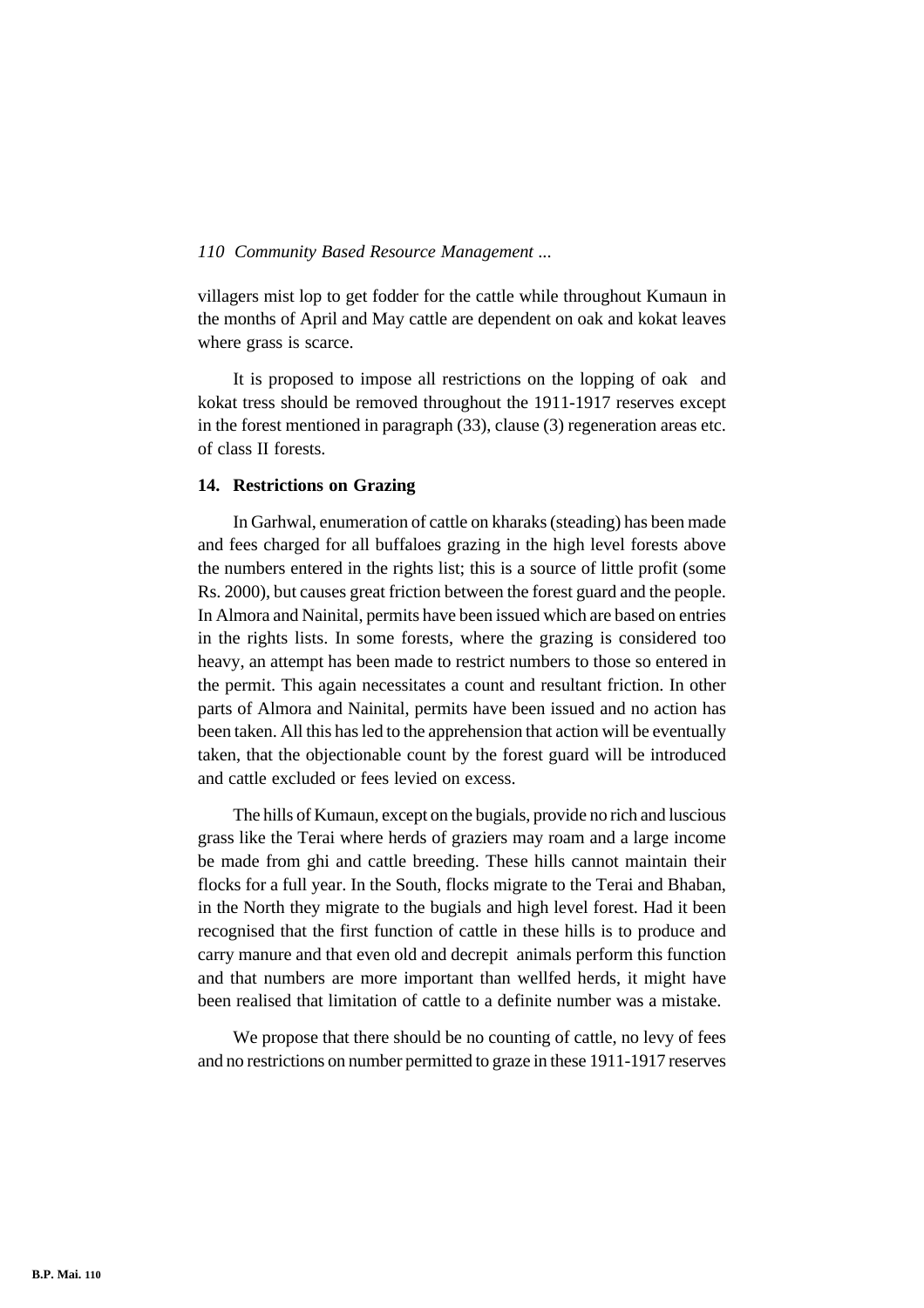villagers mist lop to get fodder for the cattle while throughout Kumaun in the months of April and May cattle are dependent on oak and kokat leaves where grass is scarce.

It is proposed to impose all restrictions on the lopping of oak and kokat tress should be removed throughout the 1911-1917 reserves except in the forest mentioned in paragraph (33), clause (3) regeneration areas etc. of class II forests.

**14. Restrictions on Grazing**

In Garhwal, enumeration of cattle on kharaks (steading) has been made and fees charged for all buffaloes grazing in the high level forests above the numbers entered in the rights list; this is a source of little profit (some Rs. 2000), but causes great friction between the forest guard and the people. In Almora and Nainital, permits have been issued which are based on entries in the rights lists. In some forests, where the grazing is considered too heavy, an attempt has been made to restrict numbers to those so entered in the permit. This again necessitates a count and resultant friction. In other parts of Almora and Nainital, permits have been issued and no action has been taken. All this has led to the apprehension that action will be eventually taken, that the objectionable count by the forest guard will be introduced and cattle excluded or fees levied on excess.

The hills of Kumaun, except on the bugials, provide no rich and luscious grass like the Terai where herds of graziers may roam and a large income be made from ghi and cattle breeding. These hills cannot maintain their flocks for a full year. In the South, flocks migrate to the Terai and Bhaban, in the North they migrate to the bugials and high level forest. Had it been recognised that the first function of cattle in these hills is to produce and carry manure and that even old and decrepit animals perform this function and that numbers are more important than wellfed herds, it might have been realised that limitation of cattle to a definite number was a mistake.

We propose that there should be no counting of cattle, no levy of fees and no restrictions on number permitted to graze in these 1911-1917 reserves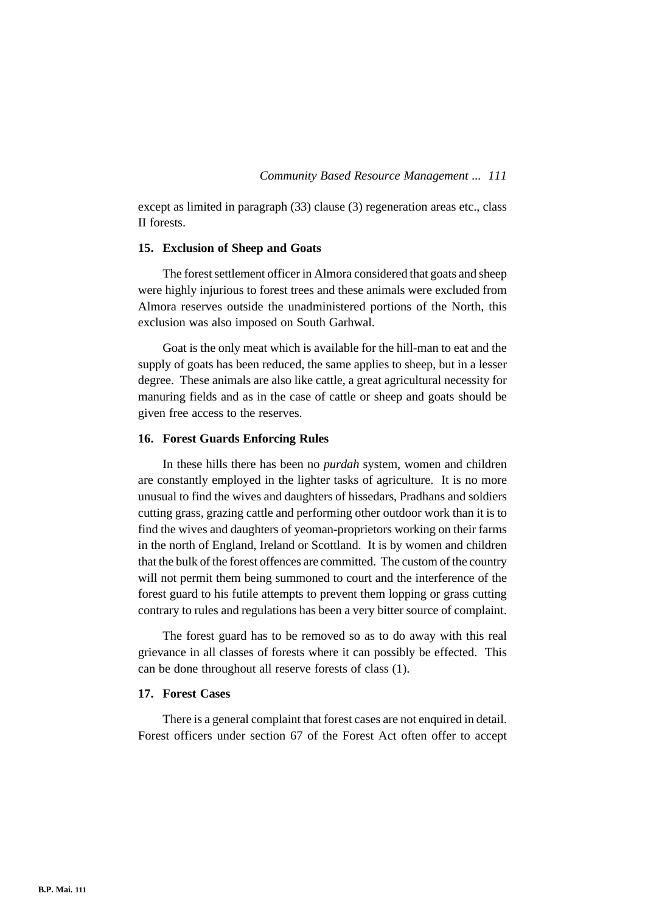except as limited in paragraph (33) clause (3) regeneration areas etc., class II forests.

### 15. Exclusion of Sheep and Goats

The forest settlement officer in Almora considered that goats and sheep were highly injurious to forest trees and these animals were excluded from Almora reserves outside the unadministered portions of the North, this exclusion was also imposed on South Garhwal.

Goat is the only meat which is available for the hill-man to eat and the supply of goats has been reduced, the same applies to sheep, but in a lesser degree. These animals are also like cattle, a great agricultural necessity for manuring fields and as in the case of cattle or sheep and goats should be given free access to the reserves.

### 16. Forest Guards Enforcing Rules

In these hills there has been no *purdah* system, women and children are constantly employed in the lighter tasks of agriculture. It is no more unusual to find the wives and daughters of hissedars, Pradhans and soldiers cutting grass, grazing cattle and performing other outdoor work than it is to find the wives and daughters of yeoman-proprietors working on their farms in the north of England, Ireland or Scottland. It is by women and children that the bulk of the forest offences are committed. The custom of the country will not permit them being summoned to court and the interference of the forest guard to his futile attempts to prevent them lopping or grass cutting contrary to rules and regulations has been a very bitter source of complaint.

The forest guard has to be removed so as to do away with this real grievance in all classes of forests where it can possibly be effected. This can be done throughout all reserve forests of class (1).

### 17. Forest Cases

There is a general complaint that forest cases are not enquired in detail. Forest officers under section 67 of the Forest Act often offer to accept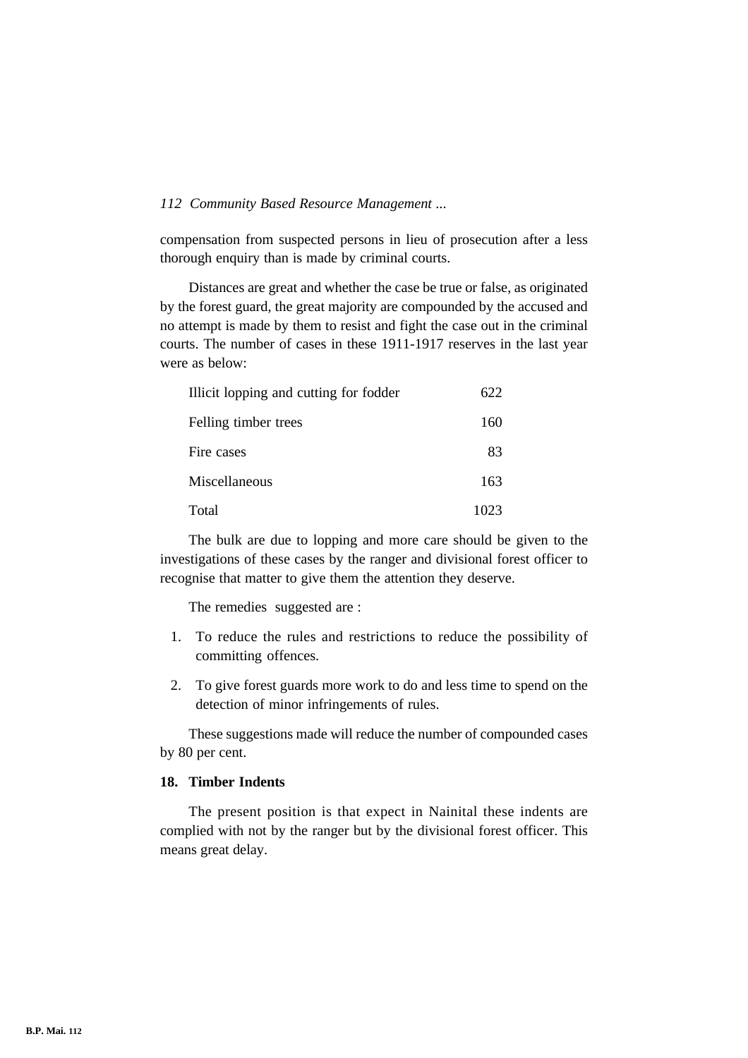compensation from suspected persons in lieu of prosecution after a less thorough enquiry than is made by criminal courts.

Distances are great and whether the case be true or false, as originated by the forest guard, the great majority are compounded by the accused and no attempt is made by them to resist and fight the case out in the criminal courts. The number of cases in these 1911-1917 reserves in the last year were as below:

| | |
|---|---|
| Illicit lopping and cutting for fodder | 622 |
| Felling timber trees | 160 |
| Fire cases | 83 |
| Miscellaneous | 163 |
| Total | 1023 |

The bulk are due to lopping and more care should be given to the investigations of these cases by the ranger and divisional forest officer to recognise that matter to give them the attention they deserve.

The remedies suggested are :

1. To reduce the rules and restrictions to reduce the possibility of committing offences.
2. To give forest guards more work to do and less time to spend on the detection of minor infringements of rules.

These suggestions made will reduce the number of compounded cases by 80 per cent.

**18. Timber Indents**

The present position is that expect in Nainital these indents are complied with not by the ranger but by the divisional forest officer. This means great delay.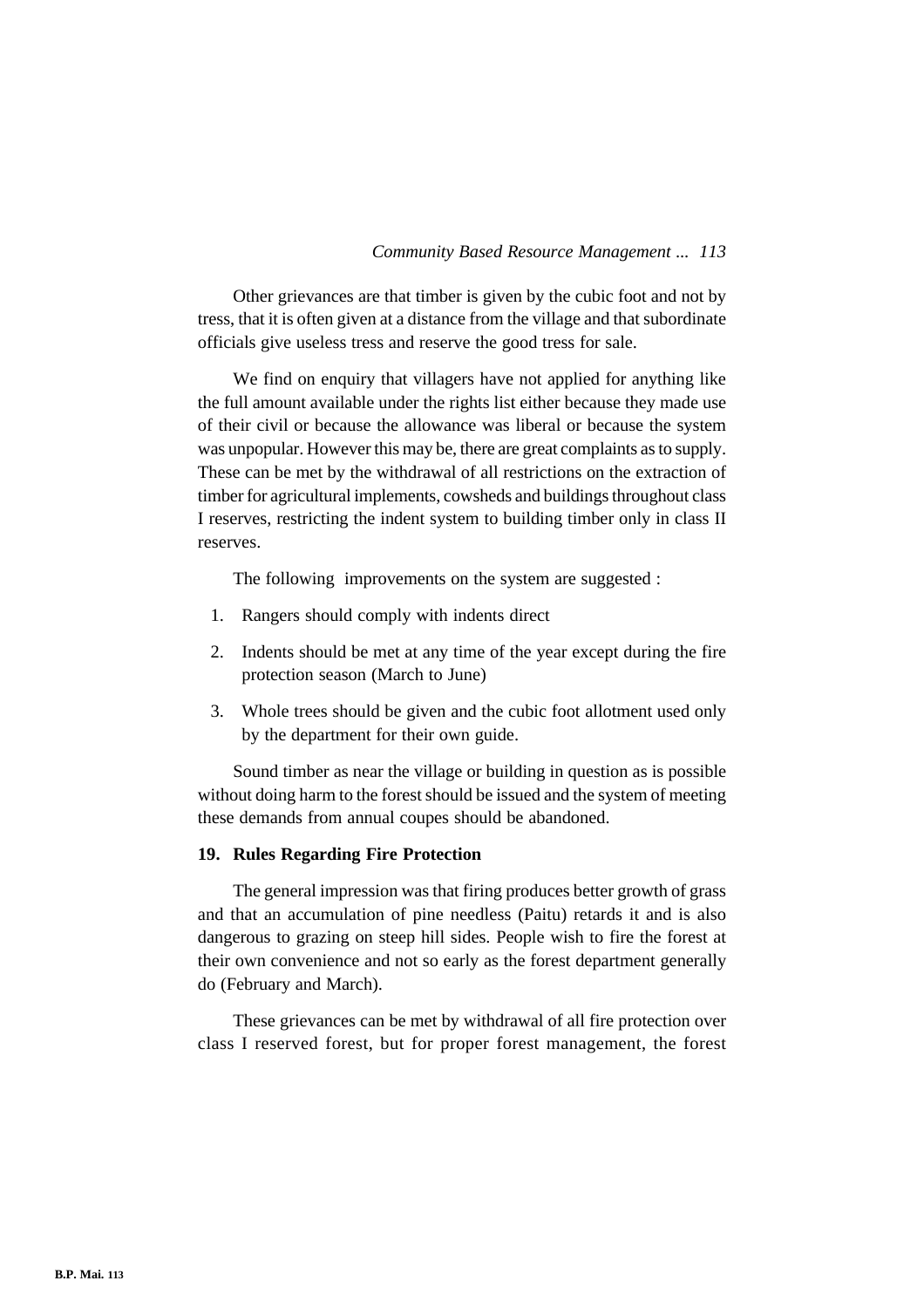Other grievances are that timber is given by the cubic foot and not by tress, that it is often given at a distance from the village and that subordinate officials give useless tress and reserve the good tress for sale.

We find on enquiry that villagers have not applied for anything like the full amount available under the rights list either because they made use of their civil or because the allowance was liberal or because the system was unpopular. However this may be, there are great complaints as to supply. These can be met by the withdrawal of all restrictions on the extraction of timber for agricultural implements, cowsheds and buildings throughout class I reserves, restricting the indent system to building timber only in class II reserves.

The following improvements on the system are suggested :

1. Rangers should comply with indents direct
2. Indents should be met at any time of the year except during the fire protection season (March to June)
3. Whole trees should be given and the cubic foot allotment used only by the department for their own guide.

Sound timber as near the village or building in question as is possible without doing harm to the forest should be issued and the system of meeting these demands from annual coupes should be abandoned.

**19. Rules Regarding Fire Protection**

The general impression was that firing produces better growth of grass and that an accumulation of pine needless (Paitu) retards it and is also dangerous to grazing on steep hill sides. People wish to fire the forest at their own convenience and not so early as the forest department generally do (February and March).

These grievances can be met by withdrawal of all fire protection over class I reserved forest, but for proper forest management, the forest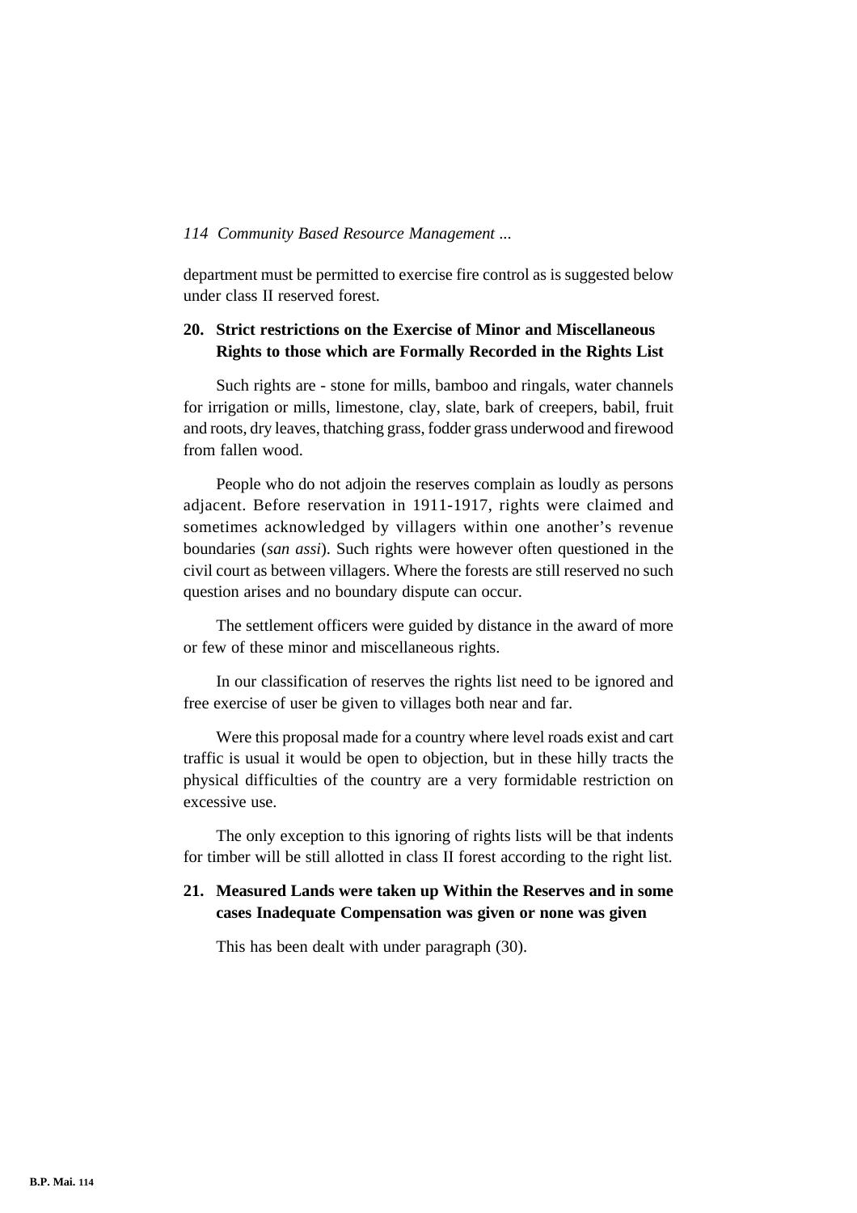department must be permitted to exercise fire control as is suggested below under class II reserved forest.

**20. Strict restrictions on the Exercise of Minor and Miscellaneous Rights to those which are Formally Recorded in the Rights List**

Such rights are - stone for mills, bamboo and ringals, water channels for irrigation or mills, limestone, clay, slate, bark of creepers, babil, fruit and roots, dry leaves, thatching grass, fodder grass underwood and firewood from fallen wood.

People who do not adjoin the reserves complain as loudly as persons adjacent. Before reservation in 1911-1917, rights were claimed and sometimes acknowledged by villagers within one another's revenue boundaries (*san assi*). Such rights were however often questioned in the civil court as between villagers. Where the forests are still reserved no such question arises and no boundary dispute can occur.

The settlement officers were guided by distance in the award of more or few of these minor and miscellaneous rights.

In our classification of reserves the rights list need to be ignored and free exercise of user be given to villages both near and far.

Were this proposal made for a country where level roads exist and cart traffic is usual it would be open to objection, but in these hilly tracts the physical difficulties of the country are a very formidable restriction on excessive use.

The only exception to this ignoring of rights lists will be that indents for timber will be still allotted in class II forest according to the right list.

**21. Measured Lands were taken up Within the Reserves and in some cases Inadequate Compensation was given or none was given**

This has been dealt with under paragraph (30).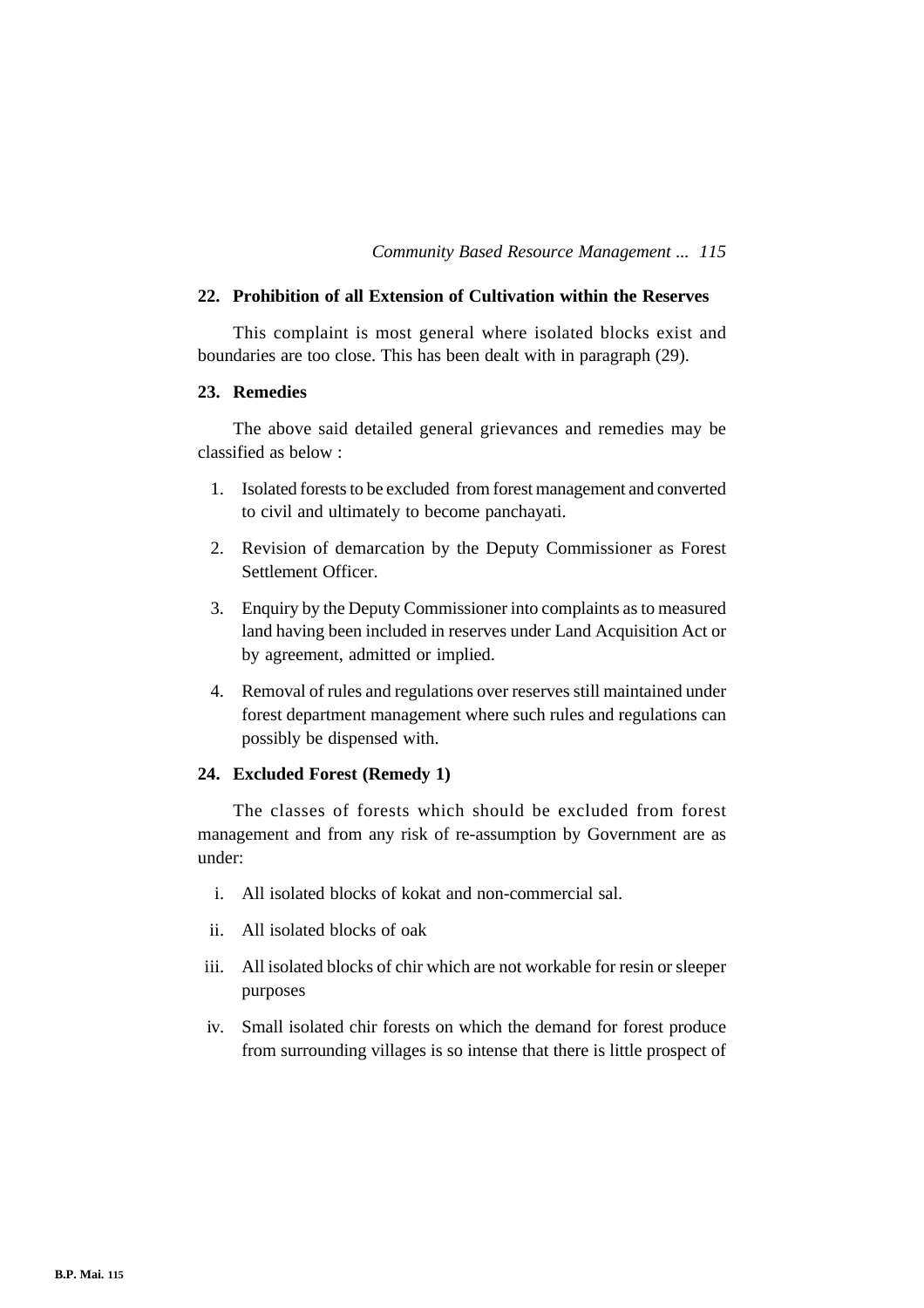### 22. Prohibition of all Extension of Cultivation within the Reserves

This complaint is most general where isolated blocks exist and boundaries are too close. This has been dealt with in paragraph (29).

### 23. Remedies

The above said detailed general grievances and remedies may be classified as below :

1. Isolated forests to be excluded from forest management and converted to civil and ultimately to become panchayati.
2. Revision of demarcation by the Deputy Commissioner as Forest Settlement Officer.
3. Enquiry by the Deputy Commissioner into complaints as to measured land having been included in reserves under Land Acquisition Act or by agreement, admitted or implied.
4. Removal of rules and regulations over reserves still maintained under forest department management where such rules and regulations can possibly be dispensed with.

### 24. Excluded Forest (Remedy 1)

The classes of forests which should be excluded from forest management and from any risk of re-assumption by Government are as under:

i. All isolated blocks of kokat and non-commercial sal.

ii. All isolated blocks of oak

iii. All isolated blocks of chir which are not workable for resin or sleeper purposes

iv. Small isolated chir forests on which the demand for forest produce from surrounding villages is so intense that there is little prospect of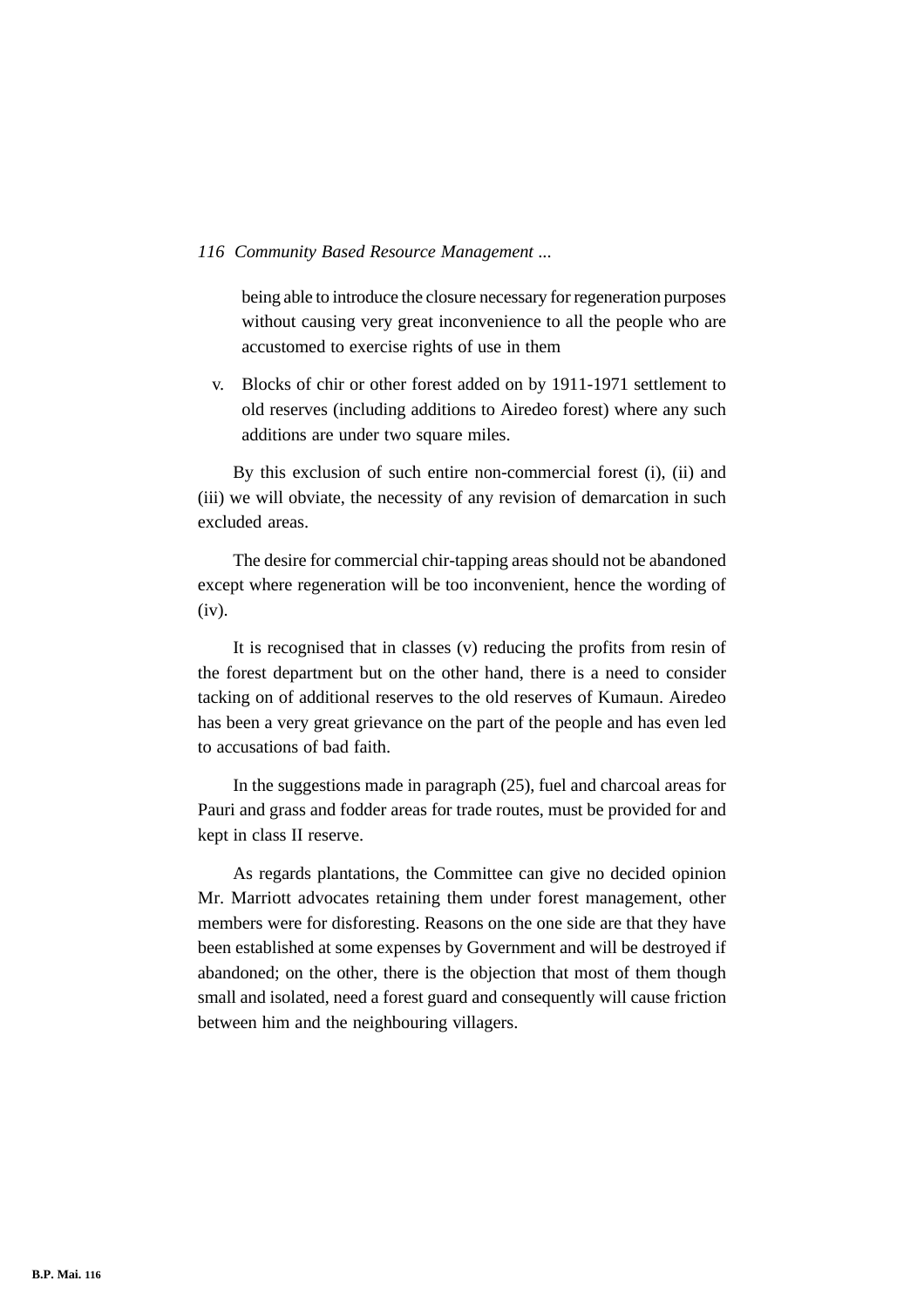being able to introduce the closure necessary for regeneration purposes without causing very great inconvenience to all the people who are accustomed to exercise rights of use in them

v. Blocks of chir or other forest added on by 1911-1971 settlement to old reserves (including additions to Airedeo forest) where any such additions are under two square miles.

By this exclusion of such entire non-commercial forest (i), (ii) and (iii) we will obviate, the necessity of any revision of demarcation in such excluded areas.

The desire for commercial chir-tapping areas should not be abandoned except where regeneration will be too inconvenient, hence the wording of (iv).

It is recognised that in classes (v) reducing the profits from resin of the forest department but on the other hand, there is a need to consider tacking on of additional reserves to the old reserves of Kumaun. Airedeo has been a very great grievance on the part of the people and has even led to accusations of bad faith.

In the suggestions made in paragraph (25), fuel and charcoal areas for Pauri and grass and fodder areas for trade routes, must be provided for and kept in class II reserve.

As regards plantations, the Committee can give no decided opinion Mr. Marriott advocates retaining them under forest management, other members were for disforesting. Reasons on the one side are that they have been established at some expenses by Government and will be destroyed if abandoned; on the other, there is the objection that most of them though small and isolated, need a forest guard and consequently will cause friction between him and the neighbouring villagers.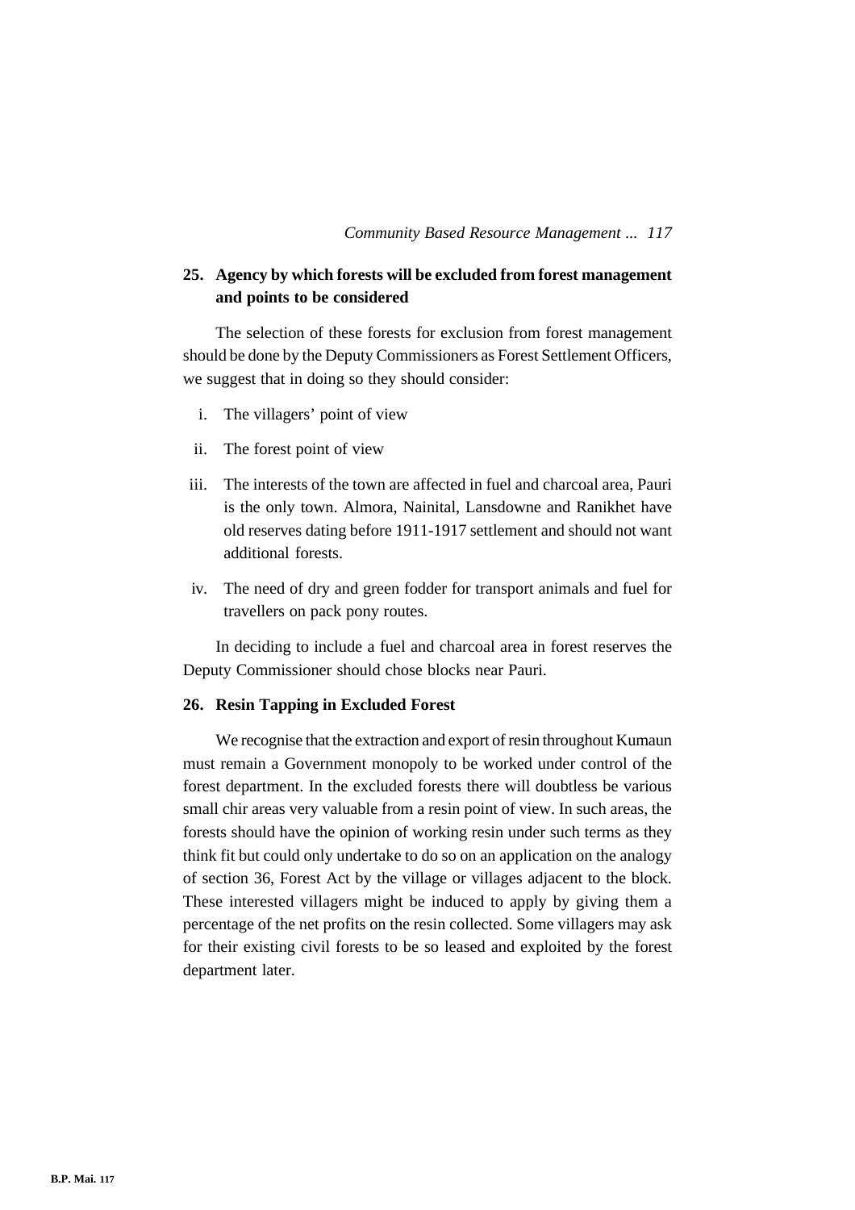## 25. Agency by which forests will be excluded from forest management and points to be considered

The selection of these forests for exclusion from forest management should be done by the Deputy Commissioners as Forest Settlement Officers, we suggest that in doing so they should consider:

i. The villagers' point of view

ii. The forest point of view

iii. The interests of the town are affected in fuel and charcoal area, Pauri is the only town. Almora, Nainital, Lansdowne and Ranikhet have old reserves dating before 1911-1917 settlement and should not want additional forests.

iv. The need of dry and green fodder for transport animals and fuel for travellers on pack pony routes.

In deciding to include a fuel and charcoal area in forest reserves the Deputy Commissioner should chose blocks near Pauri.

## 26. Resin Tapping in Excluded Forest

We recognise that the extraction and export of resin throughout Kumaun must remain a Government monopoly to be worked under control of the forest department. In the excluded forests there will doubtless be various small chir areas very valuable from a resin point of view. In such areas, the forests should have the opinion of working resin under such terms as they think fit but could only undertake to do so on an application on the analogy of section 36, Forest Act by the village or villages adjacent to the block. These interested villagers might be induced to apply by giving them a percentage of the net profits on the resin collected. Some villagers may ask for their existing civil forests to be so leased and exploited by the forest department later.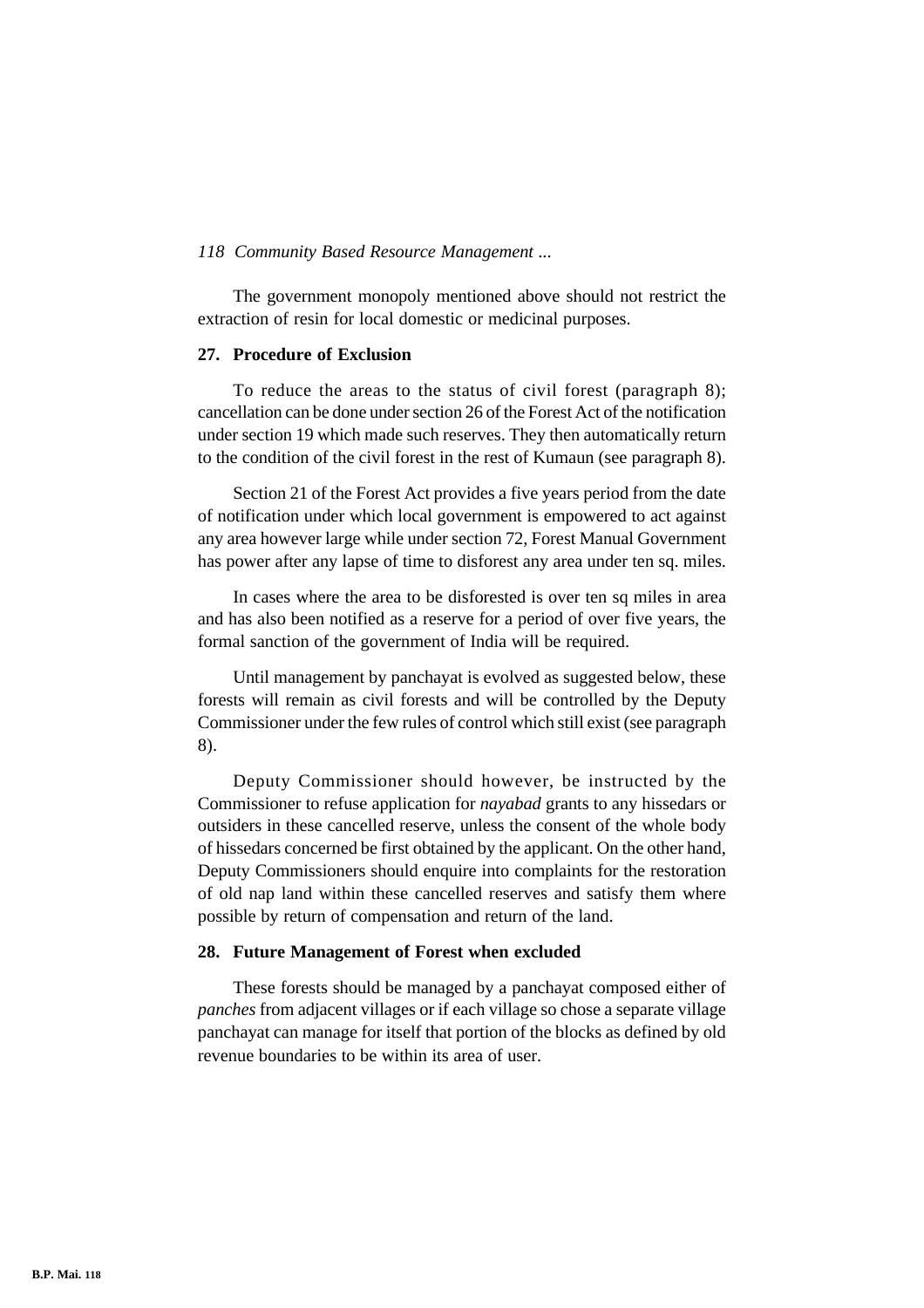The government monopoly mentioned above should not restrict the extraction of resin for local domestic or medicinal purposes.

### 27. Procedure of Exclusion

To reduce the areas to the status of civil forest (paragraph 8); cancellation can be done under section 26 of the Forest Act of the notification under section 19 which made such reserves. They then automatically return to the condition of the civil forest in the rest of Kumaun (see paragraph 8).

Section 21 of the Forest Act provides a five years period from the date of notification under which local government is empowered to act against any area however large while under section 72, Forest Manual Government has power after any lapse of time to disforest any area under ten sq. miles.

In cases where the area to be disforested is over ten sq miles in area and has also been notified as a reserve for a period of over five years, the formal sanction of the government of India will be required.

Until management by panchayat is evolved as suggested below, these forests will remain as civil forests and will be controlled by the Deputy Commissioner under the few rules of control which still exist (see paragraph 8).

Deputy Commissioner should however, be instructed by the Commissioner to refuse application for *nayabad* grants to any hissedars or outsiders in these cancelled reserve, unless the consent of the whole body of hissedars concerned be first obtained by the applicant. On the other hand, Deputy Commissioners should enquire into complaints for the restoration of old nap land within these cancelled reserves and satisfy them where possible by return of compensation and return of the land.

### 28. Future Management of Forest when excluded

These forests should be managed by a panchayat composed either of *panches* from adjacent villages or if each village so chose a separate village panchayat can manage for itself that portion of the blocks as defined by old revenue boundaries to be within its area of user.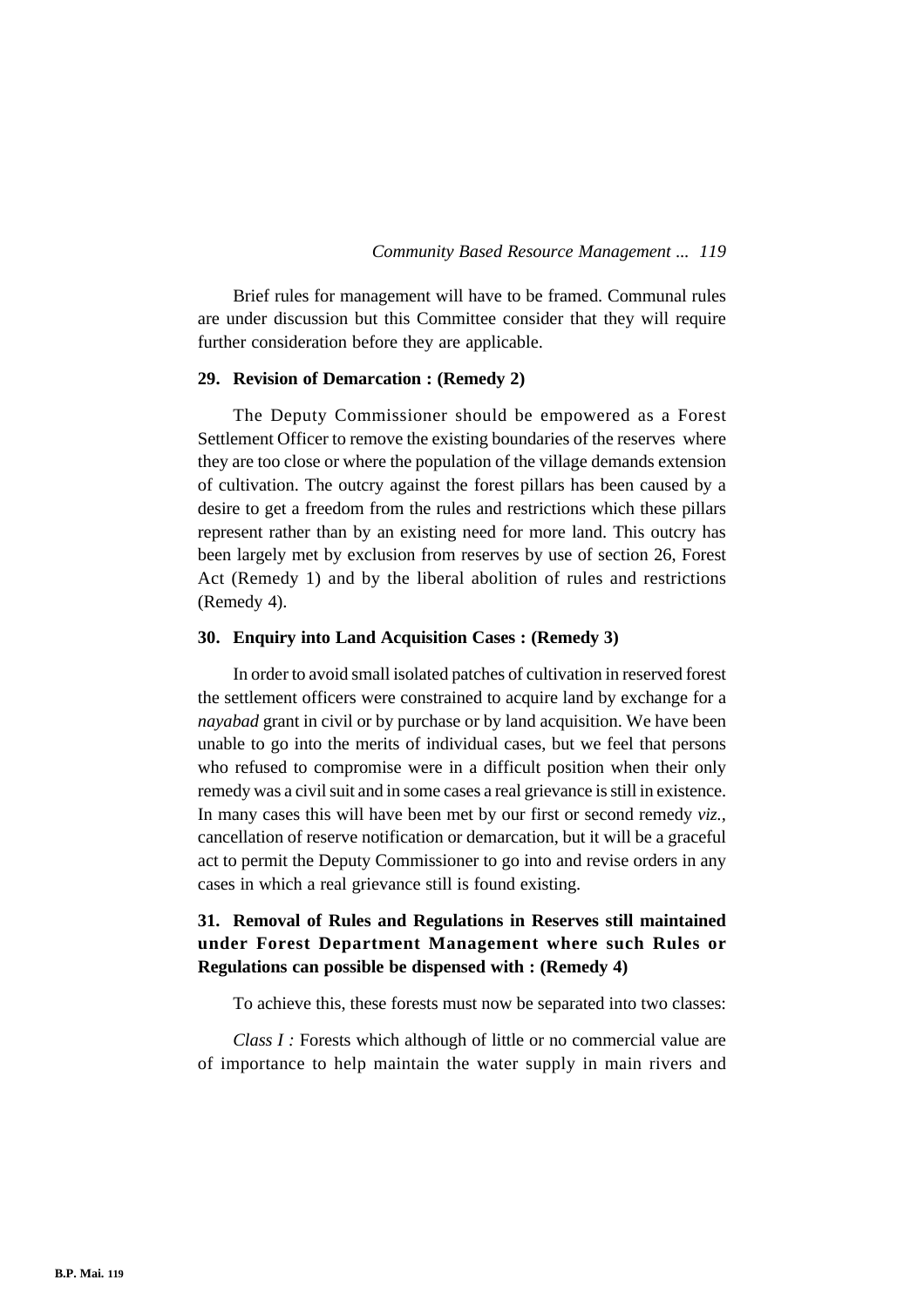Brief rules for management will have to be framed. Communal rules are under discussion but this Committee consider that they will require further consideration before they are applicable.

### 29. Revision of Demarcation : (Remedy 2)

The Deputy Commissioner should be empowered as a Forest Settlement Officer to remove the existing boundaries of the reserves where they are too close or where the population of the village demands extension of cultivation. The outcry against the forest pillars has been caused by a desire to get a freedom from the rules and restrictions which these pillars represent rather than by an existing need for more land. This outcry has been largely met by exclusion from reserves by use of section 26, Forest Act (Remedy 1) and by the liberal abolition of rules and restrictions (Remedy 4).

### 30. Enquiry into Land Acquisition Cases : (Remedy 3)

In order to avoid small isolated patches of cultivation in reserved forest the settlement officers were constrained to acquire land by exchange for a *nayabad* grant in civil or by purchase or by land acquisition. We have been unable to go into the merits of individual cases, but we feel that persons who refused to compromise were in a difficult position when their only remedy was a civil suit and in some cases a real grievance is still in existence. In many cases this will have been met by our first or second remedy *viz.*, cancellation of reserve notification or demarcation, but it will be a graceful act to permit the Deputy Commissioner to go into and revise orders in any cases in which a real grievance still is found existing.

### 31. Removal of Rules and Regulations in Reserves still maintained under Forest Department Management where such Rules or Regulations can possible be dispensed with : (Remedy 4)

To achieve this, these forests must now be separated into two classes:

*Class I :* Forests which although of little or no commercial value are of importance to help maintain the water supply in main rivers and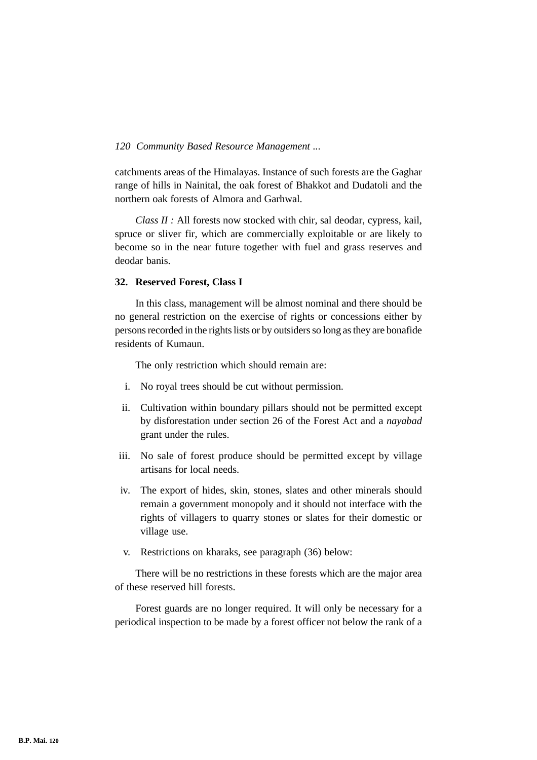catchments areas of the Himalayas. Instance of such forests are the Gaghar range of hills in Nainital, the oak forest of Bhakkot and Dudatoli and the northern oak forests of Almora and Garhwal.

*Class II :* All forests now stocked with chir, sal deodar, cypress, kail, spruce or sliver fir, which are commercially exploitable or are likely to become so in the near future together with fuel and grass reserves and deodar banis.

**32. Reserved Forest, Class I**

In this class, management will be almost nominal and there should be no general restriction on the exercise of rights or concessions either by persons recorded in the rights lists or by outsiders so long as they are bonafide residents of Kumaun.

The only restriction which should remain are:

i. No royal trees should be cut without permission.

ii. Cultivation within boundary pillars should not be permitted except by disforestation under section 26 of the Forest Act and a *nayabad* grant under the rules.

iii. No sale of forest produce should be permitted except by village artisans for local needs.

iv. The export of hides, skin, stones, slates and other minerals should remain a government monopoly and it should not interface with the rights of villagers to quarry stones or slates for their domestic or village use.

v. Restrictions on kharaks, see paragraph (36) below:

There will be no restrictions in these forests which are the major area of these reserved hill forests.

Forest guards are no longer required. It will only be necessary for a periodical inspection to be made by a forest officer not below the rank of a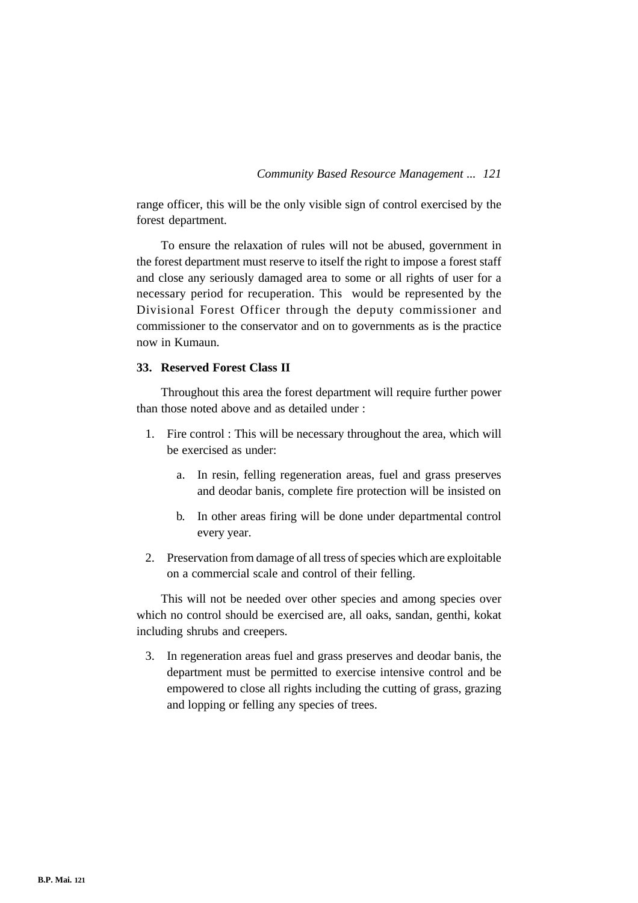range officer, this will be the only visible sign of control exercised by the forest department.

To ensure the relaxation of rules will not be abused, government in the forest department must reserve to itself the right to impose a forest staff and close any seriously damaged area to some or all rights of user for a necessary period for recuperation. This would be represented by the Divisional Forest Officer through the deputy commissioner and commissioner to the conservator and on to governments as is the practice now in Kumaun.

**33. Reserved Forest Class II**

Throughout this area the forest department will require further power than those noted above and as detailed under :

1. Fire control : This will be necessary throughout the area, which will be exercised as under:

   a. In resin, felling regeneration areas, fuel and grass preserves and deodar banis, complete fire protection will be insisted on

   b. In other areas firing will be done under departmental control every year.

2. Preservation from damage of all tress of species which are exploitable on a commercial scale and control of their felling.

This will not be needed over other species and among species over which no control should be exercised are, all oaks, sandan, genthi, kokat including shrubs and creepers.

3. In regeneration areas fuel and grass preserves and deodar banis, the department must be permitted to exercise intensive control and be empowered to close all rights including the cutting of grass, grazing and lopping or felling any species of trees.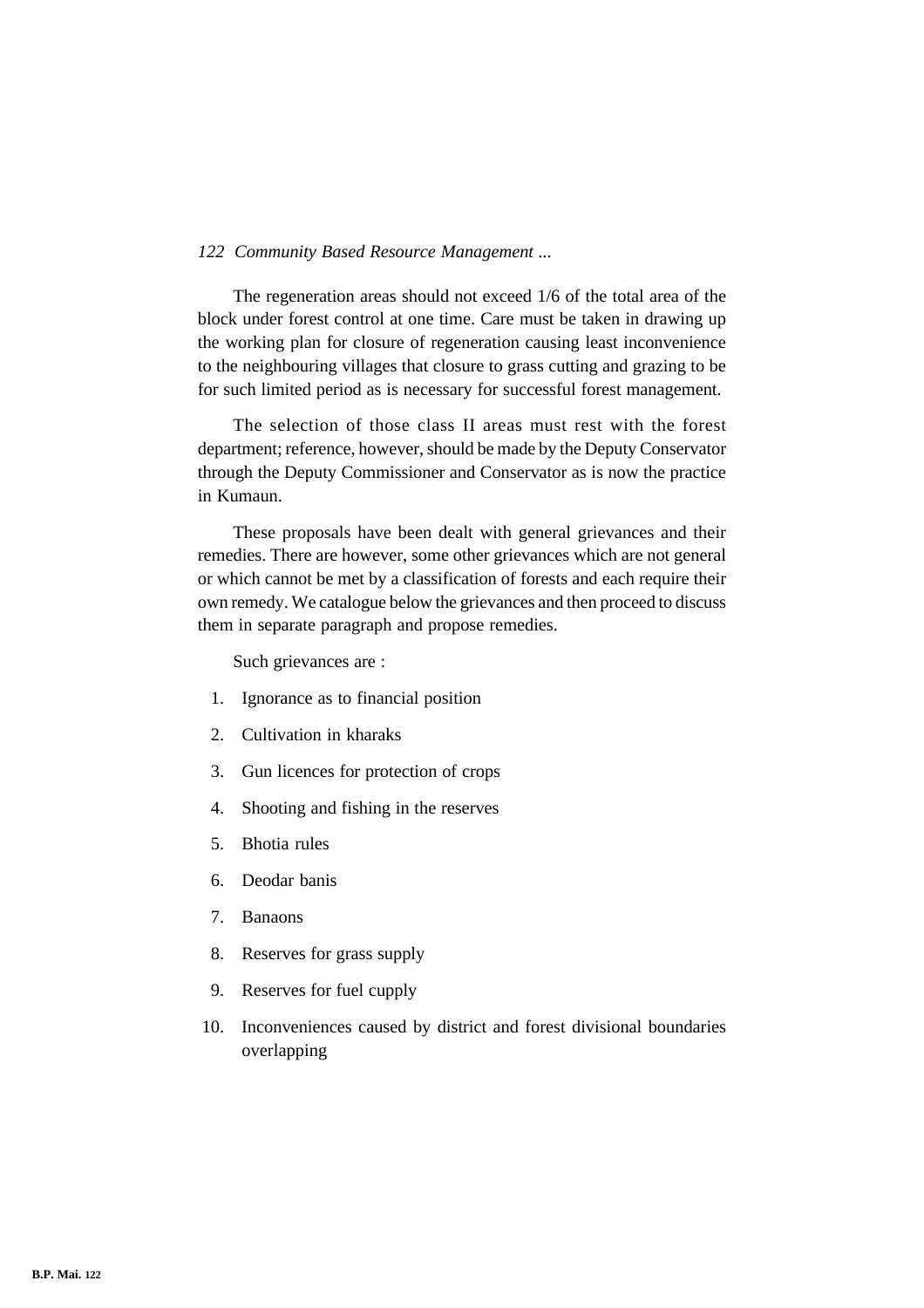The regeneration areas should not exceed 1/6 of the total area of the block under forest control at one time. Care must be taken in drawing up the working plan for closure of regeneration causing least inconvenience to the neighbouring villages that closure to grass cutting and grazing to be for such limited period as is necessary for successful forest management.

The selection of those class II areas must rest with the forest department; reference, however, should be made by the Deputy Conservator through the Deputy Commissioner and Conservator as is now the practice in Kumaun.

These proposals have been dealt with general grievances and their remedies. There are however, some other grievances which are not general or which cannot be met by a classification of forests and each require their own remedy. We catalogue below the grievances and then proceed to discuss them in separate paragraph and propose remedies.

Such grievances are :

1. Ignorance as to financial position
2. Cultivation in kharaks
3. Gun licences for protection of crops
4. Shooting and fishing in the reserves
5. Bhotia rules
6. Deodar banis
7. Banaons
8. Reserves for grass supply
9. Reserves for fuel cupply
10. Inconveniences caused by district and forest divisional boundaries overlapping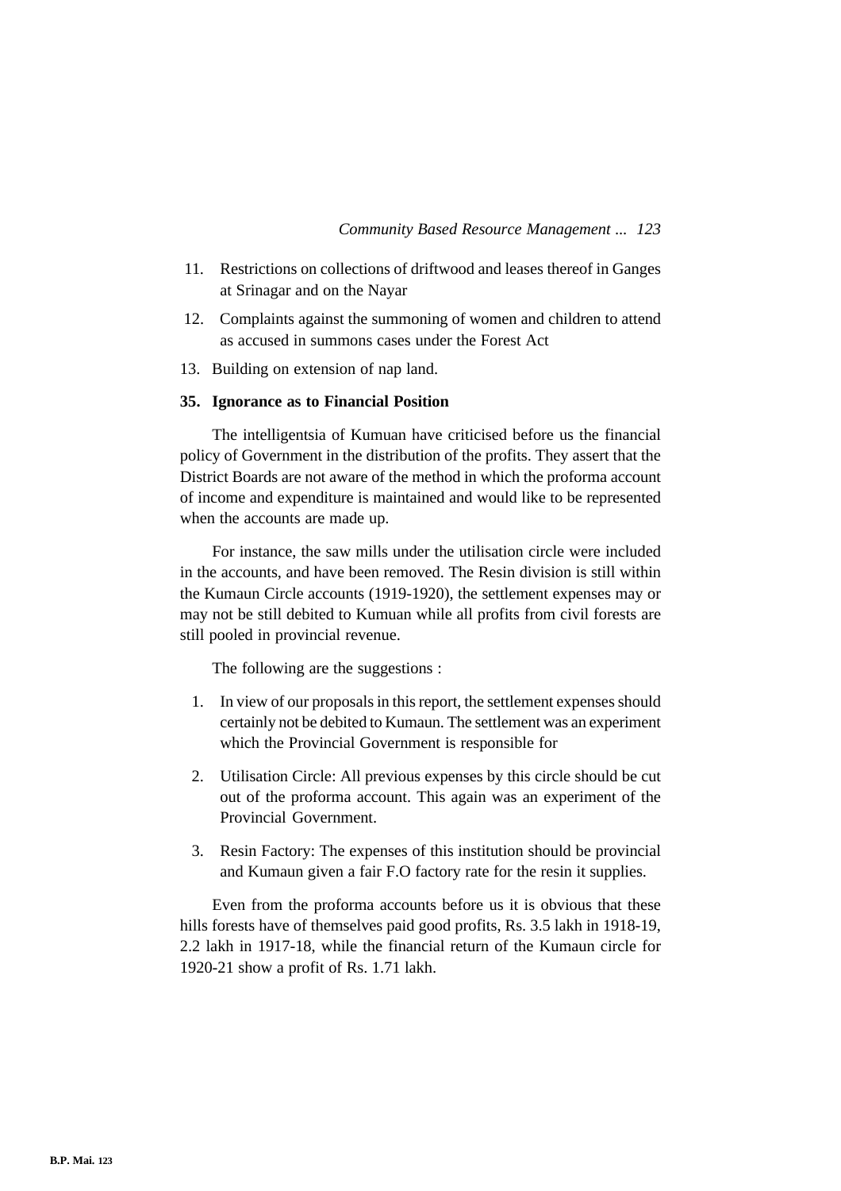11. Restrictions on collections of driftwood and leases thereof in Ganges at Srinagar and on the Nayar
12. Complaints against the summoning of women and children to attend as accused in summons cases under the Forest Act
13. Building on extension of nap land.

**35. Ignorance as to Financial Position**

The intelligentsia of Kumuan have criticised before us the financial policy of Government in the distribution of the profits. They assert that the District Boards are not aware of the method in which the proforma account of income and expenditure is maintained and would like to be represented when the accounts are made up.

For instance, the saw mills under the utilisation circle were included in the accounts, and have been removed. The Resin division is still within the Kumaun Circle accounts (1919-1920), the settlement expenses may or may not be still debited to Kumuan while all profits from civil forests are still pooled in provincial revenue.

The following are the suggestions :

1. In view of our proposals in this report, the settlement expenses should certainly not be debited to Kumaun. The settlement was an experiment which the Provincial Government is responsible for
2. Utilisation Circle: All previous expenses by this circle should be cut out of the proforma account. This again was an experiment of the Provincial Government.
3. Resin Factory: The expenses of this institution should be provincial and Kumaun given a fair F.O factory rate for the resin it supplies.

Even from the proforma accounts before us it is obvious that these hills forests have of themselves paid good profits, Rs. 3.5 lakh in 1918-19, 2.2 lakh in 1917-18, while the financial return of the Kumaun circle for 1920-21 show a profit of Rs. 1.71 lakh.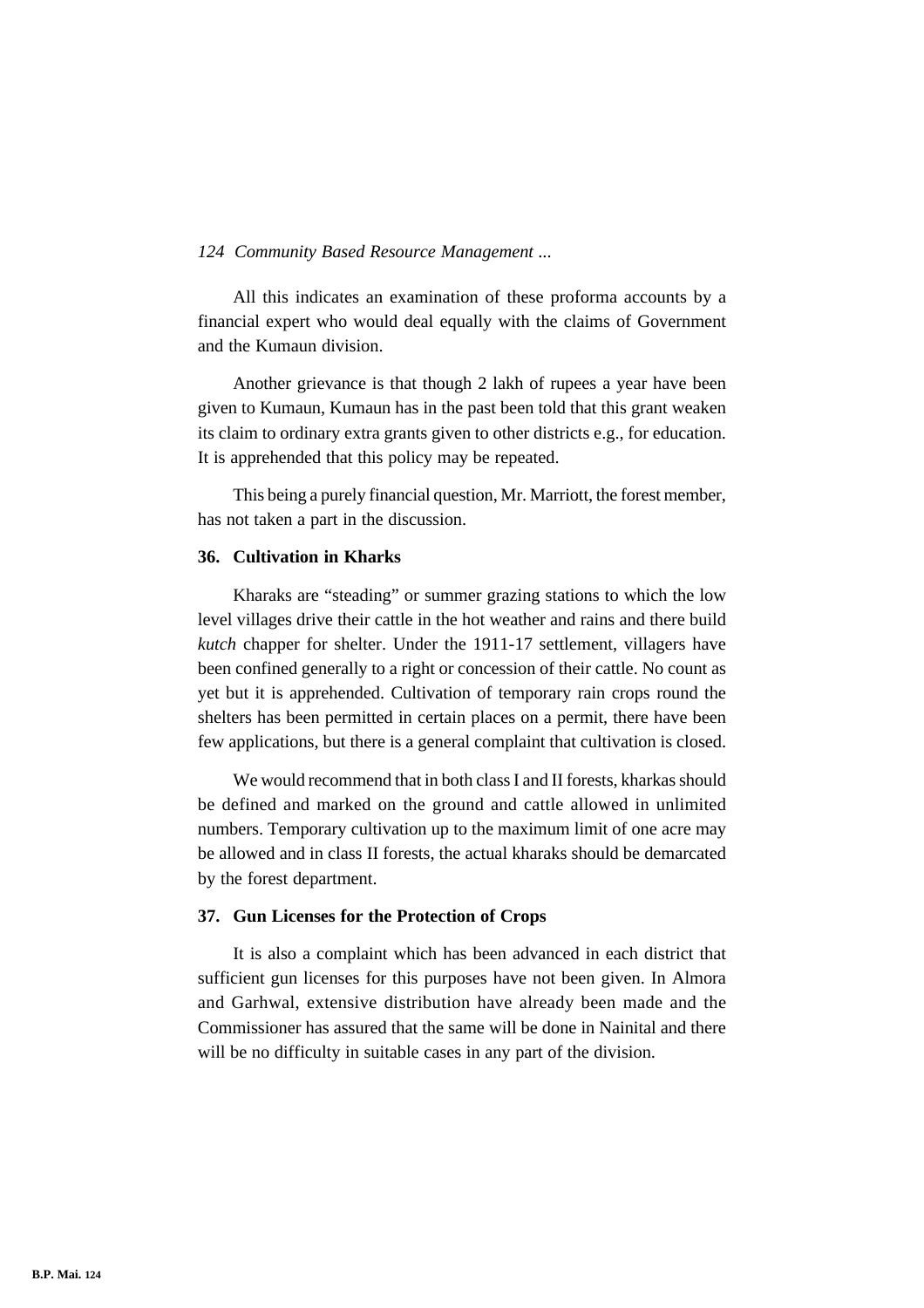All this indicates an examination of these proforma accounts by a financial expert who would deal equally with the claims of Government and the Kumaun division.

Another grievance is that though 2 lakh of rupees a year have been given to Kumaun, Kumaun has in the past been told that this grant weaken its claim to ordinary extra grants given to other districts e.g., for education. It is apprehended that this policy may be repeated.

This being a purely financial question, Mr. Marriott, the forest member, has not taken a part in the discussion.

### 36. Cultivation in Kharks

Kharaks are "steading" or summer grazing stations to which the low level villages drive their cattle in the hot weather and rains and there build *kutch* chapper for shelter. Under the 1911-17 settlement, villagers have been confined generally to a right or concession of their cattle. No count as yet but it is apprehended. Cultivation of temporary rain crops round the shelters has been permitted in certain places on a permit, there have been few applications, but there is a general complaint that cultivation is closed.

We would recommend that in both class I and II forests, kharkas should be defined and marked on the ground and cattle allowed in unlimited numbers. Temporary cultivation up to the maximum limit of one acre may be allowed and in class II forests, the actual kharaks should be demarcated by the forest department.

### 37. Gun Licenses for the Protection of Crops

It is also a complaint which has been advanced in each district that sufficient gun licenses for this purposes have not been given. In Almora and Garhwal, extensive distribution have already been made and the Commissioner has assured that the same will be done in Nainital and there will be no difficulty in suitable cases in any part of the division.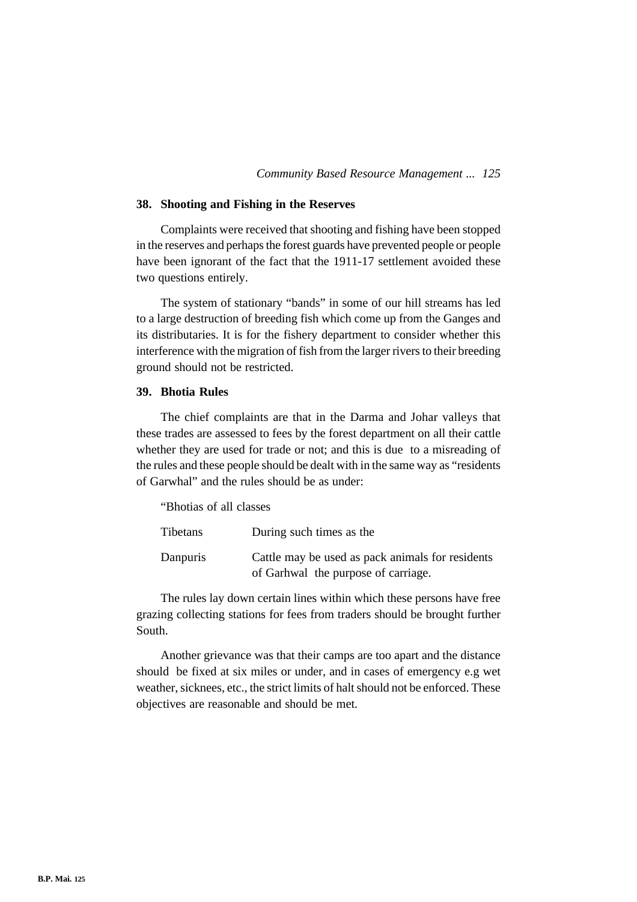## 38. Shooting and Fishing in the Reserves

Complaints were received that shooting and fishing have been stopped in the reserves and perhaps the forest guards have prevented people or people have been ignorant of the fact that the 1911-17 settlement avoided these two questions entirely.

The system of stationary "bands" in some of our hill streams has led to a large destruction of breeding fish which come up from the Ganges and its distributaries. It is for the fishery department to consider whether this interference with the migration of fish from the larger rivers to their breeding ground should not be restricted.

## 39. Bhotia Rules

The chief complaints are that in the Darma and Johar valleys that these trades are assessed to fees by the forest department on all their cattle whether they are used for trade or not; and this is due to a misreading of the rules and these people should be dealt with in the same way as "residents of Garwhal" and the rules should be as under:

"Bhotias of all classes

| | |
|---|---|
| Tibetans | During such times as the |
| Danpuris | Cattle may be used as pack animals for residents of Garhwal the purpose of carriage. |

The rules lay down certain lines within which these persons have free grazing collecting stations for fees from traders should be brought further South.

Another grievance was that their camps are too apart and the distance should be fixed at six miles or under, and in cases of emergency e.g wet weather, sicknees, etc., the strict limits of halt should not be enforced. These objectives are reasonable and should be met.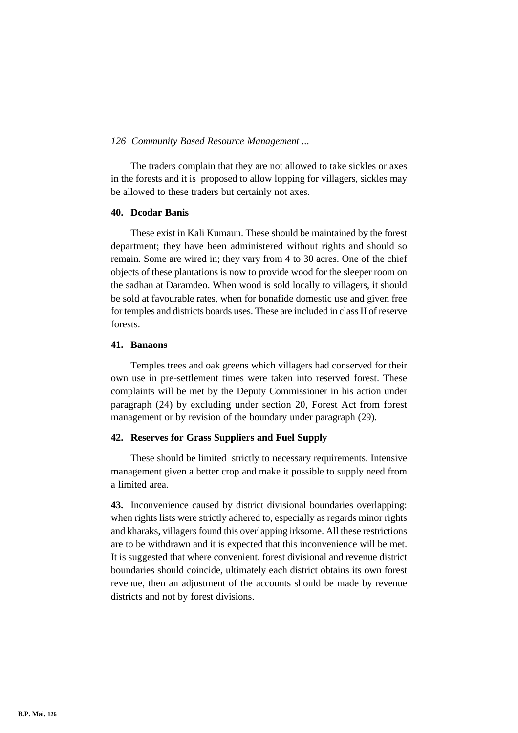The traders complain that they are not allowed to take sickles or axes in the forests and it is proposed to allow lopping for villagers, sickles may be allowed to these traders but certainly not axes.

**40. Dcodar Banis**

These exist in Kali Kumaun. These should be maintained by the forest department; they have been administered without rights and should so remain. Some are wired in; they vary from 4 to 30 acres. One of the chief objects of these plantations is now to provide wood for the sleeper room on the sadhan at Daramdeo. When wood is sold locally to villagers, it should be sold at favourable rates, when for bonafide domestic use and given free for temples and districts boards uses. These are included in class II of reserve forests.

**41. Banaons**

Temples trees and oak greens which villagers had conserved for their own use in pre-settlement times were taken into reserved forest. These complaints will be met by the Deputy Commissioner in his action under paragraph (24) by excluding under section 20, Forest Act from forest management or by revision of the boundary under paragraph (29).

**42. Reserves for Grass Suppliers and Fuel Supply**

These should be limited strictly to necessary requirements. Intensive management given a better crop and make it possible to supply need from a limited area.

**43.** Inconvenience caused by district divisional boundaries overlapping: when rights lists were strictly adhered to, especially as regards minor rights and kharaks, villagers found this overlapping irksome. All these restrictions are to be withdrawn and it is expected that this inconvenience will be met. It is suggested that where convenient, forest divisional and revenue district boundaries should coincide, ultimately each district obtains its own forest revenue, then an adjustment of the accounts should be made by revenue districts and not by forest divisions.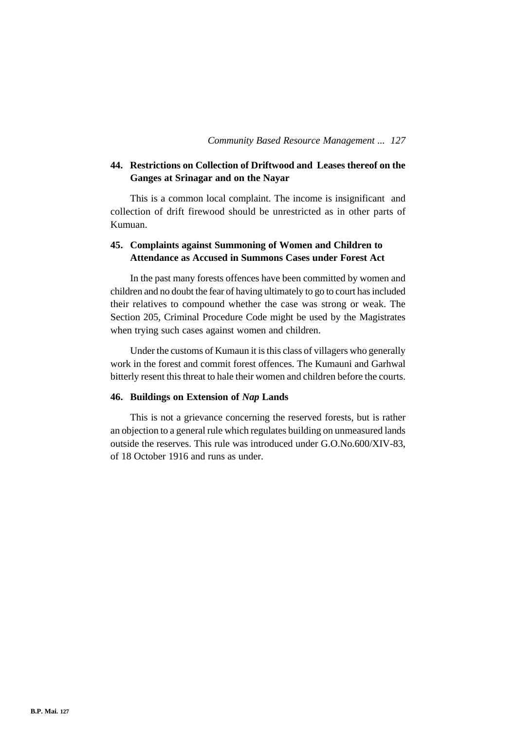### 44. Restrictions on Collection of Driftwood and Leases thereof on the Ganges at Srinagar and on the Nayar

This is a common local complaint. The income is insignificant and collection of drift firewood should be unrestricted as in other parts of Kumuan.

### 45. Complaints against Summoning of Women and Children to Attendance as Accused in Summons Cases under Forest Act

In the past many forests offences have been committed by women and children and no doubt the fear of having ultimately to go to court has included their relatives to compound whether the case was strong or weak. The Section 205, Criminal Procedure Code might be used by the Magistrates when trying such cases against women and children.

Under the customs of Kumaun it is this class of villagers who generally work in the forest and commit forest offences. The Kumauni and Garhwal bitterly resent this threat to hale their women and children before the courts.

### 46. Buildings on Extension of *Nap* Lands

This is not a grievance concerning the reserved forests, but is rather an objection to a general rule which regulates building on unmeasured lands outside the reserves. This rule was introduced under G.O.No.600/XIV-83, of 18 October 1916 and runs as under.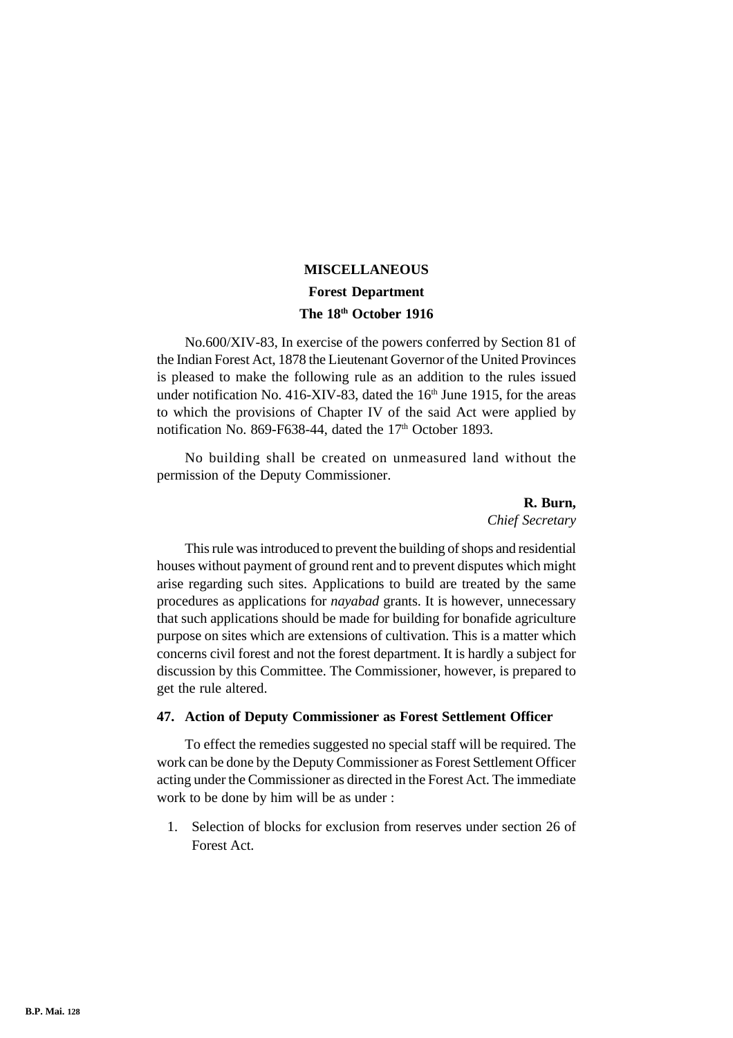**MISCELLANEOUS**

**Forest Department**

**The 18th October 1916**

No.600/XIV-83, In exercise of the powers conferred by Section 81 of the Indian Forest Act, 1878 the Lieutenant Governor of the United Provinces is pleased to make the following rule as an addition to the rules issued under notification No. 416-XIV-83, dated the 16th June 1915, for the areas to which the provisions of Chapter IV of the said Act were applied by notification No. 869-F638-44, dated the 17th October 1893.

No building shall be created on unmeasured land without the permission of the Deputy Commissioner.

**R. Burn,**
*Chief Secretary*

This rule was introduced to prevent the building of shops and residential houses without payment of ground rent and to prevent disputes which might arise regarding such sites. Applications to build are treated by the same procedures as applications for *nayabad* grants. It is however, unnecessary that such applications should be made for building for bonafide agriculture purpose on sites which are extensions of cultivation. This is a matter which concerns civil forest and not the forest department. It is hardly a subject for discussion by this Committee. The Commissioner, however, is prepared to get the rule altered.

**47. Action of Deputy Commissioner as Forest Settlement Officer**

To effect the remedies suggested no special staff will be required. The work can be done by the Deputy Commissioner as Forest Settlement Officer acting under the Commissioner as directed in the Forest Act. The immediate work to be done by him will be as under :

1. Selection of blocks for exclusion from reserves under section 26 of Forest Act.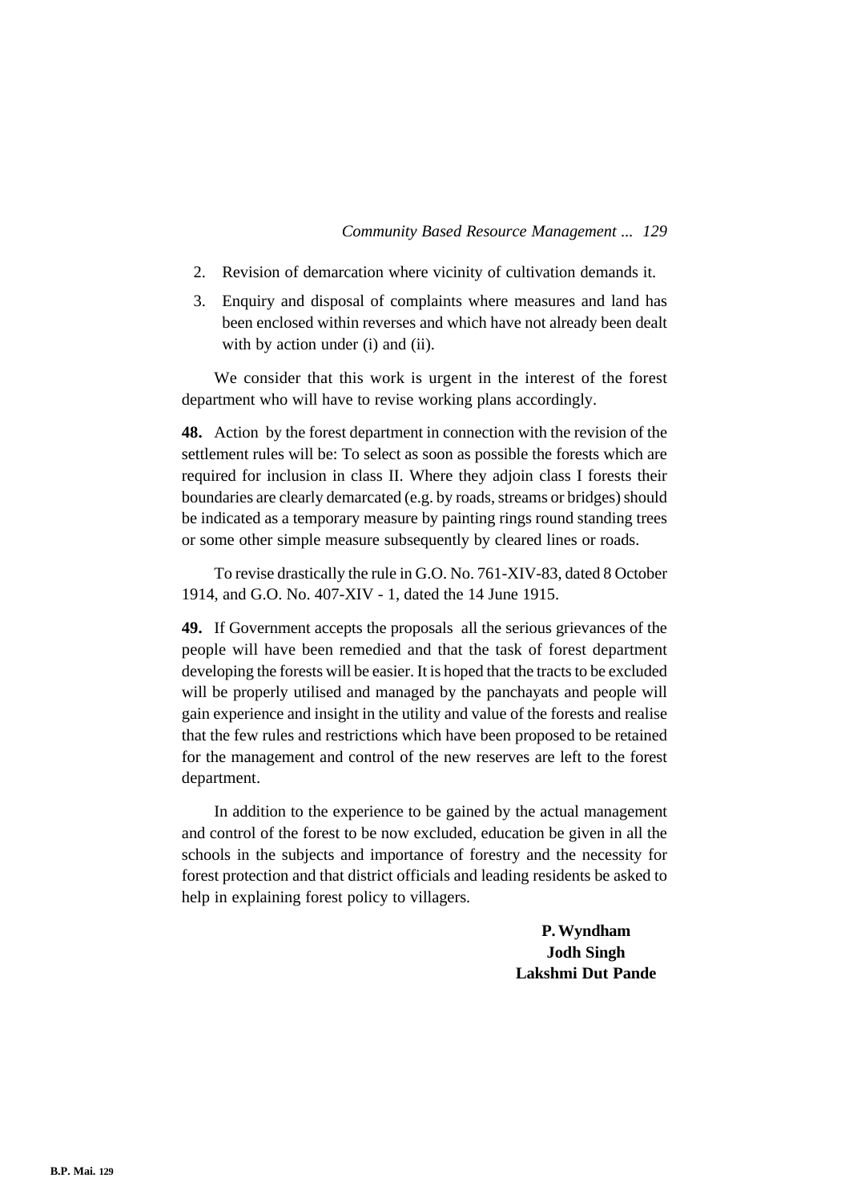2. Revision of demarcation where vicinity of cultivation demands it.

3. Enquiry and disposal of complaints where measures and land has been enclosed within reverses and which have not already been dealt with by action under (i) and (ii).

We consider that this work is urgent in the interest of the forest department who will have to revise working plans accordingly.

**48.** Action by the forest department in connection with the revision of the settlement rules will be: To select as soon as possible the forests which are required for inclusion in class II. Where they adjoin class I forests their boundaries are clearly demarcated (e.g. by roads, streams or bridges) should be indicated as a temporary measure by painting rings round standing trees or some other simple measure subsequently by cleared lines or roads.

To revise drastically the rule in G.O. No. 761-XIV-83, dated 8 October 1914, and G.O. No. 407-XIV - 1, dated the 14 June 1915.

**49.** If Government accepts the proposals all the serious grievances of the people will have been remedied and that the task of forest department developing the forests will be easier. It is hoped that the tracts to be excluded will be properly utilised and managed by the panchayats and people will gain experience and insight in the utility and value of the forests and realise that the few rules and restrictions which have been proposed to be retained for the management and control of the new reserves are left to the forest department.

In addition to the experience to be gained by the actual management and control of the forest to be now excluded, education be given in all the schools in the subjects and importance of forestry and the necessity for forest protection and that district officials and leading residents be asked to help in explaining forest policy to villagers.

**P. Wyndham**
**Jodh Singh**
**Lakshmi Dut Pande**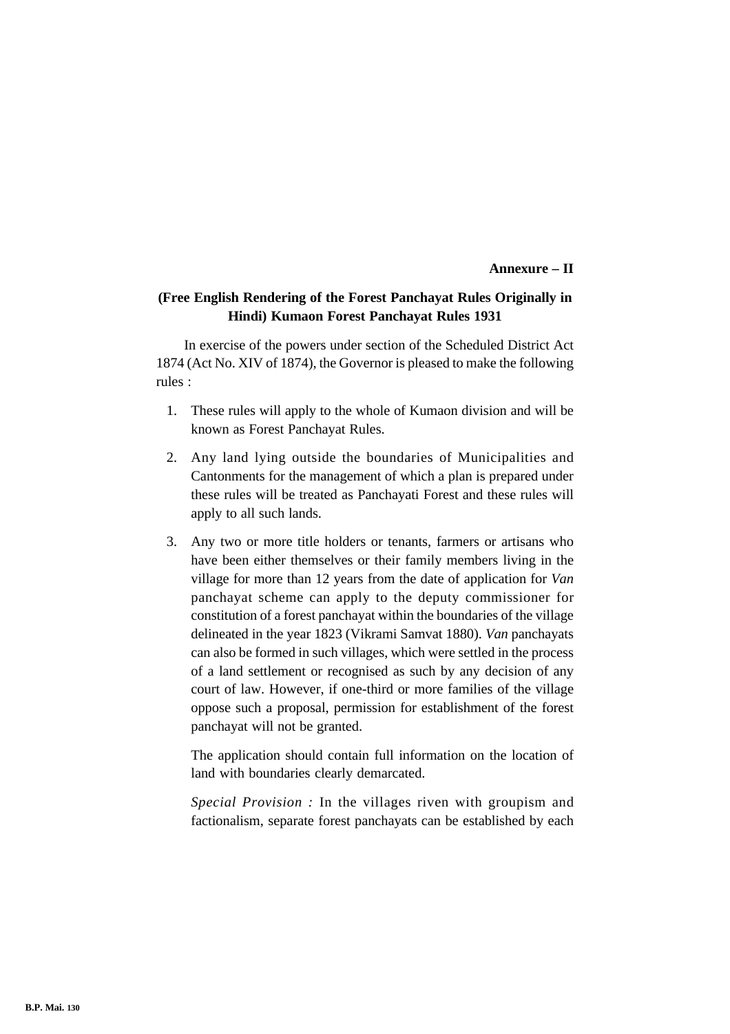**Annexure – II**

## (Free English Rendering of the Forest Panchayat Rules Originally in Hindi) Kumaon Forest Panchayat Rules 1931

In exercise of the powers under section of the Scheduled District Act 1874 (Act No. XIV of 1874), the Governor is pleased to make the following rules :

1. These rules will apply to the whole of Kumaon division and will be known as Forest Panchayat Rules.

2. Any land lying outside the boundaries of Municipalities and Cantonments for the management of which a plan is prepared under these rules will be treated as Panchayati Forest and these rules will apply to all such lands.

3. Any two or more title holders or tenants, farmers or artisans who have been either themselves or their family members living in the village for more than 12 years from the date of application for *Van* panchayat scheme can apply to the deputy commissioner for constitution of a forest panchayat within the boundaries of the village delineated in the year 1823 (Vikrami Samvat 1880). *Van* panchayats can also be formed in such villages, which were settled in the process of a land settlement or recognised as such by any decision of any court of law. However, if one-third or more families of the village oppose such a proposal, permission for establishment of the forest panchayat will not be granted.

   The application should contain full information on the location of land with boundaries clearly demarcated.

   *Special Provision :* In the villages riven with groupism and factionalism, separate forest panchayats can be established by each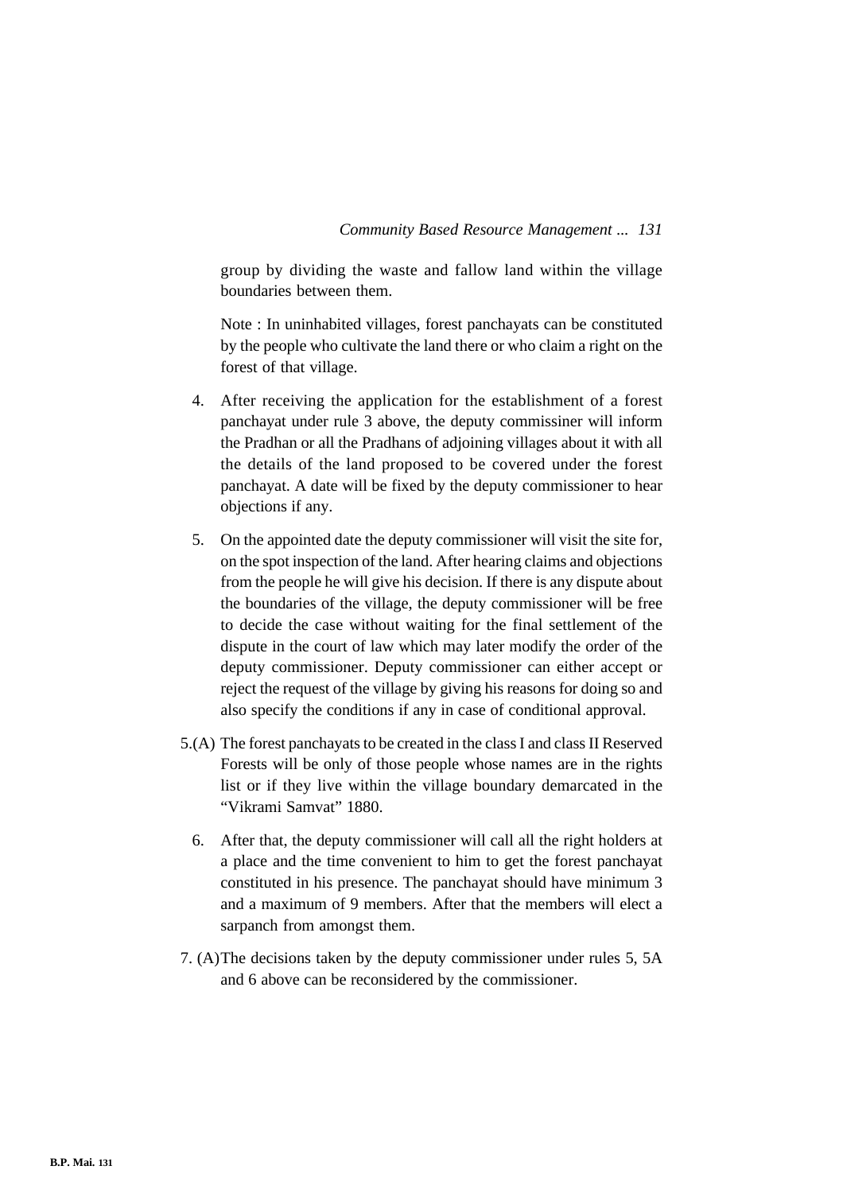group by dividing the waste and fallow land within the village boundaries between them.

Note : In uninhabited villages, forest panchayats can be constituted by the people who cultivate the land there or who claim a right on the forest of that village.

4. After receiving the application for the establishment of a forest panchayat under rule 3 above, the deputy commissiner will inform the Pradhan or all the Pradhans of adjoining villages about it with all the details of the land proposed to be covered under the forest panchayat. A date will be fixed by the deputy commissioner to hear objections if any.

5. On the appointed date the deputy commissioner will visit the site for, on the spot inspection of the land. After hearing claims and objections from the people he will give his decision. If there is any dispute about the boundaries of the village, the deputy commissioner will be free to decide the case without waiting for the final settlement of the dispute in the court of law which may later modify the order of the deputy commissioner. Deputy commissioner can either accept or reject the request of the village by giving his reasons for doing so and also specify the conditions if any in case of conditional approval.

5.(A) The forest panchayats to be created in the class I and class II Reserved Forests will be only of those people whose names are in the rights list or if they live within the village boundary demarcated in the "Vikrami Samvat" 1880.

6. After that, the deputy commissioner will call all the right holders at a place and the time convenient to him to get the forest panchayat constituted in his presence. The panchayat should have minimum 3 and a maximum of 9 members. After that the members will elect a sarpanch from amongst them.

7. (A) The decisions taken by the deputy commissioner under rules 5, 5A and 6 above can be reconsidered by the commissioner.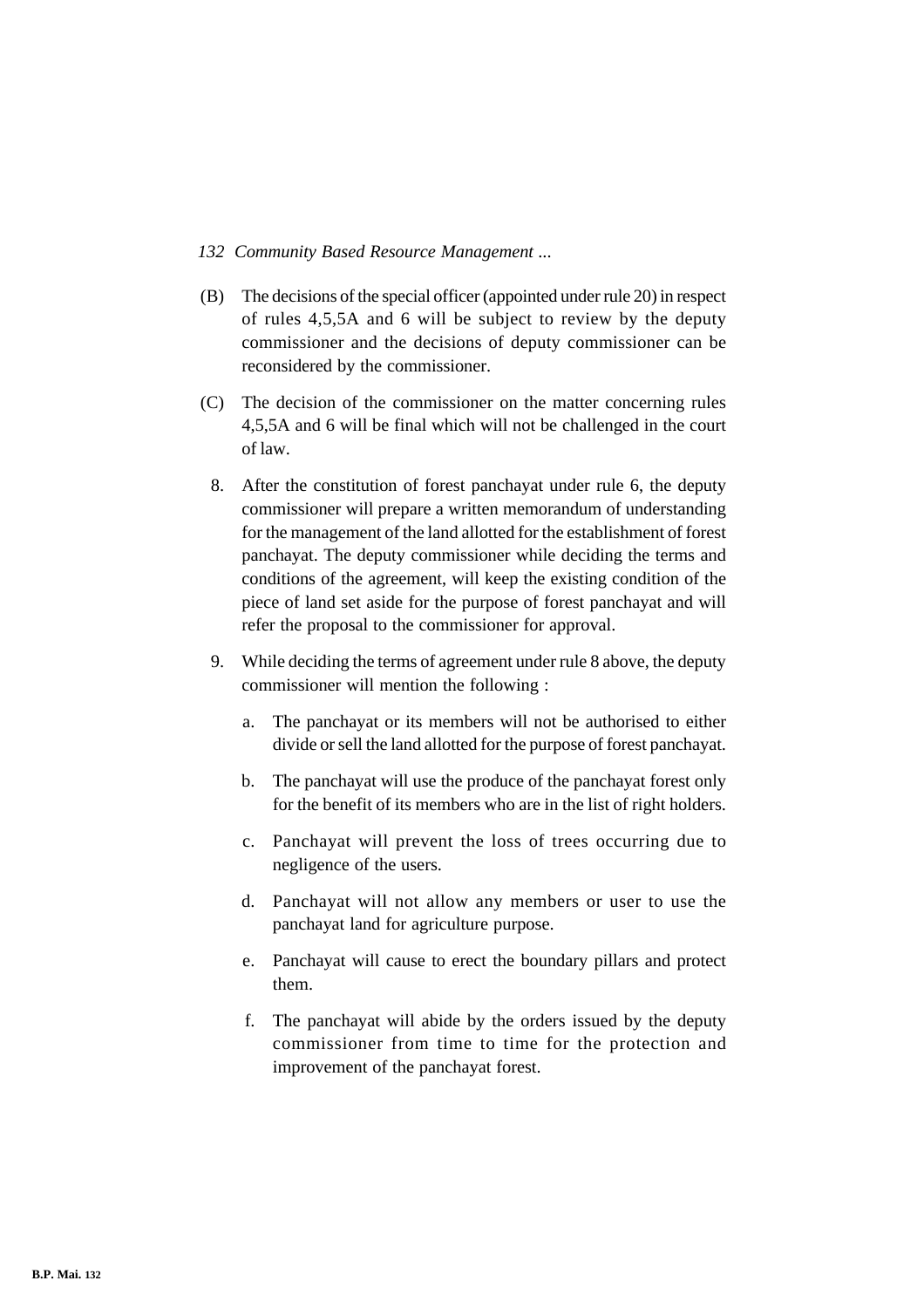(B) The decisions of the special officer (appointed under rule 20) in respect of rules 4,5,5A and 6 will be subject to review by the deputy commissioner and the decisions of deputy commissioner can be reconsidered by the commissioner.

(C) The decision of the commissioner on the matter concerning rules 4,5,5A and 6 will be final which will not be challenged in the court of law.

8. After the constitution of forest panchayat under rule 6, the deputy commissioner will prepare a written memorandum of understanding for the management of the land allotted for the establishment of forest panchayat. The deputy commissioner while deciding the terms and conditions of the agreement, will keep the existing condition of the piece of land set aside for the purpose of forest panchayat and will refer the proposal to the commissioner for approval.

9. While deciding the terms of agreement under rule 8 above, the deputy commissioner will mention the following :

   a. The panchayat or its members will not be authorised to either divide or sell the land allotted for the purpose of forest panchayat.

   b. The panchayat will use the produce of the panchayat forest only for the benefit of its members who are in the list of right holders.

   c. Panchayat will prevent the loss of trees occurring due to negligence of the users.

   d. Panchayat will not allow any members or user to use the panchayat land for agriculture purpose.

   e. Panchayat will cause to erect the boundary pillars and protect them.

   f. The panchayat will abide by the orders issued by the deputy commissioner from time to time for the protection and improvement of the panchayat forest.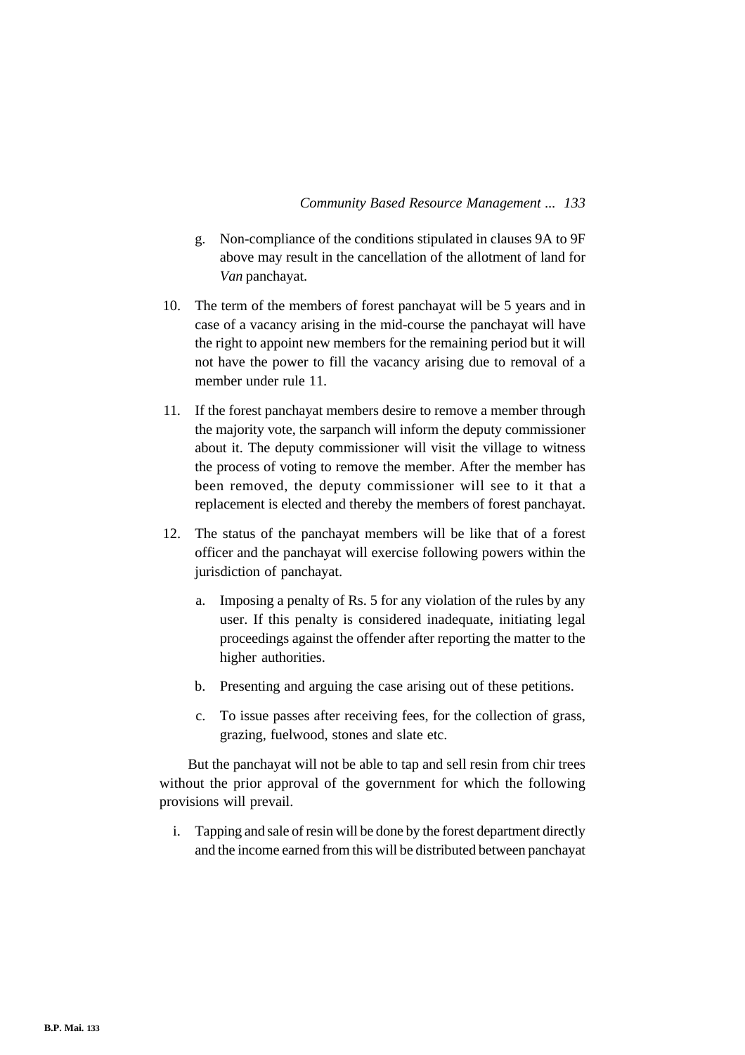g. Non-compliance of the conditions stipulated in clauses 9A to 9F above may result in the cancellation of the allotment of land for *Van* panchayat.

10. The term of the members of forest panchayat will be 5 years and in case of a vacancy arising in the mid-course the panchayat will have the right to appoint new members for the remaining period but it will not have the power to fill the vacancy arising due to removal of a member under rule 11.

11. If the forest panchayat members desire to remove a member through the majority vote, the sarpanch will inform the deputy commissioner about it. The deputy commissioner will visit the village to witness the process of voting to remove the member. After the member has been removed, the deputy commissioner will see to it that a replacement is elected and thereby the members of forest panchayat.

12. The status of the panchayat members will be like that of a forest officer and the panchayat will exercise following powers within the jurisdiction of panchayat.

    a. Imposing a penalty of Rs. 5 for any violation of the rules by any user. If this penalty is considered inadequate, initiating legal proceedings against the offender after reporting the matter to the higher authorities.

    b. Presenting and arguing the case arising out of these petitions.

    c. To issue passes after receiving fees, for the collection of grass, grazing, fuelwood, stones and slate etc.

But the panchayat will not be able to tap and sell resin from chir trees without the prior approval of the government for which the following provisions will prevail.

i. Tapping and sale of resin will be done by the forest department directly and the income earned from this will be distributed between panchayat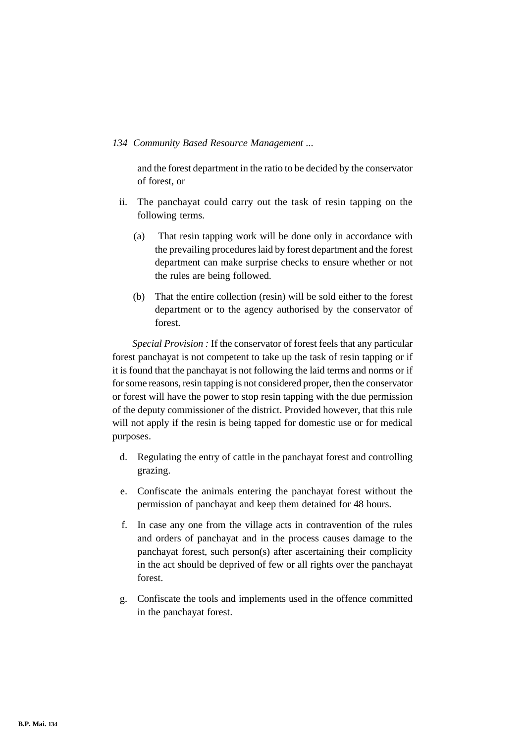and the forest department in the ratio to be decided by the conservator of forest, or

ii. The panchayat could carry out the task of resin tapping on the following terms.

   (a) That resin tapping work will be done only in accordance with the prevailing procedures laid by forest department and the forest department can make surprise checks to ensure whether or not the rules are being followed.

   (b) That the entire collection (resin) will be sold either to the forest department or to the agency authorised by the conservator of forest.

*Special Provision :* If the conservator of forest feels that any particular forest panchayat is not competent to take up the task of resin tapping or if it is found that the panchayat is not following the laid terms and norms or if for some reasons, resin tapping is not considered proper, then the conservator or forest will have the power to stop resin tapping with the due permission of the deputy commissioner of the district. Provided however, that this rule will not apply if the resin is being tapped for domestic use or for medical purposes.

d. Regulating the entry of cattle in the panchayat forest and controlling grazing.

e. Confiscate the animals entering the panchayat forest without the permission of panchayat and keep them detained for 48 hours.

f. In case any one from the village acts in contravention of the rules and orders of panchayat and in the process causes damage to the panchayat forest, such person(s) after ascertaining their complicity in the act should be deprived of few or all rights over the panchayat forest.

g. Confiscate the tools and implements used in the offence committed in the panchayat forest.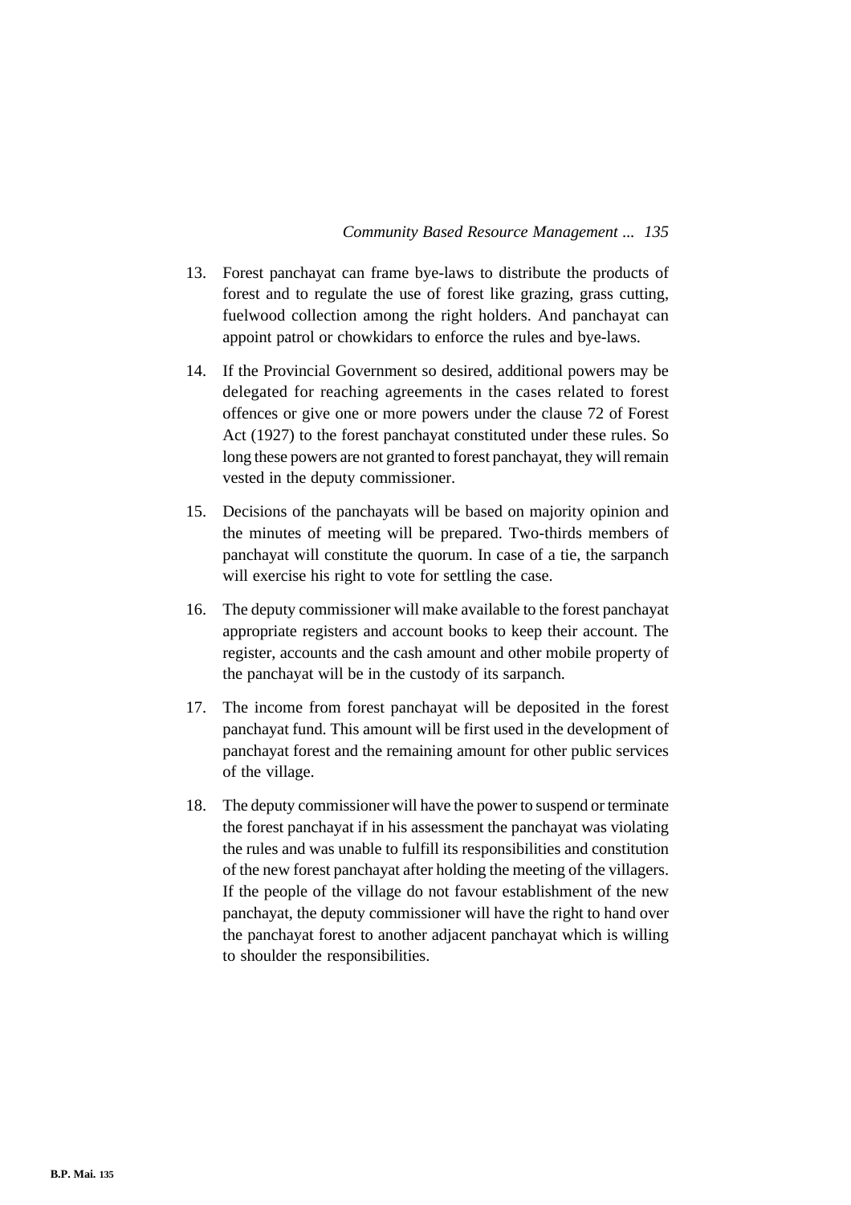13. Forest panchayat can frame bye-laws to distribute the products of forest and to regulate the use of forest like grazing, grass cutting, fuelwood collection among the right holders. And panchayat can appoint patrol or chowkidars to enforce the rules and bye-laws.

14. If the Provincial Government so desired, additional powers may be delegated for reaching agreements in the cases related to forest offences or give one or more powers under the clause 72 of Forest Act (1927) to the forest panchayat constituted under these rules. So long these powers are not granted to forest panchayat, they will remain vested in the deputy commissioner.

15. Decisions of the panchayats will be based on majority opinion and the minutes of meeting will be prepared. Two-thirds members of panchayat will constitute the quorum. In case of a tie, the sarpanch will exercise his right to vote for settling the case.

16. The deputy commissioner will make available to the forest panchayat appropriate registers and account books to keep their account. The register, accounts and the cash amount and other mobile property of the panchayat will be in the custody of its sarpanch.

17. The income from forest panchayat will be deposited in the forest panchayat fund. This amount will be first used in the development of panchayat forest and the remaining amount for other public services of the village.

18. The deputy commissioner will have the power to suspend or terminate the forest panchayat if in his assessment the panchayat was violating the rules and was unable to fulfill its responsibilities and constitution of the new forest panchayat after holding the meeting of the villagers. If the people of the village do not favour establishment of the new panchayat, the deputy commissioner will have the right to hand over the panchayat forest to another adjacent panchayat which is willing to shoulder the responsibilities.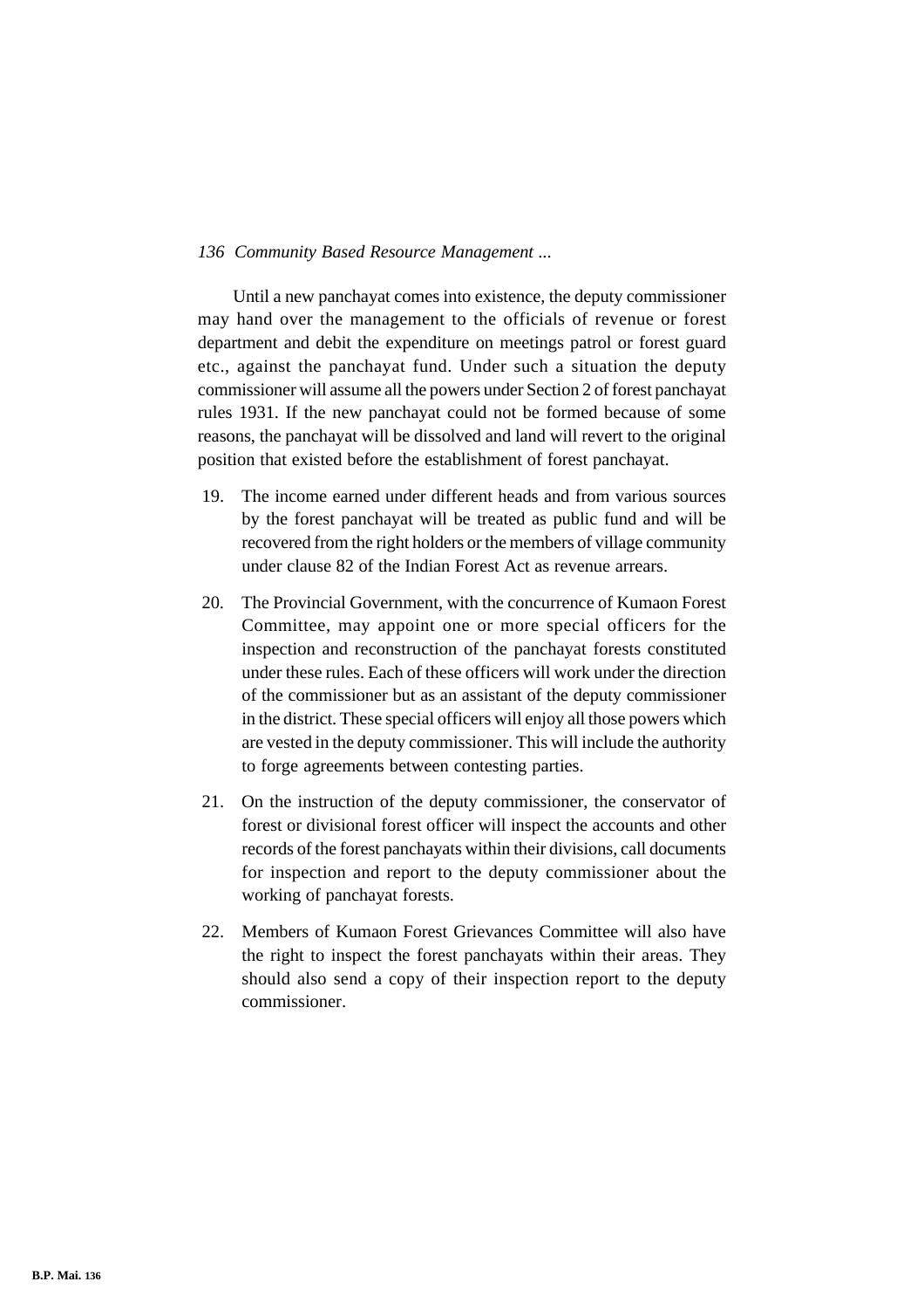Until a new panchayat comes into existence, the deputy commissioner may hand over the management to the officials of revenue or forest department and debit the expenditure on meetings patrol or forest guard etc., against the panchayat fund. Under such a situation the deputy commissioner will assume all the powers under Section 2 of forest panchayat rules 1931. If the new panchayat could not be formed because of some reasons, the panchayat will be dissolved and land will revert to the original position that existed before the establishment of forest panchayat.

19. The income earned under different heads and from various sources by the forest panchayat will be treated as public fund and will be recovered from the right holders or the members of village community under clause 82 of the Indian Forest Act as revenue arrears.

20. The Provincial Government, with the concurrence of Kumaon Forest Committee, may appoint one or more special officers for the inspection and reconstruction of the panchayat forests constituted under these rules. Each of these officers will work under the direction of the commissioner but as an assistant of the deputy commissioner in the district. These special officers will enjoy all those powers which are vested in the deputy commissioner. This will include the authority to forge agreements between contesting parties.

21. On the instruction of the deputy commissioner, the conservator of forest or divisional forest officer will inspect the accounts and other records of the forest panchayats within their divisions, call documents for inspection and report to the deputy commissioner about the working of panchayat forests.

22. Members of Kumaon Forest Grievances Committee will also have the right to inspect the forest panchayats within their areas. They should also send a copy of their inspection report to the deputy commissioner.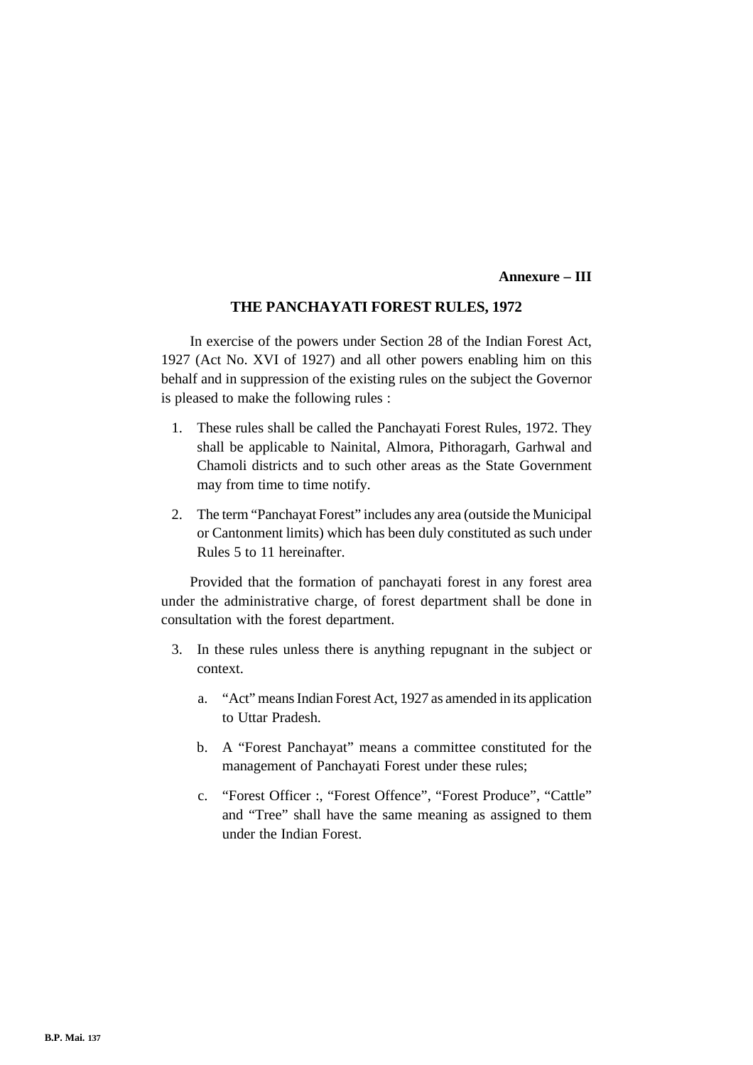**Annexure – III**

## THE PANCHAYATI FOREST RULES, 1972

In exercise of the powers under Section 28 of the Indian Forest Act, 1927 (Act No. XVI of 1927) and all other powers enabling him on this behalf and in suppression of the existing rules on the subject the Governor is pleased to make the following rules :

1. These rules shall be called the Panchayati Forest Rules, 1972. They shall be applicable to Nainital, Almora, Pithoragarh, Garhwal and Chamoli districts and to such other areas as the State Government may from time to time notify.

2. The term "Panchayat Forest" includes any area (outside the Municipal or Cantonment limits) which has been duly constituted as such under Rules 5 to 11 hereinafter.

Provided that the formation of panchayati forest in any forest area under the administrative charge, of forest department shall be done in consultation with the forest department.

3. In these rules unless there is anything repugnant in the subject or context.

   a. "Act" means Indian Forest Act, 1927 as amended in its application to Uttar Pradesh.

   b. A "Forest Panchayat" means a committee constituted for the management of Panchayati Forest under these rules;

   c. "Forest Officer :, "Forest Offence", "Forest Produce", "Cattle" and "Tree" shall have the same meaning as assigned to them under the Indian Forest.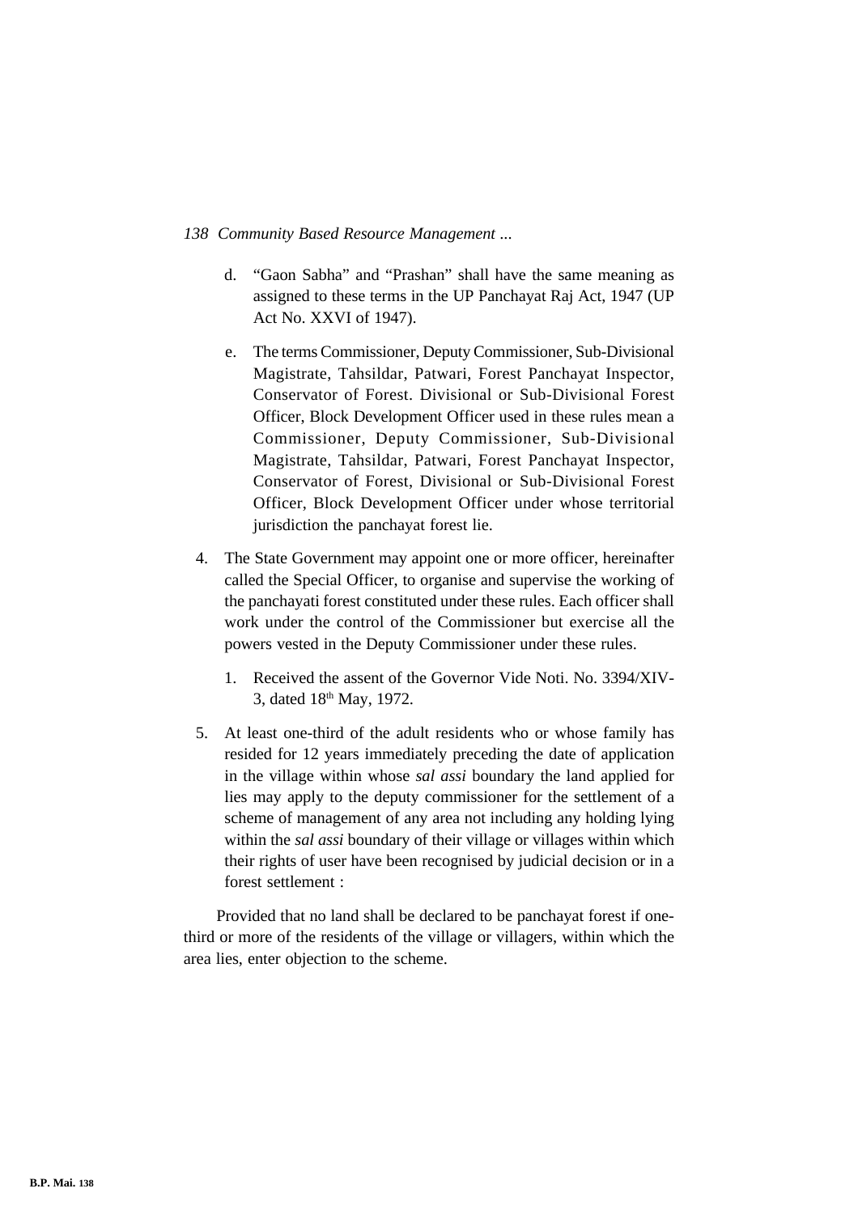d. "Gaon Sabha" and "Prashan" shall have the same meaning as assigned to these terms in the UP Panchayat Raj Act, 1947 (UP Act No. XXVI of 1947).

e. The terms Commissioner, Deputy Commissioner, Sub-Divisional Magistrate, Tahsildar, Patwari, Forest Panchayat Inspector, Conservator of Forest. Divisional or Sub-Divisional Forest Officer, Block Development Officer used in these rules mean a Commissioner, Deputy Commissioner, Sub-Divisional Magistrate, Tahsildar, Patwari, Forest Panchayat Inspector, Conservator of Forest, Divisional or Sub-Divisional Forest Officer, Block Development Officer under whose territorial jurisdiction the panchayat forest lie.

4. The State Government may appoint one or more officer, hereinafter called the Special Officer, to organise and supervise the working of the panchayati forest constituted under these rules. Each officer shall work under the control of the Commissioner but exercise all the powers vested in the Deputy Commissioner under these rules.

   1. Received the assent of the Governor Vide Noti. No. 3394/XIV-3, dated 18th May, 1972.

5. At least one-third of the adult residents who or whose family has resided for 12 years immediately preceding the date of application in the village within whose *sal assi* boundary the land applied for lies may apply to the deputy commissioner for the settlement of a scheme of management of any area not including any holding lying within the *sal assi* boundary of their village or villages within which their rights of user have been recognised by judicial decision or in a forest settlement :

Provided that no land shall be declared to be panchayat forest if one-third or more of the residents of the village or villagers, within which the area lies, enter objection to the scheme.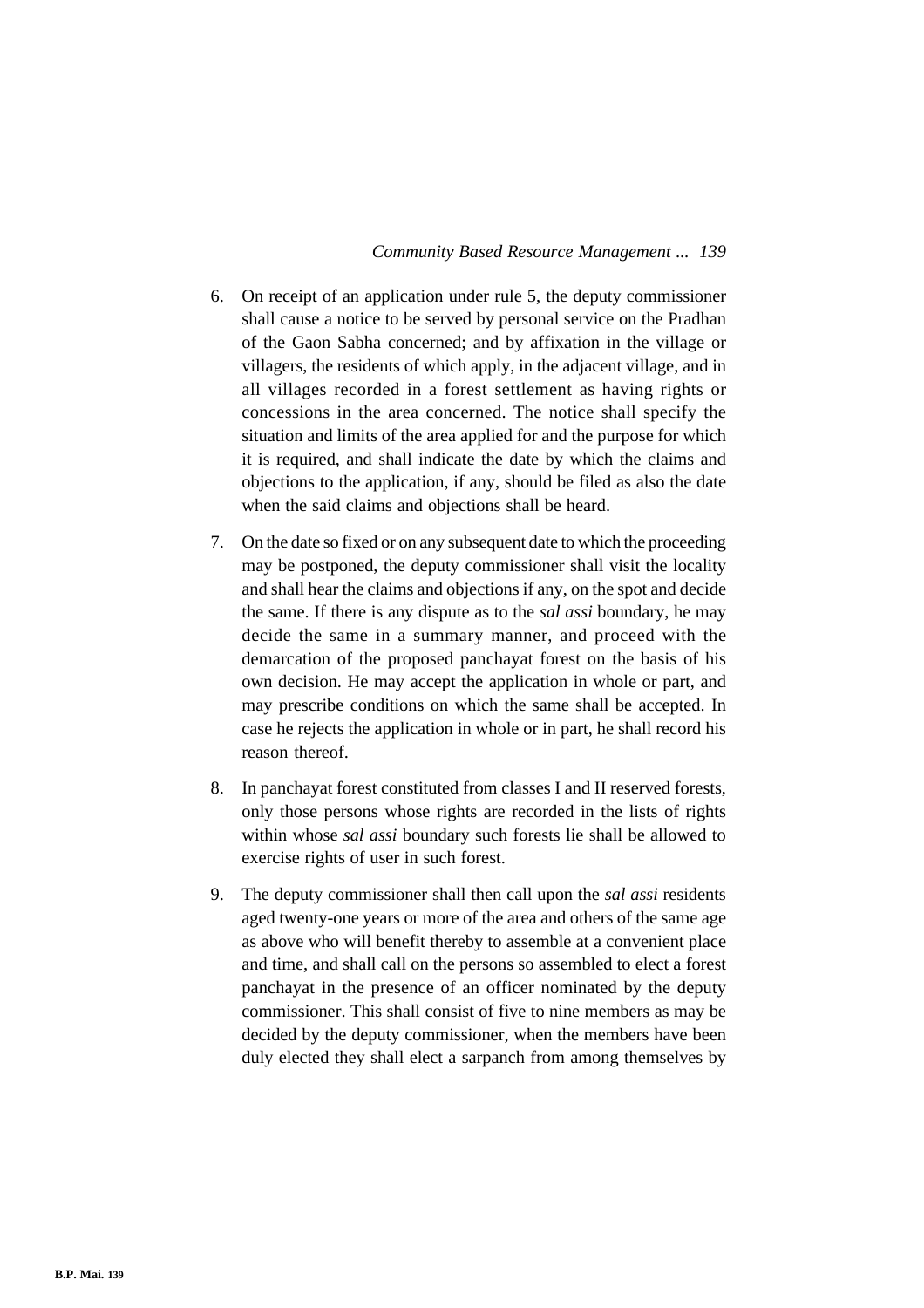6. On receipt of an application under rule 5, the deputy commissioner shall cause a notice to be served by personal service on the Pradhan of the Gaon Sabha concerned; and by affixation in the village or villagers, the residents of which apply, in the adjacent village, and in all villages recorded in a forest settlement as having rights or concessions in the area concerned. The notice shall specify the situation and limits of the area applied for and the purpose for which it is required, and shall indicate the date by which the claims and objections to the application, if any, should be filed as also the date when the said claims and objections shall be heard.

7. On the date so fixed or on any subsequent date to which the proceeding may be postponed, the deputy commissioner shall visit the locality and shall hear the claims and objections if any, on the spot and decide the same. If there is any dispute as to the *sal assi* boundary, he may decide the same in a summary manner, and proceed with the demarcation of the proposed panchayat forest on the basis of his own decision. He may accept the application in whole or part, and may prescribe conditions on which the same shall be accepted. In case he rejects the application in whole or in part, he shall record his reason thereof.

8. In panchayat forest constituted from classes I and II reserved forests, only those persons whose rights are recorded in the lists of rights within whose *sal assi* boundary such forests lie shall be allowed to exercise rights of user in such forest.

9. The deputy commissioner shall then call upon the *sal assi* residents aged twenty-one years or more of the area and others of the same age as above who will benefit thereby to assemble at a convenient place and time, and shall call on the persons so assembled to elect a forest panchayat in the presence of an officer nominated by the deputy commissioner. This shall consist of five to nine members as may be decided by the deputy commissioner, when the members have been duly elected they shall elect a sarpanch from among themselves by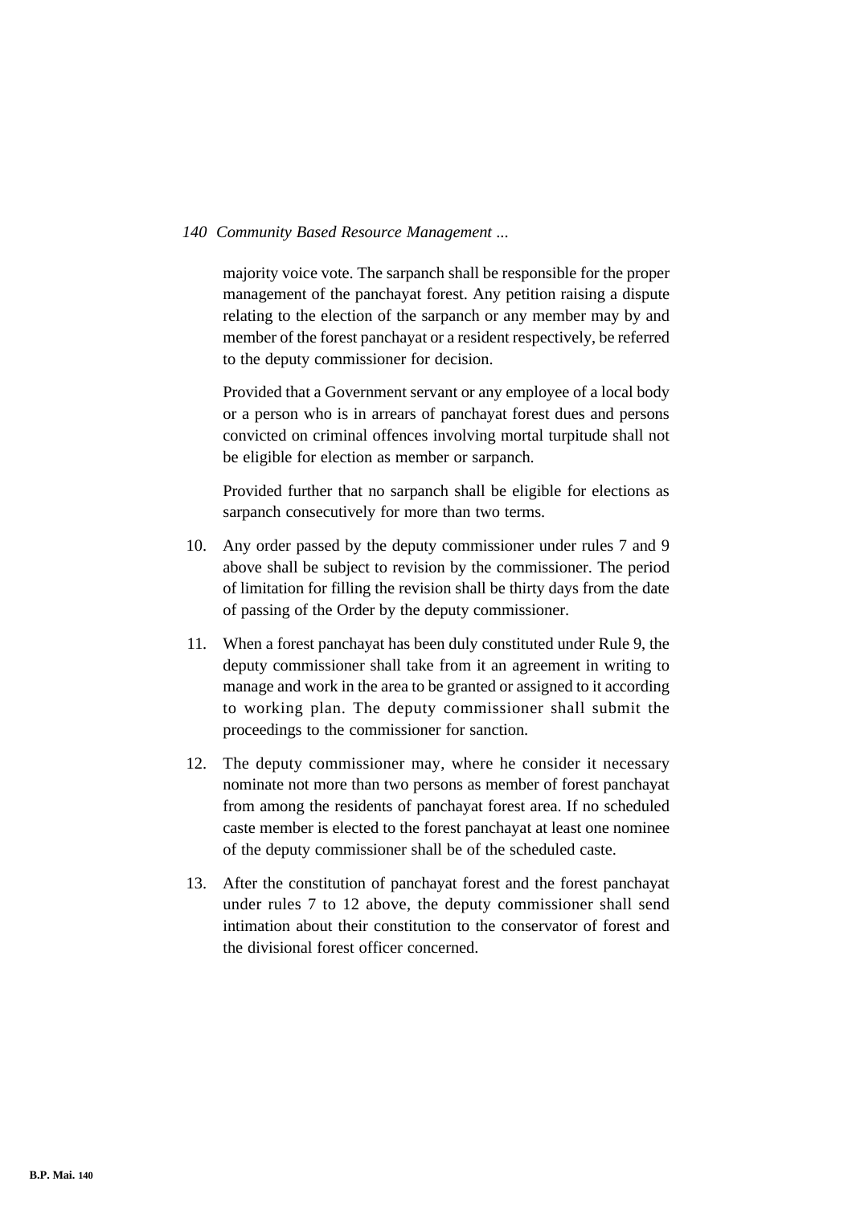majority voice vote. The sarpanch shall be responsible for the proper management of the panchayat forest. Any petition raising a dispute relating to the election of the sarpanch or any member may by and member of the forest panchayat or a resident respectively, be referred to the deputy commissioner for decision.

Provided that a Government servant or any employee of a local body or a person who is in arrears of panchayat forest dues and persons convicted on criminal offences involving mortal turpitude shall not be eligible for election as member or sarpanch.

Provided further that no sarpanch shall be eligible for elections as sarpanch consecutively for more than two terms.

10. Any order passed by the deputy commissioner under rules 7 and 9 above shall be subject to revision by the commissioner. The period of limitation for filling the revision shall be thirty days from the date of passing of the Order by the deputy commissioner.

11. When a forest panchayat has been duly constituted under Rule 9, the deputy commissioner shall take from it an agreement in writing to manage and work in the area to be granted or assigned to it according to working plan. The deputy commissioner shall submit the proceedings to the commissioner for sanction.

12. The deputy commissioner may, where he consider it necessary nominate not more than two persons as member of forest panchayat from among the residents of panchayat forest area. If no scheduled caste member is elected to the forest panchayat at least one nominee of the deputy commissioner shall be of the scheduled caste.

13. After the constitution of panchayat forest and the forest panchayat under rules 7 to 12 above, the deputy commissioner shall send intimation about their constitution to the conservator of forest and the divisional forest officer concerned.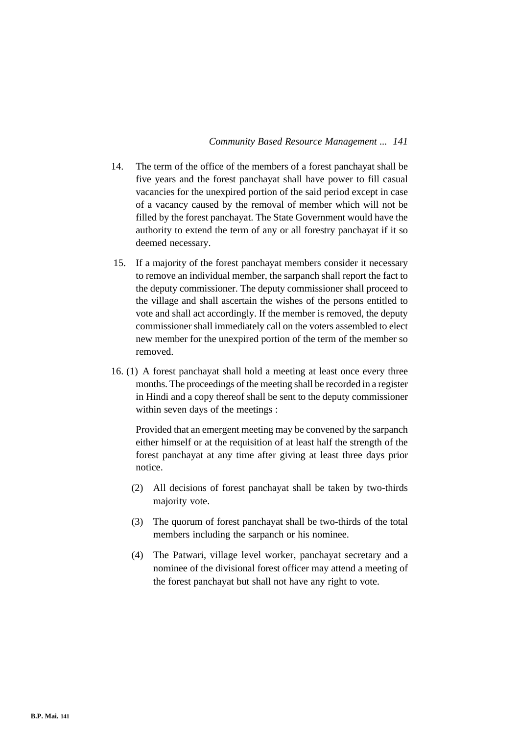14. The term of the office of the members of a forest panchayat shall be five years and the forest panchayat shall have power to fill casual vacancies for the unexpired portion of the said period except in case of a vacancy caused by the removal of member which will not be filled by the forest panchayat. The State Government would have the authority to extend the term of any or all forestry panchayat if it so deemed necessary.

15. If a majority of the forest panchayat members consider it necessary to remove an individual member, the sarpanch shall report the fact to the deputy commissioner. The deputy commissioner shall proceed to the village and shall ascertain the wishes of the persons entitled to vote and shall act accordingly. If the member is removed, the deputy commissioner shall immediately call on the voters assembled to elect new member for the unexpired portion of the term of the member so removed.

16. (1) A forest panchayat shall hold a meeting at least once every three months. The proceedings of the meeting shall be recorded in a register in Hindi and a copy thereof shall be sent to the deputy commissioner within seven days of the meetings :

    Provided that an emergent meeting may be convened by the sarpanch either himself or at the requisition of at least half the strength of the forest panchayat at any time after giving at least three days prior notice.

    (2) All decisions of forest panchayat shall be taken by two-thirds majority vote.

    (3) The quorum of forest panchayat shall be two-thirds of the total members including the sarpanch or his nominee.

    (4) The Patwari, village level worker, panchayat secretary and a nominee of the divisional forest officer may attend a meeting of the forest panchayat but shall not have any right to vote.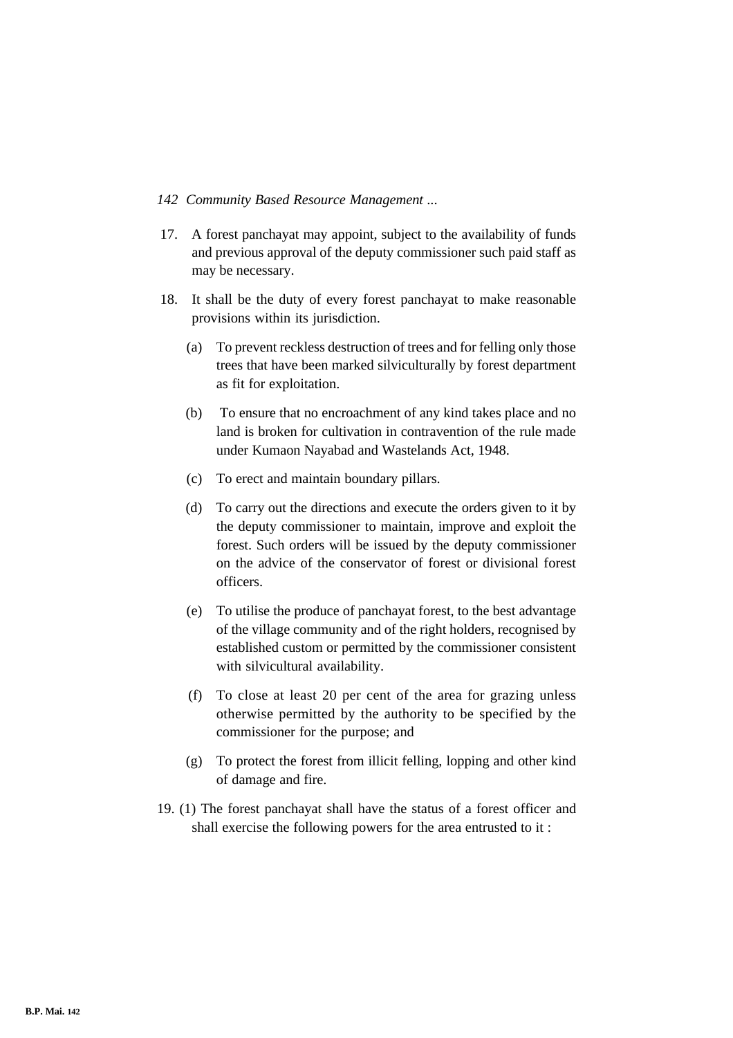17. A forest panchayat may appoint, subject to the availability of funds and previous approval of the deputy commissioner such paid staff as may be necessary.

18. It shall be the duty of every forest panchayat to make reasonable provisions within its jurisdiction.

    (a) To prevent reckless destruction of trees and for felling only those trees that have been marked silviculturally by forest department as fit for exploitation.

    (b) To ensure that no encroachment of any kind takes place and no land is broken for cultivation in contravention of the rule made under Kumaon Nayabad and Wastelands Act, 1948.

    (c) To erect and maintain boundary pillars.

    (d) To carry out the directions and execute the orders given to it by the deputy commissioner to maintain, improve and exploit the forest. Such orders will be issued by the deputy commissioner on the advice of the conservator of forest or divisional forest officers.

    (e) To utilise the produce of panchayat forest, to the best advantage of the village community and of the right holders, recognised by established custom or permitted by the commissioner consistent with silvicultural availability.

    (f) To close at least 20 per cent of the area for grazing unless otherwise permitted by the authority to be specified by the commissioner for the purpose; and

    (g) To protect the forest from illicit felling, lopping and other kind of damage and fire.

19. (1) The forest panchayat shall have the status of a forest officer and shall exercise the following powers for the area entrusted to it :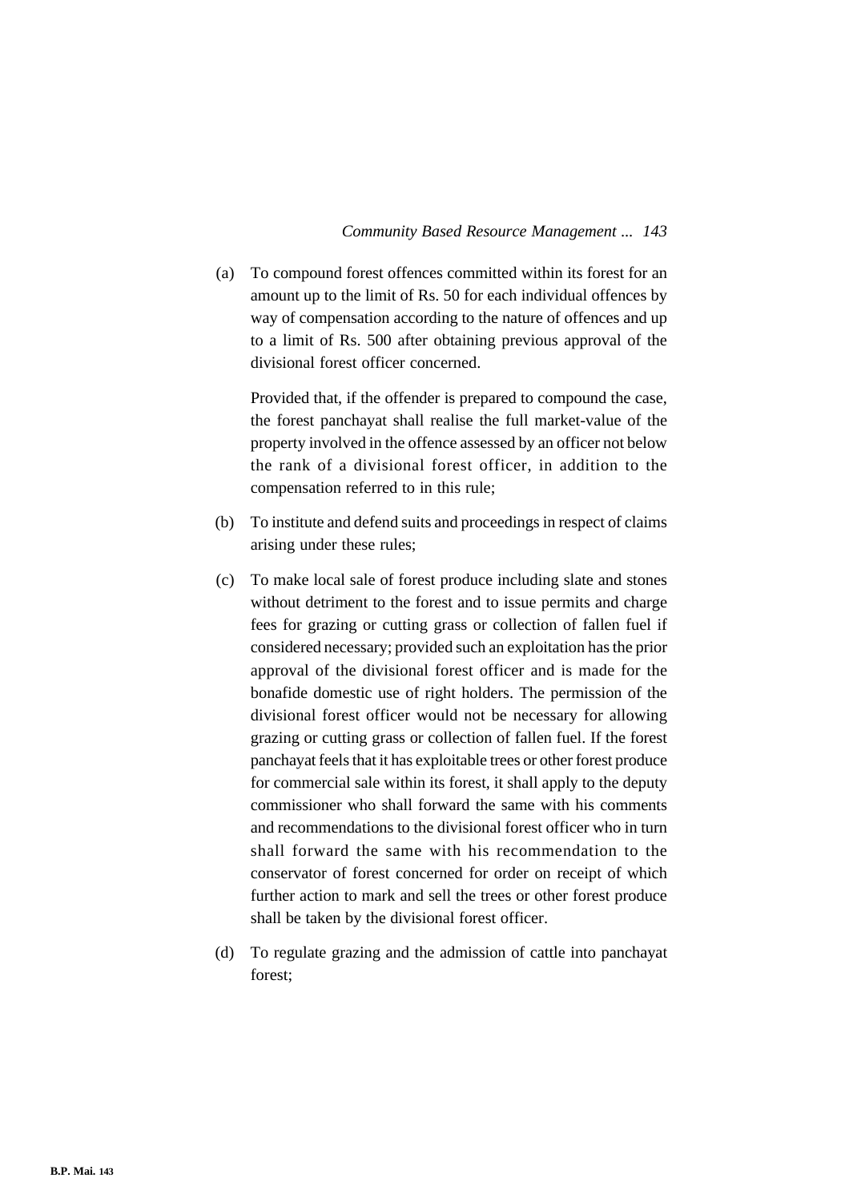(a) To compound forest offences committed within its forest for an amount up to the limit of Rs. 50 for each individual offences by way of compensation according to the nature of offences and up to a limit of Rs. 500 after obtaining previous approval of the divisional forest officer concerned.

    Provided that, if the offender is prepared to compound the case, the forest panchayat shall realise the full market-value of the property involved in the offence assessed by an officer not below the rank of a divisional forest officer, in addition to the compensation referred to in this rule;

(b) To institute and defend suits and proceedings in respect of claims arising under these rules;

(c) To make local sale of forest produce including slate and stones without detriment to the forest and to issue permits and charge fees for grazing or cutting grass or collection of fallen fuel if considered necessary; provided such an exploitation has the prior approval of the divisional forest officer and is made for the bonafide domestic use of right holders. The permission of the divisional forest officer would not be necessary for allowing grazing or cutting grass or collection of fallen fuel. If the forest panchayat feels that it has exploitable trees or other forest produce for commercial sale within its forest, it shall apply to the deputy commissioner who shall forward the same with his comments and recommendations to the divisional forest officer who in turn shall forward the same with his recommendation to the conservator of forest concerned for order on receipt of which further action to mark and sell the trees or other forest produce shall be taken by the divisional forest officer.

(d) To regulate grazing and the admission of cattle into panchayat forest;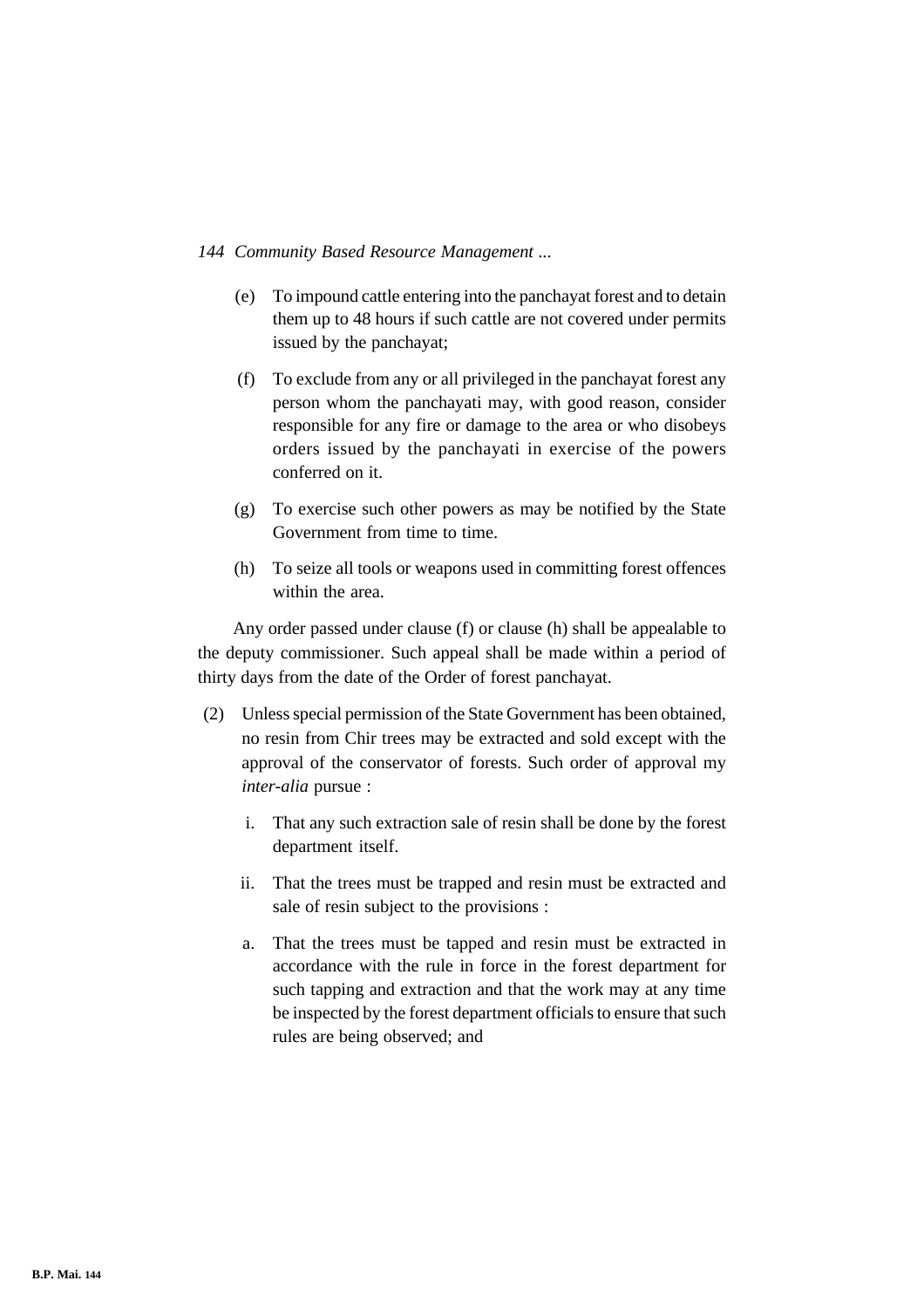(e) To impound cattle entering into the panchayat forest and to detain them up to 48 hours if such cattle are not covered under permits issued by the panchayat;

(f) To exclude from any or all privileged in the panchayat forest any person whom the panchayati may, with good reason, consider responsible for any fire or damage to the area or who disobeys orders issued by the panchayati in exercise of the powers conferred on it.

(g) To exercise such other powers as may be notified by the State Government from time to time.

(h) To seize all tools or weapons used in committing forest offences within the area.

Any order passed under clause (f) or clause (h) shall be appealable to the deputy commissioner. Such appeal shall be made within a period of thirty days from the date of the Order of forest panchayat.

(2) Unless special permission of the State Government has been obtained, no resin from Chir trees may be extracted and sold except with the approval of the conservator of forests. Such order of approval my *inter-alia* pursue :

i. That any such extraction sale of resin shall be done by the forest department itself.

ii. That the trees must be trapped and resin must be extracted and sale of resin subject to the provisions :

a. That the trees must be tapped and resin must be extracted in accordance with the rule in force in the forest department for such tapping and extraction and that the work may at any time be inspected by the forest department officials to ensure that such rules are being observed; and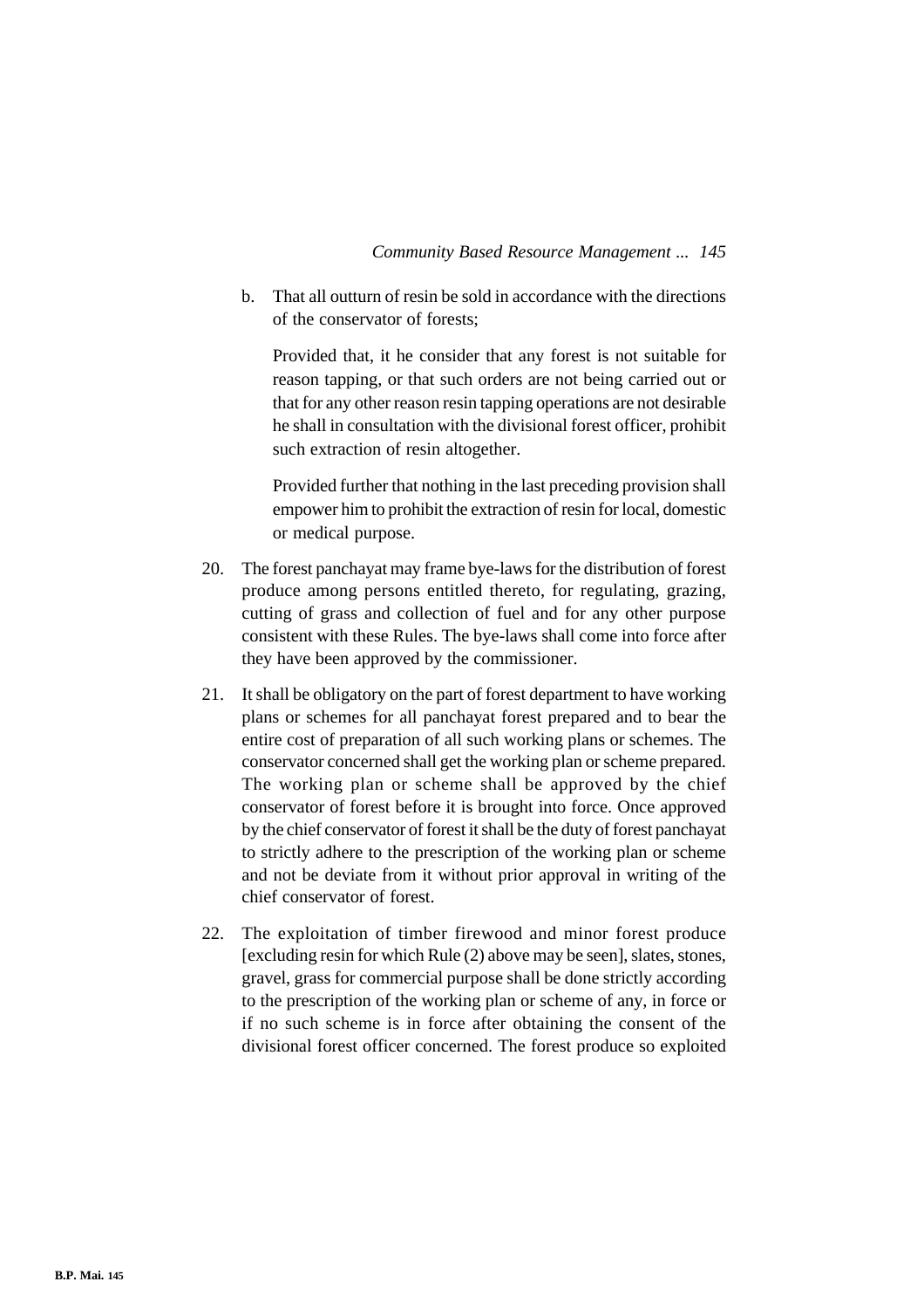b. That all outturn of resin be sold in accordance with the directions of the conservator of forests;

   Provided that, it he consider that any forest is not suitable for reason tapping, or that such orders are not being carried out or that for any other reason resin tapping operations are not desirable he shall in consultation with the divisional forest officer, prohibit such extraction of resin altogether.

   Provided further that nothing in the last preceding provision shall empower him to prohibit the extraction of resin for local, domestic or medical purpose.

20. The forest panchayat may frame bye-laws for the distribution of forest produce among persons entitled thereto, for regulating, grazing, cutting of grass and collection of fuel and for any other purpose consistent with these Rules. The bye-laws shall come into force after they have been approved by the commissioner.

21. It shall be obligatory on the part of forest department to have working plans or schemes for all panchayat forest prepared and to bear the entire cost of preparation of all such working plans or schemes. The conservator concerned shall get the working plan or scheme prepared. The working plan or scheme shall be approved by the chief conservator of forest before it is brought into force. Once approved by the chief conservator of forest it shall be the duty of forest panchayat to strictly adhere to the prescription of the working plan or scheme and not be deviate from it without prior approval in writing of the chief conservator of forest.

22. The exploitation of timber firewood and minor forest produce [excluding resin for which Rule (2) above may be seen], slates, stones, gravel, grass for commercial purpose shall be done strictly according to the prescription of the working plan or scheme of any, in force or if no such scheme is in force after obtaining the consent of the divisional forest officer concerned. The forest produce so exploited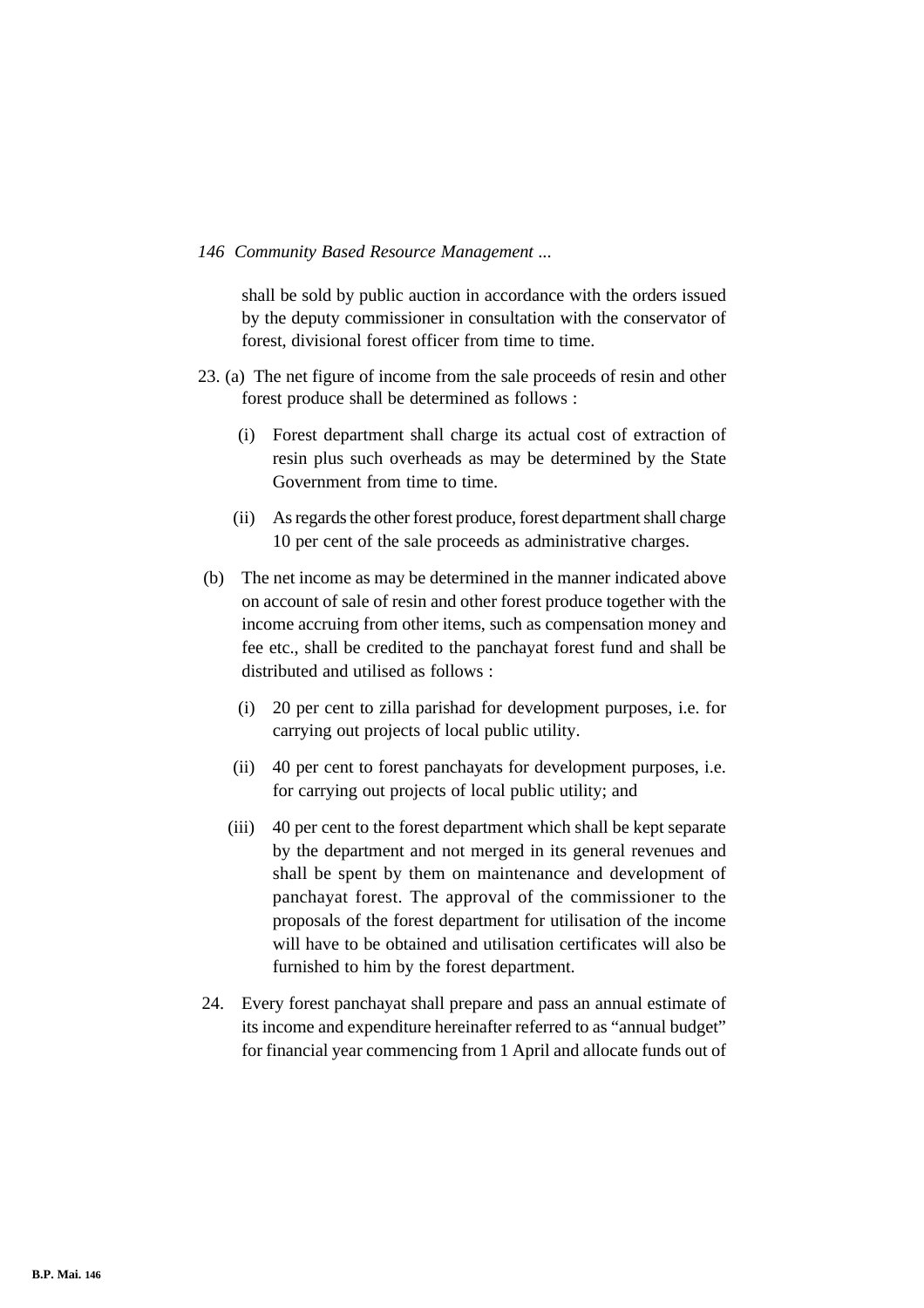shall be sold by public auction in accordance with the orders issued by the deputy commissioner in consultation with the conservator of forest, divisional forest officer from time to time.

23. (a) The net figure of income from the sale proceeds of resin and other forest produce shall be determined as follows :

    (i) Forest department shall charge its actual cost of extraction of resin plus such overheads as may be determined by the State Government from time to time.

    (ii) As regards the other forest produce, forest department shall charge 10 per cent of the sale proceeds as administrative charges.

(b) The net income as may be determined in the manner indicated above on account of sale of resin and other forest produce together with the income accruing from other items, such as compensation money and fee etc., shall be credited to the panchayat forest fund and shall be distributed and utilised as follows :

    (i) 20 per cent to zilla parishad for development purposes, i.e. for carrying out projects of local public utility.

    (ii) 40 per cent to forest panchayats for development purposes, i.e. for carrying out projects of local public utility; and

    (iii) 40 per cent to the forest department which shall be kept separate by the department and not merged in its general revenues and shall be spent by them on maintenance and development of panchayat forest. The approval of the commissioner to the proposals of the forest department for utilisation of the income will have to be obtained and utilisation certificates will also be furnished to him by the forest department.

24. Every forest panchayat shall prepare and pass an annual estimate of its income and expenditure hereinafter referred to as "annual budget" for financial year commencing from 1 April and allocate funds out of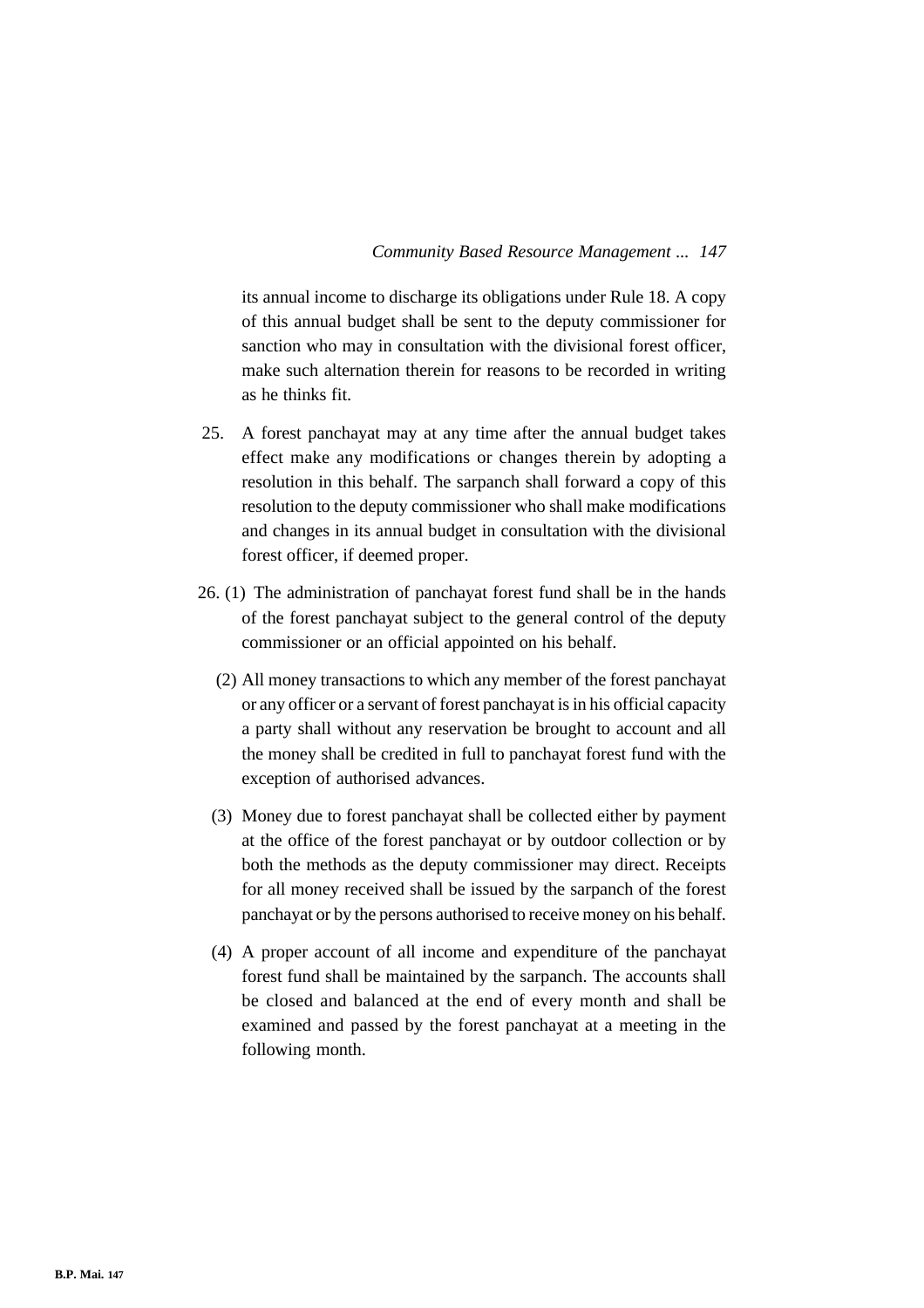its annual income to discharge its obligations under Rule 18. A copy of this annual budget shall be sent to the deputy commissioner for sanction who may in consultation with the divisional forest officer, make such alternation therein for reasons to be recorded in writing as he thinks fit.

25. A forest panchayat may at any time after the annual budget takes effect make any modifications or changes therein by adopting a resolution in this behalf. The sarpanch shall forward a copy of this resolution to the deputy commissioner who shall make modifications and changes in its annual budget in consultation with the divisional forest officer, if deemed proper.

26. (1) The administration of panchayat forest fund shall be in the hands of the forest panchayat subject to the general control of the deputy commissioner or an official appointed on his behalf.

(2) All money transactions to which any member of the forest panchayat or any officer or a servant of forest panchayat is in his official capacity a party shall without any reservation be brought to account and all the money shall be credited in full to panchayat forest fund with the exception of authorised advances.

(3) Money due to forest panchayat shall be collected either by payment at the office of the forest panchayat or by outdoor collection or by both the methods as the deputy commissioner may direct. Receipts for all money received shall be issued by the sarpanch of the forest panchayat or by the persons authorised to receive money on his behalf.

(4) A proper account of all income and expenditure of the panchayat forest fund shall be maintained by the sarpanch. The accounts shall be closed and balanced at the end of every month and shall be examined and passed by the forest panchayat at a meeting in the following month.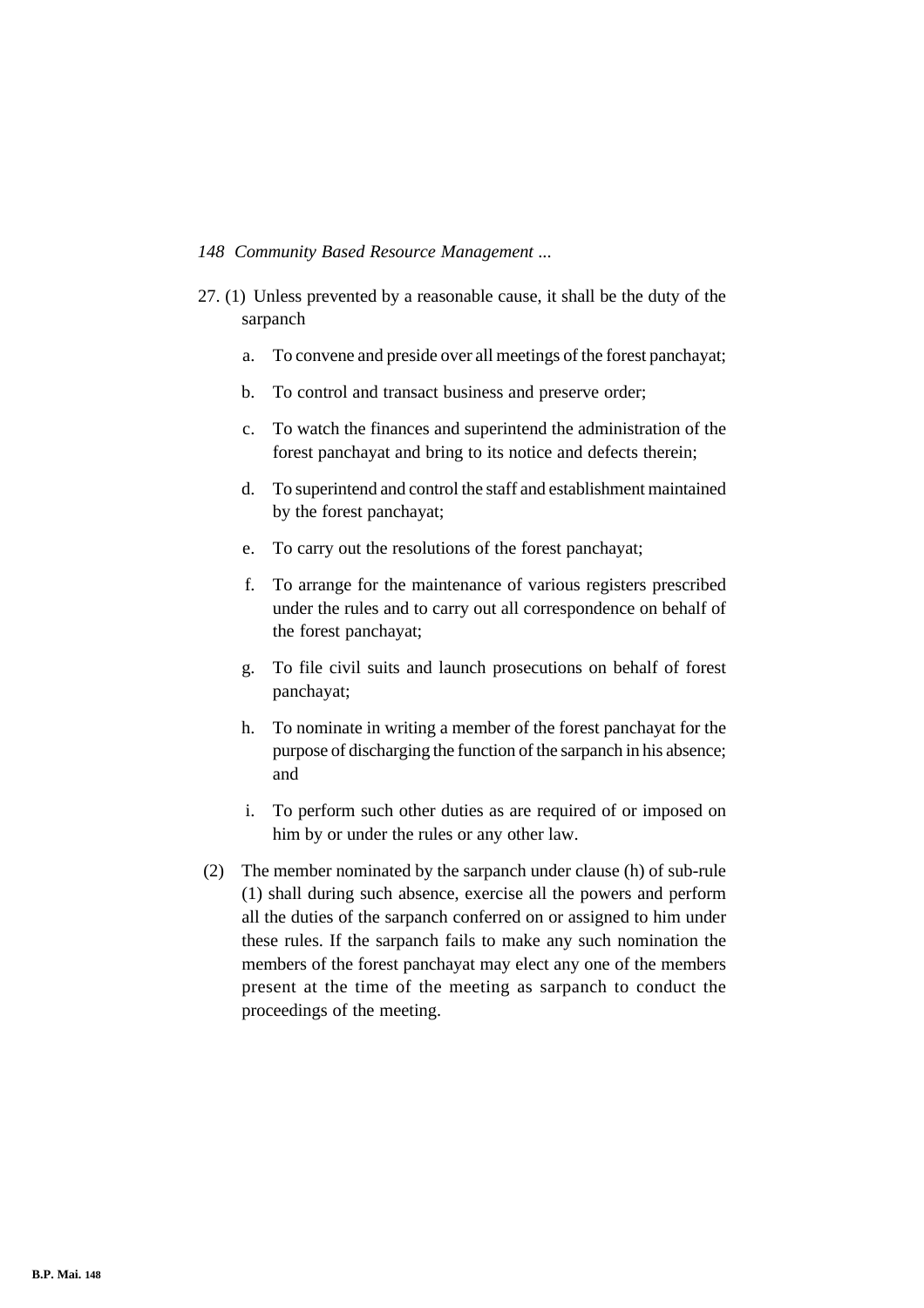27. (1) Unless prevented by a reasonable cause, it shall be the duty of the sarpanch

a. To convene and preside over all meetings of the forest panchayat;

b. To control and transact business and preserve order;

c. To watch the finances and superintend the administration of the forest panchayat and bring to its notice and defects therein;

d. To superintend and control the staff and establishment maintained by the forest panchayat;

e. To carry out the resolutions of the forest panchayat;

f. To arrange for the maintenance of various registers prescribed under the rules and to carry out all correspondence on behalf of the forest panchayat;

g. To file civil suits and launch prosecutions on behalf of forest panchayat;

h. To nominate in writing a member of the forest panchayat for the purpose of discharging the function of the sarpanch in his absence; and

i. To perform such other duties as are required of or imposed on him by or under the rules or any other law.

(2) The member nominated by the sarpanch under clause (h) of sub-rule (1) shall during such absence, exercise all the powers and perform all the duties of the sarpanch conferred on or assigned to him under these rules. If the sarpanch fails to make any such nomination the members of the forest panchayat may elect any one of the members present at the time of the meeting as sarpanch to conduct the proceedings of the meeting.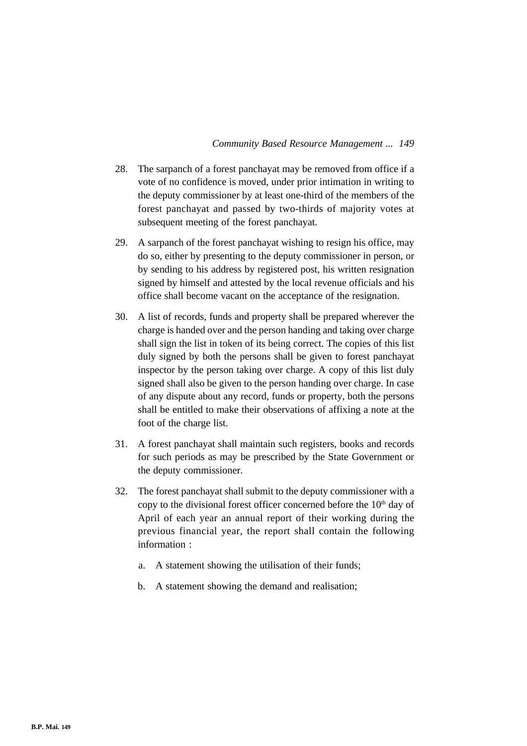28. The sarpanch of a forest panchayat may be removed from office if a vote of no confidence is moved, under prior intimation in writing to the deputy commissioner by at least one-third of the members of the forest panchayat and passed by two-thirds of majority votes at subsequent meeting of the forest panchayat.

29. A sarpanch of the forest panchayat wishing to resign his office, may do so, either by presenting to the deputy commissioner in person, or by sending to his address by registered post, his written resignation signed by himself and attested by the local revenue officials and his office shall become vacant on the acceptance of the resignation.

30. A list of records, funds and property shall be prepared wherever the charge is handed over and the person handing and taking over charge shall sign the list in token of its being correct. The copies of this list duly signed by both the persons shall be given to forest panchayat inspector by the person taking over charge. A copy of this list duly signed shall also be given to the person handing over charge. In case of any dispute about any record, funds or property, both the persons shall be entitled to make their observations of affixing a note at the foot of the charge list.

31. A forest panchayat shall maintain such registers, books and records for such periods as may be prescribed by the State Government or the deputy commissioner.

32. The forest panchayat shall submit to the deputy commissioner with a copy to the divisional forest officer concerned before the 10th day of April of each year an annual report of their working during the previous financial year, the report shall contain the following information :

    a. A statement showing the utilisation of their funds;

    b. A statement showing the demand and realisation;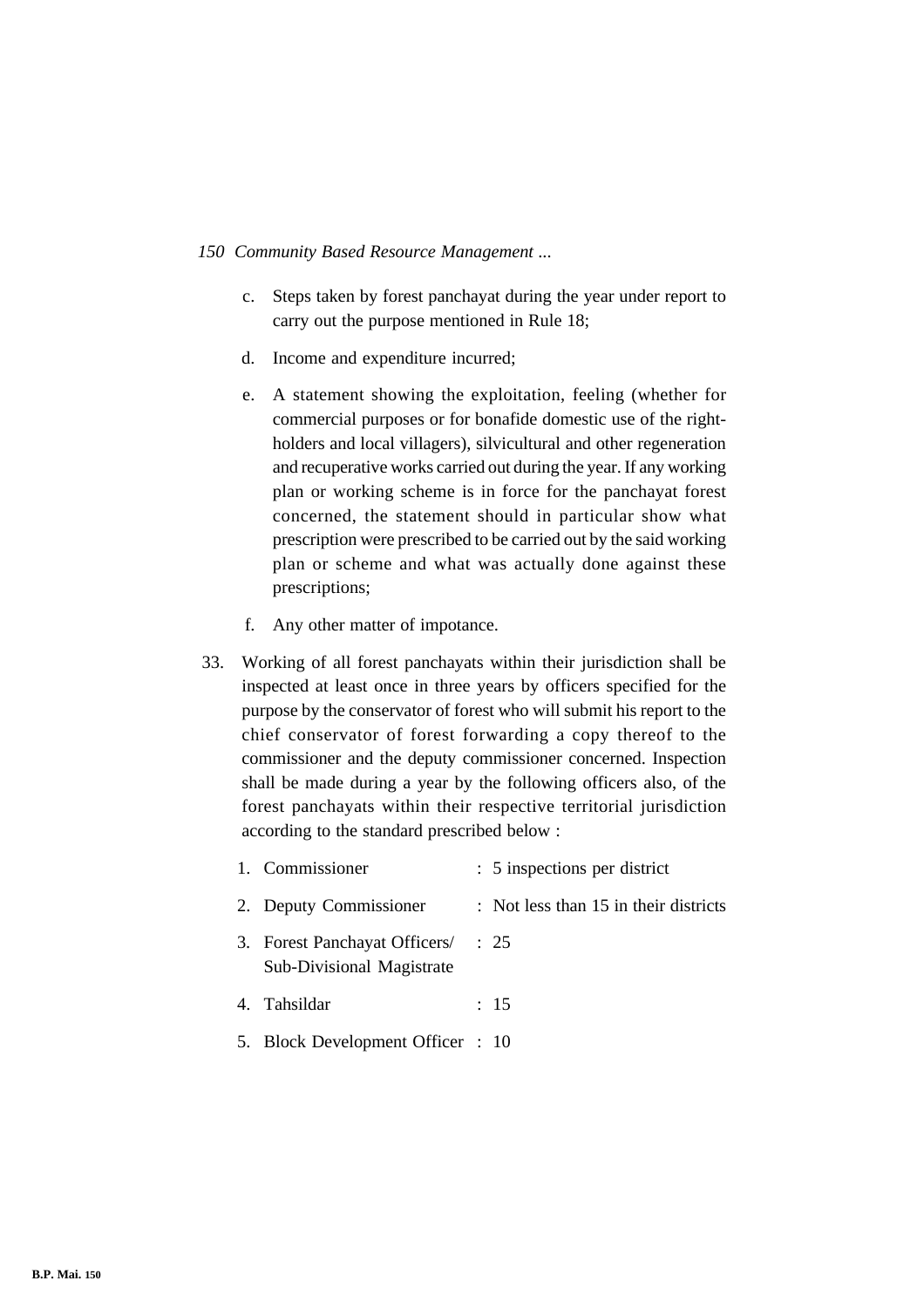c. Steps taken by forest panchayat during the year under report to carry out the purpose mentioned in Rule 18;

d. Income and expenditure incurred;

e. A statement showing the exploitation, feeling (whether for commercial purposes or for bonafide domestic use of the right-holders and local villagers), silvicultural and other regeneration and recuperative works carried out during the year. If any working plan or working scheme is in force for the panchayat forest concerned, the statement should in particular show what prescription were prescribed to be carried out by the said working plan or scheme and what was actually done against these prescriptions;

f. Any other matter of impotance.

33. Working of all forest panchayats within their jurisdiction shall be inspected at least once in three years by officers specified for the purpose by the conservator of forest who will submit his report to the chief conservator of forest forwarding a copy thereof to the commissioner and the deputy commissioner concerned. Inspection shall be made during a year by the following officers also, of the forest panchayats within their respective territorial jurisdiction according to the standard prescribed below :

    1. Commissioner : 5 inspections per district
    2. Deputy Commissioner : Not less than 15 in their districts
    3. Forest Panchayat Officers/ Sub-Divisional Magistrate : 25
    4. Tahsildar : 15
    5. Block Development Officer : 10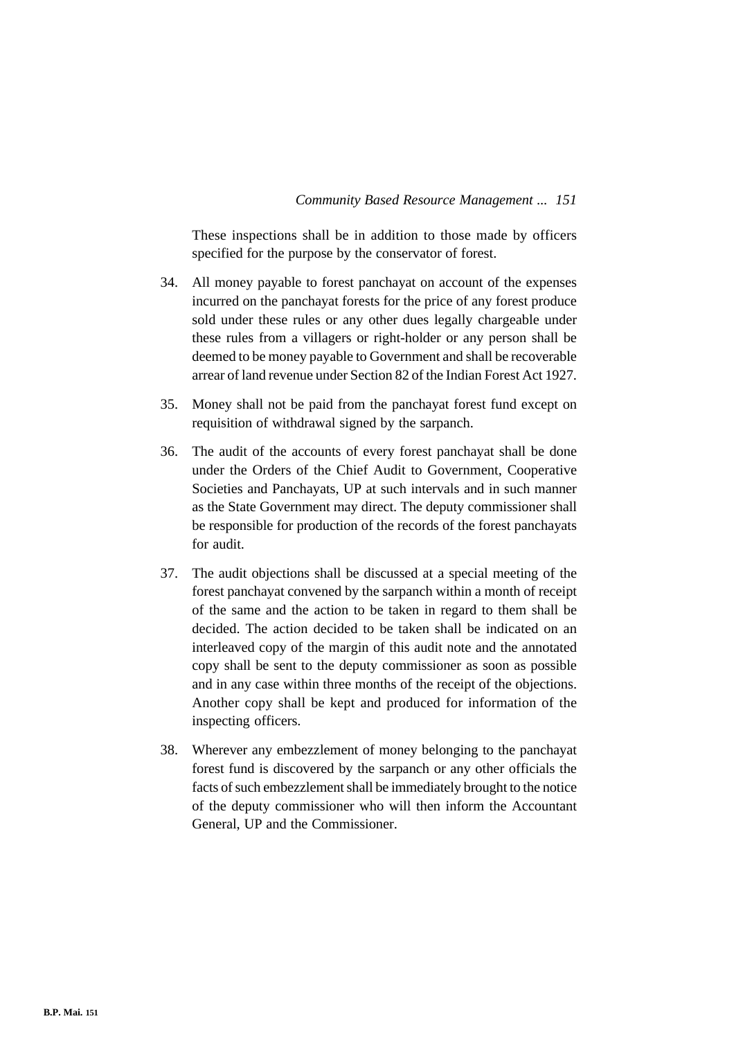These inspections shall be in addition to those made by officers specified for the purpose by the conservator of forest.

34. All money payable to forest panchayat on account of the expenses incurred on the panchayat forests for the price of any forest produce sold under these rules or any other dues legally chargeable under these rules from a villagers or right-holder or any person shall be deemed to be money payable to Government and shall be recoverable arrear of land revenue under Section 82 of the Indian Forest Act 1927.

35. Money shall not be paid from the panchayat forest fund except on requisition of withdrawal signed by the sarpanch.

36. The audit of the accounts of every forest panchayat shall be done under the Orders of the Chief Audit to Government, Cooperative Societies and Panchayats, UP at such intervals and in such manner as the State Government may direct. The deputy commissioner shall be responsible for production of the records of the forest panchayats for audit.

37. The audit objections shall be discussed at a special meeting of the forest panchayat convened by the sarpanch within a month of receipt of the same and the action to be taken in regard to them shall be decided. The action decided to be taken shall be indicated on an interleaved copy of the margin of this audit note and the annotated copy shall be sent to the deputy commissioner as soon as possible and in any case within three months of the receipt of the objections. Another copy shall be kept and produced for information of the inspecting officers.

38. Wherever any embezzlement of money belonging to the panchayat forest fund is discovered by the sarpanch or any other officials the facts of such embezzlement shall be immediately brought to the notice of the deputy commissioner who will then inform the Accountant General, UP and the Commissioner.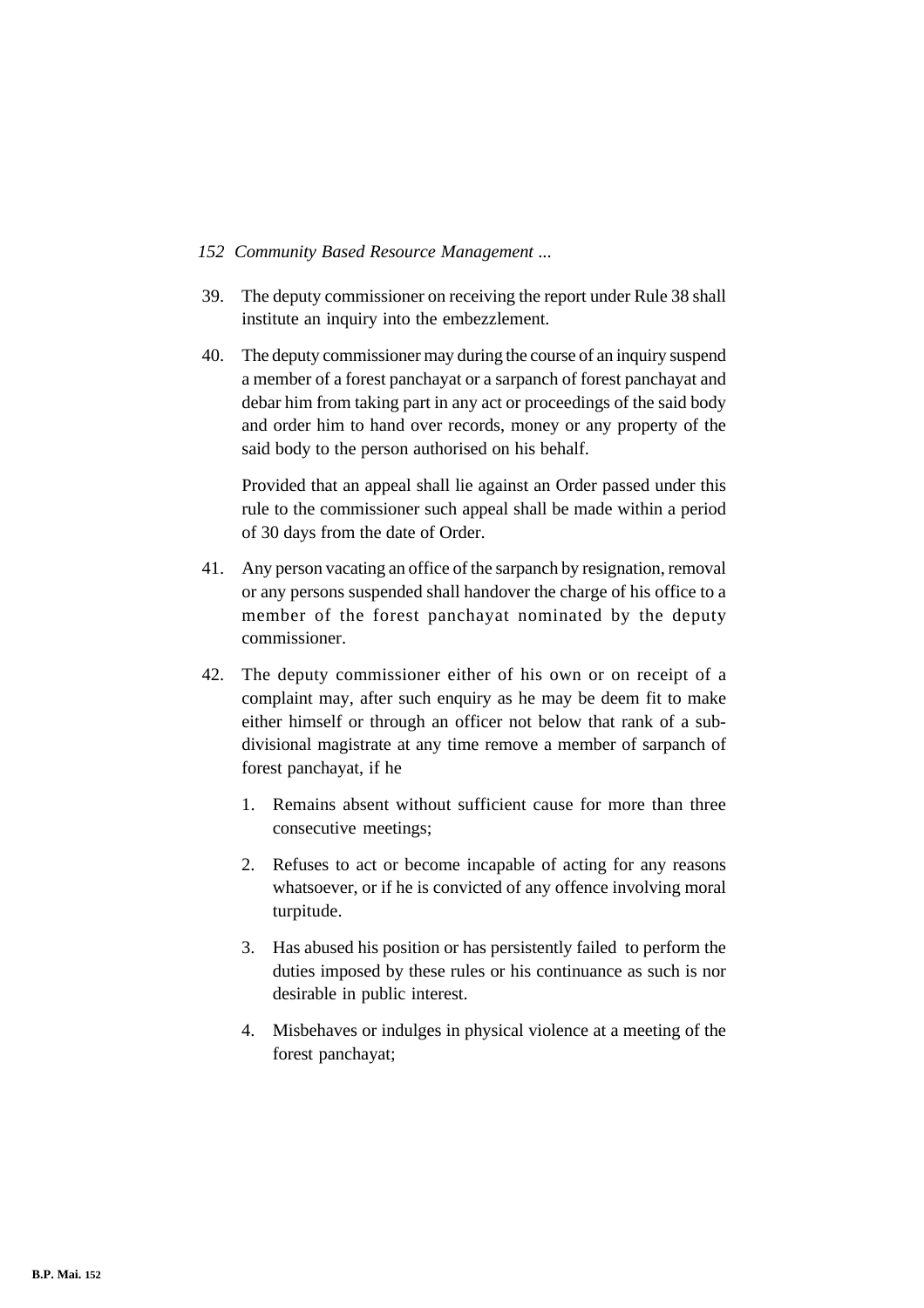39. The deputy commissioner on receiving the report under Rule 38 shall institute an inquiry into the embezzlement.

40. The deputy commissioner may during the course of an inquiry suspend a member of a forest panchayat or a sarpanch of forest panchayat and debar him from taking part in any act or proceedings of the said body and order him to hand over records, money or any property of the said body to the person authorised on his behalf.

    Provided that an appeal shall lie against an Order passed under this rule to the commissioner such appeal shall be made within a period of 30 days from the date of Order.

41. Any person vacating an office of the sarpanch by resignation, removal or any persons suspended shall handover the charge of his office to a member of the forest panchayat nominated by the deputy commissioner.

42. The deputy commissioner either of his own or on receipt of a complaint may, after such enquiry as he may be deem fit to make either himself or through an officer not below that rank of a sub-divisional magistrate at any time remove a member of sarpanch of forest panchayat, if he

    1. Remains absent without sufficient cause for more than three consecutive meetings;

    2. Refuses to act or become incapable of acting for any reasons whatsoever, or if he is convicted of any offence involving moral turpitude.

    3. Has abused his position or has persistently failed to perform the duties imposed by these rules or his continuance as such is nor desirable in public interest.

    4. Misbehaves or indulges in physical violence at a meeting of the forest panchayat;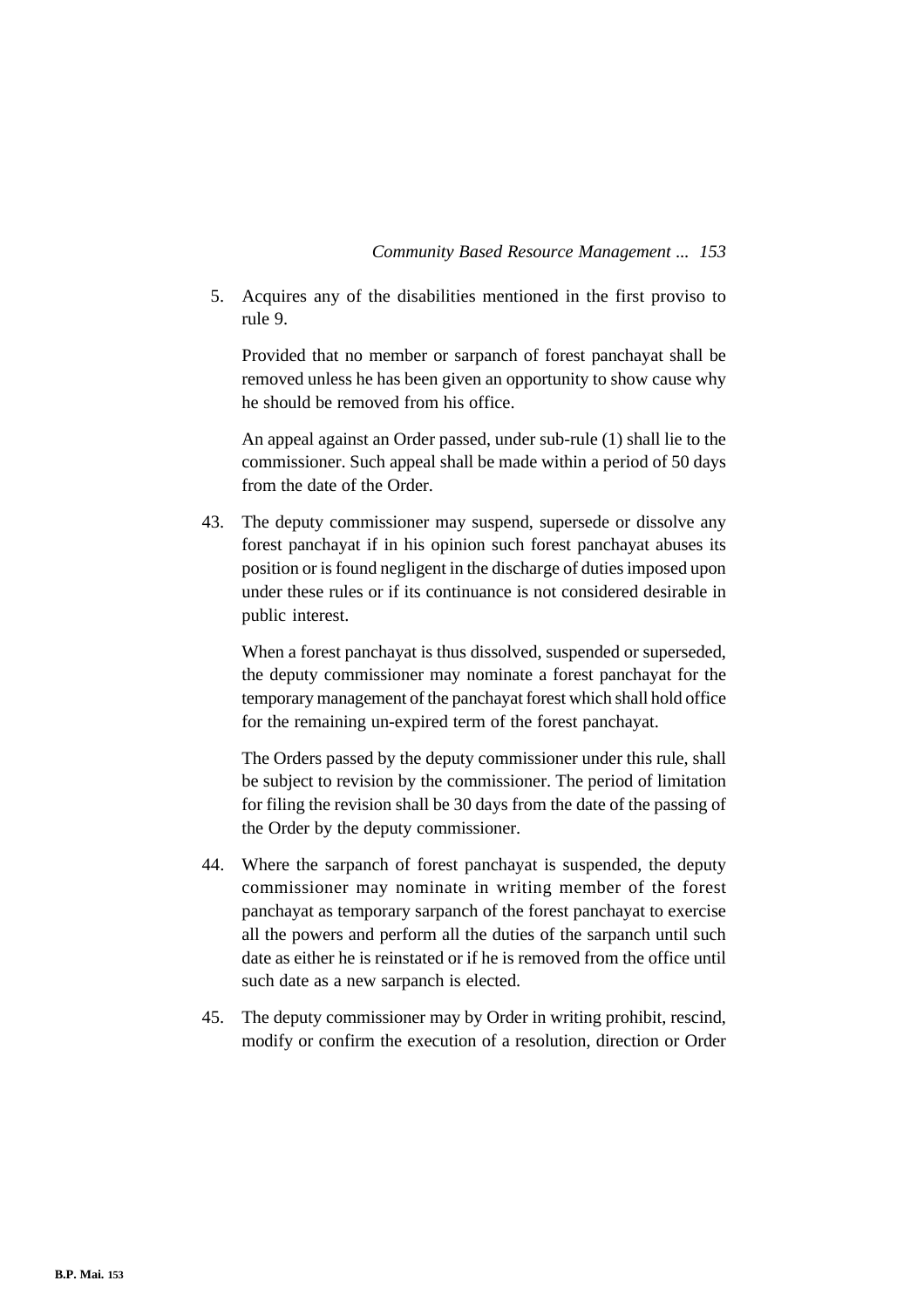5. Acquires any of the disabilities mentioned in the first proviso to rule 9.

   Provided that no member or sarpanch of forest panchayat shall be removed unless he has been given an opportunity to show cause why he should be removed from his office.

   An appeal against an Order passed, under sub-rule (1) shall lie to the commissioner. Such appeal shall be made within a period of 50 days from the date of the Order.

43. The deputy commissioner may suspend, supersede or dissolve any forest panchayat if in his opinion such forest panchayat abuses its position or is found negligent in the discharge of duties imposed upon under these rules or if its continuance is not considered desirable in public interest.

    When a forest panchayat is thus dissolved, suspended or superseded, the deputy commissioner may nominate a forest panchayat for the temporary management of the panchayat forest which shall hold office for the remaining un-expired term of the forest panchayat.

    The Orders passed by the deputy commissioner under this rule, shall be subject to revision by the commissioner. The period of limitation for filing the revision shall be 30 days from the date of the passing of the Order by the deputy commissioner.

44. Where the sarpanch of forest panchayat is suspended, the deputy commissioner may nominate in writing member of the forest panchayat as temporary sarpanch of the forest panchayat to exercise all the powers and perform all the duties of the sarpanch until such date as either he is reinstated or if he is removed from the office until such date as a new sarpanch is elected.

45. The deputy commissioner may by Order in writing prohibit, rescind, modify or confirm the execution of a resolution, direction or Order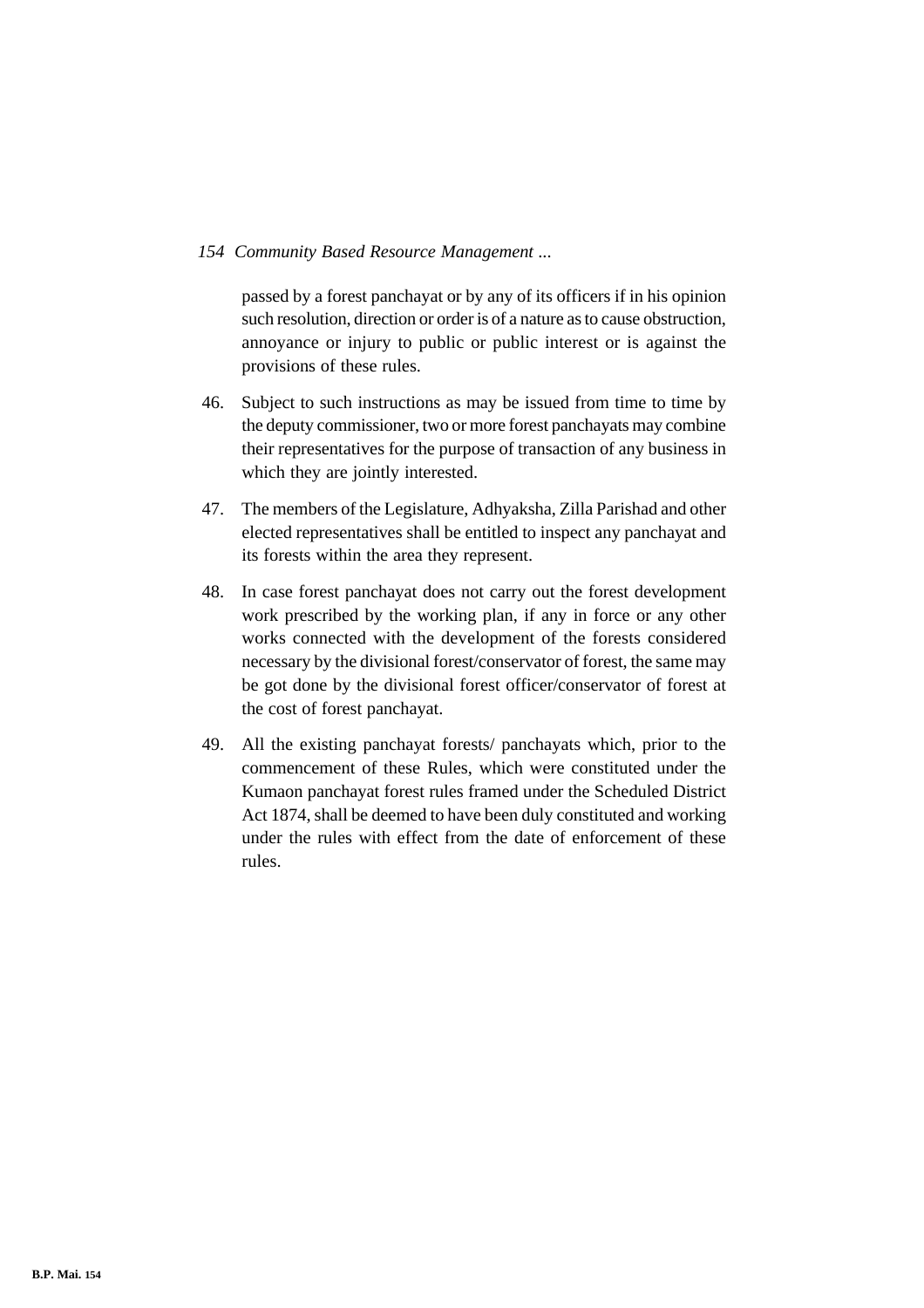passed by a forest panchayat or by any of its officers if in his opinion such resolution, direction or order is of a nature as to cause obstruction, annoyance or injury to public or public interest or is against the provisions of these rules.

46. Subject to such instructions as may be issued from time to time by the deputy commissioner, two or more forest panchayats may combine their representatives for the purpose of transaction of any business in which they are jointly interested.

47. The members of the Legislature, Adhyaksha, Zilla Parishad and other elected representatives shall be entitled to inspect any panchayat and its forests within the area they represent.

48. In case forest panchayat does not carry out the forest development work prescribed by the working plan, if any in force or any other works connected with the development of the forests considered necessary by the divisional forest/conservator of forest, the same may be got done by the divisional forest officer/conservator of forest at the cost of forest panchayat.

49. All the existing panchayat forests/ panchayats which, prior to the commencement of these Rules, which were constituted under the Kumaon panchayat forest rules framed under the Scheduled District Act 1874, shall be deemed to have been duly constituted and working under the rules with effect from the date of enforcement of these rules.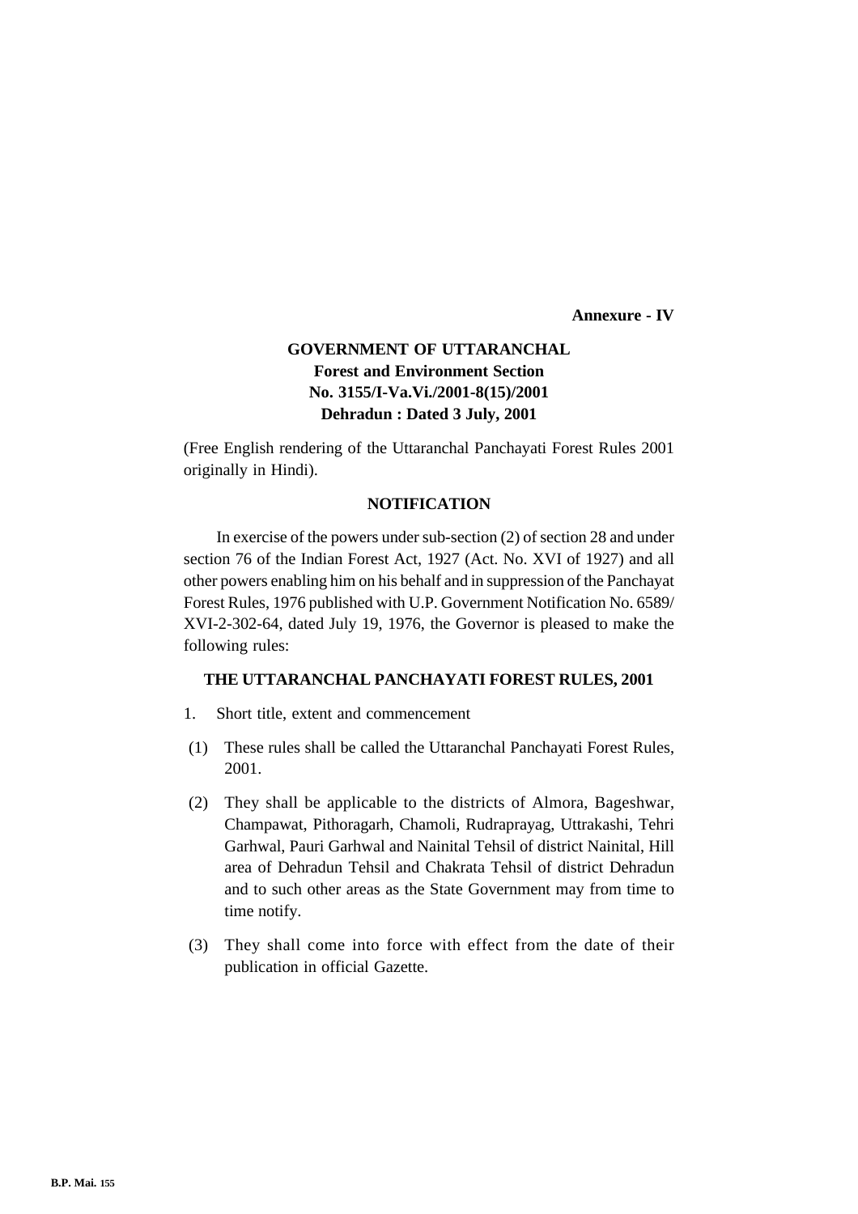**Annexure - IV**

**GOVERNMENT OF UTTARANCHAL**
**Forest and Environment Section**
**No. 3155/I-Va.Vi./2001-8(15)/2001**
**Dehradun : Dated 3 July, 2001**

(Free English rendering of the Uttaranchal Panchayati Forest Rules 2001 originally in Hindi).

## NOTIFICATION

In exercise of the powers under sub-section (2) of section 28 and under section 76 of the Indian Forest Act, 1927 (Act. No. XVI of 1927) and all other powers enabling him on his behalf and in suppression of the Panchayat Forest Rules, 1976 published with U.P. Government Notification No. 6589/XVI-2-302-64, dated July 19, 1976, the Governor is pleased to make the following rules:

## THE UTTARANCHAL PANCHAYATI FOREST RULES, 2001

1. Short title, extent and commencement

(1) These rules shall be called the Uttaranchal Panchayati Forest Rules, 2001.

(2) They shall be applicable to the districts of Almora, Bageshwar, Champawat, Pithoragarh, Chamoli, Rudraprayag, Uttrakashi, Tehri Garhwal, Pauri Garhwal and Nainital Tehsil of district Nainital, Hill area of Dehradun Tehsil and Chakrata Tehsil of district Dehradun and to such other areas as the State Government may from time to time notify.

(3) They shall come into force with effect from the date of their publication in official Gazette.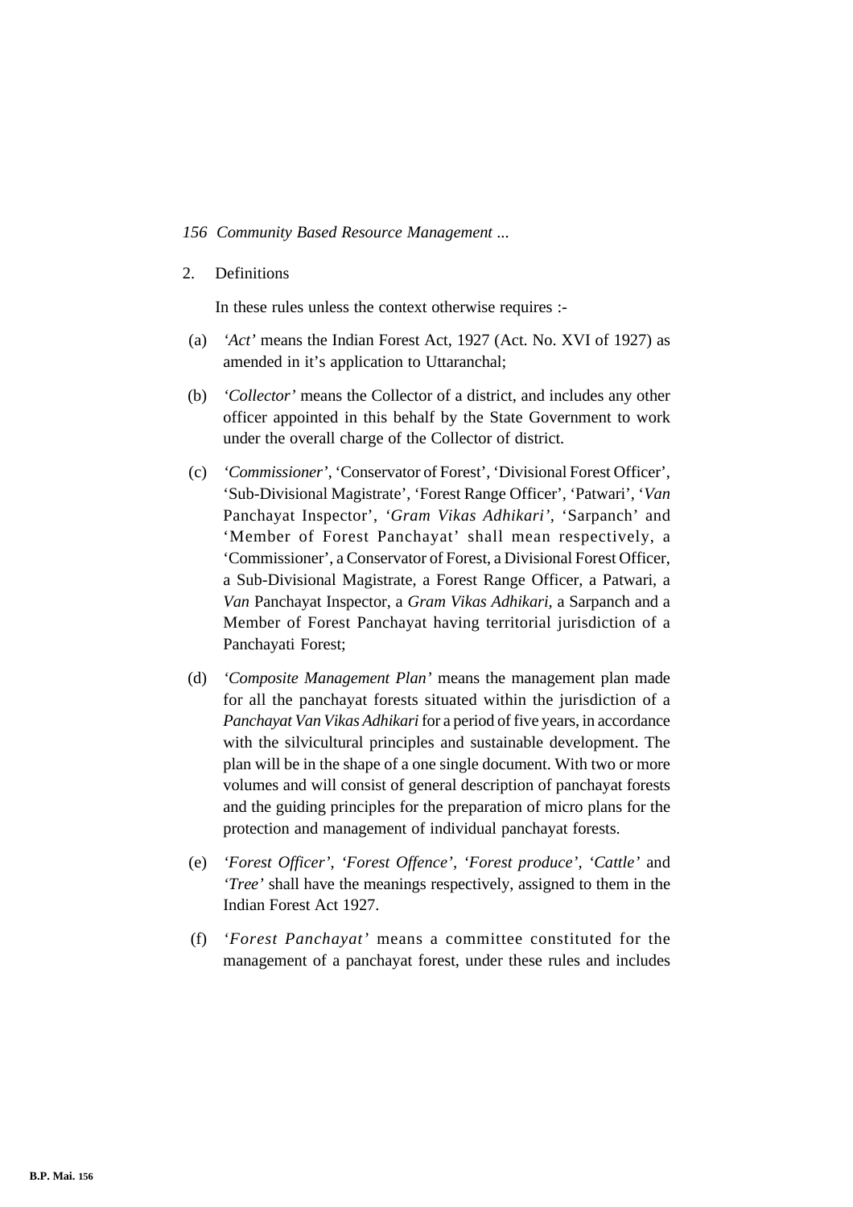2. Definitions

In these rules unless the context otherwise requires :-

(a) *'Act'* means the Indian Forest Act, 1927 (Act. No. XVI of 1927) as amended in it's application to Uttaranchal;

(b) *'Collector'* means the Collector of a district, and includes any other officer appointed in this behalf by the State Government to work under the overall charge of the Collector of district.

(c) *'Commissioner'*, 'Conservator of Forest', 'Divisional Forest Officer', 'Sub-Divisional Magistrate', 'Forest Range Officer', 'Patwari', '*Van* Panchayat Inspector', *'Gram Vikas Adhikari'*, 'Sarpanch' and 'Member of Forest Panchayat' shall mean respectively, a 'Commissioner', a Conservator of Forest, a Divisional Forest Officer, a Sub-Divisional Magistrate, a Forest Range Officer, a Patwari, a *Van* Panchayat Inspector, a *Gram Vikas Adhikari*, a Sarpanch and a Member of Forest Panchayat having territorial jurisdiction of a Panchayati Forest;

(d) *'Composite Management Plan'* means the management plan made for all the panchayat forests situated within the jurisdiction of a *Panchayat Van Vikas Adhikari* for a period of five years, in accordance with the silvicultural principles and sustainable development. The plan will be in the shape of a one single document. With two or more volumes and will consist of general description of panchayat forests and the guiding principles for the preparation of micro plans for the protection and management of individual panchayat forests.

(e) *'Forest Officer'*, *'Forest Offence'*, *'Forest produce'*, *'Cattle'* and *'Tree'* shall have the meanings respectively, assigned to them in the Indian Forest Act 1927.

(f) *'Forest Panchayat'* means a committee constituted for the management of a panchayat forest, under these rules and includes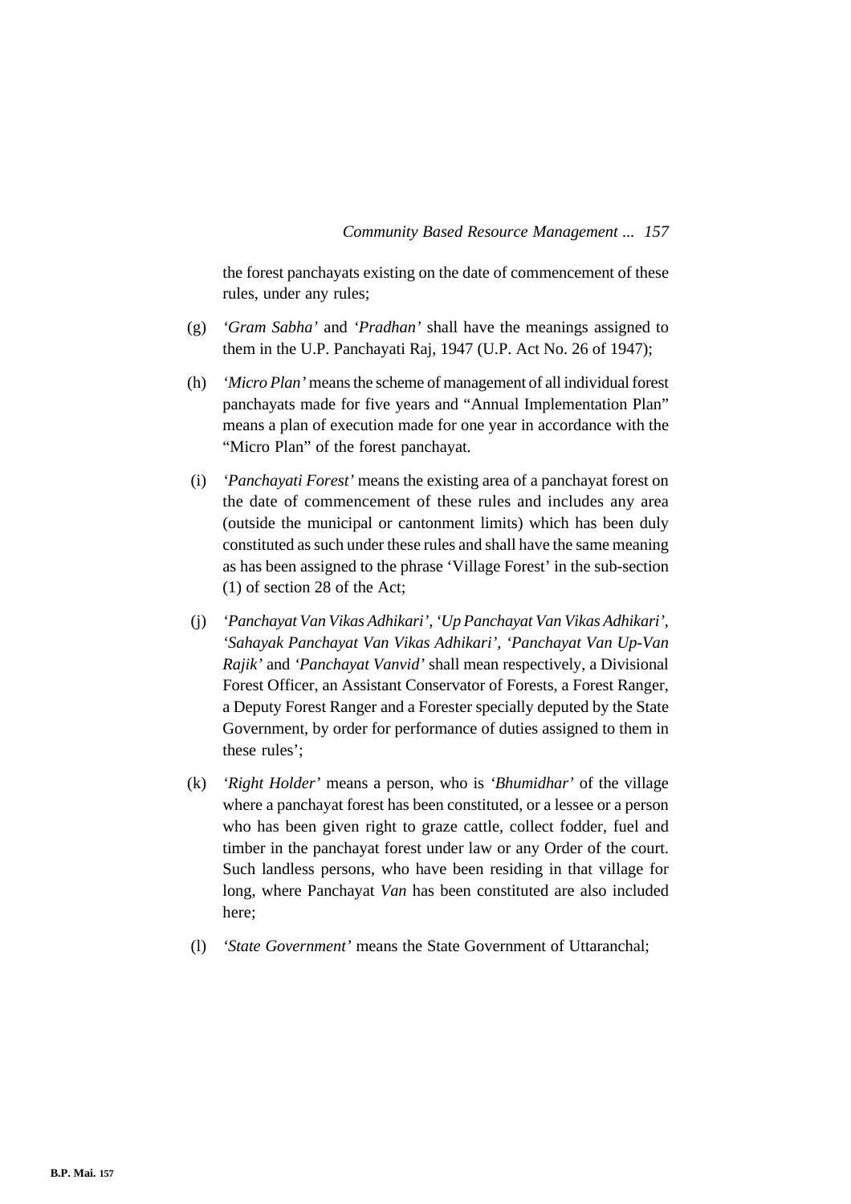the forest panchayats existing on the date of commencement of these rules, under any rules;

(g) *'Gram Sabha'* and *'Pradhan'* shall have the meanings assigned to them in the U.P. Panchayati Raj, 1947 (U.P. Act No. 26 of 1947);

(h) *'Micro Plan'* means the scheme of management of all individual forest panchayats made for five years and "Annual Implementation Plan" means a plan of execution made for one year in accordance with the "Micro Plan" of the forest panchayat.

(i) *'Panchayati Forest'* means the existing area of a panchayat forest on the date of commencement of these rules and includes any area (outside the municipal or cantonment limits) which has been duly constituted as such under these rules and shall have the same meaning as has been assigned to the phrase 'Village Forest' in the sub-section (1) of section 28 of the Act;

(j) *'Panchayat Van Vikas Adhikari', 'Up Panchayat Van Vikas Adhikari', 'Sahayak Panchayat Van Vikas Adhikari', 'Panchayat Van Up-Van Rajik'* and *'Panchayat Vanvid'* shall mean respectively, a Divisional Forest Officer, an Assistant Conservator of Forests, a Forest Ranger, a Deputy Forest Ranger and a Forester specially deputed by the State Government, by order for performance of duties assigned to them in these rules';

(k) *'Right Holder'* means a person, who is *'Bhumidhar'* of the village where a panchayat forest has been constituted, or a lessee or a person who has been given right to graze cattle, collect fodder, fuel and timber in the panchayat forest under law or any Order of the court. Such landless persons, who have been residing in that village for long, where Panchayat *Van* has been constituted are also included here;

(l) *'State Government'* means the State Government of Uttaranchal;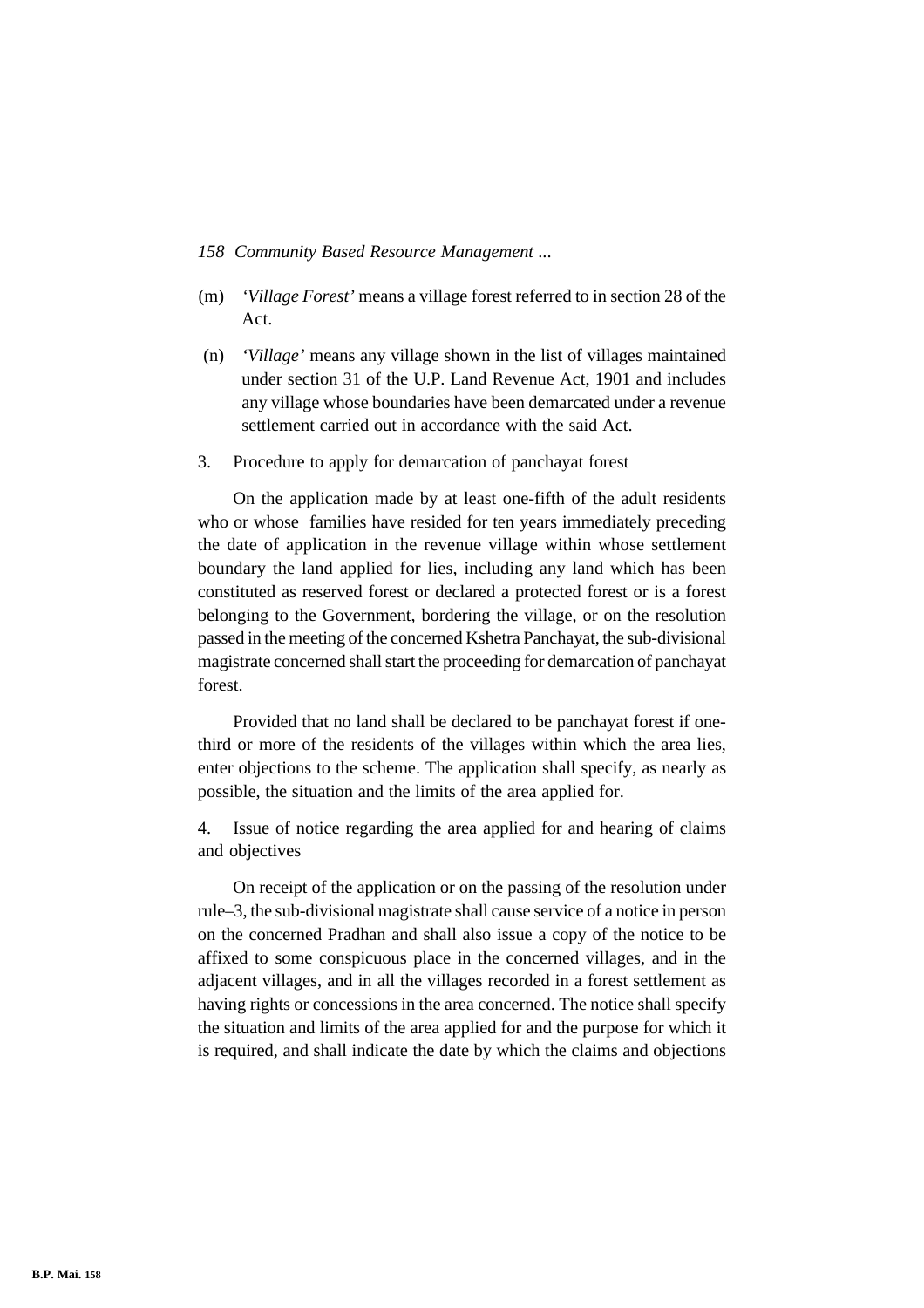(m) *'Village Forest'* means a village forest referred to in section 28 of the Act.

(n) *'Village'* means any village shown in the list of villages maintained under section 31 of the U.P. Land Revenue Act, 1901 and includes any village whose boundaries have been demarcated under a revenue settlement carried out in accordance with the said Act.

3. Procedure to apply for demarcation of panchayat forest

On the application made by at least one-fifth of the adult residents who or whose families have resided for ten years immediately preceding the date of application in the revenue village within whose settlement boundary the land applied for lies, including any land which has been constituted as reserved forest or declared a protected forest or is a forest belonging to the Government, bordering the village, or on the resolution passed in the meeting of the concerned Kshetra Panchayat, the sub-divisional magistrate concerned shall start the proceeding for demarcation of panchayat forest.

Provided that no land shall be declared to be panchayat forest if one-third or more of the residents of the villages within which the area lies, enter objections to the scheme. The application shall specify, as nearly as possible, the situation and the limits of the area applied for.

4. Issue of notice regarding the area applied for and hearing of claims and objectives

On receipt of the application or on the passing of the resolution under rule–3, the sub-divisional magistrate shall cause service of a notice in person on the concerned Pradhan and shall also issue a copy of the notice to be affixed to some conspicuous place in the concerned villages, and in the adjacent villages, and in all the villages recorded in a forest settlement as having rights or concessions in the area concerned. The notice shall specify the situation and limits of the area applied for and the purpose for which it is required, and shall indicate the date by which the claims and objections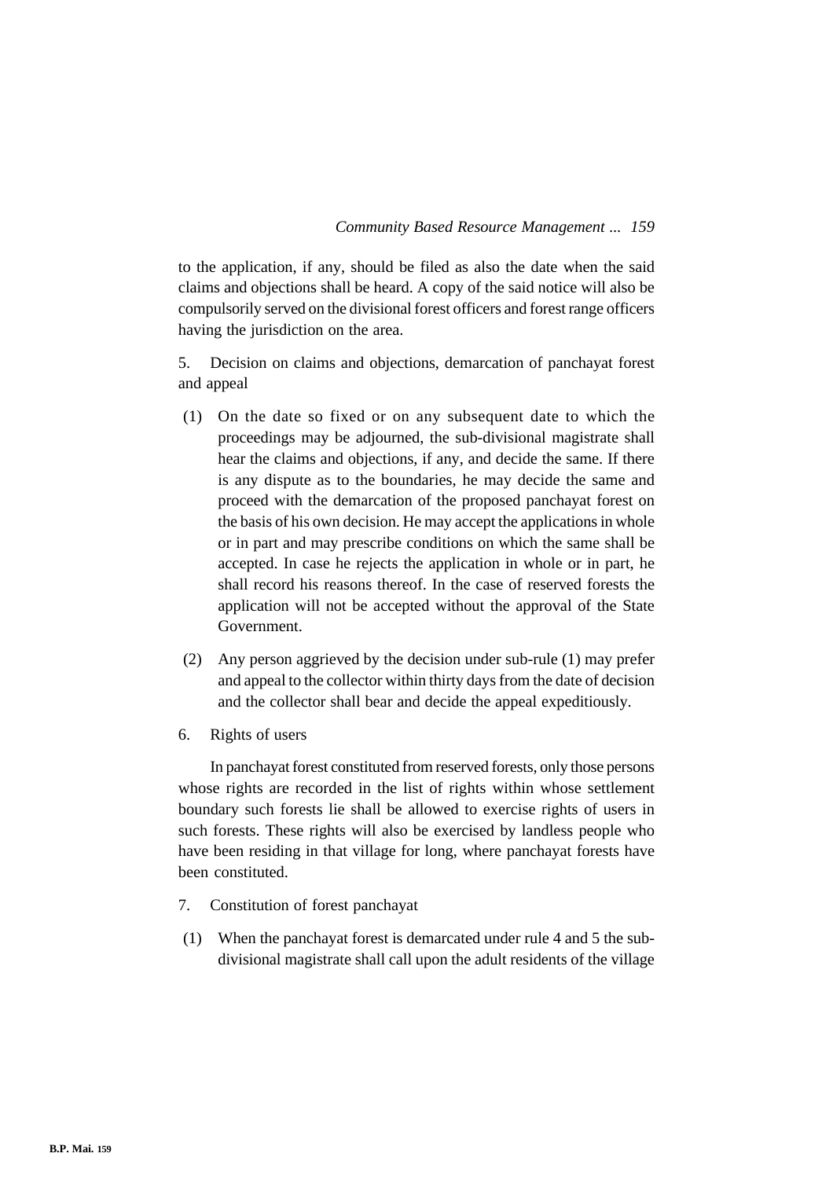to the application, if any, should be filed as also the date when the said claims and objections shall be heard. A copy of the said notice will also be compulsorily served on the divisional forest officers and forest range officers having the jurisdiction on the area.

5. Decision on claims and objections, demarcation of panchayat forest and appeal

(1) On the date so fixed or on any subsequent date to which the proceedings may be adjourned, the sub-divisional magistrate shall hear the claims and objections, if any, and decide the same. If there is any dispute as to the boundaries, he may decide the same and proceed with the demarcation of the proposed panchayat forest on the basis of his own decision. He may accept the applications in whole or in part and may prescribe conditions on which the same shall be accepted. In case he rejects the application in whole or in part, he shall record his reasons thereof. In the case of reserved forests the application will not be accepted without the approval of the State Government.

(2) Any person aggrieved by the decision under sub-rule (1) may prefer and appeal to the collector within thirty days from the date of decision and the collector shall bear and decide the appeal expeditiously.

6. Rights of users

In panchayat forest constituted from reserved forests, only those persons whose rights are recorded in the list of rights within whose settlement boundary such forests lie shall be allowed to exercise rights of users in such forests. These rights will also be exercised by landless people who have been residing in that village for long, where panchayat forests have been constituted.

7. Constitution of forest panchayat

(1) When the panchayat forest is demarcated under rule 4 and 5 the sub-divisional magistrate shall call upon the adult residents of the village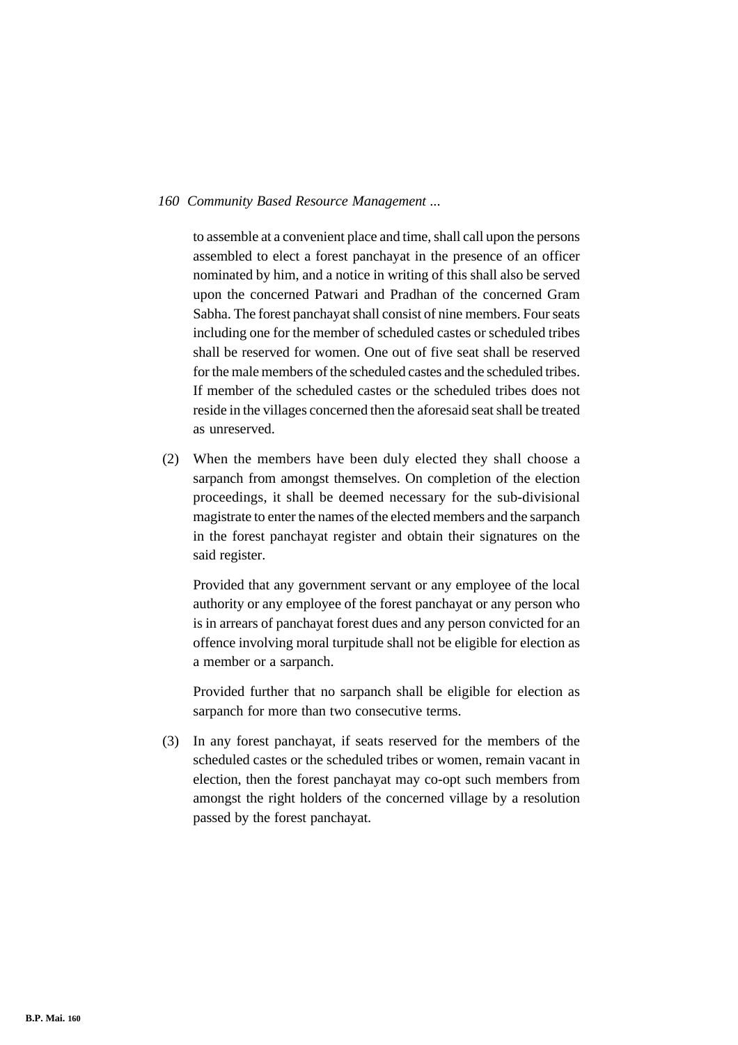to assemble at a convenient place and time, shall call upon the persons assembled to elect a forest panchayat in the presence of an officer nominated by him, and a notice in writing of this shall also be served upon the concerned Patwari and Pradhan of the concerned Gram Sabha. The forest panchayat shall consist of nine members. Four seats including one for the member of scheduled castes or scheduled tribes shall be reserved for women. One out of five seat shall be reserved for the male members of the scheduled castes and the scheduled tribes. If member of the scheduled castes or the scheduled tribes does not reside in the villages concerned then the aforesaid seat shall be treated as unreserved.

(2) When the members have been duly elected they shall choose a sarpanch from amongst themselves. On completion of the election proceedings, it shall be deemed necessary for the sub-divisional magistrate to enter the names of the elected members and the sarpanch in the forest panchayat register and obtain their signatures on the said register.

Provided that any government servant or any employee of the local authority or any employee of the forest panchayat or any person who is in arrears of panchayat forest dues and any person convicted for an offence involving moral turpitude shall not be eligible for election as a member or a sarpanch.

Provided further that no sarpanch shall be eligible for election as sarpanch for more than two consecutive terms.

(3) In any forest panchayat, if seats reserved for the members of the scheduled castes or the scheduled tribes or women, remain vacant in election, then the forest panchayat may co-opt such members from amongst the right holders of the concerned village by a resolution passed by the forest panchayat.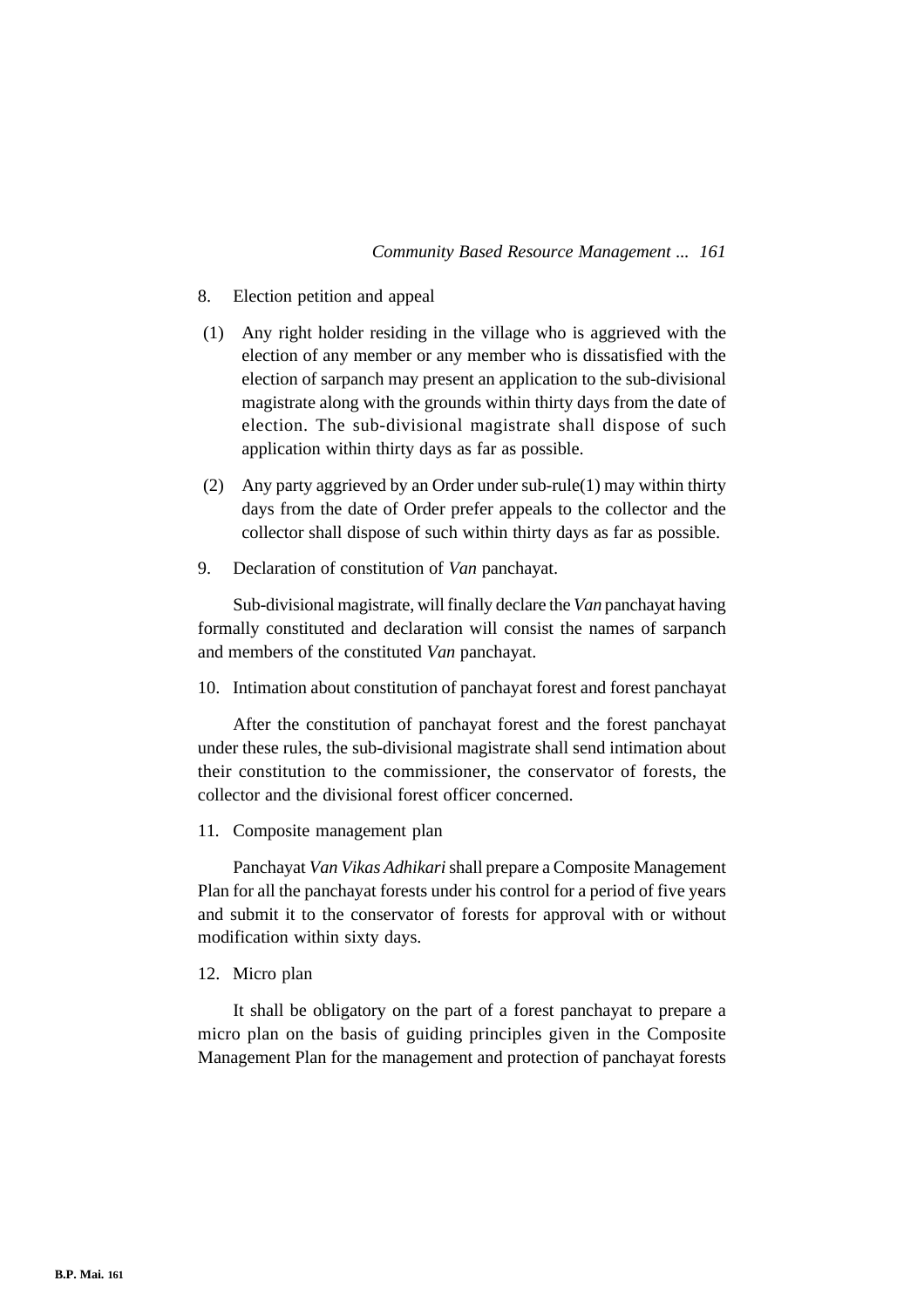8. Election petition and appeal

(1) Any right holder residing in the village who is aggrieved with the election of any member or any member who is dissatisfied with the election of sarpanch may present an application to the sub-divisional magistrate along with the grounds within thirty days from the date of election. The sub-divisional magistrate shall dispose of such application within thirty days as far as possible.

(2) Any party aggrieved by an Order under sub-rule(1) may within thirty days from the date of Order prefer appeals to the collector and the collector shall dispose of such within thirty days as far as possible.

9. Declaration of constitution of *Van* panchayat.

Sub-divisional magistrate, will finally declare the *Van* panchayat having formally constituted and declaration will consist the names of sarpanch and members of the constituted *Van* panchayat.

10. Intimation about constitution of panchayat forest and forest panchayat

After the constitution of panchayat forest and the forest panchayat under these rules, the sub-divisional magistrate shall send intimation about their constitution to the commissioner, the conservator of forests, the collector and the divisional forest officer concerned.

11. Composite management plan

Panchayat *Van Vikas Adhikari* shall prepare a Composite Management Plan for all the panchayat forests under his control for a period of five years and submit it to the conservator of forests for approval with or without modification within sixty days.

12. Micro plan

It shall be obligatory on the part of a forest panchayat to prepare a micro plan on the basis of guiding principles given in the Composite Management Plan for the management and protection of panchayat forests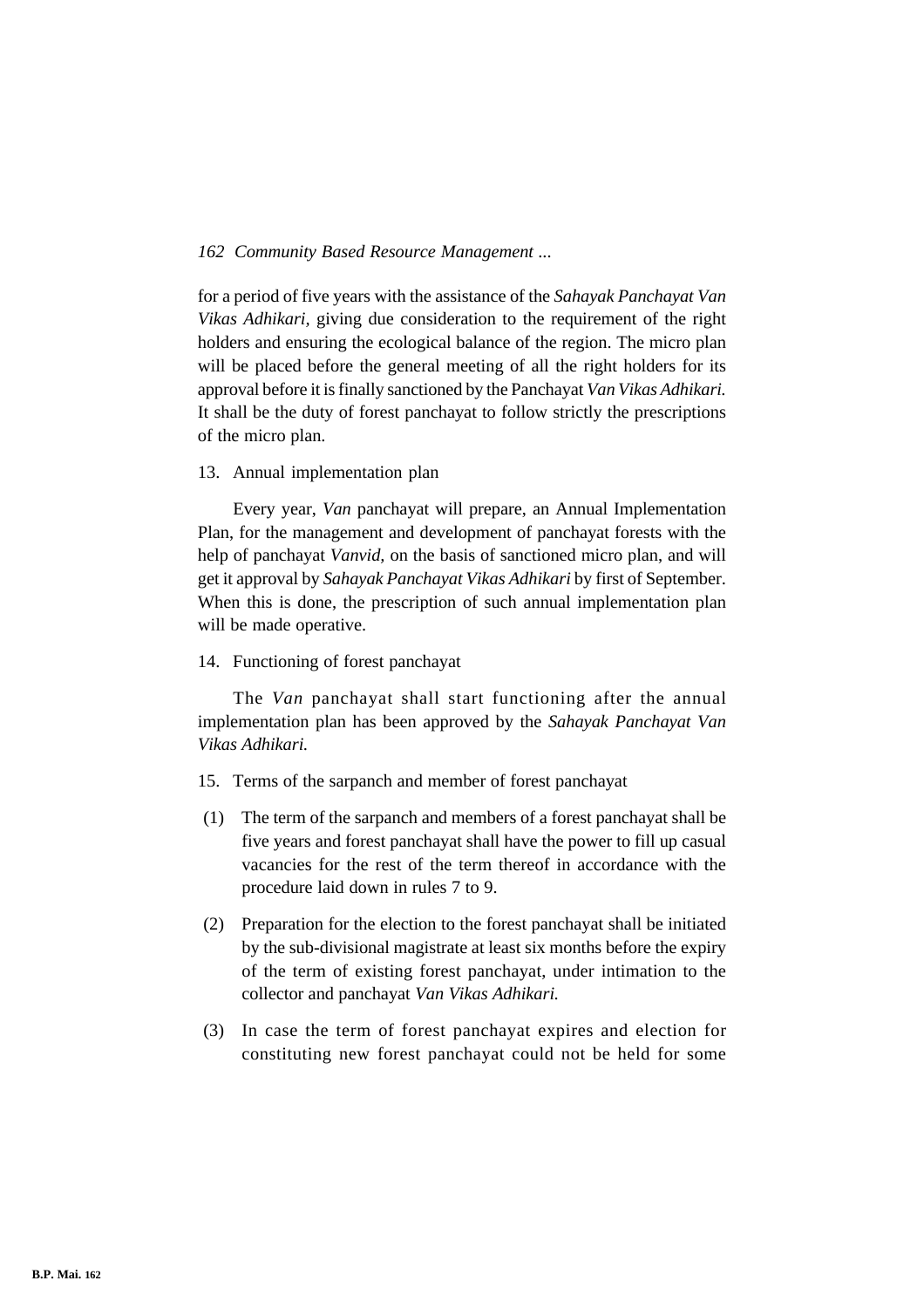for a period of five years with the assistance of the *Sahayak Panchayat Van Vikas Adhikari,* giving due consideration to the requirement of the right holders and ensuring the ecological balance of the region. The micro plan will be placed before the general meeting of all the right holders for its approval before it is finally sanctioned by the Panchayat *Van Vikas Adhikari.* It shall be the duty of forest panchayat to follow strictly the prescriptions of the micro plan.

13. Annual implementation plan

Every year, *Van* panchayat will prepare, an Annual Implementation Plan, for the management and development of panchayat forests with the help of panchayat *Vanvid*, on the basis of sanctioned micro plan, and will get it approval by *Sahayak Panchayat Vikas Adhikari* by first of September. When this is done, the prescription of such annual implementation plan will be made operative.

14. Functioning of forest panchayat

The *Van* panchayat shall start functioning after the annual implementation plan has been approved by the *Sahayak Panchayat Van Vikas Adhikari.*

15. Terms of the sarpanch and member of forest panchayat

(1) The term of the sarpanch and members of a forest panchayat shall be five years and forest panchayat shall have the power to fill up casual vacancies for the rest of the term thereof in accordance with the procedure laid down in rules 7 to 9.

(2) Preparation for the election to the forest panchayat shall be initiated by the sub-divisional magistrate at least six months before the expiry of the term of existing forest panchayat, under intimation to the collector and panchayat *Van Vikas Adhikari.*

(3) In case the term of forest panchayat expires and election for constituting new forest panchayat could not be held for some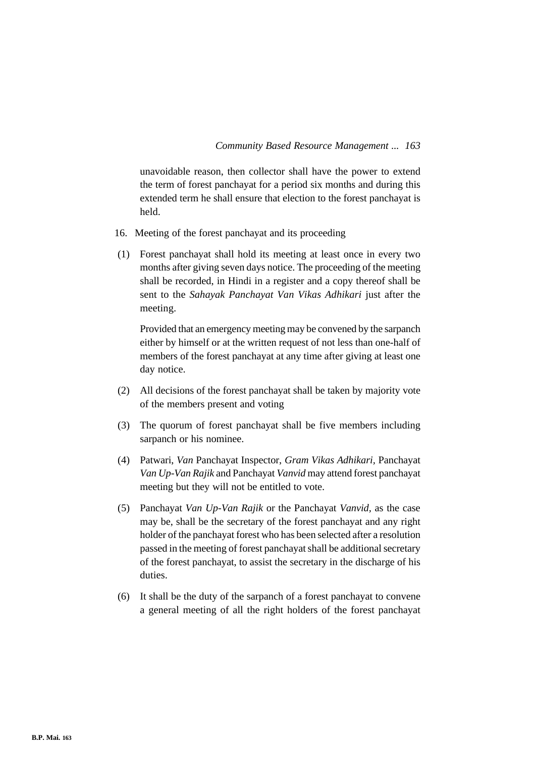unavoidable reason, then collector shall have the power to extend the term of forest panchayat for a period six months and during this extended term he shall ensure that election to the forest panchayat is held.

16. Meeting of the forest panchayat and its proceeding

(1) Forest panchayat shall hold its meeting at least once in every two months after giving seven days notice. The proceeding of the meeting shall be recorded, in Hindi in a register and a copy thereof shall be sent to the *Sahayak Panchayat Van Vikas Adhikari* just after the meeting.

    Provided that an emergency meeting may be convened by the sarpanch either by himself or at the written request of not less than one-half of members of the forest panchayat at any time after giving at least one day notice.

(2) All decisions of the forest panchayat shall be taken by majority vote of the members present and voting

(3) The quorum of forest panchayat shall be five members including sarpanch or his nominee.

(4) Patwari, *Van* Panchayat Inspector, *Gram Vikas Adhikari*, Panchayat *Van Up-Van Rajik* and Panchayat *Vanvid* may attend forest panchayat meeting but they will not be entitled to vote.

(5) Panchayat *Van Up-Van Rajik* or the Panchayat *Vanvid*, as the case may be, shall be the secretary of the forest panchayat and any right holder of the panchayat forest who has been selected after a resolution passed in the meeting of forest panchayat shall be additional secretary of the forest panchayat, to assist the secretary in the discharge of his duties.

(6) It shall be the duty of the sarpanch of a forest panchayat to convene a general meeting of all the right holders of the forest panchayat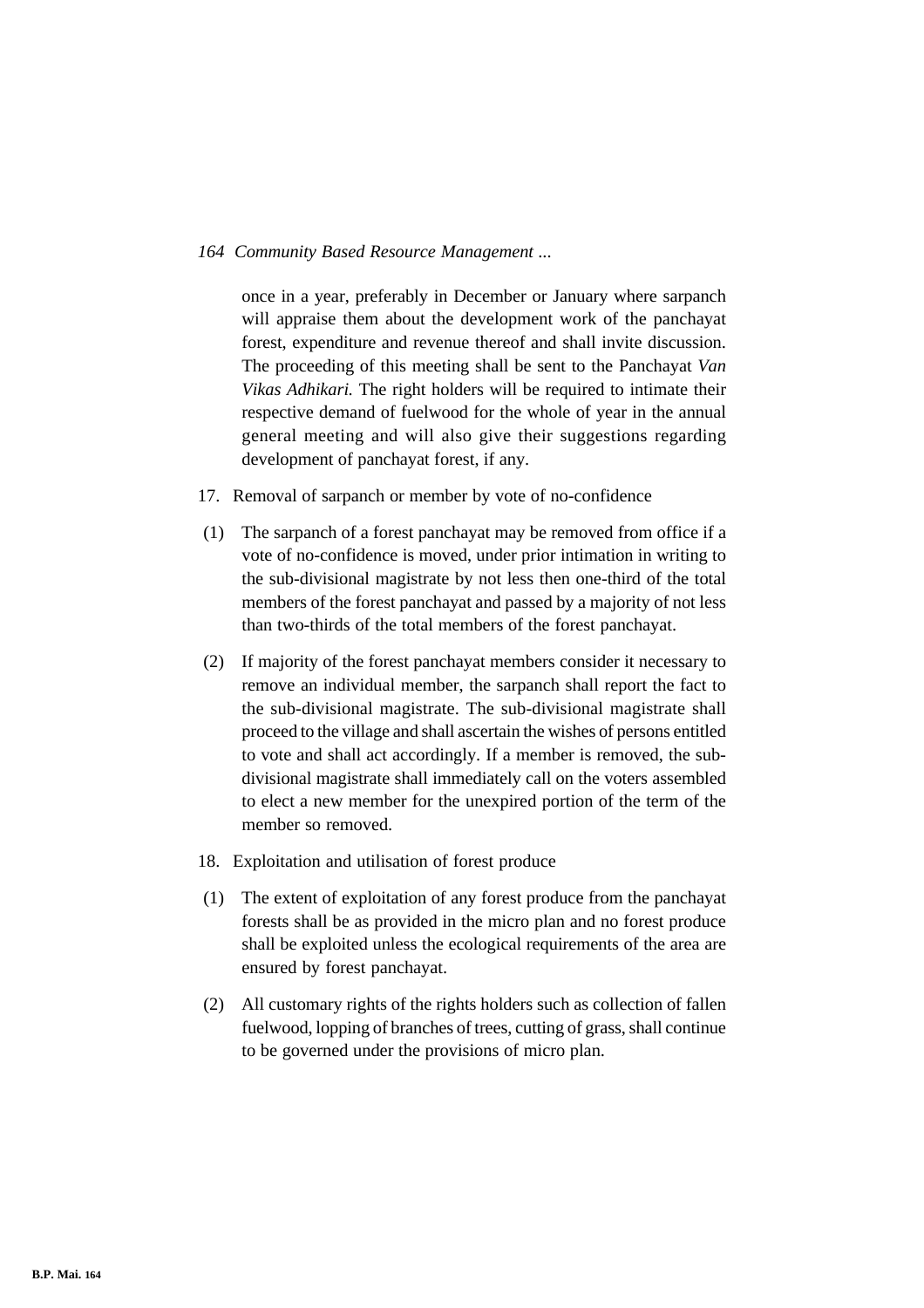once in a year, preferably in December or January where sarpanch will appraise them about the development work of the panchayat forest, expenditure and revenue thereof and shall invite discussion. The proceeding of this meeting shall be sent to the Panchayat *Van Vikas Adhikari.* The right holders will be required to intimate their respective demand of fuelwood for the whole of year in the annual general meeting and will also give their suggestions regarding development of panchayat forest, if any.

17. Removal of sarpanch or member by vote of no-confidence

(1) The sarpanch of a forest panchayat may be removed from office if a vote of no-confidence is moved, under prior intimation in writing to the sub-divisional magistrate by not less then one-third of the total members of the forest panchayat and passed by a majority of not less than two-thirds of the total members of the forest panchayat.

(2) If majority of the forest panchayat members consider it necessary to remove an individual member, the sarpanch shall report the fact to the sub-divisional magistrate. The sub-divisional magistrate shall proceed to the village and shall ascertain the wishes of persons entitled to vote and shall act accordingly. If a member is removed, the sub-divisional magistrate shall immediately call on the voters assembled to elect a new member for the unexpired portion of the term of the member so removed.

18. Exploitation and utilisation of forest produce

(1) The extent of exploitation of any forest produce from the panchayat forests shall be as provided in the micro plan and no forest produce shall be exploited unless the ecological requirements of the area are ensured by forest panchayat.

(2) All customary rights of the rights holders such as collection of fallen fuelwood, lopping of branches of trees, cutting of grass, shall continue to be governed under the provisions of micro plan.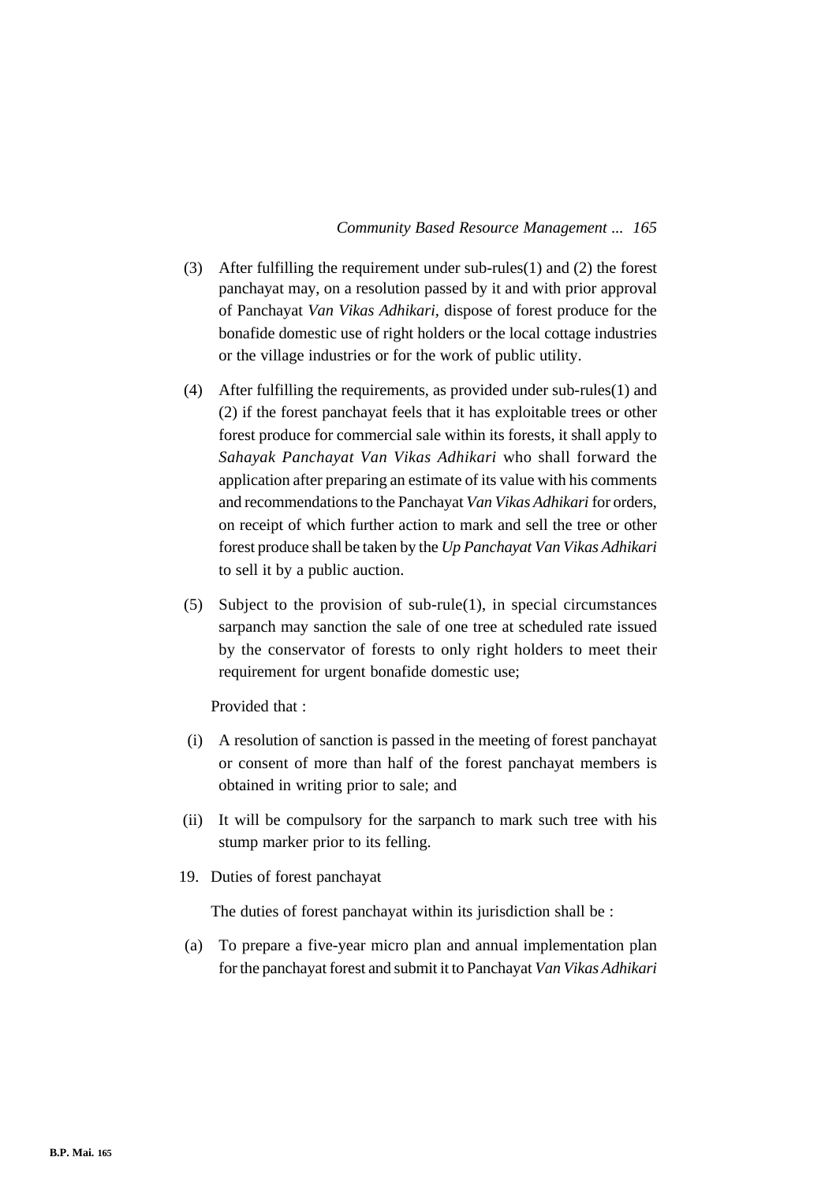(3) After fulfilling the requirement under sub-rules(1) and (2) the forest panchayat may, on a resolution passed by it and with prior approval of Panchayat *Van Vikas Adhikari,* dispose of forest produce for the bonafide domestic use of right holders or the local cottage industries or the village industries or for the work of public utility.

(4) After fulfilling the requirements, as provided under sub-rules(1) and (2) if the forest panchayat feels that it has exploitable trees or other forest produce for commercial sale within its forests, it shall apply to *Sahayak Panchayat Van Vikas Adhikari* who shall forward the application after preparing an estimate of its value with his comments and recommendations to the Panchayat *Van Vikas Adhikari* for orders, on receipt of which further action to mark and sell the tree or other forest produce shall be taken by the *Up Panchayat Van Vikas Adhikari* to sell it by a public auction.

(5) Subject to the provision of sub-rule(1), in special circumstances sarpanch may sanction the sale of one tree at scheduled rate issued by the conservator of forests to only right holders to meet their requirement for urgent bonafide domestic use;

Provided that :

(i) A resolution of sanction is passed in the meeting of forest panchayat or consent of more than half of the forest panchayat members is obtained in writing prior to sale; and

(ii) It will be compulsory for the sarpanch to mark such tree with his stump marker prior to its felling.

19. Duties of forest panchayat

The duties of forest panchayat within its jurisdiction shall be :

(a) To prepare a five-year micro plan and annual implementation plan for the panchayat forest and submit it to Panchayat *Van Vikas Adhikari*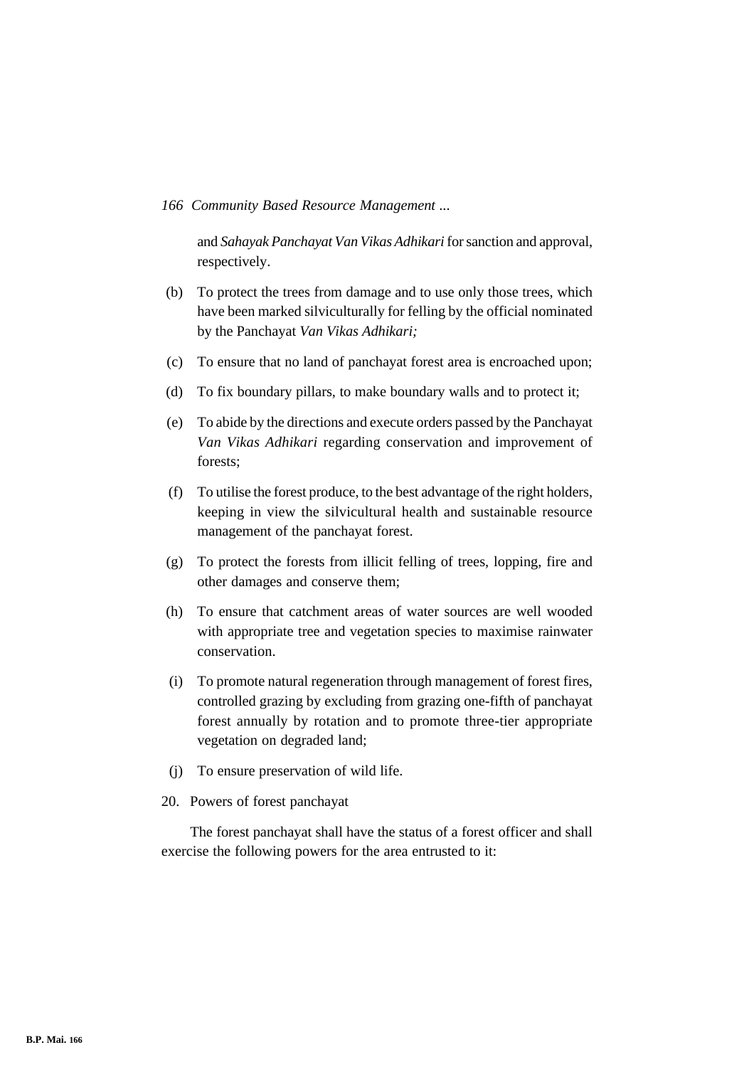and *Sahayak Panchayat Van Vikas Adhikari* for sanction and approval, respectively.

(b) To protect the trees from damage and to use only those trees, which have been marked silviculturally for felling by the official nominated by the Panchayat *Van Vikas Adhikari;*

(c) To ensure that no land of panchayat forest area is encroached upon;

(d) To fix boundary pillars, to make boundary walls and to protect it;

(e) To abide by the directions and execute orders passed by the Panchayat *Van Vikas Adhikari* regarding conservation and improvement of forests;

(f) To utilise the forest produce, to the best advantage of the right holders, keeping in view the silvicultural health and sustainable resource management of the panchayat forest.

(g) To protect the forests from illicit felling of trees, lopping, fire and other damages and conserve them;

(h) To ensure that catchment areas of water sources are well wooded with appropriate tree and vegetation species to maximise rainwater conservation.

(i) To promote natural regeneration through management of forest fires, controlled grazing by excluding from grazing one-fifth of panchayat forest annually by rotation and to promote three-tier appropriate vegetation on degraded land;

(j) To ensure preservation of wild life.

20. Powers of forest panchayat

The forest panchayat shall have the status of a forest officer and shall exercise the following powers for the area entrusted to it: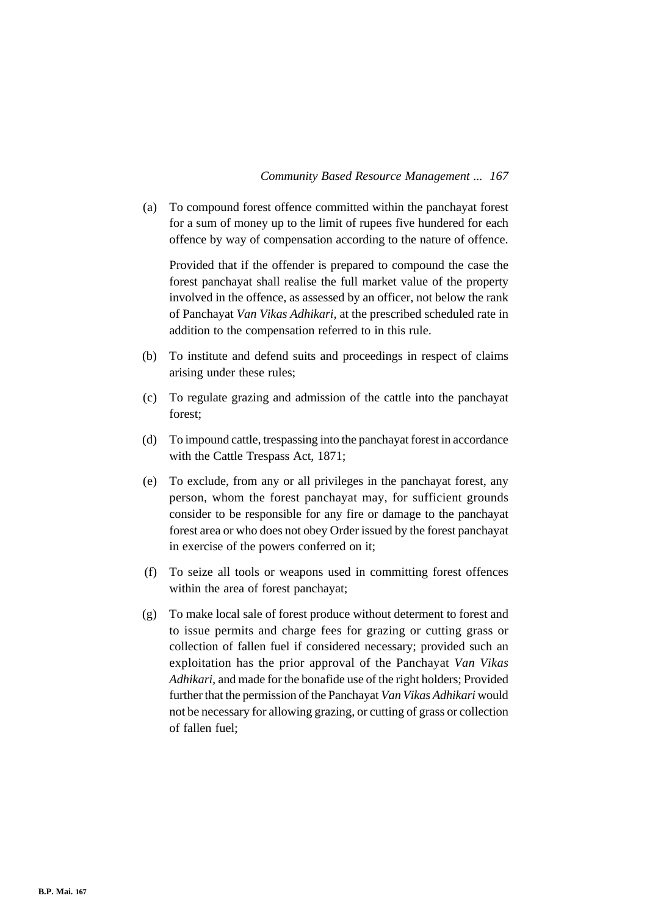(a) To compound forest offence committed within the panchayat forest for a sum of money up to the limit of rupees five hundered for each offence by way of compensation according to the nature of offence.

Provided that if the offender is prepared to compound the case the forest panchayat shall realise the full market value of the property involved in the offence, as assessed by an officer, not below the rank of Panchayat *Van Vikas Adhikari,* at the prescribed scheduled rate in addition to the compensation referred to in this rule.

(b) To institute and defend suits and proceedings in respect of claims arising under these rules;

(c) To regulate grazing and admission of the cattle into the panchayat forest;

(d) To impound cattle, trespassing into the panchayat forest in accordance with the Cattle Trespass Act, 1871;

(e) To exclude, from any or all privileges in the panchayat forest, any person, whom the forest panchayat may, for sufficient grounds consider to be responsible for any fire or damage to the panchayat forest area or who does not obey Order issued by the forest panchayat in exercise of the powers conferred on it;

(f) To seize all tools or weapons used in committing forest offences within the area of forest panchayat;

(g) To make local sale of forest produce without determent to forest and to issue permits and charge fees for grazing or cutting grass or collection of fallen fuel if considered necessary; provided such an exploitation has the prior approval of the Panchayat *Van Vikas Adhikari,* and made for the bonafide use of the right holders; Provided further that the permission of the Panchayat *Van Vikas Adhikari* would not be necessary for allowing grazing, or cutting of grass or collection of fallen fuel;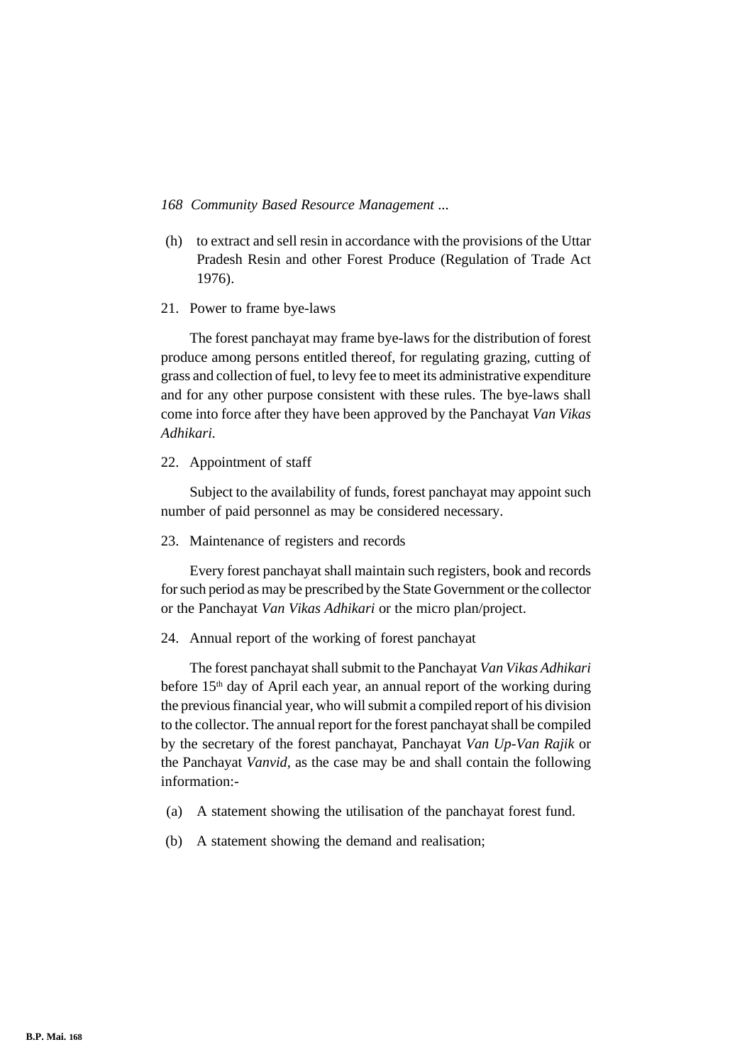(h) to extract and sell resin in accordance with the provisions of the Uttar Pradesh Resin and other Forest Produce (Regulation of Trade Act 1976).

21. Power to frame bye-laws

The forest panchayat may frame bye-laws for the distribution of forest produce among persons entitled thereof, for regulating grazing, cutting of grass and collection of fuel, to levy fee to meet its administrative expenditure and for any other purpose consistent with these rules. The bye-laws shall come into force after they have been approved by the Panchayat *Van Vikas Adhikari.*

22. Appointment of staff

Subject to the availability of funds, forest panchayat may appoint such number of paid personnel as may be considered necessary.

23. Maintenance of registers and records

Every forest panchayat shall maintain such registers, book and records for such period as may be prescribed by the State Government or the collector or the Panchayat *Van Vikas Adhikari* or the micro plan/project.

24. Annual report of the working of forest panchayat

The forest panchayat shall submit to the Panchayat *Van Vikas Adhikari* before 15th day of April each year, an annual report of the working during the previous financial year, who will submit a compiled report of his division to the collector. The annual report for the forest panchayat shall be compiled by the secretary of the forest panchayat, Panchayat *Van Up-Van Rajik* or the Panchayat *Vanvid*, as the case may be and shall contain the following information:-

(a) A statement showing the utilisation of the panchayat forest fund.

(b) A statement showing the demand and realisation;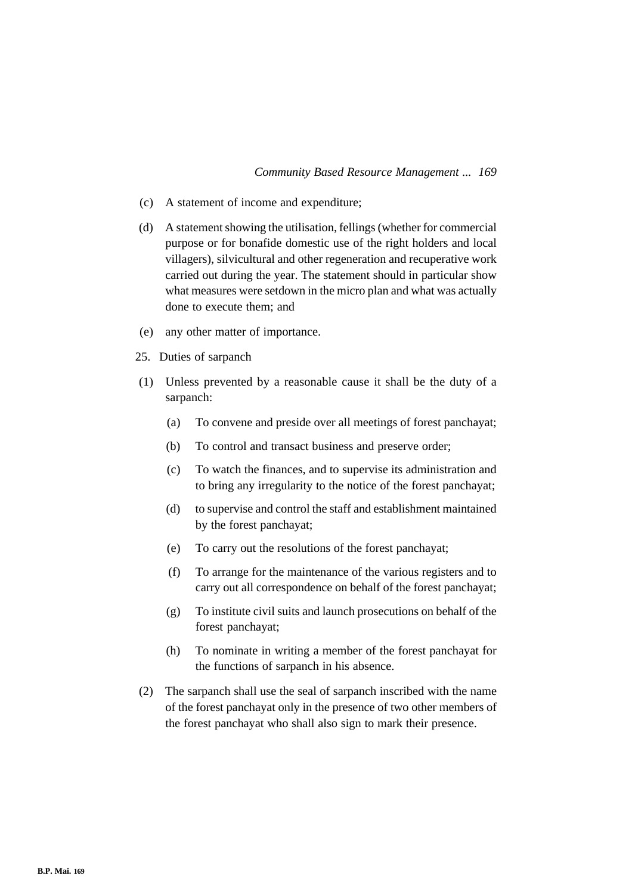(c) A statement of income and expenditure;

(d) A statement showing the utilisation, fellings (whether for commercial purpose or for bonafide domestic use of the right holders and local villagers), silvicultural and other regeneration and recuperative work carried out during the year. The statement should in particular show what measures were setdown in the micro plan and what was actually done to execute them; and

(e) any other matter of importance.

25. Duties of sarpanch

(1) Unless prevented by a reasonable cause it shall be the duty of a sarpanch:

(a) To convene and preside over all meetings of forest panchayat;

(b) To control and transact business and preserve order;

(c) To watch the finances, and to supervise its administration and to bring any irregularity to the notice of the forest panchayat;

(d) to supervise and control the staff and establishment maintained by the forest panchayat;

(e) To carry out the resolutions of the forest panchayat;

(f) To arrange for the maintenance of the various registers and to carry out all correspondence on behalf of the forest panchayat;

(g) To institute civil suits and launch prosecutions on behalf of the forest panchayat;

(h) To nominate in writing a member of the forest panchayat for the functions of sarpanch in his absence.

(2) The sarpanch shall use the seal of sarpanch inscribed with the name of the forest panchayat only in the presence of two other members of the forest panchayat who shall also sign to mark their presence.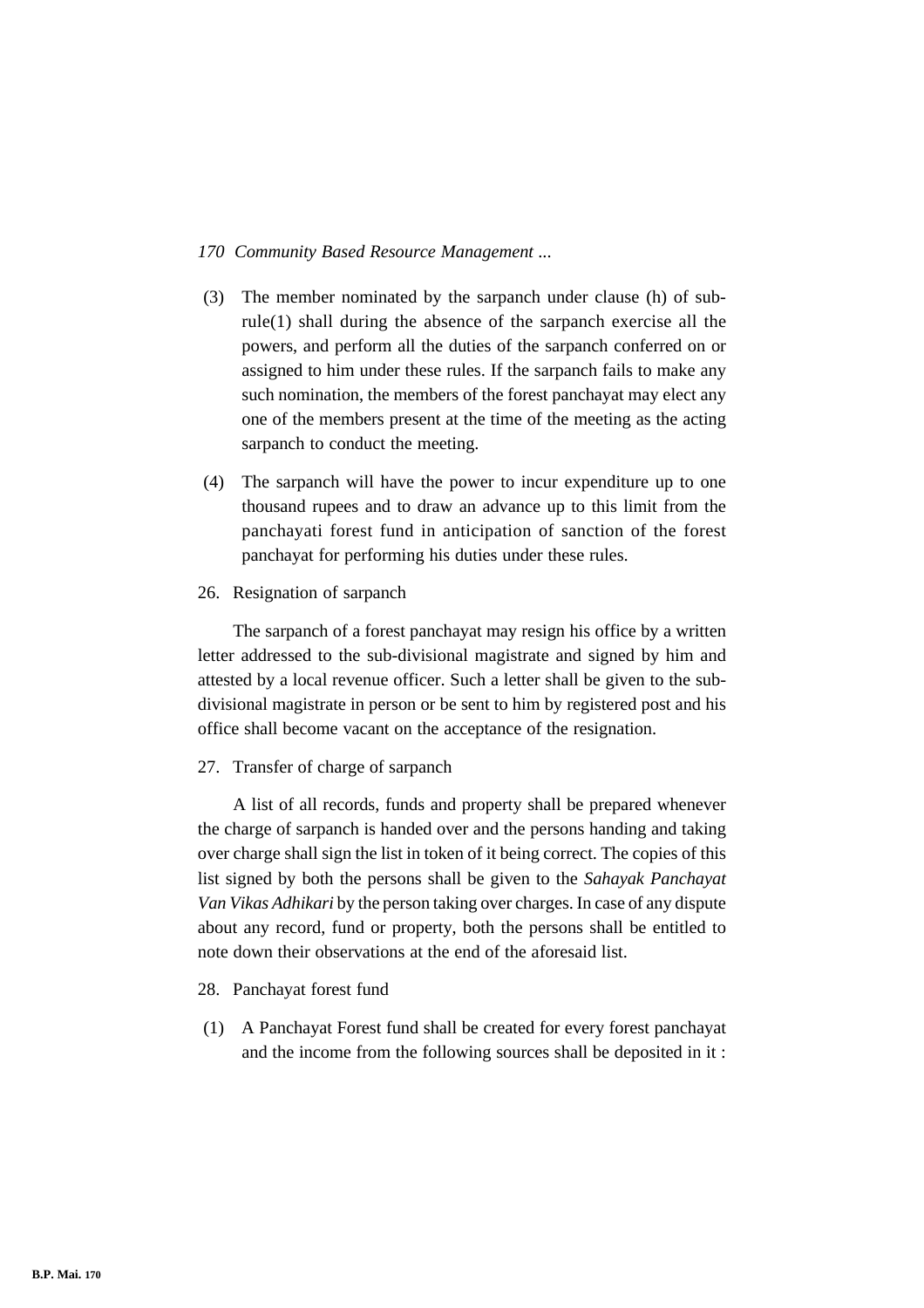(3) The member nominated by the sarpanch under clause (h) of sub-rule(1) shall during the absence of the sarpanch exercise all the powers, and perform all the duties of the sarpanch conferred on or assigned to him under these rules. If the sarpanch fails to make any such nomination, the members of the forest panchayat may elect any one of the members present at the time of the meeting as the acting sarpanch to conduct the meeting.

(4) The sarpanch will have the power to incur expenditure up to one thousand rupees and to draw an advance up to this limit from the panchayati forest fund in anticipation of sanction of the forest panchayat for performing his duties under these rules.

26. Resignation of sarpanch

The sarpanch of a forest panchayat may resign his office by a written letter addressed to the sub-divisional magistrate and signed by him and attested by a local revenue officer. Such a letter shall be given to the sub-divisional magistrate in person or be sent to him by registered post and his office shall become vacant on the acceptance of the resignation.

27. Transfer of charge of sarpanch

A list of all records, funds and property shall be prepared whenever the charge of sarpanch is handed over and the persons handing and taking over charge shall sign the list in token of it being correct. The copies of this list signed by both the persons shall be given to the *Sahayak Panchayat Van Vikas Adhikari* by the person taking over charges. In case of any dispute about any record, fund or property, both the persons shall be entitled to note down their observations at the end of the aforesaid list.

28. Panchayat forest fund

(1) A Panchayat Forest fund shall be created for every forest panchayat and the income from the following sources shall be deposited in it :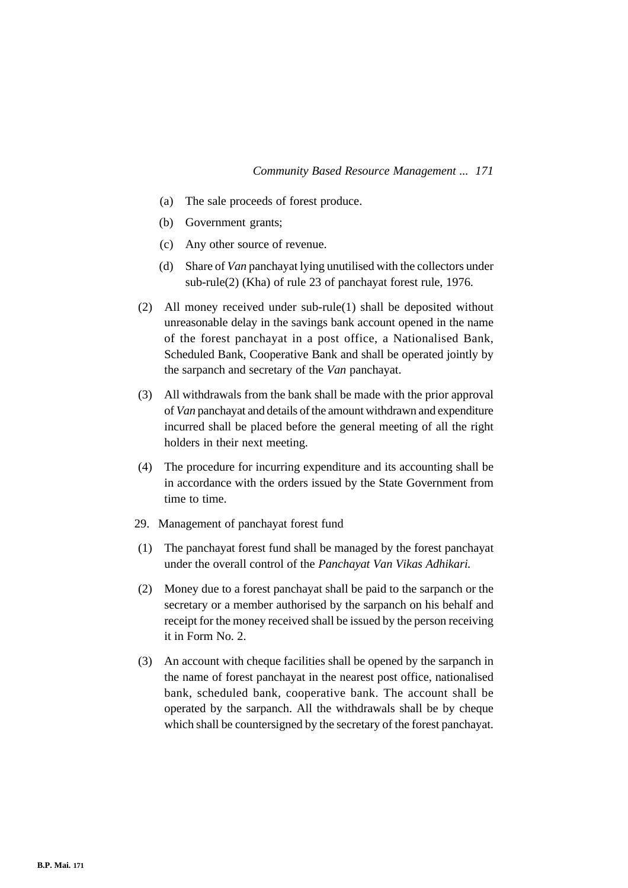(a) The sale proceeds of forest produce.

(b) Government grants;

(c) Any other source of revenue.

(d) Share of *Van* panchayat lying unutilised with the collectors under sub-rule(2) (Kha) of rule 23 of panchayat forest rule, 1976.

(2) All money received under sub-rule(1) shall be deposited without unreasonable delay in the savings bank account opened in the name of the forest panchayat in a post office, a Nationalised Bank, Scheduled Bank, Cooperative Bank and shall be operated jointly by the sarpanch and secretary of the *Van* panchayat.

(3) All withdrawals from the bank shall be made with the prior approval of *Van* panchayat and details of the amount withdrawn and expenditure incurred shall be placed before the general meeting of all the right holders in their next meeting.

(4) The procedure for incurring expenditure and its accounting shall be in accordance with the orders issued by the State Government from time to time.

29. Management of panchayat forest fund

(1) The panchayat forest fund shall be managed by the forest panchayat under the overall control of the *Panchayat Van Vikas Adhikari.*

(2) Money due to a forest panchayat shall be paid to the sarpanch or the secretary or a member authorised by the sarpanch on his behalf and receipt for the money received shall be issued by the person receiving it in Form No. 2.

(3) An account with cheque facilities shall be opened by the sarpanch in the name of forest panchayat in the nearest post office, nationalised bank, scheduled bank, cooperative bank. The account shall be operated by the sarpanch. All the withdrawals shall be by cheque which shall be countersigned by the secretary of the forest panchayat.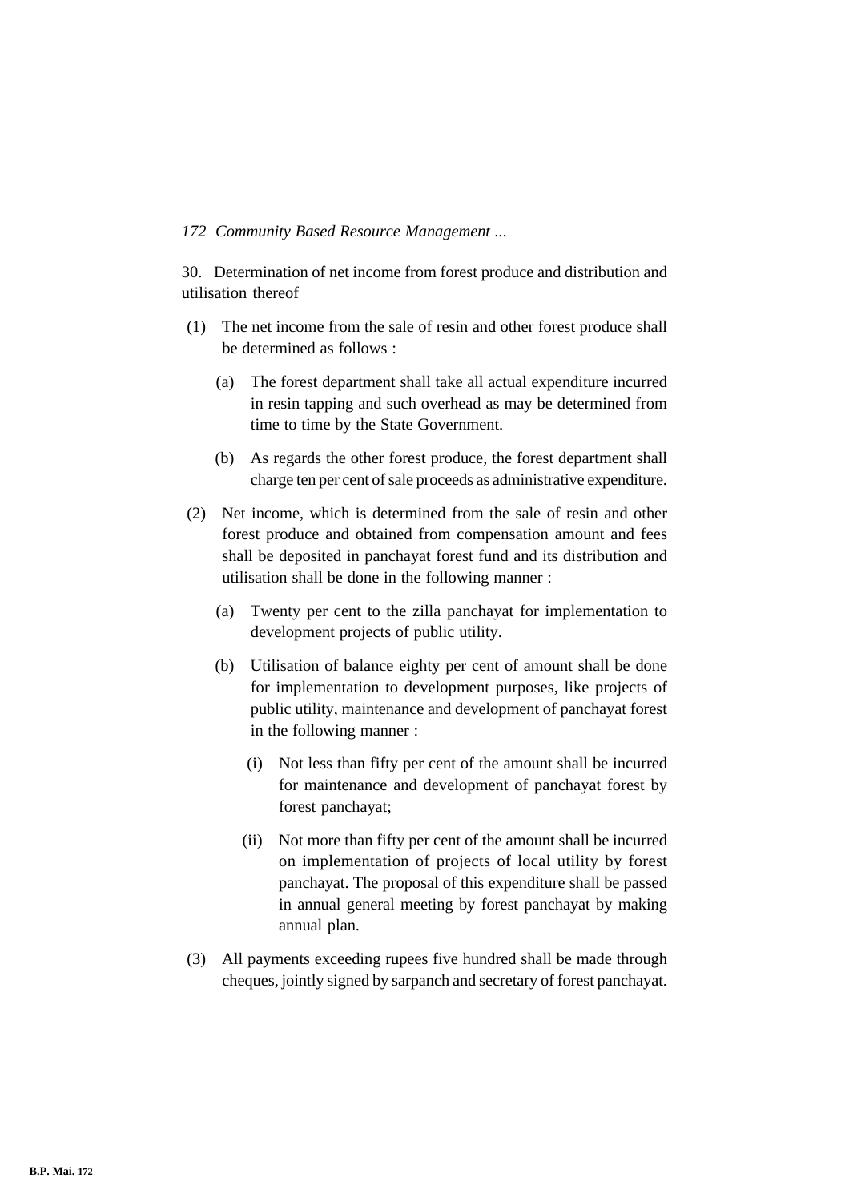30. Determination of net income from forest produce and distribution and utilisation thereof

(1) The net income from the sale of resin and other forest produce shall be determined as follows :

   (a) The forest department shall take all actual expenditure incurred in resin tapping and such overhead as may be determined from time to time by the State Government.

   (b) As regards the other forest produce, the forest department shall charge ten per cent of sale proceeds as administrative expenditure.

(2) Net income, which is determined from the sale of resin and other forest produce and obtained from compensation amount and fees shall be deposited in panchayat forest fund and its distribution and utilisation shall be done in the following manner :

   (a) Twenty per cent to the zilla panchayat for implementation to development projects of public utility.

   (b) Utilisation of balance eighty per cent of amount shall be done for implementation to development purposes, like projects of public utility, maintenance and development of panchayat forest in the following manner :

      (i) Not less than fifty per cent of the amount shall be incurred for maintenance and development of panchayat forest by forest panchayat;

      (ii) Not more than fifty per cent of the amount shall be incurred on implementation of projects of local utility by forest panchayat. The proposal of this expenditure shall be passed in annual general meeting by forest panchayat by making annual plan.

(3) All payments exceeding rupees five hundred shall be made through cheques, jointly signed by sarpanch and secretary of forest panchayat.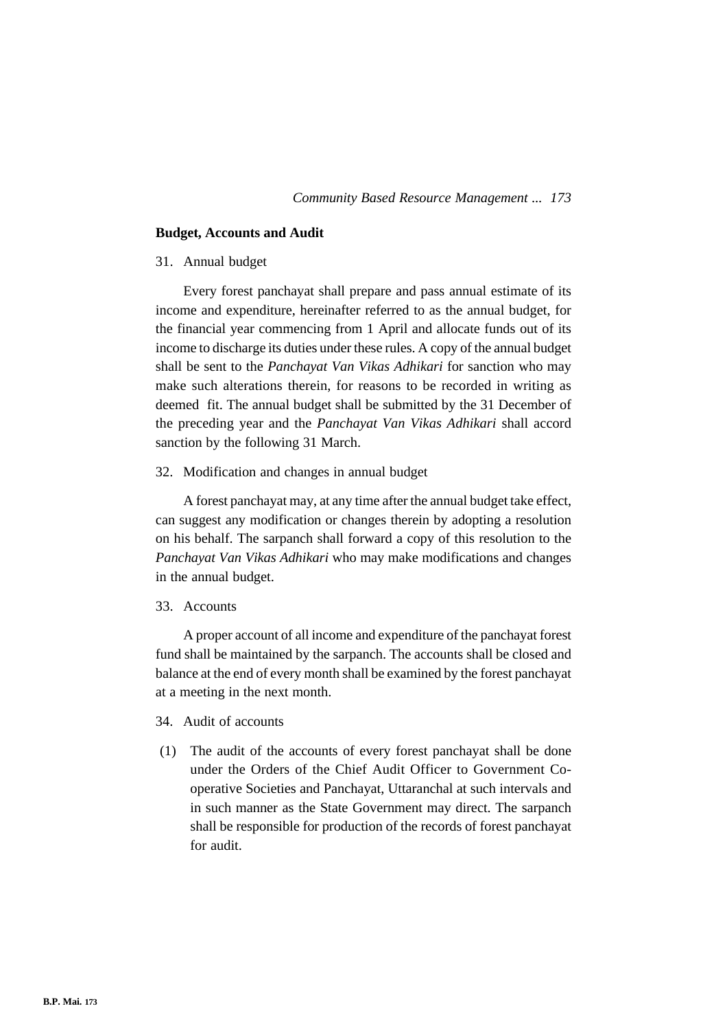**Budget, Accounts and Audit**

31. Annual budget

Every forest panchayat shall prepare and pass annual estimate of its income and expenditure, hereinafter referred to as the annual budget, for the financial year commencing from 1 April and allocate funds out of its income to discharge its duties under these rules. A copy of the annual budget shall be sent to the *Panchayat Van Vikas Adhikari* for sanction who may make such alterations therein, for reasons to be recorded in writing as deemed fit. The annual budget shall be submitted by the 31 December of the preceding year and the *Panchayat Van Vikas Adhikari* shall accord sanction by the following 31 March.

32. Modification and changes in annual budget

A forest panchayat may, at any time after the annual budget take effect, can suggest any modification or changes therein by adopting a resolution on his behalf. The sarpanch shall forward a copy of this resolution to the *Panchayat Van Vikas Adhikari* who may make modifications and changes in the annual budget.

33. Accounts

A proper account of all income and expenditure of the panchayat forest fund shall be maintained by the sarpanch. The accounts shall be closed and balance at the end of every month shall be examined by the forest panchayat at a meeting in the next month.

34. Audit of accounts

(1) The audit of the accounts of every forest panchayat shall be done under the Orders of the Chief Audit Officer to Government Co-operative Societies and Panchayat, Uttaranchal at such intervals and in such manner as the State Government may direct. The sarpanch shall be responsible for production of the records of forest panchayat for audit.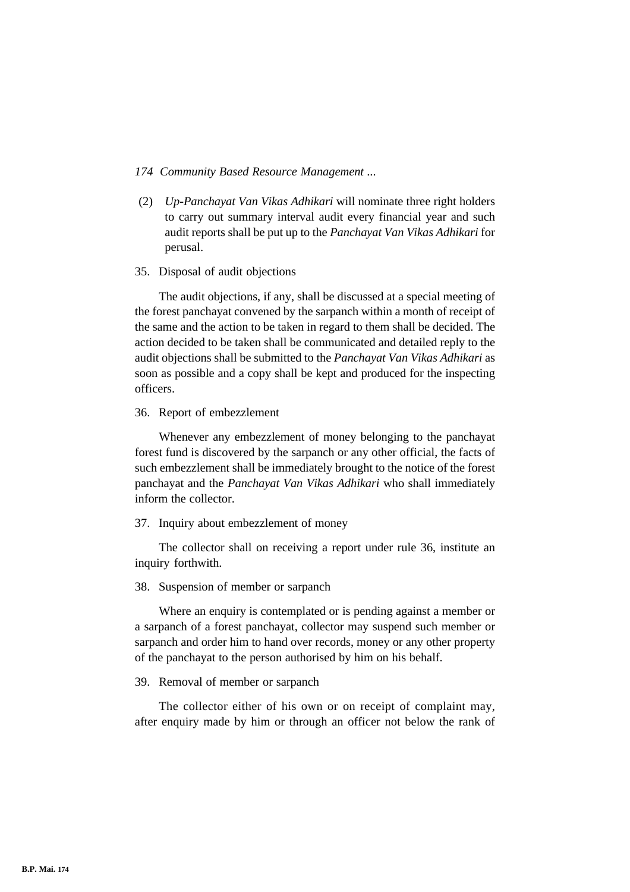(2) *Up-Panchayat Van Vikas Adhikari* will nominate three right holders to carry out summary interval audit every financial year and such audit reports shall be put up to the *Panchayat Van Vikas Adhikari* for perusal.

35. Disposal of audit objections

The audit objections, if any, shall be discussed at a special meeting of the forest panchayat convened by the sarpanch within a month of receipt of the same and the action to be taken in regard to them shall be decided. The action decided to be taken shall be communicated and detailed reply to the audit objections shall be submitted to the *Panchayat Van Vikas Adhikari* as soon as possible and a copy shall be kept and produced for the inspecting officers.

36. Report of embezzlement

Whenever any embezzlement of money belonging to the panchayat forest fund is discovered by the sarpanch or any other official, the facts of such embezzlement shall be immediately brought to the notice of the forest panchayat and the *Panchayat Van Vikas Adhikari* who shall immediately inform the collector.

37. Inquiry about embezzlement of money

The collector shall on receiving a report under rule 36, institute an inquiry forthwith.

38. Suspension of member or sarpanch

Where an enquiry is contemplated or is pending against a member or a sarpanch of a forest panchayat, collector may suspend such member or sarpanch and order him to hand over records, money or any other property of the panchayat to the person authorised by him on his behalf.

39. Removal of member or sarpanch

The collector either of his own or on receipt of complaint may, after enquiry made by him or through an officer not below the rank of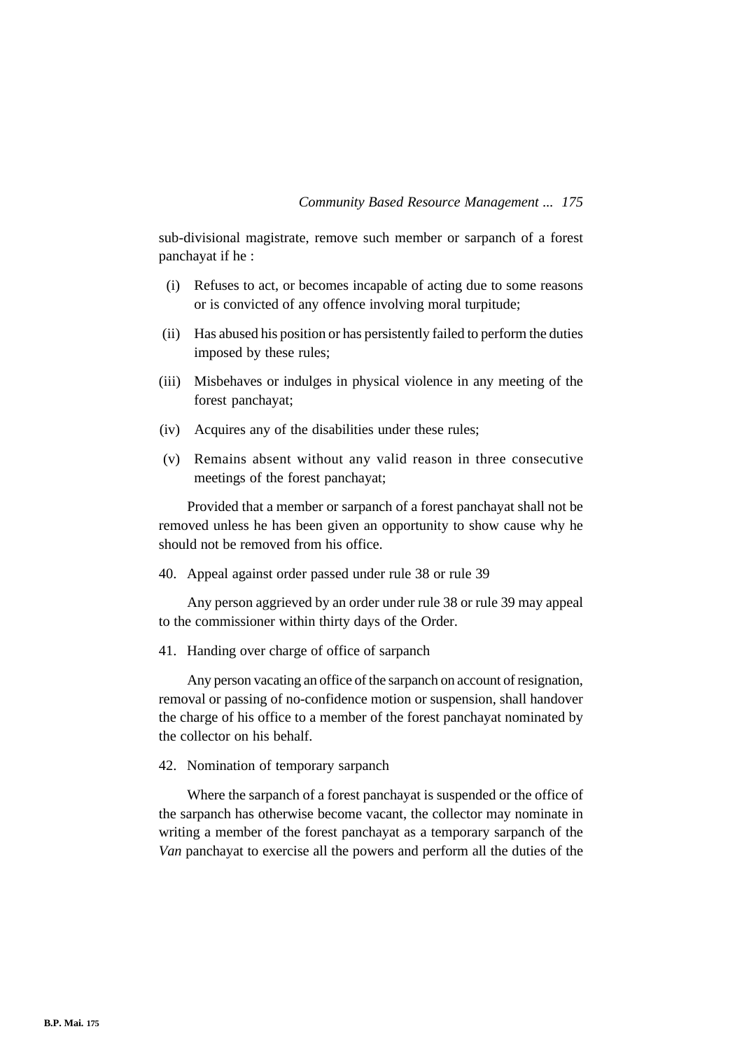sub-divisional magistrate, remove such member or sarpanch of a forest panchayat if he :

(i) Refuses to act, or becomes incapable of acting due to some reasons or is convicted of any offence involving moral turpitude;

(ii) Has abused his position or has persistently failed to perform the duties imposed by these rules;

(iii) Misbehaves or indulges in physical violence in any meeting of the forest panchayat;

(iv) Acquires any of the disabilities under these rules;

(v) Remains absent without any valid reason in three consecutive meetings of the forest panchayat;

Provided that a member or sarpanch of a forest panchayat shall not be removed unless he has been given an opportunity to show cause why he should not be removed from his office.

40. Appeal against order passed under rule 38 or rule 39

Any person aggrieved by an order under rule 38 or rule 39 may appeal to the commissioner within thirty days of the Order.

41. Handing over charge of office of sarpanch

Any person vacating an office of the sarpanch on account of resignation, removal or passing of no-confidence motion or suspension, shall handover the charge of his office to a member of the forest panchayat nominated by the collector on his behalf.

42. Nomination of temporary sarpanch

Where the sarpanch of a forest panchayat is suspended or the office of the sarpanch has otherwise become vacant, the collector may nominate in writing a member of the forest panchayat as a temporary sarpanch of the *Van* panchayat to exercise all the powers and perform all the duties of the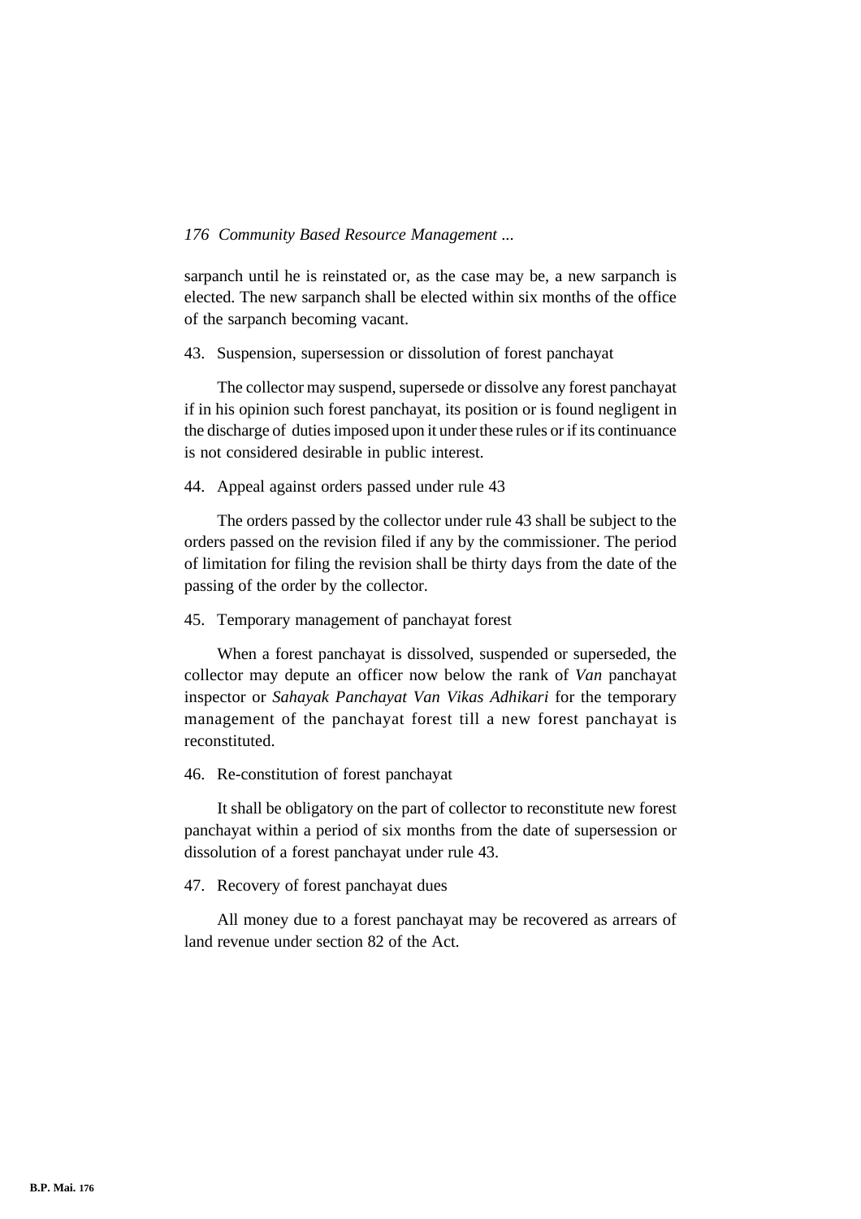sarpanch until he is reinstated or, as the case may be, a new sarpanch is elected. The new sarpanch shall be elected within six months of the office of the sarpanch becoming vacant.

43. Suspension, supersession or dissolution of forest panchayat

The collector may suspend, supersede or dissolve any forest panchayat if in his opinion such forest panchayat, its position or is found negligent in the discharge of duties imposed upon it under these rules or if its continuance is not considered desirable in public interest.

44. Appeal against orders passed under rule 43

The orders passed by the collector under rule 43 shall be subject to the orders passed on the revision filed if any by the commissioner. The period of limitation for filing the revision shall be thirty days from the date of the passing of the order by the collector.

45. Temporary management of panchayat forest

When a forest panchayat is dissolved, suspended or superseded, the collector may depute an officer now below the rank of *Van* panchayat inspector or *Sahayak Panchayat Van Vikas Adhikari* for the temporary management of the panchayat forest till a new forest panchayat is reconstituted.

46. Re-constitution of forest panchayat

It shall be obligatory on the part of collector to reconstitute new forest panchayat within a period of six months from the date of supersession or dissolution of a forest panchayat under rule 43.

47. Recovery of forest panchayat dues

All money due to a forest panchayat may be recovered as arrears of land revenue under section 82 of the Act.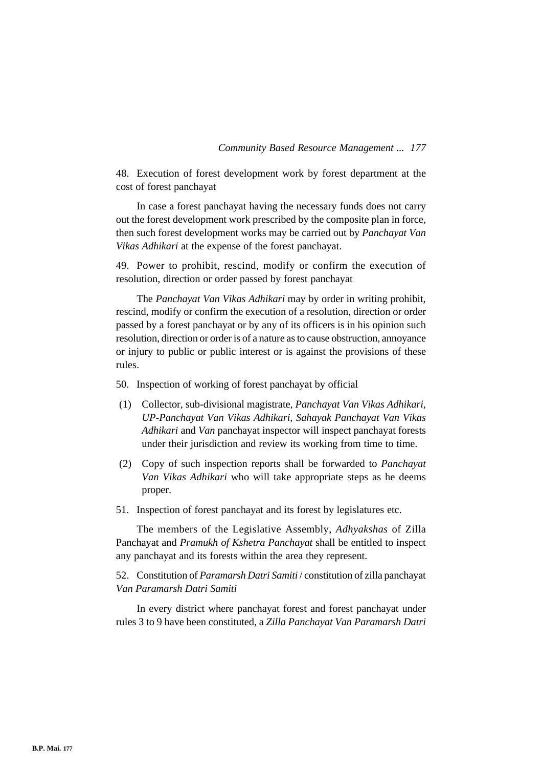48. Execution of forest development work by forest department at the cost of forest panchayat

In case a forest panchayat having the necessary funds does not carry out the forest development work prescribed by the composite plan in force, then such forest development works may be carried out by *Panchayat Van Vikas Adhikari* at the expense of the forest panchayat.

49. Power to prohibit, rescind, modify or confirm the execution of resolution, direction or order passed by forest panchayat

The *Panchayat Van Vikas Adhikari* may by order in writing prohibit, rescind, modify or confirm the execution of a resolution, direction or order passed by a forest panchayat or by any of its officers is in his opinion such resolution, direction or order is of a nature as to cause obstruction, annoyance or injury to public or public interest or is against the provisions of these rules.

50. Inspection of working of forest panchayat by official

(1) Collector, sub-divisional magistrate, *Panchayat Van Vikas Adhikari, UP-Panchayat Van Vikas Adhikari, Sahayak Panchayat Van Vikas Adhikari* and *Van* panchayat inspector will inspect panchayat forests under their jurisdiction and review its working from time to time.

(2) Copy of such inspection reports shall be forwarded to *Panchayat Van Vikas Adhikari* who will take appropriate steps as he deems proper.

51. Inspection of forest panchayat and its forest by legislatures etc.

The members of the Legislative Assembly, *Adhyakshas* of Zilla Panchayat and *Pramukh of Kshetra Panchayat* shall be entitled to inspect any panchayat and its forests within the area they represent.

52. Constitution of *Paramarsh Datri Samiti* / constitution of zilla panchayat *Van Paramarsh Datri Samiti*

In every district where panchayat forest and forest panchayat under rules 3 to 9 have been constituted, a *Zilla Panchayat Van Paramarsh Datri*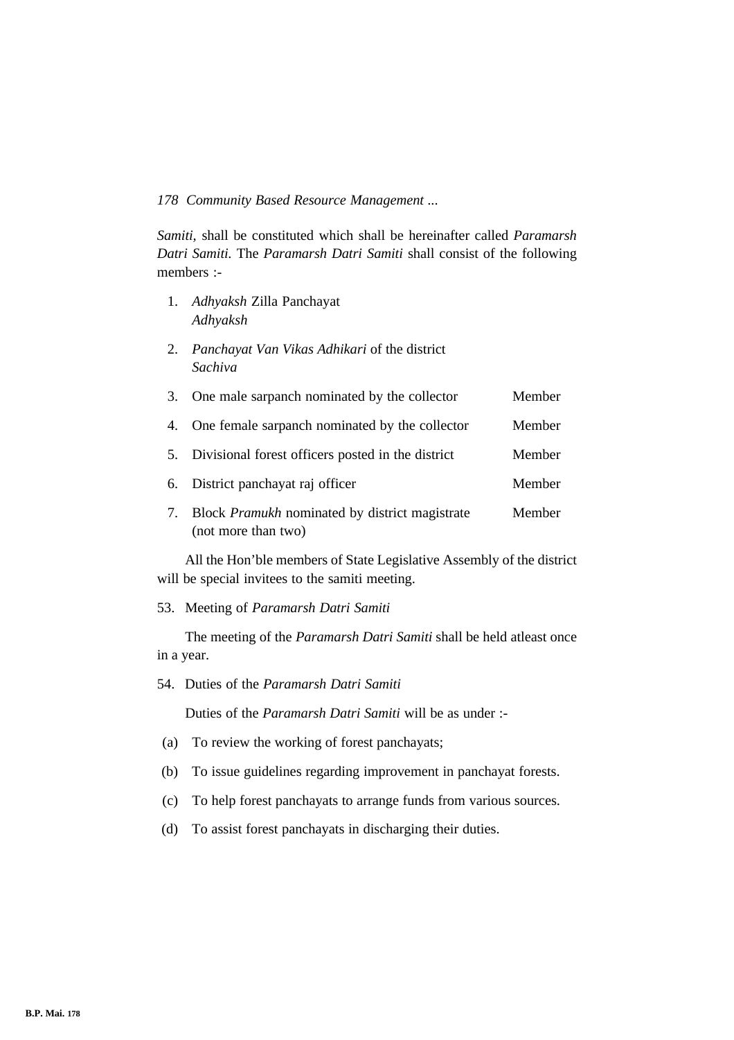*Samiti*, shall be constituted which shall be hereinafter called *Paramarsh Datri Samiti*. The *Paramarsh Datri Samiti* shall consist of the following members :-

| | | |
|---|---|---|
| 1. | *Adhyaksh* Zilla Panchayat | *Adhyaksh* |
| 2. | *Panchayat Van Vikas Adhikari* of the district | *Sachiva* |
| 3. | One male sarpanch nominated by the collector | Member |
| 4. | One female sarpanch nominated by the collector | Member |
| 5. | Divisional forest officers posted in the district | Member |
| 6. | District panchayat raj officer | Member |
| 7. | Block *Pramukh* nominated by district magistrate (not more than two) | Member |

All the Hon'ble members of State Legislative Assembly of the district will be special invitees to the samiti meeting.

53. Meeting of *Paramarsh Datri Samiti*

The meeting of the *Paramarsh Datri Samiti* shall be held atleast once in a year.

54. Duties of the *Paramarsh Datri Samiti*

Duties of the *Paramarsh Datri Samiti* will be as under :-

(a) To review the working of forest panchayats;

(b) To issue guidelines regarding improvement in panchayat forests.

(c) To help forest panchayats to arrange funds from various sources.

(d) To assist forest panchayats in discharging their duties.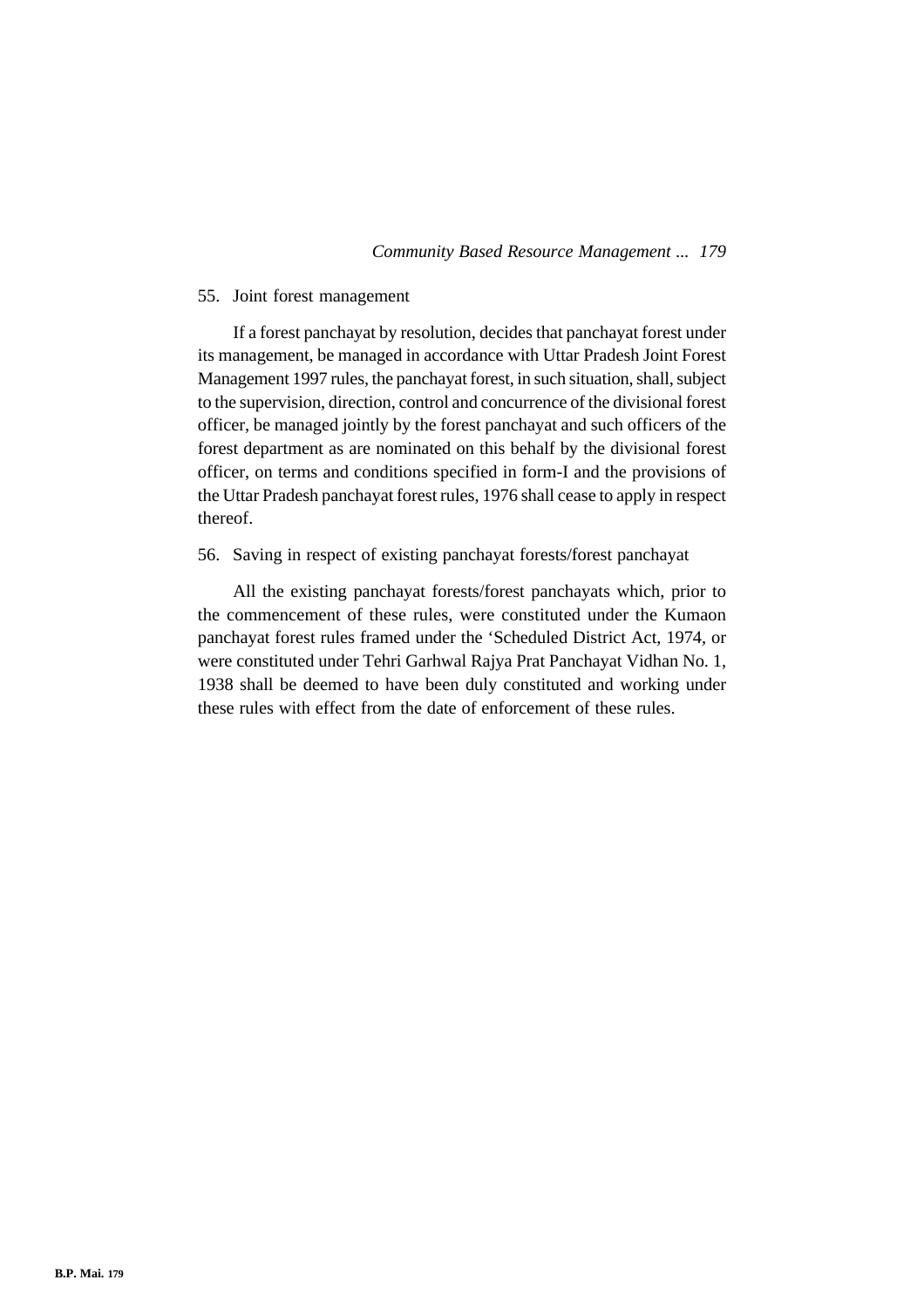55. Joint forest management

If a forest panchayat by resolution, decides that panchayat forest under its management, be managed in accordance with Uttar Pradesh Joint Forest Management 1997 rules, the panchayat forest, in such situation, shall, subject to the supervision, direction, control and concurrence of the divisional forest officer, be managed jointly by the forest panchayat and such officers of the forest department as are nominated on this behalf by the divisional forest officer, on terms and conditions specified in form-I and the provisions of the Uttar Pradesh panchayat forest rules, 1976 shall cease to apply in respect thereof.

56. Saving in respect of existing panchayat forests/forest panchayat

All the existing panchayat forests/forest panchayats which, prior to the commencement of these rules, were constituted under the Kumaon panchayat forest rules framed under the 'Scheduled District Act, 1974, or were constituted under Tehri Garhwal Rajya Prat Panchayat Vidhan No. 1, 1938 shall be deemed to have been duly constituted and working under these rules with effect from the date of enforcement of these rules.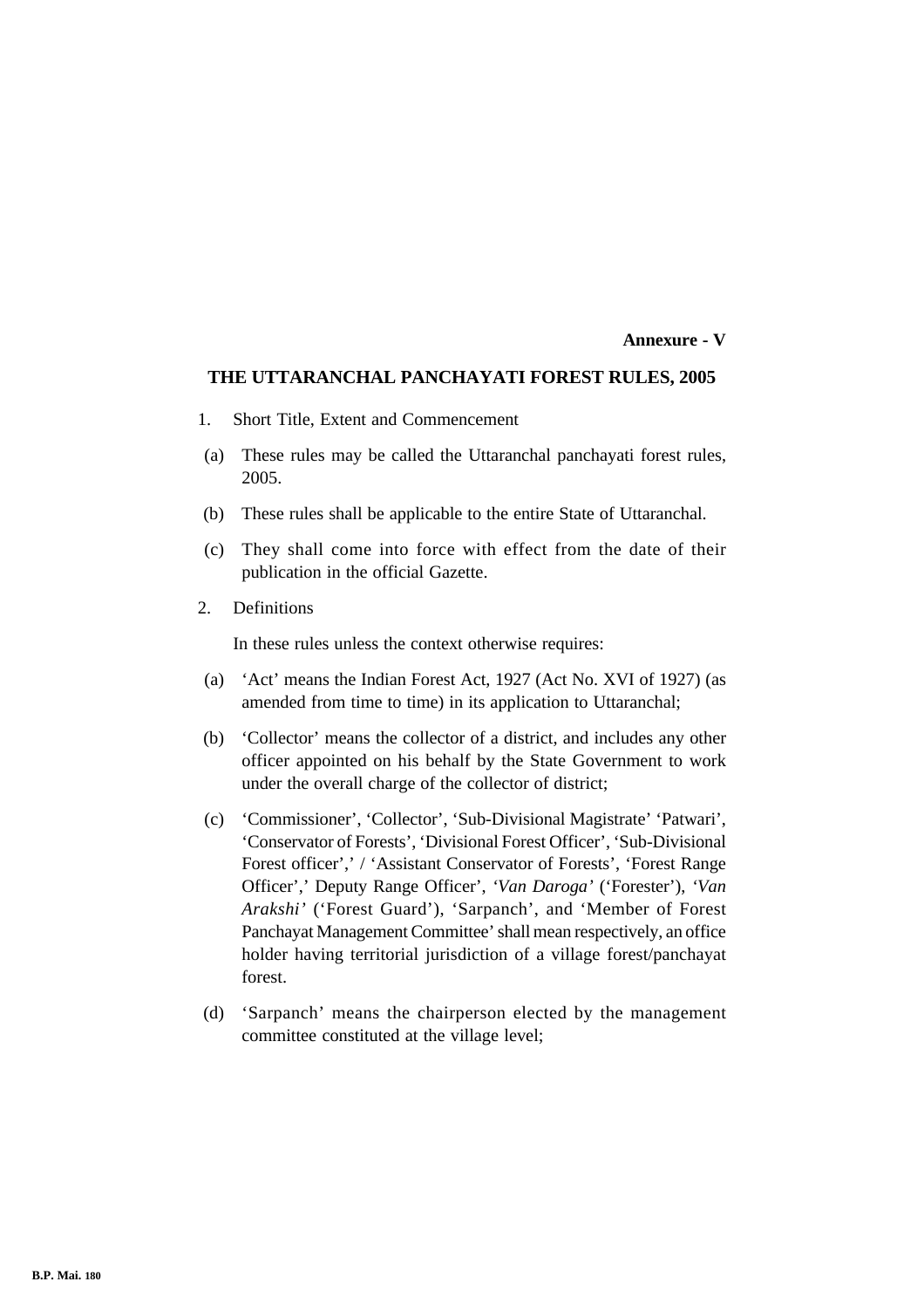**Annexure - V**

## THE UTTARANCHAL PANCHAYATI FOREST RULES, 2005

1. Short Title, Extent and Commencement

(a) These rules may be called the Uttaranchal panchayati forest rules, 2005.

(b) These rules shall be applicable to the entire State of Uttaranchal.

(c) They shall come into force with effect from the date of their publication in the official Gazette.

2. Definitions

In these rules unless the context otherwise requires:

(a) 'Act' means the Indian Forest Act, 1927 (Act No. XVI of 1927) (as amended from time to time) in its application to Uttaranchal;

(b) 'Collector' means the collector of a district, and includes any other officer appointed on his behalf by the State Government to work under the overall charge of the collector of district;

(c) 'Commissioner', 'Collector', 'Sub-Divisional Magistrate' 'Patwari', 'Conservator of Forests', 'Divisional Forest Officer', 'Sub-Divisional Forest officer',' / 'Assistant Conservator of Forests', 'Forest Range Officer',' Deputy Range Officer', *'Van Daroga'* ('Forester'), *'Van Arakshi'* ('Forest Guard'), 'Sarpanch', and 'Member of Forest Panchayat Management Committee' shall mean respectively, an office holder having territorial jurisdiction of a village forest/panchayat forest.

(d) 'Sarpanch' means the chairperson elected by the management committee constituted at the village level;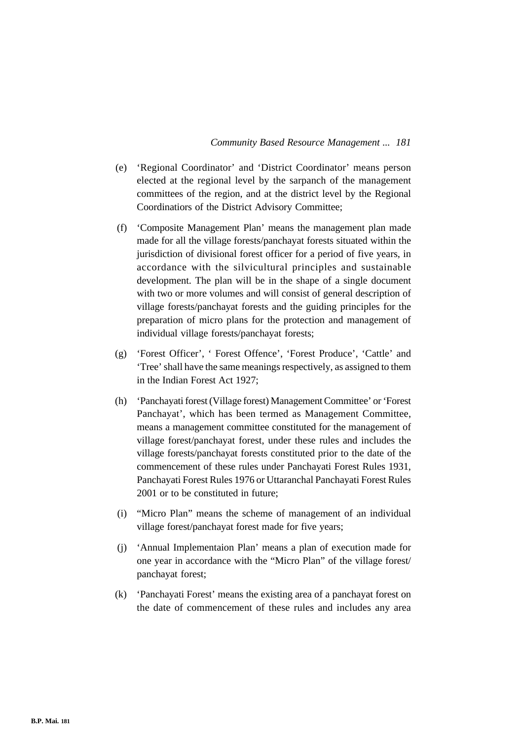(e) 'Regional Coordinator' and 'District Coordinator' means person elected at the regional level by the sarpanch of the management committees of the region, and at the district level by the Regional Coordinatiors of the District Advisory Committee;

(f) 'Composite Management Plan' means the management plan made made for all the village forests/panchayat forests situated within the jurisdiction of divisional forest officer for a period of five years, in accordance with the silvicultural principles and sustainable development. The plan will be in the shape of a single document with two or more volumes and will consist of general description of village forests/panchayat forests and the guiding principles for the preparation of micro plans for the protection and management of individual village forests/panchayat forests;

(g) 'Forest Officer', ' Forest Offence', 'Forest Produce', 'Cattle' and 'Tree' shall have the same meanings respectively, as assigned to them in the Indian Forest Act 1927;

(h) 'Panchayati forest (Village forest) Management Committee' or 'Forest Panchayat', which has been termed as Management Committee, means a management committee constituted for the management of village forest/panchayat forest, under these rules and includes the village forests/panchayat forests constituted prior to the date of the commencement of these rules under Panchayati Forest Rules 1931, Panchayati Forest Rules 1976 or Uttaranchal Panchayati Forest Rules 2001 or to be constituted in future;

(i) "Micro Plan" means the scheme of management of an individual village forest/panchayat forest made for five years;

(j) 'Annual Implementaion Plan' means a plan of execution made for one year in accordance with the "Micro Plan" of the village forest/ panchayat forest;

(k) 'Panchayati Forest' means the existing area of a panchayat forest on the date of commencement of these rules and includes any area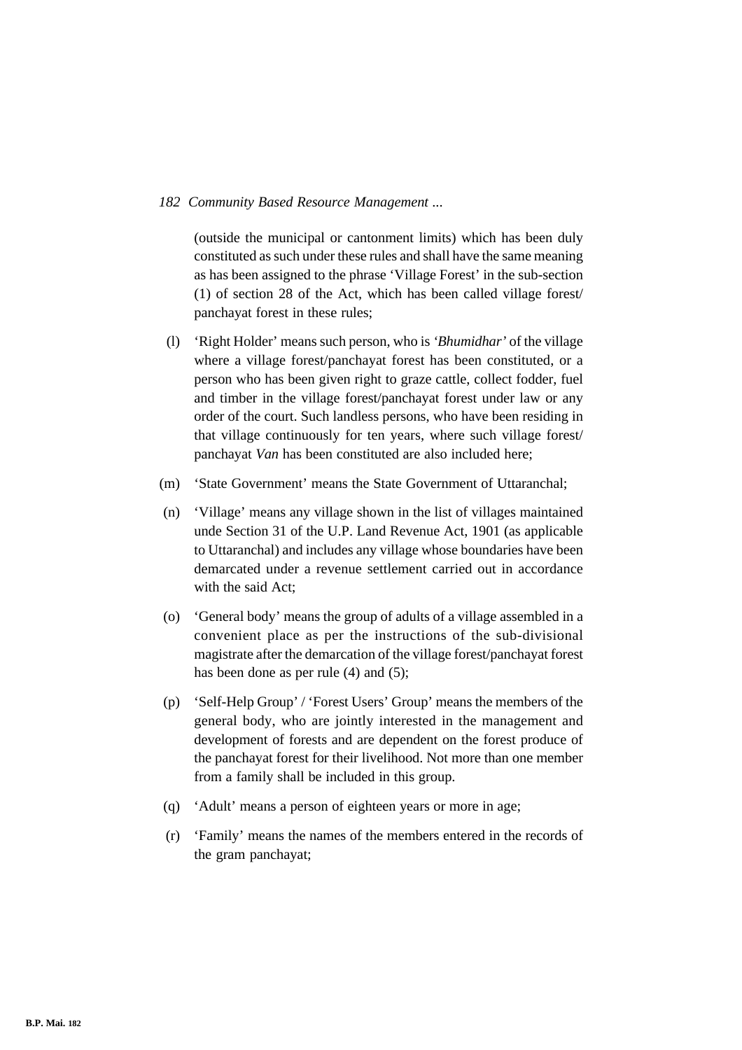(outside the municipal or cantonment limits) which has been duly constituted as such under these rules and shall have the same meaning as has been assigned to the phrase 'Village Forest' in the sub-section (1) of section 28 of the Act, which has been called village forest/ panchayat forest in these rules;

(l) 'Right Holder' means such person, who is '*Bhumidhar*' of the village where a village forest/panchayat forest has been constituted, or a person who has been given right to graze cattle, collect fodder, fuel and timber in the village forest/panchayat forest under law or any order of the court. Such landless persons, who have been residing in that village continuously for ten years, where such village forest/ panchayat *Van* has been constituted are also included here;

(m) 'State Government' means the State Government of Uttaranchal;

(n) 'Village' means any village shown in the list of villages maintained unde Section 31 of the U.P. Land Revenue Act, 1901 (as applicable to Uttaranchal) and includes any village whose boundaries have been demarcated under a revenue settlement carried out in accordance with the said Act;

(o) 'General body' means the group of adults of a village assembled in a convenient place as per the instructions of the sub-divisional magistrate after the demarcation of the village forest/panchayat forest has been done as per rule (4) and (5);

(p) 'Self-Help Group' / 'Forest Users' Group' means the members of the general body, who are jointly interested in the management and development of forests and are dependent on the forest produce of the panchayat forest for their livelihood. Not more than one member from a family shall be included in this group.

(q) 'Adult' means a person of eighteen years or more in age;

(r) 'Family' means the names of the members entered in the records of the gram panchayat;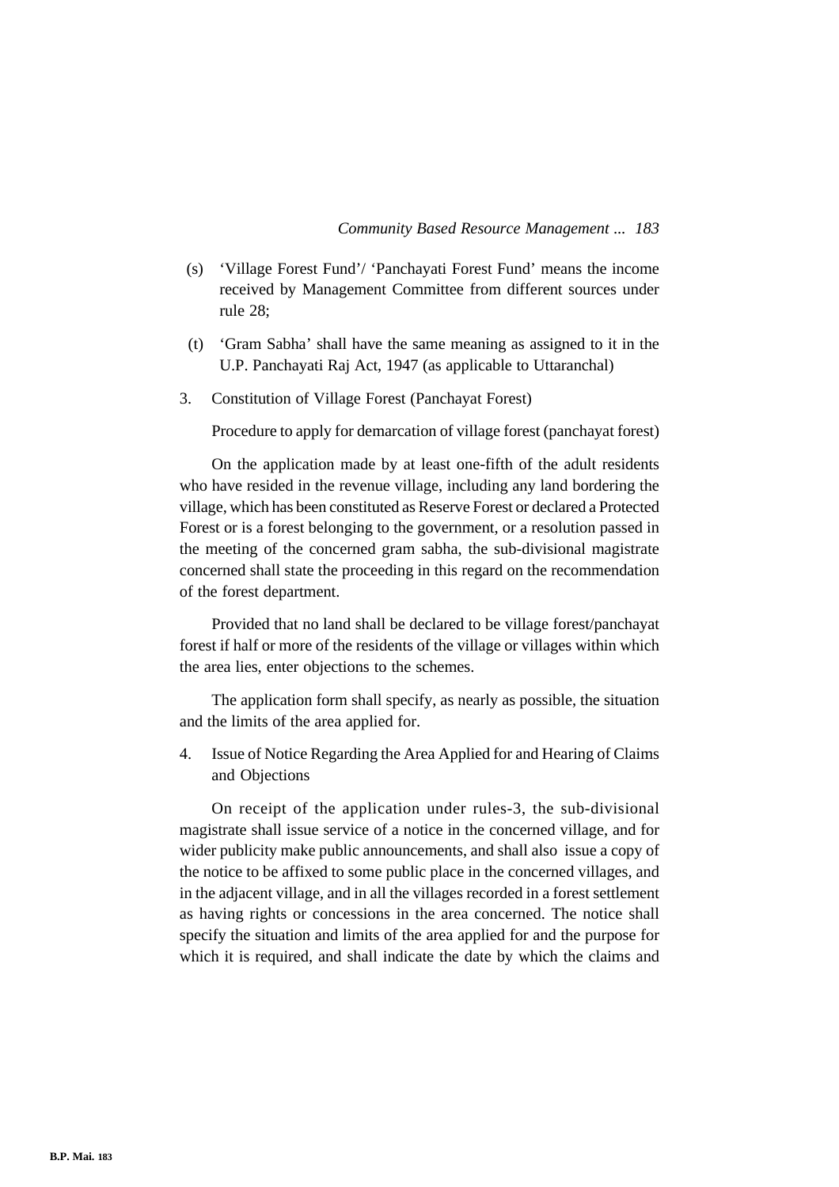(s) 'Village Forest Fund'/ 'Panchayati Forest Fund' means the income received by Management Committee from different sources under rule 28;

(t) 'Gram Sabha' shall have the same meaning as assigned to it in the U.P. Panchayati Raj Act, 1947 (as applicable to Uttaranchal)

3. Constitution of Village Forest (Panchayat Forest)

Procedure to apply for demarcation of village forest (panchayat forest)

On the application made by at least one-fifth of the adult residents who have resided in the revenue village, including any land bordering the village, which has been constituted as Reserve Forest or declared a Protected Forest or is a forest belonging to the government, or a resolution passed in the meeting of the concerned gram sabha, the sub-divisional magistrate concerned shall state the proceeding in this regard on the recommendation of the forest department.

Provided that no land shall be declared to be village forest/panchayat forest if half or more of the residents of the village or villages within which the area lies, enter objections to the schemes.

The application form shall specify, as nearly as possible, the situation and the limits of the area applied for.

4. Issue of Notice Regarding the Area Applied for and Hearing of Claims and Objections

On receipt of the application under rules-3, the sub-divisional magistrate shall issue service of a notice in the concerned village, and for wider publicity make public announcements, and shall also issue a copy of the notice to be affixed to some public place in the concerned villages, and in the adjacent village, and in all the villages recorded in a forest settlement as having rights or concessions in the area concerned. The notice shall specify the situation and limits of the area applied for and the purpose for which it is required, and shall indicate the date by which the claims and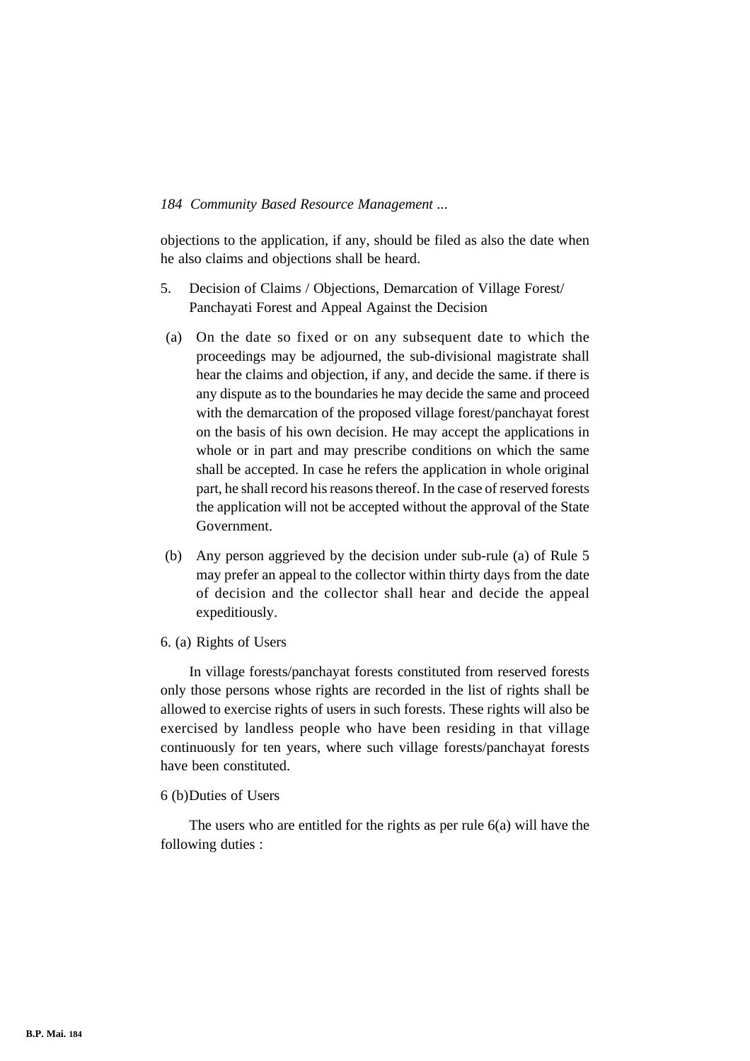objections to the application, if any, should be filed as also the date when he also claims and objections shall be heard.

5. Decision of Claims / Objections, Demarcation of Village Forest/ Panchayati Forest and Appeal Against the Decision

(a) On the date so fixed or on any subsequent date to which the proceedings may be adjourned, the sub-divisional magistrate shall hear the claims and objection, if any, and decide the same. if there is any dispute as to the boundaries he may decide the same and proceed with the demarcation of the proposed village forest/panchayat forest on the basis of his own decision. He may accept the applications in whole or in part and may prescribe conditions on which the same shall be accepted. In case he refers the application in whole original part, he shall record his reasons thereof. In the case of reserved forests the application will not be accepted without the approval of the State Government.

(b) Any person aggrieved by the decision under sub-rule (a) of Rule 5 may prefer an appeal to the collector within thirty days from the date of decision and the collector shall hear and decide the appeal expeditiously.

6. (a) Rights of Users

In village forests/panchayat forests constituted from reserved forests only those persons whose rights are recorded in the list of rights shall be allowed to exercise rights of users in such forests. These rights will also be exercised by landless people who have been residing in that village continuously for ten years, where such village forests/panchayat forests have been constituted.

6 (b)Duties of Users

The users who are entitled for the rights as per rule 6(a) will have the following duties :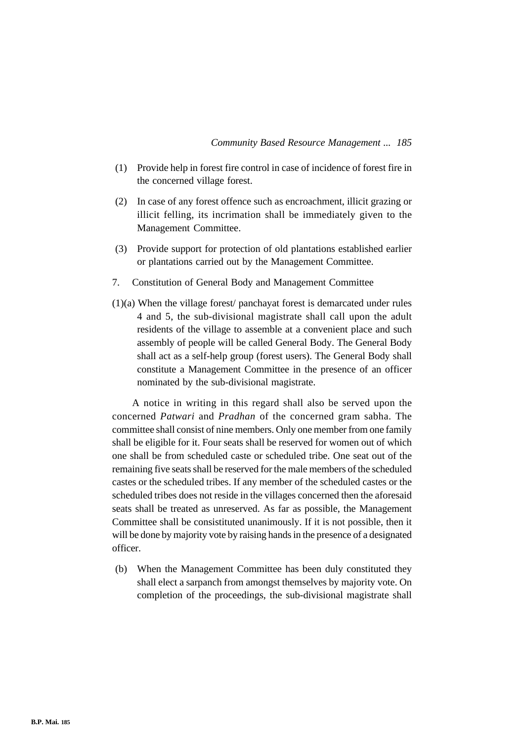(1) Provide help in forest fire control in case of incidence of forest fire in the concerned village forest.

(2) In case of any forest offence such as encroachment, illicit grazing or illicit felling, its incrimation shall be immediately given to the Management Committee.

(3) Provide support for protection of old plantations established earlier or plantations carried out by the Management Committee.

7. Constitution of General Body and Management Committee

(1)(a) When the village forest/ panchayat forest is demarcated under rules 4 and 5, the sub-divisional magistrate shall call upon the adult residents of the village to assemble at a convenient place and such assembly of people will be called General Body. The General Body shall act as a self-help group (forest users). The General Body shall constitute a Management Committee in the presence of an officer nominated by the sub-divisional magistrate.

A notice in writing in this regard shall also be served upon the concerned *Patwari* and *Pradhan* of the concerned gram sabha. The committee shall consist of nine members. Only one member from one family shall be eligible for it. Four seats shall be reserved for women out of which one shall be from scheduled caste or scheduled tribe. One seat out of the remaining five seats shall be reserved for the male members of the scheduled castes or the scheduled tribes. If any member of the scheduled castes or the scheduled tribes does not reside in the villages concerned then the aforesaid seats shall be treated as unreserved. As far as possible, the Management Committee shall be consistituted unanimously. If it is not possible, then it will be done by majority vote by raising hands in the presence of a designated officer.

(b) When the Management Committee has been duly constituted they shall elect a sarpanch from amongst themselves by majority vote. On completion of the proceedings, the sub-divisional magistrate shall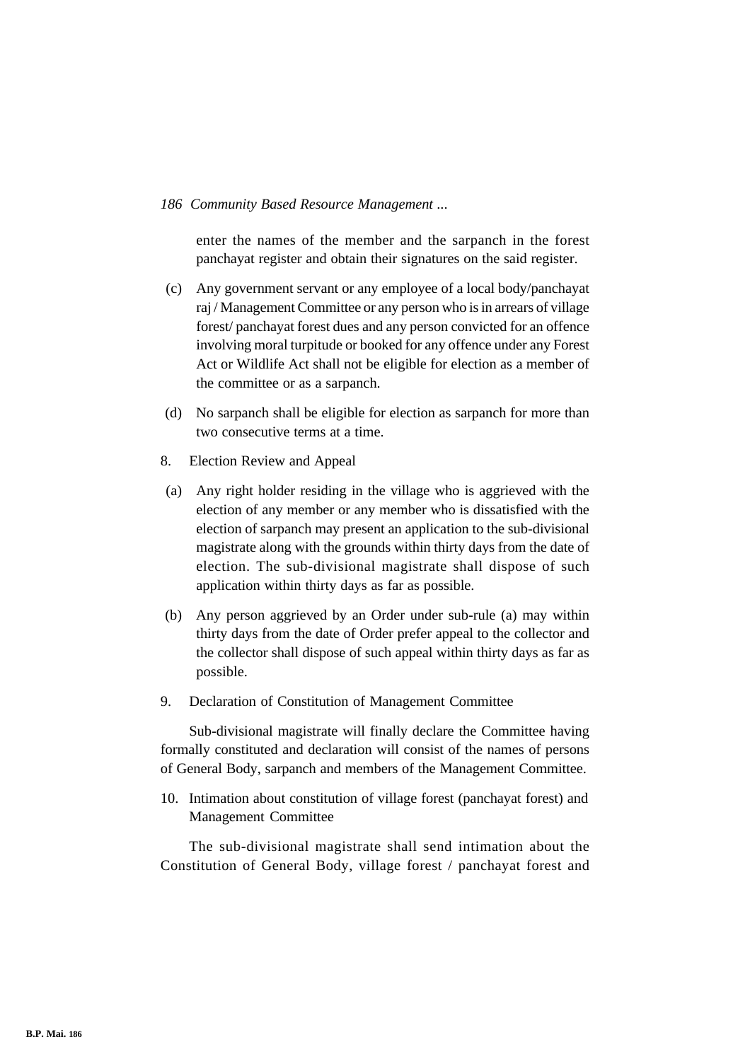enter the names of the member and the sarpanch in the forest panchayat register and obtain their signatures on the said register.

(c) Any government servant or any employee of a local body/panchayat raj / Management Committee or any person who is in arrears of village forest/ panchayat forest dues and any person convicted for an offence involving moral turpitude or booked for any offence under any Forest Act or Wildlife Act shall not be eligible for election as a member of the committee or as a sarpanch.

(d) No sarpanch shall be eligible for election as sarpanch for more than two consecutive terms at a time.

8. Election Review and Appeal

(a) Any right holder residing in the village who is aggrieved with the election of any member or any member who is dissatisfied with the election of sarpanch may present an application to the sub-divisional magistrate along with the grounds within thirty days from the date of election. The sub-divisional magistrate shall dispose of such application within thirty days as far as possible.

(b) Any person aggrieved by an Order under sub-rule (a) may within thirty days from the date of Order prefer appeal to the collector and the collector shall dispose of such appeal within thirty days as far as possible.

9. Declaration of Constitution of Management Committee

Sub-divisional magistrate will finally declare the Committee having formally constituted and declaration will consist of the names of persons of General Body, sarpanch and members of the Management Committee.

10. Intimation about constitution of village forest (panchayat forest) and Management Committee

The sub-divisional magistrate shall send intimation about the Constitution of General Body, village forest / panchayat forest and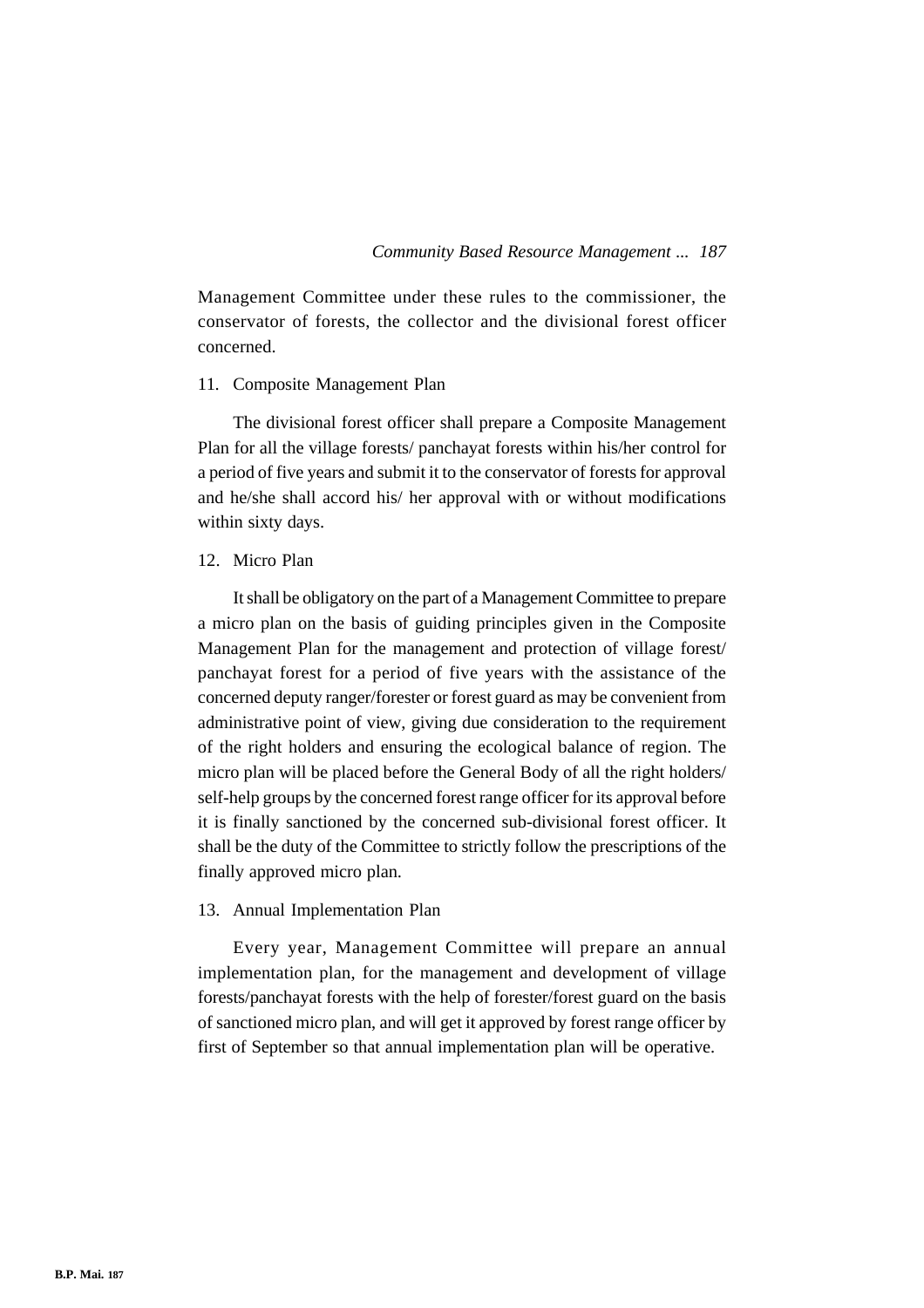Management Committee under these rules to the commissioner, the conservator of forests, the collector and the divisional forest officer concerned.

11. Composite Management Plan

The divisional forest officer shall prepare a Composite Management Plan for all the village forests/ panchayat forests within his/her control for a period of five years and submit it to the conservator of forests for approval and he/she shall accord his/ her approval with or without modifications within sixty days.

12. Micro Plan

It shall be obligatory on the part of a Management Committee to prepare a micro plan on the basis of guiding principles given in the Composite Management Plan for the management and protection of village forest/ panchayat forest for a period of five years with the assistance of the concerned deputy ranger/forester or forest guard as may be convenient from administrative point of view, giving due consideration to the requirement of the right holders and ensuring the ecological balance of region. The micro plan will be placed before the General Body of all the right holders/ self-help groups by the concerned forest range officer for its approval before it is finally sanctioned by the concerned sub-divisional forest officer. It shall be the duty of the Committee to strictly follow the prescriptions of the finally approved micro plan.

13. Annual Implementation Plan

Every year, Management Committee will prepare an annual implementation plan, for the management and development of village forests/panchayat forests with the help of forester/forest guard on the basis of sanctioned micro plan, and will get it approved by forest range officer by first of September so that annual implementation plan will be operative.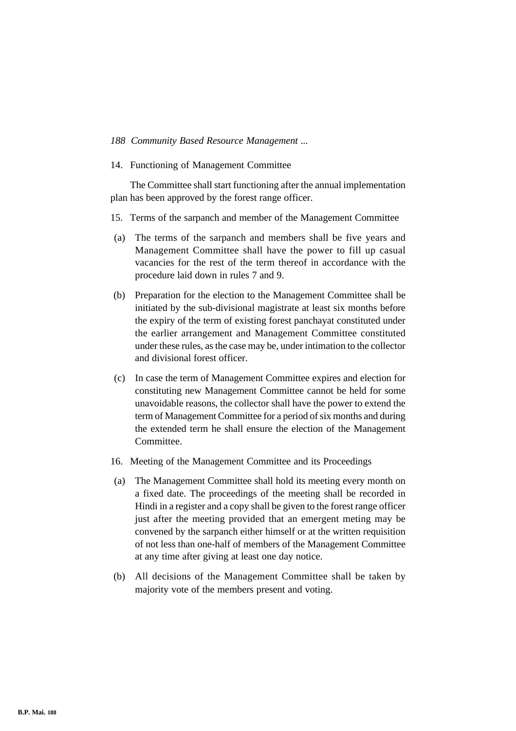14. Functioning of Management Committee

The Committee shall start functioning after the annual implementation plan has been approved by the forest range officer.

15. Terms of the sarpanch and member of the Management Committee

(a) The terms of the sarpanch and members shall be five years and Management Committee shall have the power to fill up casual vacancies for the rest of the term thereof in accordance with the procedure laid down in rules 7 and 9.

(b) Preparation for the election to the Management Committee shall be initiated by the sub-divisional magistrate at least six months before the expiry of the term of existing forest panchayat constituted under the earlier arrangement and Management Committee constituted under these rules, as the case may be, under intimation to the collector and divisional forest officer.

(c) In case the term of Management Committee expires and election for constituting new Management Committee cannot be held for some unavoidable reasons, the collector shall have the power to extend the term of Management Committee for a period of six months and during the extended term he shall ensure the election of the Management Committee.

16. Meeting of the Management Committee and its Proceedings

(a) The Management Committee shall hold its meeting every month on a fixed date. The proceedings of the meeting shall be recorded in Hindi in a register and a copy shall be given to the forest range officer just after the meeting provided that an emergent meting may be convened by the sarpanch either himself or at the written requisition of not less than one-half of members of the Management Committee at any time after giving at least one day notice.

(b) All decisions of the Management Committee shall be taken by majority vote of the members present and voting.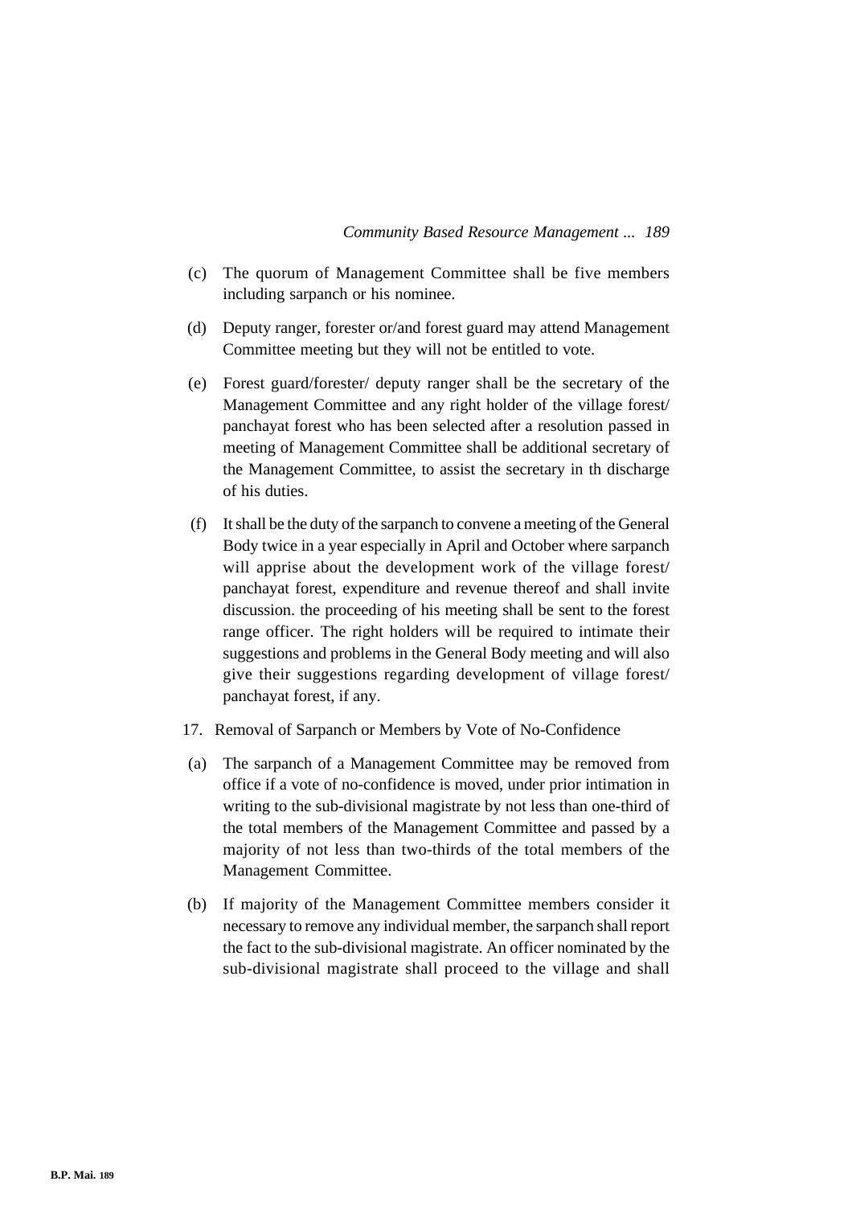(c) The quorum of Management Committee shall be five members including sarpanch or his nominee.

(d) Deputy ranger, forester or/and forest guard may attend Management Committee meeting but they will not be entitled to vote.

(e) Forest guard/forester/ deputy ranger shall be the secretary of the Management Committee and any right holder of the village forest/ panchayat forest who has been selected after a resolution passed in meeting of Management Committee shall be additional secretary of the Management Committee, to assist the secretary in th discharge of his duties.

(f) It shall be the duty of the sarpanch to convene a meeting of the General Body twice in a year especially in April and October where sarpanch will apprise about the development work of the village forest/ panchayat forest, expenditure and revenue thereof and shall invite discussion. the proceeding of his meeting shall be sent to the forest range officer. The right holders will be required to intimate their suggestions and problems in the General Body meeting and will also give their suggestions regarding development of village forest/ panchayat forest, if any.

17. Removal of Sarpanch or Members by Vote of No-Confidence

(a) The sarpanch of a Management Committee may be removed from office if a vote of no-confidence is moved, under prior intimation in writing to the sub-divisional magistrate by not less than one-third of the total members of the Management Committee and passed by a majority of not less than two-thirds of the total members of the Management Committee.

(b) If majority of the Management Committee members consider it necessary to remove any individual member, the sarpanch shall report the fact to the sub-divisional magistrate. An officer nominated by the sub-divisional magistrate shall proceed to the village and shall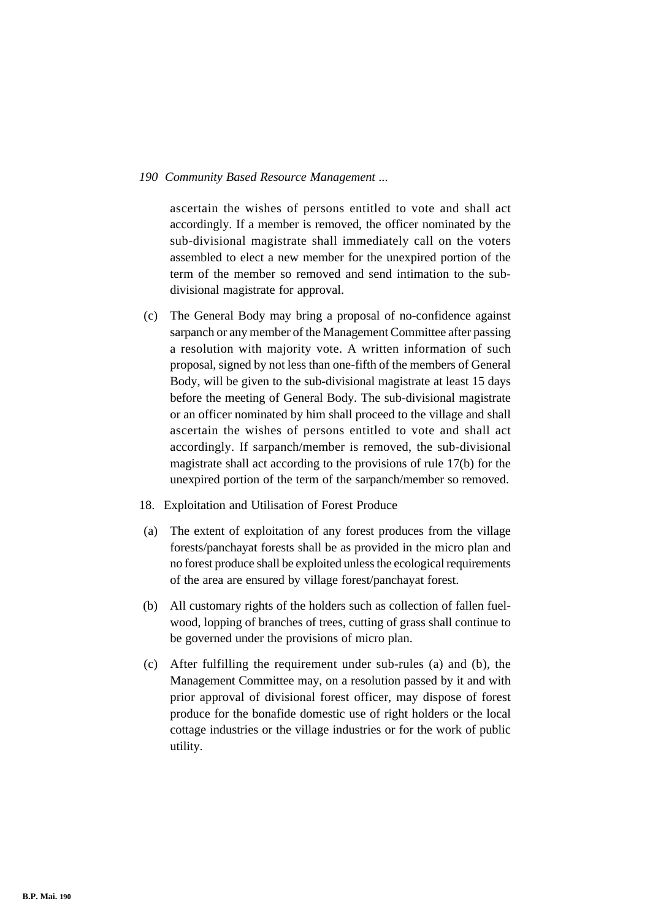ascertain the wishes of persons entitled to vote and shall act accordingly. If a member is removed, the officer nominated by the sub-divisional magistrate shall immediately call on the voters assembled to elect a new member for the unexpired portion of the term of the member so removed and send intimation to the sub-divisional magistrate for approval.

(c) The General Body may bring a proposal of no-confidence against sarpanch or any member of the Management Committee after passing a resolution with majority vote. A written information of such proposal, signed by not less than one-fifth of the members of General Body, will be given to the sub-divisional magistrate at least 15 days before the meeting of General Body. The sub-divisional magistrate or an officer nominated by him shall proceed to the village and shall ascertain the wishes of persons entitled to vote and shall act accordingly. If sarpanch/member is removed, the sub-divisional magistrate shall act according to the provisions of rule 17(b) for the unexpired portion of the term of the sarpanch/member so removed.

18. Exploitation and Utilisation of Forest Produce

(a) The extent of exploitation of any forest produces from the village forests/panchayat forests shall be as provided in the micro plan and no forest produce shall be exploited unless the ecological requirements of the area are ensured by village forest/panchayat forest.

(b) All customary rights of the holders such as collection of fallen fuel-wood, lopping of branches of trees, cutting of grass shall continue to be governed under the provisions of micro plan.

(c) After fulfilling the requirement under sub-rules (a) and (b), the Management Committee may, on a resolution passed by it and with prior approval of divisional forest officer, may dispose of forest produce for the bonafide domestic use of right holders or the local cottage industries or the village industries or for the work of public utility.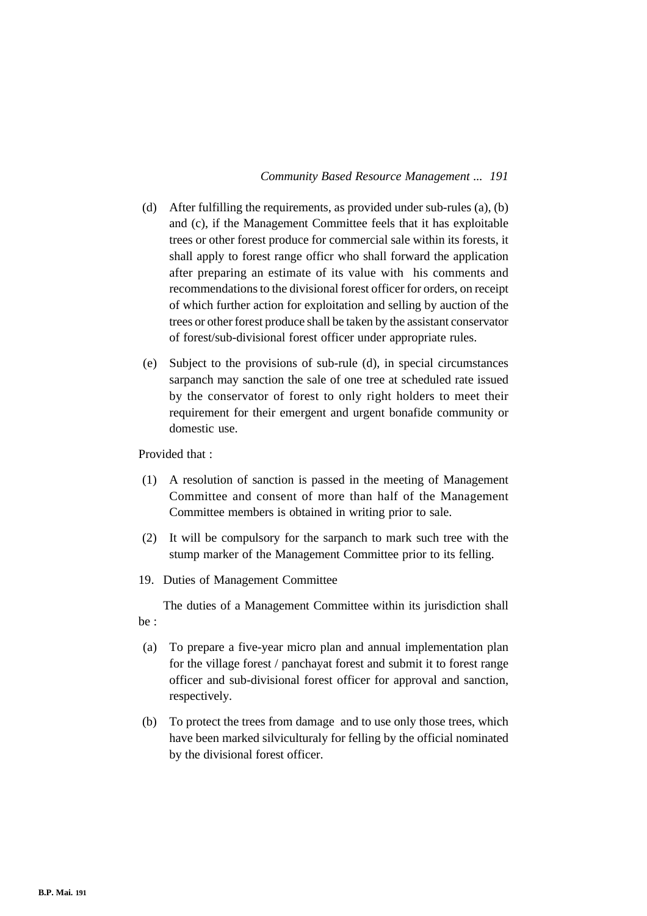(d) After fulfilling the requirements, as provided under sub-rules (a), (b) and (c), if the Management Committee feels that it has exploitable trees or other forest produce for commercial sale within its forests, it shall apply to forest range officr who shall forward the application after preparing an estimate of its value with his comments and recommendations to the divisional forest officer for orders, on receipt of which further action for exploitation and selling by auction of the trees or other forest produce shall be taken by the assistant conservator of forest/sub-divisional forest officer under appropriate rules.

(e) Subject to the provisions of sub-rule (d), in special circumstances sarpanch may sanction the sale of one tree at scheduled rate issued by the conservator of forest to only right holders to meet their requirement for their emergent and urgent bonafide community or domestic use.

Provided that :

(1) A resolution of sanction is passed in the meeting of Management Committee and consent of more than half of the Management Committee members is obtained in writing prior to sale.

(2) It will be compulsory for the sarpanch to mark such tree with the stump marker of the Management Committee prior to its felling.

19. Duties of Management Committee

The duties of a Management Committee within its jurisdiction shall be :

(a) To prepare a five-year micro plan and annual implementation plan for the village forest / panchayat forest and submit it to forest range officer and sub-divisional forest officer for approval and sanction, respectively.

(b) To protect the trees from damage and to use only those trees, which have been marked silviculturaly for felling by the official nominated by the divisional forest officer.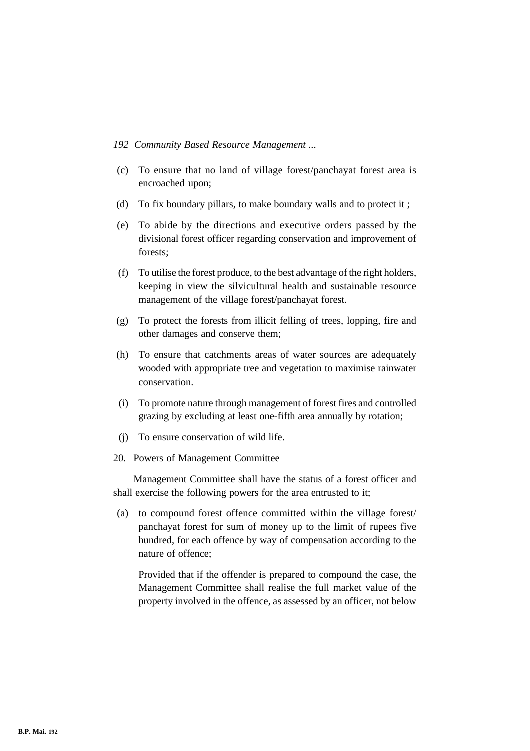(c) To ensure that no land of village forest/panchayat forest area is encroached upon;

(d) To fix boundary pillars, to make boundary walls and to protect it ;

(e) To abide by the directions and executive orders passed by the divisional forest officer regarding conservation and improvement of forests;

(f) To utilise the forest produce, to the best advantage of the right holders, keeping in view the silvicultural health and sustainable resource management of the village forest/panchayat forest.

(g) To protect the forests from illicit felling of trees, lopping, fire and other damages and conserve them;

(h) To ensure that catchments areas of water sources are adequately wooded with appropriate tree and vegetation to maximise rainwater conservation.

(i) To promote nature through management of forest fires and controlled grazing by excluding at least one-fifth area annually by rotation;

(j) To ensure conservation of wild life.

20. Powers of Management Committee

Management Committee shall have the status of a forest officer and shall exercise the following powers for the area entrusted to it;

(a) to compound forest offence committed within the village forest/ panchayat forest for sum of money up to the limit of rupees five hundred, for each offence by way of compensation according to the nature of offence;

Provided that if the offender is prepared to compound the case, the Management Committee shall realise the full market value of the property involved in the offence, as assessed by an officer, not below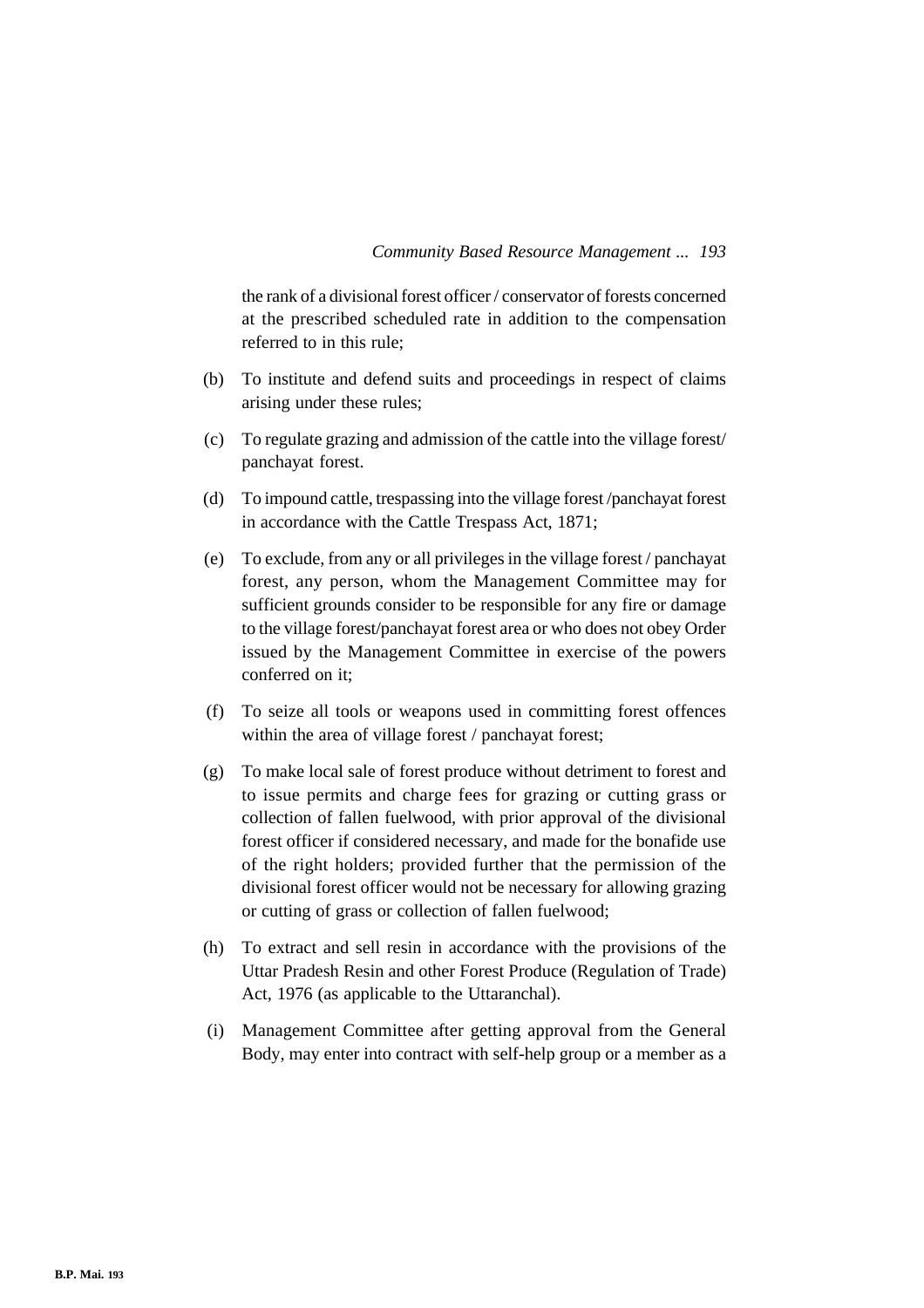the rank of a divisional forest officer / conservator of forests concerned at the prescribed scheduled rate in addition to the compensation referred to in this rule;

(b) To institute and defend suits and proceedings in respect of claims arising under these rules;

(c) To regulate grazing and admission of the cattle into the village forest/ panchayat forest.

(d) To impound cattle, trespassing into the village forest /panchayat forest in accordance with the Cattle Trespass Act, 1871;

(e) To exclude, from any or all privileges in the village forest / panchayat forest, any person, whom the Management Committee may for sufficient grounds consider to be responsible for any fire or damage to the village forest/panchayat forest area or who does not obey Order issued by the Management Committee in exercise of the powers conferred on it;

(f) To seize all tools or weapons used in committing forest offences within the area of village forest / panchayat forest;

(g) To make local sale of forest produce without detriment to forest and to issue permits and charge fees for grazing or cutting grass or collection of fallen fuelwood, with prior approval of the divisional forest officer if considered necessary, and made for the bonafide use of the right holders; provided further that the permission of the divisional forest officer would not be necessary for allowing grazing or cutting of grass or collection of fallen fuelwood;

(h) To extract and sell resin in accordance with the provisions of the Uttar Pradesh Resin and other Forest Produce (Regulation of Trade) Act, 1976 (as applicable to the Uttaranchal).

(i) Management Committee after getting approval from the General Body, may enter into contract with self-help group or a member as a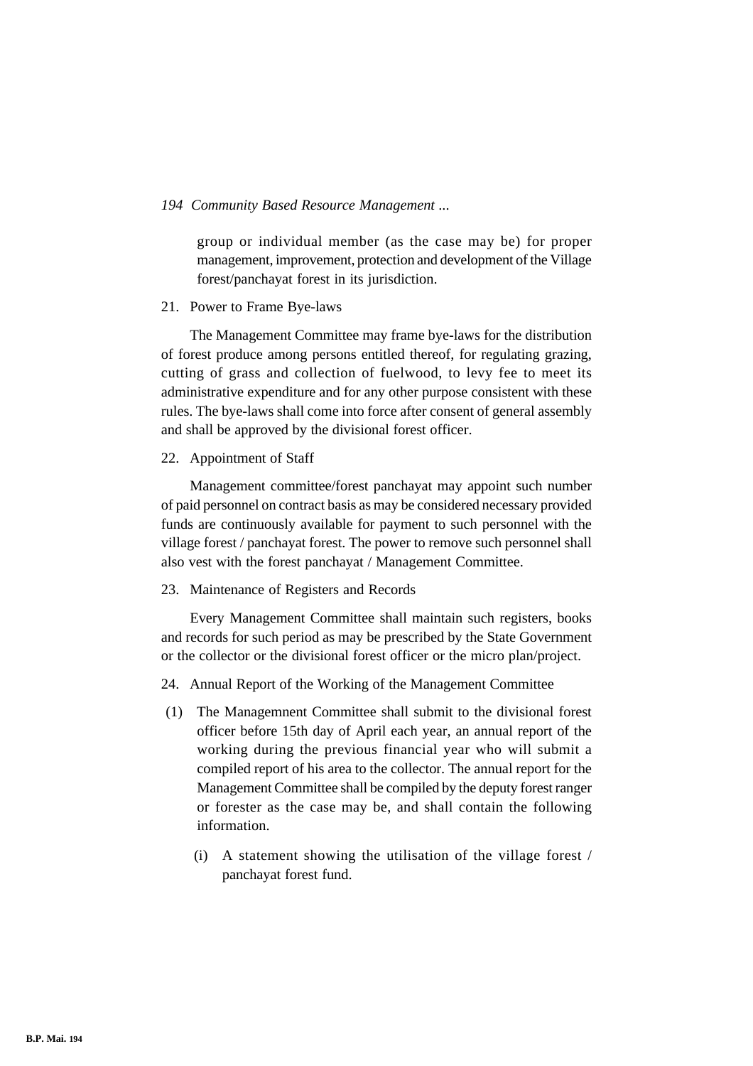group or individual member (as the case may be) for proper management, improvement, protection and development of the Village forest/panchayat forest in its jurisdiction.

21. Power to Frame Bye-laws

The Management Committee may frame bye-laws for the distribution of forest produce among persons entitled thereof, for regulating grazing, cutting of grass and collection of fuelwood, to levy fee to meet its administrative expenditure and for any other purpose consistent with these rules. The bye-laws shall come into force after consent of general assembly and shall be approved by the divisional forest officer.

22. Appointment of Staff

Management committee/forest panchayat may appoint such number of paid personnel on contract basis as may be considered necessary provided funds are continuously available for payment to such personnel with the village forest / panchayat forest. The power to remove such personnel shall also vest with the forest panchayat / Management Committee.

23. Maintenance of Registers and Records

Every Management Committee shall maintain such registers, books and records for such period as may be prescribed by the State Government or the collector or the divisional forest officer or the micro plan/project.

24. Annual Report of the Working of the Management Committee

(1) The Managemnent Committee shall submit to the divisional forest officer before 15th day of April each year, an annual report of the working during the previous financial year who will submit a compiled report of his area to the collector. The annual report for the Management Committee shall be compiled by the deputy forest ranger or forester as the case may be, and shall contain the following information.

   (i) A statement showing the utilisation of the village forest / panchayat forest fund.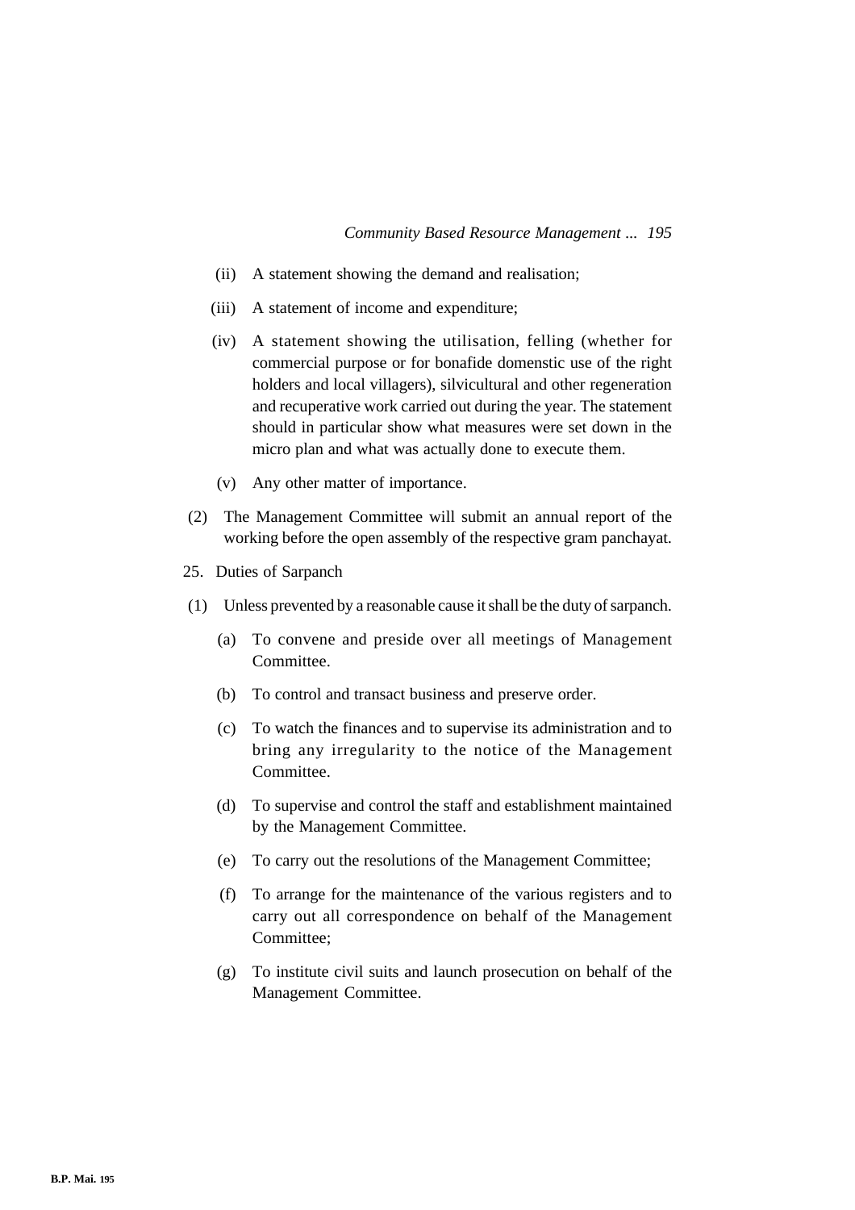(ii) A statement showing the demand and realisation;

(iii) A statement of income and expenditure;

(iv) A statement showing the utilisation, felling (whether for commercial purpose or for bonafide domenstic use of the right holders and local villagers), silvicultural and other regeneration and recuperative work carried out during the year. The statement should in particular show what measures were set down in the micro plan and what was actually done to execute them.

(v) Any other matter of importance.

(2) The Management Committee will submit an annual report of the working before the open assembly of the respective gram panchayat.

25. Duties of Sarpanch

(1) Unless prevented by a reasonable cause it shall be the duty of sarpanch.

(a) To convene and preside over all meetings of Management Committee.

(b) To control and transact business and preserve order.

(c) To watch the finances and to supervise its administration and to bring any irregularity to the notice of the Management Committee.

(d) To supervise and control the staff and establishment maintained by the Management Committee.

(e) To carry out the resolutions of the Management Committee;

(f) To arrange for the maintenance of the various registers and to carry out all correspondence on behalf of the Management Committee;

(g) To institute civil suits and launch prosecution on behalf of the Management Committee.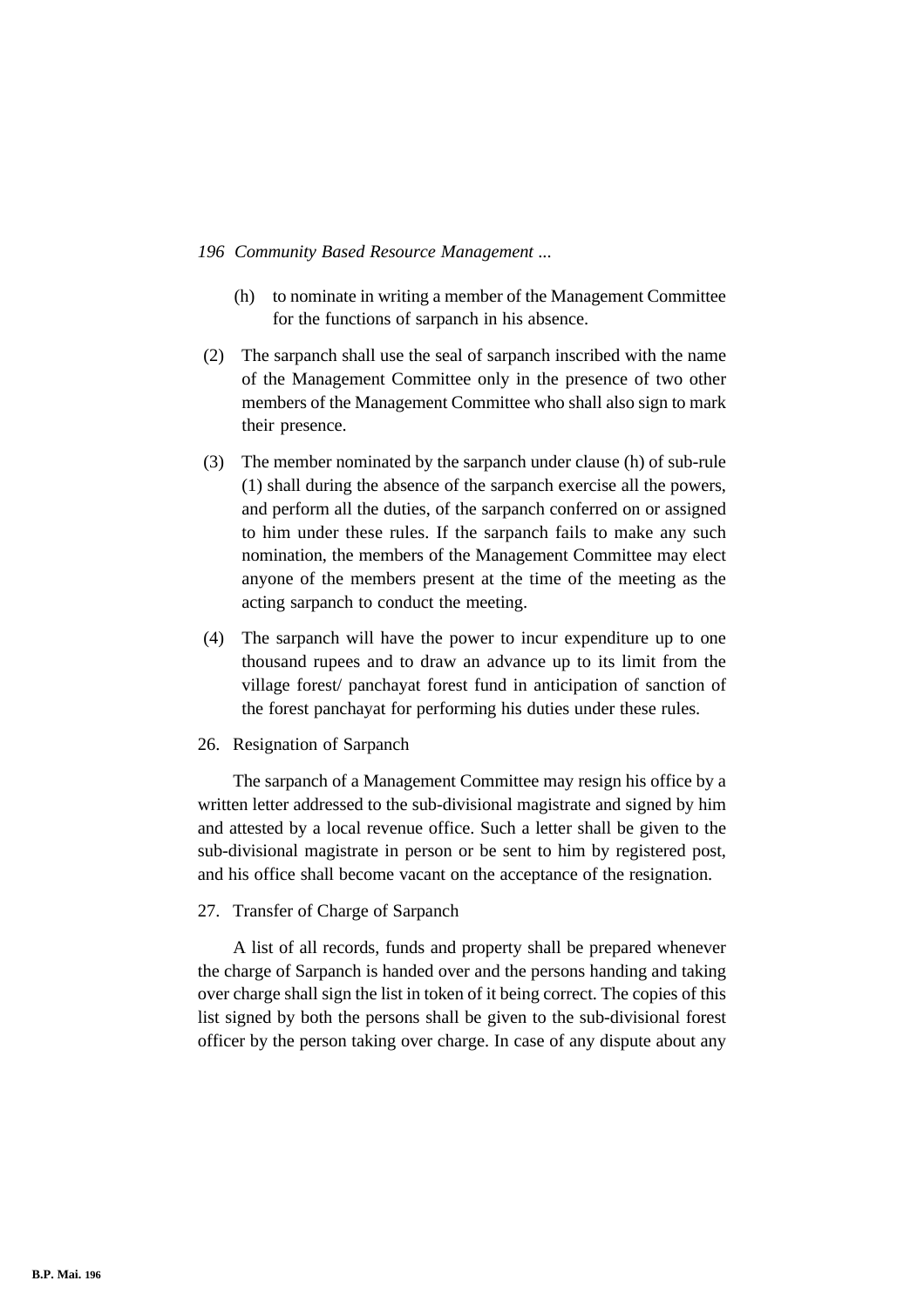(h) to nominate in writing a member of the Management Committee for the functions of sarpanch in his absence.

(2) The sarpanch shall use the seal of sarpanch inscribed with the name of the Management Committee only in the presence of two other members of the Management Committee who shall also sign to mark their presence.

(3) The member nominated by the sarpanch under clause (h) of sub-rule (1) shall during the absence of the sarpanch exercise all the powers, and perform all the duties, of the sarpanch conferred on or assigned to him under these rules. If the sarpanch fails to make any such nomination, the members of the Management Committee may elect anyone of the members present at the time of the meeting as the acting sarpanch to conduct the meeting.

(4) The sarpanch will have the power to incur expenditure up to one thousand rupees and to draw an advance up to its limit from the village forest/ panchayat forest fund in anticipation of sanction of the forest panchayat for performing his duties under these rules.

26. Resignation of Sarpanch

The sarpanch of a Management Committee may resign his office by a written letter addressed to the sub-divisional magistrate and signed by him and attested by a local revenue office. Such a letter shall be given to the sub-divisional magistrate in person or be sent to him by registered post, and his office shall become vacant on the acceptance of the resignation.

27. Transfer of Charge of Sarpanch

A list of all records, funds and property shall be prepared whenever the charge of Sarpanch is handed over and the persons handing and taking over charge shall sign the list in token of it being correct. The copies of this list signed by both the persons shall be given to the sub-divisional forest officer by the person taking over charge. In case of any dispute about any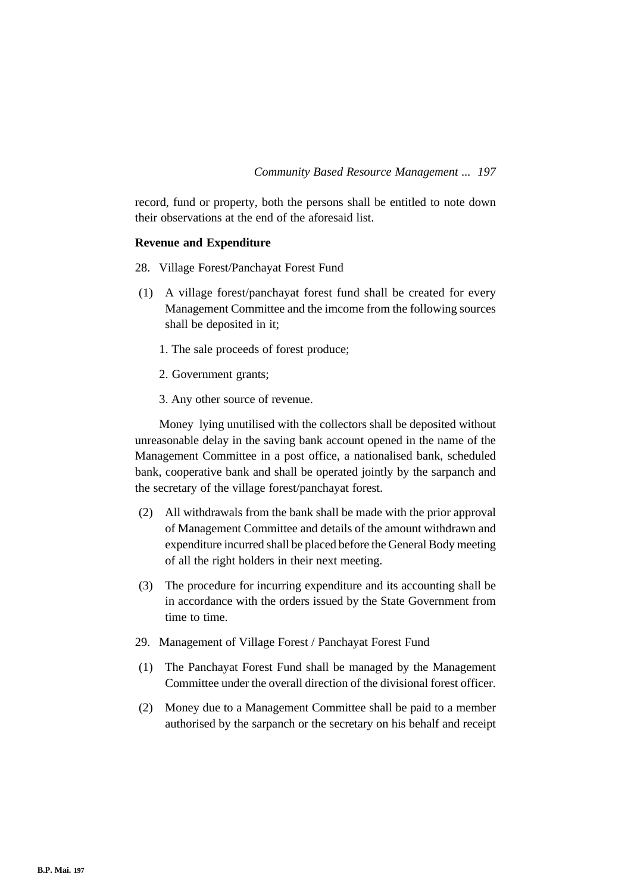record, fund or property, both the persons shall be entitled to note down their observations at the end of the aforesaid list.

**Revenue and Expenditure**

28. Village Forest/Panchayat Forest Fund

(1) A village forest/panchayat forest fund shall be created for every Management Committee and the imcome from the following sources shall be deposited in it;

1. The sale proceeds of forest produce;

2. Government grants;

3. Any other source of revenue.

Money lying unutilised with the collectors shall be deposited without unreasonable delay in the saving bank account opened in the name of the Management Committee in a post office, a nationalised bank, scheduled bank, cooperative bank and shall be operated jointly by the sarpanch and the secretary of the village forest/panchayat forest.

(2) All withdrawals from the bank shall be made with the prior approval of Management Committee and details of the amount withdrawn and expenditure incurred shall be placed before the General Body meeting of all the right holders in their next meeting.

(3) The procedure for incurring expenditure and its accounting shall be in accordance with the orders issued by the State Government from time to time.

29. Management of Village Forest / Panchayat Forest Fund

(1) The Panchayat Forest Fund shall be managed by the Management Committee under the overall direction of the divisional forest officer.

(2) Money due to a Management Committee shall be paid to a member authorised by the sarpanch or the secretary on his behalf and receipt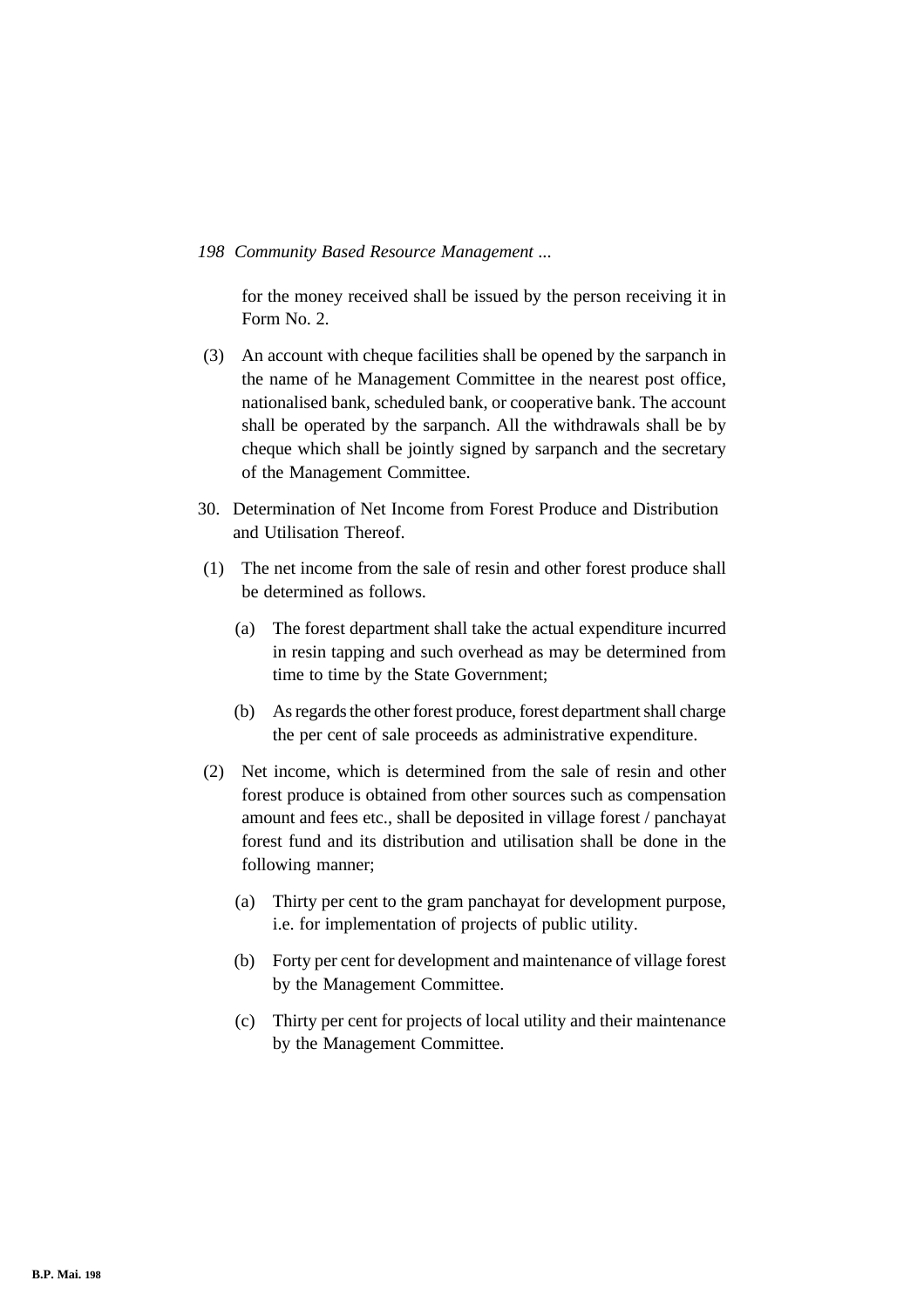for the money received shall be issued by the person receiving it in Form No. 2.

(3) An account with cheque facilities shall be opened by the sarpanch in the name of he Management Committee in the nearest post office, nationalised bank, scheduled bank, or cooperative bank. The account shall be operated by the sarpanch. All the withdrawals shall be by cheque which shall be jointly signed by sarpanch and the secretary of the Management Committee.

30. Determination of Net Income from Forest Produce and Distribution and Utilisation Thereof.

(1) The net income from the sale of resin and other forest produce shall be determined as follows.

   (a) The forest department shall take the actual expenditure incurred in resin tapping and such overhead as may be determined from time to time by the State Government;

   (b) As regards the other forest produce, forest department shall charge the per cent of sale proceeds as administrative expenditure.

(2) Net income, which is determined from the sale of resin and other forest produce is obtained from other sources such as compensation amount and fees etc., shall be deposited in village forest / panchayat forest fund and its distribution and utilisation shall be done in the following manner;

   (a) Thirty per cent to the gram panchayat for development purpose, i.e. for implementation of projects of public utility.

   (b) Forty per cent for development and maintenance of village forest by the Management Committee.

   (c) Thirty per cent for projects of local utility and their maintenance by the Management Committee.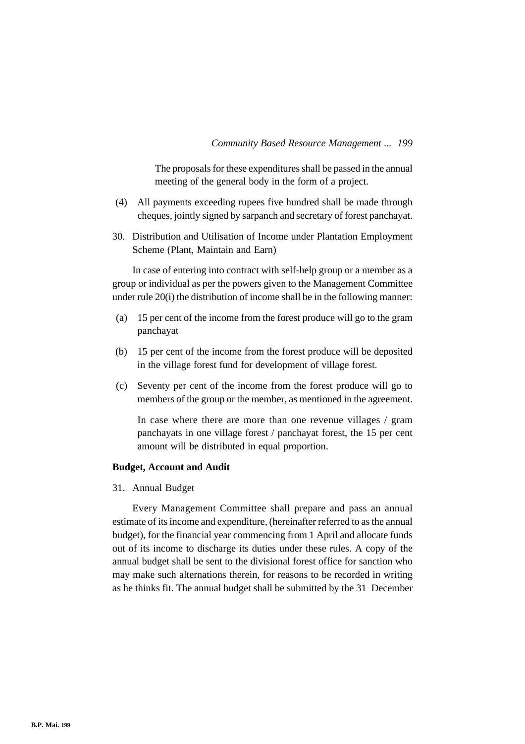The proposals for these expenditures shall be passed in the annual meeting of the general body in the form of a project.

(4) All payments exceeding rupees five hundred shall be made through cheques, jointly signed by sarpanch and secretary of forest panchayat.

30. Distribution and Utilisation of Income under Plantation Employment Scheme (Plant, Maintain and Earn)

In case of entering into contract with self-help group or a member as a group or individual as per the powers given to the Management Committee under rule 20(i) the distribution of income shall be in the following manner:

(a) 15 per cent of the income from the forest produce will go to the gram panchayat

(b) 15 per cent of the income from the forest produce will be deposited in the village forest fund for development of village forest.

(c) Seventy per cent of the income from the forest produce will go to members of the group or the member, as mentioned in the agreement.

In case where there are more than one revenue villages / gram panchayats in one village forest / panchayat forest, the 15 per cent amount will be distributed in equal proportion.

**Budget, Account and Audit**

31. Annual Budget

Every Management Committee shall prepare and pass an annual estimate of its income and expenditure, (hereinafter referred to as the annual budget), for the financial year commencing from 1 April and allocate funds out of its income to discharge its duties under these rules. A copy of the annual budget shall be sent to the divisional forest office for sanction who may make such alternations therein, for reasons to be recorded in writing as he thinks fit. The annual budget shall be submitted by the 31 December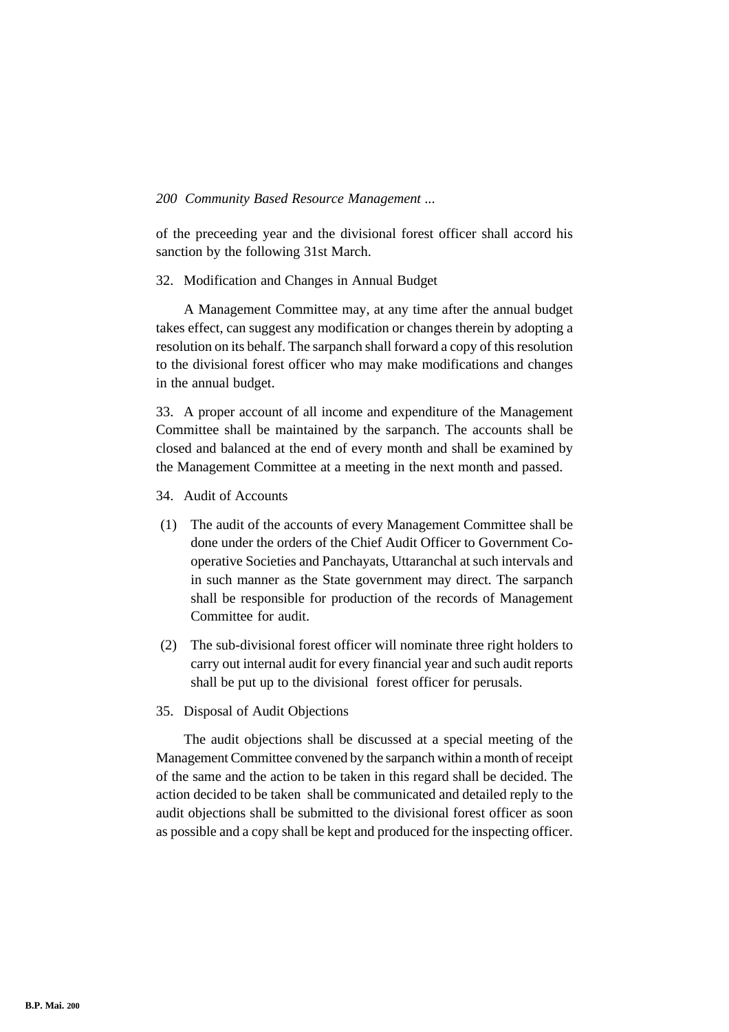of the preceeding year and the divisional forest officer shall accord his sanction by the following 31st March.

32. Modification and Changes in Annual Budget

A Management Committee may, at any time after the annual budget takes effect, can suggest any modification or changes therein by adopting a resolution on its behalf. The sarpanch shall forward a copy of this resolution to the divisional forest officer who may make modifications and changes in the annual budget.

33. A proper account of all income and expenditure of the Management Committee shall be maintained by the sarpanch. The accounts shall be closed and balanced at the end of every month and shall be examined by the Management Committee at a meeting in the next month and passed.

34. Audit of Accounts

(1) The audit of the accounts of every Management Committee shall be done under the orders of the Chief Audit Officer to Government Co-operative Societies and Panchayats, Uttaranchal at such intervals and in such manner as the State government may direct. The sarpanch shall be responsible for production of the records of Management Committee for audit.

(2) The sub-divisional forest officer will nominate three right holders to carry out internal audit for every financial year and such audit reports shall be put up to the divisional forest officer for perusals.

35. Disposal of Audit Objections

The audit objections shall be discussed at a special meeting of the Management Committee convened by the sarpanch within a month of receipt of the same and the action to be taken in this regard shall be decided. The action decided to be taken shall be communicated and detailed reply to the audit objections shall be submitted to the divisional forest officer as soon as possible and a copy shall be kept and produced for the inspecting officer.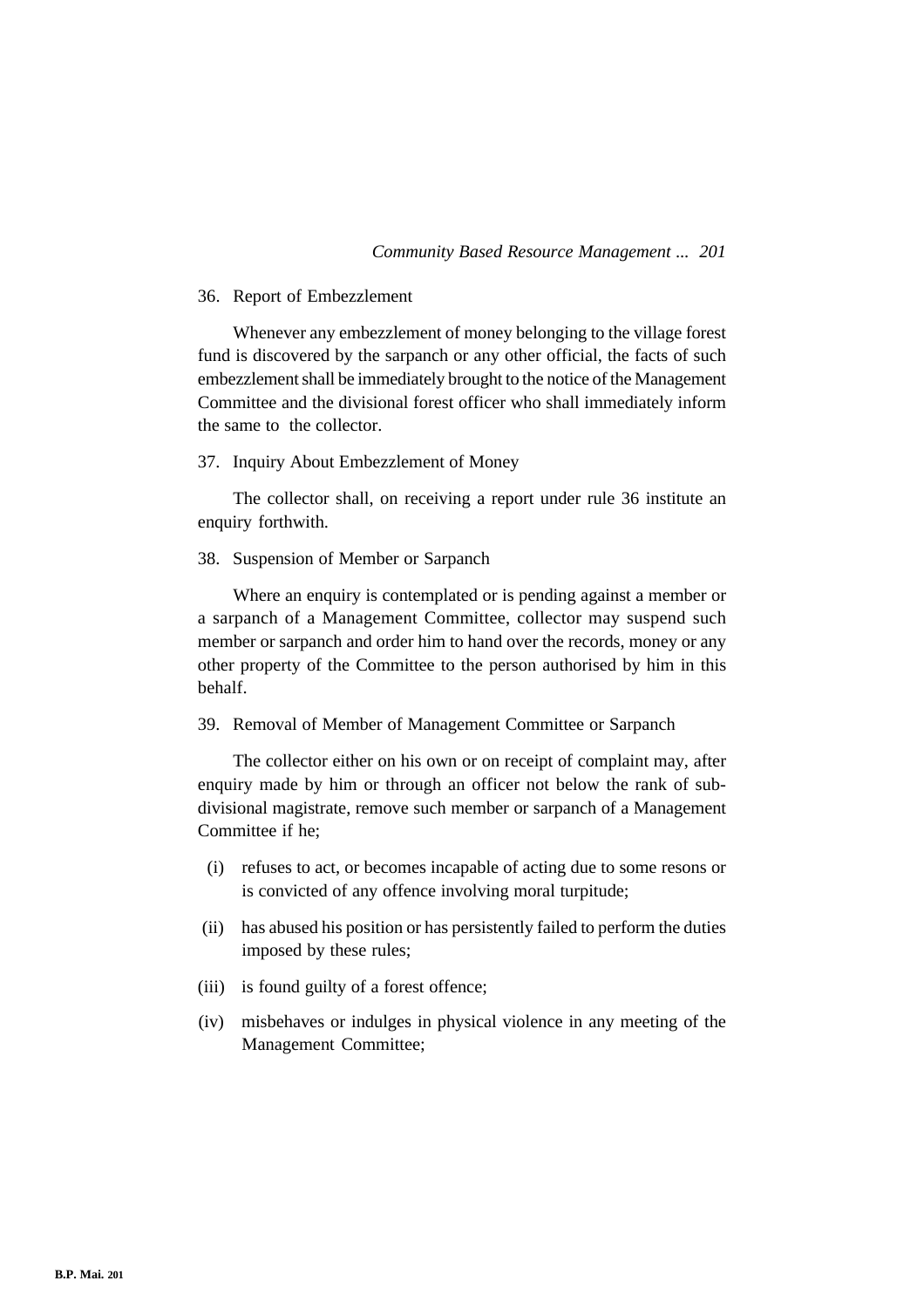36. Report of Embezzlement

Whenever any embezzlement of money belonging to the village forest fund is discovered by the sarpanch or any other official, the facts of such embezzlement shall be immediately brought to the notice of the Management Committee and the divisional forest officer who shall immediately inform the same to the collector.

37. Inquiry About Embezzlement of Money

The collector shall, on receiving a report under rule 36 institute an enquiry forthwith.

38. Suspension of Member or Sarpanch

Where an enquiry is contemplated or is pending against a member or a sarpanch of a Management Committee, collector may suspend such member or sarpanch and order him to hand over the records, money or any other property of the Committee to the person authorised by him in this behalf.

39. Removal of Member of Management Committee or Sarpanch

The collector either on his own or on receipt of complaint may, after enquiry made by him or through an officer not below the rank of sub-divisional magistrate, remove such member or sarpanch of a Management Committee if he;

(i) refuses to act, or becomes incapable of acting due to some resons or is convicted of any offence involving moral turpitude;

(ii) has abused his position or has persistently failed to perform the duties imposed by these rules;

(iii) is found guilty of a forest offence;

(iv) misbehaves or indulges in physical violence in any meeting of the Management Committee;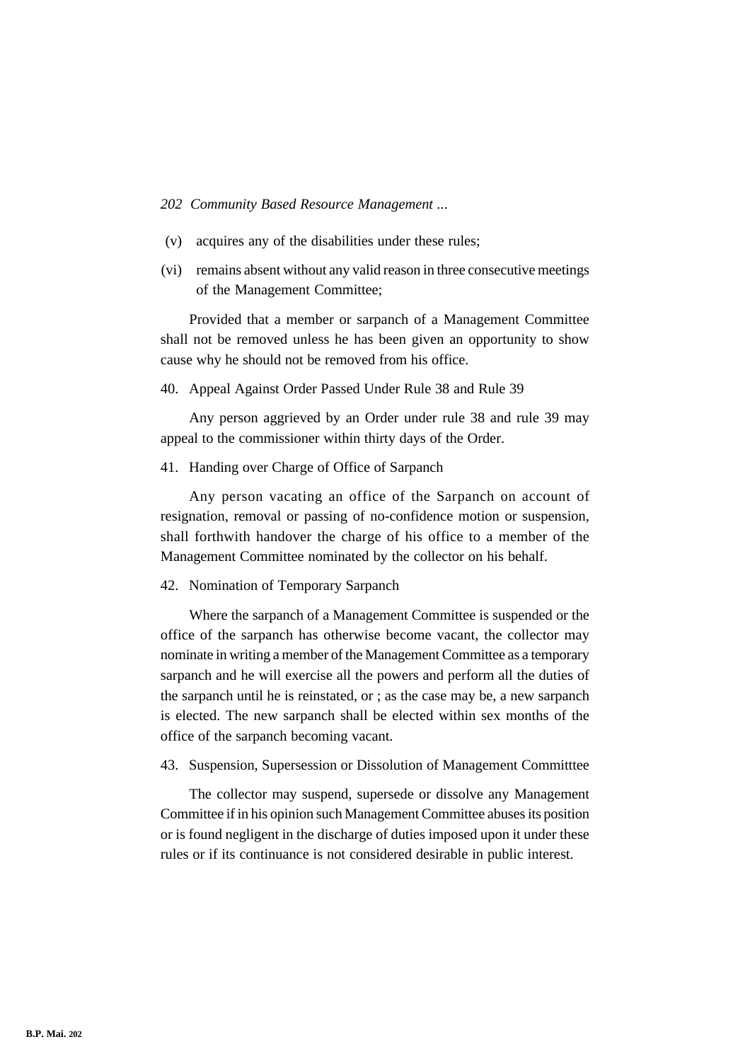(v) acquires any of the disabilities under these rules;

(vi) remains absent without any valid reason in three consecutive meetings of the Management Committee;

Provided that a member or sarpanch of a Management Committee shall not be removed unless he has been given an opportunity to show cause why he should not be removed from his office.

40. Appeal Against Order Passed Under Rule 38 and Rule 39

Any person aggrieved by an Order under rule 38 and rule 39 may appeal to the commissioner within thirty days of the Order.

41. Handing over Charge of Office of Sarpanch

Any person vacating an office of the Sarpanch on account of resignation, removal or passing of no-confidence motion or suspension, shall forthwith handover the charge of his office to a member of the Management Committee nominated by the collector on his behalf.

42. Nomination of Temporary Sarpanch

Where the sarpanch of a Management Committee is suspended or the office of the sarpanch has otherwise become vacant, the collector may nominate in writing a member of the Management Committee as a temporary sarpanch and he will exercise all the powers and perform all the duties of the sarpanch until he is reinstated, or ; as the case may be, a new sarpanch is elected. The new sarpanch shall be elected within sex months of the office of the sarpanch becoming vacant.

43. Suspension, Supersession or Dissolution of Management Committtee

The collector may suspend, supersede or dissolve any Management Committee if in his opinion such Management Committee abuses its position or is found negligent in the discharge of duties imposed upon it under these rules or if its continuance is not considered desirable in public interest.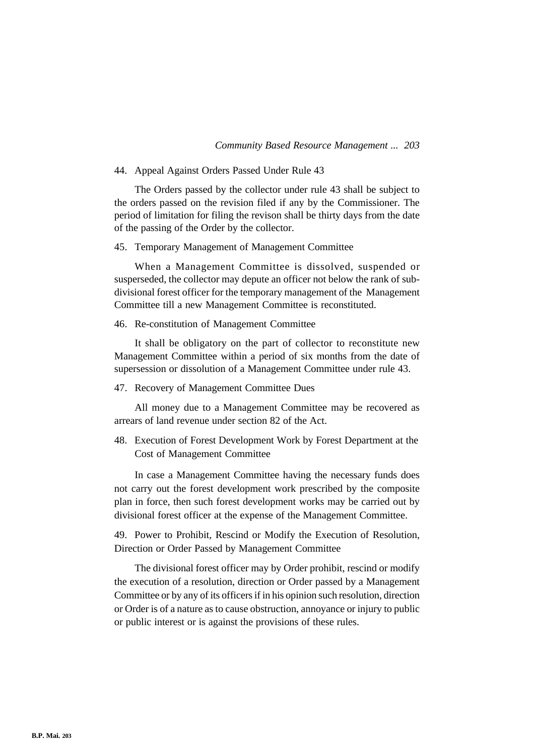44. Appeal Against Orders Passed Under Rule 43

The Orders passed by the collector under rule 43 shall be subject to the orders passed on the revision filed if any by the Commissioner. The period of limitation for filing the revison shall be thirty days from the date of the passing of the Order by the collector.

45. Temporary Management of Management Committee

When a Management Committee is dissolved, suspended or susperseded, the collector may depute an officer not below the rank of sub-divisional forest officer for the temporary management of the Management Committee till a new Management Committee is reconstituted.

46. Re-constitution of Management Committee

It shall be obligatory on the part of collector to reconstitute new Management Committee within a period of six months from the date of supersession or dissolution of a Management Committee under rule 43.

47. Recovery of Management Committee Dues

All money due to a Management Committee may be recovered as arrears of land revenue under section 82 of the Act.

48. Execution of Forest Development Work by Forest Department at the Cost of Management Committee

In case a Management Committee having the necessary funds does not carry out the forest development work prescribed by the composite plan in force, then such forest development works may be carried out by divisional forest officer at the expense of the Management Committee.

49. Power to Prohibit, Rescind or Modify the Execution of Resolution, Direction or Order Passed by Management Committee

The divisional forest officer may by Order prohibit, rescind or modify the execution of a resolution, direction or Order passed by a Management Committee or by any of its officers if in his opinion such resolution, direction or Order is of a nature as to cause obstruction, annoyance or injury to public or public interest or is against the provisions of these rules.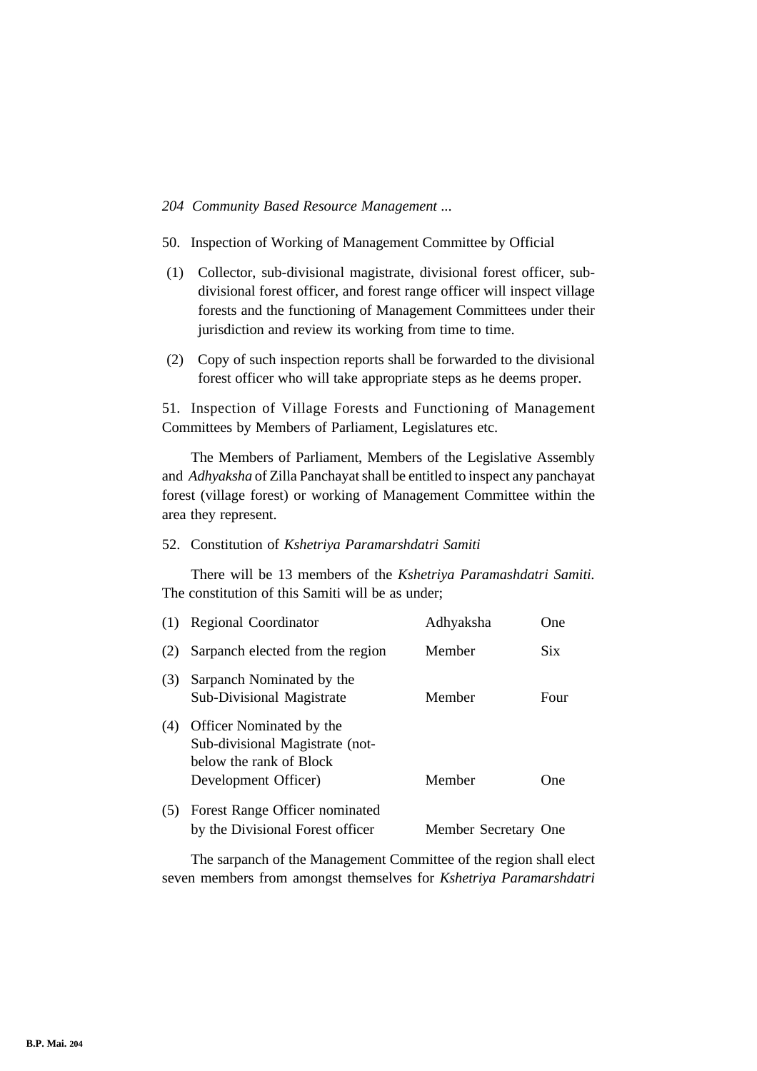50. Inspection of Working of Management Committee by Official

(1) Collector, sub-divisional magistrate, divisional forest officer, sub-divisional forest officer, and forest range officer will inspect village forests and the functioning of Management Committees under their jurisdiction and review its working from time to time.

(2) Copy of such inspection reports shall be forwarded to the divisional forest officer who will take appropriate steps as he deems proper.

51. Inspection of Village Forests and Functioning of Management Committees by Members of Parliament, Legislatures etc.

The Members of Parliament, Members of the Legislative Assembly and *Adhyaksha* of Zilla Panchayat shall be entitled to inspect any panchayat forest (village forest) or working of Management Committee within the area they represent.

52. Constitution of *Kshetriya Paramarshdatri Samiti*

There will be 13 members of the *Kshetriya Paramashdatri Samiti*. The constitution of this Samiti will be as under;

| | | | |
|---|---|---|---|
| (1) | Regional Coordinator | Adhyaksha | One |
| (2) | Sarpanch elected from the region | Member | Six |
| (3) | Sarpanch Nominated by the Sub-Divisional Magistrate | Member | Four |
| (4) | Officer Nominated by the Sub-divisional Magistrate (not-below the rank of Block Development Officer) | Member | One |
| (5) | Forest Range Officer nominated by the Divisional Forest officer | Member Secretary | One |

The sarpanch of the Management Committee of the region shall elect seven members from amongst themselves for *Kshetriya Paramarshdatri*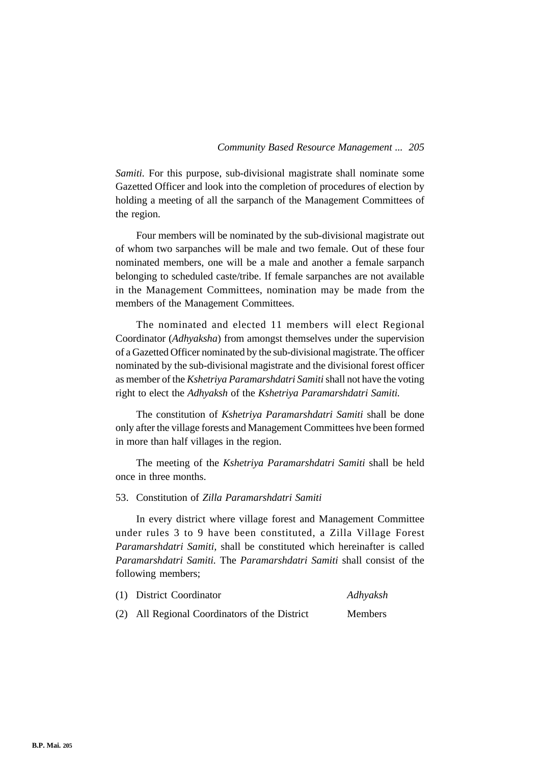*Samiti.* For this purpose, sub-divisional magistrate shall nominate some Gazetted Officer and look into the completion of procedures of election by holding a meeting of all the sarpanch of the Management Committees of the region.

Four members will be nominated by the sub-divisional magistrate out of whom two sarpanches will be male and two female. Out of these four nominated members, one will be a male and another a female sarpanch belonging to scheduled caste/tribe. If female sarpanches are not available in the Management Committees, nomination may be made from the members of the Management Committees.

The nominated and elected 11 members will elect Regional Coordinator (*Adhyaksha*) from amongst themselves under the supervision of a Gazetted Officer nominated by the sub-divisional magistrate. The officer nominated by the sub-divisional magistrate and the divisional forest officer as member of the *Kshetriya Paramarshdatri Samiti* shall not have the voting right to elect the *Adhyaksh* of the *Kshetriya Paramarshdatri Samiti.*

The constitution of *Kshetriya Paramarshdatri Samiti* shall be done only after the village forests and Management Committees hve been formed in more than half villages in the region.

The meeting of the *Kshetriya Paramarshdatri Samiti* shall be held once in three months.

53. Constitution of *Zilla Paramarshdatri Samiti*

In every district where village forest and Management Committee under rules 3 to 9 have been constituted, a Zilla Village Forest *Paramarshdatri Samiti*, shall be constituted which hereinafter is called *Paramarshdatri Samiti.* The *Paramarshdatri Samiti* shall consist of the following members;

| | | |
|---|---|---|
| (1) | District Coordinator | *Adhyaksh* |
| (2) | All Regional Coordinators of the District | Members |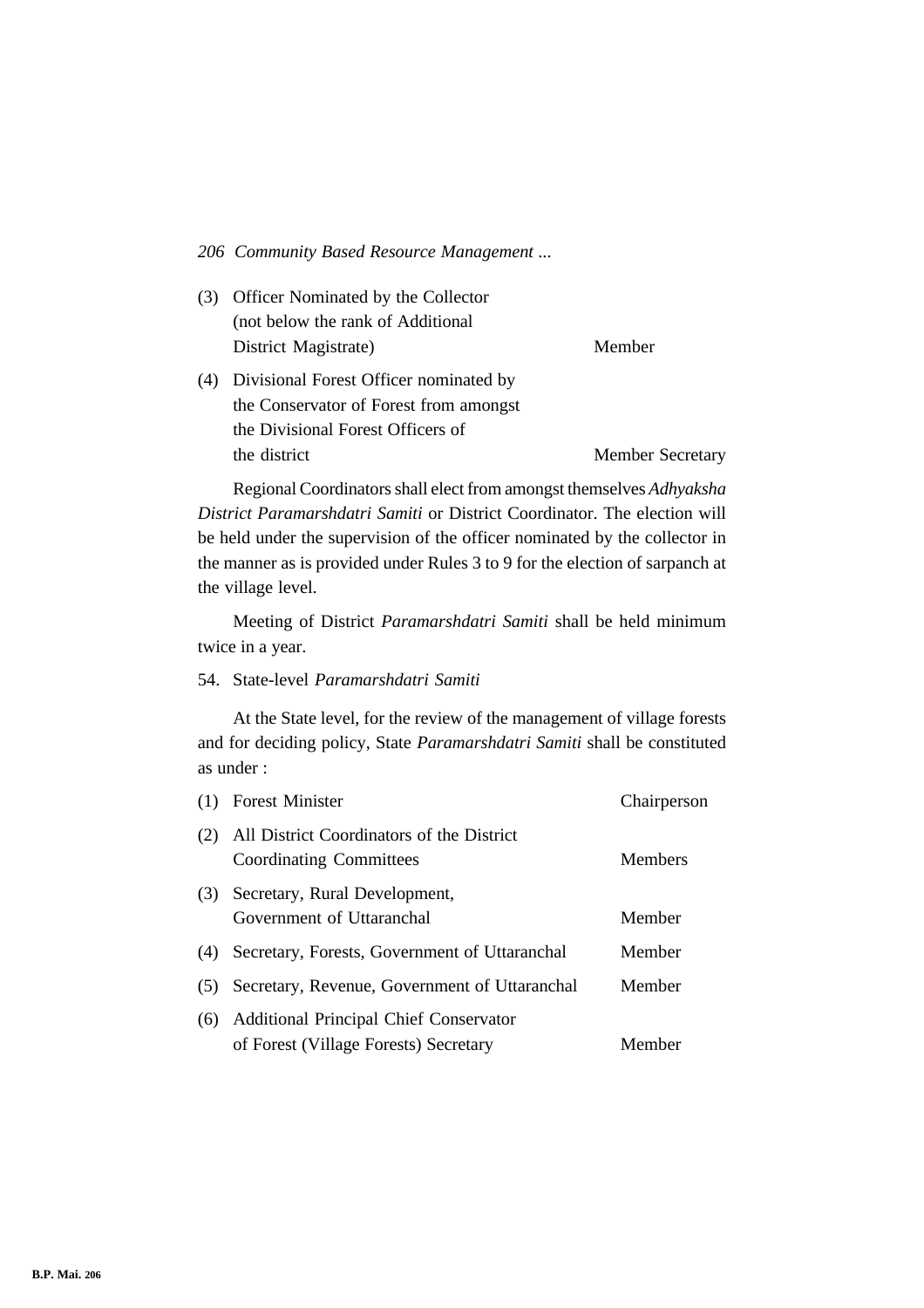| | | |
|---|---|---|
| (3) | Officer Nominated by the Collector (not below the rank of Additional District Magistrate) | Member |
| (4) | Divisional Forest Officer nominated by the Conservator of Forest from amongst the Divisional Forest Officers of the district | Member Secretary |

Regional Coordinators shall elect from amongst themselves *Adhyaksha District Paramarshdatri Samiti* or District Coordinator. The election will be held under the supervision of the officer nominated by the collector in the manner as is provided under Rules 3 to 9 for the election of sarpanch at the village level.

Meeting of District *Paramarshdatri Samiti* shall be held minimum twice in a year.

54. State-level *Paramarshdatri Samiti*

At the State level, for the review of the management of village forests and for deciding policy, State *Paramarshdatri Samiti* shall be constituted as under :

| | | |
|---|---|---|
| (1) | Forest Minister | Chairperson |
| (2) | All District Coordinators of the District Coordinating Committees | Members |
| (3) | Secretary, Rural Development, Government of Uttaranchal | Member |
| (4) | Secretary, Forests, Government of Uttaranchal | Member |
| (5) | Secretary, Revenue, Government of Uttaranchal | Member |
| (6) | Additional Principal Chief Conservator of Forest (Village Forests) Secretary | Member |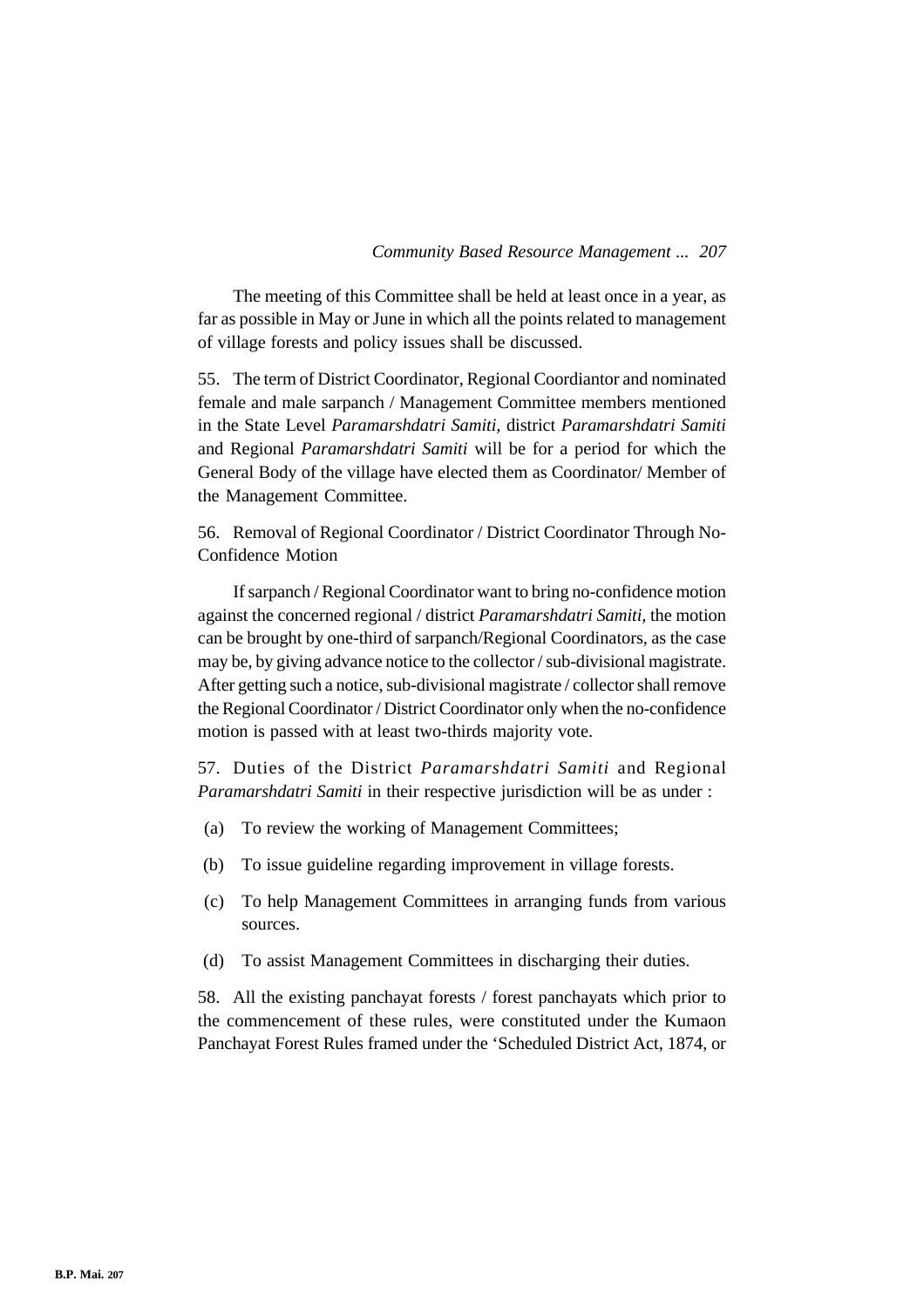The meeting of this Committee shall be held at least once in a year, as far as possible in May or June in which all the points related to management of village forests and policy issues shall be discussed.

55. The term of District Coordinator, Regional Coordiantor and nominated female and male sarpanch / Management Committee members mentioned in the State Level *Paramarshdatri Samiti,* district *Paramarshdatri Samiti* and Regional *Paramarshdatri Samiti* will be for a period for which the General Body of the village have elected them as Coordinator/ Member of the Management Committee.

56. Removal of Regional Coordinator / District Coordinator Through No-Confidence Motion

If sarpanch / Regional Coordinator want to bring no-confidence motion against the concerned regional / district *Paramarshdatri Samiti,* the motion can be brought by one-third of sarpanch/Regional Coordinators, as the case may be, by giving advance notice to the collector / sub-divisional magistrate. After getting such a notice, sub-divisional magistrate / collector shall remove the Regional Coordinator / District Coordinator only when the no-confidence motion is passed with at least two-thirds majority vote.

57. Duties of the District *Paramarshdatri Samiti* and Regional *Paramarshdatri Samiti* in their respective jurisdiction will be as under :

(a) To review the working of Management Committees;

(b) To issue guideline regarding improvement in village forests.

(c) To help Management Committees in arranging funds from various sources.

(d) To assist Management Committees in discharging their duties.

58. All the existing panchayat forests / forest panchayats which prior to the commencement of these rules, were constituted under the Kumaon Panchayat Forest Rules framed under the 'Scheduled District Act, 1874, or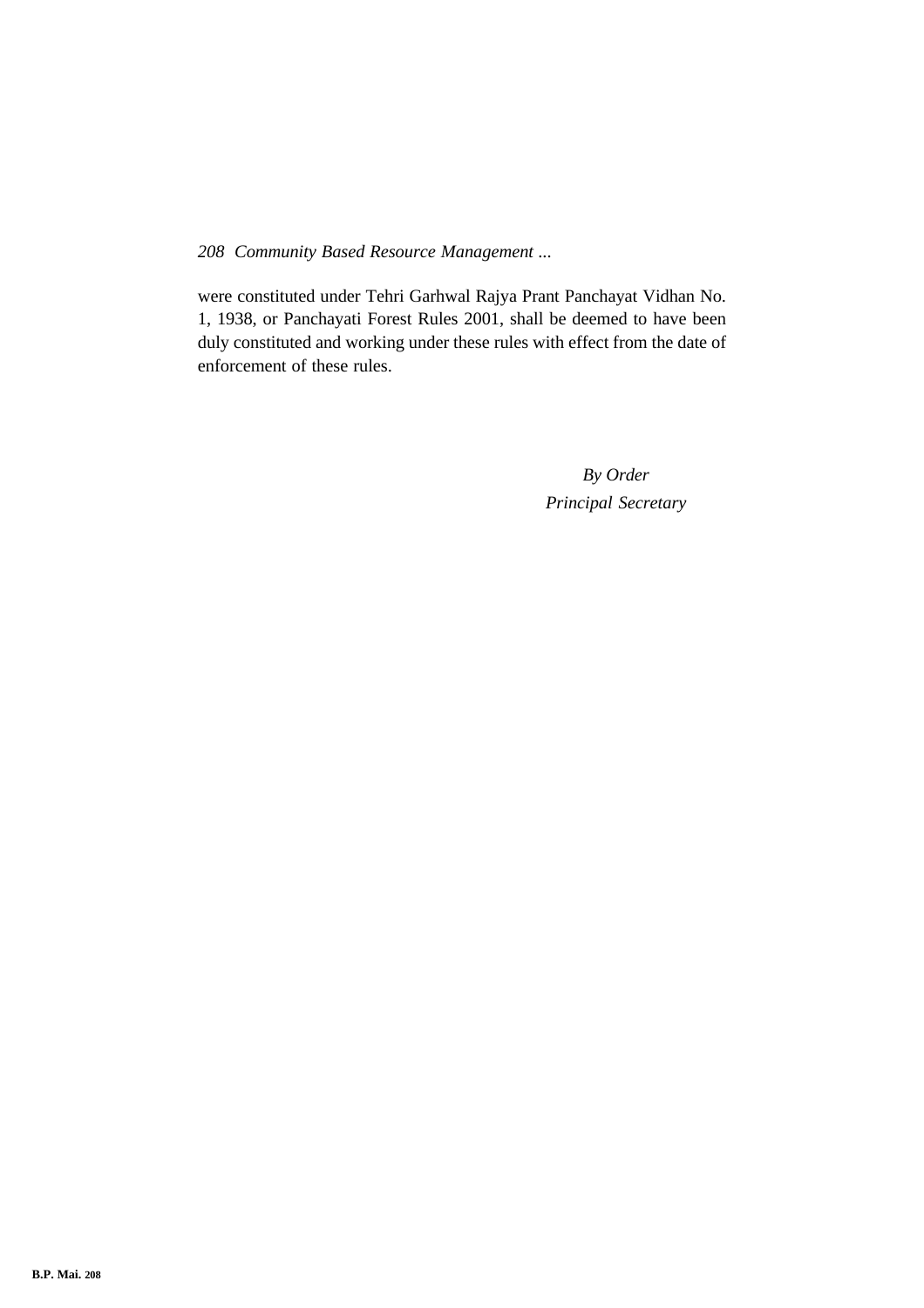were constituted under Tehri Garhwal Rajya Prant Panchayat Vidhan No. 1, 1938, or Panchayati Forest Rules 2001, shall be deemed to have been duly constituted and working under these rules with effect from the date of enforcement of these rules.

*By Order*
*Principal Secretary*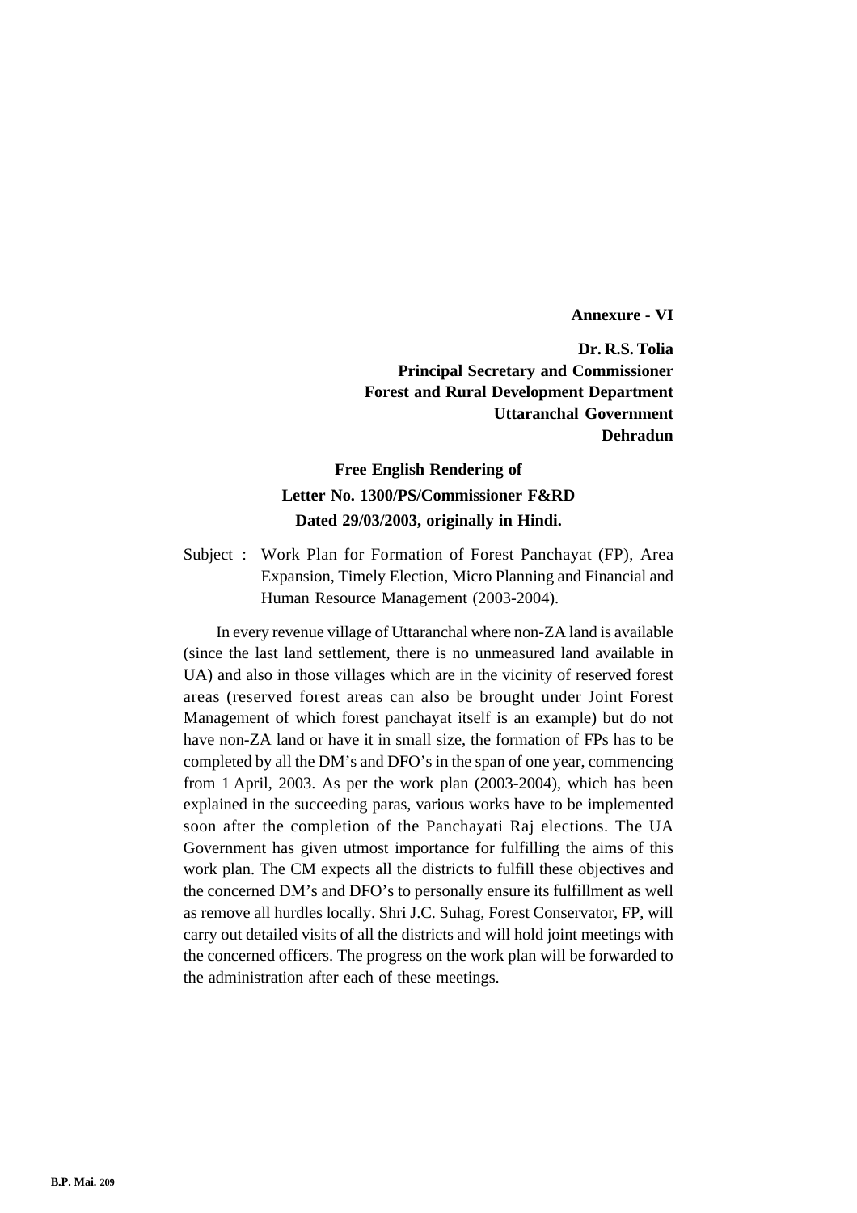**Annexure - VI**

**Dr. R.S. Tolia**
**Principal Secretary and Commissioner**
**Forest and Rural Development Department**
**Uttaranchal Government**
**Dehradun**

**Free English Rendering of**
**Letter No. 1300/PS/Commissioner F&RD**
**Dated 29/03/2003, originally in Hindi.**

Subject : Work Plan for Formation of Forest Panchayat (FP), Area Expansion, Timely Election, Micro Planning and Financial and Human Resource Management (2003-2004).

In every revenue village of Uttaranchal where non-ZA land is available (since the last land settlement, there is no unmeasured land available in UA) and also in those villages which are in the vicinity of reserved forest areas (reserved forest areas can also be brought under Joint Forest Management of which forest panchayat itself is an example) but do not have non-ZA land or have it in small size, the formation of FPs has to be completed by all the DM's and DFO's in the span of one year, commencing from 1 April, 2003. As per the work plan (2003-2004), which has been explained in the succeeding paras, various works have to be implemented soon after the completion of the Panchayati Raj elections. The UA Government has given utmost importance for fulfilling the aims of this work plan. The CM expects all the districts to fulfill these objectives and the concerned DM's and DFO's to personally ensure its fulfillment as well as remove all hurdles locally. Shri J.C. Suhag, Forest Conservator, FP, will carry out detailed visits of all the districts and will hold joint meetings with the concerned officers. The progress on the work plan will be forwarded to the administration after each of these meetings.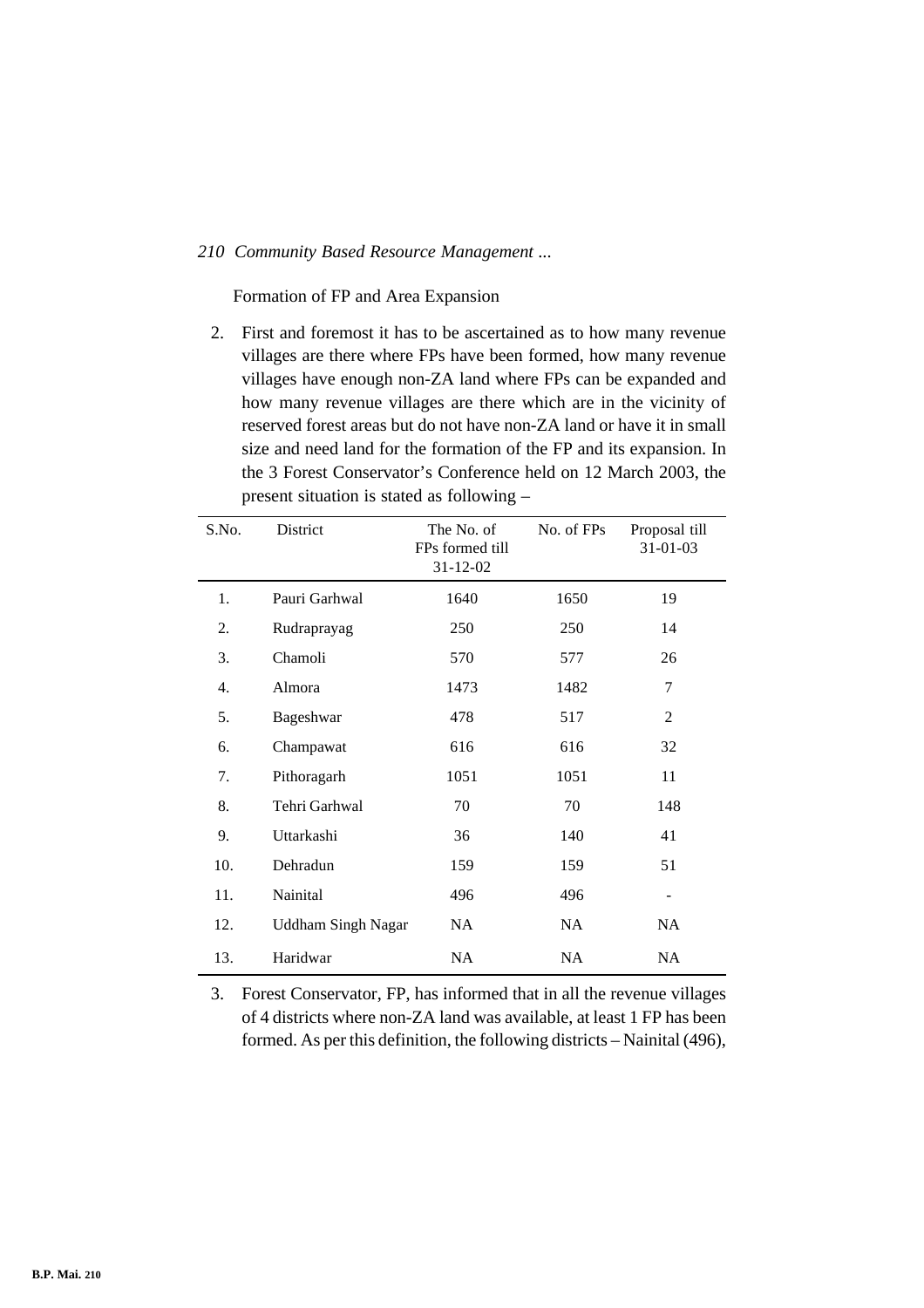Formation of FP and Area Expansion

2. First and foremost it has to be ascertained as to how many revenue villages are there where FPs have been formed, how many revenue villages have enough non-ZA land where FPs can be expanded and how many revenue villages are there which are in the vicinity of reserved forest areas but do not have non-ZA land or have it in small size and need land for the formation of the FP and its expansion. In the 3 Forest Conservator's Conference held on 12 March 2003, the present situation is stated as following –

| S.No. | District | The No. of FPs formed till 31-12-02 | No. of FPs | Proposal till 31-01-03 |
|---|---|---|---|---|
| 1. | Pauri Garhwal | 1640 | 1650 | 19 |
| 2. | Rudraprayag | 250 | 250 | 14 |
| 3. | Chamoli | 570 | 577 | 26 |
| 4. | Almora | 1473 | 1482 | 7 |
| 5. | Bageshwar | 478 | 517 | 2 |
| 6. | Champawat | 616 | 616 | 32 |
| 7. | Pithoragarh | 1051 | 1051 | 11 |
| 8. | Tehri Garhwal | 70 | 70 | 148 |
| 9. | Uttarkashi | 36 | 140 | 41 |
| 10. | Dehradun | 159 | 159 | 51 |
| 11. | Nainital | 496 | 496 | - |
| 12. | Uddham Singh Nagar | NA | NA | NA |
| 13. | Haridwar | NA | NA | NA |

3. Forest Conservator, FP, has informed that in all the revenue villages of 4 districts where non-ZA land was available, at least 1 FP has been formed. As per this definition, the following districts – Nainital (496),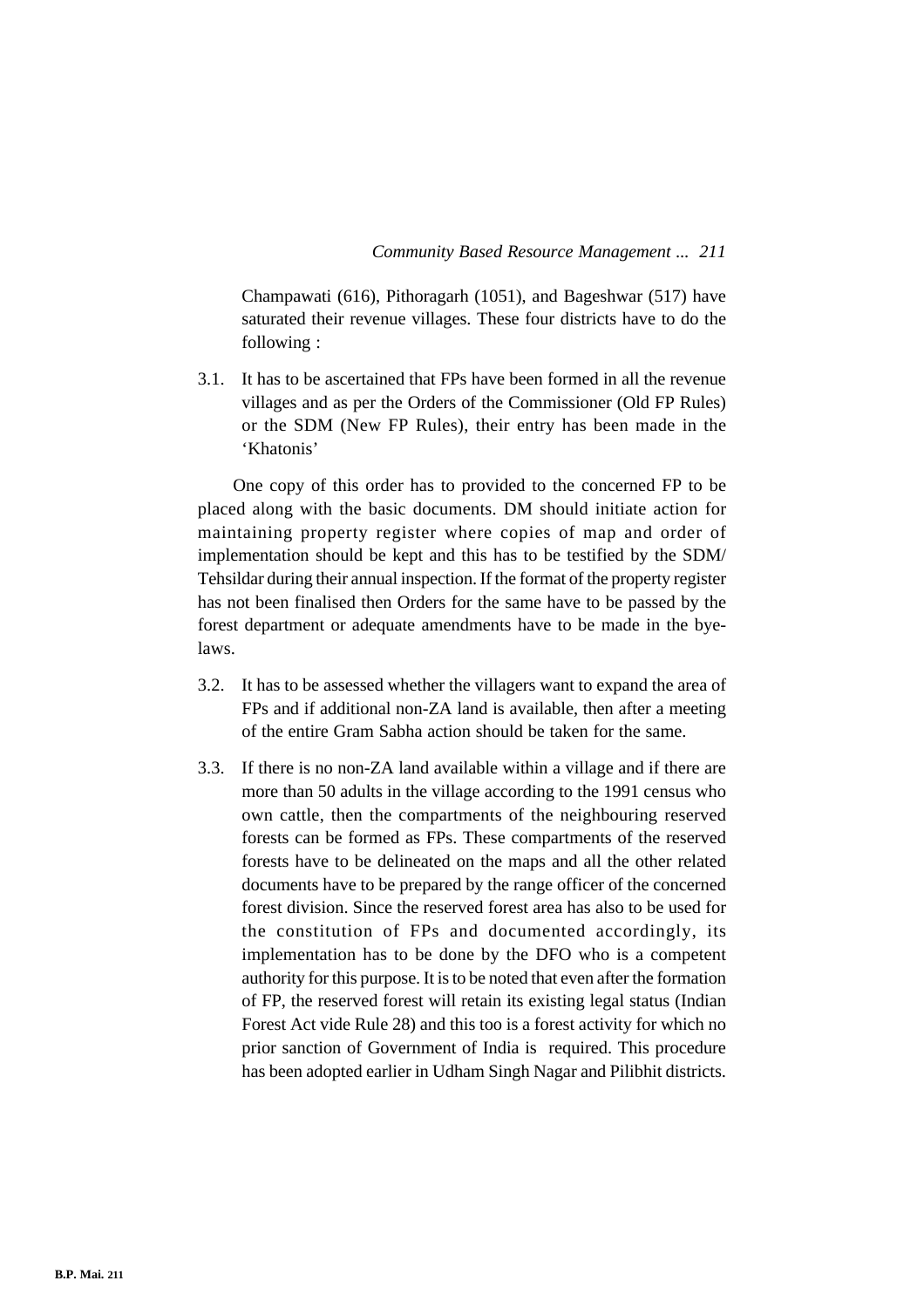Champawati (616), Pithoragarh (1051), and Bageshwar (517) have saturated their revenue villages. These four districts have to do the following :

3.1. It has to be ascertained that FPs have been formed in all the revenue villages and as per the Orders of the Commissioner (Old FP Rules) or the SDM (New FP Rules), their entry has been made in the 'Khatonis'

One copy of this order has to provided to the concerned FP to be placed along with the basic documents. DM should initiate action for maintaining property register where copies of map and order of implementation should be kept and this has to be testified by the SDM/ Tehsildar during their annual inspection. If the format of the property register has not been finalised then Orders for the same have to be passed by the forest department or adequate amendments have to be made in the bye-laws.

3.2. It has to be assessed whether the villagers want to expand the area of FPs and if additional non-ZA land is available, then after a meeting of the entire Gram Sabha action should be taken for the same.

3.3. If there is no non-ZA land available within a village and if there are more than 50 adults in the village according to the 1991 census who own cattle, then the compartments of the neighbouring reserved forests can be formed as FPs. These compartments of the reserved forests have to be delineated on the maps and all the other related documents have to be prepared by the range officer of the concerned forest division. Since the reserved forest area has also to be used for the constitution of FPs and documented accordingly, its implementation has to be done by the DFO who is a competent authority for this purpose. It is to be noted that even after the formation of FP, the reserved forest will retain its existing legal status (Indian Forest Act vide Rule 28) and this too is a forest activity for which no prior sanction of Government of India is required. This procedure has been adopted earlier in Udham Singh Nagar and Pilibhit districts.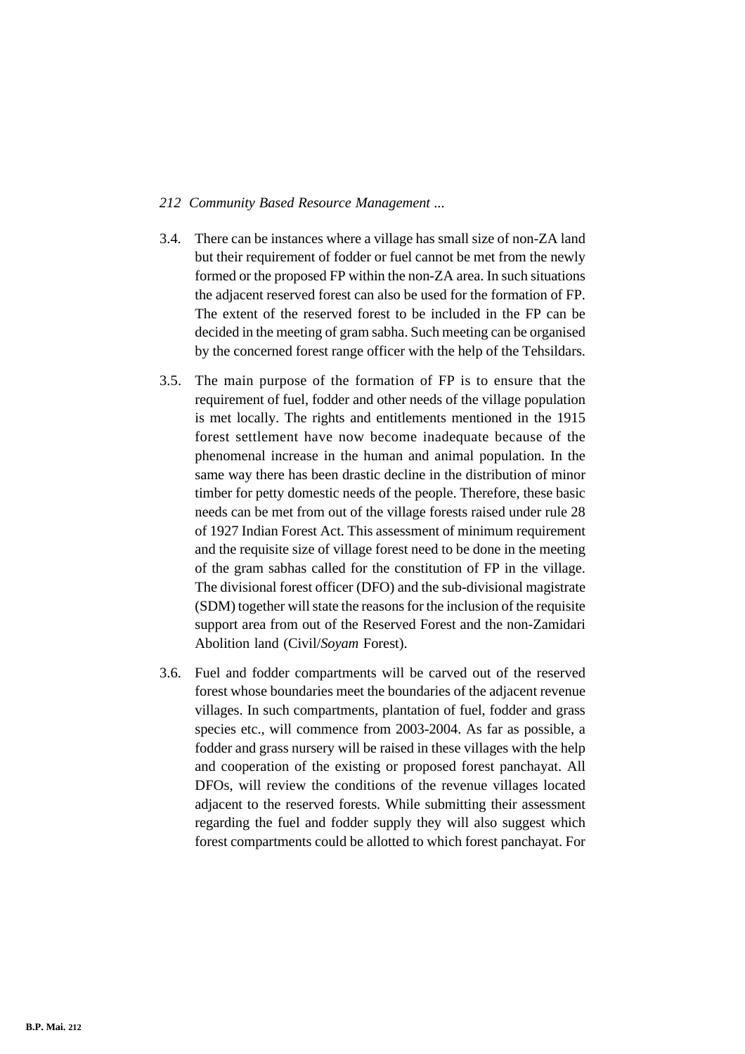3.4. There can be instances where a village has small size of non-ZA land but their requirement of fodder or fuel cannot be met from the newly formed or the proposed FP within the non-ZA area. In such situations the adjacent reserved forest can also be used for the formation of FP. The extent of the reserved forest to be included in the FP can be decided in the meeting of gram sabha. Such meeting can be organised by the concerned forest range officer with the help of the Tehsildars.

3.5. The main purpose of the formation of FP is to ensure that the requirement of fuel, fodder and other needs of the village population is met locally. The rights and entitlements mentioned in the 1915 forest settlement have now become inadequate because of the phenomenal increase in the human and animal population. In the same way there has been drastic decline in the distribution of minor timber for petty domestic needs of the people. Therefore, these basic needs can be met from out of the village forests raised under rule 28 of 1927 Indian Forest Act. This assessment of minimum requirement and the requisite size of village forest need to be done in the meeting of the gram sabhas called for the constitution of FP in the village. The divisional forest officer (DFO) and the sub-divisional magistrate (SDM) together will state the reasons for the inclusion of the requisite support area from out of the Reserved Forest and the non-Zamidari Abolition land (Civil/*Soyam* Forest).

3.6. Fuel and fodder compartments will be carved out of the reserved forest whose boundaries meet the boundaries of the adjacent revenue villages. In such compartments, plantation of fuel, fodder and grass species etc., will commence from 2003-2004. As far as possible, a fodder and grass nursery will be raised in these villages with the help and cooperation of the existing or proposed forest panchayat. All DFOs, will review the conditions of the revenue villages located adjacent to the reserved forests. While submitting their assessment regarding the fuel and fodder supply they will also suggest which forest compartments could be allotted to which forest panchayat. For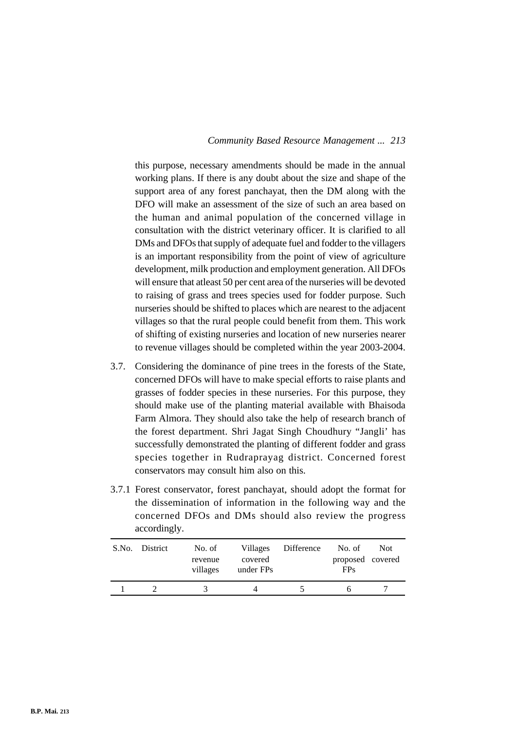this purpose, necessary amendments should be made in the annual working plans. If there is any doubt about the size and shape of the support area of any forest panchayat, then the DM along with the DFO will make an assessment of the size of such an area based on the human and animal population of the concerned village in consultation with the district veterinary officer. It is clarified to all DMs and DFOs that supply of adequate fuel and fodder to the villagers is an important responsibility from the point of view of agriculture development, milk production and employment generation. All DFOs will ensure that atleast 50 per cent area of the nurseries will be devoted to raising of grass and trees species used for fodder purpose. Such nurseries should be shifted to places which are nearest to the adjacent villages so that the rural people could benefit from them. This work of shifting of existing nurseries and location of new nurseries nearer to revenue villages should be completed within the year 2003-2004.

3.7. Considering the dominance of pine trees in the forests of the State, concerned DFOs will have to make special efforts to raise plants and grasses of fodder species in these nurseries. For this purpose, they should make use of the planting material available with Bhaisoda Farm Almora. They should also take the help of research branch of the forest department. Shri Jagat Singh Choudhury "Jangli' has successfully demonstrated the planting of different fodder and grass species together in Rudraprayag district. Concerned forest conservators may consult him also on this.

3.7.1 Forest conservator, forest panchayat, should adopt the format for the dissemination of information in the following way and the concerned DFOs and DMs should also review the progress accordingly.

| S.No. | District | No. of revenue villages | Villages covered under FPs | Difference | No. of proposed FPs | Not covered |
|---|---|---|---|---|---|---|
| 1 | 2 | 3 | 4 | 5 | 6 | 7 |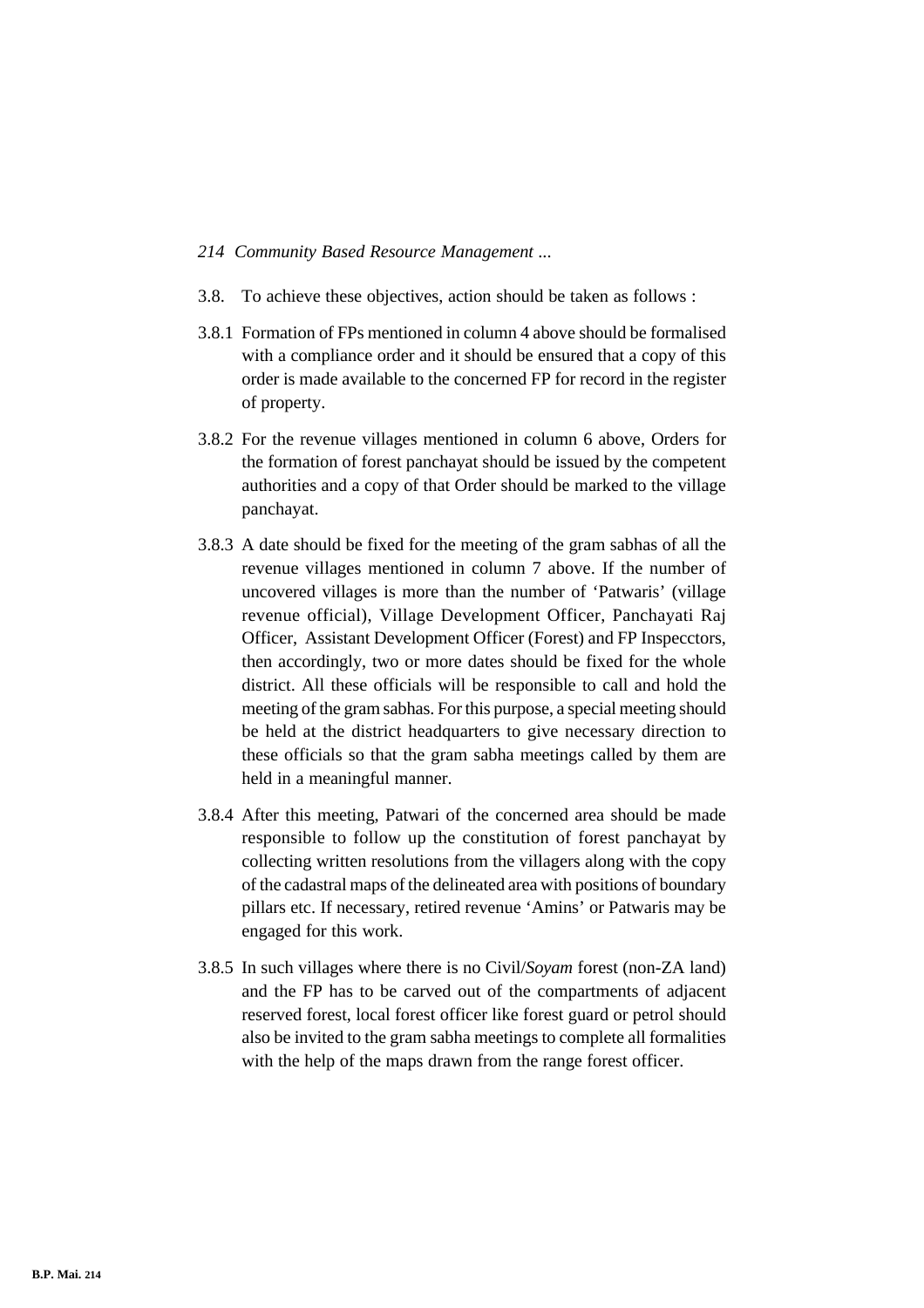3.8. To achieve these objectives, action should be taken as follows :

3.8.1 Formation of FPs mentioned in column 4 above should be formalised with a compliance order and it should be ensured that a copy of this order is made available to the concerned FP for record in the register of property.

3.8.2 For the revenue villages mentioned in column 6 above, Orders for the formation of forest panchayat should be issued by the competent authorities and a copy of that Order should be marked to the village panchayat.

3.8.3 A date should be fixed for the meeting of the gram sabhas of all the revenue villages mentioned in column 7 above. If the number of uncovered villages is more than the number of 'Patwaris' (village revenue official), Village Development Officer, Panchayati Raj Officer, Assistant Development Officer (Forest) and FP Inspecctors, then accordingly, two or more dates should be fixed for the whole district. All these officials will be responsible to call and hold the meeting of the gram sabhas. For this purpose, a special meeting should be held at the district headquarters to give necessary direction to these officials so that the gram sabha meetings called by them are held in a meaningful manner.

3.8.4 After this meeting, Patwari of the concerned area should be made responsible to follow up the constitution of forest panchayat by collecting written resolutions from the villagers along with the copy of the cadastral maps of the delineated area with positions of boundary pillars etc. If necessary, retired revenue 'Amins' or Patwaris may be engaged for this work.

3.8.5 In such villages where there is no Civil/*Soyam* forest (non-ZA land) and the FP has to be carved out of the compartments of adjacent reserved forest, local forest officer like forest guard or petrol should also be invited to the gram sabha meetings to complete all formalities with the help of the maps drawn from the range forest officer.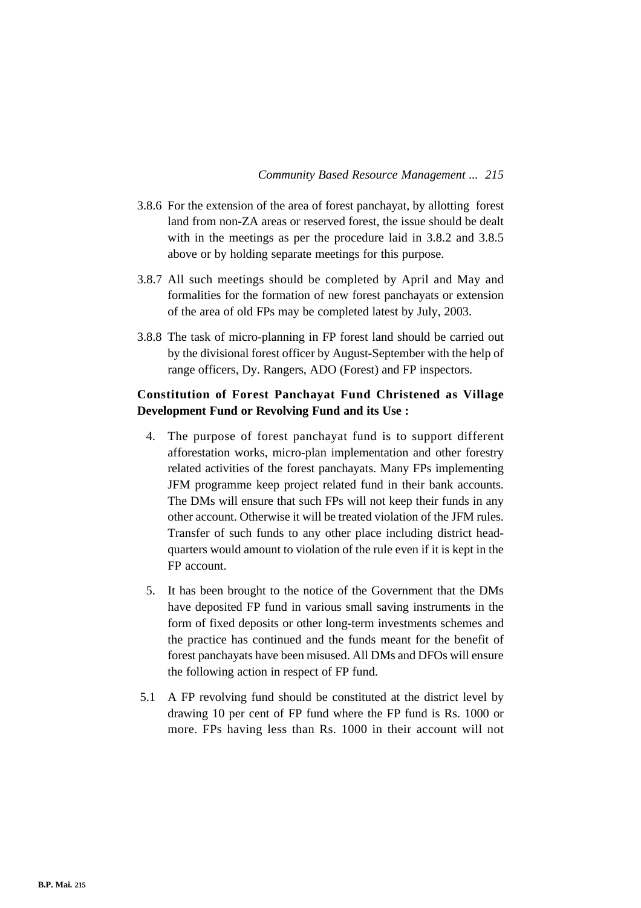3.8.6 For the extension of the area of forest panchayat, by allotting forest land from non-ZA areas or reserved forest, the issue should be dealt with in the meetings as per the procedure laid in 3.8.2 and 3.8.5 above or by holding separate meetings for this purpose.

3.8.7 All such meetings should be completed by April and May and formalities for the formation of new forest panchayats or extension of the area of old FPs may be completed latest by July, 2003.

3.8.8 The task of micro-planning in FP forest land should be carried out by the divisional forest officer by August-September with the help of range officers, Dy. Rangers, ADO (Forest) and FP inspectors.

**Constitution of Forest Panchayat Fund Christened as Village Development Fund or Revolving Fund and its Use :**

4. The purpose of forest panchayat fund is to support different afforestation works, micro-plan implementation and other forestry related activities of the forest panchayats. Many FPs implementing JFM programme keep project related fund in their bank accounts. The DMs will ensure that such FPs will not keep their funds in any other account. Otherwise it will be treated violation of the JFM rules. Transfer of such funds to any other place including district head-quarters would amount to violation of the rule even if it is kept in the FP account.

5. It has been brought to the notice of the Government that the DMs have deposited FP fund in various small saving instruments in the form of fixed deposits or other long-term investments schemes and the practice has continued and the funds meant for the benefit of forest panchayats have been misused. All DMs and DFOs will ensure the following action in respect of FP fund.

5.1 A FP revolving fund should be constituted at the district level by drawing 10 per cent of FP fund where the FP fund is Rs. 1000 or more. FPs having less than Rs. 1000 in their account will not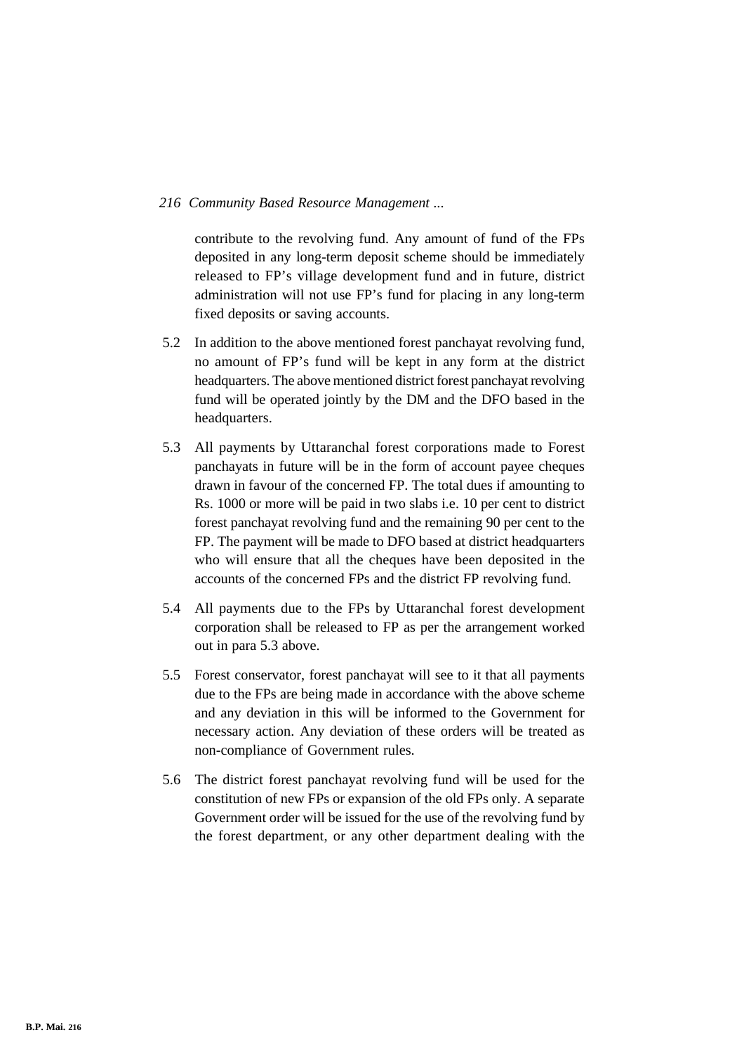contribute to the revolving fund. Any amount of fund of the FPs deposited in any long-term deposit scheme should be immediately released to FP's village development fund and in future, district administration will not use FP's fund for placing in any long-term fixed deposits or saving accounts.

5.2 In addition to the above mentioned forest panchayat revolving fund, no amount of FP's fund will be kept in any form at the district headquarters. The above mentioned district forest panchayat revolving fund will be operated jointly by the DM and the DFO based in the headquarters.

5.3 All payments by Uttaranchal forest corporations made to Forest panchayats in future will be in the form of account payee cheques drawn in favour of the concerned FP. The total dues if amounting to Rs. 1000 or more will be paid in two slabs i.e. 10 per cent to district forest panchayat revolving fund and the remaining 90 per cent to the FP. The payment will be made to DFO based at district headquarters who will ensure that all the cheques have been deposited in the accounts of the concerned FPs and the district FP revolving fund.

5.4 All payments due to the FPs by Uttaranchal forest development corporation shall be released to FP as per the arrangement worked out in para 5.3 above.

5.5 Forest conservator, forest panchayat will see to it that all payments due to the FPs are being made in accordance with the above scheme and any deviation in this will be informed to the Government for necessary action. Any deviation of these orders will be treated as non-compliance of Government rules.

5.6 The district forest panchayat revolving fund will be used for the constitution of new FPs or expansion of the old FPs only. A separate Government order will be issued for the use of the revolving fund by the forest department, or any other department dealing with the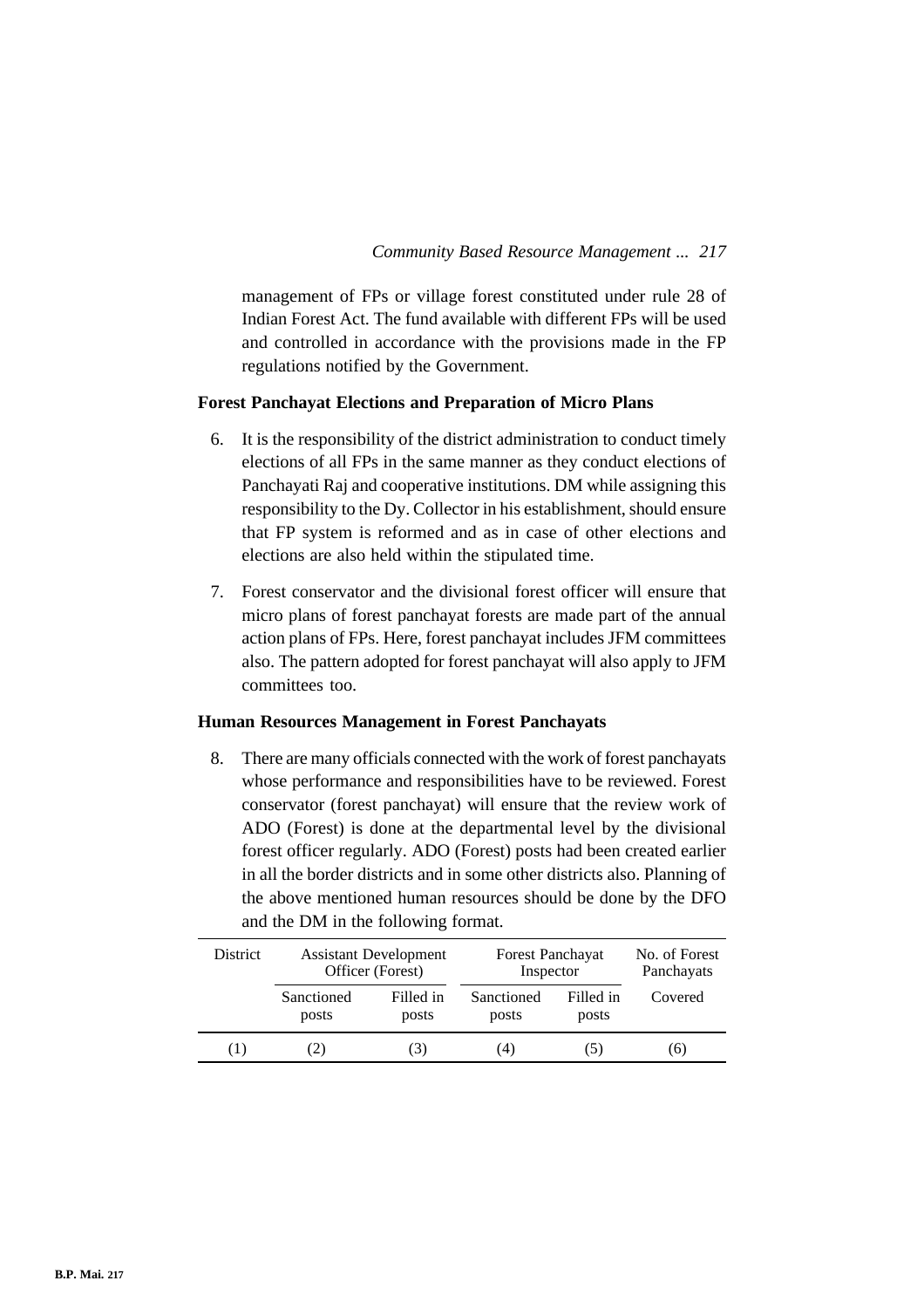management of FPs or village forest constituted under rule 28 of Indian Forest Act. The fund available with different FPs will be used and controlled in accordance with the provisions made in the FP regulations notified by the Government.

**Forest Panchayat Elections and Preparation of Micro Plans**

6. It is the responsibility of the district administration to conduct timely elections of all FPs in the same manner as they conduct elections of Panchayati Raj and cooperative institutions. DM while assigning this responsibility to the Dy. Collector in his establishment, should ensure that FP system is reformed and as in case of other elections and elections are also held within the stipulated time.

7. Forest conservator and the divisional forest officer will ensure that micro plans of forest panchayat forests are made part of the annual action plans of FPs. Here, forest panchayat includes JFM committees also. The pattern adopted for forest panchayat will also apply to JFM committees too.

**Human Resources Management in Forest Panchayats**

8. There are many officials connected with the work of forest panchayats whose performance and responsibilities have to be reviewed. Forest conservator (forest panchayat) will ensure that the review work of ADO (Forest) is done at the departmental level by the divisional forest officer regularly. ADO (Forest) posts had been created earlier in all the border districts and in some other districts also. Planning of the above mentioned human resources should be done by the DFO and the DM in the following format.

| District | Assistant Development Officer (Forest) | | Forest Panchayat Inspector | | No. of Forest Panchayats |
|---|---|---|---|---|---|
| | Sanctioned posts | Filled in posts | Sanctioned posts | Filled in posts | Covered |
| (1) | (2) | (3) | (4) | (5) | (6) |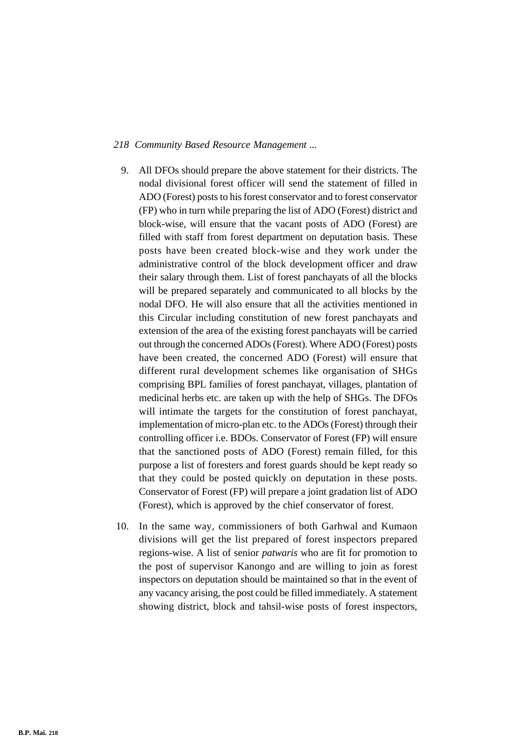9. All DFOs should prepare the above statement for their districts. The nodal divisional forest officer will send the statement of filled in ADO (Forest) posts to his forest conservator and to forest conservator (FP) who in turn while preparing the list of ADO (Forest) district and block-wise, will ensure that the vacant posts of ADO (Forest) are filled with staff from forest department on deputation basis. These posts have been created block-wise and they work under the administrative control of the block development officer and draw their salary through them. List of forest panchayats of all the blocks will be prepared separately and communicated to all blocks by the nodal DFO. He will also ensure that all the activities mentioned in this Circular including constitution of new forest panchayats and extension of the area of the existing forest panchayats will be carried out through the concerned ADOs (Forest). Where ADO (Forest) posts have been created, the concerned ADO (Forest) will ensure that different rural development schemes like organisation of SHGs comprising BPL families of forest panchayat, villages, plantation of medicinal herbs etc. are taken up with the help of SHGs. The DFOs will intimate the targets for the constitution of forest panchayat, implementation of micro-plan etc. to the ADOs (Forest) through their controlling officer i.e. BDOs. Conservator of Forest (FP) will ensure that the sanctioned posts of ADO (Forest) remain filled, for this purpose a list of foresters and forest guards should be kept ready so that they could be posted quickly on deputation in these posts. Conservator of Forest (FP) will prepare a joint gradation list of ADO (Forest), which is approved by the chief conservator of forest.

10. In the same way, commissioners of both Garhwal and Kumaon divisions will get the list prepared of forest inspectors prepared regions-wise. A list of senior *patwaris* who are fit for promotion to the post of supervisor Kanongo and are willing to join as forest inspectors on deputation should be maintained so that in the event of any vacancy arising, the post could be filled immediately. A statement showing district, block and tahsil-wise posts of forest inspectors,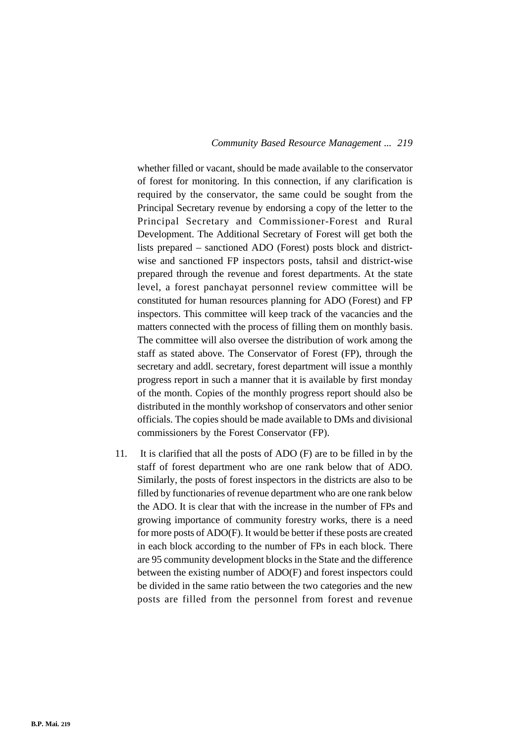whether filled or vacant, should be made available to the conservator of forest for monitoring. In this connection, if any clarification is required by the conservator, the same could be sought from the Principal Secretary revenue by endorsing a copy of the letter to the Principal Secretary and Commissioner-Forest and Rural Development. The Additional Secretary of Forest will get both the lists prepared – sanctioned ADO (Forest) posts block and district-wise and sanctioned FP inspectors posts, tahsil and district-wise prepared through the revenue and forest departments. At the state level, a forest panchayat personnel review committee will be constituted for human resources planning for ADO (Forest) and FP inspectors. This committee will keep track of the vacancies and the matters connected with the process of filling them on monthly basis. The committee will also oversee the distribution of work among the staff as stated above. The Conservator of Forest (FP), through the secretary and addl. secretary, forest department will issue a monthly progress report in such a manner that it is available by first monday of the month. Copies of the monthly progress report should also be distributed in the monthly workshop of conservators and other senior officials. The copies should be made available to DMs and divisional commissioners by the Forest Conservator (FP).

11. It is clarified that all the posts of ADO (F) are to be filled in by the staff of forest department who are one rank below that of ADO. Similarly, the posts of forest inspectors in the districts are also to be filled by functionaries of revenue department who are one rank below the ADO. It is clear that with the increase in the number of FPs and growing importance of community forestry works, there is a need for more posts of ADO(F). It would be better if these posts are created in each block according to the number of FPs in each block. There are 95 community development blocks in the State and the difference between the existing number of ADO(F) and forest inspectors could be divided in the same ratio between the two categories and the new posts are filled from the personnel from forest and revenue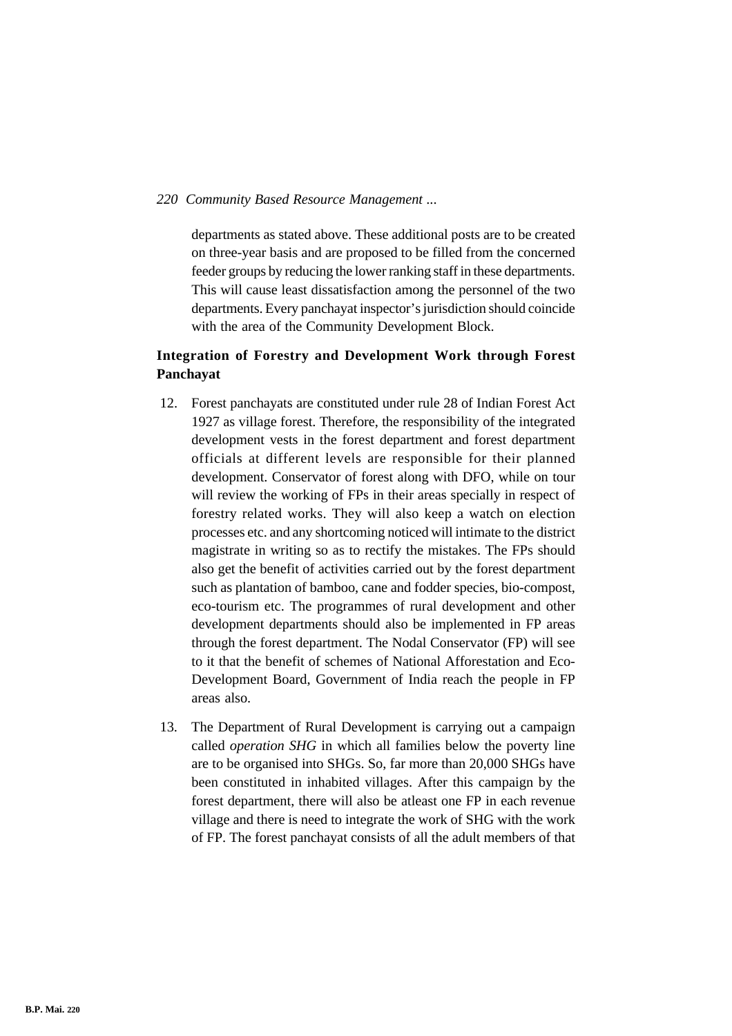departments as stated above. These additional posts are to be created on three-year basis and are proposed to be filled from the concerned feeder groups by reducing the lower ranking staff in these departments. This will cause least dissatisfaction among the personnel of the two departments. Every panchayat inspector's jurisdiction should coincide with the area of the Community Development Block.

**Integration of Forestry and Development Work through Forest Panchayat**

12. Forest panchayats are constituted under rule 28 of Indian Forest Act 1927 as village forest. Therefore, the responsibility of the integrated development vests in the forest department and forest department officials at different levels are responsible for their planned development. Conservator of forest along with DFO, while on tour will review the working of FPs in their areas specially in respect of forestry related works. They will also keep a watch on election processes etc. and any shortcoming noticed will intimate to the district magistrate in writing so as to rectify the mistakes. The FPs should also get the benefit of activities carried out by the forest department such as plantation of bamboo, cane and fodder species, bio-compost, eco-tourism etc. The programmes of rural development and other development departments should also be implemented in FP areas through the forest department. The Nodal Conservator (FP) will see to it that the benefit of schemes of National Afforestation and Eco-Development Board, Government of India reach the people in FP areas also.

13. The Department of Rural Development is carrying out a campaign called *operation SHG* in which all families below the poverty line are to be organised into SHGs. So, far more than 20,000 SHGs have been constituted in inhabited villages. After this campaign by the forest department, there will also be atleast one FP in each revenue village and there is need to integrate the work of SHG with the work of FP. The forest panchayat consists of all the adult members of that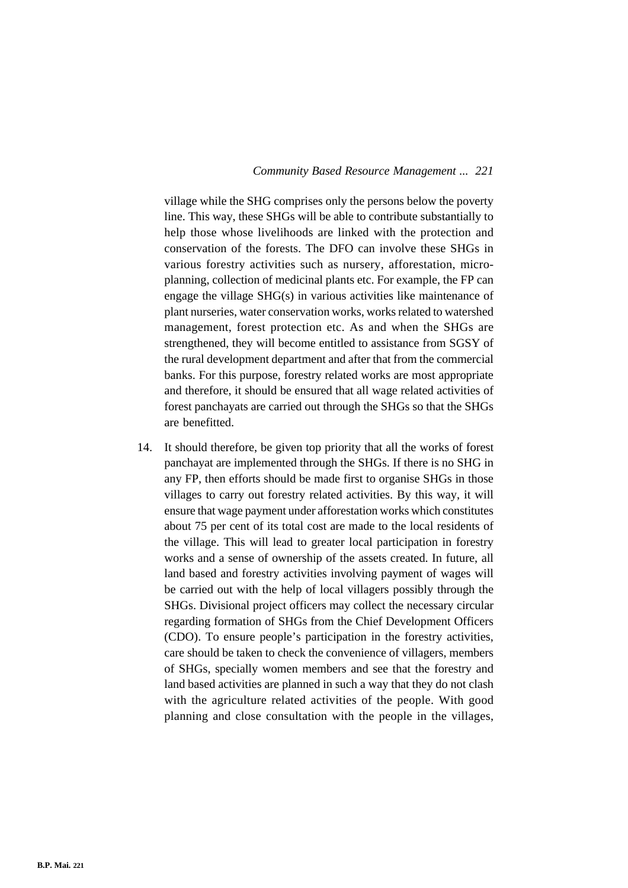village while the SHG comprises only the persons below the poverty line. This way, these SHGs will be able to contribute substantially to help those whose livelihoods are linked with the protection and conservation of the forests. The DFO can involve these SHGs in various forestry activities such as nursery, afforestation, micro-planning, collection of medicinal plants etc. For example, the FP can engage the village SHG(s) in various activities like maintenance of plant nurseries, water conservation works, works related to watershed management, forest protection etc. As and when the SHGs are strengthened, they will become entitled to assistance from SGSY of the rural development department and after that from the commercial banks. For this purpose, forestry related works are most appropriate and therefore, it should be ensured that all wage related activities of forest panchayats are carried out through the SHGs so that the SHGs are benefitted.

14. It should therefore, be given top priority that all the works of forest panchayat are implemented through the SHGs. If there is no SHG in any FP, then efforts should be made first to organise SHGs in those villages to carry out forestry related activities. By this way, it will ensure that wage payment under afforestation works which constitutes about 75 per cent of its total cost are made to the local residents of the village. This will lead to greater local participation in forestry works and a sense of ownership of the assets created. In future, all land based and forestry activities involving payment of wages will be carried out with the help of local villagers possibly through the SHGs. Divisional project officers may collect the necessary circular regarding formation of SHGs from the Chief Development Officers (CDO). To ensure people's participation in the forestry activities, care should be taken to check the convenience of villagers, members of SHGs, specially women members and see that the forestry and land based activities are planned in such a way that they do not clash with the agriculture related activities of the people. With good planning and close consultation with the people in the villages,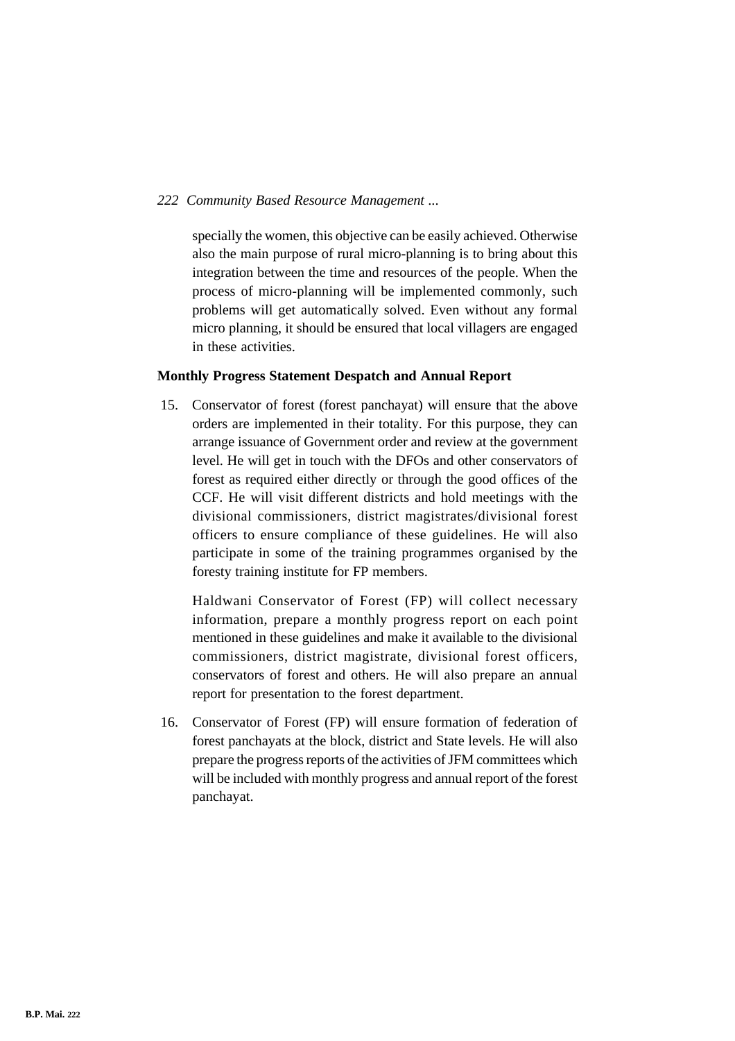specially the women, this objective can be easily achieved. Otherwise also the main purpose of rural micro-planning is to bring about this integration between the time and resources of the people. When the process of micro-planning will be implemented commonly, such problems will get automatically solved. Even without any formal micro planning, it should be ensured that local villagers are engaged in these activities.

**Monthly Progress Statement Despatch and Annual Report**

15. Conservator of forest (forest panchayat) will ensure that the above orders are implemented in their totality. For this purpose, they can arrange issuance of Government order and review at the government level. He will get in touch with the DFOs and other conservators of forest as required either directly or through the good offices of the CCF. He will visit different districts and hold meetings with the divisional commissioners, district magistrates/divisional forest officers to ensure compliance of these guidelines. He will also participate in some of the training programmes organised by the foresty training institute for FP members.

    Haldwani Conservator of Forest (FP) will collect necessary information, prepare a monthly progress report on each point mentioned in these guidelines and make it available to the divisional commissioners, district magistrate, divisional forest officers, conservators of forest and others. He will also prepare an annual report for presentation to the forest department.

16. Conservator of Forest (FP) will ensure formation of federation of forest panchayats at the block, district and State levels. He will also prepare the progress reports of the activities of JFM committees which will be included with monthly progress and annual report of the forest panchayat.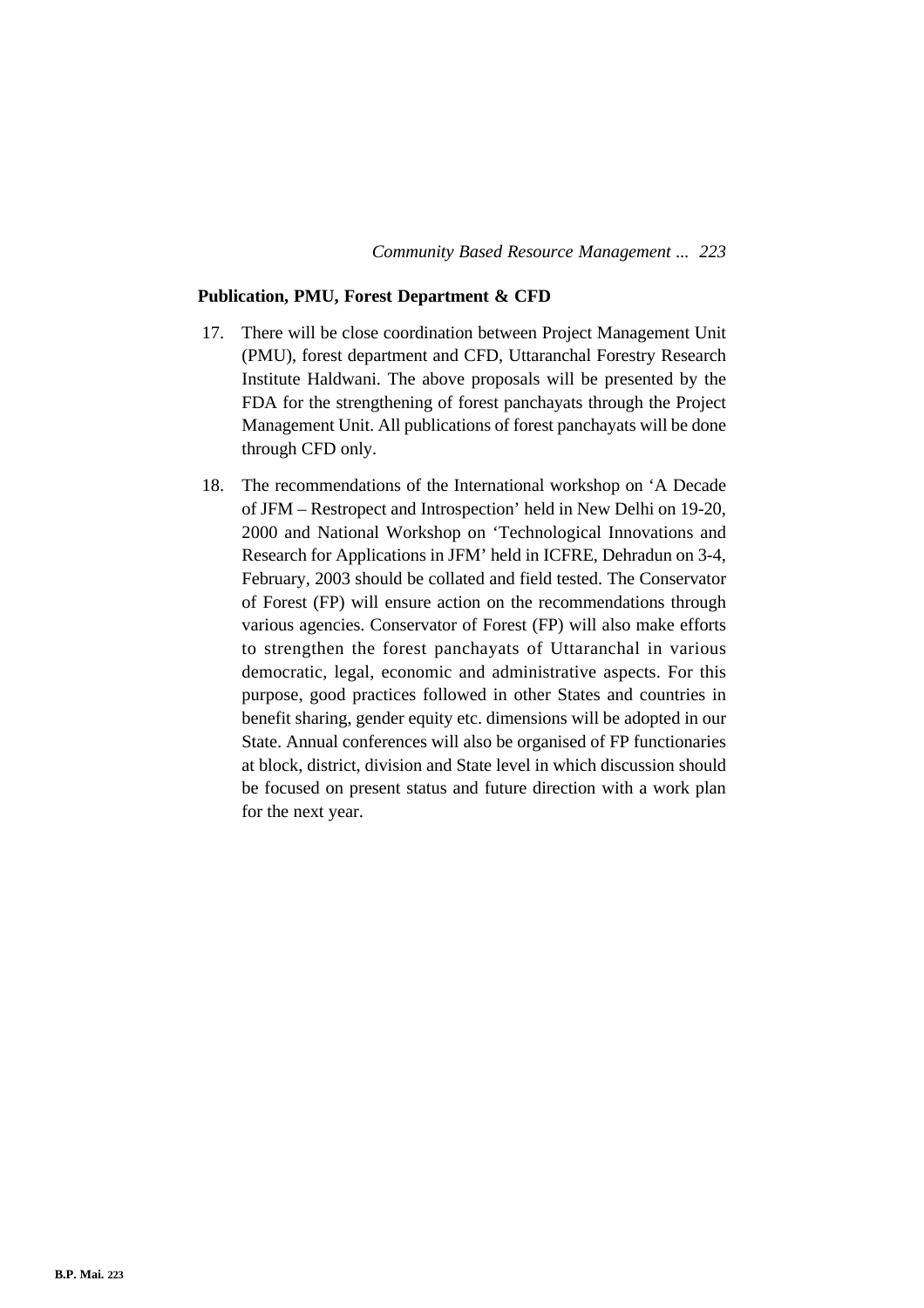**Publication, PMU, Forest Department & CFD**

17. There will be close coordination between Project Management Unit (PMU), forest department and CFD, Uttaranchal Forestry Research Institute Haldwani. The above proposals will be presented by the FDA for the strengthening of forest panchayats through the Project Management Unit. All publications of forest panchayats will be done through CFD only.

18. The recommendations of the International workshop on 'A Decade of JFM – Restropect and Introspection' held in New Delhi on 19-20, 2000 and National Workshop on 'Technological Innovations and Research for Applications in JFM' held in ICFRE, Dehradun on 3-4, February, 2003 should be collated and field tested. The Conservator of Forest (FP) will ensure action on the recommendations through various agencies. Conservator of Forest (FP) will also make efforts to strengthen the forest panchayats of Uttaranchal in various democratic, legal, economic and administrative aspects. For this purpose, good practices followed in other States and countries in benefit sharing, gender equity etc. dimensions will be adopted in our State. Annual conferences will also be organised of FP functionaries at block, district, division and State level in which discussion should be focused on present status and future direction with a work plan for the next year.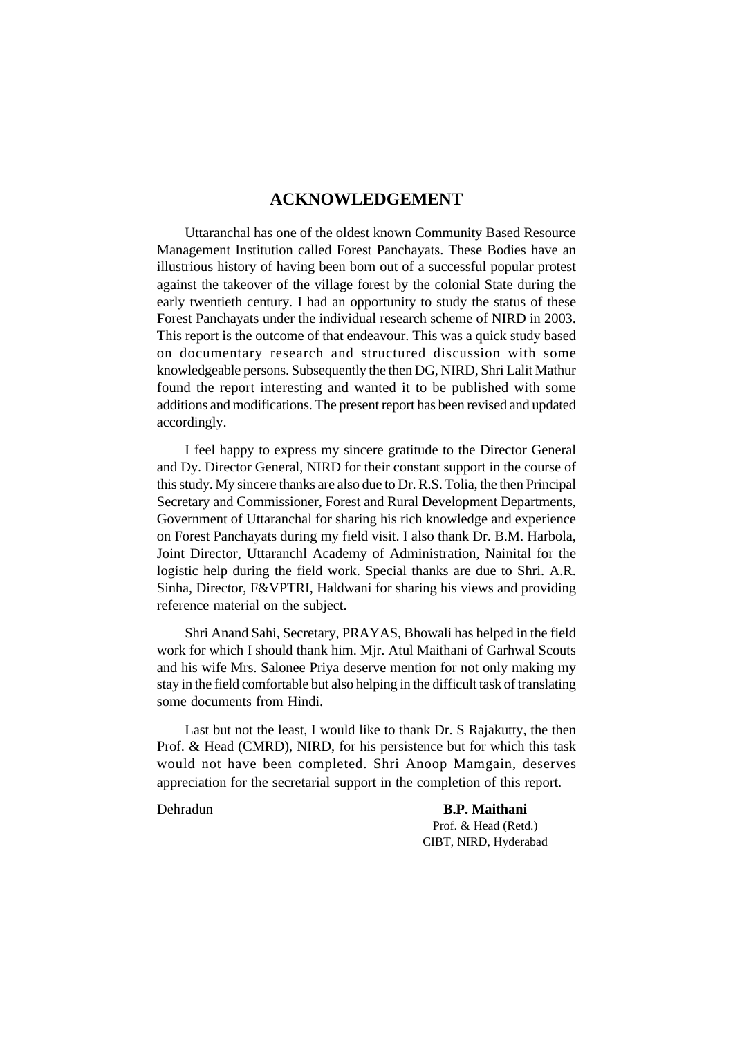# ACKNOWLEDGEMENT

Uttaranchal has one of the oldest known Community Based Resource Management Institution called Forest Panchayats. These Bodies have an illustrious history of having been born out of a successful popular protest against the takeover of the village forest by the colonial State during the early twentieth century. I had an opportunity to study the status of these Forest Panchayats under the individual research scheme of NIRD in 2003. This report is the outcome of that endeavour. This was a quick study based on documentary research and structured discussion with some knowledgeable persons. Subsequently the then DG, NIRD, Shri Lalit Mathur found the report interesting and wanted it to be published with some additions and modifications. The present report has been revised and updated accordingly.

I feel happy to express my sincere gratitude to the Director General and Dy. Director General, NIRD for their constant support in the course of this study. My sincere thanks are also due to Dr. R.S. Tolia, the then Principal Secretary and Commissioner, Forest and Rural Development Departments, Government of Uttaranchal for sharing his rich knowledge and experience on Forest Panchayats during my field visit. I also thank Dr. B.M. Harbola, Joint Director, Uttaranchl Academy of Administration, Nainital for the logistic help during the field work. Special thanks are due to Shri. A.R. Sinha, Director, F&VPTRI, Haldwani for sharing his views and providing reference material on the subject.

Shri Anand Sahi, Secretary, PRAYAS, Bhowali has helped in the field work for which I should thank him. Mjr. Atul Maithani of Garhwal Scouts and his wife Mrs. Salonee Priya deserve mention for not only making my stay in the field comfortable but also helping in the difficult task of translating some documents from Hindi.

Last but not the least, I would like to thank Dr. S Rajakutty, the then Prof. & Head (CMRD), NIRD, for his persistence but for which this task would not have been completed. Shri Anoop Mamgain, deserves appreciation for the secretarial support in the completion of this report.

Dehradun

**B.P. Maithani**
Prof. & Head (Retd.)
CIBT, NIRD, Hyderabad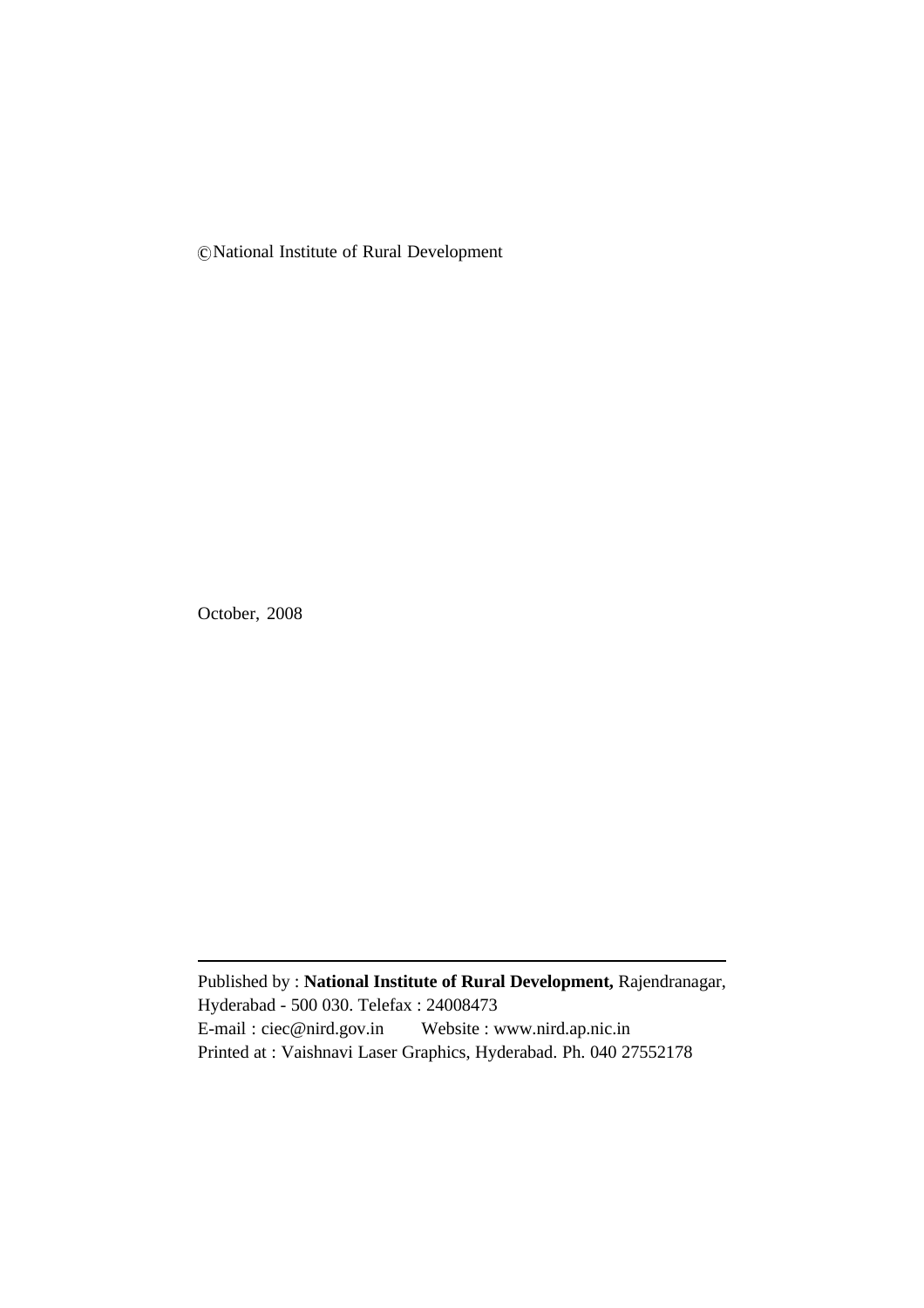©National Institute of Rural Development

October, 2008

---

Published by : **National Institute of Rural Development,** Rajendranagar, Hyderabad - 500 030. Telefax : 24008473

E-mail : ciec@nird.gov.in Website : www.nird.ap.nic.in

Printed at : Vaishnavi Laser Graphics, Hyderabad. Ph. 040 27552178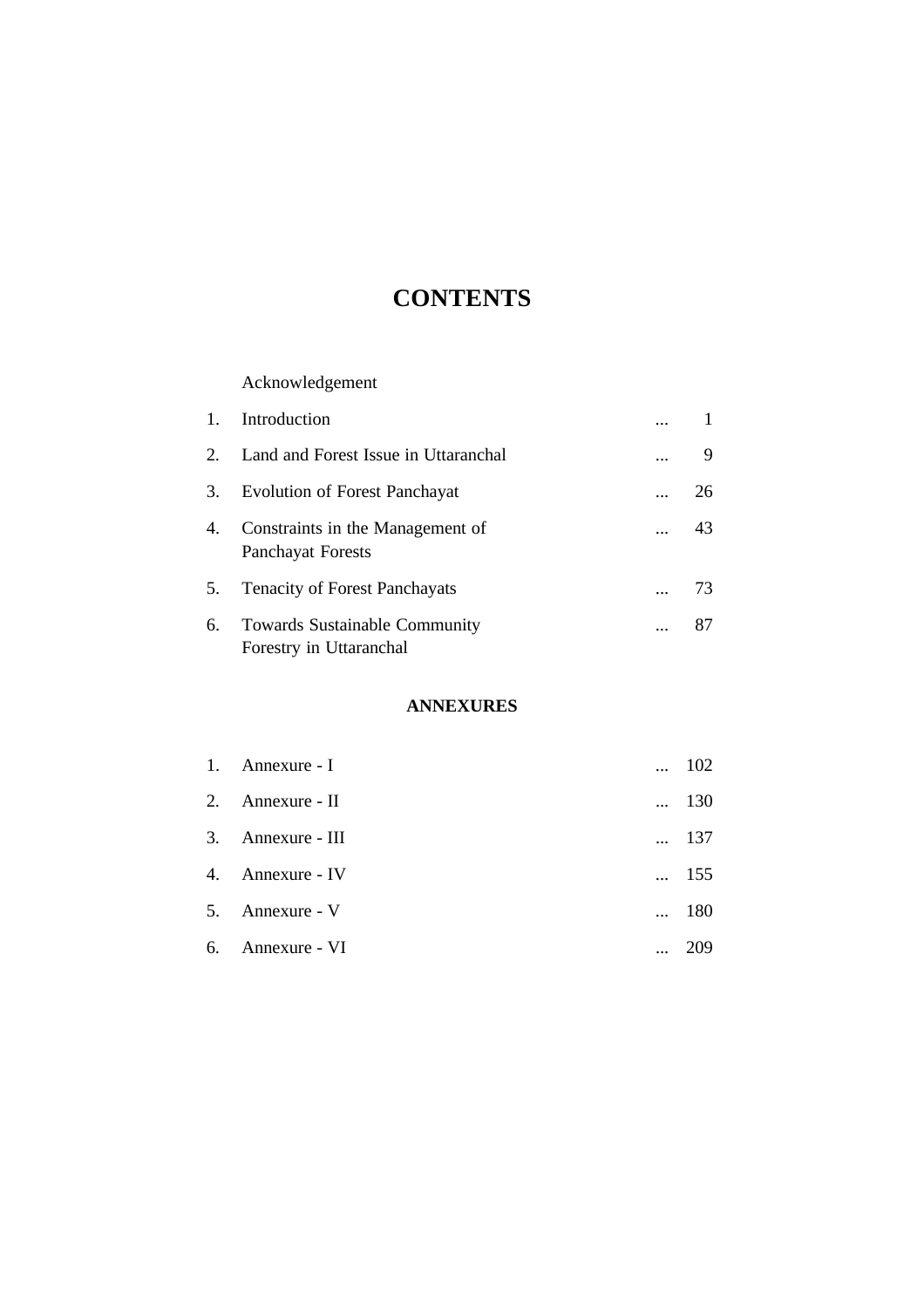# CONTENTS

| | | |
|---|---|---|
| | Acknowledgement | |
| 1. | Introduction | ... 1 |
| 2. | Land and Forest Issue in Uttaranchal | ... 9 |
| 3. | Evolution of Forest Panchayat | ... 26 |
| 4. | Constraints in the Management of Panchayat Forests | ... 43 |
| 5. | Tenacity of Forest Panchayats | ... 73 |
| 6. | Towards Sustainable Community Forestry in Uttaranchal | ... 87 |

## ANNEXURES

| | | |
|---|---|---|
| 1. | Annexure - I | ... 102 |
| 2. | Annexure - II | ... 130 |
| 3. | Annexure - III | ... 137 |
| 4. | Annexure - IV | ... 155 |
| 5. | Annexure - V | ... 180 |
| 6. | Annexure - VI | ... 209 |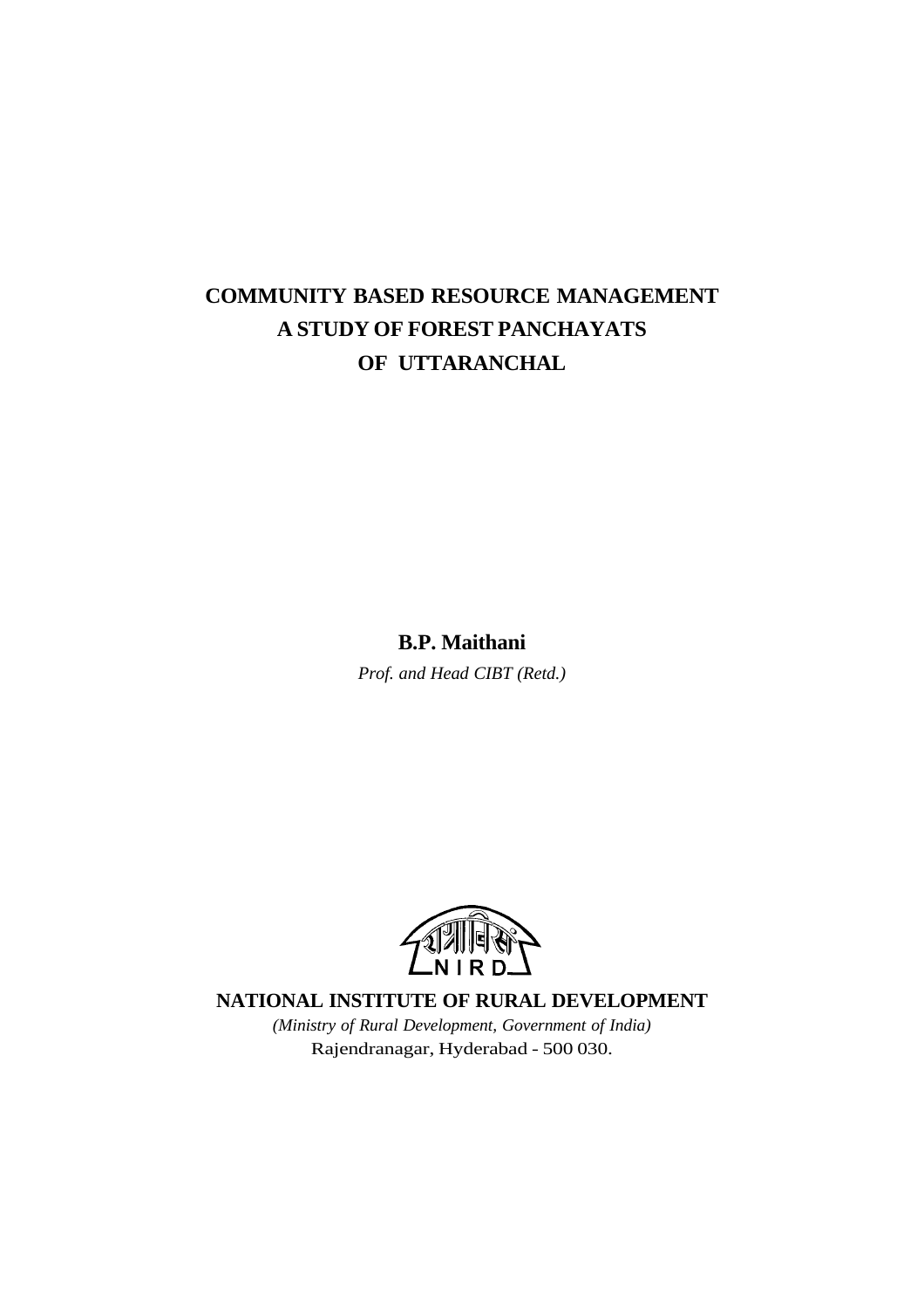# COMMUNITY BASED RESOURCE MANAGEMENT
# A STUDY OF FOREST PANCHAYATS
# OF UTTARANCHAL

**B.P. Maithani**

*Prof. and Head CIBT (Retd.)*

**NATIONAL INSTITUTE OF RURAL DEVELOPMENT**

*(Ministry of Rural Development, Government of India)*

Rajendranagar, Hyderabad - 500 030.